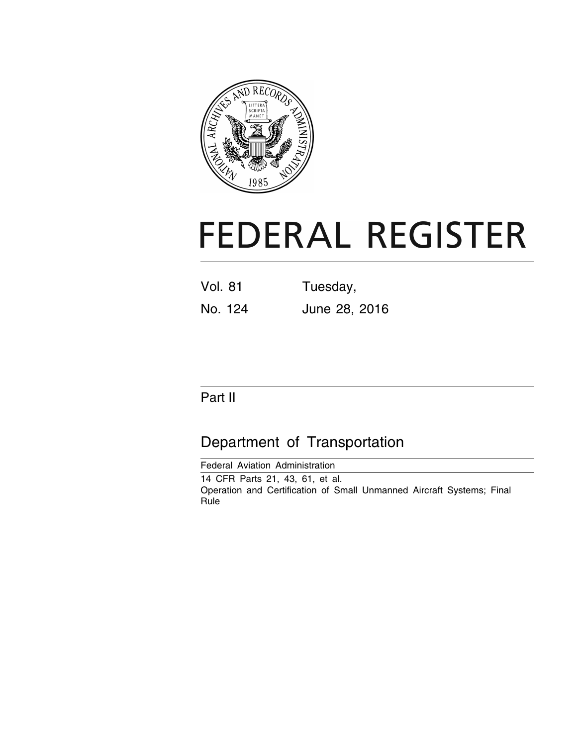# FEDERAL REGISTER

Vol. 81 Tuesday,

No. 124 June 28, 2016

## Part II

## Department of Transportation

Federal Aviation Administration

14 CFR Parts 21, 43, 61, et al.

Operation and Certification of Small Unmanned Aircraft Systems; Final Rule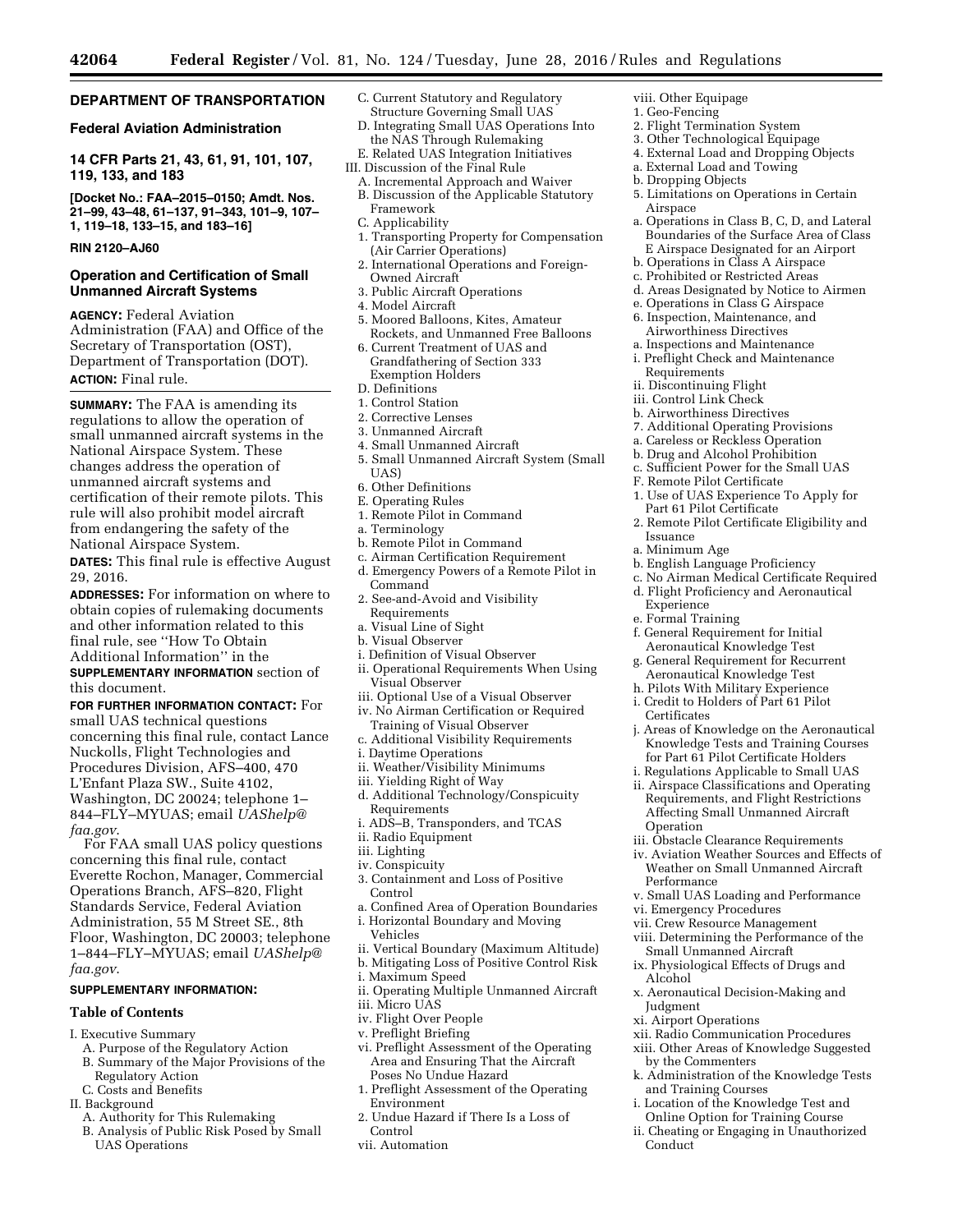## DEPARTMENT OF TRANSPORTATION

### Federal Aviation Administration

### 14 CFR Parts 21, 43, 61, 91, 101, 107, 119, 133, and 183

**[Docket No.: FAA–2015–0150; Amdt. Nos. 21–99, 43–48, 61–137, 91–343, 101–9, 107–1, 119–18, 133–15, and 183–16]**

**RIN 2120–AJ60**

### Operation and Certification of Small Unmanned Aircraft Systems

**AGENCY:** Federal Aviation Administration (FAA) and Office of the Secretary of Transportation (OST), Department of Transportation (DOT).

**ACTION:** Final rule.

**SUMMARY:** The FAA is amending its regulations to allow the operation of small unmanned aircraft systems in the National Airspace System. These changes address the operation of unmanned aircraft systems and certification of their remote pilots. This rule will also prohibit model aircraft from endangering the safety of the National Airspace System.

**DATES:** This final rule is effective August 29, 2016.

**ADDRESSES:** For information on where to obtain copies of rulemaking documents and other information related to this final rule, see ''How To Obtain Additional Information'' in the **SUPPLEMENTARY INFORMATION** section of this document.

**FOR FURTHER INFORMATION CONTACT:** For small UAS technical questions concerning this final rule, contact Lance Nuckolls, Flight Technologies and Procedures Division, AFS–400, 470 L'Enfant Plaza SW., Suite 4102, Washington, DC 20024; telephone 1–844–FLY–MYUAS; email *UAShelp@faa.gov*.

For FAA small UAS policy questions concerning this final rule, contact Everette Rochon, Manager, Commercial Operations Branch, AFS–820, Flight Standards Service, Federal Aviation Administration, 55 M Street SE., 8th Floor, Washington, DC 20003; telephone 1–844–FLY–MYUAS; email *UAShelp@faa.gov*.

**SUPPLEMENTARY INFORMATION:**

**Table of Contents**

I. Executive Summary
  A. Purpose of the Regulatory Action
  B. Summary of the Major Provisions of the Regulatory Action
  C. Costs and Benefits
II. Background
  A. Authority for This Rulemaking
  B. Analysis of Public Risk Posed by Small UAS Operations
  C. Current Statutory and Regulatory Structure Governing Small UAS
  D. Integrating Small UAS Operations Into the NAS Through Rulemaking
  E. Related UAS Integration Initiatives
III. Discussion of the Final Rule
  A. Incremental Approach and Waiver
  B. Discussion of the Applicable Statutory Framework
  C. Applicability
  1. Transporting Property for Compensation (Air Carrier Operations)
  2. International Operations and Foreign-Owned Aircraft
  3. Public Aircraft Operations
  4. Model Aircraft
  5. Moored Balloons, Kites, Amateur Rockets, and Unmanned Free Balloons
  6. Current Treatment of UAS and Grandfathering of Section 333 Exemption Holders
  D. Definitions
  1. Control Station
  2. Corrective Lenses
  3. Unmanned Aircraft
  4. Small Unmanned Aircraft
  5. Small Unmanned Aircraft System (Small UAS)
  6. Other Definitions
  E. Operating Rules
  1. Remote Pilot in Command
  a. Terminology
  b. Remote Pilot in Command
  c. Airman Certification Requirement
  d. Emergency Powers of a Remote Pilot in Command
  2. See-and-Avoid and Visibility Requirements
  a. Visual Line of Sight
  b. Visual Observer
  i. Definition of Visual Observer
  ii. Operational Requirements When Using Visual Observer
  iii. Optional Use of a Visual Observer
  iv. No Airman Certification or Required Training of Visual Observer
  c. Additional Visibility Requirements
  i. Daytime Operations
  ii. Weather/Visibility Minimums
  iii. Yielding Right of Way
  d. Additional Technology/Conspicuity Requirements
  i. ADS–B, Transponders, and TCAS
  ii. Radio Equipment
  iii. Lighting
  iv. Conspicuity
  3. Containment and Loss of Positive Control
  a. Confined Area of Operation Boundaries
  i. Horizontal Boundary and Moving Vehicles
  ii. Vertical Boundary (Maximum Altitude)
  b. Mitigating Loss of Positive Control Risk
  i. Maximum Speed
  ii. Operating Multiple Unmanned Aircraft
  iii. Micro UAS
  iv. Flight Over People
  v. Preflight Briefing
  vi. Preflight Assessment of the Operating Area and Ensuring That the Aircraft Poses No Undue Hazard
  1. Preflight Assessment of the Operating Environment
  2. Undue Hazard if There Is a Loss of Control
  vii. Automation
  viii. Other Equipage
  1. Geo-Fencing
  2. Flight Termination System
  3. Other Technological Equipage
  4. External Load and Dropping Objects
  a. External Load and Towing
  b. Dropping Objects
  5. Limitations on Operations in Certain Airspace
  a. Operations in Class B, C, D, and Lateral Boundaries of the Surface Area of Class E Airspace Designated for an Airport
  b. Operations in Class A Airspace
  c. Prohibited or Restricted Areas
  d. Areas Designated by Notice to Airmen
  e. Operations in Class G Airspace
  6. Inspection, Maintenance, and Airworthiness Directives
  a. Inspections and Maintenance
  i. Preflight Check and Maintenance Requirements
  ii. Discontinuing Flight
  iii. Control Link Check
  b. Airworthiness Directives
  7. Additional Operating Provisions
  a. Careless or Reckless Operation
  b. Drug and Alcohol Prohibition
  c. Sufficient Power for the Small UAS
  F. Remote Pilot Certificate
  1. Use of UAS Experience To Apply for Part 61 Pilot Certificate
  2. Remote Pilot Certificate Eligibility and Issuance
  a. Minimum Age
  b. English Language Proficiency
  c. No Airman Medical Certificate Required
  d. Flight Proficiency and Aeronautical Experience
  e. Formal Training
  f. General Requirement for Initial Aeronautical Knowledge Test
  g. General Requirement for Recurrent Aeronautical Knowledge Test
  h. Pilots With Military Experience
  i. Credit to Holders of Part 61 Pilot Certificates
  j. Areas of Knowledge on the Aeronautical Knowledge Tests and Training Courses for Part 61 Pilot Certificate Holders
  i. Regulations Applicable to Small UAS
  ii. Airspace Classifications and Operating Requirements, and Flight Restrictions Affecting Small Unmanned Aircraft Operation
  iii. Obstacle Clearance Requirements
  iv. Aviation Weather Sources and Effects of Weather on Small Unmanned Aircraft Performance
  v. Small UAS Loading and Performance
  vi. Emergency Procedures
  vii. Crew Resource Management
  viii. Determining the Performance of the Small Unmanned Aircraft
  ix. Physiological Effects of Drugs and Alcohol
  x. Aeronautical Decision-Making and Judgment
  xi. Airport Operations
  xii. Radio Communication Procedures
  xiii. Other Areas of Knowledge Suggested by the Commenters
  k. Administration of the Knowledge Tests and Training Courses
  i. Location of the Knowledge Test and Online Option for Training Course
  ii. Cheating or Engaging in Unauthorized Conduct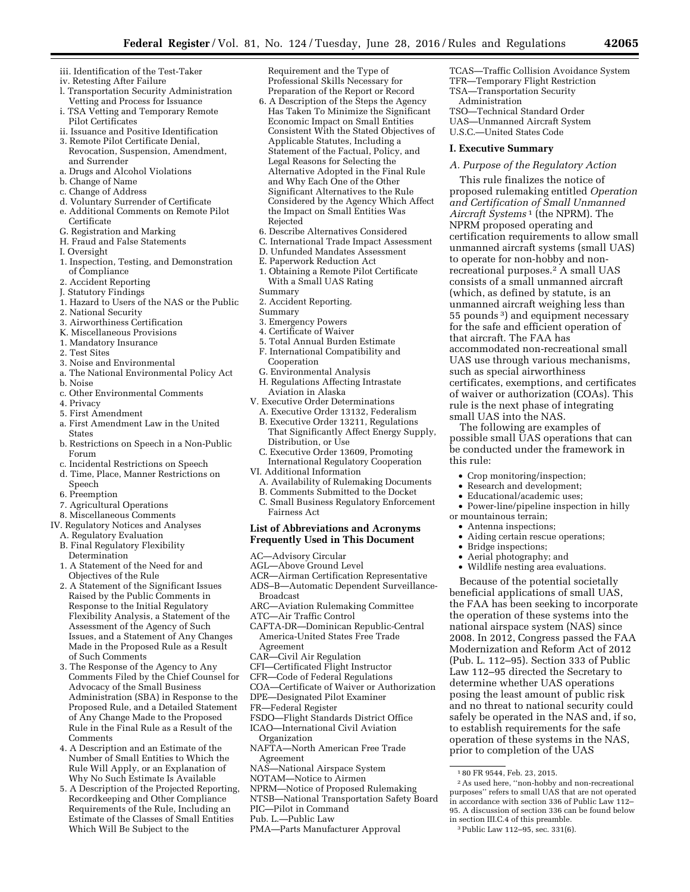iii. Identification of the Test-Taker
iv. Retesting After Failure
l. Transportation Security Administration Vetting and Process for Issuance
i. TSA Vetting and Temporary Remote Pilot Certificates
ii. Issuance and Positive Identification
3. Remote Pilot Certificate Denial, Revocation, Suspension, Amendment, and Surrender
a. Drugs and Alcohol Violations
b. Change of Name
c. Change of Address
d. Voluntary Surrender of Certificate
e. Additional Comments on Remote Pilot Certificate
G. Registration and Marking
H. Fraud and False Statements
I. Oversight
1. Inspection, Testing, and Demonstration of Compliance
2. Accident Reporting
J. Statutory Findings
1. Hazard to Users of the NAS or the Public
2. National Security
3. Airworthiness Certification
K. Miscellaneous Provisions
1. Mandatory Insurance
2. Test Sites
3. Noise and Environmental
a. The National Environmental Policy Act
b. Noise
c. Other Environmental Comments
4. Privacy
5. First Amendment
a. First Amendment Law in the United States
b. Restrictions on Speech in a Non-Public Forum
c. Incidental Restrictions on Speech
d. Time, Place, Manner Restrictions on Speech
6. Preemption
7. Agricultural Operations
8. Miscellaneous Comments
IV. Regulatory Notices and Analyses
A. Regulatory Evaluation
B. Final Regulatory Flexibility Determination
1. A Statement of the Need for and Objectives of the Rule
2. A Statement of the Significant Issues Raised by the Public Comments in Response to the Initial Regulatory Flexibility Analysis, a Statement of the Assessment of the Agency of Such Issues, and a Statement of Any Changes Made in the Proposed Rule as a Result of Such Comments
3. The Response of the Agency to Any Comments Filed by the Chief Counsel for Advocacy of the Small Business Administration (SBA) in Response to the Proposed Rule, and a Detailed Statement of Any Change Made to the Proposed Rule in the Final Rule as a Result of the Comments
4. A Description and an Estimate of the Number of Small Entities to Which the Rule Will Apply, or an Explanation of Why No Such Estimate Is Available
5. A Description of the Projected Reporting, Recordkeeping and Other Compliance Requirements of the Rule, Including an Estimate of the Classes of Small Entities Which Will Be Subject to the Requirement and the Type of Professional Skills Necessary for Preparation of the Report or Record
6. A Description of the Steps the Agency Has Taken To Minimize the Significant Economic Impact on Small Entities Consistent With the Stated Objectives of Applicable Statutes, Including a Statement of the Factual, Policy, and Legal Reasons for Selecting the Alternative Adopted in the Final Rule and Why Each One of the Other Significant Alternatives to the Rule Considered by the Agency Which Affect the Impact on Small Entities Was Rejected
6. Describe Alternatives Considered
C. International Trade Impact Assessment
D. Unfunded Mandates Assessment
E. Paperwork Reduction Act
1. Obtaining a Remote Pilot Certificate With a Small UAS Rating
Summary
2. Accident Reporting.
Summary
3. Emergency Powers
4. Certificate of Waiver
5. Total Annual Burden Estimate
F. International Compatibility and Cooperation
G. Environmental Analysis
H. Regulations Affecting Intrastate Aviation in Alaska
V. Executive Order Determinations
A. Executive Order 13132, Federalism
B. Executive Order 13211, Regulations That Significantly Affect Energy Supply, Distribution, or Use
C. Executive Order 13609, Promoting International Regulatory Cooperation
VI. Additional Information
A. Availability of Rulemaking Documents
B. Comments Submitted to the Docket
C. Small Business Regulatory Enforcement Fairness Act

## List of Abbreviations and Acronyms Frequently Used in This Document

AC—Advisory Circular
AGL—Above Ground Level
ACR—Airman Certification Representative
ADS–B—Automatic Dependent Surveillance-Broadcast
ARC—Aviation Rulemaking Committee
ATC—Air Traffic Control
CAFTA-DR—Dominican Republic-Central America-United States Free Trade Agreement
CAR—Civil Air Regulation
CFI—Certificated Flight Instructor
CFR—Code of Federal Regulations
COA—Certificate of Waiver or Authorization
DPE—Designated Pilot Examiner
FR—Federal Register
FSDO—Flight Standards District Office
ICAO—International Civil Aviation Organization
NAFTA—North American Free Trade Agreement
NAS—National Airspace System
NOTAM—Notice to Airmen
NPRM—Notice of Proposed Rulemaking
NTSB—National Transportation Safety Board
PIC—Pilot in Command
Pub. L.—Public Law
PMA—Parts Manufacturer Approval
TCAS—Traffic Collision Avoidance System
TFR—Temporary Flight Restriction
TSA—Transportation Security Administration
TSO—Technical Standard Order
UAS—Unmanned Aircraft System
U.S.C.—United States Code

## I. Executive Summary

### A. Purpose of the Regulatory Action

This rule finalizes the notice of proposed rulemaking entitled *Operation and Certification of Small Unmanned Aircraft Systems* [1] (the NPRM). The NPRM proposed operating and certification requirements to allow small unmanned aircraft systems (small UAS) to operate for non-hobby and non-recreational purposes.[2] A small UAS consists of a small unmanned aircraft (which, as defined by statute, is an unmanned aircraft weighing less than 55 pounds [3]) and equipment necessary for the safe and efficient operation of that aircraft. The FAA has accommodated non-recreational small UAS use through various mechanisms, such as special airworthiness certificates, exemptions, and certificates of waiver or authorization (COAs). This rule is the next phase of integrating small UAS into the NAS.

The following are examples of possible small UAS operations that can be conducted under the framework in this rule:

- Crop monitoring/inspection;
- Research and development;
- Educational/academic uses;
- Power-line/pipeline inspection in hilly or mountainous terrain;
- Antenna inspections;
- Aiding certain rescue operations;
- Bridge inspections;
- Aerial photography; and
- Wildlife nesting area evaluations.

Because of the potential societally beneficial applications of small UAS, the FAA has been seeking to incorporate the operation of these systems into the national airspace system (NAS) since 2008. In 2012, Congress passed the FAA Modernization and Reform Act of 2012 (Pub. L. 112–95). Section 333 of Public Law 112–95 directed the Secretary to determine whether UAS operations posing the least amount of public risk and no threat to national security could safely be operated in the NAS and, if so, to establish requirements for the safe operation of these systems in the NAS, prior to completion of the UAS

[1] 80 FR 9544, Feb. 23, 2015.

[2] As used here, "non-hobby and non-recreational purposes" refers to small UAS that are not operated in accordance with section 336 of Public Law 112–95. A discussion of section 336 can be found below in section III.C.4 of this preamble.

[3] Public Law 112–95, sec. 331(6).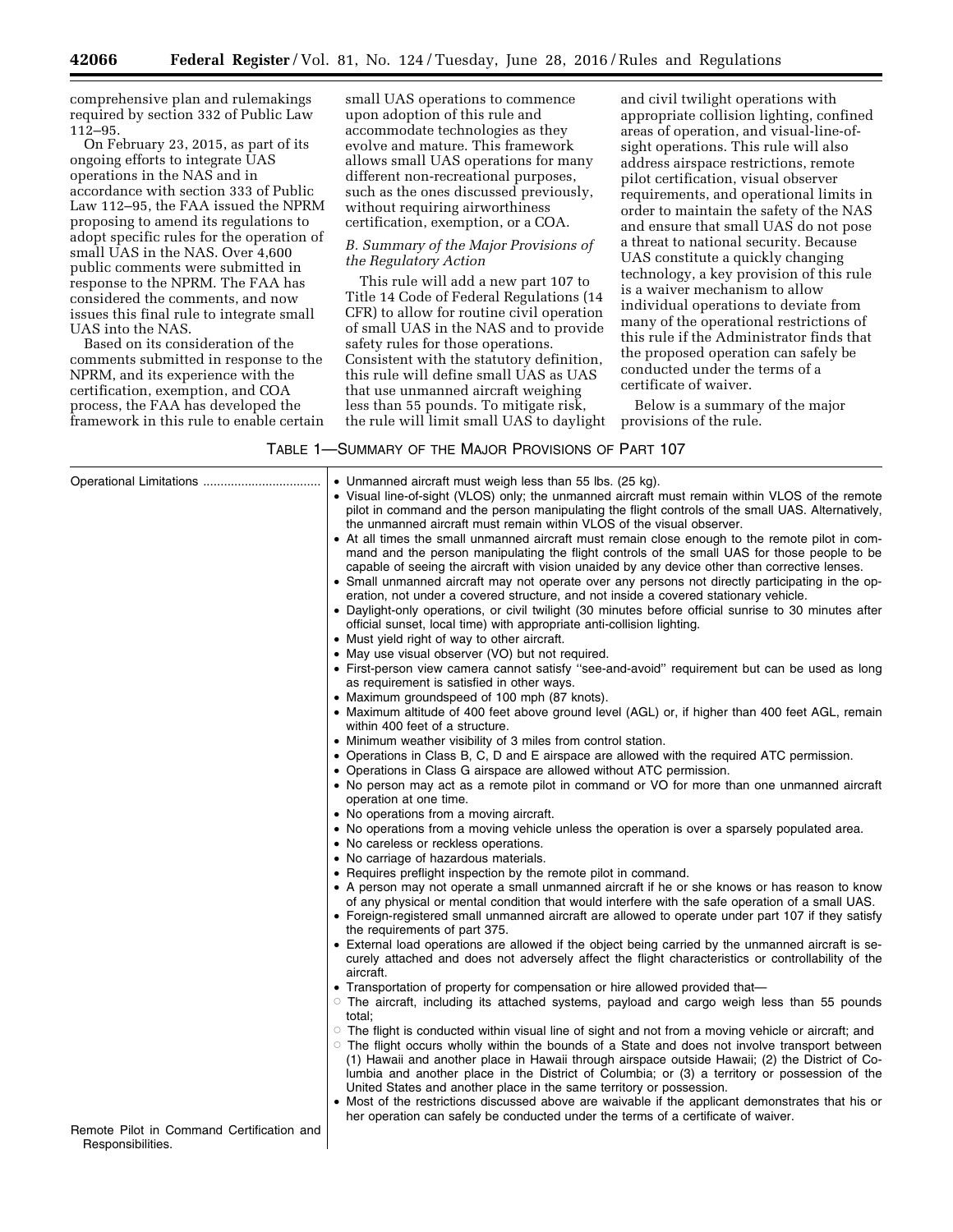comprehensive plan and rulemakings required by section 332 of Public Law 112–95.

On February 23, 2015, as part of its ongoing efforts to integrate UAS operations in the NAS and in accordance with section 333 of Public Law 112–95, the FAA issued the NPRM proposing to amend its regulations to adopt specific rules for the operation of small UAS in the NAS. Over 4,600 public comments were submitted in response to the NPRM. The FAA has considered the comments, and now issues this final rule to integrate small UAS into the NAS.

Based on its consideration of the comments submitted in response to the NPRM, and its experience with the certification, exemption, and COA process, the FAA has developed the framework in this rule to enable certain small UAS operations to commence upon adoption of this rule and accommodate technologies as they evolve and mature. This framework allows small UAS operations for many different non-recreational purposes, such as the ones discussed previously, without requiring airworthiness certification, exemption, or a COA.

### *B. Summary of the Major Provisions of the Regulatory Action*

This rule will add a new part 107 to Title 14 Code of Federal Regulations (14 CFR) to allow for routine civil operation of small UAS in the NAS and to provide safety rules for those operations. Consistent with the statutory definition, this rule will define small UAS as UAS that use unmanned aircraft weighing less than 55 pounds. To mitigate risk, the rule will limit small UAS to daylight and civil twilight operations with appropriate collision lighting, confined areas of operation, and visual-line-of-sight operations. This rule will also address airspace restrictions, remote pilot certification, visual observer requirements, and operational limits in order to maintain the safety of the NAS and ensure that small UAS do not pose a threat to national security. Because UAS constitute a quickly changing technology, a key provision of this rule is a waiver mechanism to allow individual operations to deviate from many of the operational restrictions of this rule if the Administrator finds that the proposed operation can safely be conducted under the terms of a certificate of waiver.

Below is a summary of the major provisions of the rule.

TABLE 1—SUMMARY OF THE MAJOR PROVISIONS OF PART 107

| | |
|---|---|
| Operational Limitations | • Unmanned aircraft must weigh less than 55 lbs. (25 kg).<br>• Visual line-of-sight (VLOS) only; the unmanned aircraft must remain within VLOS of the remote pilot in command and the person manipulating the flight controls of the small UAS. Alternatively, the unmanned aircraft must remain within VLOS of the visual observer.<br>• At all times the small unmanned aircraft must remain close enough to the remote pilot in command and the person manipulating the flight controls of the small UAS for those people to be capable of seeing the aircraft with vision unaided by any device other than corrective lenses.<br>• Small unmanned aircraft may not operate over any persons not directly participating in the operation, not under a covered structure, and not inside a covered stationary vehicle.<br>• Daylight-only operations, or civil twilight (30 minutes before official sunrise to 30 minutes after official sunset, local time) with appropriate anti-collision lighting.<br>• Must yield right of way to other aircraft.<br>• May use visual observer (VO) but not required.<br>• First-person view camera cannot satisfy "see-and-avoid" requirement but can be used as long as requirement is satisfied in other ways.<br>• Maximum groundspeed of 100 mph (87 knots).<br>• Maximum altitude of 400 feet above ground level (AGL) or, if higher than 400 feet AGL, remain within 400 feet of a structure.<br>• Minimum weather visibility of 3 miles from control station.<br>• Operations in Class B, C, D and E airspace are allowed with the required ATC permission.<br>• Operations in Class G airspace are allowed without ATC permission.<br>• No person may act as a remote pilot in command or VO for more than one unmanned aircraft operation at one time.<br>• No operations from a moving aircraft.<br>• No operations from a moving vehicle unless the operation is over a sparsely populated area.<br>• No careless or reckless operations.<br>• No carriage of hazardous materials.<br>• Requires preflight inspection by the remote pilot in command.<br>• A person may not operate a small unmanned aircraft if he or she knows or has reason to know of any physical or mental condition that would interfere with the safe operation of a small UAS.<br>• Foreign-registered small unmanned aircraft are allowed to operate under part 107 if they satisfy the requirements of part 375.<br>• External load operations are allowed if the object being carried by the unmanned aircraft is securely attached and does not adversely affect the flight characteristics or controllability of the aircraft.<br>• Transportation of property for compensation or hire allowed provided that—<br>○ The aircraft, including its attached systems, payload and cargo weigh less than 55 pounds total;<br>○ The flight is conducted within visual line of sight and not from a moving vehicle or aircraft; and<br>○ The flight occurs wholly within the bounds of a State and does not involve transport between (1) Hawaii and another place in Hawaii through airspace outside Hawaii; (2) the District of Columbia and another place in the District of Columbia; or (3) a territory or possession of the United States and another place in the same territory or possession.<br>• Most of the restrictions discussed above are waivable if the applicant demonstrates that his or her operation can safely be conducted under the terms of a certificate of waiver. |
| Remote Pilot in Command Certification and Responsibilities. | |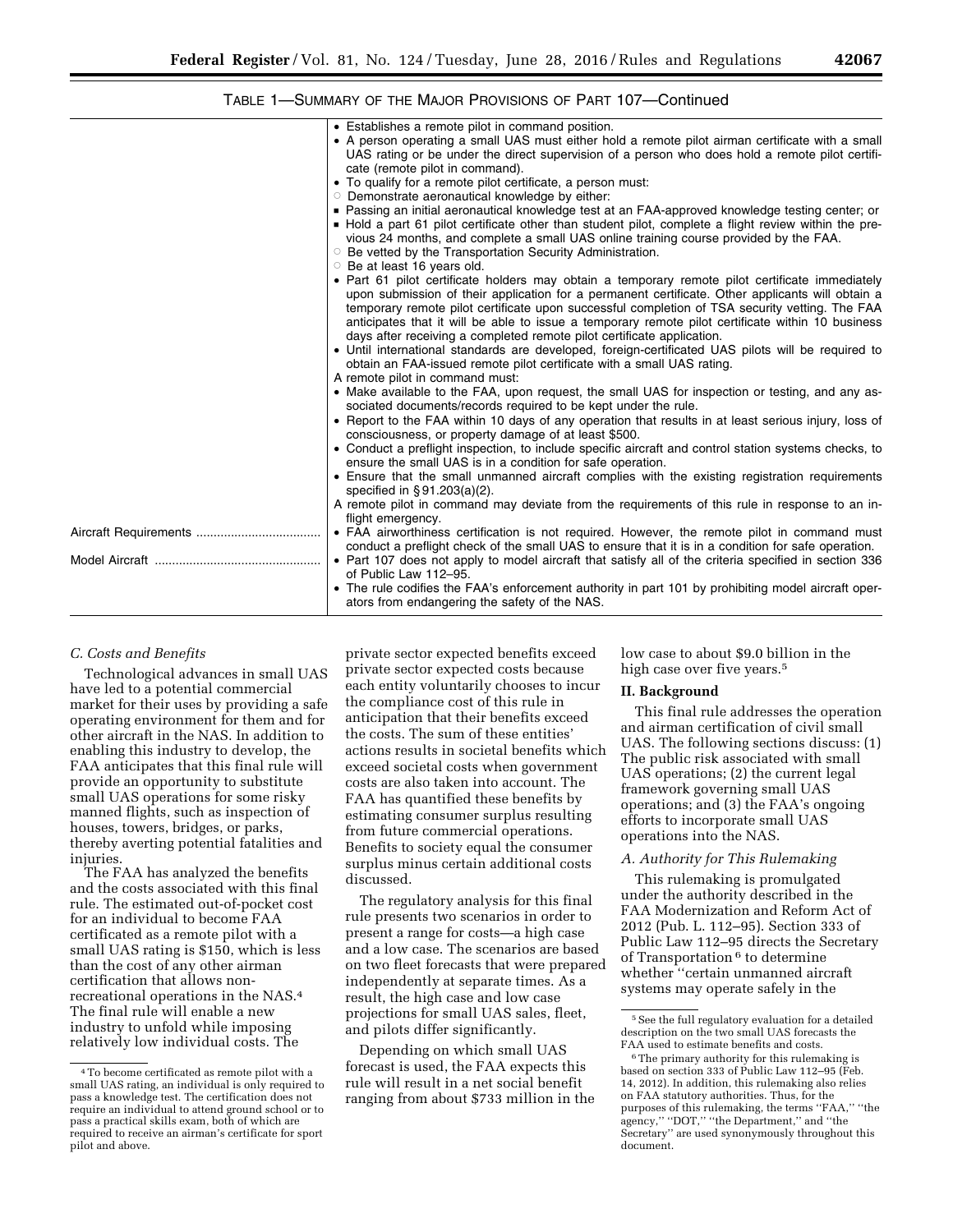TABLE 1—SUMMARY OF THE MAJOR PROVISIONS OF PART 107—Continued

| | |
|---|---|
| | • Establishes a remote pilot in command position.<br>• A person operating a small UAS must either hold a remote pilot airman certificate with a small UAS rating or be under the direct supervision of a person who does hold a remote pilot certificate (remote pilot in command).<br>• To qualify for a remote pilot certificate, a person must:<br>○ Demonstrate aeronautical knowledge by either:<br>▪ Passing an initial aeronautical knowledge test at an FAA-approved knowledge testing center; or<br>▪ Hold a part 61 pilot certificate other than student pilot, complete a flight review within the previous 24 months, and complete a small UAS online training course provided by the FAA.<br>○ Be vetted by the Transportation Security Administration.<br>○ Be at least 16 years old.<br>• Part 61 pilot certificate holders may obtain a temporary remote pilot certificate immediately upon submission of their application for a permanent certificate. Other applicants will obtain a temporary remote pilot certificate upon successful completion of TSA security vetting. The FAA anticipates that it will be able to issue a temporary remote pilot certificate within 10 business days after receiving a completed remote pilot certificate application.<br>• Until international standards are developed, foreign-certificated UAS pilots will be required to obtain an FAA-issued remote pilot certificate with a small UAS rating.<br>A remote pilot in command must:<br>• Make available to the FAA, upon request, the small UAS for inspection or testing, and any associated documents/records required to be kept under the rule.<br>• Report to the FAA within 10 days of any operation that results in at least serious injury, loss of consciousness, or property damage of at least $500.<br>• Conduct a preflight inspection, to include specific aircraft and control station systems checks, to ensure the small UAS is in a condition for safe operation.<br>• Ensure that the small unmanned aircraft complies with the existing registration requirements specified in § 91.203(a)(2).<br>A remote pilot in command may deviate from the requirements of this rule in response to an in-flight emergency. |
| Aircraft Requirements | • FAA airworthiness certification is not required. However, the remote pilot in command must conduct a preflight check of the small UAS to ensure that it is in a condition for safe operation. |
| Model Aircraft | • Part 107 does not apply to model aircraft that satisfy all of the criteria specified in section 336 of Public Law 112–95.<br>• The rule codifies the FAA's enforcement authority in part 101 by prohibiting model aircraft operators from endangering the safety of the NAS. |

### *C. Costs and Benefits*

Technological advances in small UAS have led to a potential commercial market for their uses by providing a safe operating environment for them and for other aircraft in the NAS. In addition to enabling this industry to develop, the FAA anticipates that this final rule will provide an opportunity to substitute small UAS operations for some risky manned flights, such as inspection of houses, towers, bridges, or parks, thereby averting potential fatalities and injuries.

The FAA has analyzed the benefits and the costs associated with this final rule. The estimated out-of-pocket cost for an individual to become FAA certificated as a remote pilot with a small UAS rating is $150, which is less than the cost of any other airman certification that allows non-recreational operations in the NAS.[4] The final rule will enable a new industry to unfold while imposing relatively low individual costs. The private sector expected benefits exceed private sector expected costs because each entity voluntarily chooses to incur the compliance cost of this rule in anticipation that their benefits exceed the costs. The sum of these entities' actions results in societal benefits which exceed societal costs when government costs are also taken into account. The FAA has quantified these benefits by estimating consumer surplus resulting from future commercial operations. Benefits to society equal the consumer surplus minus certain additional costs discussed.

The regulatory analysis for this final rule presents two scenarios in order to present a range for costs—a high case and a low case. The scenarios are based on two fleet forecasts that were prepared independently at separate times. As a result, the high case and low case projections for small UAS sales, fleet, and pilots differ significantly.

Depending on which small UAS forecast is used, the FAA expects this rule will result in a net social benefit ranging from about $733 million in the low case to about $9.0 billion in the high case over five years.[5]

## II. Background

This final rule addresses the operation and airman certification of civil small UAS. The following sections discuss: (1) The public risk associated with small UAS operations; (2) the current legal framework governing small UAS operations; and (3) the FAA's ongoing efforts to incorporate small UAS operations into the NAS.

### *A. Authority for This Rulemaking*

This rulemaking is promulgated under the authority described in the FAA Modernization and Reform Act of 2012 (Pub. L. 112–95). Section 333 of Public Law 112–95 directs the Secretary of Transportation[6] to determine whether "certain unmanned aircraft systems may operate safely in the

---

[4] To become certificated as remote pilot with a small UAS rating, an individual is only required to pass a knowledge test. The certification does not require an individual to attend ground school or to pass a practical skills exam, both of which are required to receive an airman's certificate for sport pilot and above.

[5] See the full regulatory evaluation for a detailed description on the two small UAS forecasts the FAA used to estimate benefits and costs.

[6] The primary authority for this rulemaking is based on section 333 of Public Law 112–95 (Feb. 14, 2012). In addition, this rulemaking also relies on FAA statutory authorities. Thus, for the purposes of this rulemaking, the terms "FAA," "the agency," "DOT," "the Department," and "the Secretary" are used synonymously throughout this document.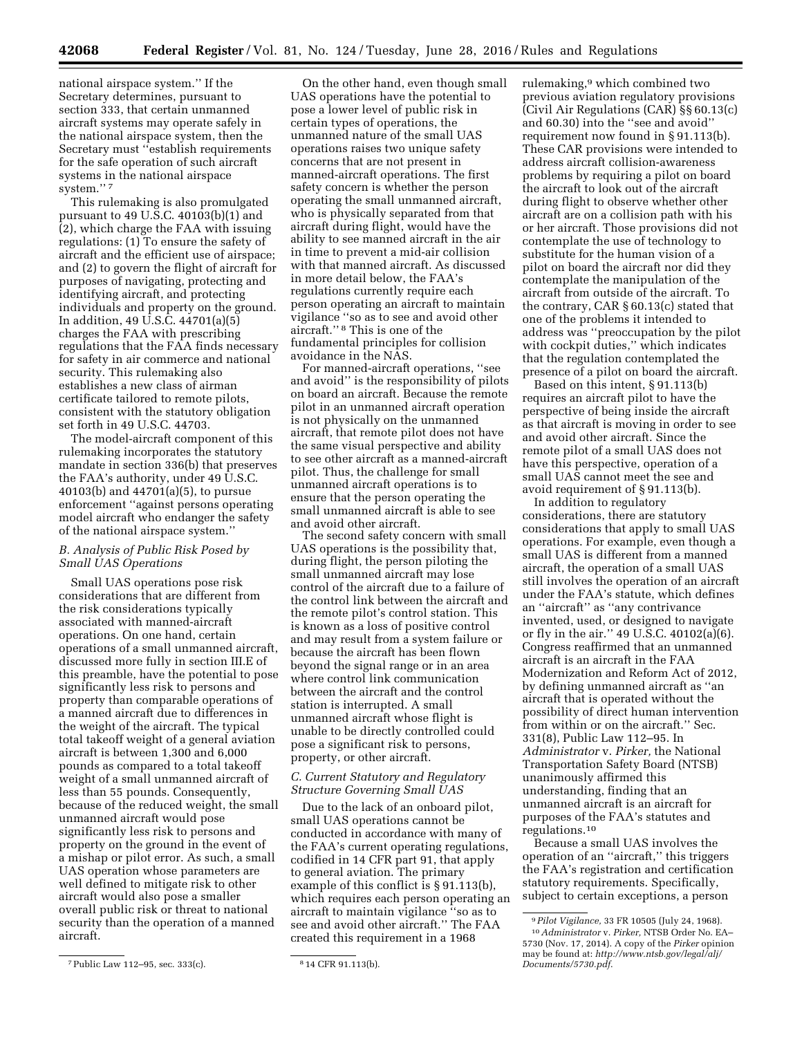national airspace system.'' If the Secretary determines, pursuant to section 333, that certain unmanned aircraft systems may operate safely in the national airspace system, then the Secretary must ''establish requirements for the safe operation of such aircraft systems in the national airspace system.'' [7]

This rulemaking is also promulgated pursuant to 49 U.S.C. 40103(b)(1) and (2), which charge the FAA with issuing regulations: (1) To ensure the safety of aircraft and the efficient use of airspace; and (2) to govern the flight of aircraft for purposes of navigating, protecting and identifying aircraft, and protecting individuals and property on the ground. In addition, 49 U.S.C. 44701(a)(5) charges the FAA with prescribing regulations that the FAA finds necessary for safety in air commerce and national security. This rulemaking also establishes a new class of airman certificate tailored to remote pilots, consistent with the statutory obligation set forth in 49 U.S.C. 44703.

The model-aircraft component of this rulemaking incorporates the statutory mandate in section 336(b) that preserves the FAA's authority, under 49 U.S.C. 40103(b) and 44701(a)(5), to pursue enforcement ''against persons operating model aircraft who endanger the safety of the national airspace system.''

### B. Analysis of Public Risk Posed by Small UAS Operations

Small UAS operations pose risk considerations that are different from the risk considerations typically associated with manned-aircraft operations. On one hand, certain operations of a small unmanned aircraft, discussed more fully in section III.E of this preamble, have the potential to pose significantly less risk to persons and property than comparable operations of a manned aircraft due to differences in the weight of the aircraft. The typical total takeoff weight of a general aviation aircraft is between 1,300 and 6,000 pounds as compared to a total takeoff weight of a small unmanned aircraft of less than 55 pounds. Consequently, because of the reduced weight, the small unmanned aircraft would pose significantly less risk to persons and property on the ground in the event of a mishap or pilot error. As such, a small UAS operation whose parameters are well defined to mitigate risk to other aircraft would also pose a smaller overall public risk or threat to national security than the operation of a manned aircraft.

On the other hand, even though small UAS operations have the potential to pose a lower level of public risk in certain types of operations, the unmanned nature of the small UAS operations raises two unique safety concerns that are not present in manned-aircraft operations. The first safety concern is whether the person operating the small unmanned aircraft, who is physically separated from that aircraft during flight, would have the ability to see manned aircraft in the air in time to prevent a mid-air collision with that manned aircraft. As discussed in more detail below, the FAA's regulations currently require each person operating an aircraft to maintain vigilance ''so as to see and avoid other aircraft.'' [8] This is one of the fundamental principles for collision avoidance in the NAS.

For manned-aircraft operations, ''see and avoid'' is the responsibility of pilots on board an aircraft. Because the remote pilot in an unmanned aircraft operation is not physically on the unmanned aircraft, that remote pilot does not have the same visual perspective and ability to see other aircraft as a manned-aircraft pilot. Thus, the challenge for small unmanned aircraft operations is to ensure that the person operating the small unmanned aircraft is able to see and avoid other aircraft.

The second safety concern with small UAS operations is the possibility that, during flight, the person piloting the small unmanned aircraft may lose control of the aircraft due to a failure of the control link between the aircraft and the remote pilot's control station. This is known as a loss of positive control and may result from a system failure or because the aircraft has been flown beyond the signal range or in an area where control link communication between the aircraft and the control station is interrupted. A small unmanned aircraft whose flight is unable to be directly controlled could pose a significant risk to persons, property, or other aircraft.

### C. Current Statutory and Regulatory Structure Governing Small UAS

Due to the lack of an onboard pilot, small UAS operations cannot be conducted in accordance with many of the FAA's current operating regulations, codified in 14 CFR part 91, that apply to general aviation. The primary example of this conflict is § 91.113(b), which requires each person operating an aircraft to maintain vigilance ''so as to see and avoid other aircraft.'' The FAA created this requirement in a 1968 rulemaking,[9] which combined two previous aviation regulatory provisions (Civil Air Regulations (CAR) §§ 60.13(c) and 60.30) into the ''see and avoid'' requirement now found in § 91.113(b). These CAR provisions were intended to address aircraft collision-awareness problems by requiring a pilot on board the aircraft to look out of the aircraft during flight to observe whether other aircraft are on a collision path with his or her aircraft. Those provisions did not contemplate the use of technology to substitute for the human vision of a pilot on board the aircraft nor did they contemplate the manipulation of the aircraft from outside of the aircraft. To the contrary, CAR § 60.13(c) stated that one of the problems it intended to address was ''preoccupation by the pilot with cockpit duties,'' which indicates that the regulation contemplated the presence of a pilot on board the aircraft.

Based on this intent, § 91.113(b) requires an aircraft pilot to have the perspective of being inside the aircraft as that aircraft is moving in order to see and avoid other aircraft. Since the remote pilot of a small UAS does not have this perspective, operation of a small UAS cannot meet the see and avoid requirement of § 91.113(b).

In addition to regulatory considerations, there are statutory considerations that apply to small UAS operations. For example, even though a small UAS is different from a manned aircraft, the operation of a small UAS still involves the operation of an aircraft under the FAA's statute, which defines an ''aircraft'' as ''any contrivance invented, used, or designed to navigate or fly in the air.'' 49 U.S.C. 40102(a)(6). Congress reaffirmed that an unmanned aircraft is an aircraft in the FAA Modernization and Reform Act of 2012, by defining unmanned aircraft as ''an aircraft that is operated without the possibility of direct human intervention from within or on the aircraft.'' Sec. 331(8), Public Law 112–95. In *Administrator* v. *Pirker,* the National Transportation Safety Board (NTSB) unanimously affirmed this understanding, finding that an unmanned aircraft is an aircraft for purposes of the FAA's statutes and regulations.[10]

Because a small UAS involves the operation of an ''aircraft,'' this triggers the FAA's registration and certification statutory requirements. Specifically, subject to certain exceptions, a person

---

[7] Public Law 112–95, sec. 333(c).

[8] 14 CFR 91.113(b).

[9] *Pilot Vigilance,* 33 FR 10505 (July 24, 1968).

[10] *Administrator* v. *Pirker,* NTSB Order No. EA–5730 (Nov. 17, 2014). A copy of the *Pirker* opinion may be found at: *http://www.ntsb.gov/legal/alj/Documents/5730.pdf.*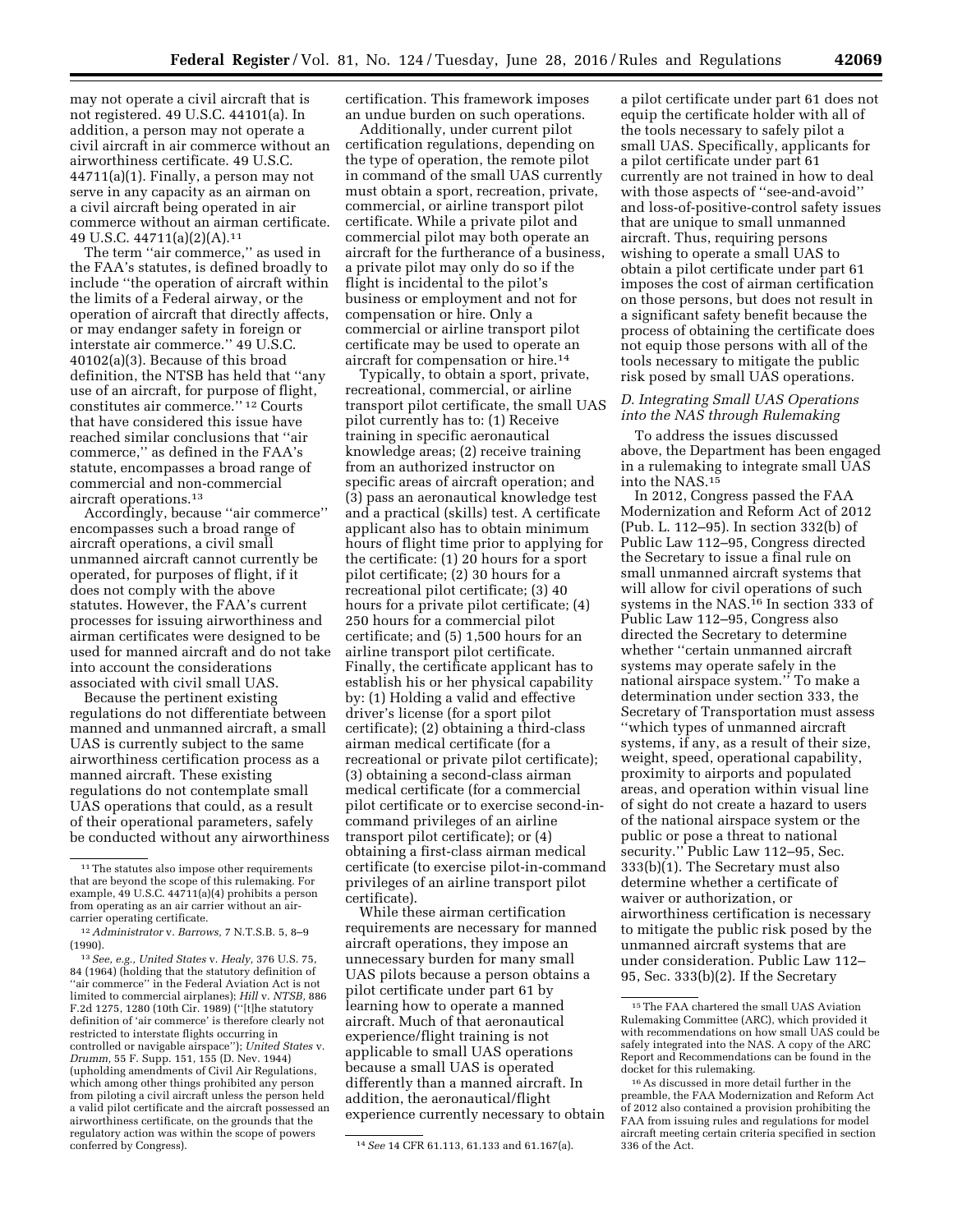may not operate a civil aircraft that is not registered. 49 U.S.C. 44101(a). In addition, a person may not operate a civil aircraft in air commerce without an airworthiness certificate. 49 U.S.C. 44711(a)(1). Finally, a person may not serve in any capacity as an airman on a civil aircraft being operated in air commerce without an airman certificate. 49 U.S.C. 44711(a)(2)(A).[11]

The term ''air commerce,'' as used in the FAA's statutes, is defined broadly to include ''the operation of aircraft within the limits of a Federal airway, or the operation of aircraft that directly affects, or may endanger safety in foreign or interstate air commerce.'' 49 U.S.C. 40102(a)(3). Because of this broad definition, the NTSB has held that ''any use of an aircraft, for purpose of flight, constitutes air commerce.''[12] Courts that have considered this issue have reached similar conclusions that ''air commerce,'' as defined in the FAA's statute, encompasses a broad range of commercial and non-commercial aircraft operations.[13]

Accordingly, because ''air commerce'' encompasses such a broad range of aircraft operations, a civil small unmanned aircraft cannot currently be operated, for purposes of flight, if it does not comply with the above statutes. However, the FAA's current processes for issuing airworthiness and airman certificates were designed to be used for manned aircraft and do not take into account the considerations associated with civil small UAS.

Because the pertinent existing regulations do not differentiate between manned and unmanned aircraft, a small UAS is currently subject to the same airworthiness certification process as a manned aircraft. These existing regulations do not contemplate small UAS operations that could, as a result of their operational parameters, safely be conducted without any airworthiness certification. This framework imposes an undue burden on such operations.

Additionally, under current pilot certification regulations, depending on the type of operation, the remote pilot in command of the small UAS currently must obtain a sport, recreation, private, commercial, or airline transport pilot certificate. While a private pilot and commercial pilot may both operate an aircraft for the furtherance of a business, a private pilot may only do so if the flight is incidental to the pilot's business or employment and not for compensation or hire. Only a commercial or airline transport pilot certificate may be used to operate an aircraft for compensation or hire.[14]

Typically, to obtain a sport, private, recreational, commercial, or airline transport pilot certificate, the small UAS pilot currently has to: (1) Receive training in specific aeronautical knowledge areas; (2) receive training from an authorized instructor on specific areas of aircraft operation; and (3) pass an aeronautical knowledge test and a practical (skills) test. A certificate applicant also has to obtain minimum hours of flight time prior to applying for the certificate: (1) 20 hours for a sport pilot certificate; (2) 30 hours for a recreational pilot certificate; (3) 40 hours for a private pilot certificate; (4) 250 hours for a commercial pilot certificate; and (5) 1,500 hours for an airline transport pilot certificate. Finally, the certificate applicant has to establish his or her physical capability by: (1) Holding a valid and effective driver's license (for a sport pilot certificate); (2) obtaining a third-class airman medical certificate (for a recreational or private pilot certificate); (3) obtaining a second-class airman medical certificate (for a commercial pilot certificate or to exercise second-in-command privileges of an airline transport pilot certificate); or (4) obtaining a first-class airman medical certificate (to exercise pilot-in-command privileges of an airline transport pilot certificate).

While these airman certification requirements are necessary for manned aircraft operations, they impose an unnecessary burden for many small UAS pilots because a person obtains a pilot certificate under part 61 by learning how to operate a manned aircraft. Much of that aeronautical experience/flight training is not applicable to small UAS operations because a small UAS is operated differently than a manned aircraft. In addition, the aeronautical/flight experience currently necessary to obtain a pilot certificate under part 61 does not equip the certificate holder with all of the tools necessary to safely pilot a small UAS. Specifically, applicants for a pilot certificate under part 61 currently are not trained in how to deal with those aspects of ''see-and-avoid'' and loss-of-positive-control safety issues that are unique to small unmanned aircraft. Thus, requiring persons wishing to operate a small UAS to obtain a pilot certificate under part 61 imposes the cost of airman certification on those persons, but does not result in a significant safety benefit because the process of obtaining the certificate does not equip those persons with all of the tools necessary to mitigate the public risk posed by small UAS operations.

### *D. Integrating Small UAS Operations into the NAS through Rulemaking*

To address the issues discussed above, the Department has been engaged in a rulemaking to integrate small UAS into the NAS.[15]

In 2012, Congress passed the FAA Modernization and Reform Act of 2012 (Pub. L. 112–95). In section 332(b) of Public Law 112–95, Congress directed the Secretary to issue a final rule on small unmanned aircraft systems that will allow for civil operations of such systems in the NAS.[16] In section 333 of Public Law 112–95, Congress also directed the Secretary to determine whether ''certain unmanned aircraft systems may operate safely in the national airspace system.'' To make a determination under section 333, the Secretary of Transportation must assess ''which types of unmanned aircraft systems, if any, as a result of their size, weight, speed, operational capability, proximity to airports and populated areas, and operation within visual line of sight do not create a hazard to users of the national airspace system or the public or pose a threat to national security.'' Public Law 112–95, Sec. 333(b)(1). The Secretary must also determine whether a certificate of waiver or authorization, or airworthiness certification is necessary to mitigate the public risk posed by the unmanned aircraft systems that are under consideration. Public Law 112–95, Sec. 333(b)(2). If the Secretary

---

[11] The statutes also impose other requirements that are beyond the scope of this rulemaking. For example, 49 U.S.C. 44711(a)(4) prohibits a person from operating as an air carrier without an air-carrier operating certificate.

[12] *Administrator* v. *Barrows,* 7 N.T.S.B. 5, 8–9 (1990).

[13] *See, e.g., United States* v. *Healy,* 376 U.S. 75, 84 (1964) (holding that the statutory definition of ''air commerce'' in the Federal Aviation Act is not limited to commercial airplanes); *Hill* v. *NTSB,* 886 F.2d 1275, 1280 (10th Cir. 1989) (''[t]he statutory definition of 'air commerce' is therefore clearly not restricted to interstate flights occurring in controlled or navigable airspace''); *United States* v. *Drumm,* 55 F. Supp. 151, 155 (D. Nev. 1944) (upholding amendments of Civil Air Regulations, which among other things prohibited any person from piloting a civil aircraft unless the person held a valid pilot certificate and the aircraft possessed an airworthiness certificate, on the grounds that the regulatory action was within the scope of powers conferred by Congress).

[14] *See* 14 CFR 61.113, 61.133 and 61.167(a).

[15] The FAA chartered the small UAS Aviation Rulemaking Committee (ARC), which provided it with recommendations on how small UAS could be safely integrated into the NAS. A copy of the ARC Report and Recommendations can be found in the docket for this rulemaking.

[16] As discussed in more detail further in the preamble, the FAA Modernization and Reform Act of 2012 also contained a provision prohibiting the FAA from issuing rules and regulations for model aircraft meeting certain criteria specified in section 336 of the Act.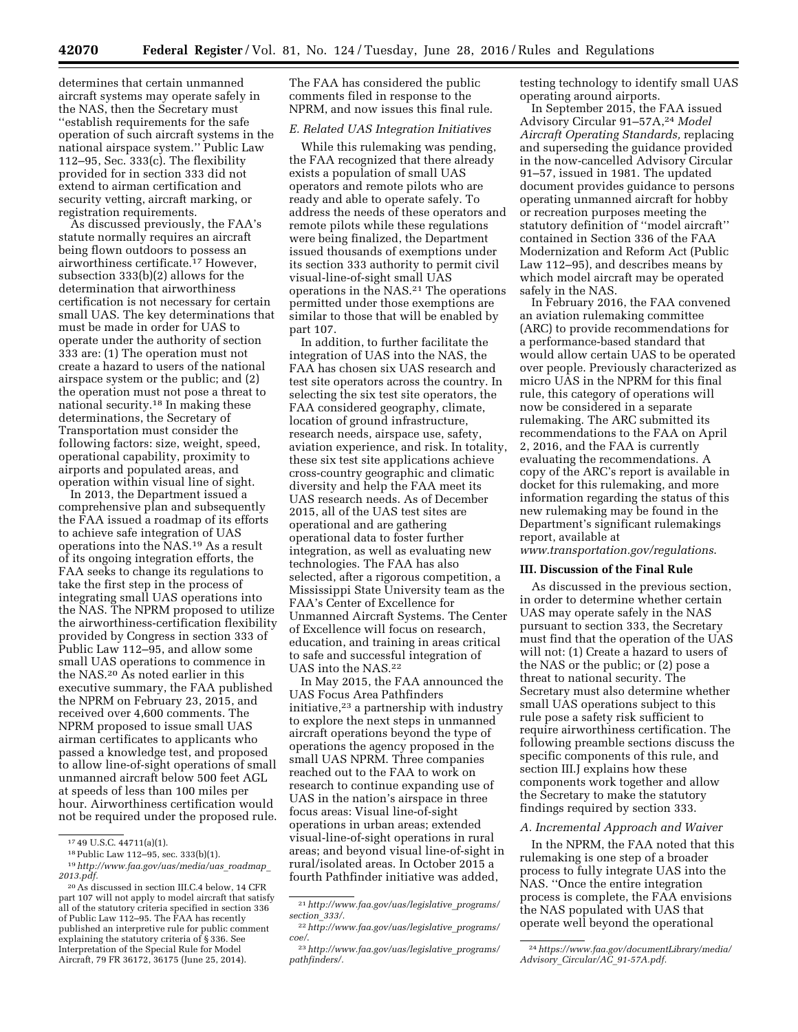determines that certain unmanned aircraft systems may operate safely in the NAS, then the Secretary must ''establish requirements for the safe operation of such aircraft systems in the national airspace system.'' Public Law 112–95, Sec. 333(c). The flexibility provided for in section 333 did not extend to airman certification and security vetting, aircraft marking, or registration requirements.

As discussed previously, the FAA's statute normally requires an aircraft being flown outdoors to possess an airworthiness certificate.[17] However, subsection 333(b)(2) allows for the determination that airworthiness certification is not necessary for certain small UAS. The key determinations that must be made in order for UAS to operate under the authority of section 333 are: (1) The operation must not create a hazard to users of the national airspace system or the public; and (2) the operation must not pose a threat to national security.[18] In making these determinations, the Secretary of Transportation must consider the following factors: size, weight, speed, operational capability, proximity to airports and populated areas, and operation within visual line of sight.

In 2013, the Department issued a comprehensive plan and subsequently the FAA issued a roadmap of its efforts to achieve safe integration of UAS operations into the NAS.[19] As a result of its ongoing integration efforts, the FAA seeks to change its regulations to take the first step in the process of integrating small UAS operations into the NAS. The NPRM proposed to utilize the airworthiness-certification flexibility provided by Congress in section 333 of Public Law 112–95, and allow some small UAS operations to commence in the NAS.[20] As noted earlier in this executive summary, the FAA published the NPRM on February 23, 2015, and received over 4,600 comments. The NPRM proposed to issue small UAS airman certificates to applicants who passed a knowledge test, and proposed to allow line-of-sight operations of small unmanned aircraft below 500 feet AGL at speeds of less than 100 miles per hour. Airworthiness certification would not be required under the proposed rule. The FAA has considered the public comments filed in response to the NPRM, and now issues this final rule.

### E. Related UAS Integration Initiatives

While this rulemaking was pending, the FAA recognized that there already exists a population of small UAS operators and remote pilots who are ready and able to operate safely. To address the needs of these operators and remote pilots while these regulations were being finalized, the Department issued thousands of exemptions under its section 333 authority to permit civil visual-line-of-sight small UAS operations in the NAS.[21] The operations permitted under those exemptions are similar to those that will be enabled by part 107.

In addition, to further facilitate the integration of UAS into the NAS, the FAA has chosen six UAS research and test site operators across the country. In selecting the six test site operators, the FAA considered geography, climate, location of ground infrastructure, research needs, airspace use, safety, aviation experience, and risk. In totality, these six test site applications achieve cross-country geographic and climatic diversity and help the FAA meet its UAS research needs. As of December 2015, all of the UAS test sites are operational and are gathering operational data to foster further integration, as well as evaluating new technologies. The FAA has also selected, after a rigorous competition, a Mississippi State University team as the FAA's Center of Excellence for Unmanned Aircraft Systems. The Center of Excellence will focus on research, education, and training in areas critical to safe and successful integration of UAS into the NAS.[22]

In May 2015, the FAA announced the UAS Focus Area Pathfinders initiative,[23] a partnership with industry to explore the next steps in unmanned aircraft operations beyond the type of operations the agency proposed in the small UAS NPRM. Three companies reached out to the FAA to work on research to continue expanding use of UAS in the nation's airspace in three focus areas: Visual line-of-sight operations in urban areas; extended visual-line-of-sight operations in rural areas; and beyond visual line-of-sight in rural/isolated areas. In October 2015 a fourth Pathfinder initiative was added, testing technology to identify small UAS operating around airports.

In September 2015, the FAA issued Advisory Circular 91–57A,[24] *Model Aircraft Operating Standards,* replacing and superseding the guidance provided in the now-cancelled Advisory Circular 91–57, issued in 1981. The updated document provides guidance to persons operating unmanned aircraft for hobby or recreation purposes meeting the statutory definition of ''model aircraft'' contained in Section 336 of the FAA Modernization and Reform Act (Public Law 112–95), and describes means by which model aircraft may be operated safely in the NAS.

In February 2016, the FAA convened an aviation rulemaking committee (ARC) to provide recommendations for a performance-based standard that would allow certain UAS to be operated over people. Previously characterized as micro UAS in the NPRM for this final rule, this category of operations will now be considered in a separate rulemaking. The ARC submitted its recommendations to the FAA on April 2, 2016, and the FAA is currently evaluating the recommendations. A copy of the ARC's report is available in docket for this rulemaking, and more information regarding the status of this new rulemaking may be found in the Department's significant rulemakings report, available at *www.transportation.gov/regulations*.

## III. Discussion of the Final Rule

As discussed in the previous section, in order to determine whether certain UAS may operate safely in the NAS pursuant to section 333, the Secretary must find that the operation of the UAS will not: (1) Create a hazard to users of the NAS or the public; or (2) pose a threat to national security. The Secretary must also determine whether small UAS operations subject to this rule pose a safety risk sufficient to require airworthiness certification. The following preamble sections discuss the specific components of this rule, and section III.J explains how these components work together and allow the Secretary to make the statutory findings required by section 333.

### A. Incremental Approach and Waiver

In the NPRM, the FAA noted that this rulemaking is one step of a broader process to fully integrate UAS into the NAS. ''Once the entire integration process is complete, the FAA envisions the NAS populated with UAS that operate well beyond the operational

---

[17] 49 U.S.C. 44711(a)(1).

[18] Public Law 112–95, sec. 333(b)(1).

[19] *http://www.faa.gov/uas/media/uas_roadmap_2013.pdf*.

[20] As discussed in section III.C.4 below, 14 CFR part 107 will not apply to model aircraft that satisfy all of the statutory criteria specified in section 336 of Public Law 112–95. The FAA has recently published an interpretive rule for public comment explaining the statutory criteria of § 336. See Interpretation of the Special Rule for Model Aircraft, 79 FR 36172, 36175 (June 25, 2014).

[21] *http://www.faa.gov/uas/legislative_programs/section_333/*.

[22] *http://www.faa.gov/uas/legislative_programs/coe/*.

[23] *http://www.faa.gov/uas/legislative_programs/pathfinders/*.

[24] *https://www.faa.gov/documentLibrary/media/Advisory_Circular/AC_91-57A.pdf*.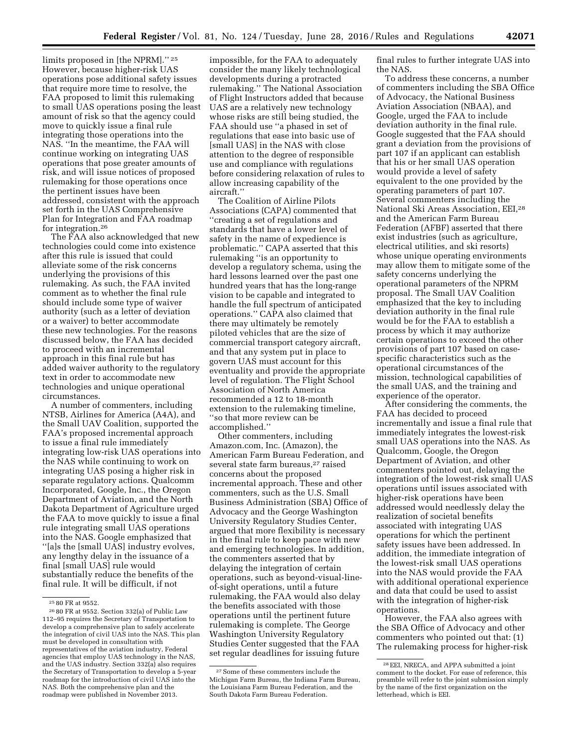limits proposed in [the NPRM].''[25] However, because higher-risk UAS operations pose additional safety issues that require more time to resolve, the FAA proposed to limit this rulemaking to small UAS operations posing the least amount of risk so that the agency could move to quickly issue a final rule integrating those operations into the NAS. ''In the meantime, the FAA will continue working on integrating UAS operations that pose greater amounts of risk, and will issue notices of proposed rulemaking for those operations once the pertinent issues have been addressed, consistent with the approach set forth in the UAS Comprehensive Plan for Integration and FAA roadmap for integration.[26]

The FAA also acknowledged that new technologies could come into existence after this rule is issued that could alleviate some of the risk concerns underlying the provisions of this rulemaking. As such, the FAA invited comment as to whether the final rule should include some type of waiver authority (such as a letter of deviation or a waiver) to better accommodate these new technologies. For the reasons discussed below, the FAA has decided to proceed with an incremental approach in this final rule but has added waiver authority to the regulatory text in order to accommodate new technologies and unique operational circumstances.

A number of commenters, including NTSB, Airlines for America (A4A), and the Small UAV Coalition, supported the FAA's proposed incremental approach to issue a final rule immediately integrating low-risk UAS operations into the NAS while continuing to work on integrating UAS posing a higher risk in separate regulatory actions. Qualcomm Incorporated, Google, Inc., the Oregon Department of Aviation, and the North Dakota Department of Agriculture urged the FAA to move quickly to issue a final rule integrating small UAS operations into the NAS. Google emphasized that ''[a]s the [small UAS] industry evolves, any lengthy delay in the issuance of a final [small UAS] rule would substantially reduce the benefits of the final rule. It will be difficult, if not impossible, for the FAA to adequately consider the many likely technological developments during a protracted rulemaking.'' The National Association of Flight Instructors added that because UAS are a relatively new technology whose risks are still being studied, the FAA should use ''a phased in set of regulations that ease into basic use of [small UAS] in the NAS with close attention to the degree of responsible use and compliance with regulations before considering relaxation of rules to allow increasing capability of the aircraft.''

The Coalition of Airline Pilots Associations (CAPA) commented that ''creating a set of regulations and standards that have a lower level of safety in the name of expedience is problematic.'' CAPA asserted that this rulemaking ''is an opportunity to develop a regulatory schema, using the hard lessons learned over the past one hundred years that has the long-range vision to be capable and integrated to handle the full spectrum of anticipated operations.'' CAPA also claimed that there may ultimately be remotely piloted vehicles that are the size of commercial transport category aircraft, and that any system put in place to govern UAS must account for this eventuality and provide the appropriate level of regulation. The Flight School Association of North America recommended a 12 to 18-month extension to the rulemaking timeline, ''so that more review can be accomplished.''

Other commenters, including Amazon.com, Inc. (Amazon), the American Farm Bureau Federation, and several state farm bureaus,[27] raised concerns about the proposed incremental approach. These and other commenters, such as the U.S. Small Business Administration (SBA) Office of Advocacy and the George Washington University Regulatory Studies Center, argued that more flexibility is necessary in the final rule to keep pace with new and emerging technologies. In addition, the commenters asserted that by delaying the integration of certain operations, such as beyond-visual-line-of-sight operations, until a future rulemaking, the FAA would also delay the benefits associated with those operations until the pertinent future rulemaking is complete. The George Washington University Regulatory Studies Center suggested that the FAA set regular deadlines for issuing future final rules to further integrate UAS into the NAS.

To address these concerns, a number of commenters including the SBA Office of Advocacy, the National Business Aviation Association (NBAA), and Google, urged the FAA to include deviation authority in the final rule. Google suggested that the FAA should grant a deviation from the provisions of part 107 if an applicant can establish that his or her small UAS operation would provide a level of safety equivalent to the one provided by the operating parameters of part 107. Several commenters including the National Ski Areas Association, EEI,[28] and the American Farm Bureau Federation (AFBF) asserted that there exist industries (such as agriculture, electrical utilities, and ski resorts) whose unique operating environments may allow them to mitigate some of the safety concerns underlying the operational parameters of the NPRM proposal. The Small UAV Coalition emphasized that the key to including deviation authority in the final rule would be for the FAA to establish a process by which it may authorize certain operations to exceed the other provisions of part 107 based on case-specific characteristics such as the operational circumstances of the mission, technological capabilities of the small UAS, and the training and experience of the operator.

After considering the comments, the FAA has decided to proceed incrementally and issue a final rule that immediately integrates the lowest-risk small UAS operations into the NAS. As Qualcomm, Google, the Oregon Department of Aviation, and other commenters pointed out, delaying the integration of the lowest-risk small UAS operations until issues associated with higher-risk operations have been addressed would needlessly delay the realization of societal benefits associated with integrating UAS operations for which the pertinent safety issues have been addressed. In addition, the immediate integration of the lowest-risk small UAS operations into the NAS would provide the FAA with additional operational experience and data that could be used to assist with the integration of higher-risk operations.

However, the FAA also agrees with the SBA Office of Advocacy and other commenters who pointed out that: (1) The rulemaking process for higher-risk

---

[25] 80 FR at 9552.

[26] 80 FR at 9552. Section 332(a) of Public Law 112–95 requires the Secretary of Transportation to develop a comprehensive plan to safely accelerate the integration of civil UAS into the NAS. This plan must be developed in consultation with representatives of the aviation industry, Federal agencies that employ UAS technology in the NAS, and the UAS industry. Section 332(a) also requires the Secretary of Transportation to develop a 5-year roadmap for the introduction of civil UAS into the NAS. Both the comprehensive plan and the roadmap were published in November 2013.

[27] Some of these commenters include the Michigan Farm Bureau, the Indiana Farm Bureau, the Louisiana Farm Bureau Federation, and the South Dakota Farm Bureau Federation.

[28] EEI, NRECA, and APPA submitted a joint comment to the docket. For ease of reference, this preamble will refer to the joint submission simply by the name of the first organization on the letterhead, which is EEI.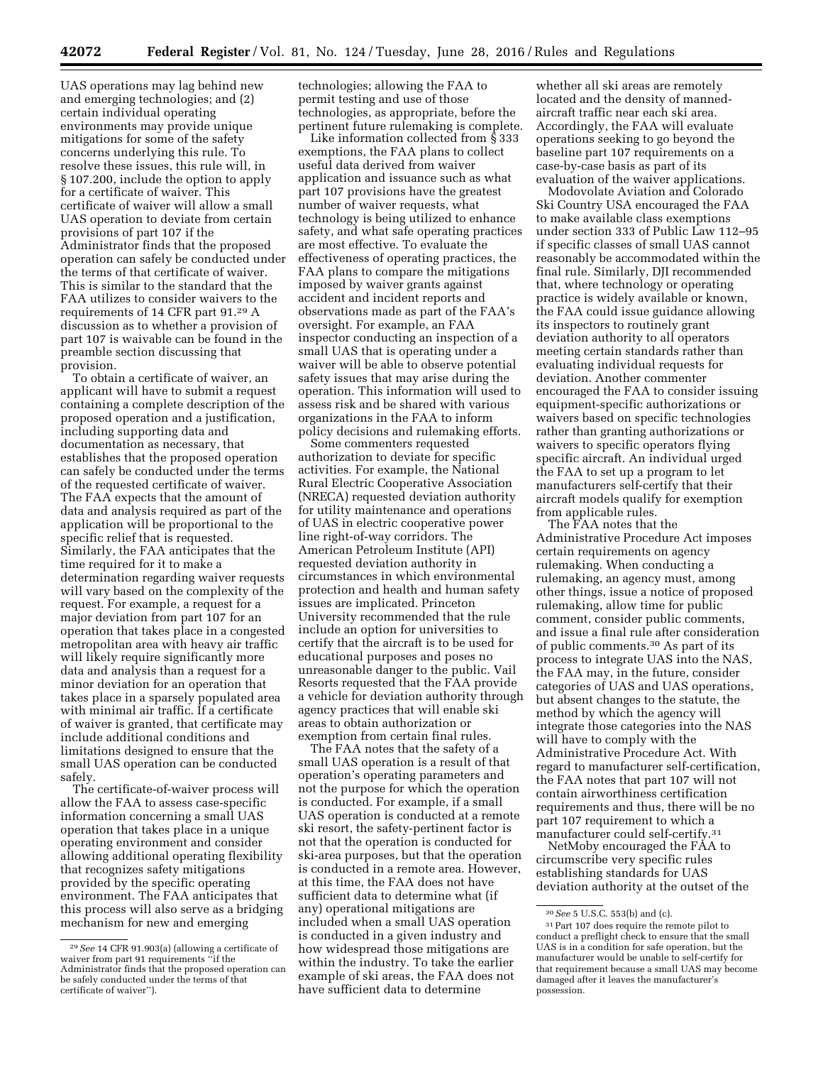UAS operations may lag behind new and emerging technologies; and (2) certain individual operating environments may provide unique mitigations for some of the safety concerns underlying this rule. To resolve these issues, this rule will, in § 107.200, include the option to apply for a certificate of waiver. This certificate of waiver will allow a small UAS operation to deviate from certain provisions of part 107 if the Administrator finds that the proposed operation can safely be conducted under the terms of that certificate of waiver. This is similar to the standard that the FAA utilizes to consider waivers to the requirements of 14 CFR part 91.[29] A discussion as to whether a provision of part 107 is waivable can be found in the preamble section discussing that provision.

To obtain a certificate of waiver, an applicant will have to submit a request containing a complete description of the proposed operation and a justification, including supporting data and documentation as necessary, that establishes that the proposed operation can safely be conducted under the terms of the requested certificate of waiver. The FAA expects that the amount of data and analysis required as part of the application will be proportional to the specific relief that is requested. Similarly, the FAA anticipates that the time required for it to make a determination regarding waiver requests will vary based on the complexity of the request. For example, a request for a major deviation from part 107 for an operation that takes place in a congested metropolitan area with heavy air traffic will likely require significantly more data and analysis than a request for a minor deviation for an operation that takes place in a sparsely populated area with minimal air traffic. If a certificate of waiver is granted, that certificate may include additional conditions and limitations designed to ensure that the small UAS operation can be conducted safely.

The certificate-of-waiver process will allow the FAA to assess case-specific information concerning a small UAS operation that takes place in a unique operating environment and consider allowing additional operating flexibility that recognizes safety mitigations provided by the specific operating environment. The FAA anticipates that this process will also serve as a bridging mechanism for new and emerging technologies; allowing the FAA to permit testing and use of those technologies, as appropriate, before the pertinent future rulemaking is complete.

Like information collected from § 333 exemptions, the FAA plans to collect useful data derived from waiver application and issuance such as what part 107 provisions have the greatest number of waiver requests, what technology is being utilized to enhance safety, and what safe operating practices are most effective. To evaluate the effectiveness of operating practices, the FAA plans to compare the mitigations imposed by waiver grants against accident and incident reports and observations made as part of the FAA's oversight. For example, an FAA inspector conducting an inspection of a small UAS that is operating under a waiver will be able to observe potential safety issues that may arise during the operation. This information will used to assess risk and be shared with various organizations in the FAA to inform policy decisions and rulemaking efforts.

Some commenters requested authorization to deviate for specific activities. For example, the National Rural Electric Cooperative Association (NRECA) requested deviation authority for utility maintenance and operations of UAS in electric cooperative power line right-of-way corridors. The American Petroleum Institute (API) requested deviation authority in circumstances in which environmental protection and health and human safety issues are implicated. Princeton University recommended that the rule include an option for universities to certify that the aircraft is to be used for educational purposes and poses no unreasonable danger to the public. Vail Resorts requested that the FAA provide a vehicle for deviation authority through agency practices that will enable ski areas to obtain authorization or exemption from certain final rules.

The FAA notes that the safety of a small UAS operation is a result of that operation's operating parameters and not the purpose for which the operation is conducted. For example, if a small UAS operation is conducted at a remote ski resort, the safety-pertinent factor is not that the operation is conducted for ski-area purposes, but that the operation is conducted in a remote area. However, at this time, the FAA does not have sufficient data to determine what (if any) operational mitigations are included when a small UAS operation is conducted in a given industry and how widespread those mitigations are within the industry. To take the earlier example of ski areas, the FAA does not have sufficient data to determine whether all ski areas are remotely located and the density of manned-aircraft traffic near each ski area. Accordingly, the FAA will evaluate operations seeking to go beyond the baseline part 107 requirements on a case-by-case basis as part of its evaluation of the waiver applications.

Modovolate Aviation and Colorado Ski Country USA encouraged the FAA to make available class exemptions under section 333 of Public Law 112–95 if specific classes of small UAS cannot reasonably be accommodated within the final rule. Similarly, DJI recommended that, where technology or operating practice is widely available or known, the FAA could issue guidance allowing its inspectors to routinely grant deviation authority to all operators meeting certain standards rather than evaluating individual requests for deviation. Another commenter encouraged the FAA to consider issuing equipment-specific authorizations or waivers based on specific technologies rather than granting authorizations or waivers to specific operators flying specific aircraft. An individual urged the FAA to set up a program to let manufacturers self-certify that their aircraft models qualify for exemption from applicable rules.

The FAA notes that the Administrative Procedure Act imposes certain requirements on agency rulemaking. When conducting a rulemaking, an agency must, among other things, issue a notice of proposed rulemaking, allow time for public comment, consider public comments, and issue a final rule after consideration of public comments.[30] As part of its process to integrate UAS into the NAS, the FAA may, in the future, consider categories of UAS and UAS operations, but absent changes to the statute, the method by which the agency will integrate those categories into the NAS will have to comply with the Administrative Procedure Act. With regard to manufacturer self-certification, the FAA notes that part 107 will not contain airworthiness certification requirements and thus, there will be no part 107 requirement to which a manufacturer could self-certify.[31]

NetMoby encouraged the FAA to circumscribe very specific rules establishing standards for UAS deviation authority at the outset of the

---

[29] *See* 14 CFR 91.903(a) (allowing a certificate of waiver from part 91 requirements "if the Administrator finds that the proposed operation can be safely conducted under the terms of that certificate of waiver").

[30] *See* 5 U.S.C. 553(b) and (c).

[31] Part 107 does require the remote pilot to conduct a preflight check to ensure that the small UAS is in a condition for safe operation, but the manufacturer would be unable to self-certify for that requirement because a small UAS may become damaged after it leaves the manufacturer's possession.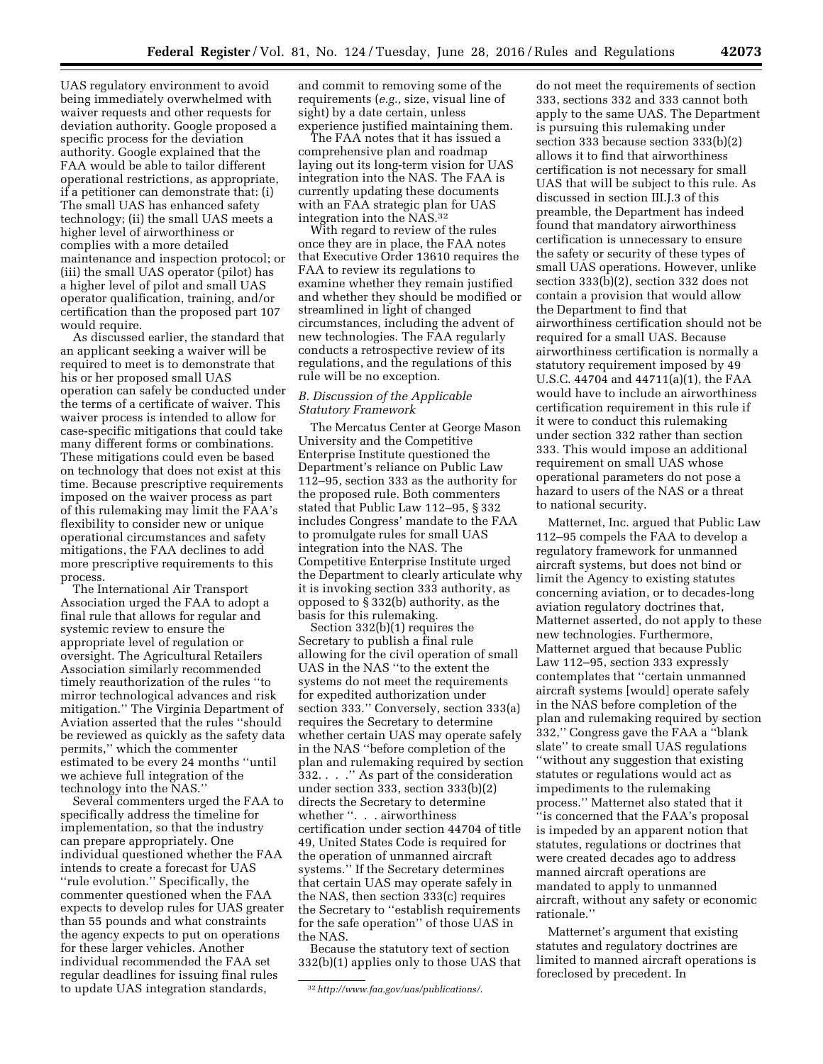UAS regulatory environment to avoid being immediately overwhelmed with waiver requests and other requests for deviation authority. Google proposed a specific process for the deviation authority. Google explained that the FAA would be able to tailor different operational restrictions, as appropriate, if a petitioner can demonstrate that: (i) The small UAS has enhanced safety technology; (ii) the small UAS meets a higher level of airworthiness or complies with a more detailed maintenance and inspection protocol; or (iii) the small UAS operator (pilot) has a higher level of pilot and small UAS operator qualification, training, and/or certification than the proposed part 107 would require.

As discussed earlier, the standard that an applicant seeking a waiver will be required to meet is to demonstrate that his or her proposed small UAS operation can safely be conducted under the terms of a certificate of waiver. This waiver process is intended to allow for case-specific mitigations that could take many different forms or combinations. These mitigations could even be based on technology that does not exist at this time. Because prescriptive requirements imposed on the waiver process as part of this rulemaking may limit the FAA's flexibility to consider new or unique operational circumstances and safety mitigations, the FAA declines to add more prescriptive requirements to this process.

The International Air Transport Association urged the FAA to adopt a final rule that allows for regular and systemic review to ensure the appropriate level of regulation or oversight. The Agricultural Retailers Association similarly recommended timely reauthorization of the rules "to mirror technological advances and risk mitigation." The Virginia Department of Aviation asserted that the rules "should be reviewed as quickly as the safety data permits," which the commenter estimated to be every 24 months "until we achieve full integration of the technology into the NAS."

Several commenters urged the FAA to specifically address the timeline for implementation, so that the industry can prepare appropriately. One individual questioned whether the FAA intends to create a forecast for UAS "rule evolution." Specifically, the commenter questioned when the FAA expects to develop rules for UAS greater than 55 pounds and what constraints the agency expects to put on operations for these larger vehicles. Another individual recommended the FAA set regular deadlines for issuing final rules to update UAS integration standards, and commit to removing some of the requirements (*e.g.,* size, visual line of sight) by a date certain, unless experience justified maintaining them.

The FAA notes that it has issued a comprehensive plan and roadmap laying out its long-term vision for UAS integration into the NAS. The FAA is currently updating these documents with an FAA strategic plan for UAS integration into the NAS.[32]

With regard to review of the rules once they are in place, the FAA notes that Executive Order 13610 requires the FAA to review its regulations to examine whether they remain justified and whether they should be modified or streamlined in light of changed circumstances, including the advent of new technologies. The FAA regularly conducts a retrospective review of its regulations, and the regulations of this rule will be no exception.

### *B. Discussion of the Applicable Statutory Framework*

The Mercatus Center at George Mason University and the Competitive Enterprise Institute questioned the Department's reliance on Public Law 112–95, section 333 as the authority for the proposed rule. Both commenters stated that Public Law 112–95, § 332 includes Congress' mandate to the FAA to promulgate rules for small UAS integration into the NAS. The Competitive Enterprise Institute urged the Department to clearly articulate why it is invoking section 333 authority, as opposed to § 332(b) authority, as the basis for this rulemaking.

Section 332(b)(1) requires the Secretary to publish a final rule allowing for the civil operation of small UAS in the NAS "to the extent the systems do not meet the requirements for expedited authorization under section 333." Conversely, section 333(a) requires the Secretary to determine whether certain UAS may operate safely in the NAS "before completion of the plan and rulemaking required by section 332. . . ." As part of the consideration under section 333, section 333(b)(2) directs the Secretary to determine whether ". . . airworthiness certification under section 44704 of title 49, United States Code is required for the operation of unmanned aircraft systems." If the Secretary determines that certain UAS may operate safely in the NAS, then section 333(c) requires the Secretary to "establish requirements for the safe operation" of those UAS in the NAS.

Because the statutory text of section 332(b)(1) applies only to those UAS that do not meet the requirements of section 333, sections 332 and 333 cannot both apply to the same UAS. The Department is pursuing this rulemaking under section 333 because section 333(b)(2) allows it to find that airworthiness certification is not necessary for small UAS that will be subject to this rule. As discussed in section III.J.3 of this preamble, the Department has indeed found that mandatory airworthiness certification is unnecessary to ensure the safety or security of these types of small UAS operations. However, unlike section 333(b)(2), section 332 does not contain a provision that would allow the Department to find that airworthiness certification should not be required for a small UAS. Because airworthiness certification is normally a statutory requirement imposed by 49 U.S.C. 44704 and 44711(a)(1), the FAA would have to include an airworthiness certification requirement in this rule if it were to conduct this rulemaking under section 332 rather than section 333. This would impose an additional requirement on small UAS whose operational parameters do not pose a hazard to users of the NAS or a threat to national security.

Matternet, Inc. argued that Public Law 112–95 compels the FAA to develop a regulatory framework for unmanned aircraft systems, but does not bind or limit the Agency to existing statutes concerning aviation, or to decades-long aviation regulatory doctrines that, Matternet asserted, do not apply to these new technologies. Furthermore, Matternet argued that because Public Law 112–95, section 333 expressly contemplates that "certain unmanned aircraft systems [would] operate safely in the NAS before completion of the plan and rulemaking required by section 332," Congress gave the FAA a "blank slate" to create small UAS regulations "without any suggestion that existing statutes or regulations would act as impediments to the rulemaking process." Matternet also stated that it "is concerned that the FAA's proposal is impeded by an apparent notion that statutes, regulations or doctrines that were created decades ago to address manned aircraft operations are mandated to apply to unmanned aircraft, without any safety or economic rationale."

Matternet's argument that existing statutes and regulatory doctrines are limited to manned aircraft operations is foreclosed by precedent. In

---

[32] *http://www.faa.gov/uas/publications/.*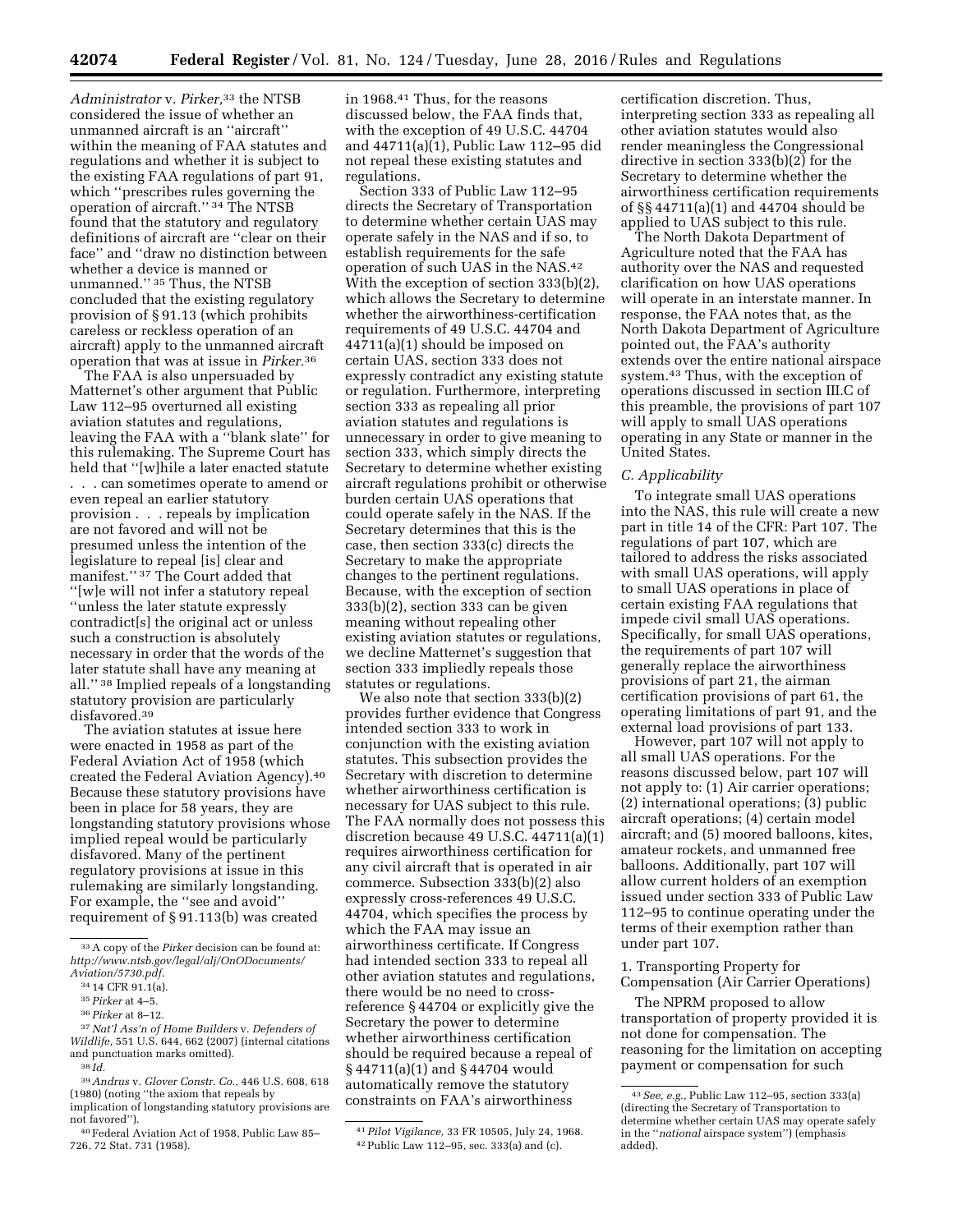*Administrator* v. *Pirker,*[33] the NTSB considered the issue of whether an unmanned aircraft is an ''aircraft'' within the meaning of FAA statutes and regulations and whether it is subject to the existing FAA regulations of part 91, which ''prescribes rules governing the operation of aircraft.'' [34] The NTSB found that the statutory and regulatory definitions of aircraft are ''clear on their face'' and ''draw no distinction between whether a device is manned or unmanned.'' [35] Thus, the NTSB concluded that the existing regulatory provision of § 91.13 (which prohibits careless or reckless operation of an aircraft) apply to the unmanned aircraft operation that was at issue in *Pirker.*[36]

The FAA is also unpersuaded by Matternet's other argument that Public Law 112–95 overturned all existing aviation statutes and regulations, leaving the FAA with a ''blank slate'' for this rulemaking. The Supreme Court has held that ''[w]hile a later enacted statute . . . can sometimes operate to amend or even repeal an earlier statutory provision . . . repeals by implication are not favored and will not be presumed unless the intention of the legislature to repeal [is] clear and manifest.'' [37] The Court added that ''[w]e will not infer a statutory repeal ''unless the later statute expressly contradict[s] the original act or unless such a construction is absolutely necessary in order that the words of the later statute shall have any meaning at all.'' [38] Implied repeals of a longstanding statutory provision are particularly disfavored.[39]

The aviation statutes at issue here were enacted in 1958 as part of the Federal Aviation Act of 1958 (which created the Federal Aviation Agency).[40] Because these statutory provisions have been in place for 58 years, they are longstanding statutory provisions whose implied repeal would be particularly disfavored. Many of the pertinent regulatory provisions at issue in this rulemaking are similarly longstanding. For example, the ''see and avoid'' requirement of § 91.113(b) was created in 1968.[41] Thus, for the reasons discussed below, the FAA finds that, with the exception of 49 U.S.C. 44704 and 44711(a)(1), Public Law 112–95 did not repeal these existing statutes and regulations.

Section 333 of Public Law 112–95 directs the Secretary of Transportation to determine whether certain UAS may operate safely in the NAS and if so, to establish requirements for the safe operation of such UAS in the NAS.[42] With the exception of section 333(b)(2), which allows the Secretary to determine whether the airworthiness-certification requirements of 49 U.S.C. 44704 and 44711(a)(1) should be imposed on certain UAS, section 333 does not expressly contradict any existing statute or regulation. Furthermore, interpreting section 333 as repealing all prior aviation statutes and regulations is unnecessary in order to give meaning to section 333, which simply directs the Secretary to determine whether existing aircraft regulations prohibit or otherwise burden certain UAS operations that could operate safely in the NAS. If the Secretary determines that this is the case, then section 333(c) directs the Secretary to make the appropriate changes to the pertinent regulations. Because, with the exception of section 333(b)(2), section 333 can be given meaning without repealing other existing aviation statutes or regulations, we decline Matternet's suggestion that section 333 impliedly repeals those statutes or regulations.

We also note that section 333(b)(2) provides further evidence that Congress intended section 333 to work in conjunction with the existing aviation statutes. This subsection provides the Secretary with discretion to determine whether airworthiness certification is necessary for UAS subject to this rule. The FAA normally does not possess this discretion because 49 U.S.C. 44711(a)(1) requires airworthiness certification for any civil aircraft that is operated in air commerce. Subsection 333(b)(2) also expressly cross-references 49 U.S.C. 44704, which specifies the process by which the FAA may issue an airworthiness certificate. If Congress had intended section 333 to repeal all other aviation statutes and regulations, there would be no need to cross-reference § 44704 or explicitly give the Secretary the power to determine whether airworthiness certification should be required because a repeal of § 44711(a)(1) and § 44704 would automatically remove the statutory constraints on FAA's airworthiness certification discretion. Thus, interpreting section 333 as repealing all other aviation statutes would also render meaningless the Congressional directive in section 333(b)(2) for the Secretary to determine whether the airworthiness certification requirements of §§ 44711(a)(1) and 44704 should be applied to UAS subject to this rule.

The North Dakota Department of Agriculture noted that the FAA has authority over the NAS and requested clarification on how UAS operations will operate in an interstate manner. In response, the FAA notes that, as the North Dakota Department of Agriculture pointed out, the FAA's authority extends over the entire national airspace system.[43] Thus, with the exception of operations discussed in section III.C of this preamble, the provisions of part 107 will apply to small UAS operations operating in any State or manner in the United States.

### *C. Applicability*

To integrate small UAS operations into the NAS, this rule will create a new part in title 14 of the CFR: Part 107. The regulations of part 107, which are tailored to address the risks associated with small UAS operations, will apply to small UAS operations in place of certain existing FAA regulations that impede civil small UAS operations. Specifically, for small UAS operations, the requirements of part 107 will generally replace the airworthiness provisions of part 21, the airman certification provisions of part 61, the operating limitations of part 91, and the external load provisions of part 133.

However, part 107 will not apply to all small UAS operations. For the reasons discussed below, part 107 will not apply to: (1) Air carrier operations; (2) international operations; (3) public aircraft operations; (4) certain model aircraft; and (5) moored balloons, kites, amateur rockets, and unmanned free balloons. Additionally, part 107 will allow current holders of an exemption issued under section 333 of Public Law 112–95 to continue operating under the terms of their exemption rather than under part 107.

#### 1. Transporting Property for Compensation (Air Carrier Operations)

The NPRM proposed to allow transportation of property provided it is not done for compensation. The reasoning for the limitation on accepting payment or compensation for such

---

[33] A copy of the *Pirker* decision can be found at: *http://www.ntsb.gov/legal/alj/OnODocuments/Aviation/5730.pdf.*

[34] 14 CFR 91.1(a).

[35] *Pirker* at 4–5.

[36] *Pirker* at 8–12.

[37] *Nat'l Ass'n of Home Builders* v. *Defenders of Wildlife,* 551 U.S. 644, 662 (2007) (internal citations and punctuation marks omitted).

[38] *Id.*

[39] *Andrus* v. *Glover Constr. Co.,* 446 U.S. 608, 618 (1980) (noting ''the axiom that repeals by implication of longstanding statutory provisions are not favored'').

[40] Federal Aviation Act of 1958, Public Law 85–726, 72 Stat. 731 (1958).

[41] *Pilot Vigilance,* 33 FR 10505, July 24, 1968.

[42] Public Law 112–95, sec. 333(a) and (c).

[43] *See, e.g.,* Public Law 112–95, section 333(a) (directing the Secretary of Transportation to determine whether certain UAS may operate safely in the ''*national* airspace system'') (emphasis added).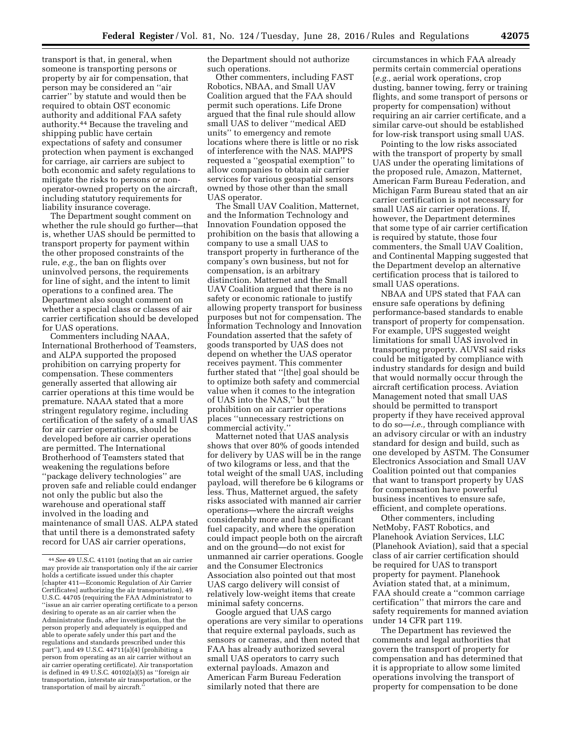transport is that, in general, when someone is transporting persons or property by air for compensation, that person may be considered an ''air carrier'' by statute and would then be required to obtain OST economic authority and additional FAA safety authority.[44] Because the traveling and shipping public have certain expectations of safety and consumer protection when payment is exchanged for carriage, air carriers are subject to both economic and safety regulations to mitigate the risks to persons or non-operator-owned property on the aircraft, including statutory requirements for liability insurance coverage.

The Department sought comment on whether the rule should go further—that is, whether UAS should be permitted to transport property for payment within the other proposed constraints of the rule, *e.g.,* the ban on flights over uninvolved persons, the requirements for line of sight, and the intent to limit operations to a confined area. The Department also sought comment on whether a special class or classes of air carrier certification should be developed for UAS operations.

Commenters including NAAA, International Brotherhood of Teamsters, and ALPA supported the proposed prohibition on carrying property for compensation. These commenters generally asserted that allowing air carrier operations at this time would be premature. NAAA stated that a more stringent regulatory regime, including certification of the safety of a small UAS for air carrier operations, should be developed before air carrier operations are permitted. The International Brotherhood of Teamsters stated that weakening the regulations before ''package delivery technologies'' are proven safe and reliable could endanger not only the public but also the warehouse and operational staff involved in the loading and maintenance of small UAS. ALPA stated that until there is a demonstrated safety record for UAS air carrier operations, the Department should not authorize such operations.

Other commenters, including FAST Robotics, NBAA, and Small UAV Coalition argued that the FAA should permit such operations. Life Drone argued that the final rule should allow small UAS to deliver ''medical AED units'' to emergency and remote locations where there is little or no risk of interference with the NAS. MAPPS requested a ''geospatial exemption'' to allow companies to obtain air carrier services for various geospatial sensors owned by those other than the small UAS operator.

The Small UAV Coalition, Matternet, and the Information Technology and Innovation Foundation opposed the prohibition on the basis that allowing a company to use a small UAS to transport property in furtherance of the company's own business, but not for compensation, is an arbitrary distinction. Matternet and the Small UAV Coalition argued that there is no safety or economic rationale to justify allowing property transport for business purposes but not for compensation. The Information Technology and Innovation Foundation asserted that the safety of goods transported by UAS does not depend on whether the UAS operator receives payment. This commenter further stated that ''[the] goal should be to optimize both safety and commercial value when it comes to the integration of UAS into the NAS,'' but the prohibition on air carrier operations places ''unnecessary restrictions on commercial activity.''

Matternet noted that UAS analysis shows that over 80% of goods intended for delivery by UAS will be in the range of two kilograms or less, and that the total weight of the small UAS, including payload, will therefore be 6 kilograms or less. Thus, Matternet argued, the safety risks associated with manned air carrier operations—where the aircraft weighs considerably more and has significant fuel capacity, and where the operation could impact people both on the aircraft and on the ground—do not exist for unmanned air carrier operations. Google and the Consumer Electronics Association also pointed out that most UAS cargo delivery will consist of relatively low-weight items that create minimal safety concerns.

Google argued that UAS cargo operations are very similar to operations that require external payloads, such as sensors or cameras, and then noted that FAA has already authorized several small UAS operators to carry such external payloads. Amazon and American Farm Bureau Federation similarly noted that there are circumstances in which FAA already permits certain commercial operations (*e.g.,* aerial work operations, crop dusting, banner towing, ferry or training flights, and some transport of persons or property for compensation) without requiring an air carrier certificate, and a similar carve-out should be established for low-risk transport using small UAS.

Pointing to the low risks associated with the transport of property by small UAS under the operating limitations of the proposed rule, Amazon, Matternet, American Farm Bureau Federation, and Michigan Farm Bureau stated that an air carrier certification is not necessary for small UAS air carrier operations. If, however, the Department determines that some type of air carrier certification is required by statute, those four commenters, the Small UAV Coalition, and Continental Mapping suggested that the Department develop an alternative certification process that is tailored to small UAS operations.

NBAA and UPS stated that FAA can ensure safe operations by defining performance-based standards to enable transport of property for compensation. For example, UPS suggested weight limitations for small UAS involved in transporting property. AUVSI said risks could be mitigated by compliance with industry standards for design and build that would normally occur through the aircraft certification process. Aviation Management noted that small UAS should be permitted to transport property if they have received approval to do so—*i.e.,* through compliance with an advisory circular or with an industry standard for design and build, such as one developed by ASTM. The Consumer Electronics Association and Small UAV Coalition pointed out that companies that want to transport property by UAS for compensation have powerful business incentives to ensure safe, efficient, and complete operations.

Other commenters, including NetMoby, FAST Robotics, and Planehook Aviation Services, LLC (Planehook Aviation), said that a special class of air carrier certification should be required for UAS to transport property for payment. Planehook Aviation stated that, at a minimum, FAA should create a ''common carriage certification'' that mirrors the care and safety requirements for manned aviation under 14 CFR part 119.

The Department has reviewed the comments and legal authorities that govern the transport of property for compensation and has determined that it is appropriate to allow some limited operations involving the transport of property for compensation to be done

---

[44] *See* 49 U.S.C. 41101 (noting that an air carrier may provide air transportation only if the air carrier holds a certificate issued under this chapter [chapter 411—Economic Regulation of Air Carrier Certificates] authorizing the air transportation), 49 U.S.C. 44705 (requiring the FAA Administrator to ''issue an air carrier operating certificate to a person desiring to operate as an air carrier when the Administrator finds, after investigation, that the person properly and adequately is equipped and able to operate safely under this part and the regulations and standards prescribed under this part''), and 49 U.S.C. 44711(a)(4) (prohibiting a person from operating as an air carrier without an air carrier operating certificate). Air transportation is defined in 49 U.S.C. 40102(a)(5) as ''foreign air transportation, interstate air transportation, or the transportation of mail by aircraft.''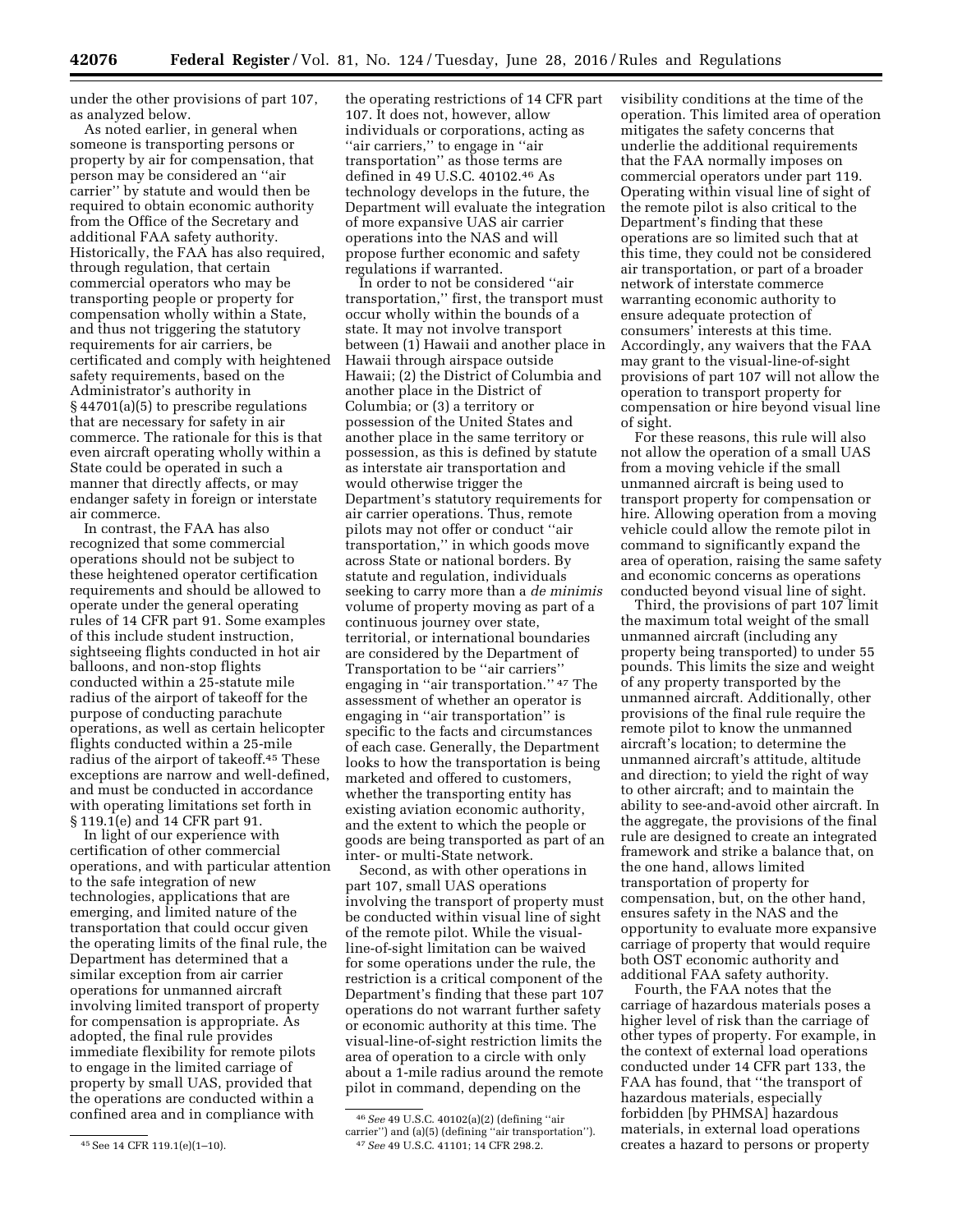under the other provisions of part 107, as analyzed below.

As noted earlier, in general when someone is transporting persons or property by air for compensation, that person may be considered an "air carrier" by statute and would then be required to obtain economic authority from the Office of the Secretary and additional FAA safety authority. Historically, the FAA has also required, through regulation, that certain commercial operators who may be transporting people or property for compensation wholly within a State, and thus not triggering the statutory requirements for air carriers, be certificated and comply with heightened safety requirements, based on the Administrator's authority in § 44701(a)(5) to prescribe regulations that are necessary for safety in air commerce. The rationale for this is that even aircraft operating wholly within a State could be operated in such a manner that directly affects, or may endanger safety in foreign or interstate air commerce.

In contrast, the FAA has also recognized that some commercial operations should not be subject to these heightened operator certification requirements and should be allowed to operate under the general operating rules of 14 CFR part 91. Some examples of this include student instruction, sightseeing flights conducted in hot air balloons, and non-stop flights conducted within a 25-statute mile radius of the airport of takeoff for the purpose of conducting parachute operations, as well as certain helicopter flights conducted within a 25-mile radius of the airport of takeoff.[45] These exceptions are narrow and well-defined, and must be conducted in accordance with operating limitations set forth in § 119.1(e) and 14 CFR part 91.

In light of our experience with certification of other commercial operations, and with particular attention to the safe integration of new technologies, applications that are emerging, and limited nature of the transportation that could occur given the operating limits of the final rule, the Department has determined that a similar exception from air carrier operations for unmanned aircraft involving limited transport of property for compensation is appropriate. As adopted, the final rule provides immediate flexibility for remote pilots to engage in the limited carriage of property by small UAS, provided that the operations are conducted within a confined area and in compliance with the operating restrictions of 14 CFR part 107. It does not, however, allow individuals or corporations, acting as "air carriers," to engage in "air transportation" as those terms are defined in 49 U.S.C. 40102.[46] As technology develops in the future, the Department will evaluate the integration of more expansive UAS air carrier operations into the NAS and will propose further economic and safety regulations if warranted.

In order to not be considered "air transportation," first, the transport must occur wholly within the bounds of a state. It may not involve transport between (1) Hawaii and another place in Hawaii through airspace outside Hawaii; (2) the District of Columbia and another place in the District of Columbia; or (3) a territory or possession of the United States and another place in the same territory or possession, as this is defined by statute as interstate air transportation and would otherwise trigger the Department's statutory requirements for air carrier operations. Thus, remote pilots may not offer or conduct "air transportation," in which goods move across State or national borders. By statute and regulation, individuals seeking to carry more than a *de minimis* volume of property moving as part of a continuous journey over state, territorial, or international boundaries are considered by the Department of Transportation to be "air carriers" engaging in "air transportation."[47] The assessment of whether an operator is engaging in "air transportation" is specific to the facts and circumstances of each case. Generally, the Department looks to how the transportation is being marketed and offered to customers, whether the transporting entity has existing aviation economic authority, and the extent to which the people or goods are being transported as part of an inter- or multi-State network.

Second, as with other operations in part 107, small UAS operations involving the transport of property must be conducted within visual line of sight of the remote pilot. While the visual-line-of-sight limitation can be waived for some operations under the rule, the restriction is a critical component of the Department's finding that these part 107 operations do not warrant further safety or economic authority at this time. The visual-line-of-sight restriction limits the area of operation to a circle with only about a 1-mile radius around the remote pilot in command, depending on the visibility conditions at the time of the operation. This limited area of operation mitigates the safety concerns that underlie the additional requirements that the FAA normally imposes on commercial operators under part 119. Operating within visual line of sight of the remote pilot is also critical to the Department's finding that these operations are so limited such that at this time, they could not be considered air transportation, or part of a broader network of interstate commerce warranting economic authority to ensure adequate protection of consumers' interests at this time. Accordingly, any waivers that the FAA may grant to the visual-line-of-sight provisions of part 107 will not allow the operation to transport property for compensation or hire beyond visual line of sight.

For these reasons, this rule will also not allow the operation of a small UAS from a moving vehicle if the small unmanned aircraft is being used to transport property for compensation or hire. Allowing operation from a moving vehicle could allow the remote pilot in command to significantly expand the area of operation, raising the same safety and economic concerns as operations conducted beyond visual line of sight.

Third, the provisions of part 107 limit the maximum total weight of the small unmanned aircraft (including any property being transported) to under 55 pounds. This limits the size and weight of any property transported by the unmanned aircraft. Additionally, other provisions of the final rule require the remote pilot to know the unmanned aircraft's location; to determine the unmanned aircraft's attitude, altitude and direction; to yield the right of way to other aircraft; and to maintain the ability to see-and-avoid other aircraft. In the aggregate, the provisions of the final rule are designed to create an integrated framework and strike a balance that, on the one hand, allows limited transportation of property for compensation, but, on the other hand, ensures safety in the NAS and the opportunity to evaluate more expansive carriage of property that would require both OST economic authority and additional FAA safety authority.

Fourth, the FAA notes that the carriage of hazardous materials poses a higher level of risk than the carriage of other types of property. For example, in the context of external load operations conducted under 14 CFR part 133, the FAA has found, that "the transport of hazardous materials, especially forbidden [by PHMSA] hazardous materials, in external load operations creates a hazard to persons or property

[45] See 14 CFR 119.1(e)(1–10).

[46] *See* 49 U.S.C. 40102(a)(2) (defining "air carrier") and (a)(5) (defining "air transportation").

[47] *See* 49 U.S.C. 41101; 14 CFR 298.2.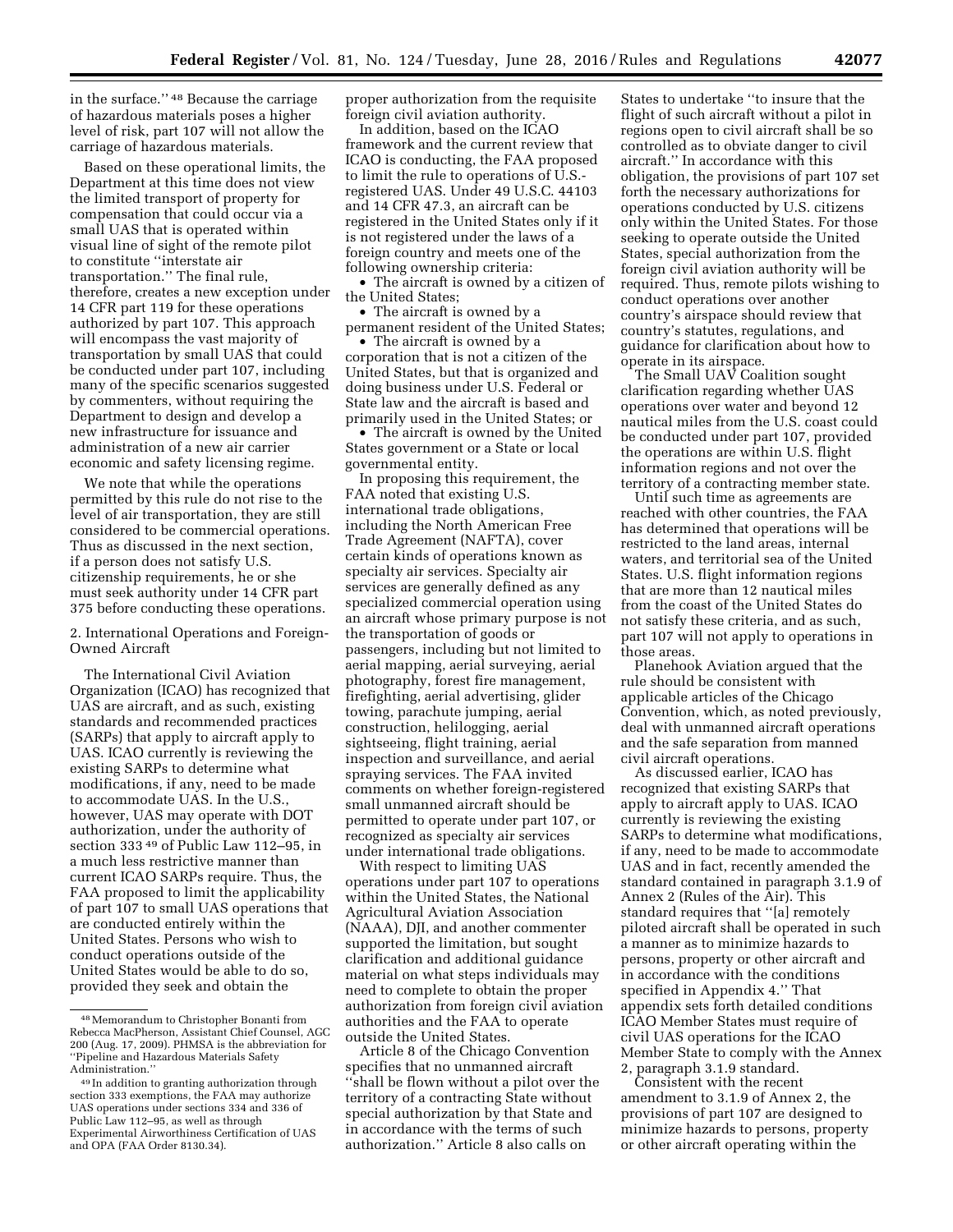in the surface." [48] Because the carriage of hazardous materials poses a higher level of risk, part 107 will not allow the carriage of hazardous materials.

Based on these operational limits, the Department at this time does not view the limited transport of property for compensation that could occur via a small UAS that is operated within visual line of sight of the remote pilot to constitute "interstate air transportation." The final rule, therefore, creates a new exception under 14 CFR part 119 for these operations authorized by part 107. This approach will encompass the vast majority of transportation by small UAS that could be conducted under part 107, including many of the specific scenarios suggested by commenters, without requiring the Department to design and develop a new infrastructure for issuance and administration of a new air carrier economic and safety licensing regime.

We note that while the operations permitted by this rule do not rise to the level of air transportation, they are still considered to be commercial operations. Thus as discussed in the next section, if a person does not satisfy U.S. citizenship requirements, he or she must seek authority under 14 CFR part 375 before conducting these operations.

2. International Operations and Foreign-Owned Aircraft

The International Civil Aviation Organization (ICAO) has recognized that UAS are aircraft, and as such, existing standards and recommended practices (SARPs) that apply to aircraft apply to UAS. ICAO currently is reviewing the existing SARPs to determine what modifications, if any, need to be made to accommodate UAS. In the U.S., however, UAS may operate with DOT authorization, under the authority of section 333 [49] of Public Law 112–95, in a much less restrictive manner than current ICAO SARPs require. Thus, the FAA proposed to limit the applicability of part 107 to small UAS operations that are conducted entirely within the United States. Persons who wish to conduct operations outside of the United States would be able to do so, provided they seek and obtain the proper authorization from the requisite foreign civil aviation authority.

In addition, based on the ICAO framework and the current review that ICAO is conducting, the FAA proposed to limit the rule to operations of U.S.-registered UAS. Under 49 U.S.C. 44103 and 14 CFR 47.3, an aircraft can be registered in the United States only if it is not registered under the laws of a foreign country and meets one of the following ownership criteria:

- The aircraft is owned by a citizen of the United States;
- The aircraft is owned by a permanent resident of the United States;
- The aircraft is owned by a corporation that is not a citizen of the United States, but that is organized and doing business under U.S. Federal or State law and the aircraft is based and primarily used in the United States; or
- The aircraft is owned by the United States government or a State or local governmental entity.

In proposing this requirement, the FAA noted that existing U.S. international trade obligations, including the North American Free Trade Agreement (NAFTA), cover certain kinds of operations known as specialty air services. Specialty air services are generally defined as any specialized commercial operation using an aircraft whose primary purpose is not the transportation of goods or passengers, including but not limited to aerial mapping, aerial surveying, aerial photography, forest fire management, firefighting, aerial advertising, glider towing, parachute jumping, aerial construction, helilogging, aerial sightseeing, flight training, aerial inspection and surveillance, and aerial spraying services. The FAA invited comments on whether foreign-registered small unmanned aircraft should be permitted to operate under part 107, or recognized as specialty air services under international trade obligations.

With respect to limiting UAS operations under part 107 to operations within the United States, the National Agricultural Aviation Association (NAAA), DJI, and another commenter supported the limitation, but sought clarification and additional guidance material on what steps individuals may need to complete to obtain the proper authorization from foreign civil aviation authorities and the FAA to operate outside the United States.

Article 8 of the Chicago Convention specifies that no unmanned aircraft "shall be flown without a pilot over the territory of a contracting State without special authorization by that State and in accordance with the terms of such authorization." Article 8 also calls on States to undertake "to insure that the flight of such aircraft without a pilot in regions open to civil aircraft shall be so controlled as to obviate danger to civil aircraft." In accordance with this obligation, the provisions of part 107 set forth the necessary authorizations for operations conducted by U.S. citizens only within the United States. For those seeking to operate outside the United States, special authorization from the foreign civil aviation authority will be required. Thus, remote pilots wishing to conduct operations over another country's airspace should review that country's statutes, regulations, and guidance for clarification about how to operate in its airspace.

The Small UAV Coalition sought clarification regarding whether UAS operations over water and beyond 12 nautical miles from the U.S. coast could be conducted under part 107, provided the operations are within U.S. flight information regions and not over the territory of a contracting member state.

Until such time as agreements are reached with other countries, the FAA has determined that operations will be restricted to the land areas, internal waters, and territorial sea of the United States. U.S. flight information regions that are more than 12 nautical miles from the coast of the United States do not satisfy these criteria, and as such, part 107 will not apply to operations in those areas.

Planehook Aviation argued that the rule should be consistent with applicable articles of the Chicago Convention, which, as noted previously, deal with unmanned aircraft operations and the safe separation from manned civil aircraft operations.

As discussed earlier, ICAO has recognized that existing SARPs that apply to aircraft apply to UAS. ICAO currently is reviewing the existing SARPs to determine what modifications, if any, need to be made to accommodate UAS and in fact, recently amended the standard contained in paragraph 3.1.9 of Annex 2 (Rules of the Air). This standard requires that "[a] remotely piloted aircraft shall be operated in such a manner as to minimize hazards to persons, property or other aircraft and in accordance with the conditions specified in Appendix 4." That appendix sets forth detailed conditions ICAO Member States must require of civil UAS operations for the ICAO Member State to comply with the Annex 2, paragraph 3.1.9 standard.

Consistent with the recent amendment to 3.1.9 of Annex 2, the provisions of part 107 are designed to minimize hazards to persons, property or other aircraft operating within the

---

[48] Memorandum to Christopher Bonanti from Rebecca MacPherson, Assistant Chief Counsel, AGC 200 (Aug. 17, 2009). PHMSA is the abbreviation for "Pipeline and Hazardous Materials Safety Administration."

[49] In addition to granting authorization through section 333 exemptions, the FAA may authorize UAS operations under sections 334 and 336 of Public Law 112–95, as well as through Experimental Airworthiness Certification of UAS and OPA (FAA Order 8130.34).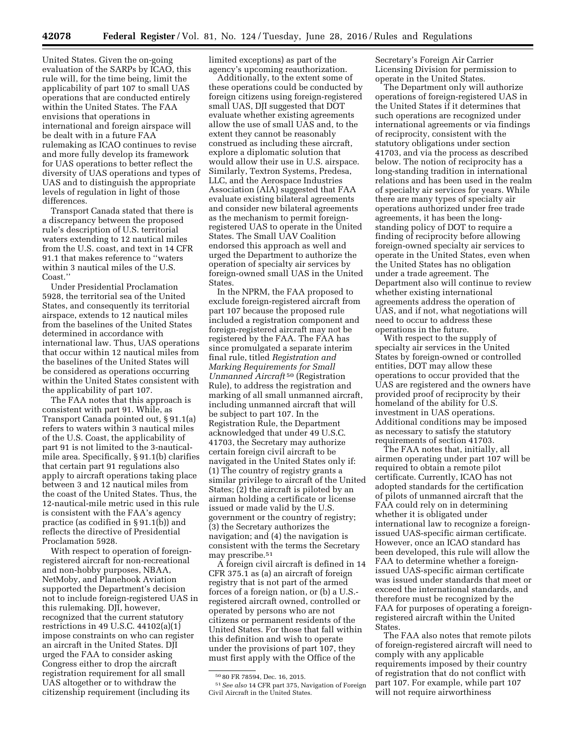United States. Given the on-going evaluation of the SARPs by ICAO, this rule will, for the time being, limit the applicability of part 107 to small UAS operations that are conducted entirely within the United States. The FAA envisions that operations in international and foreign airspace will be dealt with in a future FAA rulemaking as ICAO continues to revise and more fully develop its framework for UAS operations to better reflect the diversity of UAS operations and types of UAS and to distinguish the appropriate levels of regulation in light of those differences.

Transport Canada stated that there is a discrepancy between the proposed rule's description of U.S. territorial waters extending to 12 nautical miles from the U.S. coast, and text in 14 CFR 91.1 that makes reference to ''waters within 3 nautical miles of the U.S. Coast.''

Under Presidential Proclamation 5928, the territorial sea of the United States, and consequently its territorial airspace, extends to 12 nautical miles from the baselines of the United States determined in accordance with international law. Thus, UAS operations that occur within 12 nautical miles from the baselines of the United States will be considered as operations occurring within the United States consistent with the applicability of part 107.

The FAA notes that this approach is consistent with part 91. While, as Transport Canada pointed out, § 91.1(a) refers to waters within 3 nautical miles of the U.S. Coast, the applicability of part 91 is not limited to the 3-nautical-mile area. Specifically, § 91.1(b) clarifies that certain part 91 regulations also apply to aircraft operations taking place between 3 and 12 nautical miles from the coast of the United States. Thus, the 12-nautical-mile metric used in this rule is consistent with the FAA's agency practice (as codified in § 91.1(b)) and reflects the directive of Presidential Proclamation 5928.

With respect to operation of foreign-registered aircraft for non-recreational and non-hobby purposes, NBAA, NetMoby, and Planehook Aviation supported the Department's decision not to include foreign-registered UAS in this rulemaking. DJI, however, recognized that the current statutory restrictions in 49 U.S.C. 44102(a)(1) impose constraints on who can register an aircraft in the United States. DJI urged the FAA to consider asking Congress either to drop the aircraft registration requirement for all small UAS altogether or to withdraw the citizenship requirement (including its limited exceptions) as part of the agency's upcoming reauthorization.

Additionally, to the extent some of these operations could be conducted by foreign citizens using foreign-registered small UAS, DJI suggested that DOT evaluate whether existing agreements allow the use of small UAS and, to the extent they cannot be reasonably construed as including these aircraft, explore a diplomatic solution that would allow their use in U.S. airspace. Similarly, Textron Systems, Predesa, LLC, and the Aerospace Industries Association (AIA) suggested that FAA evaluate existing bilateral agreements and consider new bilateral agreements as the mechanism to permit foreign-registered UAS to operate in the United States. The Small UAV Coalition endorsed this approach as well and urged the Department to authorize the operation of specialty air services by foreign-owned small UAS in the United States.

In the NPRM, the FAA proposed to exclude foreign-registered aircraft from part 107 because the proposed rule included a registration component and foreign-registered aircraft may not be registered by the FAA. The FAA has since promulgated a separate interim final rule, titled *Registration and Marking Requirements for Small Unmanned Aircraft*[50] (Registration Rule), to address the registration and marking of all small unmanned aircraft, including unmanned aircraft that will be subject to part 107. In the Registration Rule, the Department acknowledged that under 49 U.S.C. 41703, the Secretary may authorize certain foreign civil aircraft to be navigated in the United States only if: (1) The country of registry grants a similar privilege to aircraft of the United States; (2) the aircraft is piloted by an airman holding a certificate or license issued or made valid by the U.S. government or the country of registry; (3) the Secretary authorizes the navigation; and (4) the navigation is consistent with the terms the Secretary may prescribe.[51]

A foreign civil aircraft is defined in 14 CFR 375.1 as (a) an aircraft of foreign registry that is not part of the armed forces of a foreign nation, or (b) a U.S.-registered aircraft owned, controlled or operated by persons who are not citizens or permanent residents of the United States. For those that fall within this definition and wish to operate under the provisions of part 107, they must first apply with the Office of the Secretary's Foreign Air Carrier Licensing Division for permission to operate in the United States.

The Department only will authorize operations of foreign-registered UAS in the United States if it determines that such operations are recognized under international agreements or via findings of reciprocity, consistent with the statutory obligations under section 41703, and via the process as described below. The notion of reciprocity has a long-standing tradition in international relations and has been used in the realm of specialty air services for years. While there are many types of specialty air operations authorized under free trade agreements, it has been the long-standing policy of DOT to require a finding of reciprocity before allowing foreign-owned specialty air services to operate in the United States, even when the United States has no obligation under a trade agreement. The Department also will continue to review whether existing international agreements address the operation of UAS, and if not, what negotiations will need to occur to address these operations in the future.

With respect to the supply of specialty air services in the United States by foreign-owned or controlled entities, DOT may allow these operations to occur provided that the UAS are registered and the owners have provided proof of reciprocity by their homeland of the ability for U.S. investment in UAS operations. Additional conditions may be imposed as necessary to satisfy the statutory requirements of section 41703.

The FAA notes that, initially, all airmen operating under part 107 will be required to obtain a remote pilot certificate. Currently, ICAO has not adopted standards for the certification of pilots of unmanned aircraft that the FAA could rely on in determining whether it is obligated under international law to recognize a foreign-issued UAS-specific airman certificate. However, once an ICAO standard has been developed, this rule will allow the FAA to determine whether a foreign-issued UAS-specific airman certificate was issued under standards that meet or exceed the international standards, and therefore must be recognized by the FAA for purposes of operating a foreign-registered aircraft within the United States.

The FAA also notes that remote pilots of foreign-registered aircraft will need to comply with any applicable requirements imposed by their country of registration that do not conflict with part 107. For example, while part 107 will not require airworthiness

[50] 80 FR 78594, Dec. 16, 2015.

[51] *See also* 14 CFR part 375, Navigation of Foreign Civil Aircraft in the United States.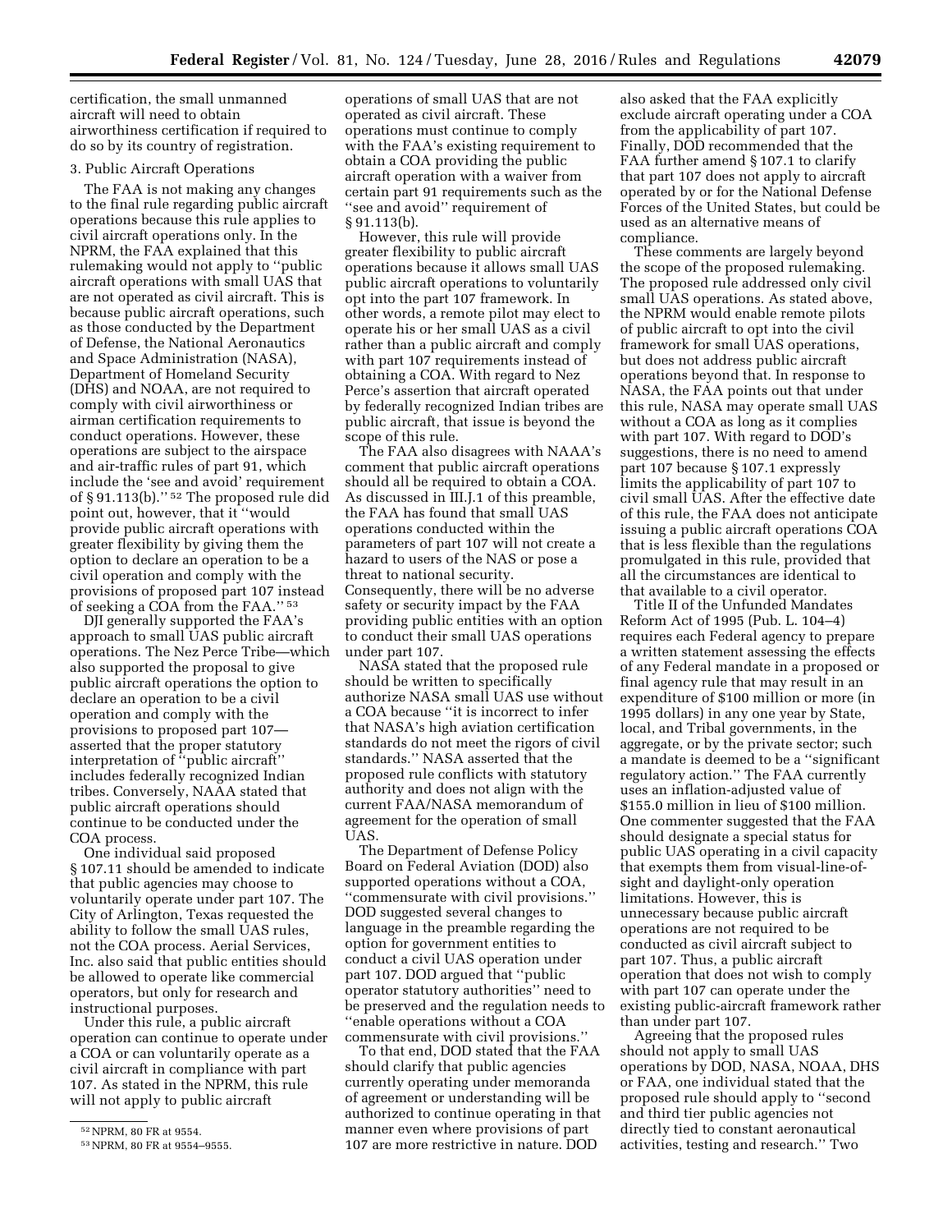certification, the small unmanned aircraft will need to obtain airworthiness certification if required to do so by its country of registration.

3. Public Aircraft Operations

The FAA is not making any changes to the final rule regarding public aircraft operations because this rule applies to civil aircraft operations only. In the NPRM, the FAA explained that this rulemaking would not apply to ''public aircraft operations with small UAS that are not operated as civil aircraft. This is because public aircraft operations, such as those conducted by the Department of Defense, the National Aeronautics and Space Administration (NASA), Department of Homeland Security (DHS) and NOAA, are not required to comply with civil airworthiness or airman certification requirements to conduct operations. However, these operations are subject to the airspace and air-traffic rules of part 91, which include the 'see and avoid' requirement of § 91.113(b).'' [52] The proposed rule did point out, however, that it ''would provide public aircraft operations with greater flexibility by giving them the option to declare an operation to be a civil operation and comply with the provisions of proposed part 107 instead of seeking a COA from the FAA.'' [53]

DJI generally supported the FAA's approach to small UAS public aircraft operations. The Nez Perce Tribe—which also supported the proposal to give public aircraft operations the option to declare an operation to be a civil operation and comply with the provisions to proposed part 107—asserted that the proper statutory interpretation of ''public aircraft'' includes federally recognized Indian tribes. Conversely, NAAA stated that public aircraft operations should continue to be conducted under the COA process.

One individual said proposed § 107.11 should be amended to indicate that public agencies may choose to voluntarily operate under part 107. The City of Arlington, Texas requested the ability to follow the small UAS rules, not the COA process. Aerial Services, Inc. also said that public entities should be allowed to operate like commercial operators, but only for research and instructional purposes.

Under this rule, a public aircraft operation can continue to operate under a COA or can voluntarily operate as a civil aircraft in compliance with part 107. As stated in the NPRM, this rule will not apply to public aircraft operations of small UAS that are not operated as civil aircraft. These operations must continue to comply with the FAA's existing requirement to obtain a COA providing the public aircraft operation with a waiver from certain part 91 requirements such as the ''see and avoid'' requirement of § 91.113(b).

However, this rule will provide greater flexibility to public aircraft operations because it allows small UAS public aircraft operations to voluntarily opt into the part 107 framework. In other words, a remote pilot may elect to operate his or her small UAS as a civil rather than a public aircraft and comply with part 107 requirements instead of obtaining a COA. With regard to Nez Perce's assertion that aircraft operated by federally recognized Indian tribes are public aircraft, that issue is beyond the scope of this rule.

The FAA also disagrees with NAAA's comment that public aircraft operations should all be required to obtain a COA. As discussed in III.J.1 of this preamble, the FAA has found that small UAS operations conducted within the parameters of part 107 will not create a hazard to users of the NAS or pose a threat to national security. Consequently, there will be no adverse safety or security impact by the FAA providing public entities with an option to conduct their small UAS operations under part 107.

NASA stated that the proposed rule should be written to specifically authorize NASA small UAS use without a COA because ''it is incorrect to infer that NASA's high aviation certification standards do not meet the rigors of civil standards.'' NASA asserted that the proposed rule conflicts with statutory authority and does not align with the current FAA/NASA memorandum of agreement for the operation of small UAS.

The Department of Defense Policy Board on Federal Aviation (DOD) also supported operations without a COA, ''commensurate with civil provisions.'' DOD suggested several changes to language in the preamble regarding the option for government entities to conduct a civil UAS operation under part 107. DOD argued that ''public operator statutory authorities'' need to be preserved and the regulation needs to ''enable operations without a COA commensurate with civil provisions.''

To that end, DOD stated that the FAA should clarify that public agencies currently operating under memoranda of agreement or understanding will be authorized to continue operating in that manner even where provisions of part 107 are more restrictive in nature. DOD also asked that the FAA explicitly exclude aircraft operating under a COA from the applicability of part 107. Finally, DOD recommended that the FAA further amend § 107.1 to clarify that part 107 does not apply to aircraft operated by or for the National Defense Forces of the United States, but could be used as an alternative means of compliance.

These comments are largely beyond the scope of the proposed rulemaking. The proposed rule addressed only civil small UAS operations. As stated above, the NPRM would enable remote pilots of public aircraft to opt into the civil framework for small UAS operations, but does not address public aircraft operations beyond that. In response to NASA, the FAA points out that under this rule, NASA may operate small UAS without a COA as long as it complies with part 107. With regard to DOD's suggestions, there is no need to amend part 107 because § 107.1 expressly limits the applicability of part 107 to civil small UAS. After the effective date of this rule, the FAA does not anticipate issuing a public aircraft operations COA that is less flexible than the regulations promulgated in this rule, provided that all the circumstances are identical to that available to a civil operator.

Title II of the Unfunded Mandates Reform Act of 1995 (Pub. L. 104–4) requires each Federal agency to prepare a written statement assessing the effects of any Federal mandate in a proposed or final agency rule that may result in an expenditure of $100 million or more (in 1995 dollars) in any one year by State, local, and Tribal governments, in the aggregate, or by the private sector; such a mandate is deemed to be a ''significant regulatory action.'' The FAA currently uses an inflation-adjusted value of $155.0 million in lieu of $100 million. One commenter suggested that the FAA should designate a special status for public UAS operating in a civil capacity that exempts them from visual-line-of-sight and daylight-only operation limitations. However, this is unnecessary because public aircraft operations are not required to be conducted as civil aircraft subject to part 107. Thus, a public aircraft operation that does not wish to comply with part 107 can operate under the existing public-aircraft framework rather than under part 107.

Agreeing that the proposed rules should not apply to small UAS operations by DOD, NASA, NOAA, DHS or FAA, one individual stated that the proposed rule should apply to ''second and third tier public agencies not directly tied to constant aeronautical activities, testing and research.'' Two

[52] NPRM, 80 FR at 9554.

[53] NPRM, 80 FR at 9554–9555.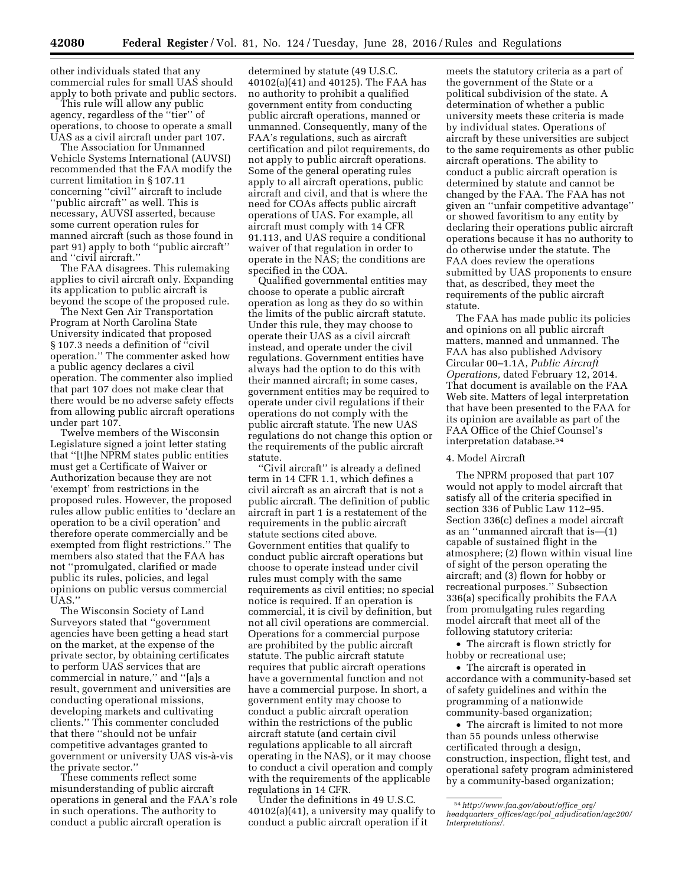other individuals stated that any commercial rules for small UAS should apply to both private and public sectors.

This rule will allow any public agency, regardless of the ''tier'' of operations, to choose to operate a small UAS as a civil aircraft under part 107.

The Association for Unmanned Vehicle Systems International (AUVSI) recommended that the FAA modify the current limitation in § 107.11 concerning ''civil'' aircraft to include ''public aircraft'' as well. This is necessary, AUVSI asserted, because some current operation rules for manned aircraft (such as those found in part 91) apply to both ''public aircraft'' and ''civil aircraft.''

The FAA disagrees. This rulemaking applies to civil aircraft only. Expanding its application to public aircraft is beyond the scope of the proposed rule.

The Next Gen Air Transportation Program at North Carolina State University indicated that proposed § 107.3 needs a definition of ''civil operation.'' The commenter asked how a public agency declares a civil operation. The commenter also implied that part 107 does not make clear that there would be no adverse safety effects from allowing public aircraft operations under part 107.

Twelve members of the Wisconsin Legislature signed a joint letter stating that ''[t]he NPRM states public entities must get a Certificate of Waiver or Authorization because they are not 'exempt' from restrictions in the proposed rules. However, the proposed rules allow public entities to 'declare an operation to be a civil operation' and therefore operate commercially and be exempted from flight restrictions.'' The members also stated that the FAA has not ''promulgated, clarified or made public its rules, policies, and legal opinions on public versus commercial UAS.''

The Wisconsin Society of Land Surveyors stated that ''government agencies have been getting a head start on the market, at the expense of the private sector, by obtaining certificates to perform UAS services that are commercial in nature,'' and ''[a]s a result, government and universities are conducting operational missions, developing markets and cultivating clients.'' This commenter concluded that there ''should not be unfair competitive advantages granted to government or university UAS vis-à-vis the private sector.''

These comments reflect some misunderstanding of public aircraft operations in general and the FAA's role in such operations. The authority to conduct a public aircraft operation is determined by statute (49 U.S.C. 40102(a)(41) and 40125). The FAA has no authority to prohibit a qualified government entity from conducting public aircraft operations, manned or unmanned. Consequently, many of the FAA's regulations, such as aircraft certification and pilot requirements, do not apply to public aircraft operations. Some of the general operating rules apply to all aircraft operations, public aircraft and civil, and that is where the need for COAs affects public aircraft operations of UAS. For example, all aircraft must comply with 14 CFR 91.113, and UAS require a conditional waiver of that regulation in order to operate in the NAS; the conditions are specified in the COA.

Qualified governmental entities may choose to operate a public aircraft operation as long as they do so within the limits of the public aircraft statute. Under this rule, they may choose to operate their UAS as a civil aircraft instead, and operate under the civil regulations. Government entities have always had the option to do this with their manned aircraft; in some cases, government entities may be required to operate under civil regulations if their operations do not comply with the public aircraft statute. The new UAS regulations do not change this option or the requirements of the public aircraft statute.

''Civil aircraft'' is already a defined term in 14 CFR 1.1, which defines a civil aircraft as an aircraft that is not a public aircraft. The definition of public aircraft in part 1 is a restatement of the requirements in the public aircraft statute sections cited above. Government entities that qualify to conduct public aircraft operations but choose to operate instead under civil rules must comply with the same requirements as civil entities; no special notice is required. If an operation is commercial, it is civil by definition, but not all civil operations are commercial. Operations for a commercial purpose are prohibited by the public aircraft statute. The public aircraft statute requires that public aircraft operations have a governmental function and not have a commercial purpose. In short, a government entity may choose to conduct a public aircraft operation within the restrictions of the public aircraft statute (and certain civil regulations applicable to all aircraft operating in the NAS), or it may choose to conduct a civil operation and comply with the requirements of the applicable regulations in 14 CFR.

Under the definitions in 49 U.S.C. 40102(a)(41), a university may qualify to conduct a public aircraft operation if it meets the statutory criteria as a part of the government of the State or a political subdivision of the state. A determination of whether a public university meets these criteria is made by individual states. Operations of aircraft by these universities are subject to the same requirements as other public aircraft operations. The ability to conduct a public aircraft operation is determined by statute and cannot be changed by the FAA. The FAA has not given an ''unfair competitive advantage'' or showed favoritism to any entity by declaring their operations public aircraft operations because it has no authority to do otherwise under the statute. The FAA does review the operations submitted by UAS proponents to ensure that, as described, they meet the requirements of the public aircraft statute.

The FAA has made public its policies and opinions on all public aircraft matters, manned and unmanned. The FAA has also published Advisory Circular 00–1.1A, *Public Aircraft Operations,* dated February 12, 2014. That document is available on the FAA Web site. Matters of legal interpretation that have been presented to the FAA for its opinion are available as part of the FAA Office of the Chief Counsel's interpretation database.[54]

#### 4. Model Aircraft

The NPRM proposed that part 107 would not apply to model aircraft that satisfy all of the criteria specified in section 336 of Public Law 112–95. Section 336(c) defines a model aircraft as an ''unmanned aircraft that is—(1) capable of sustained flight in the atmosphere; (2) flown within visual line of sight of the person operating the aircraft; and (3) flown for hobby or recreational purposes.'' Subsection 336(a) specifically prohibits the FAA from promulgating rules regarding model aircraft that meet all of the following statutory criteria:

- The aircraft is flown strictly for hobby or recreational use;
- The aircraft is operated in accordance with a community-based set of safety guidelines and within the programming of a nationwide community-based organization;
- The aircraft is limited to not more than 55 pounds unless otherwise certificated through a design, construction, inspection, flight test, and operational safety program administered by a community-based organization;

---

[54] *http://www.faa.gov/about/office_org/headquarters_offices/agc/pol_adjudication/agc200/Interpretations/.*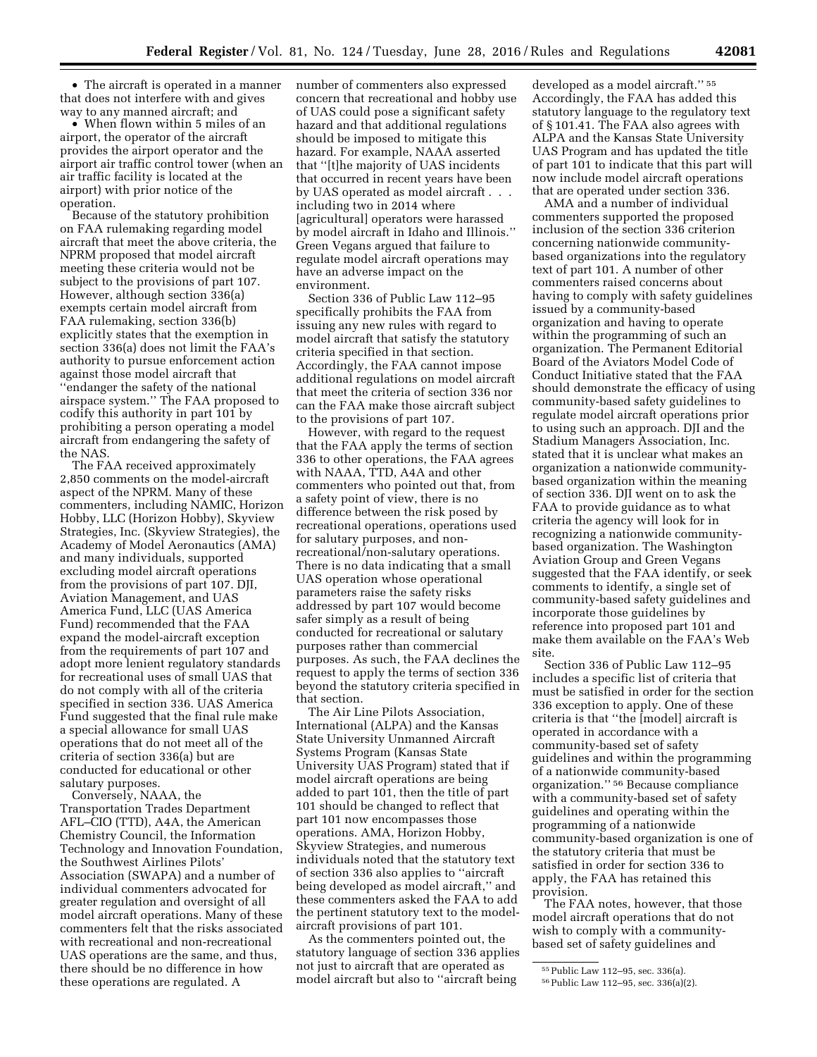- The aircraft is operated in a manner that does not interfere with and gives way to any manned aircraft; and
- When flown within 5 miles of an airport, the operator of the aircraft provides the airport operator and the airport air traffic control tower (when an air traffic facility is located at the airport) with prior notice of the operation.

Because of the statutory prohibition on FAA rulemaking regarding model aircraft that meet the above criteria, the NPRM proposed that model aircraft meeting these criteria would not be subject to the provisions of part 107. However, although section 336(a) exempts certain model aircraft from FAA rulemaking, section 336(b) explicitly states that the exemption in section 336(a) does not limit the FAA's authority to pursue enforcement action against those model aircraft that "endanger the safety of the national airspace system." The FAA proposed to codify this authority in part 101 by prohibiting a person operating a model aircraft from endangering the safety of the NAS.

The FAA received approximately 2,850 comments on the model-aircraft aspect of the NPRM. Many of these commenters, including NAMIC, Horizon Hobby, LLC (Horizon Hobby), Skyview Strategies, Inc. (Skyview Strategies), the Academy of Model Aeronautics (AMA) and many individuals, supported excluding model aircraft operations from the provisions of part 107. DJI, Aviation Management, and UAS America Fund, LLC (UAS America Fund) recommended that the FAA expand the model-aircraft exception from the requirements of part 107 and adopt more lenient regulatory standards for recreational uses of small UAS that do not comply with all of the criteria specified in section 336. UAS America Fund suggested that the final rule make a special allowance for small UAS operations that do not meet all of the criteria of section 336(a) but are conducted for educational or other salutary purposes.

Conversely, NAAA, the Transportation Trades Department AFL–CIO (TTD), A4A, the American Chemistry Council, the Information Technology and Innovation Foundation, the Southwest Airlines Pilots' Association (SWAPA) and a number of individual commenters advocated for greater regulation and oversight of all model aircraft operations. Many of these commenters felt that the risks associated with recreational and non-recreational UAS operations are the same, and thus, there should be no difference in how these operations are regulated. A number of commenters also expressed concern that recreational and hobby use of UAS could pose a significant safety hazard and that additional regulations should be imposed to mitigate this hazard. For example, NAAA asserted that "[t]he majority of UAS incidents that occurred in recent years have been by UAS operated as model aircraft . . . including two in 2014 where [agricultural] operators were harassed by model aircraft in Idaho and Illinois." Green Vegans argued that failure to regulate model aircraft operations may have an adverse impact on the environment.

Section 336 of Public Law 112–95 specifically prohibits the FAA from issuing any new rules with regard to model aircraft that satisfy the statutory criteria specified in that section. Accordingly, the FAA cannot impose additional regulations on model aircraft that meet the criteria of section 336 nor can the FAA make those aircraft subject to the provisions of part 107.

However, with regard to the request that the FAA apply the terms of section 336 to other operations, the FAA agrees with NAAA, TTD, A4A and other commenters who pointed out that, from a safety point of view, there is no difference between the risk posed by recreational operations, operations used for salutary purposes, and non-recreational/non-salutary operations. There is no data indicating that a small UAS operation whose operational parameters raise the safety risks addressed by part 107 would become safer simply as a result of being conducted for recreational or salutary purposes rather than commercial purposes. As such, the FAA declines the request to apply the terms of section 336 beyond the statutory criteria specified in that section.

The Air Line Pilots Association, International (ALPA) and the Kansas State University Unmanned Aircraft Systems Program (Kansas State University UAS Program) stated that if model aircraft operations are being added to part 101, then the title of part 101 should be changed to reflect that part 101 now encompasses those operations. AMA, Horizon Hobby, Skyview Strategies, and numerous individuals noted that the statutory text of section 336 also applies to "aircraft being developed as model aircraft," and these commenters asked the FAA to add the pertinent statutory text to the model-aircraft provisions of part 101.

As the commenters pointed out, the statutory language of section 336 applies not just to aircraft that are operated as model aircraft but also to "aircraft being developed as a model aircraft." [55] Accordingly, the FAA has added this statutory language to the regulatory text of § 101.41. The FAA also agrees with ALPA and the Kansas State University UAS Program and has updated the title of part 101 to indicate that this part will now include model aircraft operations that are operated under section 336.

AMA and a number of individual commenters supported the proposed inclusion of the section 336 criterion concerning nationwide community-based organizations into the regulatory text of part 101. A number of other commenters raised concerns about having to comply with safety guidelines issued by a community-based organization and having to operate within the programming of such an organization. The Permanent Editorial Board of the Aviators Model Code of Conduct Initiative stated that the FAA should demonstrate the efficacy of using community-based safety guidelines to regulate model aircraft operations prior to using such an approach. DJI and the Stadium Managers Association, Inc. stated that it is unclear what makes an organization a nationwide community-based organization within the meaning of section 336. DJI went on to ask the FAA to provide guidance as to what criteria the agency will look for in recognizing a nationwide community-based organization. The Washington Aviation Group and Green Vegans suggested that the FAA identify, or seek comments to identify, a single set of community-based safety guidelines and incorporate those guidelines by reference into proposed part 101 and make them available on the FAA's Web site.

Section 336 of Public Law 112–95 includes a specific list of criteria that must be satisfied in order for the section 336 exception to apply. One of these criteria is that "the [model] aircraft is operated in accordance with a community-based set of safety guidelines and within the programming of a nationwide community-based organization." [56] Because compliance with a community-based set of safety guidelines and operating within the programming of a nationwide community-based organization is one of the statutory criteria that must be satisfied in order for section 336 to apply, the FAA has retained this provision.

The FAA notes, however, that those model aircraft operations that do not wish to comply with a community-based set of safety guidelines and

[55] Public Law 112–95, sec. 336(a).

[56] Public Law 112–95, sec. 336(a)(2).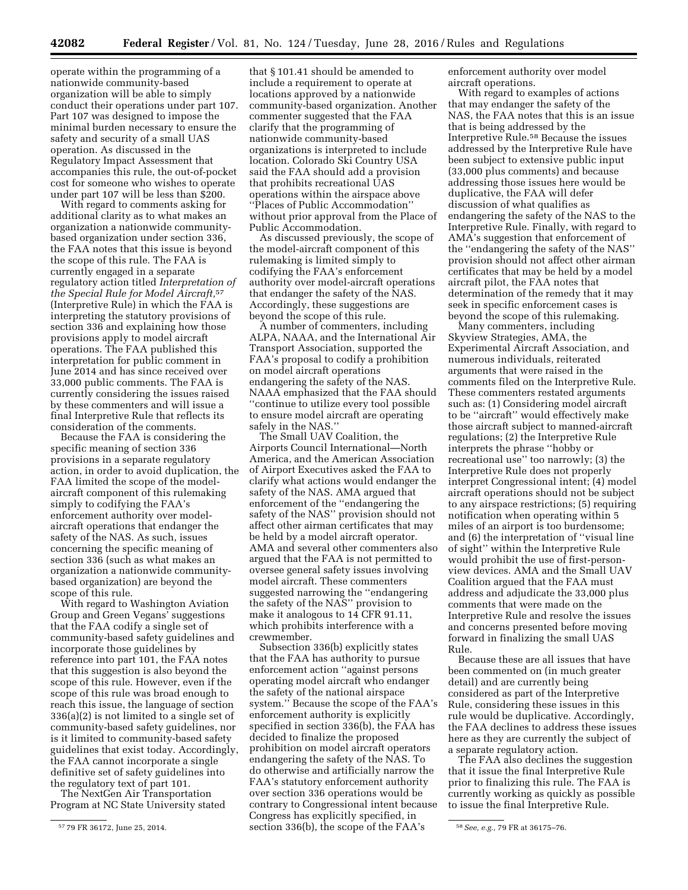operate within the programming of a nationwide community-based organization will be able to simply conduct their operations under part 107. Part 107 was designed to impose the minimal burden necessary to ensure the safety and security of a small UAS operation. As discussed in the Regulatory Impact Assessment that accompanies this rule, the out-of-pocket cost for someone who wishes to operate under part 107 will be less than $200.

With regard to comments asking for additional clarity as to what makes an organization a nationwide community-based organization under section 336, the FAA notes that this issue is beyond the scope of this rule. The FAA is currently engaged in a separate regulatory action titled *Interpretation of the Special Rule for Model Aircraft,*[57] (Interpretive Rule) in which the FAA is interpreting the statutory provisions of section 336 and explaining how those provisions apply to model aircraft operations. The FAA published this interpretation for public comment in June 2014 and has since received over 33,000 public comments. The FAA is currently considering the issues raised by these commenters and will issue a final Interpretive Rule that reflects its consideration of the comments.

Because the FAA is considering the specific meaning of section 336 provisions in a separate regulatory action, in order to avoid duplication, the FAA limited the scope of the model-aircraft component of this rulemaking simply to codifying the FAA's enforcement authority over model-aircraft operations that endanger the safety of the NAS. As such, issues concerning the specific meaning of section 336 (such as what makes an organization a nationwide community-based organization) are beyond the scope of this rule.

With regard to Washington Aviation Group and Green Vegans' suggestions that the FAA codify a single set of community-based safety guidelines and incorporate those guidelines by reference into part 101, the FAA notes that this suggestion is also beyond the scope of this rule. However, even if the scope of this rule was broad enough to reach this issue, the language of section 336(a)(2) is not limited to a single set of community-based safety guidelines, nor is it limited to community-based safety guidelines that exist today. Accordingly, the FAA cannot incorporate a single definitive set of safety guidelines into the regulatory text of part 101.

The NextGen Air Transportation Program at NC State University stated that § 101.41 should be amended to include a requirement to operate at locations approved by a nationwide community-based organization. Another commenter suggested that the FAA clarify that the programming of nationwide community-based organizations is interpreted to include location. Colorado Ski Country USA said the FAA should add a provision that prohibits recreational UAS operations within the airspace above "Places of Public Accommodation" without prior approval from the Place of Public Accommodation.

As discussed previously, the scope of the model-aircraft component of this rulemaking is limited simply to codifying the FAA's enforcement authority over model-aircraft operations that endanger the safety of the NAS. Accordingly, these suggestions are beyond the scope of this rule.

A number of commenters, including ALPA, NAAA, and the International Air Transport Association, supported the FAA's proposal to codify a prohibition on model aircraft operations endangering the safety of the NAS. NAAA emphasized that the FAA should "continue to utilize every tool possible to ensure model aircraft are operating safely in the NAS."

The Small UAV Coalition, the Airports Council International—North America, and the American Association of Airport Executives asked the FAA to clarify what actions would endanger the safety of the NAS. AMA argued that enforcement of the "endangering the safety of the NAS" provision should not affect other airman certificates that may be held by a model aircraft operator. AMA and several other commenters also argued that the FAA is not permitted to oversee general safety issues involving model aircraft. These commenters suggested narrowing the "endangering the safety of the NAS" provision to make it analogous to 14 CFR 91.11, which prohibits interference with a crewmember.

Subsection 336(b) explicitly states that the FAA has authority to pursue enforcement action "against persons operating model aircraft who endanger the safety of the national airspace system." Because the scope of the FAA's enforcement authority is explicitly specified in section 336(b), the FAA has decided to finalize the proposed prohibition on model aircraft operators endangering the safety of the NAS. To do otherwise and artificially narrow the FAA's statutory enforcement authority over section 336 operations would be contrary to Congressional intent because Congress has explicitly specified, in section 336(b), the scope of the FAA's enforcement authority over model aircraft operations.

With regard to examples of actions that may endanger the safety of the NAS, the FAA notes that this is an issue that is being addressed by the Interpretive Rule.[58] Because the issues addressed by the Interpretive Rule have been subject to extensive public input (33,000 plus comments) and because addressing those issues here would be duplicative, the FAA will defer discussion of what qualifies as endangering the safety of the NAS to the Interpretive Rule. Finally, with regard to AMA's suggestion that enforcement of the "endangering the safety of the NAS" provision should not affect other airman certificates that may be held by a model aircraft pilot, the FAA notes that determination of the remedy that it may seek in specific enforcement cases is beyond the scope of this rulemaking.

Many commenters, including Skyview Strategies, AMA, the Experimental Aircraft Association, and numerous individuals, reiterated arguments that were raised in the comments filed on the Interpretive Rule. These commenters restated arguments such as: (1) Considering model aircraft to be "aircraft" would effectively make those aircraft subject to manned-aircraft regulations; (2) the Interpretive Rule interprets the phrase "hobby or recreational use" too narrowly; (3) the Interpretive Rule does not properly interpret Congressional intent; (4) model aircraft operations should not be subject to any airspace restrictions; (5) requiring notification when operating within 5 miles of an airport is too burdensome; and (6) the interpretation of "visual line of sight" within the Interpretive Rule would prohibit the use of first-person-view devices. AMA and the Small UAV Coalition argued that the FAA must address and adjudicate the 33,000 plus comments that were made on the Interpretive Rule and resolve the issues and concerns presented before moving forward in finalizing the small UAS Rule.

Because these are all issues that have been commented on (in much greater detail) and are currently being considered as part of the Interpretive Rule, considering these issues in this rule would be duplicative. Accordingly, the FAA declines to address these issues here as they are currently the subject of a separate regulatory action.

The FAA also declines the suggestion that it issue the final Interpretive Rule prior to finalizing this rule. The FAA is currently working as quickly as possible to issue the final Interpretive Rule.

---

[57] 79 FR 36172, June 25, 2014.

[58] *See, e.g.,* 79 FR at 36175–76.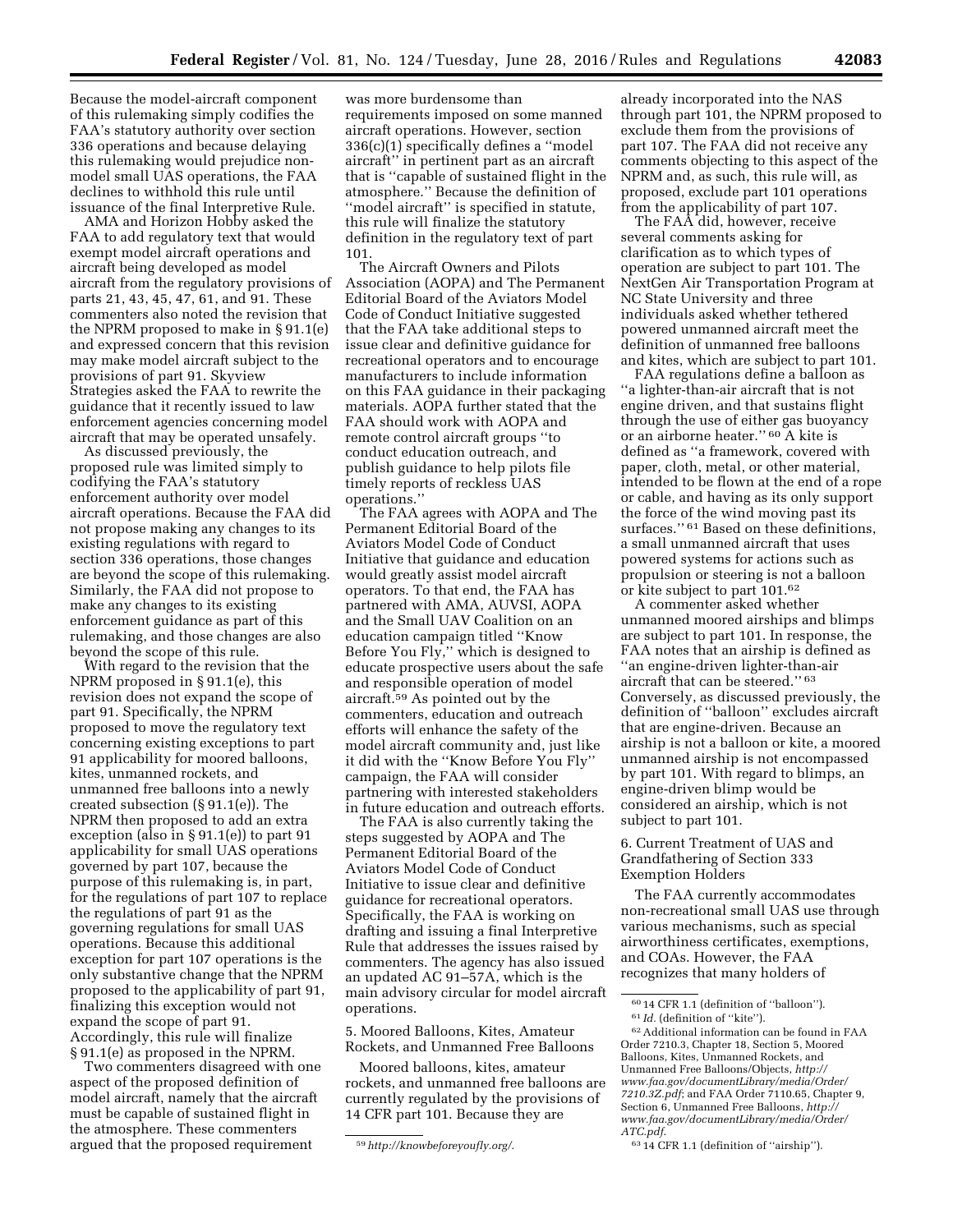Because the model-aircraft component of this rulemaking simply codifies the FAA's statutory authority over section 336 operations and because delaying this rulemaking would prejudice non-model small UAS operations, the FAA declines to withhold this rule until issuance of the final Interpretive Rule.

AMA and Horizon Hobby asked the FAA to add regulatory text that would exempt model aircraft operations and aircraft being developed as model aircraft from the regulatory provisions of parts 21, 43, 45, 47, 61, and 91. These commenters also noted the revision that the NPRM proposed to make in § 91.1(e) and expressed concern that this revision may make model aircraft subject to the provisions of part 91. Skyview Strategies asked the FAA to rewrite the guidance that it recently issued to law enforcement agencies concerning model aircraft that may be operated unsafely.

As discussed previously, the proposed rule was limited simply to codifying the FAA's statutory enforcement authority over model aircraft operations. Because the FAA did not propose making any changes to its existing regulations with regard to section 336 operations, those changes are beyond the scope of this rulemaking. Similarly, the FAA did not propose to make any changes to its existing enforcement guidance as part of this rulemaking, and those changes are also beyond the scope of this rule.

With regard to the revision that the NPRM proposed in § 91.1(e), this revision does not expand the scope of part 91. Specifically, the NPRM proposed to move the regulatory text concerning existing exceptions to part 91 applicability for moored balloons, kites, unmanned rockets, and unmanned free balloons into a newly created subsection (§ 91.1(e)). The NPRM then proposed to add an extra exception (also in § 91.1(e)) to part 91 applicability for small UAS operations governed by part 107, because the purpose of this rulemaking is, in part, for the regulations of part 107 to replace the regulations of part 91 as the governing regulations for small UAS operations. Because this additional exception for part 107 operations is the only substantive change that the NPRM proposed to the applicability of part 91, finalizing this exception would not expand the scope of part 91. Accordingly, this rule will finalize § 91.1(e) as proposed in the NPRM.

Two commenters disagreed with one aspect of the proposed definition of model aircraft, namely that the aircraft must be capable of sustained flight in the atmosphere. These commenters argued that the proposed requirement was more burdensome than requirements imposed on some manned aircraft operations. However, section 336(c)(1) specifically defines a "model aircraft" in pertinent part as an aircraft that is "capable of sustained flight in the atmosphere." Because the definition of "model aircraft" is specified in statute, this rule will finalize the statutory definition in the regulatory text of part 101.

The Aircraft Owners and Pilots Association (AOPA) and The Permanent Editorial Board of the Aviators Model Code of Conduct Initiative suggested that the FAA take additional steps to issue clear and definitive guidance for recreational operators and to encourage manufacturers to include information on this FAA guidance in their packaging materials. AOPA further stated that the FAA should work with AOPA and remote control aircraft groups "to conduct education outreach, and publish guidance to help pilots file timely reports of reckless UAS operations."

The FAA agrees with AOPA and The Permanent Editorial Board of the Aviators Model Code of Conduct Initiative that guidance and education would greatly assist model aircraft operators. To that end, the FAA has partnered with AMA, AUVSI, AOPA and the Small UAV Coalition on an education campaign titled "Know Before You Fly," which is designed to educate prospective users about the safe and responsible operation of model aircraft.[59] As pointed out by the commenters, education and outreach efforts will enhance the safety of the model aircraft community and, just like it did with the "Know Before You Fly" campaign, the FAA will consider partnering with interested stakeholders in future education and outreach efforts.

The FAA is also currently taking the steps suggested by AOPA and The Permanent Editorial Board of the Aviators Model Code of Conduct Initiative to issue clear and definitive guidance for recreational operators. Specifically, the FAA is working on drafting and issuing a final Interpretive Rule that addresses the issues raised by commenters. The agency has also issued an updated AC 91–57A, which is the main advisory circular for model aircraft operations.

### 5. Moored Balloons, Kites, Amateur Rockets, and Unmanned Free Balloons

Moored balloons, kites, amateur rockets, and unmanned free balloons are currently regulated by the provisions of 14 CFR part 101. Because they are already incorporated into the NAS through part 101, the NPRM proposed to exclude them from the provisions of part 107. The FAA did not receive any comments objecting to this aspect of the NPRM and, as such, this rule will, as proposed, exclude part 101 operations from the applicability of part 107.

The FAA did, however, receive several comments asking for clarification as to which types of operation are subject to part 101. The NextGen Air Transportation Program at NC State University and three individuals asked whether tethered powered unmanned aircraft meet the definition of unmanned free balloons and kites, which are subject to part 101.

FAA regulations define a balloon as "a lighter-than-air aircraft that is not engine driven, and that sustains flight through the use of either gas buoyancy or an airborne heater."[60] A kite is defined as "a framework, covered with paper, cloth, metal, or other material, intended to be flown at the end of a rope or cable, and having as its only support the force of the wind moving past its surfaces."[61] Based on these definitions, a small unmanned aircraft that uses powered systems for actions such as propulsion or steering is not a balloon or kite subject to part 101.[62]

A commenter asked whether unmanned moored airships and blimps are subject to part 101. In response, the FAA notes that an airship is defined as "an engine-driven lighter-than-air aircraft that can be steered."[63] Conversely, as discussed previously, the definition of "balloon" excludes aircraft that are engine-driven. Because an airship is not a balloon or kite, a moored unmanned airship is not encompassed by part 101. With regard to blimps, an engine-driven blimp would be considered an airship, which is not subject to part 101.

### 6. Current Treatment of UAS and Grandfathering of Section 333 Exemption Holders

The FAA currently accommodates non-recreational small UAS use through various mechanisms, such as special airworthiness certificates, exemptions, and COAs. However, the FAA recognizes that many holders of

---

[59] *http://knowbeforeyoufly.org/.*

[60] 14 CFR 1.1 (definition of "balloon").

[61] *Id.* (definition of "kite").

[62] Additional information can be found in FAA Order 7210.3, Chapter 18, Section 5, Moored Balloons, Kites, Unmanned Rockets, and Unmanned Free Balloons/Objects, *http://www.faa.gov/documentLibrary/media/Order/7210.3Z.pdf*; and FAA Order 7110.65, Chapter 9, Section 6, Unmanned Free Balloons, *http://www.faa.gov/documentLibrary/media/Order/ATC.pdf.*

[63] 14 CFR 1.1 (definition of "airship").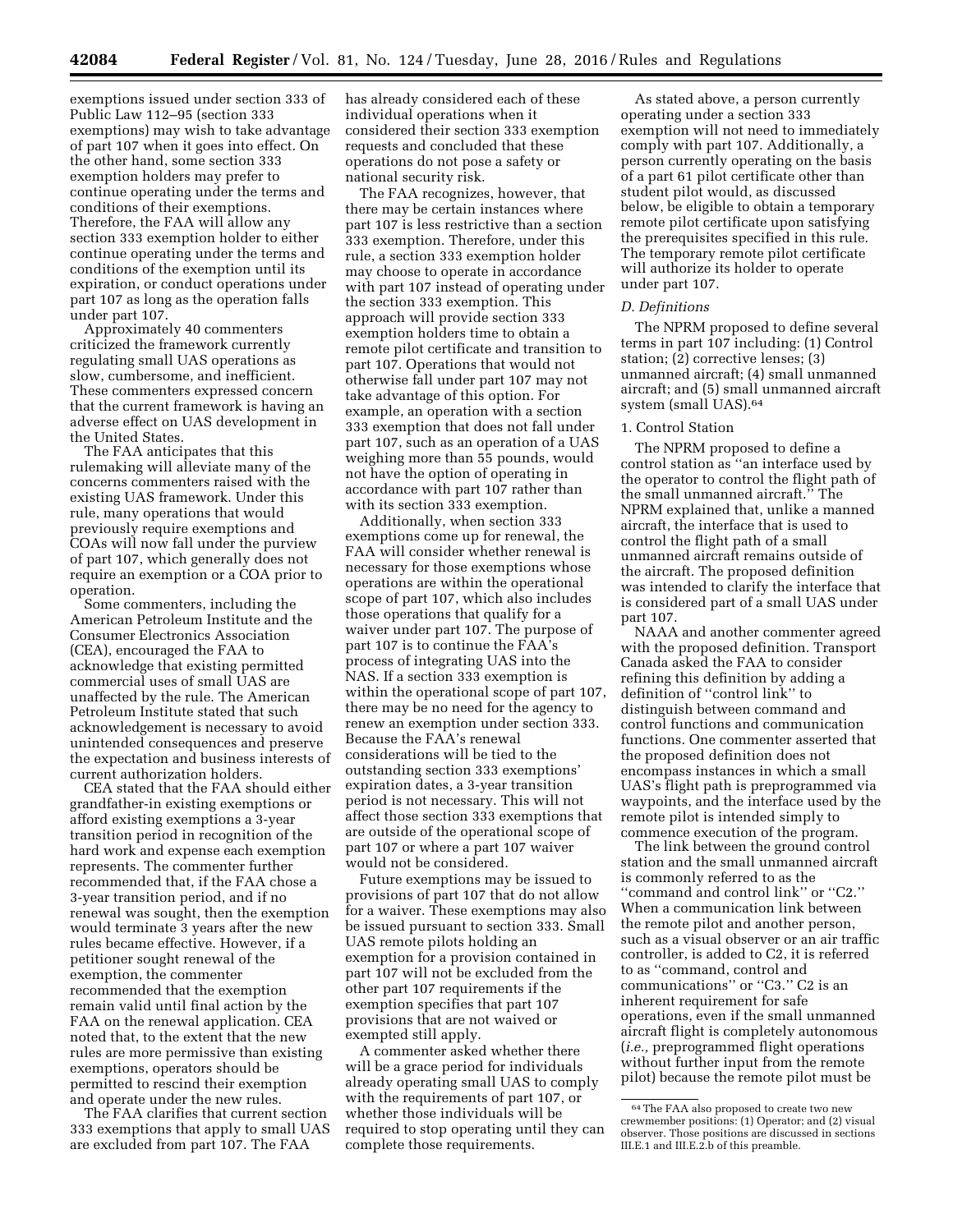exemptions issued under section 333 of Public Law 112–95 (section 333 exemptions) may wish to take advantage of part 107 when it goes into effect. On the other hand, some section 333 exemption holders may prefer to continue operating under the terms and conditions of their exemptions. Therefore, the FAA will allow any section 333 exemption holder to either continue operating under the terms and conditions of the exemption until its expiration, or conduct operations under part 107 as long as the operation falls under part 107.

Approximately 40 commenters criticized the framework currently regulating small UAS operations as slow, cumbersome, and inefficient. These commenters expressed concern that the current framework is having an adverse effect on UAS development in the United States.

The FAA anticipates that this rulemaking will alleviate many of the concerns commenters raised with the existing UAS framework. Under this rule, many operations that would previously require exemptions and COAs will now fall under the purview of part 107, which generally does not require an exemption or a COA prior to operation.

Some commenters, including the American Petroleum Institute and the Consumer Electronics Association (CEA), encouraged the FAA to acknowledge that existing permitted commercial uses of small UAS are unaffected by the rule. The American Petroleum Institute stated that such acknowledgement is necessary to avoid unintended consequences and preserve the expectation and business interests of current authorization holders.

CEA stated that the FAA should either grandfather-in existing exemptions or afford existing exemptions a 3-year transition period in recognition of the hard work and expense each exemption represents. The commenter further recommended that, if the FAA chose a 3-year transition period, and if no renewal was sought, then the exemption would terminate 3 years after the new rules became effective. However, if a petitioner sought renewal of the exemption, the commenter recommended that the exemption remain valid until final action by the FAA on the renewal application. CEA noted that, to the extent that the new rules are more permissive than existing exemptions, operators should be permitted to rescind their exemption and operate under the new rules.

The FAA clarifies that current section 333 exemptions that apply to small UAS are excluded from part 107. The FAA has already considered each of these individual operations when it considered their section 333 exemption requests and concluded that these operations do not pose a safety or national security risk.

The FAA recognizes, however, that there may be certain instances where part 107 is less restrictive than a section 333 exemption. Therefore, under this rule, a section 333 exemption holder may choose to operate in accordance with part 107 instead of operating under the section 333 exemption. This approach will provide section 333 exemption holders time to obtain a remote pilot certificate and transition to part 107. Operations that would not otherwise fall under part 107 may not take advantage of this option. For example, an operation with a section 333 exemption that does not fall under part 107, such as an operation of a UAS weighing more than 55 pounds, would not have the option of operating in accordance with part 107 rather than with its section 333 exemption.

Additionally, when section 333 exemptions come up for renewal, the FAA will consider whether renewal is necessary for those exemptions whose operations are within the operational scope of part 107, which also includes those operations that qualify for a waiver under part 107. The purpose of part 107 is to continue the FAA's process of integrating UAS into the NAS. If a section 333 exemption is within the operational scope of part 107, there may be no need for the agency to renew an exemption under section 333. Because the FAA's renewal considerations will be tied to the outstanding section 333 exemptions' expiration dates, a 3-year transition period is not necessary. This will not affect those section 333 exemptions that are outside of the operational scope of part 107 or where a part 107 waiver would not be considered.

Future exemptions may be issued to provisions of part 107 that do not allow for a waiver. These exemptions may also be issued pursuant to section 333. Small UAS remote pilots holding an exemption for a provision contained in part 107 will not be excluded from the other part 107 requirements if the exemption specifies that part 107 provisions that are not waived or exempted still apply.

A commenter asked whether there will be a grace period for individuals already operating small UAS to comply with the requirements of part 107, or whether those individuals will be required to stop operating until they can complete those requirements.

As stated above, a person currently operating under a section 333 exemption will not need to immediately comply with part 107. Additionally, a person currently operating on the basis of a part 61 pilot certificate other than student pilot would, as discussed below, be eligible to obtain a temporary remote pilot certificate upon satisfying the prerequisites specified in this rule. The temporary remote pilot certificate will authorize its holder to operate under part 107.

### *D. Definitions*

The NPRM proposed to define several terms in part 107 including: (1) Control station; (2) corrective lenses; (3) unmanned aircraft; (4) small unmanned aircraft; and (5) small unmanned aircraft system (small UAS).[64]

#### 1. Control Station

The NPRM proposed to define a control station as ''an interface used by the operator to control the flight path of the small unmanned aircraft.'' The NPRM explained that, unlike a manned aircraft, the interface that is used to control the flight path of a small unmanned aircraft remains outside of the aircraft. The proposed definition was intended to clarify the interface that is considered part of a small UAS under part 107.

NAAA and another commenter agreed with the proposed definition. Transport Canada asked the FAA to consider refining this definition by adding a definition of ''control link'' to distinguish between command and control functions and communication functions. One commenter asserted that the proposed definition does not encompass instances in which a small UAS's flight path is preprogrammed via waypoints, and the interface used by the remote pilot is intended simply to commence execution of the program.

The link between the ground control station and the small unmanned aircraft is commonly referred to as the ''command and control link'' or ''C2.'' When a communication link between the remote pilot and another person, such as a visual observer or an air traffic controller, is added to C2, it is referred to as ''command, control and communications'' or ''C3.'' C2 is an inherent requirement for safe operations, even if the small unmanned aircraft flight is completely autonomous (*i.e.,* preprogrammed flight operations without further input from the remote pilot) because the remote pilot must be

[64] The FAA also proposed to create two new crewmember positions: (1) Operator; and (2) visual observer. Those positions are discussed in sections III.E.1 and III.E.2.b of this preamble.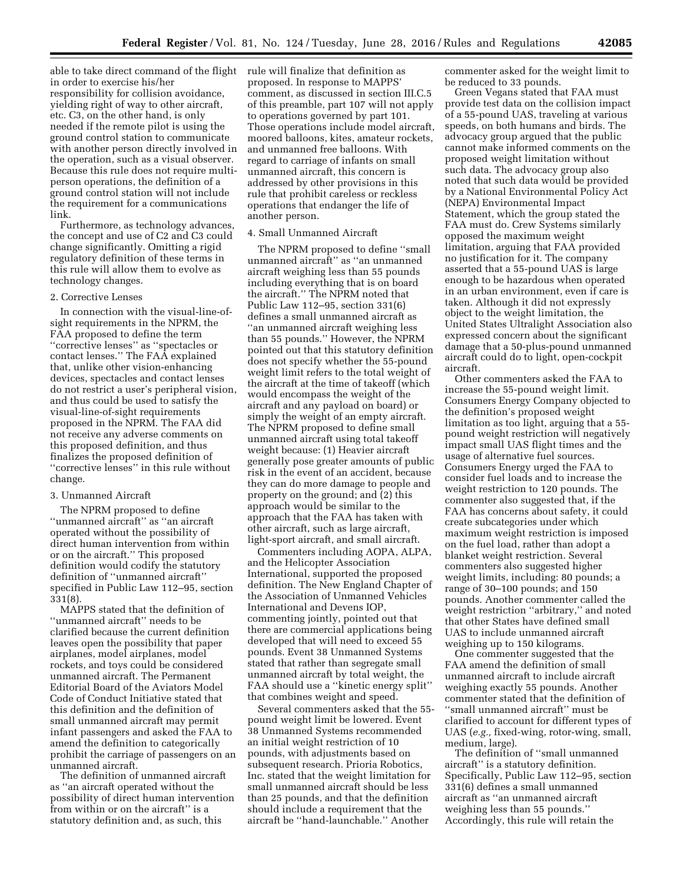able to take direct command of the flight in order to exercise his/her responsibility for collision avoidance, yielding right of way to other aircraft, etc. C3, on the other hand, is only needed if the remote pilot is using the ground control station to communicate with another person directly involved in the operation, such as a visual observer. Because this rule does not require multi-person operations, the definition of a ground control station will not include the requirement for a communications link.

Furthermore, as technology advances, the concept and use of C2 and C3 could change significantly. Omitting a rigid regulatory definition of these terms in this rule will allow them to evolve as technology changes.

#### 2. Corrective Lenses

In connection with the visual-line-of-sight requirements in the NPRM, the FAA proposed to define the term ''corrective lenses'' as ''spectacles or contact lenses.'' The FAA explained that, unlike other vision-enhancing devices, spectacles and contact lenses do not restrict a user's peripheral vision, and thus could be used to satisfy the visual-line-of-sight requirements proposed in the NPRM. The FAA did not receive any adverse comments on this proposed definition, and thus finalizes the proposed definition of ''corrective lenses'' in this rule without change.

#### 3. Unmanned Aircraft

The NPRM proposed to define ''unmanned aircraft'' as ''an aircraft operated without the possibility of direct human intervention from within or on the aircraft.'' This proposed definition would codify the statutory definition of ''unmanned aircraft'' specified in Public Law 112–95, section 331(8).

MAPPS stated that the definition of ''unmanned aircraft'' needs to be clarified because the current definition leaves open the possibility that paper airplanes, model airplanes, model rockets, and toys could be considered unmanned aircraft. The Permanent Editorial Board of the Aviators Model Code of Conduct Initiative stated that this definition and the definition of small unmanned aircraft may permit infant passengers and asked the FAA to amend the definition to categorically prohibit the carriage of passengers on an unmanned aircraft.

The definition of unmanned aircraft as ''an aircraft operated without the possibility of direct human intervention from within or on the aircraft'' is a statutory definition and, as such, this rule will finalize that definition as proposed. In response to MAPPS' comment, as discussed in section III.C.5 of this preamble, part 107 will not apply to operations governed by part 101. Those operations include model aircraft, moored balloons, kites, amateur rockets, and unmanned free balloons. With regard to carriage of infants on small unmanned aircraft, this concern is addressed by other provisions in this rule that prohibit careless or reckless operations that endanger the life of another person.

#### 4. Small Unmanned Aircraft

The NPRM proposed to define ''small unmanned aircraft'' as ''an unmanned aircraft weighing less than 55 pounds including everything that is on board the aircraft.'' The NPRM noted that Public Law 112–95, section 331(6) defines a small unmanned aircraft as ''an unmanned aircraft weighing less than 55 pounds.'' However, the NPRM pointed out that this statutory definition does not specify whether the 55-pound weight limit refers to the total weight of the aircraft at the time of takeoff (which would encompass the weight of the aircraft and any payload on board) or simply the weight of an empty aircraft. The NPRM proposed to define small unmanned aircraft using total takeoff weight because: (1) Heavier aircraft generally pose greater amounts of public risk in the event of an accident, because they can do more damage to people and property on the ground; and (2) this approach would be similar to the approach that the FAA has taken with other aircraft, such as large aircraft, light-sport aircraft, and small aircraft.

Commenters including AOPA, ALPA, and the Helicopter Association International, supported the proposed definition. The New England Chapter of the Association of Unmanned Vehicles International and Devens IOP, commenting jointly, pointed out that there are commercial applications being developed that will need to exceed 55 pounds. Event 38 Unmanned Systems stated that rather than segregate small unmanned aircraft by total weight, the FAA should use a ''kinetic energy split'' that combines weight and speed.

Several commenters asked that the 55-pound weight limit be lowered. Event 38 Unmanned Systems recommended an initial weight restriction of 10 pounds, with adjustments based on subsequent research. Prioria Robotics, Inc. stated that the weight limitation for small unmanned aircraft should be less than 25 pounds, and that the definition should include a requirement that the aircraft be ''hand-launchable.'' Another commenter asked for the weight limit to be reduced to 33 pounds.

Green Vegans stated that FAA must provide test data on the collision impact of a 55-pound UAS, traveling at various speeds, on both humans and birds. The advocacy group argued that the public cannot make informed comments on the proposed weight limitation without such data. The advocacy group also noted that such data would be provided by a National Environmental Policy Act (NEPA) Environmental Impact Statement, which the group stated the FAA must do. Crew Systems similarly opposed the maximum weight limitation, arguing that FAA provided no justification for it. The company asserted that a 55-pound UAS is large enough to be hazardous when operated in an urban environment, even if care is taken. Although it did not expressly object to the weight limitation, the United States Ultralight Association also expressed concern about the significant damage that a 50-plus-pound unmanned aircraft could do to light, open-cockpit aircraft.

Other commenters asked the FAA to increase the 55-pound weight limit. Consumers Energy Company objected to the definition's proposed weight limitation as too light, arguing that a 55-pound weight restriction will negatively impact small UAS flight times and the usage of alternative fuel sources. Consumers Energy urged the FAA to consider fuel loads and to increase the weight restriction to 120 pounds. The commenter also suggested that, if the FAA has concerns about safety, it could create subcategories under which maximum weight restriction is imposed on the fuel load, rather than adopt a blanket weight restriction. Several commenters also suggested higher weight limits, including: 80 pounds; a range of 30–100 pounds; and 150 pounds. Another commenter called the weight restriction ''arbitrary,'' and noted that other States have defined small UAS to include unmanned aircraft weighing up to 150 kilograms.

One commenter suggested that the FAA amend the definition of small unmanned aircraft to include aircraft weighing exactly 55 pounds. Another commenter stated that the definition of ''small unmanned aircraft'' must be clarified to account for different types of UAS (*e.g.,* fixed-wing, rotor-wing, small, medium, large).

The definition of ''small unmanned aircraft'' is a statutory definition. Specifically, Public Law 112–95, section 331(6) defines a small unmanned aircraft as ''an unmanned aircraft weighing less than 55 pounds.'' Accordingly, this rule will retain the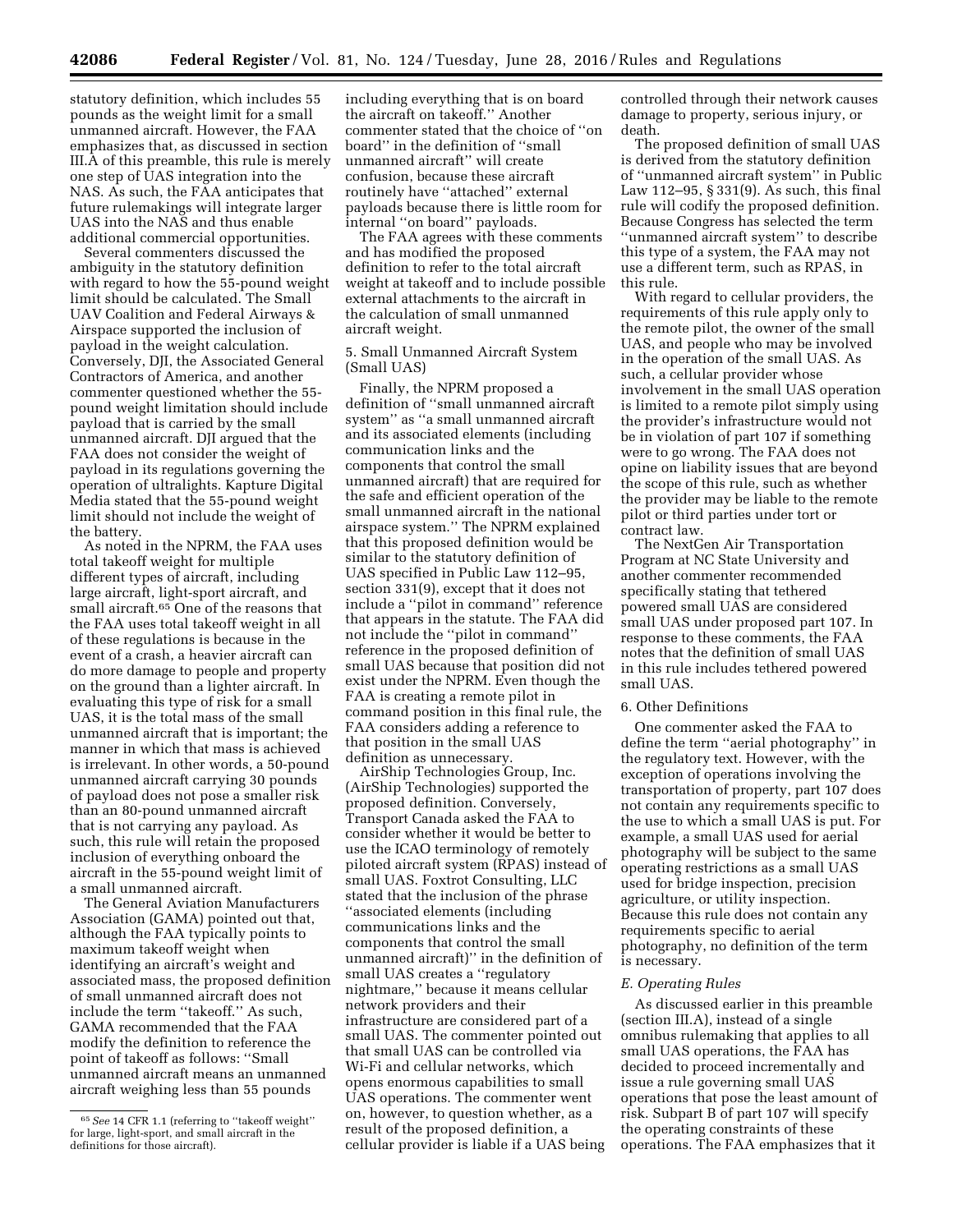statutory definition, which includes 55 pounds as the weight limit for a small unmanned aircraft. However, the FAA emphasizes that, as discussed in section III.A of this preamble, this rule is merely one step of UAS integration into the NAS. As such, the FAA anticipates that future rulemakings will integrate larger UAS into the NAS and thus enable additional commercial opportunities.

Several commenters discussed the ambiguity in the statutory definition with regard to how the 55-pound weight limit should be calculated. The Small UAV Coalition and Federal Airways & Airspace supported the inclusion of payload in the weight calculation. Conversely, DJI, the Associated General Contractors of America, and another commenter questioned whether the 55-pound weight limitation should include payload that is carried by the small unmanned aircraft. DJI argued that the FAA does not consider the weight of payload in its regulations governing the operation of ultralights. Kapture Digital Media stated that the 55-pound weight limit should not include the weight of the battery.

As noted in the NPRM, the FAA uses total takeoff weight for multiple different types of aircraft, including large aircraft, light-sport aircraft, and small aircraft.[65] One of the reasons that the FAA uses total takeoff weight in all of these regulations is because in the event of a crash, a heavier aircraft can do more damage to people and property on the ground than a lighter aircraft. In evaluating this type of risk for a small UAS, it is the total mass of the small unmanned aircraft that is important; the manner in which that mass is achieved is irrelevant. In other words, a 50-pound unmanned aircraft carrying 30 pounds of payload does not pose a smaller risk than an 80-pound unmanned aircraft that is not carrying any payload. As such, this rule will retain the proposed inclusion of everything onboard the aircraft in the 55-pound weight limit of a small unmanned aircraft.

The General Aviation Manufacturers Association (GAMA) pointed out that, although the FAA typically points to maximum takeoff weight when identifying an aircraft's weight and associated mass, the proposed definition of small unmanned aircraft does not include the term "takeoff." As such, GAMA recommended that the FAA modify the definition to reference the point of takeoff as follows: "Small unmanned aircraft means an unmanned aircraft weighing less than 55 pounds including everything that is on board the aircraft on takeoff." Another commenter stated that the choice of "on board" in the definition of "small unmanned aircraft" will create confusion, because these aircraft routinely have "attached" external payloads because there is little room for internal "on board" payloads.

The FAA agrees with these comments and has modified the proposed definition to refer to the total aircraft weight at takeoff and to include possible external attachments to the aircraft in the calculation of small unmanned aircraft weight.

5. Small Unmanned Aircraft System (Small UAS)

Finally, the NPRM proposed a definition of "small unmanned aircraft system" as "a small unmanned aircraft and its associated elements (including communication links and the components that control the small unmanned aircraft) that are required for the safe and efficient operation of the small unmanned aircraft in the national airspace system." The NPRM explained that this proposed definition would be similar to the statutory definition of UAS specified in Public Law 112–95, section 331(9), except that it does not include a "pilot in command" reference that appears in the statute. The FAA did not include the "pilot in command" reference in the proposed definition of small UAS because that position did not exist under the NPRM. Even though the FAA is creating a remote pilot in command position in this final rule, the FAA considers adding a reference to that position in the small UAS definition as unnecessary.

AirShip Technologies Group, Inc. (AirShip Technologies) supported the proposed definition. Conversely, Transport Canada asked the FAA to consider whether it would be better to use the ICAO terminology of remotely piloted aircraft system (RPAS) instead of small UAS. Foxtrot Consulting, LLC stated that the inclusion of the phrase "associated elements (including communications links and the components that control the small unmanned aircraft)" in the definition of small UAS creates a "regulatory nightmare," because it means cellular network providers and their infrastructure are considered part of a small UAS. The commenter pointed out that small UAS can be controlled via Wi-Fi and cellular networks, which opens enormous capabilities to small UAS operations. The commenter went on, however, to question whether, as a result of the proposed definition, a cellular provider is liable if a UAS being controlled through their network causes damage to property, serious injury, or death.

The proposed definition of small UAS is derived from the statutory definition of "unmanned aircraft system" in Public Law 112–95, § 331(9). As such, this final rule will codify the proposed definition. Because Congress has selected the term "unmanned aircraft system" to describe this type of a system, the FAA may not use a different term, such as RPAS, in this rule.

With regard to cellular providers, the requirements of this rule apply only to the remote pilot, the owner of the small UAS, and people who may be involved in the operation of the small UAS. As such, a cellular provider whose involvement in the small UAS operation is limited to a remote pilot simply using the provider's infrastructure would not be in violation of part 107 if something were to go wrong. The FAA does not opine on liability issues that are beyond the scope of this rule, such as whether the provider may be liable to the remote pilot or third parties under tort or contract law.

The NextGen Air Transportation Program at NC State University and another commenter recommended specifically stating that tethered powered small UAS are considered small UAS under proposed part 107. In response to these comments, the FAA notes that the definition of small UAS in this rule includes tethered powered small UAS.

6. Other Definitions

One commenter asked the FAA to define the term "aerial photography" in the regulatory text. However, with the exception of operations involving the transportation of property, part 107 does not contain any requirements specific to the use to which a small UAS is put. For example, a small UAS used for aerial photography will be subject to the same operating restrictions as a small UAS used for bridge inspection, precision agriculture, or utility inspection. Because this rule does not contain any requirements specific to aerial photography, no definition of the term is necessary.

*E. Operating Rules*

As discussed earlier in this preamble (section III.A), instead of a single omnibus rulemaking that applies to all small UAS operations, the FAA has decided to proceed incrementally and issue a rule governing small UAS operations that pose the least amount of risk. Subpart B of part 107 will specify the operating constraints of these operations. The FAA emphasizes that it

[65] *See* 14 CFR 1.1 (referring to "takeoff weight" for large, light-sport, and small aircraft in the definitions for those aircraft).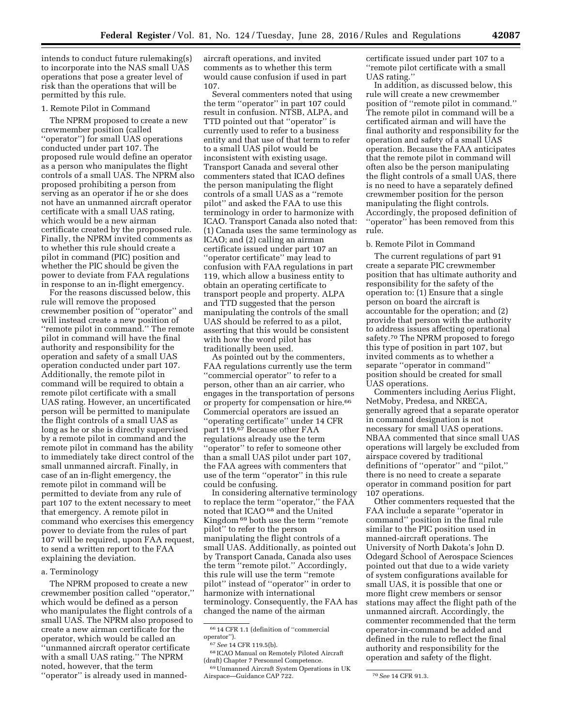intends to conduct future rulemaking(s) to incorporate into the NAS small UAS operations that pose a greater level of risk than the operations that will be permitted by this rule.

### 1. Remote Pilot in Command

The NPRM proposed to create a new crewmember position (called ''operator'') for small UAS operations conducted under part 107. The proposed rule would define an operator as a person who manipulates the flight controls of a small UAS. The NPRM also proposed prohibiting a person from serving as an operator if he or she does not have an unmanned aircraft operator certificate with a small UAS rating, which would be a new airman certificate created by the proposed rule. Finally, the NPRM invited comments as to whether this rule should create a pilot in command (PIC) position and whether the PIC should be given the power to deviate from FAA regulations in response to an in-flight emergency.

For the reasons discussed below, this rule will remove the proposed crewmember position of ''operator'' and will instead create a new position of ''remote pilot in command.'' The remote pilot in command will have the final authority and responsibility for the operation and safety of a small UAS operation conducted under part 107. Additionally, the remote pilot in command will be required to obtain a remote pilot certificate with a small UAS rating. However, an uncertificated person will be permitted to manipulate the flight controls of a small UAS as long as he or she is directly supervised by a remote pilot in command and the remote pilot in command has the ability to immediately take direct control of the small unmanned aircraft. Finally, in case of an in-flight emergency, the remote pilot in command will be permitted to deviate from any rule of part 107 to the extent necessary to meet that emergency. A remote pilot in command who exercises this emergency power to deviate from the rules of part 107 will be required, upon FAA request, to send a written report to the FAA explaining the deviation.

#### a. Terminology

The NPRM proposed to create a new crewmember position called ''operator,'' which would be defined as a person who manipulates the flight controls of a small UAS. The NPRM also proposed to create a new airman certificate for the operator, which would be called an ''unmanned aircraft operator certificate with a small UAS rating.'' The NPRM noted, however, that the term ''operator'' is already used in manned-aircraft operations, and invited comments as to whether this term would cause confusion if used in part 107.

Several commenters noted that using the term ''operator'' in part 107 could result in confusion. NTSB, ALPA, and TTD pointed out that ''operator'' is currently used to refer to a business entity and that use of that term to refer to a small UAS pilot would be inconsistent with existing usage. Transport Canada and several other commenters stated that ICAO defines the person manipulating the flight controls of a small UAS as a ''remote pilot'' and asked the FAA to use this terminology in order to harmonize with ICAO. Transport Canada also noted that: (1) Canada uses the same terminology as ICAO; and (2) calling an airman certificate issued under part 107 an ''operator certificate'' may lead to confusion with FAA regulations in part 119, which allow a business entity to obtain an operating certificate to transport people and property. ALPA and TTD suggested that the person manipulating the controls of the small UAS should be referred to as a pilot, asserting that this would be consistent with how the word pilot has traditionally been used.

As pointed out by the commenters, FAA regulations currently use the term ''commercial operator'' to refer to a person, other than an air carrier, who engages in the transportation of persons or property for compensation or hire.[66] Commercial operators are issued an ''operating certificate'' under 14 CFR part 119.[67] Because other FAA regulations already use the term ''operator'' to refer to someone other than a small UAS pilot under part 107, the FAA agrees with commenters that use of the term ''operator'' in this rule could be confusing.

In considering alternative terminology to replace the term ''operator,'' the FAA noted that ICAO[68] and the United Kingdom[69] both use the term ''remote pilot'' to refer to the person manipulating the flight controls of a small UAS. Additionally, as pointed out by Transport Canada, Canada also uses the term ''remote pilot.'' Accordingly, this rule will use the term ''remote pilot'' instead of ''operator'' in order to harmonize with international terminology. Consequently, the FAA has changed the name of the airman certificate issued under part 107 to a ''remote pilot certificate with a small UAS rating.''

In addition, as discussed below, this rule will create a new crewmember position of ''remote pilot in command.'' The remote pilot in command will be a certificated airman and will have the final authority and responsibility for the operation and safety of a small UAS operation. Because the FAA anticipates that the remote pilot in command will often also be the person manipulating the flight controls of a small UAS, there is no need to have a separately defined crewmember position for the person manipulating the flight controls. Accordingly, the proposed definition of ''operator'' has been removed from this rule.

#### b. Remote Pilot in Command

The current regulations of part 91 create a separate PIC crewmember position that has ultimate authority and responsibility for the safety of the operation to: (1) Ensure that a single person on board the aircraft is accountable for the operation; and (2) provide that person with the authority to address issues affecting operational safety.[70] The NPRM proposed to forego this type of position in part 107, but invited comments as to whether a separate ''operator in command'' position should be created for small UAS operations.

Commenters including Aerius Flight, NetMoby, Predesa, and NRECA, generally agreed that a separate operator in command designation is not necessary for small UAS operations. NBAA commented that since small UAS operations will largely be excluded from airspace covered by traditional definitions of ''operator'' and ''pilot,'' there is no need to create a separate operator in command position for part 107 operations.

Other commenters requested that the FAA include a separate ''operator in command'' position in the final rule similar to the PIC position used in manned-aircraft operations. The University of North Dakota's John D. Odegard School of Aerospace Sciences pointed out that due to a wide variety of system configurations available for small UAS, it is possible that one or more flight crew members or sensor stations may affect the flight path of the unmanned aircraft. Accordingly, the commenter recommended that the term operator-in-command be added and defined in the rule to reflect the final authority and responsibility for the operation and safety of the flight.

---

[66] 14 CFR 1.1 (definition of ''commercial operator'').

[67] *See* 14 CFR 119.5(b).

[68] ICAO Manual on Remotely Piloted Aircraft (draft) Chapter 7 Personnel Competence.

[69] Unmanned Aircraft System Operations in UK Airspace—Guidance CAP 722.

[70] *See* 14 CFR 91.3.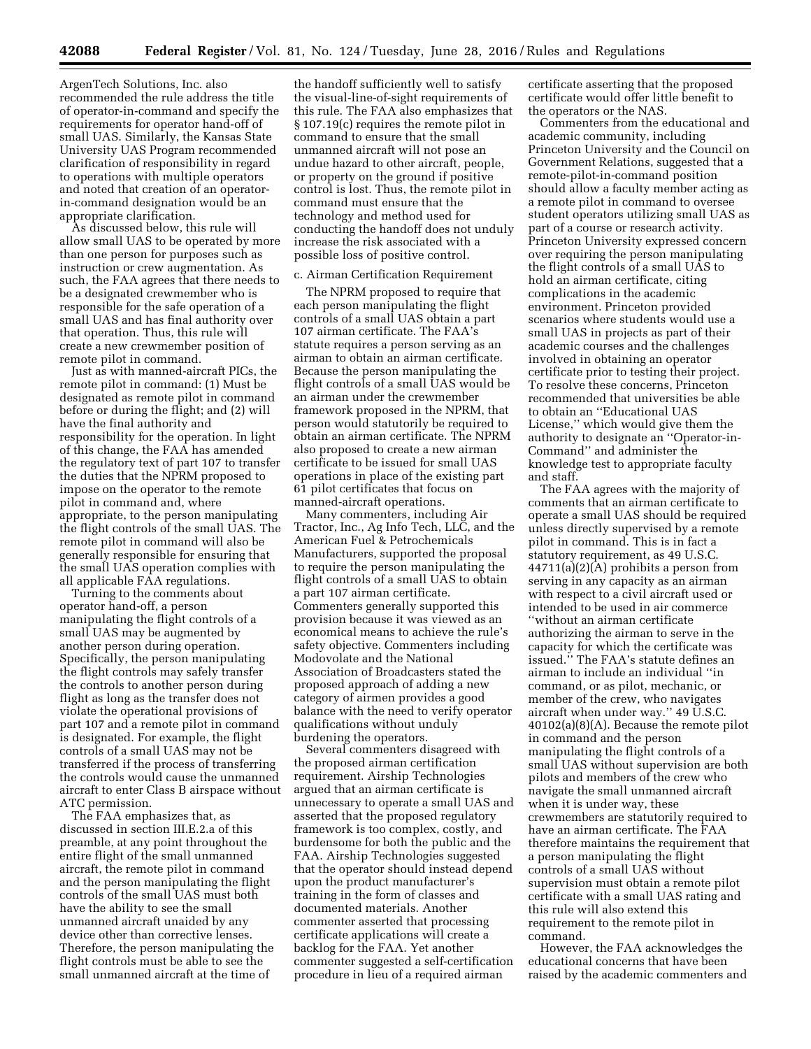ArgenTech Solutions, Inc. also recommended the rule address the title of operator-in-command and specify the requirements for operator hand-off of small UAS. Similarly, the Kansas State University UAS Program recommended clarification of responsibility in regard to operations with multiple operators and noted that creation of an operator-in-command designation would be an appropriate clarification.

As discussed below, this rule will allow small UAS to be operated by more than one person for purposes such as instruction or crew augmentation. As such, the FAA agrees that there needs to be a designated crewmember who is responsible for the safe operation of a small UAS and has final authority over that operation. Thus, this rule will create a new crewmember position of remote pilot in command.

Just as with manned-aircraft PICs, the remote pilot in command: (1) Must be designated as remote pilot in command before or during the flight; and (2) will have the final authority and responsibility for the operation. In light of this change, the FAA has amended the regulatory text of part 107 to transfer the duties that the NPRM proposed to impose on the operator to the remote pilot in command and, where appropriate, to the person manipulating the flight controls of the small UAS. The remote pilot in command will also be generally responsible for ensuring that the small UAS operation complies with all applicable FAA regulations.

Turning to the comments about operator hand-off, a person manipulating the flight controls of a small UAS may be augmented by another person during operation. Specifically, the person manipulating the flight controls may safely transfer the controls to another person during flight as long as the transfer does not violate the operational provisions of part 107 and a remote pilot in command is designated. For example, the flight controls of a small UAS may not be transferred if the process of transferring the controls would cause the unmanned aircraft to enter Class B airspace without ATC permission.

The FAA emphasizes that, as discussed in section III.E.2.a of this preamble, at any point throughout the entire flight of the small unmanned aircraft, the remote pilot in command and the person manipulating the flight controls of the small UAS must both have the ability to see the small unmanned aircraft unaided by any device other than corrective lenses. Therefore, the person manipulating the flight controls must be able to see the small unmanned aircraft at the time of the handoff sufficiently well to satisfy the visual-line-of-sight requirements of this rule. The FAA also emphasizes that § 107.19(c) requires the remote pilot in command to ensure that the small unmanned aircraft will not pose an undue hazard to other aircraft, people, or property on the ground if positive control is lost. Thus, the remote pilot in command must ensure that the technology and method used for conducting the handoff does not unduly increase the risk associated with a possible loss of positive control.

c. Airman Certification Requirement

The NPRM proposed to require that each person manipulating the flight controls of a small UAS obtain a part 107 airman certificate. The FAA's statute requires a person serving as an airman to obtain an airman certificate. Because the person manipulating the flight controls of a small UAS would be an airman under the crewmember framework proposed in the NPRM, that person would statutorily be required to obtain an airman certificate. The NPRM also proposed to create a new airman certificate to be issued for small UAS operations in place of the existing part 61 pilot certificates that focus on manned-aircraft operations.

Many commenters, including Air Tractor, Inc., Ag Info Tech, LLC, and the American Fuel & Petrochemicals Manufacturers, supported the proposal to require the person manipulating the flight controls of a small UAS to obtain a part 107 airman certificate. Commenters generally supported this provision because it was viewed as an economical means to achieve the rule's safety objective. Commenters including Modovolate and the National Association of Broadcasters stated the proposed approach of adding a new category of airmen provides a good balance with the need to verify operator qualifications without unduly burdening the operators.

Several commenters disagreed with the proposed airman certification requirement. Airship Technologies argued that an airman certificate is unnecessary to operate a small UAS and asserted that the proposed regulatory framework is too complex, costly, and burdensome for both the public and the FAA. Airship Technologies suggested that the operator should instead depend upon the product manufacturer's training in the form of classes and documented materials. Another commenter asserted that processing certificate applications will create a backlog for the FAA. Yet another commenter suggested a self-certification procedure in lieu of a required airman certificate asserting that the proposed certificate would offer little benefit to the operators or the NAS.

Commenters from the educational and academic community, including Princeton University and the Council on Government Relations, suggested that a remote-pilot-in-command position should allow a faculty member acting as a remote pilot in command to oversee student operators utilizing small UAS as part of a course or research activity. Princeton University expressed concern over requiring the person manipulating the flight controls of a small UAS to hold an airman certificate, citing complications in the academic environment. Princeton provided scenarios where students would use a small UAS in projects as part of their academic courses and the challenges involved in obtaining an operator certificate prior to testing their project. To resolve these concerns, Princeton recommended that universities be able to obtain an "Educational UAS License," which would give them the authority to designate an "Operator-in-Command" and administer the knowledge test to appropriate faculty and staff.

The FAA agrees with the majority of comments that an airman certificate to operate a small UAS should be required unless directly supervised by a remote pilot in command. This is in fact a statutory requirement, as 49 U.S.C. 44711(a)(2)(A) prohibits a person from serving in any capacity as an airman with respect to a civil aircraft used or intended to be used in air commerce "without an airman certificate authorizing the airman to serve in the capacity for which the certificate was issued." The FAA's statute defines an airman to include an individual "in command, or as pilot, mechanic, or member of the crew, who navigates aircraft when under way." 49 U.S.C. 40102(a)(8)(A). Because the remote pilot in command and the person manipulating the flight controls of a small UAS without supervision are both pilots and members of the crew who navigate the small unmanned aircraft when it is under way, these crewmembers are statutorily required to have an airman certificate. The FAA therefore maintains the requirement that a person manipulating the flight controls of a small UAS without supervision must obtain a remote pilot certificate with a small UAS rating and this rule will also extend this requirement to the remote pilot in command.

However, the FAA acknowledges the educational concerns that have been raised by the academic commenters and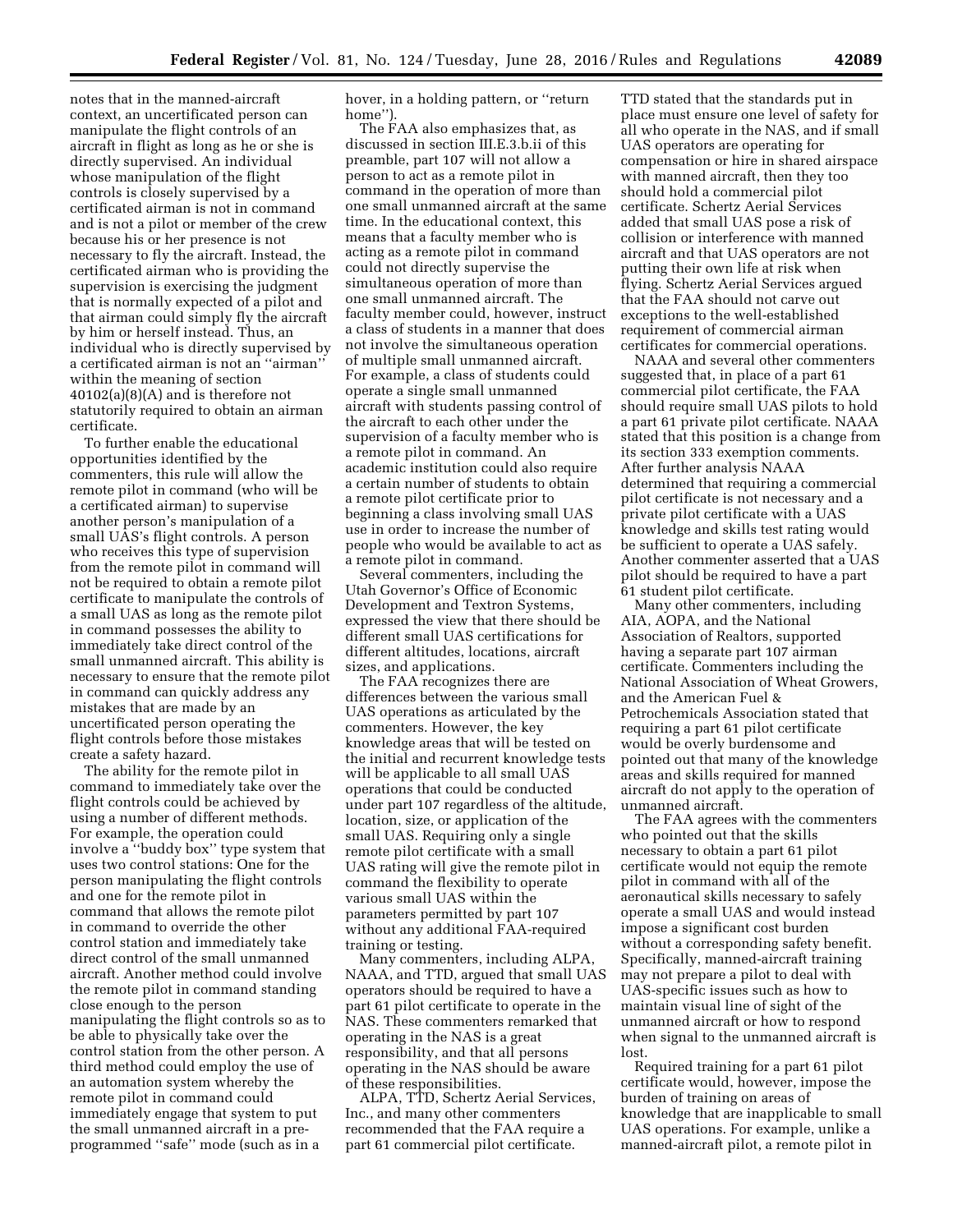notes that in the manned-aircraft context, an uncertificated person can manipulate the flight controls of an aircraft in flight as long as he or she is directly supervised. An individual whose manipulation of the flight controls is closely supervised by a certificated airman is not in command and is not a pilot or member of the crew because his or her presence is not necessary to fly the aircraft. Instead, the certificated airman who is providing the supervision is exercising the judgment that is normally expected of a pilot and that airman could simply fly the aircraft by him or herself instead. Thus, an individual who is directly supervised by a certificated airman is not an ''airman'' within the meaning of section 40102(a)(8)(A) and is therefore not statutorily required to obtain an airman certificate.

To further enable the educational opportunities identified by the commenters, this rule will allow the remote pilot in command (who will be a certificated airman) to supervise another person's manipulation of a small UAS's flight controls. A person who receives this type of supervision from the remote pilot in command will not be required to obtain a remote pilot certificate to manipulate the controls of a small UAS as long as the remote pilot in command possesses the ability to immediately take direct control of the small unmanned aircraft. This ability is necessary to ensure that the remote pilot in command can quickly address any mistakes that are made by an uncertificated person operating the flight controls before those mistakes create a safety hazard.

The ability for the remote pilot in command to immediately take over the flight controls could be achieved by using a number of different methods. For example, the operation could involve a ''buddy box'' type system that uses two control stations: One for the person manipulating the flight controls and one for the remote pilot in command that allows the remote pilot in command to override the other control station and immediately take direct control of the small unmanned aircraft. Another method could involve the remote pilot in command standing close enough to the person manipulating the flight controls so as to be able to physically take over the control station from the other person. A third method could employ the use of an automation system whereby the remote pilot in command could immediately engage that system to put the small unmanned aircraft in a pre-programmed ''safe'' mode (such as in a hover, in a holding pattern, or ''return home'').

The FAA also emphasizes that, as discussed in section III.E.3.b.ii of this preamble, part 107 will not allow a person to act as a remote pilot in command in the operation of more than one small unmanned aircraft at the same time. In the educational context, this means that a faculty member who is acting as a remote pilot in command could not directly supervise the simultaneous operation of more than one small unmanned aircraft. The faculty member could, however, instruct a class of students in a manner that does not involve the simultaneous operation of multiple small unmanned aircraft. For example, a class of students could operate a single small unmanned aircraft with students passing control of the aircraft to each other under the supervision of a faculty member who is a remote pilot in command. An academic institution could also require a certain number of students to obtain a remote pilot certificate prior to beginning a class involving small UAS use in order to increase the number of people who would be available to act as a remote pilot in command.

Several commenters, including the Utah Governor's Office of Economic Development and Textron Systems, expressed the view that there should be different small UAS certifications for different altitudes, locations, aircraft sizes, and applications.

The FAA recognizes there are differences between the various small UAS operations as articulated by the commenters. However, the key knowledge areas that will be tested on the initial and recurrent knowledge tests will be applicable to all small UAS operations that could be conducted under part 107 regardless of the altitude, location, size, or application of the small UAS. Requiring only a single remote pilot certificate with a small UAS rating will give the remote pilot in command the flexibility to operate various small UAS within the parameters permitted by part 107 without any additional FAA-required training or testing.

Many commenters, including ALPA, NAAA, and TTD, argued that small UAS operators should be required to have a part 61 pilot certificate to operate in the NAS. These commenters remarked that operating in the NAS is a great responsibility, and that all persons operating in the NAS should be aware of these responsibilities.

ALPA, TTD, Schertz Aerial Services, Inc., and many other commenters recommended that the FAA require a part 61 commercial pilot certificate. TTD stated that the standards put in place must ensure one level of safety for all who operate in the NAS, and if small UAS operators are operating for compensation or hire in shared airspace with manned aircraft, then they too should hold a commercial pilot certificate. Schertz Aerial Services added that small UAS pose a risk of collision or interference with manned aircraft and that UAS operators are not putting their own life at risk when flying. Schertz Aerial Services argued that the FAA should not carve out exceptions to the well-established requirement of commercial airman certificates for commercial operations.

NAAA and several other commenters suggested that, in place of a part 61 commercial pilot certificate, the FAA should require small UAS pilots to hold a part 61 private pilot certificate. NAAA stated that this position is a change from its section 333 exemption comments. After further analysis NAAA determined that requiring a commercial pilot certificate is not necessary and a private pilot certificate with a UAS knowledge and skills test rating would be sufficient to operate a UAS safely. Another commenter asserted that a UAS pilot should be required to have a part 61 student pilot certificate.

Many other commenters, including AIA, AOPA, and the National Association of Realtors, supported having a separate part 107 airman certificate. Commenters including the National Association of Wheat Growers, and the American Fuel & Petrochemicals Association stated that requiring a part 61 pilot certificate would be overly burdensome and pointed out that many of the knowledge areas and skills required for manned aircraft do not apply to the operation of unmanned aircraft.

The FAA agrees with the commenters who pointed out that the skills necessary to obtain a part 61 pilot certificate would not equip the remote pilot in command with all of the aeronautical skills necessary to safely operate a small UAS and would instead impose a significant cost burden without a corresponding safety benefit. Specifically, manned-aircraft training may not prepare a pilot to deal with UAS-specific issues such as how to maintain visual line of sight of the unmanned aircraft or how to respond when signal to the unmanned aircraft is lost.

Required training for a part 61 pilot certificate would, however, impose the burden of training on areas of knowledge that are inapplicable to small UAS operations. For example, unlike a manned-aircraft pilot, a remote pilot in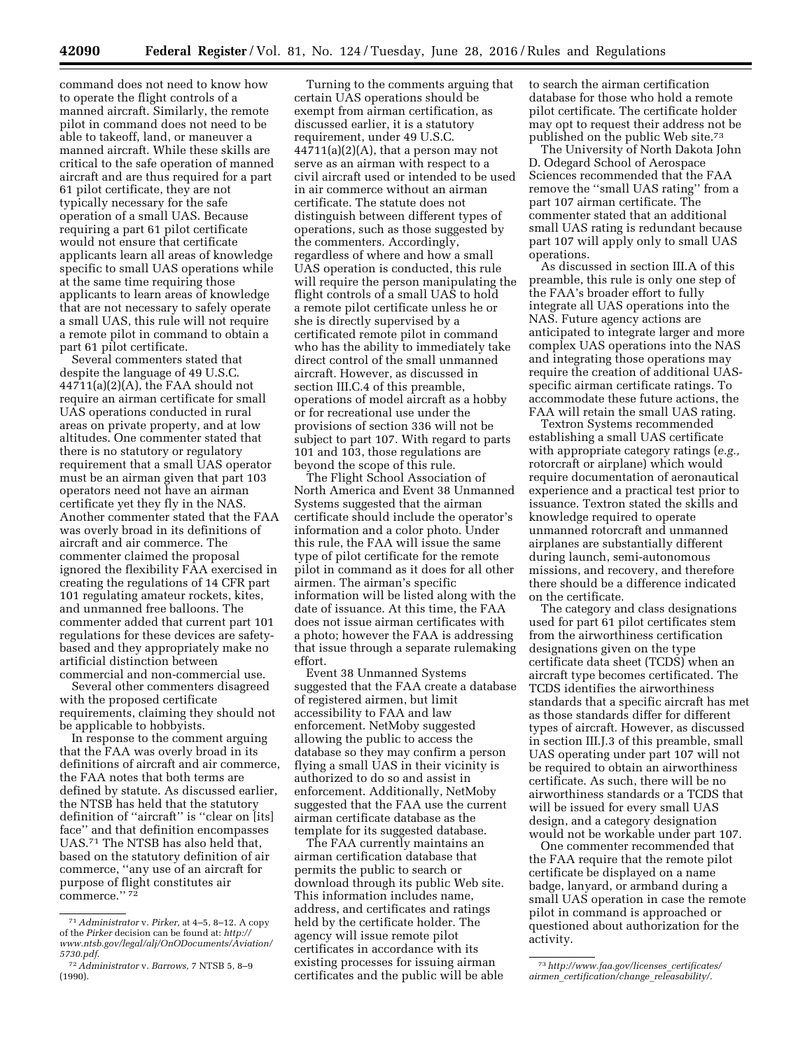command does not need to know how to operate the flight controls of a manned aircraft. Similarly, the remote pilot in command does not need to be able to takeoff, land, or maneuver a manned aircraft. While these skills are critical to the safe operation of manned aircraft and are thus required for a part 61 pilot certificate, they are not typically necessary for the safe operation of a small UAS. Because requiring a part 61 pilot certificate would not ensure that certificate applicants learn all areas of knowledge specific to small UAS operations while at the same time requiring those applicants to learn areas of knowledge that are not necessary to safely operate a small UAS, this rule will not require a remote pilot in command to obtain a part 61 pilot certificate.

Several commenters stated that despite the language of 49 U.S.C. 44711(a)(2)(A), the FAA should not require an airman certificate for small UAS operations conducted in rural areas on private property, and at low altitudes. One commenter stated that there is no statutory or regulatory requirement that a small UAS operator must be an airman given that part 103 operators need not have an airman certificate yet they fly in the NAS. Another commenter stated that the FAA was overly broad in its definitions of aircraft and air commerce. The commenter claimed the proposal ignored the flexibility FAA exercised in creating the regulations of 14 CFR part 101 regulating amateur rockets, kites, and unmanned free balloons. The commenter added that current part 101 regulations for these devices are safety-based and they appropriately make no artificial distinction between commercial and non-commercial use.

Several other commenters disagreed with the proposed certificate requirements, claiming they should not be applicable to hobbyists.

In response to the comment arguing that the FAA was overly broad in its definitions of aircraft and air commerce, the FAA notes that both terms are defined by statute. As discussed earlier, the NTSB has held that the statutory definition of ''aircraft'' is ''clear on [its] face'' and that definition encompasses UAS.[71] The NTSB has also held that, based on the statutory definition of air commerce, ''any use of an aircraft for purpose of flight constitutes air commerce.''[72]

Turning to the comments arguing that certain UAS operations should be exempt from airman certification, as discussed earlier, it is a statutory requirement, under 49 U.S.C. 44711(a)(2)(A), that a person may not serve as an airman with respect to a civil aircraft used or intended to be used in air commerce without an airman certificate. The statute does not distinguish between different types of operations, such as those suggested by the commenters. Accordingly, regardless of where and how a small UAS operation is conducted, this rule will require the person manipulating the flight controls of a small UAS to hold a remote pilot certificate unless he or she is directly supervised by a certificated remote pilot in command who has the ability to immediately take direct control of the small unmanned aircraft. However, as discussed in section III.C.4 of this preamble, operations of model aircraft as a hobby or for recreational use under the provisions of section 336 will not be subject to part 107. With regard to parts 101 and 103, those regulations are beyond the scope of this rule.

The Flight School Association of North America and Event 38 Unmanned Systems suggested that the airman certificate should include the operator's information and a color photo. Under this rule, the FAA will issue the same type of pilot certificate for the remote pilot in command as it does for all other airmen. The airman's specific information will be listed along with the date of issuance. At this time, the FAA does not issue airman certificates with a photo; however the FAA is addressing that issue through a separate rulemaking effort.

Event 38 Unmanned Systems suggested that the FAA create a database of registered airmen, but limit accessibility to FAA and law enforcement. NetMoby suggested allowing the public to access the database so they may confirm a person flying a small UAS in their vicinity is authorized to do so and assist in enforcement. Additionally, NetMoby suggested that the FAA use the current airman certificate database as the template for its suggested database.

The FAA currently maintains an airman certification database that permits the public to search or download through its public Web site. This information includes name, address, and certificates and ratings held by the certificate holder. The agency will issue remote pilot certificates in accordance with its existing processes for issuing airman certificates and the public will be able to search the airman certification database for those who hold a remote pilot certificate. The certificate holder may opt to request their address not be published on the public Web site.[73]

The University of North Dakota John D. Odegard School of Aerospace Sciences recommended that the FAA remove the ''small UAS rating'' from a part 107 airman certificate. The commenter stated that an additional small UAS rating is redundant because part 107 will apply only to small UAS operations.

As discussed in section III.A of this preamble, this rule is only one step of the FAA's broader effort to fully integrate all UAS operations into the NAS. Future agency actions are anticipated to integrate larger and more complex UAS operations into the NAS and integrating those operations may require the creation of additional UAS-specific airman certificate ratings. To accommodate these future actions, the FAA will retain the small UAS rating.

Textron Systems recommended establishing a small UAS certificate with appropriate category ratings (*e.g.,* rotorcraft or airplane) which would require documentation of aeronautical experience and a practical test prior to issuance. Textron stated the skills and knowledge required to operate unmanned rotorcraft and unmanned airplanes are substantially different during launch, semi-autonomous missions, and recovery, and therefore there should be a difference indicated on the certificate.

The category and class designations used for part 61 pilot certificates stem from the airworthiness certification designations given on the type certificate data sheet (TCDS) when an aircraft type becomes certificated. The TCDS identifies the airworthiness standards that a specific aircraft has met as those standards differ for different types of aircraft. However, as discussed in section III.J.3 of this preamble, small UAS operating under part 107 will not be required to obtain an airworthiness certificate. As such, there will be no airworthiness standards or a TCDS that will be issued for every small UAS design, and a category designation would not be workable under part 107.

One commenter recommended that the FAA require that the remote pilot certificate be displayed on a name badge, lanyard, or armband during a small UAS operation in case the remote pilot in command is approached or questioned about authorization for the activity.

---

[71] *Administrator* v. *Pirker,* at 4–5, 8–12. A copy of the *Pirker* decision can be found at: *http://www.ntsb.gov/legal/alj/OnODocuments/Aviation/5730.pdf.*

[72] *Administrator* v. *Barrows,* 7 NTSB 5, 8–9 (1990).

[73] *http://www.faa.gov/licenses_certificates/airmen_certification/change_releasability/.*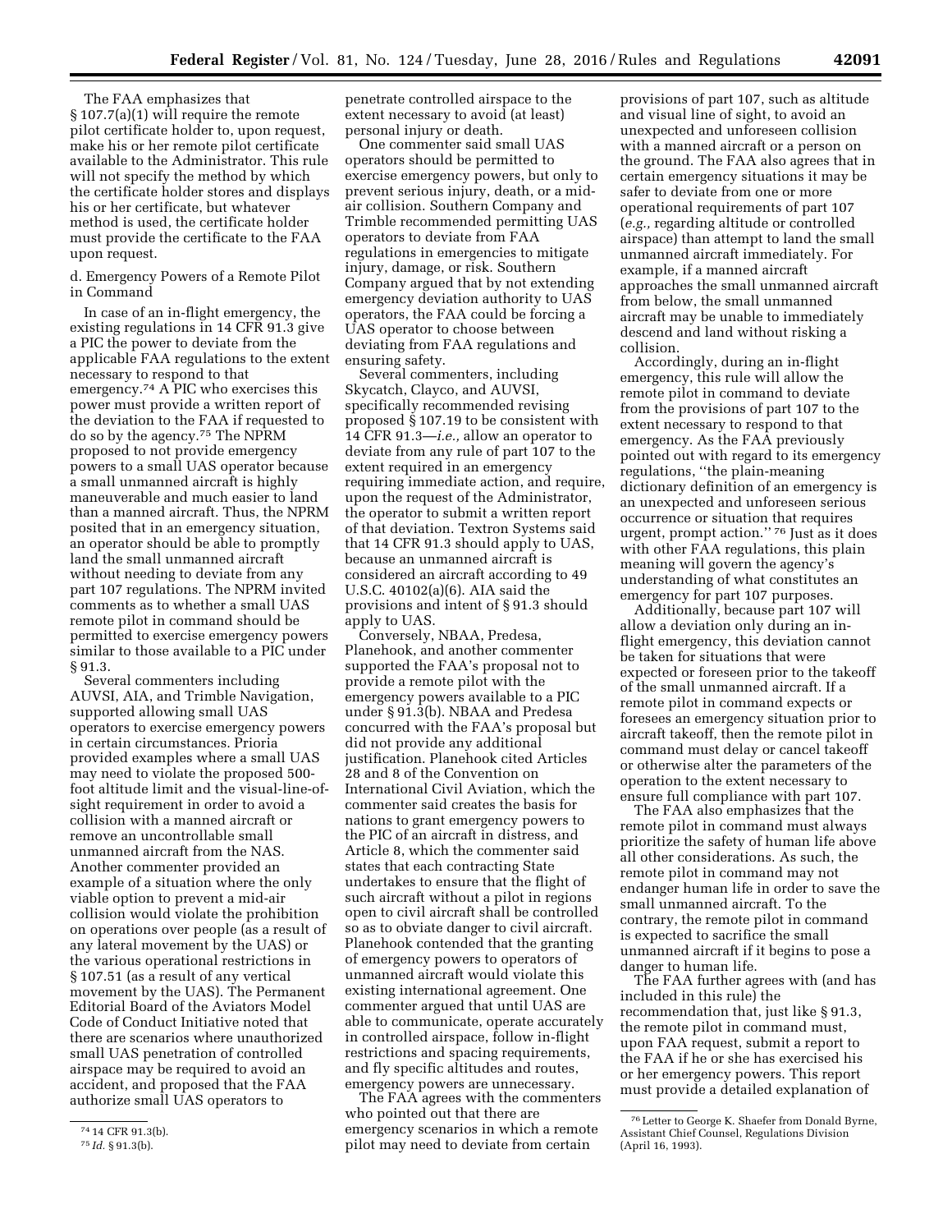The FAA emphasizes that § 107.7(a)(1) will require the remote pilot certificate holder to, upon request, make his or her remote pilot certificate available to the Administrator. This rule will not specify the method by which the certificate holder stores and displays his or her certificate, but whatever method is used, the certificate holder must provide the certificate to the FAA upon request.

d. Emergency Powers of a Remote Pilot in Command

In case of an in-flight emergency, the existing regulations in 14 CFR 91.3 give a PIC the power to deviate from the applicable FAA regulations to the extent necessary to respond to that emergency.[74] A PIC who exercises this power must provide a written report of the deviation to the FAA if requested to do so by the agency.[75] The NPRM proposed to not provide emergency powers to a small UAS operator because a small unmanned aircraft is highly maneuverable and much easier to land than a manned aircraft. Thus, the NPRM posited that in an emergency situation, an operator should be able to promptly land the small unmanned aircraft without needing to deviate from any part 107 regulations. The NPRM invited comments as to whether a small UAS remote pilot in command should be permitted to exercise emergency powers similar to those available to a PIC under § 91.3.

Several commenters including AUVSI, AIA, and Trimble Navigation, supported allowing small UAS operators to exercise emergency powers in certain circumstances. Prioria provided examples where a small UAS may need to violate the proposed 500-foot altitude limit and the visual-line-of-sight requirement in order to avoid a collision with a manned aircraft or remove an uncontrollable small unmanned aircraft from the NAS. Another commenter provided an example of a situation where the only viable option to prevent a mid-air collision would violate the prohibition on operations over people (as a result of any lateral movement by the UAS) or the various operational restrictions in § 107.51 (as a result of any vertical movement by the UAS). The Permanent Editorial Board of the Aviators Model Code of Conduct Initiative noted that there are scenarios where unauthorized small UAS penetration of controlled airspace may be required to avoid an accident, and proposed that the FAA authorize small UAS operators to penetrate controlled airspace to the extent necessary to avoid (at least) personal injury or death.

One commenter said small UAS operators should be permitted to exercise emergency powers, but only to prevent serious injury, death, or a mid-air collision. Southern Company and Trimble recommended permitting UAS operators to deviate from FAA regulations in emergencies to mitigate injury, damage, or risk. Southern Company argued that by not extending emergency deviation authority to UAS operators, the FAA could be forcing a UAS operator to choose between deviating from FAA regulations and ensuring safety.

Several commenters, including Skycatch, Clayco, and AUVSI, specifically recommended revising proposed § 107.19 to be consistent with 14 CFR 91.3—*i.e.,* allow an operator to deviate from any rule of part 107 to the extent required in an emergency requiring immediate action, and require, upon the request of the Administrator, the operator to submit a written report of that deviation. Textron Systems said that 14 CFR 91.3 should apply to UAS, because an unmanned aircraft is considered an aircraft according to 49 U.S.C. 40102(a)(6). AIA said the provisions and intent of § 91.3 should apply to UAS.

Conversely, NBAA, Predesa, Planehook, and another commenter supported the FAA's proposal not to provide a remote pilot with the emergency powers available to a PIC under § 91.3(b). NBAA and Predesa concurred with the FAA's proposal but did not provide any additional justification. Planehook cited Articles 28 and 8 of the Convention on International Civil Aviation, which the commenter said creates the basis for nations to grant emergency powers to the PIC of an aircraft in distress, and Article 8, which the commenter said states that each contracting State undertakes to ensure that the flight of such aircraft without a pilot in regions open to civil aircraft shall be controlled so as to obviate danger to civil aircraft. Planehook contended that the granting of emergency powers to operators of unmanned aircraft would violate this existing international agreement. One commenter argued that until UAS are able to communicate, operate accurately in controlled airspace, follow in-flight restrictions and spacing requirements, and fly specific altitudes and routes, emergency powers are unnecessary.

The FAA agrees with the commenters who pointed out that there are emergency scenarios in which a remote pilot may need to deviate from certain provisions of part 107, such as altitude and visual line of sight, to avoid an unexpected and unforeseen collision with a manned aircraft or a person on the ground. The FAA also agrees that in certain emergency situations it may be safer to deviate from one or more operational requirements of part 107 (*e.g.,* regarding altitude or controlled airspace) than attempt to land the small unmanned aircraft immediately. For example, if a manned aircraft approaches the small unmanned aircraft from below, the small unmanned aircraft may be unable to immediately descend and land without risking a collision.

Accordingly, during an in-flight emergency, this rule will allow the remote pilot in command to deviate from the provisions of part 107 to the extent necessary to respond to that emergency. As the FAA previously pointed out with regard to its emergency regulations, "the plain-meaning dictionary definition of an emergency is an unexpected and unforeseen serious occurrence or situation that requires urgent, prompt action." [76] Just as it does with other FAA regulations, this plain meaning will govern the agency's understanding of what constitutes an emergency for part 107 purposes.

Additionally, because part 107 will allow a deviation only during an in-flight emergency, this deviation cannot be taken for situations that were expected or foreseen prior to the takeoff of the small unmanned aircraft. If a remote pilot in command expects or foresees an emergency situation prior to aircraft takeoff, then the remote pilot in command must delay or cancel takeoff or otherwise alter the parameters of the operation to the extent necessary to ensure full compliance with part 107.

The FAA also emphasizes that the remote pilot in command must always prioritize the safety of human life above all other considerations. As such, the remote pilot in command may not endanger human life in order to save the small unmanned aircraft. To the contrary, the remote pilot in command is expected to sacrifice the small unmanned aircraft if it begins to pose a danger to human life.

The FAA further agrees with (and has included in this rule) the recommendation that, just like § 91.3, the remote pilot in command must, upon FAA request, submit a report to the FAA if he or she has exercised his or her emergency powers. This report must provide a detailed explanation of

---

[74] 14 CFR 91.3(b).

[75] *Id.* § 91.3(b).

[76] Letter to George K. Shaefer from Donald Byrne, Assistant Chief Counsel, Regulations Division (April 16, 1993).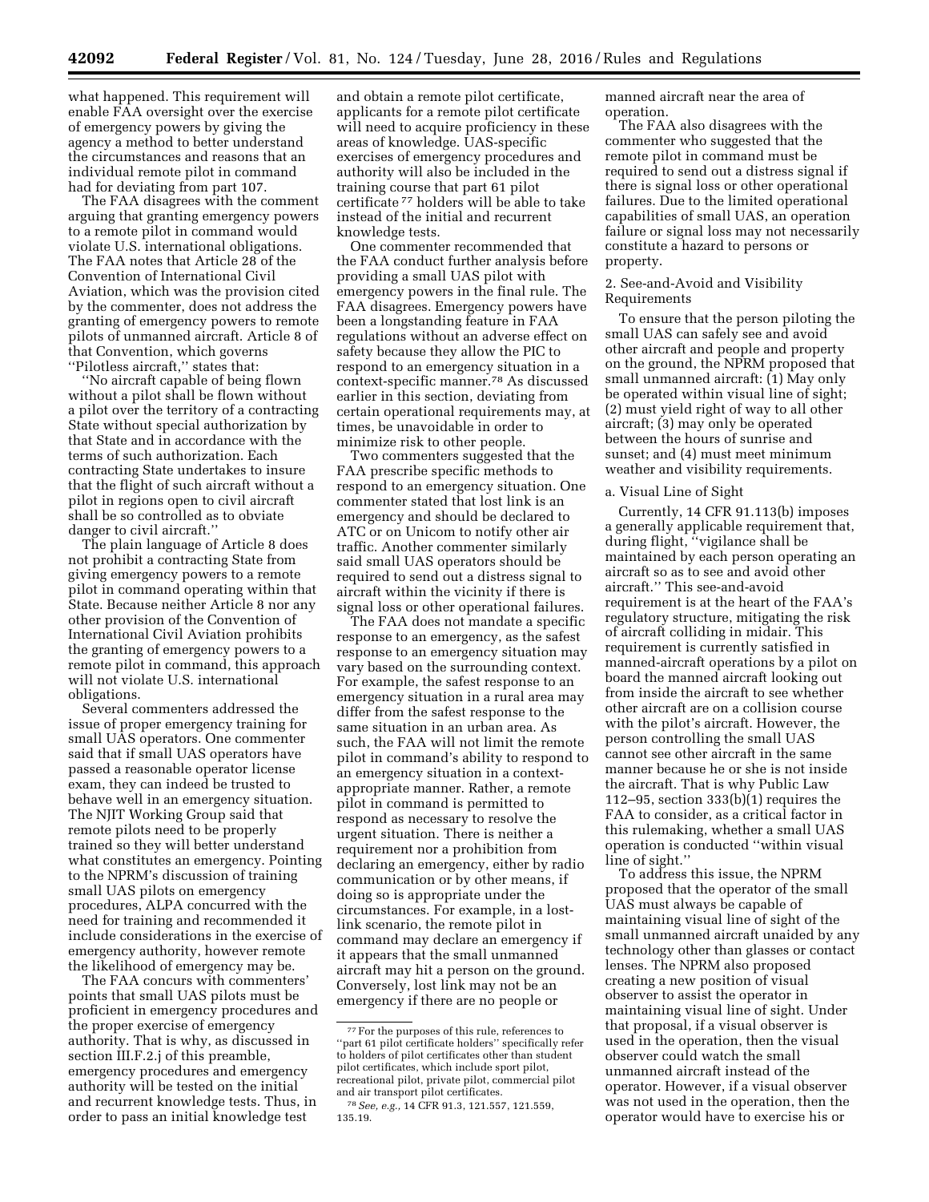what happened. This requirement will enable FAA oversight over the exercise of emergency powers by giving the agency a method to better understand the circumstances and reasons that an individual remote pilot in command had for deviating from part 107.

The FAA disagrees with the comment arguing that granting emergency powers to a remote pilot in command would violate U.S. international obligations. The FAA notes that Article 28 of the Convention of International Civil Aviation, which was the provision cited by the commenter, does not address the granting of emergency powers to remote pilots of unmanned aircraft. Article 8 of that Convention, which governs ''Pilotless aircraft,'' states that:

''No aircraft capable of being flown without a pilot shall be flown without a pilot over the territory of a contracting State without special authorization by that State and in accordance with the terms of such authorization. Each contracting State undertakes to insure that the flight of such aircraft without a pilot in regions open to civil aircraft shall be so controlled as to obviate danger to civil aircraft.''

The plain language of Article 8 does not prohibit a contracting State from giving emergency powers to a remote pilot in command operating within that State. Because neither Article 8 nor any other provision of the Convention of International Civil Aviation prohibits the granting of emergency powers to a remote pilot in command, this approach will not violate U.S. international obligations.

Several commenters addressed the issue of proper emergency training for small UAS operators. One commenter said that if small UAS operators have passed a reasonable operator license exam, they can indeed be trusted to behave well in an emergency situation. The NJIT Working Group said that remote pilots need to be properly trained so they will better understand what constitutes an emergency. Pointing to the NPRM's discussion of training small UAS pilots on emergency procedures, ALPA concurred with the need for training and recommended it include considerations in the exercise of emergency authority, however remote the likelihood of emergency may be.

The FAA concurs with commenters' points that small UAS pilots must be proficient in emergency procedures and the proper exercise of emergency authority. That is why, as discussed in section III.F.2.j of this preamble, emergency procedures and emergency authority will be tested on the initial and recurrent knowledge tests. Thus, in order to pass an initial knowledge test and obtain a remote pilot certificate, applicants for a remote pilot certificate will need to acquire proficiency in these areas of knowledge. UAS-specific exercises of emergency procedures and authority will also be included in the training course that part 61 pilot certificate[77] holders will be able to take instead of the initial and recurrent knowledge tests.

One commenter recommended that the FAA conduct further analysis before providing a small UAS pilot with emergency powers in the final rule. The FAA disagrees. Emergency powers have been a longstanding feature in FAA regulations without an adverse effect on safety because they allow the PIC to respond to an emergency situation in a context-specific manner.[78] As discussed earlier in this section, deviating from certain operational requirements may, at times, be unavoidable in order to minimize risk to other people.

Two commenters suggested that the FAA prescribe specific methods to respond to an emergency situation. One commenter stated that lost link is an emergency and should be declared to ATC or on Unicom to notify other air traffic. Another commenter similarly said small UAS operators should be required to send out a distress signal to aircraft within the vicinity if there is signal loss or other operational failures.

The FAA does not mandate a specific response to an emergency, as the safest response to an emergency situation may vary based on the surrounding context. For example, the safest response to an emergency situation in a rural area may differ from the safest response to the same situation in an urban area. As such, the FAA will not limit the remote pilot in command's ability to respond to an emergency situation in a context-appropriate manner. Rather, a remote pilot in command is permitted to respond as necessary to resolve the urgent situation. There is neither a requirement nor a prohibition from declaring an emergency, either by radio communication or by other means, if doing so is appropriate under the circumstances. For example, in a lost-link scenario, the remote pilot in command may declare an emergency if it appears that the small unmanned aircraft may hit a person on the ground. Conversely, lost link may not be an emergency if there are no people or manned aircraft near the area of operation.

The FAA also disagrees with the commenter who suggested that the remote pilot in command must be required to send out a distress signal if there is signal loss or other operational failures. Due to the limited operational capabilities of small UAS, an operation failure or signal loss may not necessarily constitute a hazard to persons or property.

### 2. See-and-Avoid and Visibility Requirements

To ensure that the person piloting the small UAS can safely see and avoid other aircraft and people and property on the ground, the NPRM proposed that small unmanned aircraft: (1) May only be operated within visual line of sight; (2) must yield right of way to all other aircraft; (3) may only be operated between the hours of sunrise and sunset; and (4) must meet minimum weather and visibility requirements.

#### a. Visual Line of Sight

Currently, 14 CFR 91.113(b) imposes a generally applicable requirement that, during flight, ''vigilance shall be maintained by each person operating an aircraft so as to see and avoid other aircraft.'' This see-and-avoid requirement is at the heart of the FAA's regulatory structure, mitigating the risk of aircraft colliding in midair. This requirement is currently satisfied in manned-aircraft operations by a pilot on board the manned aircraft looking out from inside the aircraft to see whether other aircraft are on a collision course with the pilot's aircraft. However, the person controlling the small UAS cannot see other aircraft in the same manner because he or she is not inside the aircraft. That is why Public Law 112–95, section 333(b)(1) requires the FAA to consider, as a critical factor in this rulemaking, whether a small UAS operation is conducted ''within visual line of sight.''

To address this issue, the NPRM proposed that the operator of the small UAS must always be capable of maintaining visual line of sight of the small unmanned aircraft unaided by any technology other than glasses or contact lenses. The NPRM also proposed creating a new position of visual observer to assist the operator in maintaining visual line of sight. Under that proposal, if a visual observer is used in the operation, then the visual observer could watch the small unmanned aircraft instead of the operator. However, if a visual observer was not used in the operation, then the operator would have to exercise his or

---

[77] For the purposes of this rule, references to ''part 61 pilot certificate holders'' specifically refer to holders of pilot certificates other than student pilot certificates, which include sport pilot, recreational pilot, private pilot, commercial pilot and air transport pilot certificates.

[78] *See, e.g.,* 14 CFR 91.3, 121.557, 121.559, 135.19.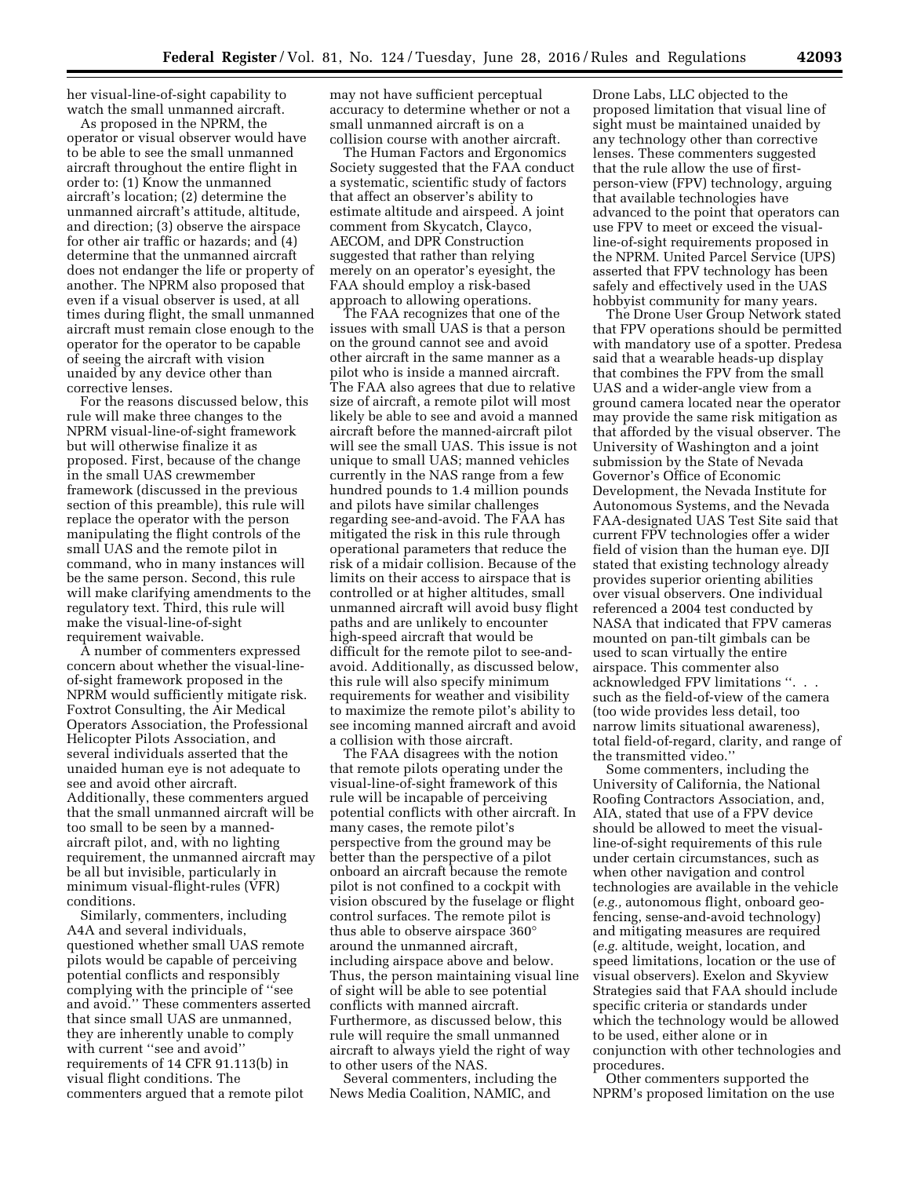her visual-line-of-sight capability to watch the small unmanned aircraft.

As proposed in the NPRM, the operator or visual observer would have to be able to see the small unmanned aircraft throughout the entire flight in order to: (1) Know the unmanned aircraft's location; (2) determine the unmanned aircraft's attitude, altitude, and direction; (3) observe the airspace for other air traffic or hazards; and (4) determine that the unmanned aircraft does not endanger the life or property of another. The NPRM also proposed that even if a visual observer is used, at all times during flight, the small unmanned aircraft must remain close enough to the operator for the operator to be capable of seeing the aircraft with vision unaided by any device other than corrective lenses.

For the reasons discussed below, this rule will make three changes to the NPRM visual-line-of-sight framework but will otherwise finalize it as proposed. First, because of the change in the small UAS crewmember framework (discussed in the previous section of this preamble), this rule will replace the operator with the person manipulating the flight controls of the small UAS and the remote pilot in command, who in many instances will be the same person. Second, this rule will make clarifying amendments to the regulatory text. Third, this rule will make the visual-line-of-sight requirement waivable.

A number of commenters expressed concern about whether the visual-line-of-sight framework proposed in the NPRM would sufficiently mitigate risk. Foxtrot Consulting, the Air Medical Operators Association, the Professional Helicopter Pilots Association, and several individuals asserted that the unaided human eye is not adequate to see and avoid other aircraft. Additionally, these commenters argued that the small unmanned aircraft will be too small to be seen by a manned-aircraft pilot, and, with no lighting requirement, the unmanned aircraft may be all but invisible, particularly in minimum visual-flight-rules (VFR) conditions.

Similarly, commenters, including A4A and several individuals, questioned whether small UAS remote pilots would be capable of perceiving potential conflicts and responsibly complying with the principle of "see and avoid." These commenters asserted that since small UAS are unmanned, they are inherently unable to comply with current "see and avoid" requirements of 14 CFR 91.113(b) in visual flight conditions. The commenters argued that a remote pilot may not have sufficient perceptual accuracy to determine whether or not a small unmanned aircraft is on a collision course with another aircraft.

The Human Factors and Ergonomics Society suggested that the FAA conduct a systematic, scientific study of factors that affect an observer's ability to estimate altitude and airspeed. A joint comment from Skycatch, Clayco, AECOM, and DPR Construction suggested that rather than relying merely on an operator's eyesight, the FAA should employ a risk-based approach to allowing operations.

The FAA recognizes that one of the issues with small UAS is that a person on the ground cannot see and avoid other aircraft in the same manner as a pilot who is inside a manned aircraft. The FAA also agrees that due to relative size of aircraft, a remote pilot will most likely be able to see and avoid a manned aircraft before the manned-aircraft pilot will see the small UAS. This issue is not unique to small UAS; manned vehicles currently in the NAS range from a few hundred pounds to 1.4 million pounds and pilots have similar challenges regarding see-and-avoid. The FAA has mitigated the risk in this rule through operational parameters that reduce the risk of a midair collision. Because of the limits on their access to airspace that is controlled or at higher altitudes, small unmanned aircraft will avoid busy flight paths and are unlikely to encounter high-speed aircraft that would be difficult for the remote pilot to see-and-avoid. Additionally, as discussed below, this rule will also specify minimum requirements for weather and visibility to maximize the remote pilot's ability to see incoming manned aircraft and avoid a collision with those aircraft.

The FAA disagrees with the notion that remote pilots operating under the visual-line-of-sight framework of this rule will be incapable of perceiving potential conflicts with other aircraft. In many cases, the remote pilot's perspective from the ground may be better than the perspective of a pilot onboard an aircraft because the remote pilot is not confined to a cockpit with vision obscured by the fuselage or flight control surfaces. The remote pilot is thus able to observe airspace 360° around the unmanned aircraft, including airspace above and below. Thus, the person maintaining visual line of sight will be able to see potential conflicts with manned aircraft. Furthermore, as discussed below, this rule will require the small unmanned aircraft to always yield the right of way to other users of the NAS.

Several commenters, including the News Media Coalition, NAMIC, and Drone Labs, LLC objected to the proposed limitation that visual line of sight must be maintained unaided by any technology other than corrective lenses. These commenters suggested that the rule allow the use of first-person-view (FPV) technology, arguing that available technologies have advanced to the point that operators can use FPV to meet or exceed the visual-line-of-sight requirements proposed in the NPRM. United Parcel Service (UPS) asserted that FPV technology has been safely and effectively used in the UAS hobbyist community for many years.

The Drone User Group Network stated that FPV operations should be permitted with mandatory use of a spotter. Predesa said that a wearable heads-up display that combines the FPV from the small UAS and a wider-angle view from a ground camera located near the operator may provide the same risk mitigation as that afforded by the visual observer. The University of Washington and a joint submission by the State of Nevada Governor's Office of Economic Development, the Nevada Institute for Autonomous Systems, and the Nevada FAA-designated UAS Test Site said that current FPV technologies offer a wider field of vision than the human eye. DJI stated that existing technology already provides superior orienting abilities over visual observers. One individual referenced a 2004 test conducted by NASA that indicated that FPV cameras mounted on pan-tilt gimbals can be used to scan virtually the entire airspace. This commenter also acknowledged FPV limitations ". . . such as the field-of-view of the camera (too wide provides less detail, too narrow limits situational awareness), total field-of-regard, clarity, and range of the transmitted video."

Some commenters, including the University of California, the National Roofing Contractors Association, and, AIA, stated that use of a FPV device should be allowed to meet the visual-line-of-sight requirements of this rule under certain circumstances, such as when other navigation and control technologies are available in the vehicle (*e.g.,* autonomous flight, onboard geo-fencing, sense-and-avoid technology) and mitigating measures are required (*e.g.* altitude, weight, location, and speed limitations, location or the use of visual observers). Exelon and Skyview Strategies said that FAA should include specific criteria or standards under which the technology would be allowed to be used, either alone or in conjunction with other technologies and procedures.

Other commenters supported the NPRM's proposed limitation on the use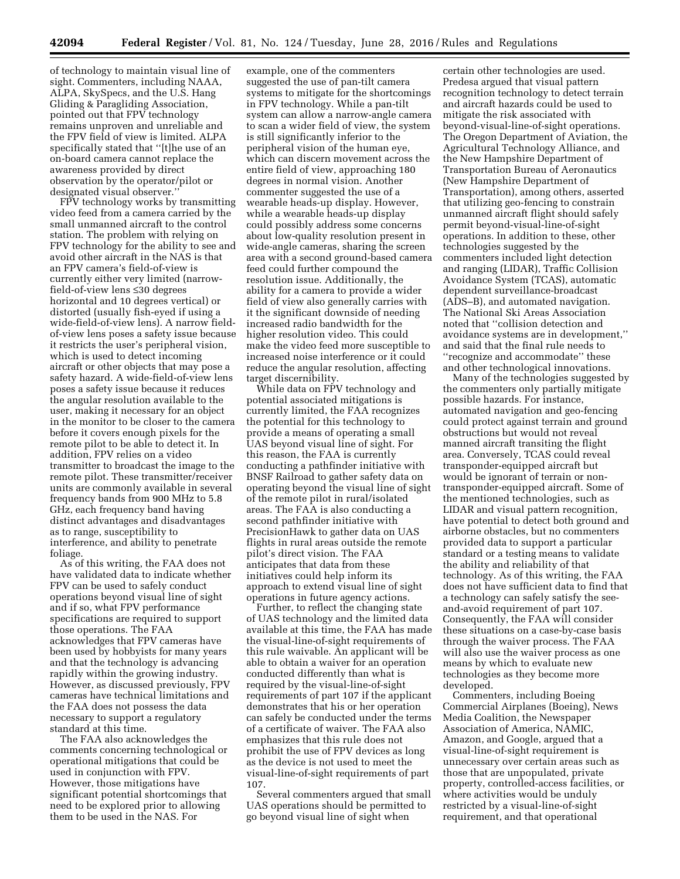of technology to maintain visual line of sight. Commenters, including NAAA, ALPA, SkySpecs, and the U.S. Hang Gliding & Paragliding Association, pointed out that FPV technology remains unproven and unreliable and the FPV field of view is limited. ALPA specifically stated that ''[t]he use of an on-board camera cannot replace the awareness provided by direct observation by the operator/pilot or designated visual observer.''

FPV technology works by transmitting video feed from a camera carried by the small unmanned aircraft to the control station. The problem with relying on FPV technology for the ability to see and avoid other aircraft in the NAS is that an FPV camera's field-of-view is currently either very limited (narrow-field-of-view lens ≤30 degrees horizontal and 10 degrees vertical) or distorted (usually fish-eyed if using a wide-field-of-view lens). A narrow field-of-view lens poses a safety issue because it restricts the user's peripheral vision, which is used to detect incoming aircraft or other objects that may pose a safety hazard. A wide-field-of-view lens poses a safety issue because it reduces the angular resolution available to the user, making it necessary for an object in the monitor to be closer to the camera before it covers enough pixels for the remote pilot to be able to detect it. In addition, FPV relies on a video transmitter to broadcast the image to the remote pilot. These transmitter/receiver units are commonly available in several frequency bands from 900 MHz to 5.8 GHz, each frequency band having distinct advantages and disadvantages as to range, susceptibility to interference, and ability to penetrate foliage.

As of this writing, the FAA does not have validated data to indicate whether FPV can be used to safely conduct operations beyond visual line of sight and if so, what FPV performance specifications are required to support those operations. The FAA acknowledges that FPV cameras have been used by hobbyists for many years and that the technology is advancing rapidly within the growing industry. However, as discussed previously, FPV cameras have technical limitations and the FAA does not possess the data necessary to support a regulatory standard at this time.

The FAA also acknowledges the comments concerning technological or operational mitigations that could be used in conjunction with FPV. However, those mitigations have significant potential shortcomings that need to be explored prior to allowing them to be used in the NAS. For example, one of the commenters suggested the use of pan-tilt camera systems to mitigate for the shortcomings in FPV technology. While a pan-tilt system can allow a narrow-angle camera to scan a wider field of view, the system is still significantly inferior to the peripheral vision of the human eye, which can discern movement across the entire field of view, approaching 180 degrees in normal vision. Another commenter suggested the use of a wearable heads-up display. However, while a wearable heads-up display could possibly address some concerns about low-quality resolution present in wide-angle cameras, sharing the screen area with a second ground-based camera feed could further compound the resolution issue. Additionally, the ability for a camera to provide a wider field of view also generally carries with it the significant downside of needing increased radio bandwidth for the higher resolution video. This could make the video feed more susceptible to increased noise interference or it could reduce the angular resolution, affecting target discernibility.

While data on FPV technology and potential associated mitigations is currently limited, the FAA recognizes the potential for this technology to provide a means of operating a small UAS beyond visual line of sight. For this reason, the FAA is currently conducting a pathfinder initiative with BNSF Railroad to gather safety data on operating beyond the visual line of sight of the remote pilot in rural/isolated areas. The FAA is also conducting a second pathfinder initiative with PrecisionHawk to gather data on UAS flights in rural areas outside the remote pilot's direct vision. The FAA anticipates that data from these initiatives could help inform its approach to extend visual line of sight operations in future agency actions.

Further, to reflect the changing state of UAS technology and the limited data available at this time, the FAA has made the visual-line-of-sight requirements of this rule waivable. An applicant will be able to obtain a waiver for an operation conducted differently than what is required by the visual-line-of-sight requirements of part 107 if the applicant demonstrates that his or her operation can safely be conducted under the terms of a certificate of waiver. The FAA also emphasizes that this rule does not prohibit the use of FPV devices as long as the device is not used to meet the visual-line-of-sight requirements of part 107.

Several commenters argued that small UAS operations should be permitted to go beyond visual line of sight when certain other technologies are used. Predesa argued that visual pattern recognition technology to detect terrain and aircraft hazards could be used to mitigate the risk associated with beyond-visual-line-of-sight operations. The Oregon Department of Aviation, the Agricultural Technology Alliance, and the New Hampshire Department of Transportation Bureau of Aeronautics (New Hampshire Department of Transportation), among others, asserted that utilizing geo-fencing to constrain unmanned aircraft flight should safely permit beyond-visual-line-of-sight operations. In addition to these, other technologies suggested by the commenters included light detection and ranging (LIDAR), Traffic Collision Avoidance System (TCAS), automatic dependent surveillance-broadcast (ADS–B), and automated navigation. The National Ski Areas Association noted that ''collision detection and avoidance systems are in development,'' and said that the final rule needs to ''recognize and accommodate'' these and other technological innovations.

Many of the technologies suggested by the commenters only partially mitigate possible hazards. For instance, automated navigation and geo-fencing could protect against terrain and ground obstructions but would not reveal manned aircraft transiting the flight area. Conversely, TCAS could reveal transponder-equipped aircraft but would be ignorant of terrain or non-transponder-equipped aircraft. Some of the mentioned technologies, such as LIDAR and visual pattern recognition, have potential to detect both ground and airborne obstacles, but no commenters provided data to support a particular standard or a testing means to validate the ability and reliability of that technology. As of this writing, the FAA does not have sufficient data to find that a technology can safely satisfy the see-and-avoid requirement of part 107. Consequently, the FAA will consider these situations on a case-by-case basis through the waiver process. The FAA will also use the waiver process as one means by which to evaluate new technologies as they become more developed.

Commenters, including Boeing Commercial Airplanes (Boeing), News Media Coalition, the Newspaper Association of America, NAMIC, Amazon, and Google, argued that a visual-line-of-sight requirement is unnecessary over certain areas such as those that are unpopulated, private property, controlled-access facilities, or where activities would be unduly restricted by a visual-line-of-sight requirement, and that operational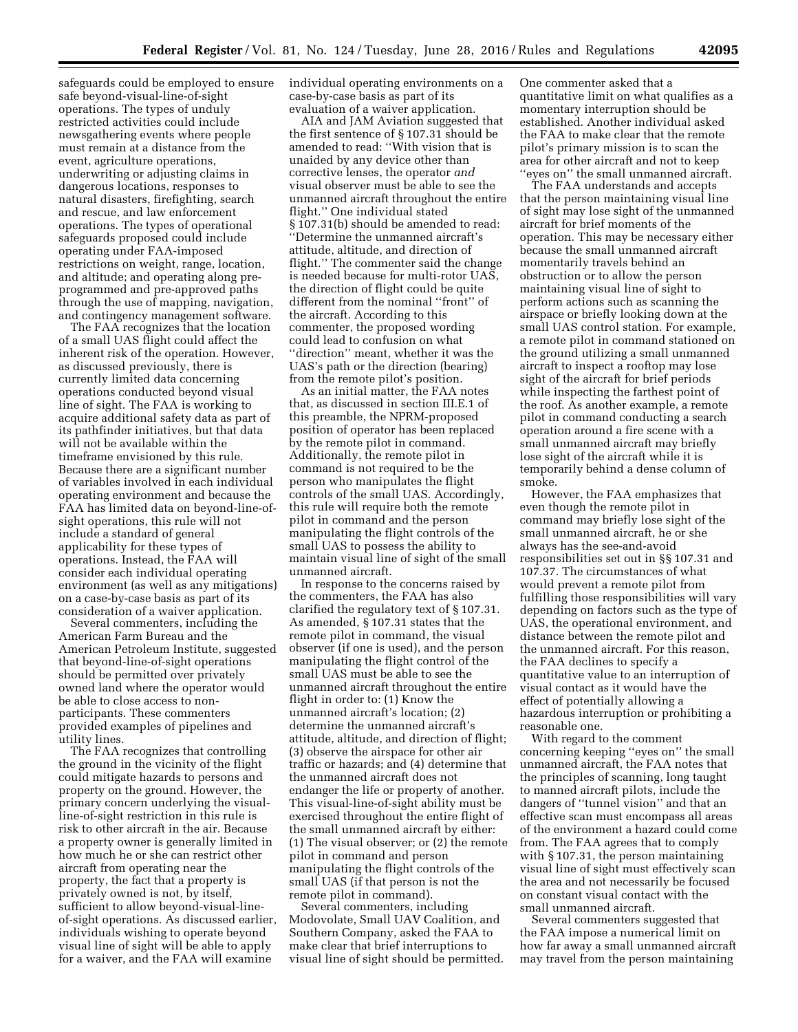safeguards could be employed to ensure safe beyond-visual-line-of-sight operations. The types of unduly restricted activities could include newsgathering events where people must remain at a distance from the event, agriculture operations, underwriting or adjusting claims in dangerous locations, responses to natural disasters, firefighting, search and rescue, and law enforcement operations. The types of operational safeguards proposed could include operating under FAA-imposed restrictions on weight, range, location, and altitude; and operating along pre-programmed and pre-approved paths through the use of mapping, navigation, and contingency management software.

The FAA recognizes that the location of a small UAS flight could affect the inherent risk of the operation. However, as discussed previously, there is currently limited data concerning operations conducted beyond visual line of sight. The FAA is working to acquire additional safety data as part of its pathfinder initiatives, but that data will not be available within the timeframe envisioned by this rule. Because there are a significant number of variables involved in each individual operating environment and because the FAA has limited data on beyond-line-of-sight operations, this rule will not include a standard of general applicability for these types of operations. Instead, the FAA will consider each individual operating environment (as well as any mitigations) on a case-by-case basis as part of its consideration of a waiver application.

Several commenters, including the American Farm Bureau and the American Petroleum Institute, suggested that beyond-line-of-sight operations should be permitted over privately owned land where the operator would be able to close access to non-participants. These commenters provided examples of pipelines and utility lines.

The FAA recognizes that controlling the ground in the vicinity of the flight could mitigate hazards to persons and property on the ground. However, the primary concern underlying the visual-line-of-sight restriction in this rule is risk to other aircraft in the air. Because a property owner is generally limited in how much he or she can restrict other aircraft from operating near the property, the fact that a property is privately owned is not, by itself, sufficient to allow beyond-visual-line-of-sight operations. As discussed earlier, individuals wishing to operate beyond visual line of sight will be able to apply for a waiver, and the FAA will examine individual operating environments on a case-by-case basis as part of its evaluation of a waiver application.

AIA and JAM Aviation suggested that the first sentence of § 107.31 should be amended to read: ''With vision that is unaided by any device other than corrective lenses, the operator *and* visual observer must be able to see the unmanned aircraft throughout the entire flight.'' One individual stated § 107.31(b) should be amended to read: ''Determine the unmanned aircraft's attitude, altitude, and direction of flight.'' The commenter said the change is needed because for multi-rotor UAS, the direction of flight could be quite different from the nominal ''front'' of the aircraft. According to this commenter, the proposed wording could lead to confusion on what ''direction'' meant, whether it was the UAS's path or the direction (bearing) from the remote pilot's position.

As an initial matter, the FAA notes that, as discussed in section III.E.1 of this preamble, the NPRM-proposed position of operator has been replaced by the remote pilot in command. Additionally, the remote pilot in command is not required to be the person who manipulates the flight controls of the small UAS. Accordingly, this rule will require both the remote pilot in command and the person manipulating the flight controls of the small UAS to possess the ability to maintain visual line of sight of the small unmanned aircraft.

In response to the concerns raised by the commenters, the FAA has also clarified the regulatory text of § 107.31. As amended, § 107.31 states that the remote pilot in command, the visual observer (if one is used), and the person manipulating the flight control of the small UAS must be able to see the unmanned aircraft throughout the entire flight in order to: (1) Know the unmanned aircraft's location; (2) determine the unmanned aircraft's attitude, altitude, and direction of flight; (3) observe the airspace for other air traffic or hazards; and (4) determine that the unmanned aircraft does not endanger the life or property of another. This visual-line-of-sight ability must be exercised throughout the entire flight of the small unmanned aircraft by either: (1) The visual observer; or (2) the remote pilot in command and person manipulating the flight controls of the small UAS (if that person is not the remote pilot in command).

Several commenters, including Modovolate, Small UAV Coalition, and Southern Company, asked the FAA to make clear that brief interruptions to visual line of sight should be permitted. One commenter asked that a quantitative limit on what qualifies as a momentary interruption should be established. Another individual asked the FAA to make clear that the remote pilot's primary mission is to scan the area for other aircraft and not to keep ''eyes on'' the small unmanned aircraft.

The FAA understands and accepts that the person maintaining visual line of sight may lose sight of the unmanned aircraft for brief moments of the operation. This may be necessary either because the small unmanned aircraft momentarily travels behind an obstruction or to allow the person maintaining visual line of sight to perform actions such as scanning the airspace or briefly looking down at the small UAS control station. For example, a remote pilot in command stationed on the ground utilizing a small unmanned aircraft to inspect a rooftop may lose sight of the aircraft for brief periods while inspecting the farthest point of the roof. As another example, a remote pilot in command conducting a search operation around a fire scene with a small unmanned aircraft may briefly lose sight of the aircraft while it is temporarily behind a dense column of smoke.

However, the FAA emphasizes that even though the remote pilot in command may briefly lose sight of the small unmanned aircraft, he or she always has the see-and-avoid responsibilities set out in §§ 107.31 and 107.37. The circumstances of what would prevent a remote pilot from fulfilling those responsibilities will vary depending on factors such as the type of UAS, the operational environment, and distance between the remote pilot and the unmanned aircraft. For this reason, the FAA declines to specify a quantitative value to an interruption of visual contact as it would have the effect of potentially allowing a hazardous interruption or prohibiting a reasonable one.

With regard to the comment concerning keeping ''eyes on'' the small unmanned aircraft, the FAA notes that the principles of scanning, long taught to manned aircraft pilots, include the dangers of ''tunnel vision'' and that an effective scan must encompass all areas of the environment a hazard could come from. The FAA agrees that to comply with § 107.31, the person maintaining visual line of sight must effectively scan the area and not necessarily be focused on constant visual contact with the small unmanned aircraft.

Several commenters suggested that the FAA impose a numerical limit on how far away a small unmanned aircraft may travel from the person maintaining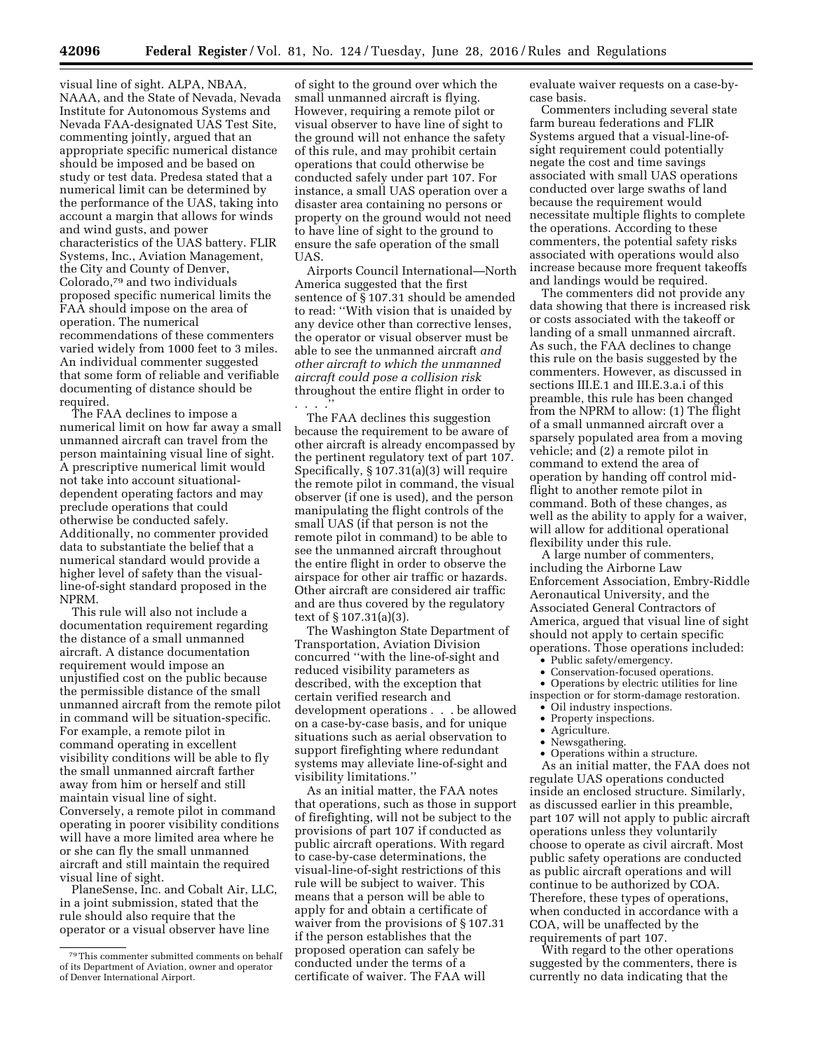visual line of sight. ALPA, NBAA, NAAA, and the State of Nevada, Nevada Institute for Autonomous Systems and Nevada FAA-designated UAS Test Site, commenting jointly, argued that an appropriate specific numerical distance should be imposed and be based on study or test data. Predesa stated that a numerical limit can be determined by the performance of the UAS, taking into account a margin that allows for winds and wind gusts, and power characteristics of the UAS battery. FLIR Systems, Inc., Aviation Management, the City and County of Denver, Colorado,[79] and two individuals proposed specific numerical limits the FAA should impose on the area of operation. The numerical recommendations of these commenters varied widely from 1000 feet to 3 miles. An individual commenter suggested that some form of reliable and verifiable documenting of distance should be required.

The FAA declines to impose a numerical limit on how far away a small unmanned aircraft can travel from the person maintaining visual line of sight. A prescriptive numerical limit would not take into account situational-dependent operating factors and may preclude operations that could otherwise be conducted safely. Additionally, no commenter provided data to substantiate the belief that a numerical standard would provide a higher level of safety than the visual-line-of-sight standard proposed in the NPRM.

This rule will also not include a documentation requirement regarding the distance of a small unmanned aircraft. A distance documentation requirement would impose an unjustified cost on the public because the permissible distance of the small unmanned aircraft from the remote pilot in command will be situation-specific. For example, a remote pilot in command operating in excellent visibility conditions will be able to fly the small unmanned aircraft farther away from him or herself and still maintain visual line of sight. Conversely, a remote pilot in command operating in poorer visibility conditions will have a more limited area where he or she can fly the small unmanned aircraft and still maintain the required visual line of sight.

PlaneSense, Inc. and Cobalt Air, LLC, in a joint submission, stated that the rule should also require that the operator or a visual observer have line of sight to the ground over which the small unmanned aircraft is flying. However, requiring a remote pilot or visual observer to have line of sight to the ground will not enhance the safety of this rule, and may prohibit certain operations that could otherwise be conducted safely under part 107. For instance, a small UAS operation over a disaster area containing no persons or property on the ground would not need to have line of sight to the ground to ensure the safe operation of the small UAS.

Airports Council International—North America suggested that the first sentence of § 107.31 should be amended to read: ''With vision that is unaided by any device other than corrective lenses, the operator or visual observer must be able to see the unmanned aircraft *and other aircraft to which the unmanned aircraft could pose a collision risk* throughout the entire flight in order to . . . .''

The FAA declines this suggestion because the requirement to be aware of other aircraft is already encompassed by the pertinent regulatory text of part 107. Specifically, § 107.31(a)(3) will require the remote pilot in command, the visual observer (if one is used), and the person manipulating the flight controls of the small UAS (if that person is not the remote pilot in command) to be able to see the unmanned aircraft throughout the entire flight in order to observe the airspace for other air traffic or hazards. Other aircraft are considered air traffic and are thus covered by the regulatory text of § 107.31(a)(3).

The Washington State Department of Transportation, Aviation Division concurred ''with the line-of-sight and reduced visibility parameters as described, with the exception that certain verified research and development operations . . . be allowed on a case-by-case basis, and for unique situations such as aerial observation to support firefighting where redundant systems may alleviate line-of-sight and visibility limitations.''

As an initial matter, the FAA notes that operations, such as those in support of firefighting, will not be subject to the provisions of part 107 if conducted as public aircraft operations. With regard to case-by-case determinations, the visual-line-of-sight restrictions of this rule will be subject to waiver. This means that a person will be able to apply for and obtain a certificate of waiver from the provisions of § 107.31 if the person establishes that the proposed operation can safely be conducted under the terms of a certificate of waiver. The FAA will evaluate waiver requests on a case-by-case basis.

Commenters including several state farm bureau federations and FLIR Systems argued that a visual-line-of-sight requirement could potentially negate the cost and time savings associated with small UAS operations conducted over large swaths of land because the requirement would necessitate multiple flights to complete the operations. According to these commenters, the potential safety risks associated with operations would also increase because more frequent takeoffs and landings would be required.

The commenters did not provide any data showing that there is increased risk or costs associated with the takeoff or landing of a small unmanned aircraft. As such, the FAA declines to change this rule on the basis suggested by the commenters. However, as discussed in sections III.E.1 and III.E.3.a.i of this preamble, this rule has been changed from the NPRM to allow: (1) The flight of a small unmanned aircraft over a sparsely populated area from a moving vehicle; and (2) a remote pilot in command to extend the area of operation by handing off control mid-flight to another remote pilot in command. Both of these changes, as well as the ability to apply for a waiver, will allow for additional operational flexibility under this rule.

A large number of commenters, including the Airborne Law Enforcement Association, Embry-Riddle Aeronautical University, and the Associated General Contractors of America, argued that visual line of sight should not apply to certain specific operations. Those operations included:

- Public safety/emergency.
- Conservation-focused operations.
- Operations by electric utilities for line inspection or for storm-damage restoration.
- Oil industry inspections.
- Property inspections.
- Agriculture.
- Newsgathering.
- Operations within a structure.

As an initial matter, the FAA does not regulate UAS operations conducted inside an enclosed structure. Similarly, as discussed earlier in this preamble, part 107 will not apply to public aircraft operations unless they voluntarily choose to operate as civil aircraft. Most public safety operations are conducted as public aircraft operations and will continue to be authorized by COA. Therefore, these types of operations, when conducted in accordance with a COA, will be unaffected by the requirements of part 107.

With regard to the other operations suggested by the commenters, there is currently no data indicating that the

[79] This commenter submitted comments on behalf of its Department of Aviation, owner and operator of Denver International Airport.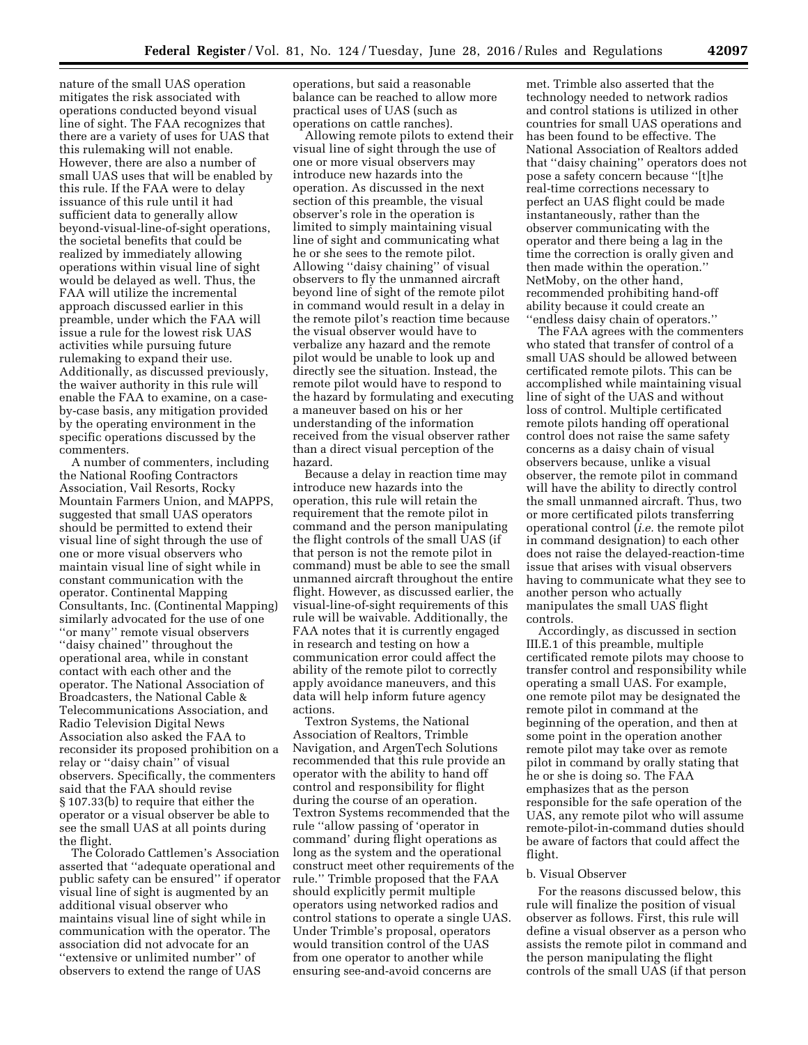nature of the small UAS operation mitigates the risk associated with operations conducted beyond visual line of sight. The FAA recognizes that there are a variety of uses for UAS that this rulemaking will not enable. However, there are also a number of small UAS uses that will be enabled by this rule. If the FAA were to delay issuance of this rule until it had sufficient data to generally allow beyond-visual-line-of-sight operations, the societal benefits that could be realized by immediately allowing operations within visual line of sight would be delayed as well. Thus, the FAA will utilize the incremental approach discussed earlier in this preamble, under which the FAA will issue a rule for the lowest risk UAS activities while pursuing future rulemaking to expand their use. Additionally, as discussed previously, the waiver authority in this rule will enable the FAA to examine, on a case-by-case basis, any mitigation provided by the operating environment in the specific operations discussed by the commenters.

A number of commenters, including the National Roofing Contractors Association, Vail Resorts, Rocky Mountain Farmers Union, and MAPPS, suggested that small UAS operators should be permitted to extend their visual line of sight through the use of one or more visual observers who maintain visual line of sight while in constant communication with the operator. Continental Mapping Consultants, Inc. (Continental Mapping) similarly advocated for the use of one ''or many'' remote visual observers ''daisy chained'' throughout the operational area, while in constant contact with each other and the operator. The National Association of Broadcasters, the National Cable & Telecommunications Association, and Radio Television Digital News Association also asked the FAA to reconsider its proposed prohibition on a relay or ''daisy chain'' of visual observers. Specifically, the commenters said that the FAA should revise § 107.33(b) to require that either the operator or a visual observer be able to see the small UAS at all points during the flight.

The Colorado Cattlemen's Association asserted that ''adequate operational and public safety can be ensured'' if operator visual line of sight is augmented by an additional visual observer who maintains visual line of sight while in communication with the operator. The association did not advocate for an ''extensive or unlimited number'' of observers to extend the range of UAS operations, but said a reasonable balance can be reached to allow more practical uses of UAS (such as operations on cattle ranches).

Allowing remote pilots to extend their visual line of sight through the use of one or more visual observers may introduce new hazards into the operation. As discussed in the next section of this preamble, the visual observer's role in the operation is limited to simply maintaining visual line of sight and communicating what he or she sees to the remote pilot. Allowing ''daisy chaining'' of visual observers to fly the unmanned aircraft beyond line of sight of the remote pilot in command would result in a delay in the remote pilot's reaction time because the visual observer would have to verbalize any hazard and the remote pilot would be unable to look up and directly see the situation. Instead, the remote pilot would have to respond to the hazard by formulating and executing a maneuver based on his or her understanding of the information received from the visual observer rather than a direct visual perception of the hazard.

Because a delay in reaction time may introduce new hazards into the operation, this rule will retain the requirement that the remote pilot in command and the person manipulating the flight controls of the small UAS (if that person is not the remote pilot in command) must be able to see the small unmanned aircraft throughout the entire flight. However, as discussed earlier, the visual-line-of-sight requirements of this rule will be waivable. Additionally, the FAA notes that it is currently engaged in research and testing on how a communication error could affect the ability of the remote pilot to correctly apply avoidance maneuvers, and this data will help inform future agency actions.

Textron Systems, the National Association of Realtors, Trimble Navigation, and ArgenTech Solutions recommended that this rule provide an operator with the ability to hand off control and responsibility for flight during the course of an operation. Textron Systems recommended that the rule ''allow passing of 'operator in command' during flight operations as long as the system and the operational construct meet other requirements of the rule.'' Trimble proposed that the FAA should explicitly permit multiple operators using networked radios and control stations to operate a single UAS. Under Trimble's proposal, operators would transition control of the UAS from one operator to another while ensuring see-and-avoid concerns are met. Trimble also asserted that the technology needed to network radios and control stations is utilized in other countries for small UAS operations and has been found to be effective. The National Association of Realtors added that ''daisy chaining'' operators does not pose a safety concern because ''[t]he real-time corrections necessary to perfect an UAS flight could be made instantaneously, rather than the observer communicating with the operator and there being a lag in the time the correction is orally given and then made within the operation.'' NetMoby, on the other hand, recommended prohibiting hand-off ability because it could create an ''endless daisy chain of operators.''

The FAA agrees with the commenters who stated that transfer of control of a small UAS should be allowed between certificated remote pilots. This can be accomplished while maintaining visual line of sight of the UAS and without loss of control. Multiple certificated remote pilots handing off operational control does not raise the same safety concerns as a daisy chain of visual observers because, unlike a visual observer, the remote pilot in command will have the ability to directly control the small unmanned aircraft. Thus, two or more certificated pilots transferring operational control (*i.e.* the remote pilot in command designation) to each other does not raise the delayed-reaction-time issue that arises with visual observers having to communicate what they see to another person who actually manipulates the small UAS flight controls.

Accordingly, as discussed in section III.E.1 of this preamble, multiple certificated remote pilots may choose to transfer control and responsibility while operating a small UAS. For example, one remote pilot may be designated the remote pilot in command at the beginning of the operation, and then at some point in the operation another remote pilot may take over as remote pilot in command by orally stating that he or she is doing so. The FAA emphasizes that as the person responsible for the safe operation of the UAS, any remote pilot who will assume remote-pilot-in-command duties should be aware of factors that could affect the flight.

b. Visual Observer

For the reasons discussed below, this rule will finalize the position of visual observer as follows. First, this rule will define a visual observer as a person who assists the remote pilot in command and the person manipulating the flight controls of the small UAS (if that person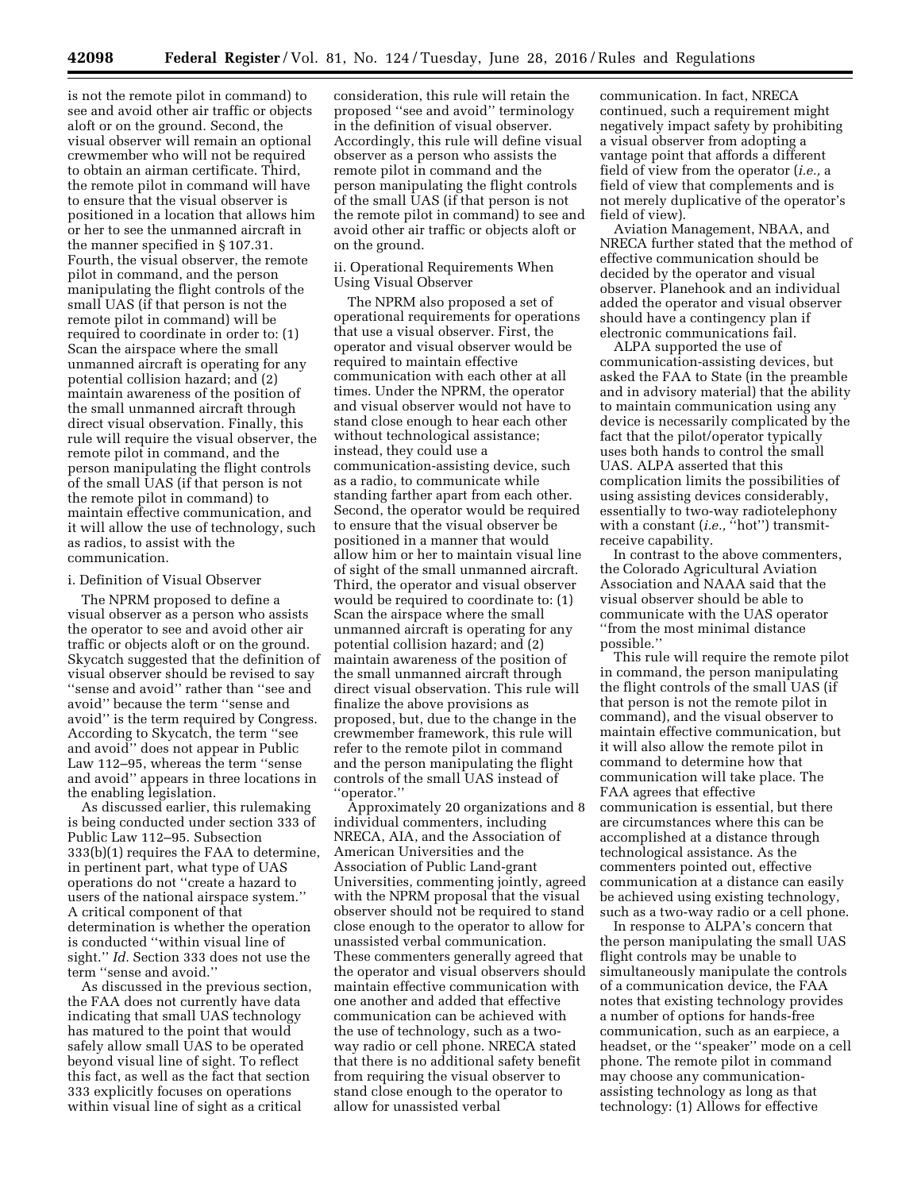is not the remote pilot in command) to see and avoid other air traffic or objects aloft or on the ground. Second, the visual observer will remain an optional crewmember who will not be required to obtain an airman certificate. Third, the remote pilot in command will have to ensure that the visual observer is positioned in a location that allows him or her to see the unmanned aircraft in the manner specified in § 107.31. Fourth, the visual observer, the remote pilot in command, and the person manipulating the flight controls of the small UAS (if that person is not the remote pilot in command) will be required to coordinate in order to: (1) Scan the airspace where the small unmanned aircraft is operating for any potential collision hazard; and (2) maintain awareness of the position of the small unmanned aircraft through direct visual observation. Finally, this rule will require the visual observer, the remote pilot in command, and the person manipulating the flight controls of the small UAS (if that person is not the remote pilot in command) to maintain effective communication, and it will allow the use of technology, such as radios, to assist with the communication.

i. Definition of Visual Observer

The NPRM proposed to define a visual observer as a person who assists the operator to see and avoid other air traffic or objects aloft or on the ground. Skycatch suggested that the definition of visual observer should be revised to say ''sense and avoid'' rather than ''see and avoid'' because the term ''sense and avoid'' is the term required by Congress. According to Skycatch, the term ''see and avoid'' does not appear in Public Law 112–95, whereas the term ''sense and avoid'' appears in three locations in the enabling legislation.

As discussed earlier, this rulemaking is being conducted under section 333 of Public Law 112–95. Subsection 333(b)(1) requires the FAA to determine, in pertinent part, what type of UAS operations do not ''create a hazard to users of the national airspace system.'' A critical component of that determination is whether the operation is conducted ''within visual line of sight.'' *Id.* Section 333 does not use the term ''sense and avoid.''

As discussed in the previous section, the FAA does not currently have data indicating that small UAS technology has matured to the point that would safely allow small UAS to be operated beyond visual line of sight. To reflect this fact, as well as the fact that section 333 explicitly focuses on operations within visual line of sight as a critical consideration, this rule will retain the proposed ''see and avoid'' terminology in the definition of visual observer. Accordingly, this rule will define visual observer as a person who assists the remote pilot in command and the person manipulating the flight controls of the small UAS (if that person is not the remote pilot in command) to see and avoid other air traffic or objects aloft or on the ground.

ii. Operational Requirements When Using Visual Observer

The NPRM also proposed a set of operational requirements for operations that use a visual observer. First, the operator and visual observer would be required to maintain effective communication with each other at all times. Under the NPRM, the operator and visual observer would not have to stand close enough to hear each other without technological assistance; instead, they could use a communication-assisting device, such as a radio, to communicate while standing farther apart from each other. Second, the operator would be required to ensure that the visual observer be positioned in a manner that would allow him or her to maintain visual line of sight of the small unmanned aircraft. Third, the operator and visual observer would be required to coordinate to: (1) Scan the airspace where the small unmanned aircraft is operating for any potential collision hazard; and (2) maintain awareness of the position of the small unmanned aircraft through direct visual observation. This rule will finalize the above provisions as proposed, but, due to the change in the crewmember framework, this rule will refer to the remote pilot in command and the person manipulating the flight controls of the small UAS instead of ''operator.''

Approximately 20 organizations and 8 individual commenters, including NRECA, AIA, and the Association of American Universities and the Association of Public Land-grant Universities, commenting jointly, agreed with the NPRM proposal that the visual observer should not be required to stand close enough to the operator to allow for unassisted verbal communication. These commenters generally agreed that the operator and visual observers should maintain effective communication with one another and added that effective communication can be achieved with the use of technology, such as a two-way radio or cell phone. NRECA stated that there is no additional safety benefit from requiring the visual observer to stand close enough to the operator to allow for unassisted verbal communication. In fact, NRECA continued, such a requirement might negatively impact safety by prohibiting a visual observer from adopting a vantage point that affords a different field of view from the operator (*i.e.,* a field of view that complements and is not merely duplicative of the operator's field of view).

Aviation Management, NBAA, and NRECA further stated that the method of effective communication should be decided by the operator and visual observer. Planehook and an individual added the operator and visual observer should have a contingency plan if electronic communications fail.

ALPA supported the use of communication-assisting devices, but asked the FAA to State (in the preamble and in advisory material) that the ability to maintain communication using any device is necessarily complicated by the fact that the pilot/operator typically uses both hands to control the small UAS. ALPA asserted that this complication limits the possibilities of using assisting devices considerably, essentially to two-way radiotelephony with a constant (*i.e.,* ''hot'') transmit-receive capability.

In contrast to the above commenters, the Colorado Agricultural Aviation Association and NAAA said that the visual observer should be able to communicate with the UAS operator ''from the most minimal distance possible.''

This rule will require the remote pilot in command, the person manipulating the flight controls of the small UAS (if that person is not the remote pilot in command), and the visual observer to maintain effective communication, but it will also allow the remote pilot in command to determine how that communication will take place. The FAA agrees that effective communication is essential, but there are circumstances where this can be accomplished at a distance through technological assistance. As the commenters pointed out, effective communication at a distance can easily be achieved using existing technology, such as a two-way radio or a cell phone.

In response to ALPA's concern that the person manipulating the small UAS flight controls may be unable to simultaneously manipulate the controls of a communication device, the FAA notes that existing technology provides a number of options for hands-free communication, such as an earpiece, a headset, or the ''speaker'' mode on a cell phone. The remote pilot in command may choose any communication-assisting technology as long as that technology: (1) Allows for effective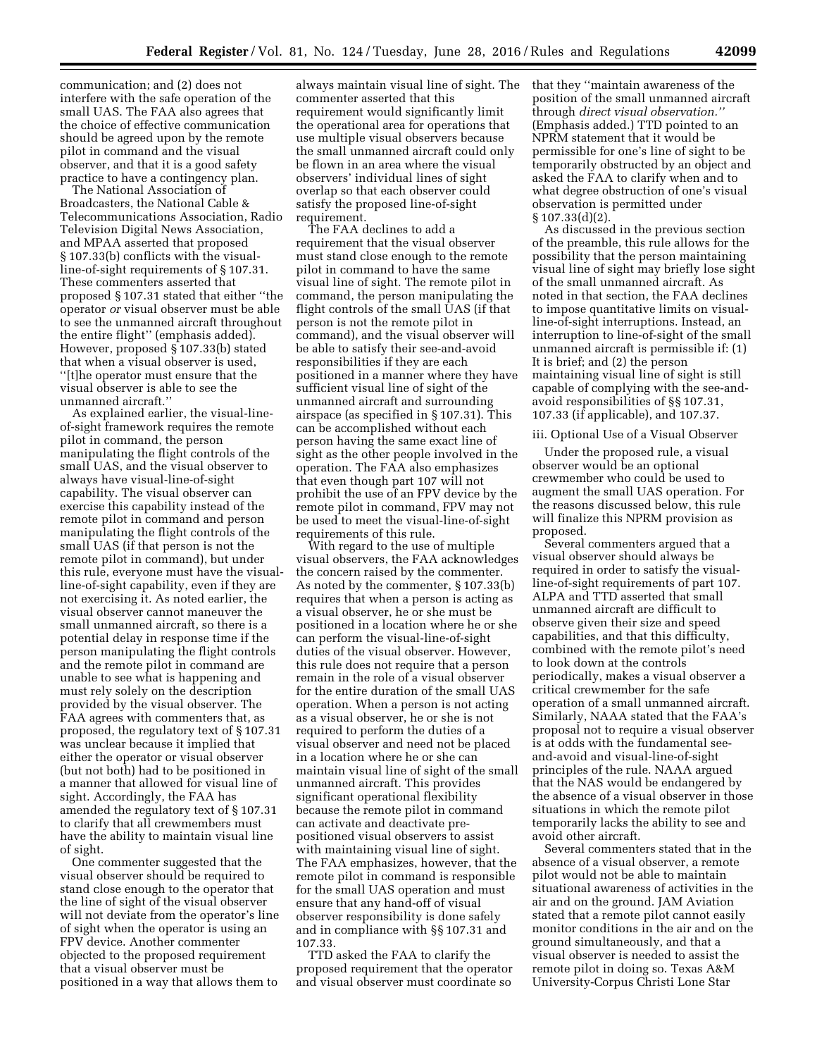communication; and (2) does not interfere with the safe operation of the small UAS. The FAA also agrees that the choice of effective communication should be agreed upon by the remote pilot in command and the visual observer, and that it is a good safety practice to have a contingency plan.

The National Association of Broadcasters, the National Cable & Telecommunications Association, Radio Television Digital News Association, and MPAA asserted that proposed § 107.33(b) conflicts with the visual-line-of-sight requirements of § 107.31. These commenters asserted that proposed § 107.31 stated that either ''the operator *or* visual observer must be able to see the unmanned aircraft throughout the entire flight'' (emphasis added). However, proposed § 107.33(b) stated that when a visual observer is used, ''[t]he operator must ensure that the visual observer is able to see the unmanned aircraft.''

As explained earlier, the visual-line-of-sight framework requires the remote pilot in command, the person manipulating the flight controls of the small UAS, and the visual observer to always have visual-line-of-sight capability. The visual observer can exercise this capability instead of the remote pilot in command and person manipulating the flight controls of the small UAS (if that person is not the remote pilot in command), but under this rule, everyone must have the visual-line-of-sight capability, even if they are not exercising it. As noted earlier, the visual observer cannot maneuver the small unmanned aircraft, so there is a potential delay in response time if the person manipulating the flight controls and the remote pilot in command are unable to see what is happening and must rely solely on the description provided by the visual observer. The FAA agrees with commenters that, as proposed, the regulatory text of § 107.31 was unclear because it implied that either the operator or visual observer (but not both) had to be positioned in a manner that allowed for visual line of sight. Accordingly, the FAA has amended the regulatory text of § 107.31 to clarify that all crewmembers must have the ability to maintain visual line of sight.

One commenter suggested that the visual observer should be required to stand close enough to the operator that the line of sight of the visual observer will not deviate from the operator's line of sight when the operator is using an FPV device. Another commenter objected to the proposed requirement that a visual observer must be positioned in a way that allows them to always maintain visual line of sight. The commenter asserted that this requirement would significantly limit the operational area for operations that use multiple visual observers because the small unmanned aircraft could only be flown in an area where the visual observers' individual lines of sight overlap so that each observer could satisfy the proposed line-of-sight requirement.

The FAA declines to add a requirement that the visual observer must stand close enough to the remote pilot in command to have the same visual line of sight. The remote pilot in command, the person manipulating the flight controls of the small UAS (if that person is not the remote pilot in command), and the visual observer will be able to satisfy their see-and-avoid responsibilities if they are each positioned in a manner where they have sufficient visual line of sight of the unmanned aircraft and surrounding airspace (as specified in § 107.31). This can be accomplished without each person having the same exact line of sight as the other people involved in the operation. The FAA also emphasizes that even though part 107 will not prohibit the use of an FPV device by the remote pilot in command, FPV may not be used to meet the visual-line-of-sight requirements of this rule.

With regard to the use of multiple visual observers, the FAA acknowledges the concern raised by the commenter. As noted by the commenter, § 107.33(b) requires that when a person is acting as a visual observer, he or she must be positioned in a location where he or she can perform the visual-line-of-sight duties of the visual observer. However, this rule does not require that a person remain in the role of a visual observer for the entire duration of the small UAS operation. When a person is not acting as a visual observer, he or she is not required to perform the duties of a visual observer and need not be placed in a location where he or she can maintain visual line of sight of the small unmanned aircraft. This provides significant operational flexibility because the remote pilot in command can activate and deactivate pre-positioned visual observers to assist with maintaining visual line of sight. The FAA emphasizes, however, that the remote pilot in command is responsible for the small UAS operation and must ensure that any hand-off of visual observer responsibility is done safely and in compliance with §§ 107.31 and 107.33.

TTD asked the FAA to clarify the proposed requirement that the operator and visual observer must coordinate so that they ''maintain awareness of the position of the small unmanned aircraft through *direct visual observation.''* (Emphasis added.) TTD pointed to an NPRM statement that it would be permissible for one's line of sight to be temporarily obstructed by an object and asked the FAA to clarify when and to what degree obstruction of one's visual observation is permitted under § 107.33(d)(2).

As discussed in the previous section of the preamble, this rule allows for the possibility that the person maintaining visual line of sight may briefly lose sight of the small unmanned aircraft. As noted in that section, the FAA declines to impose quantitative limits on visual-line-of-sight interruptions. Instead, an interruption to line-of-sight of the small unmanned aircraft is permissible if: (1) It is brief; and (2) the person maintaining visual line of sight is still capable of complying with the see-and-avoid responsibilities of §§ 107.31, 107.33 (if applicable), and 107.37.

iii. Optional Use of a Visual Observer

Under the proposed rule, a visual observer would be an optional crewmember who could be used to augment the small UAS operation. For the reasons discussed below, this rule will finalize this NPRM provision as proposed.

Several commenters argued that a visual observer should always be required in order to satisfy the visual-line-of-sight requirements of part 107. ALPA and TTD asserted that small unmanned aircraft are difficult to observe given their size and speed capabilities, and that this difficulty, combined with the remote pilot's need to look down at the controls periodically, makes a visual observer a critical crewmember for the safe operation of a small unmanned aircraft. Similarly, NAAA stated that the FAA's proposal not to require a visual observer is at odds with the fundamental see-and-avoid and visual-line-of-sight principles of the rule. NAAA argued that the NAS would be endangered by the absence of a visual observer in those situations in which the remote pilot temporarily lacks the ability to see and avoid other aircraft.

Several commenters stated that in the absence of a visual observer, a remote pilot would not be able to maintain situational awareness of activities in the air and on the ground. JAM Aviation stated that a remote pilot cannot easily monitor conditions in the air and on the ground simultaneously, and that a visual observer is needed to assist the remote pilot in doing so. Texas A&M University-Corpus Christi Lone Star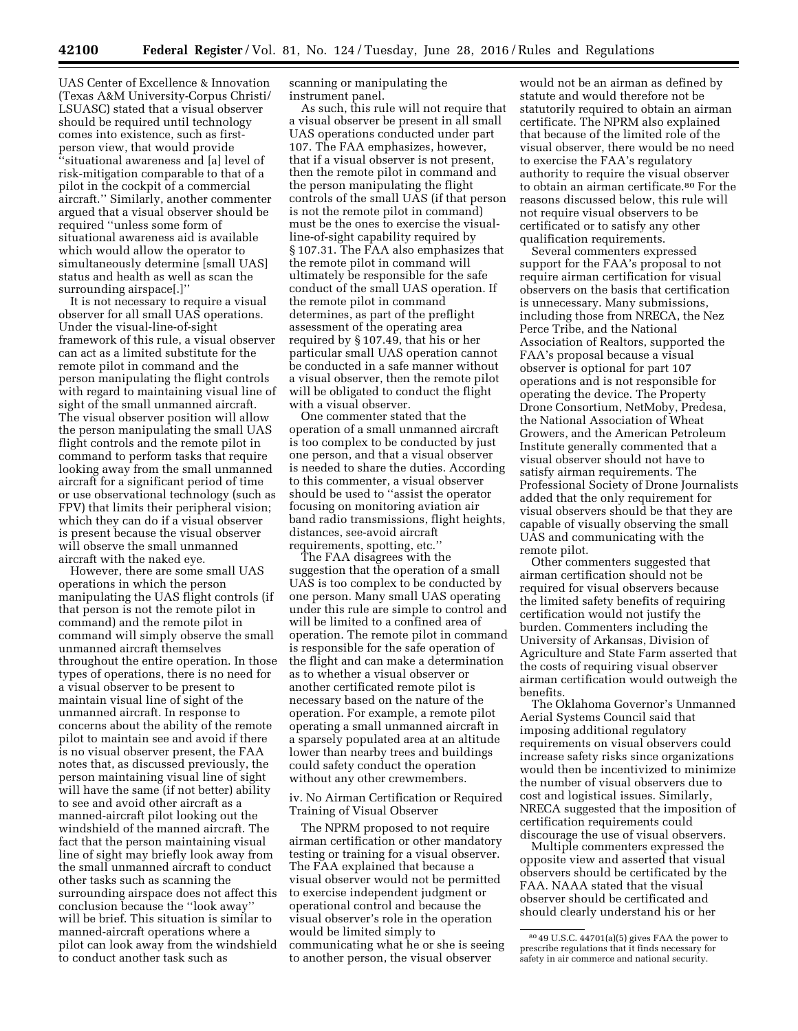UAS Center of Excellence & Innovation (Texas A&M University-Corpus Christi/ LSUASC) stated that a visual observer should be required until technology comes into existence, such as first-person view, that would provide ''situational awareness and [a] level of risk-mitigation comparable to that of a pilot in the cockpit of a commercial aircraft.'' Similarly, another commenter argued that a visual observer should be required ''unless some form of situational awareness aid is available which would allow the operator to simultaneously determine [small UAS] status and health as well as scan the surrounding airspace[.]''

It is not necessary to require a visual observer for all small UAS operations. Under the visual-line-of-sight framework of this rule, a visual observer can act as a limited substitute for the remote pilot in command and the person manipulating the flight controls with regard to maintaining visual line of sight of the small unmanned aircraft. The visual observer position will allow the person manipulating the small UAS flight controls and the remote pilot in command to perform tasks that require looking away from the small unmanned aircraft for a significant period of time or use observational technology (such as FPV) that limits their peripheral vision; which they can do if a visual observer is present because the visual observer will observe the small unmanned aircraft with the naked eye.

However, there are some small UAS operations in which the person manipulating the UAS flight controls (if that person is not the remote pilot in command) and the remote pilot in command will simply observe the small unmanned aircraft themselves throughout the entire operation. In those types of operations, there is no need for a visual observer to be present to maintain visual line of sight of the unmanned aircraft. In response to concerns about the ability of the remote pilot to maintain see and avoid if there is no visual observer present, the FAA notes that, as discussed previously, the person maintaining visual line of sight will have the same (if not better) ability to see and avoid other aircraft as a manned-aircraft pilot looking out the windshield of the manned aircraft. The fact that the person maintaining visual line of sight may briefly look away from the small unmanned aircraft to conduct other tasks such as scanning the surrounding airspace does not affect this conclusion because the ''look away'' will be brief. This situation is similar to manned-aircraft operations where a pilot can look away from the windshield to conduct another task such as scanning or manipulating the instrument panel.

As such, this rule will not require that a visual observer be present in all small UAS operations conducted under part 107. The FAA emphasizes, however, that if a visual observer is not present, then the remote pilot in command and the person manipulating the flight controls of the small UAS (if that person is not the remote pilot in command) must be the ones to exercise the visual-line-of-sight capability required by § 107.31. The FAA also emphasizes that the remote pilot in command will ultimately be responsible for the safe conduct of the small UAS operation. If the remote pilot in command determines, as part of the preflight assessment of the operating area required by § 107.49, that his or her particular small UAS operation cannot be conducted in a safe manner without a visual observer, then the remote pilot will be obligated to conduct the flight with a visual observer.

One commenter stated that the operation of a small unmanned aircraft is too complex to be conducted by just one person, and that a visual observer is needed to share the duties. According to this commenter, a visual observer should be used to ''assist the operator focusing on monitoring aviation air band radio transmissions, flight heights, distances, see-avoid aircraft requirements, spotting, etc.''

The FAA disagrees with the suggestion that the operation of a small UAS is too complex to be conducted by one person. Many small UAS operating under this rule are simple to control and will be limited to a confined area of operation. The remote pilot in command is responsible for the safe operation of the flight and can make a determination as to whether a visual observer or another certificated remote pilot is necessary based on the nature of the operation. For example, a remote pilot operating a small unmanned aircraft in a sparsely populated area at an altitude lower than nearby trees and buildings could safety conduct the operation without any other crewmembers.

iv. No Airman Certification or Required Training of Visual Observer

The NPRM proposed to not require airman certification or other mandatory testing or training for a visual observer. The FAA explained that because a visual observer would not be permitted to exercise independent judgment or operational control and because the visual observer's role in the operation would be limited simply to communicating what he or she is seeing to another person, the visual observer would not be an airman as defined by statute and would therefore not be statutorily required to obtain an airman certificate. The NPRM also explained that because of the limited role of the visual observer, there would be no need to exercise the FAA's regulatory authority to require the visual observer to obtain an airman certificate.[80] For the reasons discussed below, this rule will not require visual observers to be certificated or to satisfy any other qualification requirements.

Several commenters expressed support for the FAA's proposal to not require airman certification for visual observers on the basis that certification is unnecessary. Many submissions, including those from NRECA, the Nez Perce Tribe, and the National Association of Realtors, supported the FAA's proposal because a visual observer is optional for part 107 operations and is not responsible for operating the device. The Property Drone Consortium, NetMoby, Predesa, the National Association of Wheat Growers, and the American Petroleum Institute generally commented that a visual observer should not have to satisfy airman requirements. The Professional Society of Drone Journalists added that the only requirement for visual observers should be that they are capable of visually observing the small UAS and communicating with the remote pilot.

Other commenters suggested that airman certification should not be required for visual observers because the limited safety benefits of requiring certification would not justify the burden. Commenters including the University of Arkansas, Division of Agriculture and State Farm asserted that the costs of requiring visual observer airman certification would outweigh the benefits.

The Oklahoma Governor's Unmanned Aerial Systems Council said that imposing additional regulatory requirements on visual observers could increase safety risks since organizations would then be incentivized to minimize the number of visual observers due to cost and logistical issues. Similarly, NRECA suggested that the imposition of certification requirements could discourage the use of visual observers.

Multiple commenters expressed the opposite view and asserted that visual observers should be certificated by the FAA. NAAA stated that the visual observer should be certificated and should clearly understand his or her

[80] 49 U.S.C. 44701(a)(5) gives FAA the power to prescribe regulations that it finds necessary for safety in air commerce and national security.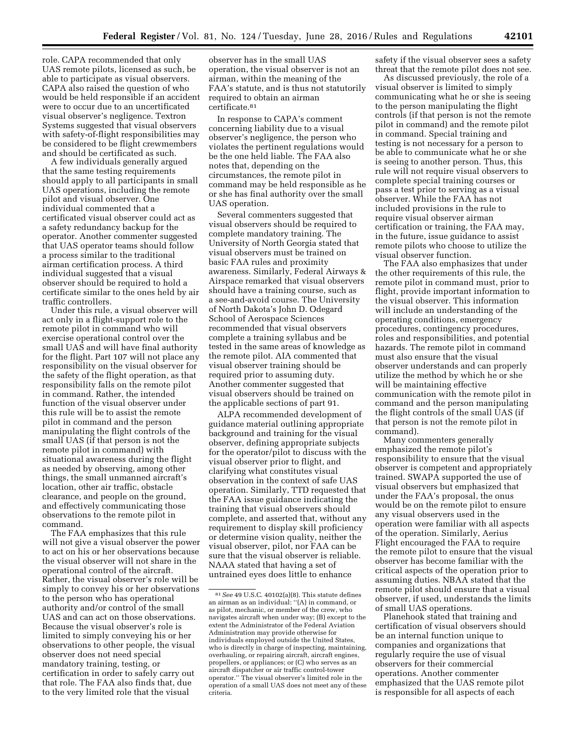role. CAPA recommended that only UAS remote pilots, licensed as such, be able to participate as visual observers. CAPA also raised the question of who would be held responsible if an accident were to occur due to an uncertificated visual observer's negligence. Textron Systems suggested that visual observers with safety-of-flight responsibilities may be considered to be flight crewmembers and should be certificated as such.

A few individuals generally argued that the same testing requirements should apply to all participants in small UAS operations, including the remote pilot and visual observer. One individual commented that a certificated visual observer could act as a safety redundancy backup for the operator. Another commenter suggested that UAS operator teams should follow a process similar to the traditional airman certification process. A third individual suggested that a visual observer should be required to hold a certificate similar to the ones held by air traffic controllers.

Under this rule, a visual observer will act only in a flight-support role to the remote pilot in command who will exercise operational control over the small UAS and will have final authority for the flight. Part 107 will not place any responsibility on the visual observer for the safety of the flight operation, as that responsibility falls on the remote pilot in command. Rather, the intended function of the visual observer under this rule will be to assist the remote pilot in command and the person manipulating the flight controls of the small UAS (if that person is not the remote pilot in command) with situational awareness during the flight as needed by observing, among other things, the small unmanned aircraft's location, other air traffic, obstacle clearance, and people on the ground, and effectively communicating those observations to the remote pilot in command.

The FAA emphasizes that this rule will not give a visual observer the power to act on his or her observations because the visual observer will not share in the operational control of the aircraft. Rather, the visual observer's role will be simply to convey his or her observations to the person who has operational authority and/or control of the small UAS and can act on those observations. Because the visual observer's role is limited to simply conveying his or her observations to other people, the visual observer does not need special mandatory training, testing, or certification in order to safely carry out that role. The FAA also finds that, due to the very limited role that the visual observer has in the small UAS operation, the visual observer is not an airman, within the meaning of the FAA's statute, and is thus not statutorily required to obtain an airman certificate.[81]

In response to CAPA's comment concerning liability due to a visual observer's negligence, the person who violates the pertinent regulations would be the one held liable. The FAA also notes that, depending on the circumstances, the remote pilot in command may be held responsible as he or she has final authority over the small UAS operation.

Several commenters suggested that visual observers should be required to complete mandatory training. The University of North Georgia stated that visual observers must be trained on basic FAA rules and proximity awareness. Similarly, Federal Airways & Airspace remarked that visual observers should have a training course, such as a see-and-avoid course. The University of North Dakota's John D. Odegard School of Aerospace Sciences recommended that visual observers complete a training syllabus and be tested in the same areas of knowledge as the remote pilot. AIA commented that visual observer training should be required prior to assuming duty. Another commenter suggested that visual observers should be trained on the applicable sections of part 91.

ALPA recommended development of guidance material outlining appropriate background and training for the visual observer, defining appropriate subjects for the operator/pilot to discuss with the visual observer prior to flight, and clarifying what constitutes visual observation in the context of safe UAS operation. Similarly, TTD requested that the FAA issue guidance indicating the training that visual observers should complete, and asserted that, without any requirement to display skill proficiency or determine vision quality, neither the visual observer, pilot, nor FAA can be sure that the visual observer is reliable. NAAA stated that having a set of untrained eyes does little to enhance safety if the visual observer sees a safety threat that the remote pilot does not see.

As discussed previously, the role of a visual observer is limited to simply communicating what he or she is seeing to the person manipulating the flight controls (if that person is not the remote pilot in command) and the remote pilot in command. Special training and testing is not necessary for a person to be able to communicate what he or she is seeing to another person. Thus, this rule will not require visual observers to complete special training courses or pass a test prior to serving as a visual observer. While the FAA has not included provisions in the rule to require visual observer airman certification or training, the FAA may, in the future, issue guidance to assist remote pilots who choose to utilize the visual observer function.

The FAA also emphasizes that under the other requirements of this rule, the remote pilot in command must, prior to flight, provide important information to the visual observer. This information will include an understanding of the operating conditions, emergency procedures, contingency procedures, roles and responsibilities, and potential hazards. The remote pilot in command must also ensure that the visual observer understands and can properly utilize the method by which he or she will be maintaining effective communication with the remote pilot in command and the person manipulating the flight controls of the small UAS (if that person is not the remote pilot in command).

Many commenters generally emphasized the remote pilot's responsibility to ensure that the visual observer is competent and appropriately trained. SWAPA supported the use of visual observers but emphasized that under the FAA's proposal, the onus would be on the remote pilot to ensure any visual observers used in the operation were familiar with all aspects of the operation. Similarly, Aerius Flight encouraged the FAA to require the remote pilot to ensure that the visual observer has become familiar with the critical aspects of the operation prior to assuming duties. NBAA stated that the remote pilot should ensure that a visual observer, if used, understands the limits of small UAS operations.

Planehook stated that training and certification of visual observers should be an internal function unique to companies and organizations that regularly require the use of visual observers for their commercial operations. Another commenter emphasized that the UAS remote pilot is responsible for all aspects of each

[81] *See* 49 U.S.C. 40102(a)(8). This statute defines an airman as an individual: ''(A) in command, or as pilot, mechanic, or member of the crew, who navigates aircraft when under way; (B) except to the extent the Administrator of the Federal Aviation Administration may provide otherwise for individuals employed outside the United States, who is directly in charge of inspecting, maintaining, overhauling, or repairing aircraft, aircraft engines, propellers, or appliances; or (C) who serves as an aircraft dispatcher or air traffic control-tower operator.'' The visual observer's limited role in the operation of a small UAS does not meet any of these criteria.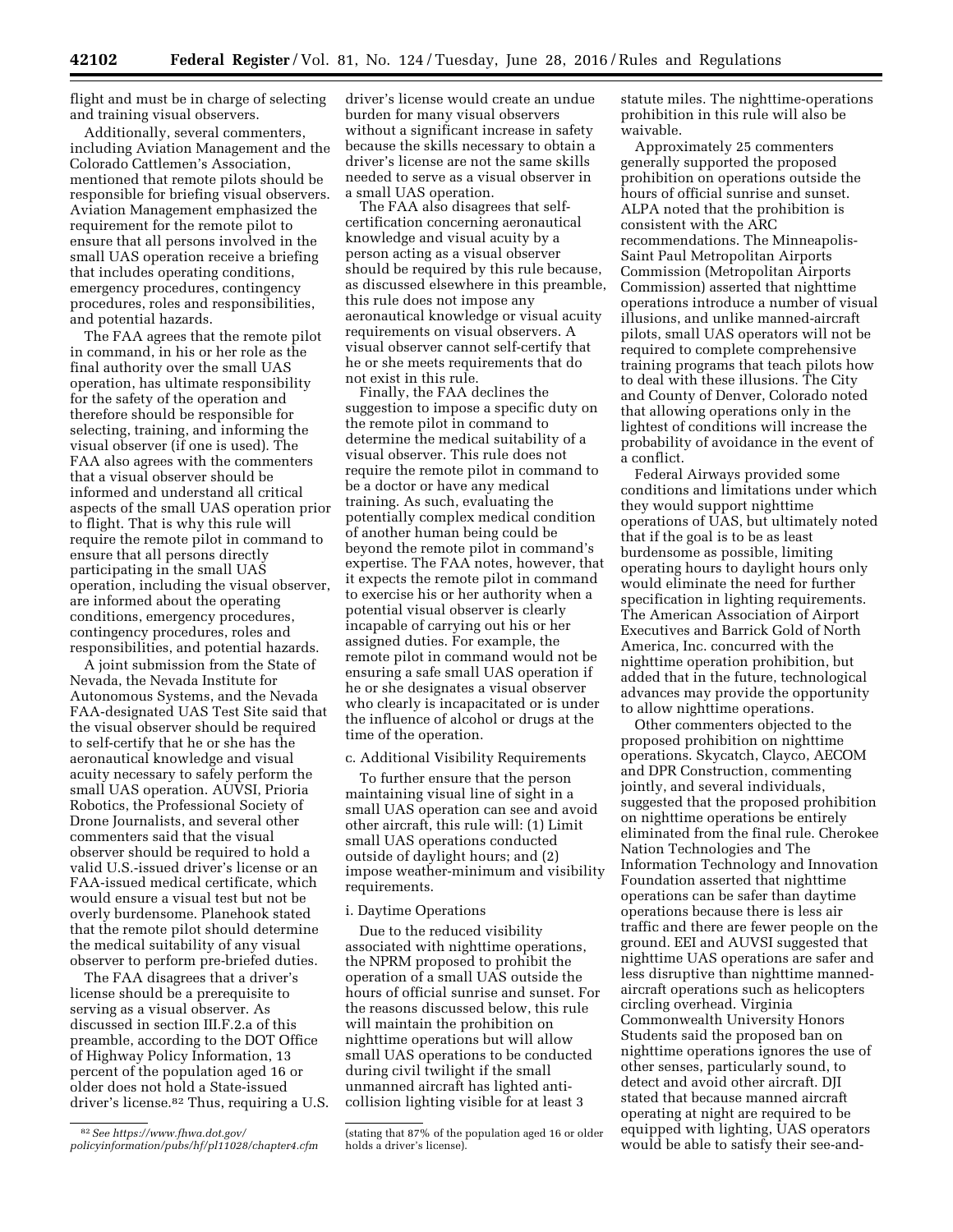flight and must be in charge of selecting and training visual observers.

Additionally, several commenters, including Aviation Management and the Colorado Cattlemen's Association, mentioned that remote pilots should be responsible for briefing visual observers. Aviation Management emphasized the requirement for the remote pilot to ensure that all persons involved in the small UAS operation receive a briefing that includes operating conditions, emergency procedures, contingency procedures, roles and responsibilities, and potential hazards.

The FAA agrees that the remote pilot in command, in his or her role as the final authority over the small UAS operation, has ultimate responsibility for the safety of the operation and therefore should be responsible for selecting, training, and informing the visual observer (if one is used). The FAA also agrees with the commenters that a visual observer should be informed and understand all critical aspects of the small UAS operation prior to flight. That is why this rule will require the remote pilot in command to ensure that all persons directly participating in the small UAS operation, including the visual observer, are informed about the operating conditions, emergency procedures, contingency procedures, roles and responsibilities, and potential hazards.

A joint submission from the State of Nevada, the Nevada Institute for Autonomous Systems, and the Nevada FAA-designated UAS Test Site said that the visual observer should be required to self-certify that he or she has the aeronautical knowledge and visual acuity necessary to safely perform the small UAS operation. AUVSI, Prioria Robotics, the Professional Society of Drone Journalists, and several other commenters said that the visual observer should be required to hold a valid U.S.-issued driver's license or an FAA-issued medical certificate, which would ensure a visual test but not be overly burdensome. Planehook stated that the remote pilot should determine the medical suitability of any visual observer to perform pre-briefed duties.

The FAA disagrees that a driver's license should be a prerequisite to serving as a visual observer. As discussed in section III.F.2.a of this preamble, according to the DOT Office of Highway Policy Information, 13 percent of the population aged 16 or older does not hold a State-issued driver's license.[82] Thus, requiring a U.S. driver's license would create an undue burden for many visual observers without a significant increase in safety because the skills necessary to obtain a driver's license are not the same skills needed to serve as a visual observer in a small UAS operation.

The FAA also disagrees that self-certification concerning aeronautical knowledge and visual acuity by a person acting as a visual observer should be required by this rule because, as discussed elsewhere in this preamble, this rule does not impose any aeronautical knowledge or visual acuity requirements on visual observers. A visual observer cannot self-certify that he or she meets requirements that do not exist in this rule.

Finally, the FAA declines the suggestion to impose a specific duty on the remote pilot in command to determine the medical suitability of a visual observer. This rule does not require the remote pilot in command to be a doctor or have any medical training. As such, evaluating the potentially complex medical condition of another human being could be beyond the remote pilot in command's expertise. The FAA notes, however, that it expects the remote pilot in command to exercise his or her authority when a potential visual observer is clearly incapable of carrying out his or her assigned duties. For example, the remote pilot in command would not be ensuring a safe small UAS operation if he or she designates a visual observer who clearly is incapacitated or is under the influence of alcohol or drugs at the time of the operation.

c. Additional Visibility Requirements

To further ensure that the person maintaining visual line of sight in a small UAS operation can see and avoid other aircraft, this rule will: (1) Limit small UAS operations conducted outside of daylight hours; and (2) impose weather-minimum and visibility requirements.

i. Daytime Operations

Due to the reduced visibility associated with nighttime operations, the NPRM proposed to prohibit the operation of a small UAS outside the hours of official sunrise and sunset. For the reasons discussed below, this rule will maintain the prohibition on nighttime operations but will allow small UAS operations to be conducted during civil twilight if the small unmanned aircraft has lighted anti-collision lighting visible for at least 3 statute miles. The nighttime-operations prohibition in this rule will also be waivable.

Approximately 25 commenters generally supported the proposed prohibition on operations outside the hours of official sunrise and sunset. ALPA noted that the prohibition is consistent with the ARC recommendations. The Minneapolis-Saint Paul Metropolitan Airports Commission (Metropolitan Airports Commission) asserted that nighttime operations introduce a number of visual illusions, and unlike manned-aircraft pilots, small UAS operators will not be required to complete comprehensive training programs that teach pilots how to deal with these illusions. The City and County of Denver, Colorado noted that allowing operations only in the lightest of conditions will increase the probability of avoidance in the event of a conflict.

Federal Airways provided some conditions and limitations under which they would support nighttime operations of UAS, but ultimately noted that if the goal is to be as least burdensome as possible, limiting operating hours to daylight hours only would eliminate the need for further specification in lighting requirements. The American Association of Airport Executives and Barrick Gold of North America, Inc. concurred with the nighttime operation prohibition, but added that in the future, technological advances may provide the opportunity to allow nighttime operations.

Other commenters objected to the proposed prohibition on nighttime operations. Skycatch, Clayco, AECOM and DPR Construction, commenting jointly, and several individuals, suggested that the proposed prohibition on nighttime operations be entirely eliminated from the final rule. Cherokee Nation Technologies and The Information Technology and Innovation Foundation asserted that nighttime operations can be safer than daytime operations because there is less air traffic and there are fewer people on the ground. EEI and AUVSI suggested that nighttime UAS operations are safer and less disruptive than nighttime manned-aircraft operations such as helicopters circling overhead. Virginia Commonwealth University Honors Students said the proposed ban on nighttime operations ignores the use of other senses, particularly sound, to detect and avoid other aircraft. DJI stated that because manned aircraft operating at night are required to be equipped with lighting, UAS operators would be able to satisfy their see-and-

[82] *See https://www.fhwa.dot.gov/policyinformation/pubs/hf/pl11028/chapter4.cfm* (stating that 87% of the population aged 16 or older holds a driver's license).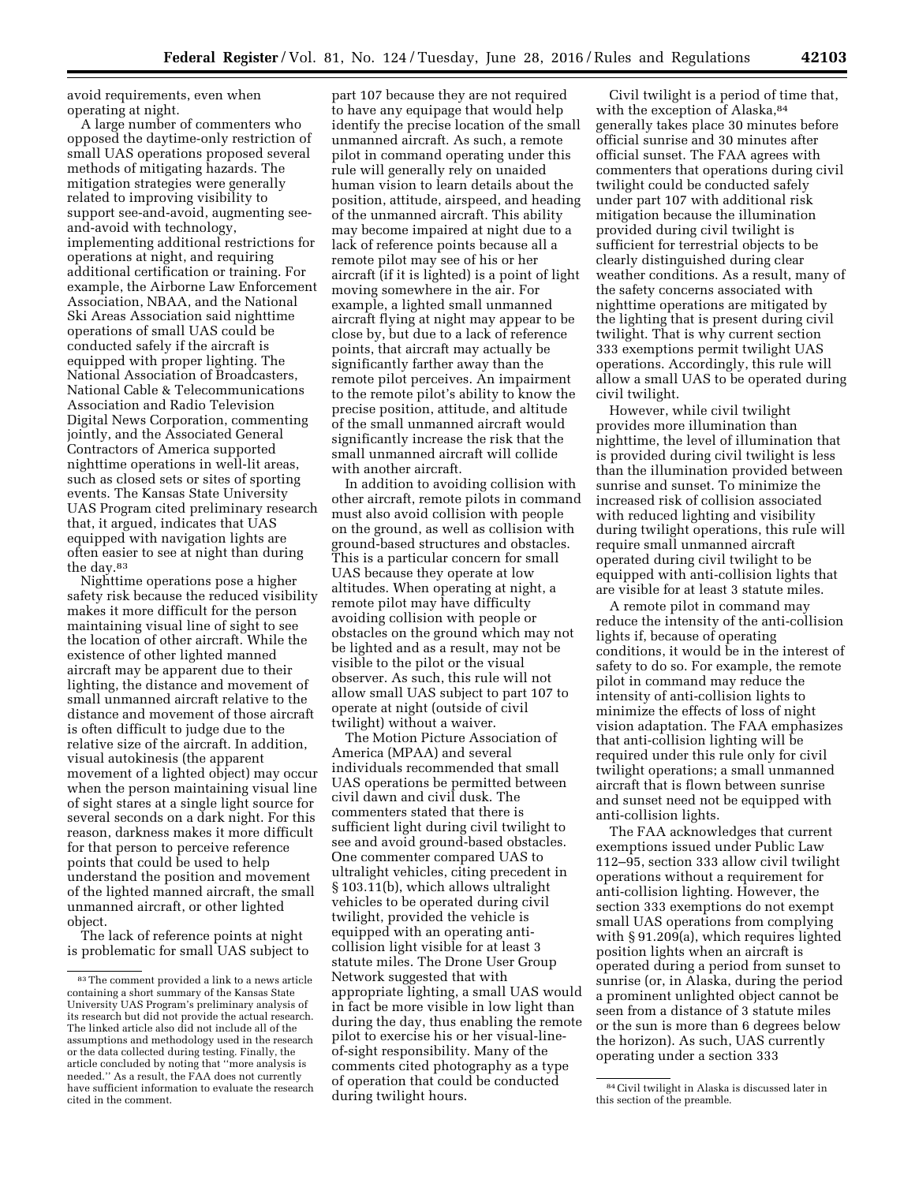avoid requirements, even when operating at night.

A large number of commenters who opposed the daytime-only restriction of small UAS operations proposed several methods of mitigating hazards. The mitigation strategies were generally related to improving visibility to support see-and-avoid, augmenting see-and-avoid with technology, implementing additional restrictions for operations at night, and requiring additional certification or training. For example, the Airborne Law Enforcement Association, NBAA, and the National Ski Areas Association said nighttime operations of small UAS could be conducted safely if the aircraft is equipped with proper lighting. The National Association of Broadcasters, National Cable & Telecommunications Association and Radio Television Digital News Corporation, commenting jointly, and the Associated General Contractors of America supported nighttime operations in well-lit areas, such as closed sets or sites of sporting events. The Kansas State University UAS Program cited preliminary research that, it argued, indicates that UAS equipped with navigation lights are often easier to see at night than during the day.[83]

Nighttime operations pose a higher safety risk because the reduced visibility makes it more difficult for the person maintaining visual line of sight to see the location of other aircraft. While the existence of other lighted manned aircraft may be apparent due to their lighting, the distance and movement of small unmanned aircraft relative to the distance and movement of those aircraft is often difficult to judge due to the relative size of the aircraft. In addition, visual autokinesis (the apparent movement of a lighted object) may occur when the person maintaining visual line of sight stares at a single light source for several seconds on a dark night. For this reason, darkness makes it more difficult for that person to perceive reference points that could be used to help understand the position and movement of the lighted manned aircraft, the small unmanned aircraft, or other lighted object.

The lack of reference points at night is problematic for small UAS subject to part 107 because they are not required to have any equipage that would help identify the precise location of the small unmanned aircraft. As such, a remote pilot in command operating under this rule will generally rely on unaided human vision to learn details about the position, attitude, airspeed, and heading of the unmanned aircraft. This ability may become impaired at night due to a lack of reference points because all a remote pilot may see of his or her aircraft (if it is lighted) is a point of light moving somewhere in the air. For example, a lighted small unmanned aircraft flying at night may appear to be close by, but due to a lack of reference points, that aircraft may actually be significantly farther away than the remote pilot perceives. An impairment to the remote pilot's ability to know the precise position, attitude, and altitude of the small unmanned aircraft would significantly increase the risk that the small unmanned aircraft will collide with another aircraft.

In addition to avoiding collision with other aircraft, remote pilots in command must also avoid collision with people on the ground, as well as collision with ground-based structures and obstacles. This is a particular concern for small UAS because they operate at low altitudes. When operating at night, a remote pilot may have difficulty avoiding collision with people or obstacles on the ground which may not be lighted and as a result, may not be visible to the pilot or the visual observer. As such, this rule will not allow small UAS subject to part 107 to operate at night (outside of civil twilight) without a waiver.

The Motion Picture Association of America (MPAA) and several individuals recommended that small UAS operations be permitted between civil dawn and civil dusk. The commenters stated that there is sufficient light during civil twilight to see and avoid ground-based obstacles. One commenter compared UAS to ultralight vehicles, citing precedent in § 103.11(b), which allows ultralight vehicles to be operated during civil twilight, provided the vehicle is equipped with an operating anti-collision light visible for at least 3 statute miles. The Drone User Group Network suggested that with appropriate lighting, a small UAS would in fact be more visible in low light than during the day, thus enabling the remote pilot to exercise his or her visual-line-of-sight responsibility. Many of the comments cited photography as a type of operation that could be conducted during twilight hours.

Civil twilight is a period of time that, with the exception of Alaska,[84] generally takes place 30 minutes before official sunrise and 30 minutes after official sunset. The FAA agrees with commenters that operations during civil twilight could be conducted safely under part 107 with additional risk mitigation because the illumination provided during civil twilight is sufficient for terrestrial objects to be clearly distinguished during clear weather conditions. As a result, many of the safety concerns associated with nighttime operations are mitigated by the lighting that is present during civil twilight. That is why current section 333 exemptions permit twilight UAS operations. Accordingly, this rule will allow a small UAS to be operated during civil twilight.

However, while civil twilight provides more illumination than nighttime, the level of illumination that is provided during civil twilight is less than the illumination provided between sunrise and sunset. To minimize the increased risk of collision associated with reduced lighting and visibility during twilight operations, this rule will require small unmanned aircraft operated during civil twilight to be equipped with anti-collision lights that are visible for at least 3 statute miles.

A remote pilot in command may reduce the intensity of the anti-collision lights if, because of operating conditions, it would be in the interest of safety to do so. For example, the remote pilot in command may reduce the intensity of anti-collision lights to minimize the effects of loss of night vision adaptation. The FAA emphasizes that anti-collision lighting will be required under this rule only for civil twilight operations; a small unmanned aircraft that is flown between sunrise and sunset need not be equipped with anti-collision lights.

The FAA acknowledges that current exemptions issued under Public Law 112–95, section 333 allow civil twilight operations without a requirement for anti-collision lighting. However, the section 333 exemptions do not exempt small UAS operations from complying with § 91.209(a), which requires lighted position lights when an aircraft is operated during a period from sunset to sunrise (or, in Alaska, during the period a prominent unlighted object cannot be seen from a distance of 3 statute miles or the sun is more than 6 degrees below the horizon). As such, UAS currently operating under a section 333

---

[83] The comment provided a link to a news article containing a short summary of the Kansas State University UAS Program's preliminary analysis of its research but did not provide the actual research. The linked article also did not include all of the assumptions and methodology used in the research or the data collected during testing. Finally, the article concluded by noting that "more analysis is needed." As a result, the FAA does not currently have sufficient information to evaluate the research cited in the comment.

[84] Civil twilight in Alaska is discussed later in this section of the preamble.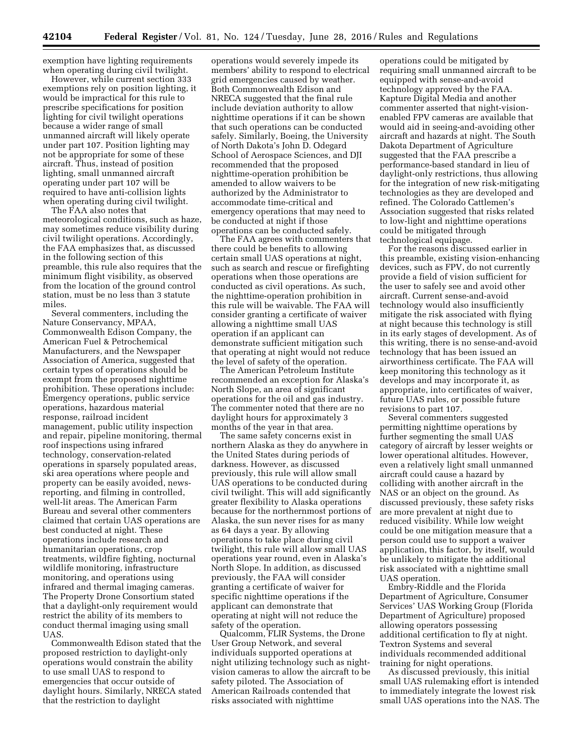exemption have lighting requirements when operating during civil twilight.

However, while current section 333 exemptions rely on position lighting, it would be impractical for this rule to prescribe specifications for position lighting for civil twilight operations because a wider range of small unmanned aircraft will likely operate under part 107. Position lighting may not be appropriate for some of these aircraft. Thus, instead of position lighting, small unmanned aircraft operating under part 107 will be required to have anti-collision lights when operating during civil twilight.

The FAA also notes that meteorological conditions, such as haze, may sometimes reduce visibility during civil twilight operations. Accordingly, the FAA emphasizes that, as discussed in the following section of this preamble, this rule also requires that the minimum flight visibility, as observed from the location of the ground control station, must be no less than 3 statute miles.

Several commenters, including the Nature Conservancy, MPAA, Commonwealth Edison Company, the American Fuel & Petrochemical Manufacturers, and the Newspaper Association of America, suggested that certain types of operations should be exempt from the proposed nighttime prohibition. These operations include: Emergency operations, public service operations, hazardous material response, railroad incident management, public utility inspection and repair, pipeline monitoring, thermal roof inspections using infrared technology, conservation-related operations in sparsely populated areas, ski area operations where people and property can be easily avoided, news-reporting, and filming in controlled, well-lit areas. The American Farm Bureau and several other commenters claimed that certain UAS operations are best conducted at night. These operations include research and humanitarian operations, crop treatments, wildfire fighting, nocturnal wildlife monitoring, infrastructure monitoring, and operations using infrared and thermal imaging cameras. The Property Drone Consortium stated that a daylight-only requirement would restrict the ability of its members to conduct thermal imaging using small UAS.

Commonwealth Edison stated that the proposed restriction to daylight-only operations would constrain the ability to use small UAS to respond to emergencies that occur outside of daylight hours. Similarly, NRECA stated that the restriction to daylight operations would severely impede its members' ability to respond to electrical grid emergencies caused by weather. Both Commonwealth Edison and NRECA suggested that the final rule include deviation authority to allow nighttime operations if it can be shown that such operations can be conducted safely. Similarly, Boeing, the University of North Dakota's John D. Odegard School of Aerospace Sciences, and DJI recommended that the proposed nighttime-operation prohibition be amended to allow waivers to be authorized by the Administrator to accommodate time-critical and emergency operations that may need to be conducted at night if those operations can be conducted safely.

The FAA agrees with commenters that there could be benefits to allowing certain small UAS operations at night, such as search and rescue or firefighting operations when those operations are conducted as civil operations. As such, the nighttime-operation prohibition in this rule will be waivable. The FAA will consider granting a certificate of waiver allowing a nighttime small UAS operation if an applicant can demonstrate sufficient mitigation such that operating at night would not reduce the level of safety of the operation.

The American Petroleum Institute recommended an exception for Alaska's North Slope, an area of significant operations for the oil and gas industry. The commenter noted that there are no daylight hours for approximately 3 months of the year in that area.

The same safety concerns exist in northern Alaska as they do anywhere in the United States during periods of darkness. However, as discussed previously, this rule will allow small UAS operations to be conducted during civil twilight. This will add significantly greater flexibility to Alaska operations because for the northernmost portions of Alaska, the sun never rises for as many as 64 days a year. By allowing operations to take place during civil twilight, this rule will allow small UAS operations year round, even in Alaska's North Slope. In addition, as discussed previously, the FAA will consider granting a certificate of waiver for specific nighttime operations if the applicant can demonstrate that operating at night will not reduce the safety of the operation.

Qualcomm, FLIR Systems, the Drone User Group Network, and several individuals supported operations at night utilizing technology such as night-vision cameras to allow the aircraft to be safety piloted. The Association of American Railroads contended that risks associated with nighttime operations could be mitigated by requiring small unmanned aircraft to be equipped with sense-and-avoid technology approved by the FAA. Kapture Digital Media and another commenter asserted that night-vision-enabled FPV cameras are available that would aid in seeing-and-avoiding other aircraft and hazards at night. The South Dakota Department of Agriculture suggested that the FAA prescribe a performance-based standard in lieu of daylight-only restrictions, thus allowing for the integration of new risk-mitigating technologies as they are developed and refined. The Colorado Cattlemen's Association suggested that risks related to low-light and nighttime operations could be mitigated through technological equipage.

For the reasons discussed earlier in this preamble, existing vision-enhancing devices, such as FPV, do not currently provide a field of vision sufficient for the user to safely see and avoid other aircraft. Current sense-and-avoid technology would also insufficiently mitigate the risk associated with flying at night because this technology is still in its early stages of development. As of this writing, there is no sense-and-avoid technology that has been issued an airworthiness certificate. The FAA will keep monitoring this technology as it develops and may incorporate it, as appropriate, into certificates of waiver, future UAS rules, or possible future revisions to part 107.

Several commenters suggested permitting nighttime operations by further segmenting the small UAS category of aircraft by lesser weights or lower operational altitudes. However, even a relatively light small unmanned aircraft could cause a hazard by colliding with another aircraft in the NAS or an object on the ground. As discussed previously, these safety risks are more prevalent at night due to reduced visibility. While low weight could be one mitigation measure that a person could use to support a waiver application, this factor, by itself, would be unlikely to mitigate the additional risk associated with a nighttime small UAS operation.

Embry-Riddle and the Florida Department of Agriculture, Consumer Services' UAS Working Group (Florida Department of Agriculture) proposed allowing operators possessing additional certification to fly at night. Textron Systems and several individuals recommended additional training for night operations.

As discussed previously, this initial small UAS rulemaking effort is intended to immediately integrate the lowest risk small UAS operations into the NAS. The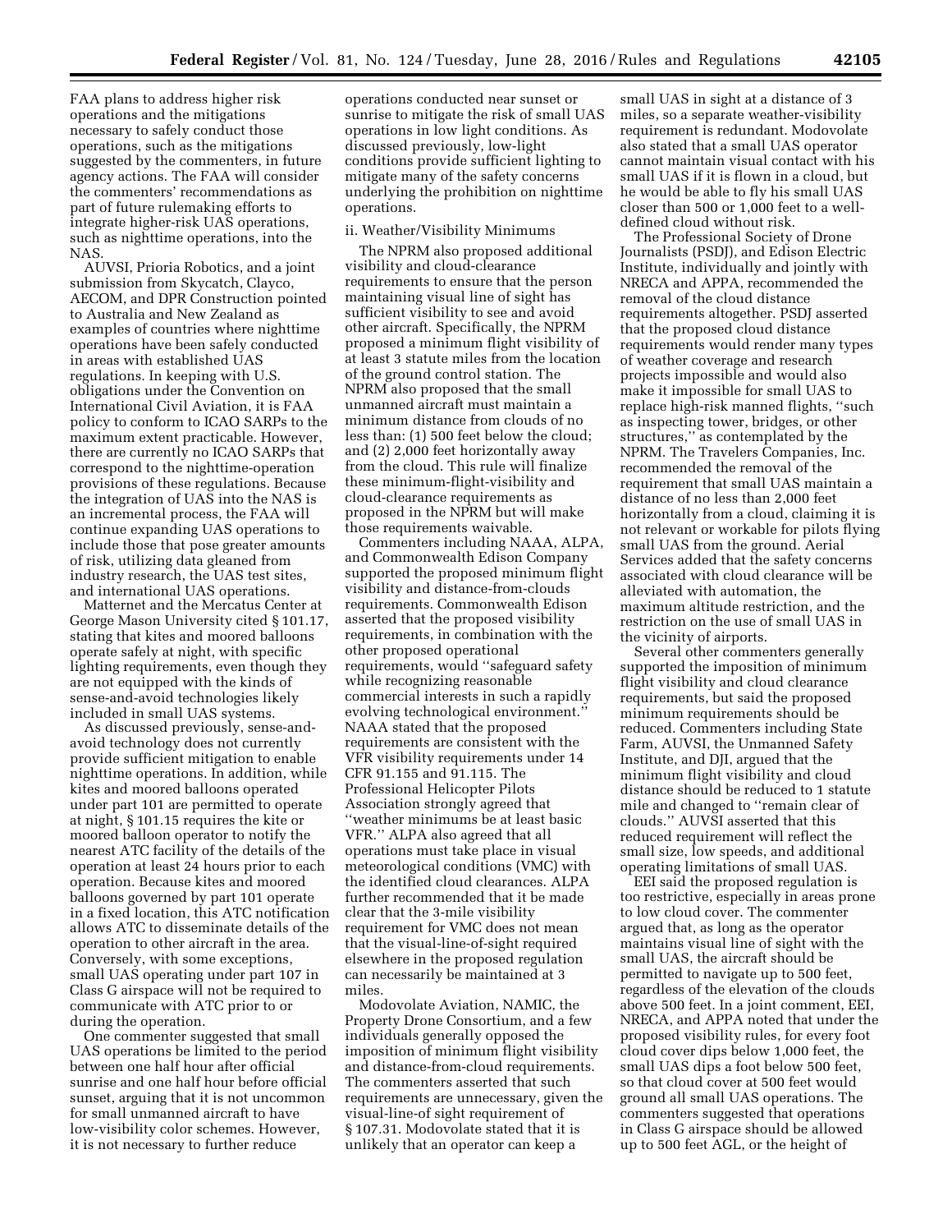FAA plans to address higher risk operations and the mitigations necessary to safely conduct those operations, such as the mitigations suggested by the commenters, in future agency actions. The FAA will consider the commenters' recommendations as part of future rulemaking efforts to integrate higher-risk UAS operations, such as nighttime operations, into the NAS.

AUVSI, Prioria Robotics, and a joint submission from Skycatch, Clayco, AECOM, and DPR Construction pointed to Australia and New Zealand as examples of countries where nighttime operations have been safely conducted in areas with established UAS regulations. In keeping with U.S. obligations under the Convention on International Civil Aviation, it is FAA policy to conform to ICAO SARPs to the maximum extent practicable. However, there are currently no ICAO SARPs that correspond to the nighttime-operation provisions of these regulations. Because the integration of UAS into the NAS is an incremental process, the FAA will continue expanding UAS operations to include those that pose greater amounts of risk, utilizing data gleaned from industry research, the UAS test sites, and international UAS operations.

Matternet and the Mercatus Center at George Mason University cited § 101.17, stating that kites and moored balloons operate safely at night, with specific lighting requirements, even though they are not equipped with the kinds of sense-and-avoid technologies likely included in small UAS systems.

As discussed previously, sense-and-avoid technology does not currently provide sufficient mitigation to enable nighttime operations. In addition, while kites and moored balloons operated under part 101 are permitted to operate at night, § 101.15 requires the kite or moored balloon operator to notify the nearest ATC facility of the details of the operation at least 24 hours prior to each operation. Because kites and moored balloons governed by part 101 operate in a fixed location, this ATC notification allows ATC to disseminate details of the operation to other aircraft in the area. Conversely, with some exceptions, small UAS operating under part 107 in Class G airspace will not be required to communicate with ATC prior to or during the operation.

One commenter suggested that small UAS operations be limited to the period between one half hour after official sunrise and one half hour before official sunset, arguing that it is not uncommon for small unmanned aircraft to have low-visibility color schemes. However, it is not necessary to further reduce operations conducted near sunset or sunrise to mitigate the risk of small UAS operations in low light conditions. As discussed previously, low-light conditions provide sufficient lighting to mitigate many of the safety concerns underlying the prohibition on nighttime operations.

ii. Weather/Visibility Minimums

The NPRM also proposed additional visibility and cloud-clearance requirements to ensure that the person maintaining visual line of sight has sufficient visibility to see and avoid other aircraft. Specifically, the NPRM proposed a minimum flight visibility of at least 3 statute miles from the location of the ground control station. The NPRM also proposed that the small unmanned aircraft must maintain a minimum distance from clouds of no less than: (1) 500 feet below the cloud; and (2) 2,000 feet horizontally away from the cloud. This rule will finalize these minimum-flight-visibility and cloud-clearance requirements as proposed in the NPRM but will make those requirements waivable.

Commenters including NAAA, ALPA, and Commonwealth Edison Company supported the proposed minimum flight visibility and distance-from-clouds requirements. Commonwealth Edison asserted that the proposed visibility requirements, in combination with the other proposed operational requirements, would "safeguard safety while recognizing reasonable commercial interests in such a rapidly evolving technological environment." NAAA stated that the proposed requirements are consistent with the VFR visibility requirements under 14 CFR 91.155 and 91.115. The Professional Helicopter Pilots Association strongly agreed that "weather minimums be at least basic VFR." ALPA also agreed that all operations must take place in visual meteorological conditions (VMC) with the identified cloud clearances. ALPA further recommended that it be made clear that the 3-mile visibility requirement for VMC does not mean that the visual-line-of-sight required elsewhere in the proposed regulation can necessarily be maintained at 3 miles.

Modovolate Aviation, NAMIC, the Property Drone Consortium, and a few individuals generally opposed the imposition of minimum flight visibility and distance-from-cloud requirements. The commenters asserted that such requirements are unnecessary, given the visual-line-of sight requirement of § 107.31. Modovolate stated that it is unlikely that an operator can keep a small UAS in sight at a distance of 3 miles, so a separate weather-visibility requirement is redundant. Modovolate also stated that a small UAS operator cannot maintain visual contact with his small UAS if it is flown in a cloud, but he would be able to fly his small UAS closer than 500 or 1,000 feet to a well-defined cloud without risk.

The Professional Society of Drone Journalists (PSDJ), and Edison Electric Institute, individually and jointly with NRECA and APPA, recommended the removal of the cloud distance requirements altogether. PSDJ asserted that the proposed cloud distance requirements would render many types of weather coverage and research projects impossible and would also make it impossible for small UAS to replace high-risk manned flights, "such as inspecting tower, bridges, or other structures," as contemplated by the NPRM. The Travelers Companies, Inc. recommended the removal of the requirement that small UAS maintain a distance of no less than 2,000 feet horizontally from a cloud, claiming it is not relevant or workable for pilots flying small UAS from the ground. Aerial Services added that the safety concerns associated with cloud clearance will be alleviated with automation, the maximum altitude restriction, and the restriction on the use of small UAS in the vicinity of airports.

Several other commenters generally supported the imposition of minimum flight visibility and cloud clearance requirements, but said the proposed minimum requirements should be reduced. Commenters including State Farm, AUVSI, the Unmanned Safety Institute, and DJI, argued that the minimum flight visibility and cloud distance should be reduced to 1 statute mile and changed to "remain clear of clouds." AUVSI asserted that this reduced requirement will reflect the small size, low speeds, and additional operating limitations of small UAS.

EEI said the proposed regulation is too restrictive, especially in areas prone to low cloud cover. The commenter argued that, as long as the operator maintains visual line of sight with the small UAS, the aircraft should be permitted to navigate up to 500 feet, regardless of the elevation of the clouds above 500 feet. In a joint comment, EEI, NRECA, and APPA noted that under the proposed visibility rules, for every foot cloud cover dips below 1,000 feet, the small UAS dips a foot below 500 feet, so that cloud cover at 500 feet would ground all small UAS operations. The commenters suggested that operations in Class G airspace should be allowed up to 500 feet AGL, or the height of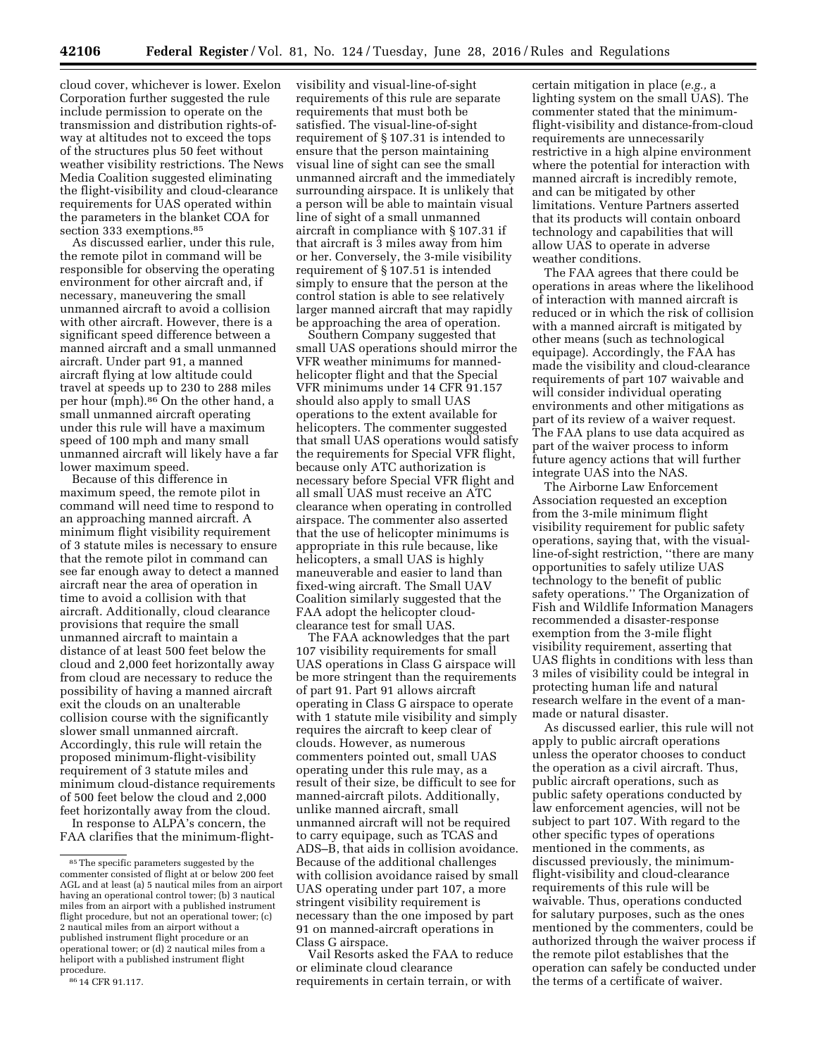cloud cover, whichever is lower. Exelon Corporation further suggested the rule include permission to operate on the transmission and distribution rights-of-way at altitudes not to exceed the tops of the structures plus 50 feet without weather visibility restrictions. The News Media Coalition suggested eliminating the flight-visibility and cloud-clearance requirements for UAS operated within the parameters in the blanket COA for section 333 exemptions.[85]

As discussed earlier, under this rule, the remote pilot in command will be responsible for observing the operating environment for other aircraft and, if necessary, maneuvering the small unmanned aircraft to avoid a collision with other aircraft. However, there is a significant speed difference between a manned aircraft and a small unmanned aircraft. Under part 91, a manned aircraft flying at low altitude could travel at speeds up to 230 to 288 miles per hour (mph).[86] On the other hand, a small unmanned aircraft operating under this rule will have a maximum speed of 100 mph and many small unmanned aircraft will likely have a far lower maximum speed.

Because of this difference in maximum speed, the remote pilot in command will need time to respond to an approaching manned aircraft. A minimum flight visibility requirement of 3 statute miles is necessary to ensure that the remote pilot in command can see far enough away to detect a manned aircraft near the area of operation in time to avoid a collision with that aircraft. Additionally, cloud clearance provisions that require the small unmanned aircraft to maintain a distance of at least 500 feet below the cloud and 2,000 feet horizontally away from cloud are necessary to reduce the possibility of having a manned aircraft exit the clouds on an unalterable collision course with the significantly slower small unmanned aircraft. Accordingly, this rule will retain the proposed minimum-flight-visibility requirement of 3 statute miles and minimum cloud-distance requirements of 500 feet below the cloud and 2,000 feet horizontally away from the cloud.

In response to ALPA's concern, the FAA clarifies that the minimum-flight-visibility and visual-line-of-sight requirements of this rule are separate requirements that must both be satisfied. The visual-line-of-sight requirement of § 107.31 is intended to ensure that the person maintaining visual line of sight can see the small unmanned aircraft and the immediately surrounding airspace. It is unlikely that a person will be able to maintain visual line of sight of a small unmanned aircraft in compliance with § 107.31 if that aircraft is 3 miles away from him or her. Conversely, the 3-mile visibility requirement of § 107.51 is intended simply to ensure that the person at the control station is able to see relatively larger manned aircraft that may rapidly be approaching the area of operation.

Southern Company suggested that small UAS operations should mirror the VFR weather minimums for manned-helicopter flight and that the Special VFR minimums under 14 CFR 91.157 should also apply to small UAS operations to the extent available for helicopters. The commenter suggested that small UAS operations would satisfy the requirements for Special VFR flight, because only ATC authorization is necessary before Special VFR flight and all small UAS must receive an ATC clearance when operating in controlled airspace. The commenter also asserted that the use of helicopter minimums is appropriate in this rule because, like helicopters, a small UAS is highly maneuverable and easier to land than fixed-wing aircraft. The Small UAV Coalition similarly suggested that the FAA adopt the helicopter cloud-clearance test for small UAS.

The FAA acknowledges that the part 107 visibility requirements for small UAS operations in Class G airspace will be more stringent than the requirements of part 91. Part 91 allows aircraft operating in Class G airspace to operate with 1 statute mile visibility and simply requires the aircraft to keep clear of clouds. However, as numerous commenters pointed out, small UAS operating under this rule may, as a result of their size, be difficult to see for manned-aircraft pilots. Additionally, unlike manned aircraft, small unmanned aircraft will not be required to carry equipage, such as TCAS and ADS–B, that aids in collision avoidance. Because of the additional challenges with collision avoidance raised by small UAS operating under part 107, a more stringent visibility requirement is necessary than the one imposed by part 91 on manned-aircraft operations in Class G airspace.

Vail Resorts asked the FAA to reduce or eliminate cloud clearance requirements in certain terrain, or with certain mitigation in place (*e.g.,* a lighting system on the small UAS). The commenter stated that the minimum-flight-visibility and distance-from-cloud requirements are unnecessarily restrictive in a high alpine environment where the potential for interaction with manned aircraft is incredibly remote, and can be mitigated by other limitations. Venture Partners asserted that its products will contain onboard technology and capabilities that will allow UAS to operate in adverse weather conditions.

The FAA agrees that there could be operations in areas where the likelihood of interaction with manned aircraft is reduced or in which the risk of collision with a manned aircraft is mitigated by other means (such as technological equipage). Accordingly, the FAA has made the visibility and cloud-clearance requirements of part 107 waivable and will consider individual operating environments and other mitigations as part of its review of a waiver request. The FAA plans to use data acquired as part of the waiver process to inform future agency actions that will further integrate UAS into the NAS.

The Airborne Law Enforcement Association requested an exception from the 3-mile minimum flight visibility requirement for public safety operations, saying that, with the visual-line-of-sight restriction, ''there are many opportunities to safely utilize UAS technology to the benefit of public safety operations.'' The Organization of Fish and Wildlife Information Managers recommended a disaster-response exemption from the 3-mile flight visibility requirement, asserting that UAS flights in conditions with less than 3 miles of visibility could be integral in protecting human life and natural research welfare in the event of a man-made or natural disaster.

As discussed earlier, this rule will not apply to public aircraft operations unless the operator chooses to conduct the operation as a civil aircraft. Thus, public aircraft operations, such as public safety operations conducted by law enforcement agencies, will not be subject to part 107. With regard to the other specific types of operations mentioned in the comments, as discussed previously, the minimum-flight-visibility and cloud-clearance requirements of this rule will be waivable. Thus, operations conducted for salutary purposes, such as the ones mentioned by the commenters, could be authorized through the waiver process if the remote pilot establishes that the operation can safely be conducted under the terms of a certificate of waiver.

---

[85] The specific parameters suggested by the commenter consisted of flight at or below 200 feet AGL and at least (a) 5 nautical miles from an airport having an operational control tower; (b) 3 nautical miles from an airport with a published instrument flight procedure, but not an operational tower; (c) 2 nautical miles from an airport without a published instrument flight procedure or an operational tower; or (d) 2 nautical miles from a heliport with a published instrument flight procedure.

[86] 14 CFR 91.117.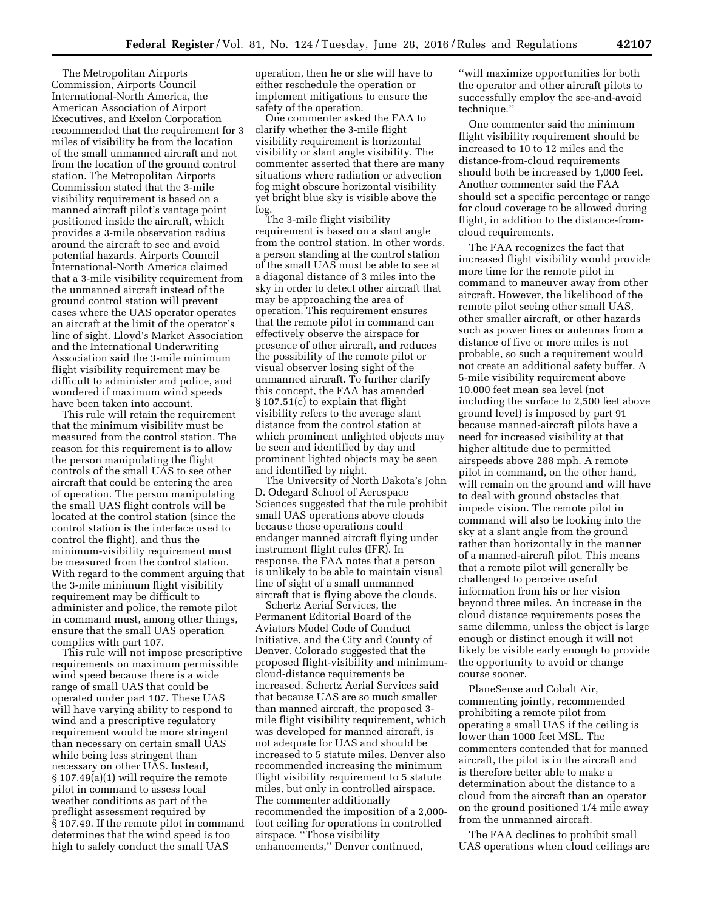The Metropolitan Airports Commission, Airports Council International-North America, the American Association of Airport Executives, and Exelon Corporation recommended that the requirement for 3 miles of visibility be from the location of the small unmanned aircraft and not from the location of the ground control station. The Metropolitan Airports Commission stated that the 3-mile visibility requirement is based on a manned aircraft pilot's vantage point positioned inside the aircraft, which provides a 3-mile observation radius around the aircraft to see and avoid potential hazards. Airports Council International-North America claimed that a 3-mile visibility requirement from the unmanned aircraft instead of the ground control station will prevent cases where the UAS operator operates an aircraft at the limit of the operator's line of sight. Lloyd's Market Association and the International Underwriting Association said the 3-mile minimum flight visibility requirement may be difficult to administer and police, and wondered if maximum wind speeds have been taken into account.

This rule will retain the requirement that the minimum visibility must be measured from the control station. The reason for this requirement is to allow the person manipulating the flight controls of the small UAS to see other aircraft that could be entering the area of operation. The person manipulating the small UAS flight controls will be located at the control station (since the control station is the interface used to control the flight), and thus the minimum-visibility requirement must be measured from the control station. With regard to the comment arguing that the 3-mile minimum flight visibility requirement may be difficult to administer and police, the remote pilot in command must, among other things, ensure that the small UAS operation complies with part 107.

This rule will not impose prescriptive requirements on maximum permissible wind speed because there is a wide range of small UAS that could be operated under part 107. These UAS will have varying ability to respond to wind and a prescriptive regulatory requirement would be more stringent than necessary on certain small UAS while being less stringent than necessary on other UAS. Instead, § 107.49(a)(1) will require the remote pilot in command to assess local weather conditions as part of the preflight assessment required by § 107.49. If the remote pilot in command determines that the wind speed is too high to safely conduct the small UAS operation, then he or she will have to either reschedule the operation or implement mitigations to ensure the safety of the operation.

One commenter asked the FAA to clarify whether the 3-mile flight visibility requirement is horizontal visibility or slant angle visibility. The commenter asserted that there are many situations where radiation or advection fog might obscure horizontal visibility yet bright blue sky is visible above the fog.

The 3-mile flight visibility requirement is based on a slant angle from the control station. In other words, a person standing at the control station of the small UAS must be able to see at a diagonal distance of 3 miles into the sky in order to detect other aircraft that may be approaching the area of operation. This requirement ensures that the remote pilot in command can effectively observe the airspace for presence of other aircraft, and reduces the possibility of the remote pilot or visual observer losing sight of the unmanned aircraft. To further clarify this concept, the FAA has amended § 107.51(c) to explain that flight visibility refers to the average slant distance from the control station at which prominent unlighted objects may be seen and identified by day and prominent lighted objects may be seen and identified by night.

The University of North Dakota's John D. Odegard School of Aerospace Sciences suggested that the rule prohibit small UAS operations above clouds because those operations could endanger manned aircraft flying under instrument flight rules (IFR). In response, the FAA notes that a person is unlikely to be able to maintain visual line of sight of a small unmanned aircraft that is flying above the clouds.

Schertz Aerial Services, the Permanent Editorial Board of the Aviators Model Code of Conduct Initiative, and the City and County of Denver, Colorado suggested that the proposed flight-visibility and minimum-cloud-distance requirements be increased. Schertz Aerial Services said that because UAS are so much smaller than manned aircraft, the proposed 3-mile flight visibility requirement, which was developed for manned aircraft, is not adequate for UAS and should be increased to 5 statute miles. Denver also recommended increasing the minimum flight visibility requirement to 5 statute miles, but only in controlled airspace. The commenter additionally recommended the imposition of a 2,000-foot ceiling for operations in controlled airspace. "Those visibility enhancements," Denver continued, "will maximize opportunities for both the operator and other aircraft pilots to successfully employ the see-and-avoid technique."

One commenter said the minimum flight visibility requirement should be increased to 10 to 12 miles and the distance-from-cloud requirements should both be increased by 1,000 feet. Another commenter said the FAA should set a specific percentage or range for cloud coverage to be allowed during flight, in addition to the distance-from-cloud requirements.

The FAA recognizes the fact that increased flight visibility would provide more time for the remote pilot in command to maneuver away from other aircraft. However, the likelihood of the remote pilot seeing other small UAS, other smaller aircraft, or other hazards such as power lines or antennas from a distance of five or more miles is not probable, so such a requirement would not create an additional safety buffer. A 5-mile visibility requirement above 10,000 feet mean sea level (not including the surface to 2,500 feet above ground level) is imposed by part 91 because manned-aircraft pilots have a need for increased visibility at that higher altitude due to permitted airspeeds above 288 mph. A remote pilot in command, on the other hand, will remain on the ground and will have to deal with ground obstacles that impede vision. The remote pilot in command will also be looking into the sky at a slant angle from the ground rather than horizontally in the manner of a manned-aircraft pilot. This means that a remote pilot will generally be challenged to perceive useful information from his or her vision beyond three miles. An increase in the cloud distance requirements poses the same dilemma, unless the object is large enough or distinct enough it will not likely be visible early enough to provide the opportunity to avoid or change course sooner.

PlaneSense and Cobalt Air, commenting jointly, recommended prohibiting a remote pilot from operating a small UAS if the ceiling is lower than 1000 feet MSL. The commenters contended that for manned aircraft, the pilot is in the aircraft and is therefore better able to make a determination about the distance to a cloud from the aircraft than an operator on the ground positioned 1/4 mile away from the unmanned aircraft.

The FAA declines to prohibit small UAS operations when cloud ceilings are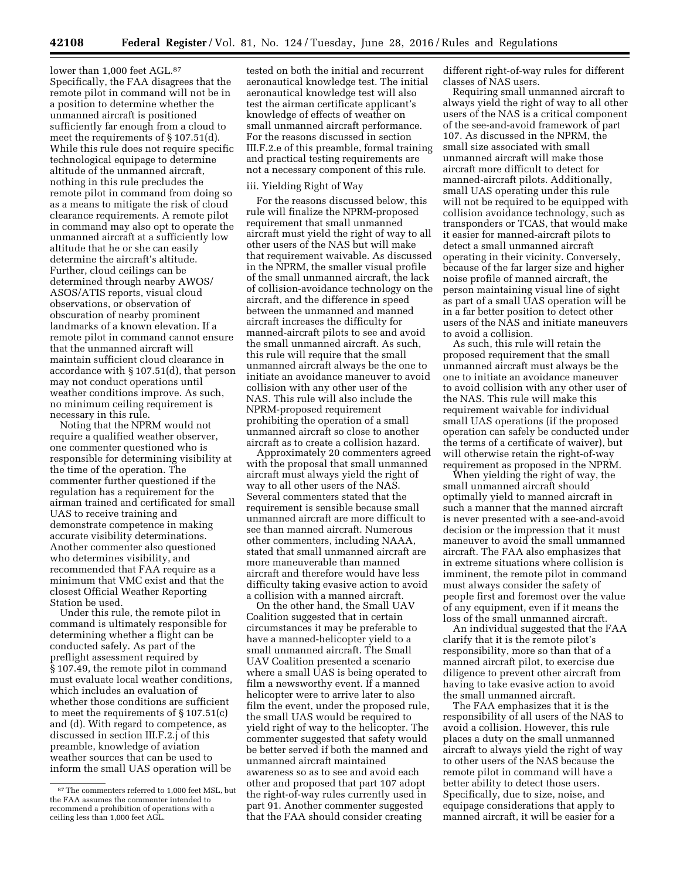lower than 1,000 feet AGL.[87] Specifically, the FAA disagrees that the remote pilot in command will not be in a position to determine whether the unmanned aircraft is positioned sufficiently far enough from a cloud to meet the requirements of § 107.51(d). While this rule does not require specific technological equipage to determine altitude of the unmanned aircraft, nothing in this rule precludes the remote pilot in command from doing so as a means to mitigate the risk of cloud clearance requirements. A remote pilot in command may also opt to operate the unmanned aircraft at a sufficiently low altitude that he or she can easily determine the aircraft's altitude. Further, cloud ceilings can be determined through nearby AWOS/ASOS/ATIS reports, visual cloud observations, or observation of obscuration of nearby prominent landmarks of a known elevation. If a remote pilot in command cannot ensure that the unmanned aircraft will maintain sufficient cloud clearance in accordance with § 107.51(d), that person may not conduct operations until weather conditions improve. As such, no minimum ceiling requirement is necessary in this rule.

Noting that the NPRM would not require a qualified weather observer, one commenter questioned who is responsible for determining visibility at the time of the operation. The commenter further questioned if the regulation has a requirement for the airman trained and certificated for small UAS to receive training and demonstrate competence in making accurate visibility determinations. Another commenter also questioned who determines visibility, and recommended that FAA require as a minimum that VMC exist and that the closest Official Weather Reporting Station be used.

Under this rule, the remote pilot in command is ultimately responsible for determining whether a flight can be conducted safely. As part of the preflight assessment required by § 107.49, the remote pilot in command must evaluate local weather conditions, which includes an evaluation of whether those conditions are sufficient to meet the requirements of § 107.51(c) and (d). With regard to competence, as discussed in section III.F.2.j of this preamble, knowledge of aviation weather sources that can be used to inform the small UAS operation will be tested on both the initial and recurrent aeronautical knowledge test. The initial aeronautical knowledge test will also test the airman certificate applicant's knowledge of effects of weather on small unmanned aircraft performance. For the reasons discussed in section III.F.2.e of this preamble, formal training and practical testing requirements are not a necessary component of this rule.

iii. Yielding Right of Way

For the reasons discussed below, this rule will finalize the NPRM-proposed requirement that small unmanned aircraft must yield the right of way to all other users of the NAS but will make that requirement waivable. As discussed in the NPRM, the smaller visual profile of the small unmanned aircraft, the lack of collision-avoidance technology on the aircraft, and the difference in speed between the unmanned and manned aircraft increases the difficulty for manned-aircraft pilots to see and avoid the small unmanned aircraft. As such, this rule will require that the small unmanned aircraft always be the one to initiate an avoidance maneuver to avoid collision with any other user of the NAS. This rule will also include the NPRM-proposed requirement prohibiting the operation of a small unmanned aircraft so close to another aircraft as to create a collision hazard.

Approximately 20 commenters agreed with the proposal that small unmanned aircraft must always yield the right of way to all other users of the NAS. Several commenters stated that the requirement is sensible because small unmanned aircraft are more difficult to see than manned aircraft. Numerous other commenters, including NAAA, stated that small unmanned aircraft are more maneuverable than manned aircraft and therefore would have less difficulty taking evasive action to avoid a collision with a manned aircraft.

On the other hand, the Small UAV Coalition suggested that in certain circumstances it may be preferable to have a manned-helicopter yield to a small unmanned aircraft. The Small UAV Coalition presented a scenario where a small UAS is being operated to film a newsworthy event. If a manned helicopter were to arrive later to also film the event, under the proposed rule, the small UAS would be required to yield right of way to the helicopter. The commenter suggested that safety would be better served if both the manned and unmanned aircraft maintained awareness so as to see and avoid each other and proposed that part 107 adopt the right-of-way rules currently used in part 91. Another commenter suggested that the FAA should consider creating different right-of-way rules for different classes of NAS users.

Requiring small unmanned aircraft to always yield the right of way to all other users of the NAS is a critical component of the see-and-avoid framework of part 107. As discussed in the NPRM, the small size associated with small unmanned aircraft will make those aircraft more difficult to detect for manned-aircraft pilots. Additionally, small UAS operating under this rule will not be required to be equipped with collision avoidance technology, such as transponders or TCAS, that would make it easier for manned-aircraft pilots to detect a small unmanned aircraft operating in their vicinity. Conversely, because of the far larger size and higher noise profile of manned aircraft, the person maintaining visual line of sight as part of a small UAS operation will be in a far better position to detect other users of the NAS and initiate maneuvers to avoid a collision.

As such, this rule will retain the proposed requirement that the small unmanned aircraft must always be the one to initiate an avoidance maneuver to avoid collision with any other user of the NAS. This rule will make this requirement waivable for individual small UAS operations (if the proposed operation can safely be conducted under the terms of a certificate of waiver), but will otherwise retain the right-of-way requirement as proposed in the NPRM.

When yielding the right of way, the small unmanned aircraft should optimally yield to manned aircraft in such a manner that the manned aircraft is never presented with a see-and-avoid decision or the impression that it must maneuver to avoid the small unmanned aircraft. The FAA also emphasizes that in extreme situations where collision is imminent, the remote pilot in command must always consider the safety of people first and foremost over the value of any equipment, even if it means the loss of the small unmanned aircraft.

An individual suggested that the FAA clarify that it is the remote pilot's responsibility, more so than that of a manned aircraft pilot, to exercise due diligence to prevent other aircraft from having to take evasive action to avoid the small unmanned aircraft.

The FAA emphasizes that it is the responsibility of all users of the NAS to avoid a collision. However, this rule places a duty on the small unmanned aircraft to always yield the right of way to other users of the NAS because the remote pilot in command will have a better ability to detect those users. Specifically, due to size, noise, and equipage considerations that apply to manned aircraft, it will be easier for a

[87] The commenters referred to 1,000 feet MSL, but the FAA assumes the commenter intended to recommend a prohibition of operations with a ceiling less than 1,000 feet AGL.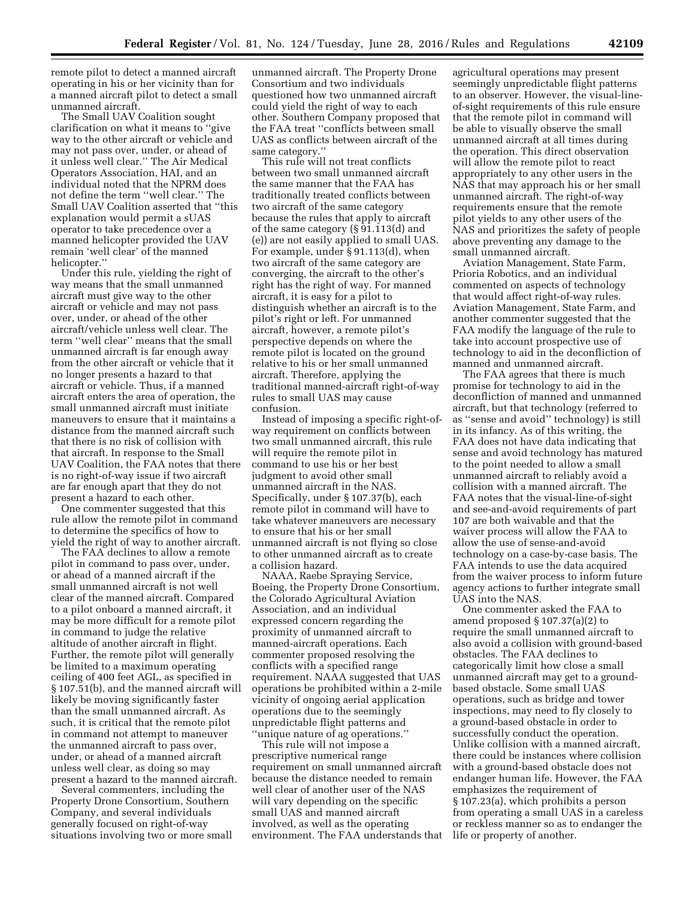remote pilot to detect a manned aircraft operating in his or her vicinity than for a manned aircraft pilot to detect a small unmanned aircraft.

The Small UAV Coalition sought clarification on what it means to ''give way to the other aircraft or vehicle and may not pass over, under, or ahead of it unless well clear.'' The Air Medical Operators Association, HAI, and an individual noted that the NPRM does not define the term ''well clear.'' The Small UAV Coalition asserted that ''this explanation would permit a sUAS operator to take precedence over a manned helicopter provided the UAV remain 'well clear' of the manned helicopter.''

Under this rule, yielding the right of way means that the small unmanned aircraft must give way to the other aircraft or vehicle and may not pass over, under, or ahead of the other aircraft/vehicle unless well clear. The term ''well clear'' means that the small unmanned aircraft is far enough away from the other aircraft or vehicle that it no longer presents a hazard to that aircraft or vehicle. Thus, if a manned aircraft enters the area of operation, the small unmanned aircraft must initiate maneuvers to ensure that it maintains a distance from the manned aircraft such that there is no risk of collision with that aircraft. In response to the Small UAV Coalition, the FAA notes that there is no right-of-way issue if two aircraft are far enough apart that they do not present a hazard to each other.

One commenter suggested that this rule allow the remote pilot in command to determine the specifics of how to yield the right of way to another aircraft.

The FAA declines to allow a remote pilot in command to pass over, under, or ahead of a manned aircraft if the small unmanned aircraft is not well clear of the manned aircraft. Compared to a pilot onboard a manned aircraft, it may be more difficult for a remote pilot in command to judge the relative altitude of another aircraft in flight. Further, the remote pilot will generally be limited to a maximum operating ceiling of 400 feet AGL, as specified in § 107.51(b), and the manned aircraft will likely be moving significantly faster than the small unmanned aircraft. As such, it is critical that the remote pilot in command not attempt to maneuver the unmanned aircraft to pass over, under, or ahead of a manned aircraft unless well clear, as doing so may present a hazard to the manned aircraft.

Several commenters, including the Property Drone Consortium, Southern Company, and several individuals generally focused on right-of-way situations involving two or more small unmanned aircraft. The Property Drone Consortium and two individuals questioned how two unmanned aircraft could yield the right of way to each other. Southern Company proposed that the FAA treat ''conflicts between small UAS as conflicts between aircraft of the same category.''

This rule will not treat conflicts between two small unmanned aircraft the same manner that the FAA has traditionally treated conflicts between two aircraft of the same category because the rules that apply to aircraft of the same category (§ 91.113(d) and (e)) are not easily applied to small UAS. For example, under § 91.113(d), when two aircraft of the same category are converging, the aircraft to the other's right has the right of way. For manned aircraft, it is easy for a pilot to distinguish whether an aircraft is to the pilot's right or left. For unmanned aircraft, however, a remote pilot's perspective depends on where the remote pilot is located on the ground relative to his or her small unmanned aircraft. Therefore, applying the traditional manned-aircraft right-of-way rules to small UAS may cause confusion.

Instead of imposing a specific right-of-way requirement on conflicts between two small unmanned aircraft, this rule will require the remote pilot in command to use his or her best judgment to avoid other small unmanned aircraft in the NAS. Specifically, under § 107.37(b), each remote pilot in command will have to take whatever maneuvers are necessary to ensure that his or her small unmanned aircraft is not flying so close to other unmanned aircraft as to create a collision hazard.

NAAA, Raebe Spraying Service, Boeing, the Property Drone Consortium, the Colorado Agricultural Aviation Association, and an individual expressed concern regarding the proximity of unmanned aircraft to manned-aircraft operations. Each commenter proposed resolving the conflicts with a specified range requirement. NAAA suggested that UAS operations be prohibited within a 2-mile vicinity of ongoing aerial application operations due to the seemingly unpredictable flight patterns and ''unique nature of ag operations.''

This rule will not impose a prescriptive numerical range requirement on small unmanned aircraft because the distance needed to remain well clear of another user of the NAS will vary depending on the specific small UAS and manned aircraft involved, as well as the operating environment. The FAA understands that agricultural operations may present seemingly unpredictable flight patterns to an observer. However, the visual-line-of-sight requirements of this rule ensure that the remote pilot in command will be able to visually observe the small unmanned aircraft at all times during the operation. This direct observation will allow the remote pilot to react appropriately to any other users in the NAS that may approach his or her small unmanned aircraft. The right-of-way requirements ensure that the remote pilot yields to any other users of the NAS and prioritizes the safety of people above preventing any damage to the small unmanned aircraft.

Aviation Management, State Farm, Prioria Robotics, and an individual commented on aspects of technology that would affect right-of-way rules. Aviation Management, State Farm, and another commenter suggested that the FAA modify the language of the rule to take into account prospective use of technology to aid in the deconfliction of manned and unmanned aircraft.

The FAA agrees that there is much promise for technology to aid in the deconfliction of manned and unmanned aircraft, but that technology (referred to as ''sense and avoid'' technology) is still in its infancy. As of this writing, the FAA does not have data indicating that sense and avoid technology has matured to the point needed to allow a small unmanned aircraft to reliably avoid a collision with a manned aircraft. The FAA notes that the visual-line-of-sight and see-and-avoid requirements of part 107 are both waivable and that the waiver process will allow the FAA to allow the use of sense-and-avoid technology on a case-by-case basis. The FAA intends to use the data acquired from the waiver process to inform future agency actions to further integrate small UAS into the NAS.

One commenter asked the FAA to amend proposed § 107.37(a)(2) to require the small unmanned aircraft to also avoid a collision with ground-based obstacles. The FAA declines to categorically limit how close a small unmanned aircraft may get to a ground-based obstacle. Some small UAS operations, such as bridge and tower inspections, may need to fly closely to a ground-based obstacle in order to successfully conduct the operation. Unlike collision with a manned aircraft, there could be instances where collision with a ground-based obstacle does not endanger human life. However, the FAA emphasizes the requirement of § 107.23(a), which prohibits a person from operating a small UAS in a careless or reckless manner so as to endanger the life or property of another.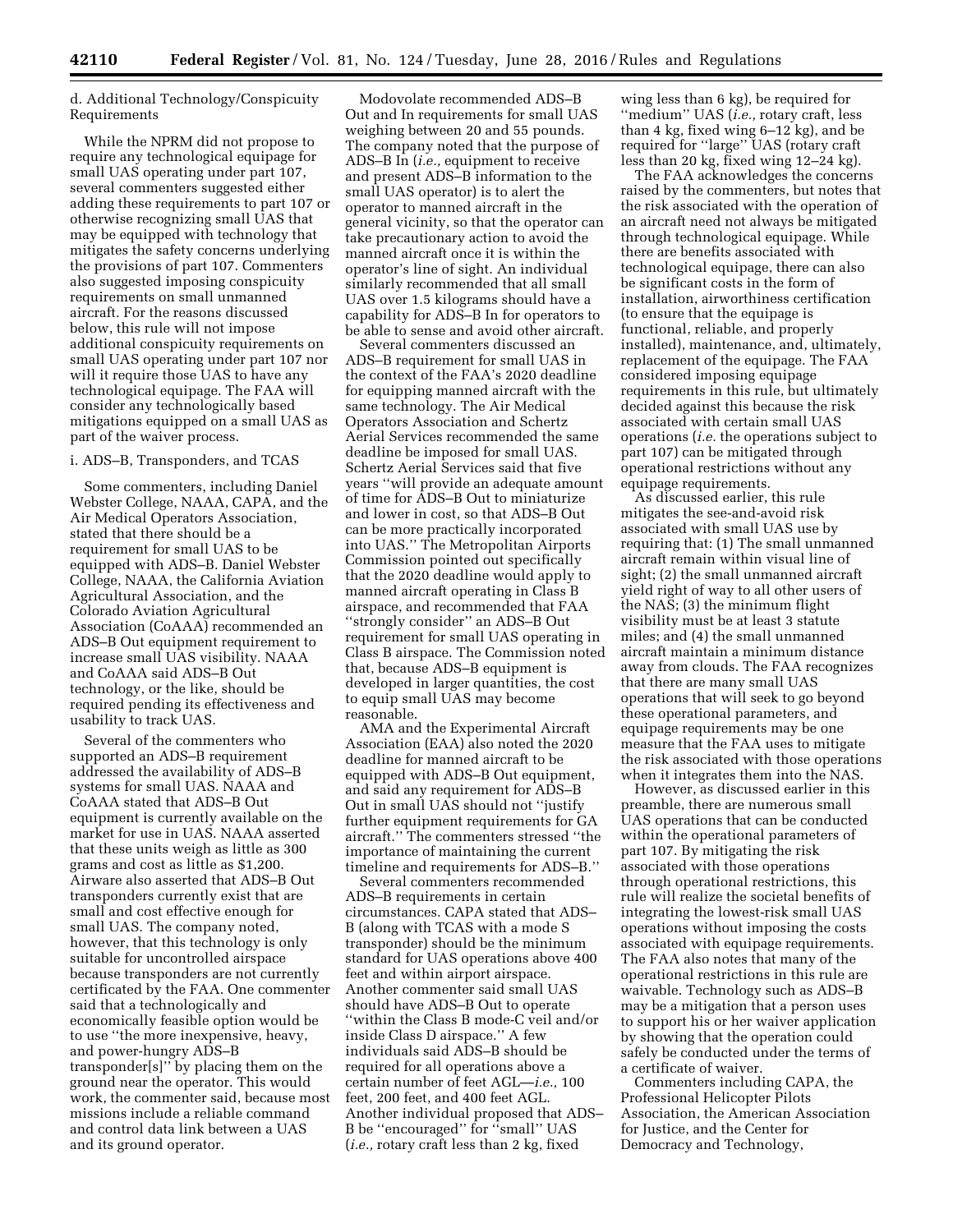d. Additional Technology/Conspicuity Requirements

While the NPRM did not propose to require any technological equipage for small UAS operating under part 107, several commenters suggested either adding these requirements to part 107 or otherwise recognizing small UAS that may be equipped with technology that mitigates the safety concerns underlying the provisions of part 107. Commenters also suggested imposing conspicuity requirements on small unmanned aircraft. For the reasons discussed below, this rule will not impose additional conspicuity requirements on small UAS operating under part 107 nor will it require those UAS to have any technological equipage. The FAA will consider any technologically based mitigations equipped on a small UAS as part of the waiver process.

i. ADS–B, Transponders, and TCAS

Some commenters, including Daniel Webster College, NAAA, CAPA, and the Air Medical Operators Association, stated that there should be a requirement for small UAS to be equipped with ADS–B. Daniel Webster College, NAAA, the California Aviation Agricultural Association, and the Colorado Aviation Agricultural Association (CoAAA) recommended an ADS–B Out equipment requirement to increase small UAS visibility. NAAA and CoAAA said ADS–B Out technology, or the like, should be required pending its effectiveness and usability to track UAS.

Several of the commenters who supported an ADS–B requirement addressed the availability of ADS–B systems for small UAS. NAAA and CoAAA stated that ADS–B Out equipment is currently available on the market for use in UAS. NAAA asserted that these units weigh as little as 300 grams and cost as little as $1,200. Airware also asserted that ADS–B Out transponders currently exist that are small and cost effective enough for small UAS. The company noted, however, that this technology is only suitable for uncontrolled airspace because transponders are not currently certificated by the FAA. One commenter said that a technologically and economically feasible option would be to use ''the more inexpensive, heavy, and power-hungry ADS–B transponder[s]'' by placing them on the ground near the operator. This would work, the commenter said, because most missions include a reliable command and control data link between a UAS and its ground operator.

Modovolate recommended ADS–B Out and In requirements for small UAS weighing between 20 and 55 pounds. The company noted that the purpose of ADS–B In (*i.e.,* equipment to receive and present ADS–B information to the small UAS operator) is to alert the operator to manned aircraft in the general vicinity, so that the operator can take precautionary action to avoid the manned aircraft once it is within the operator's line of sight. An individual similarly recommended that all small UAS over 1.5 kilograms should have a capability for ADS–B In for operators to be able to sense and avoid other aircraft.

Several commenters discussed an ADS–B requirement for small UAS in the context of the FAA's 2020 deadline for equipping manned aircraft with the same technology. The Air Medical Operators Association and Schertz Aerial Services recommended the same deadline be imposed for small UAS. Schertz Aerial Services said that five years ''will provide an adequate amount of time for ADS–B Out to miniaturize and lower in cost, so that ADS–B Out can be more practically incorporated into UAS.'' The Metropolitan Airports Commission pointed out specifically that the 2020 deadline would apply to manned aircraft operating in Class B airspace, and recommended that FAA ''strongly consider'' an ADS–B Out requirement for small UAS operating in Class B airspace. The Commission noted that, because ADS–B equipment is developed in larger quantities, the cost to equip small UAS may become reasonable.

AMA and the Experimental Aircraft Association (EAA) also noted the 2020 deadline for manned aircraft to be equipped with ADS–B Out equipment, and said any requirement for ADS–B Out in small UAS should not ''justify further equipment requirements for GA aircraft.'' The commenters stressed ''the importance of maintaining the current timeline and requirements for ADS–B.''

Several commenters recommended ADS–B requirements in certain circumstances. CAPA stated that ADS–B (along with TCAS with a mode S transponder) should be the minimum standard for UAS operations above 400 feet and within airport airspace. Another commenter said small UAS should have ADS–B Out to operate ''within the Class B mode-C veil and/or inside Class D airspace.'' A few individuals said ADS–B should be required for all operations above a certain number of feet AGL—*i.e.,* 100 feet, 200 feet, and 400 feet AGL. Another individual proposed that ADS–B be ''encouraged'' for ''small'' UAS (*i.e.,* rotary craft less than 2 kg, fixed wing less than 6 kg), be required for ''medium'' UAS (*i.e.,* rotary craft, less than 4 kg, fixed wing 6–12 kg), and be required for ''large'' UAS (rotary craft less than 20 kg, fixed wing 12–24 kg).

The FAA acknowledges the concerns raised by the commenters, but notes that the risk associated with the operation of an aircraft need not always be mitigated through technological equipage. While there are benefits associated with technological equipage, there can also be significant costs in the form of installation, airworthiness certification (to ensure that the equipage is functional, reliable, and properly installed), maintenance, and, ultimately, replacement of the equipage. The FAA considered imposing equipage requirements in this rule, but ultimately decided against this because the risk associated with certain small UAS operations (*i.e.* the operations subject to part 107) can be mitigated through operational restrictions without any equipage requirements.

As discussed earlier, this rule mitigates the see-and-avoid risk associated with small UAS use by requiring that: (1) The small unmanned aircraft remain within visual line of sight; (2) the small unmanned aircraft yield right of way to all other users of the NAS; (3) the minimum flight visibility must be at least 3 statute miles; and (4) the small unmanned aircraft maintain a minimum distance away from clouds. The FAA recognizes that there are many small UAS operations that will seek to go beyond these operational parameters, and equipage requirements may be one measure that the FAA uses to mitigate the risk associated with those operations when it integrates them into the NAS.

However, as discussed earlier in this preamble, there are numerous small UAS operations that can be conducted within the operational parameters of part 107. By mitigating the risk associated with those operations through operational restrictions, this rule will realize the societal benefits of integrating the lowest-risk small UAS operations without imposing the costs associated with equipage requirements. The FAA also notes that many of the operational restrictions in this rule are waivable. Technology such as ADS–B may be a mitigation that a person uses to support his or her waiver application by showing that the operation could safely be conducted under the terms of a certificate of waiver.

Commenters including CAPA, the Professional Helicopter Pilots Association, the American Association for Justice, and the Center for Democracy and Technology,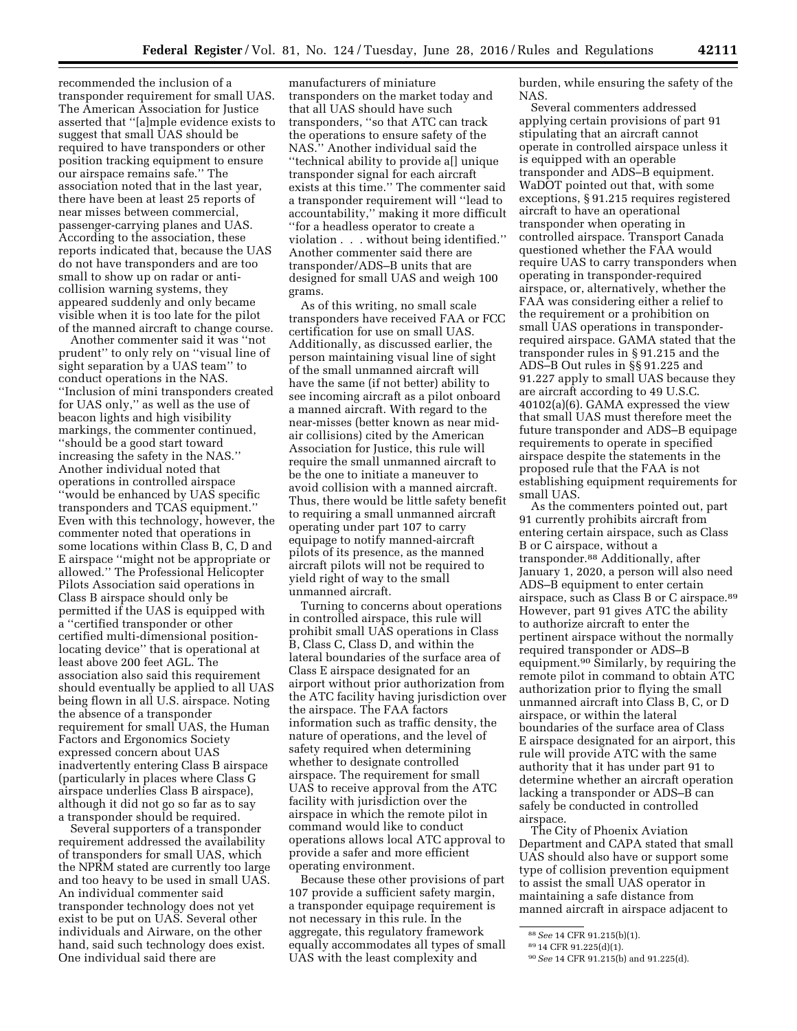recommended the inclusion of a transponder requirement for small UAS. The American Association for Justice asserted that ''[a]mple evidence exists to suggest that small UAS should be required to have transponders or other position tracking equipment to ensure our airspace remains safe.'' The association noted that in the last year, there have been at least 25 reports of near misses between commercial, passenger-carrying planes and UAS. According to the association, these reports indicated that, because the UAS do not have transponders and are too small to show up on radar or anti-collision warning systems, they appeared suddenly and only became visible when it is too late for the pilot of the manned aircraft to change course.

Another commenter said it was ''not prudent'' to only rely on ''visual line of sight separation by a UAS team'' to conduct operations in the NAS. ''Inclusion of mini transponders created for UAS only,'' as well as the use of beacon lights and high visibility markings, the commenter continued, ''should be a good start toward increasing the safety in the NAS.'' Another individual noted that operations in controlled airspace ''would be enhanced by UAS specific transponders and TCAS equipment.'' Even with this technology, however, the commenter noted that operations in some locations within Class B, C, D and E airspace ''might not be appropriate or allowed.'' The Professional Helicopter Pilots Association said operations in Class B airspace should only be permitted if the UAS is equipped with a ''certified transponder or other certified multi-dimensional position-locating device'' that is operational at least above 200 feet AGL. The association also said this requirement should eventually be applied to all UAS being flown in all U.S. airspace. Noting the absence of a transponder requirement for small UAS, the Human Factors and Ergonomics Society expressed concern about UAS inadvertently entering Class B airspace (particularly in places where Class G airspace underlies Class B airspace), although it did not go so far as to say a transponder should be required.

Several supporters of a transponder requirement addressed the availability of transponders for small UAS, which the NPRM stated are currently too large and too heavy to be used in small UAS. An individual commenter said transponder technology does not yet exist to be put on UAS. Several other individuals and Airware, on the other hand, said such technology does exist. One individual said there are manufacturers of miniature transponders on the market today and that all UAS should have such transponders, ''so that ATC can track the operations to ensure safety of the NAS.'' Another individual said the ''technical ability to provide a[] unique transponder signal for each aircraft exists at this time.'' The commenter said a transponder requirement will ''lead to accountability,'' making it more difficult ''for a headless operator to create a violation . . . without being identified.'' Another commenter said there are transponder/ADS–B units that are designed for small UAS and weigh 100 grams.

As of this writing, no small scale transponders have received FAA or FCC certification for use on small UAS. Additionally, as discussed earlier, the person maintaining visual line of sight of the small unmanned aircraft will have the same (if not better) ability to see incoming aircraft as a pilot onboard a manned aircraft. With regard to the near-misses (better known as near mid-air collisions) cited by the American Association for Justice, this rule will require the small unmanned aircraft to be the one to initiate a maneuver to avoid collision with a manned aircraft. Thus, there would be little safety benefit to requiring a small unmanned aircraft operating under part 107 to carry equipage to notify manned-aircraft pilots of its presence, as the manned aircraft pilots will not be required to yield right of way to the small unmanned aircraft.

Turning to concerns about operations in controlled airspace, this rule will prohibit small UAS operations in Class B, Class C, Class D, and within the lateral boundaries of the surface area of Class E airspace designated for an airport without prior authorization from the ATC facility having jurisdiction over the airspace. The FAA factors information such as traffic density, the nature of operations, and the level of safety required when determining whether to designate controlled airspace. The requirement for small UAS to receive approval from the ATC facility with jurisdiction over the airspace in which the remote pilot in command would like to conduct operations allows local ATC approval to provide a safer and more efficient operating environment.

Because these other provisions of part 107 provide a sufficient safety margin, a transponder equipage requirement is not necessary in this rule. In the aggregate, this regulatory framework equally accommodates all types of small UAS with the least complexity and burden, while ensuring the safety of the NAS.

Several commenters addressed applying certain provisions of part 91 stipulating that an aircraft cannot operate in controlled airspace unless it is equipped with an operable transponder and ADS–B equipment. WaDOT pointed out that, with some exceptions, § 91.215 requires registered aircraft to have an operational transponder when operating in controlled airspace. Transport Canada questioned whether the FAA would require UAS to carry transponders when operating in transponder-required airspace, or, alternatively, whether the FAA was considering either a relief to the requirement or a prohibition on small UAS operations in transponder-required airspace. GAMA stated that the transponder rules in § 91.215 and the ADS–B Out rules in §§ 91.225 and 91.227 apply to small UAS because they are aircraft according to 49 U.S.C. 40102(a)(6). GAMA expressed the view that small UAS must therefore meet the future transponder and ADS–B equipage requirements to operate in specified airspace despite the statements in the proposed rule that the FAA is not establishing equipment requirements for small UAS.

As the commenters pointed out, part 91 currently prohibits aircraft from entering certain airspace, such as Class B or C airspace, without a transponder.[88] Additionally, after January 1, 2020, a person will also need ADS–B equipment to enter certain airspace, such as Class B or C airspace.[89] However, part 91 gives ATC the ability to authorize aircraft to enter the pertinent airspace without the normally required transponder or ADS–B equipment.[90] Similarly, by requiring the remote pilot in command to obtain ATC authorization prior to flying the small unmanned aircraft into Class B, C, or D airspace, or within the lateral boundaries of the surface area of Class E airspace designated for an airport, this rule will provide ATC with the same authority that it has under part 91 to determine whether an aircraft operation lacking a transponder or ADS–B can safely be conducted in controlled airspace.

The City of Phoenix Aviation Department and CAPA stated that small UAS should also have or support some type of collision prevention equipment to assist the small UAS operator in maintaining a safe distance from manned aircraft in airspace adjacent to

[88] *See* 14 CFR 91.215(b)(1).

[89] 14 CFR 91.225(d)(1).

[90] *See* 14 CFR 91.215(b) and 91.225(d).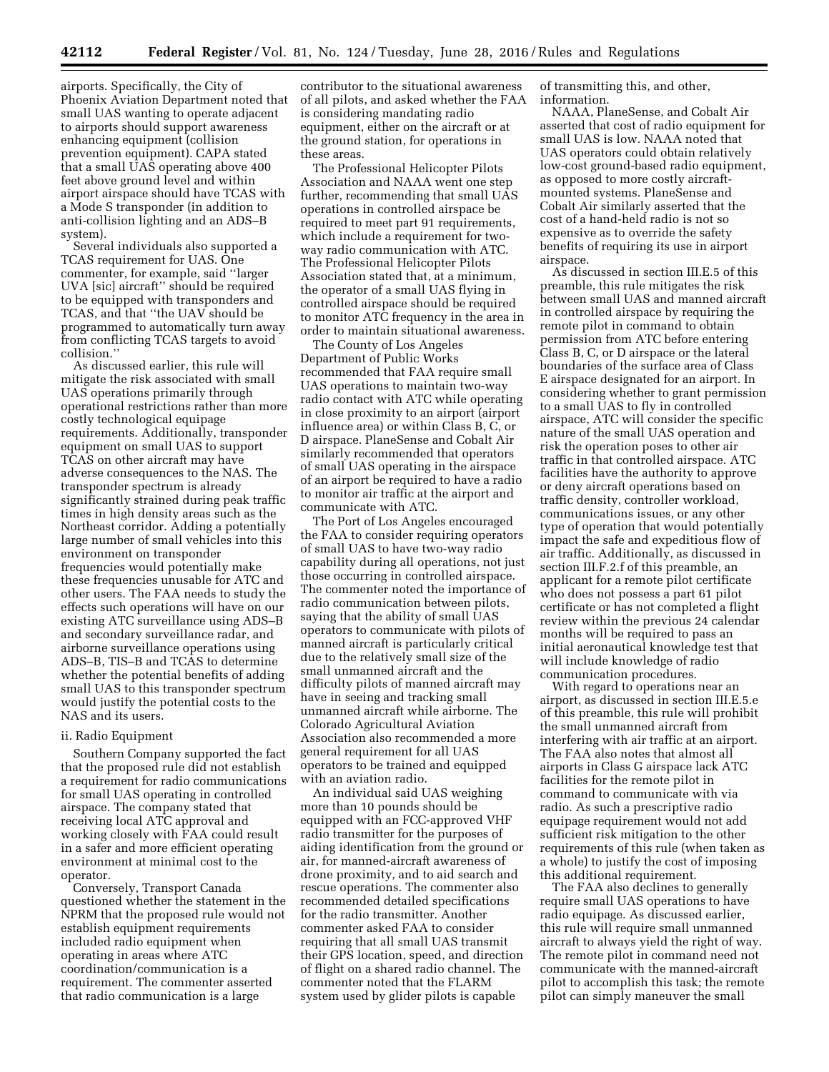airports. Specifically, the City of Phoenix Aviation Department noted that small UAS wanting to operate adjacent to airports should support awareness enhancing equipment (collision prevention equipment). CAPA stated that a small UAS operating above 400 feet above ground level and within airport airspace should have TCAS with a Mode S transponder (in addition to anti-collision lighting and an ADS–B system).

Several individuals also supported a TCAS requirement for UAS. One commenter, for example, said ''larger UVA [sic] aircraft'' should be required to be equipped with transponders and TCAS, and that ''the UAV should be programmed to automatically turn away from conflicting TCAS targets to avoid collision.''

As discussed earlier, this rule will mitigate the risk associated with small UAS operations primarily through operational restrictions rather than more costly technological equipage requirements. Additionally, transponder equipment on small UAS to support TCAS on other aircraft may have adverse consequences to the NAS. The transponder spectrum is already significantly strained during peak traffic times in high density areas such as the Northeast corridor. Adding a potentially large number of small vehicles into this environment on transponder frequencies would potentially make these frequencies unusable for ATC and other users. The FAA needs to study the effects such operations will have on our existing ATC surveillance using ADS–B and secondary surveillance radar, and airborne surveillance operations using ADS–B, TIS–B and TCAS to determine whether the potential benefits of adding small UAS to this transponder spectrum would justify the potential costs to the NAS and its users.

ii. Radio Equipment

Southern Company supported the fact that the proposed rule did not establish a requirement for radio communications for small UAS operating in controlled airspace. The company stated that receiving local ATC approval and working closely with FAA could result in a safer and more efficient operating environment at minimal cost to the operator.

Conversely, Transport Canada questioned whether the statement in the NPRM that the proposed rule would not establish equipment requirements included radio equipment when operating in areas where ATC coordination/communication is a requirement. The commenter asserted that radio communication is a large contributor to the situational awareness of all pilots, and asked whether the FAA is considering mandating radio equipment, either on the aircraft or at the ground station, for operations in these areas.

The Professional Helicopter Pilots Association and NAAA went one step further, recommending that small UAS operations in controlled airspace be required to meet part 91 requirements, which include a requirement for two-way radio communication with ATC. The Professional Helicopter Pilots Association stated that, at a minimum, the operator of a small UAS flying in controlled airspace should be required to monitor ATC frequency in the area in order to maintain situational awareness.

The County of Los Angeles Department of Public Works recommended that FAA require small UAS operations to maintain two-way radio contact with ATC while operating in close proximity to an airport (airport influence area) or within Class B, C, or D airspace. PlaneSense and Cobalt Air similarly recommended that operators of small UAS operating in the airspace of an airport be required to have a radio to monitor air traffic at the airport and communicate with ATC.

The Port of Los Angeles encouraged the FAA to consider requiring operators of small UAS to have two-way radio capability during all operations, not just those occurring in controlled airspace. The commenter noted the importance of radio communication between pilots, saying that the ability of small UAS operators to communicate with pilots of manned aircraft is particularly critical due to the relatively small size of the small unmanned aircraft and the difficulty pilots of manned aircraft may have in seeing and tracking small unmanned aircraft while airborne. The Colorado Agricultural Aviation Association also recommended a more general requirement for all UAS operators to be trained and equipped with an aviation radio.

An individual said UAS weighing more than 10 pounds should be equipped with an FCC-approved VHF radio transmitter for the purposes of aiding identification from the ground or air, for manned-aircraft awareness of drone proximity, and to aid search and rescue operations. The commenter also recommended detailed specifications for the radio transmitter. Another commenter asked FAA to consider requiring that all small UAS transmit their GPS location, speed, and direction of flight on a shared radio channel. The commenter noted that the FLARM system used by glider pilots is capable of transmitting this, and other, information.

NAAA, PlaneSense, and Cobalt Air asserted that cost of radio equipment for small UAS is low. NAAA noted that UAS operators could obtain relatively low-cost ground-based radio equipment, as opposed to more costly aircraft-mounted systems. PlaneSense and Cobalt Air similarly asserted that the cost of a hand-held radio is not so expensive as to override the safety benefits of requiring its use in airport airspace.

As discussed in section III.E.5 of this preamble, this rule mitigates the risk between small UAS and manned aircraft in controlled airspace by requiring the remote pilot in command to obtain permission from ATC before entering Class B, C, or D airspace or the lateral boundaries of the surface area of Class E airspace designated for an airport. In considering whether to grant permission to a small UAS to fly in controlled airspace, ATC will consider the specific nature of the small UAS operation and risk the operation poses to other air traffic in that controlled airspace. ATC facilities have the authority to approve or deny aircraft operations based on traffic density, controller workload, communications issues, or any other type of operation that would potentially impact the safe and expeditious flow of air traffic. Additionally, as discussed in section III.F.2.f of this preamble, an applicant for a remote pilot certificate who does not possess a part 61 pilot certificate or has not completed a flight review within the previous 24 calendar months will be required to pass an initial aeronautical knowledge test that will include knowledge of radio communication procedures.

With regard to operations near an airport, as discussed in section III.E.5.e of this preamble, this rule will prohibit the small unmanned aircraft from interfering with air traffic at an airport. The FAA also notes that almost all airports in Class G airspace lack ATC facilities for the remote pilot in command to communicate with via radio. As such a prescriptive radio equipage requirement would not add sufficient risk mitigation to the other requirements of this rule (when taken as a whole) to justify the cost of imposing this additional requirement.

The FAA also declines to generally require small UAS operations to have radio equipage. As discussed earlier, this rule will require small unmanned aircraft to always yield the right of way. The remote pilot in command need not communicate with the manned-aircraft pilot to accomplish this task; the remote pilot can simply maneuver the small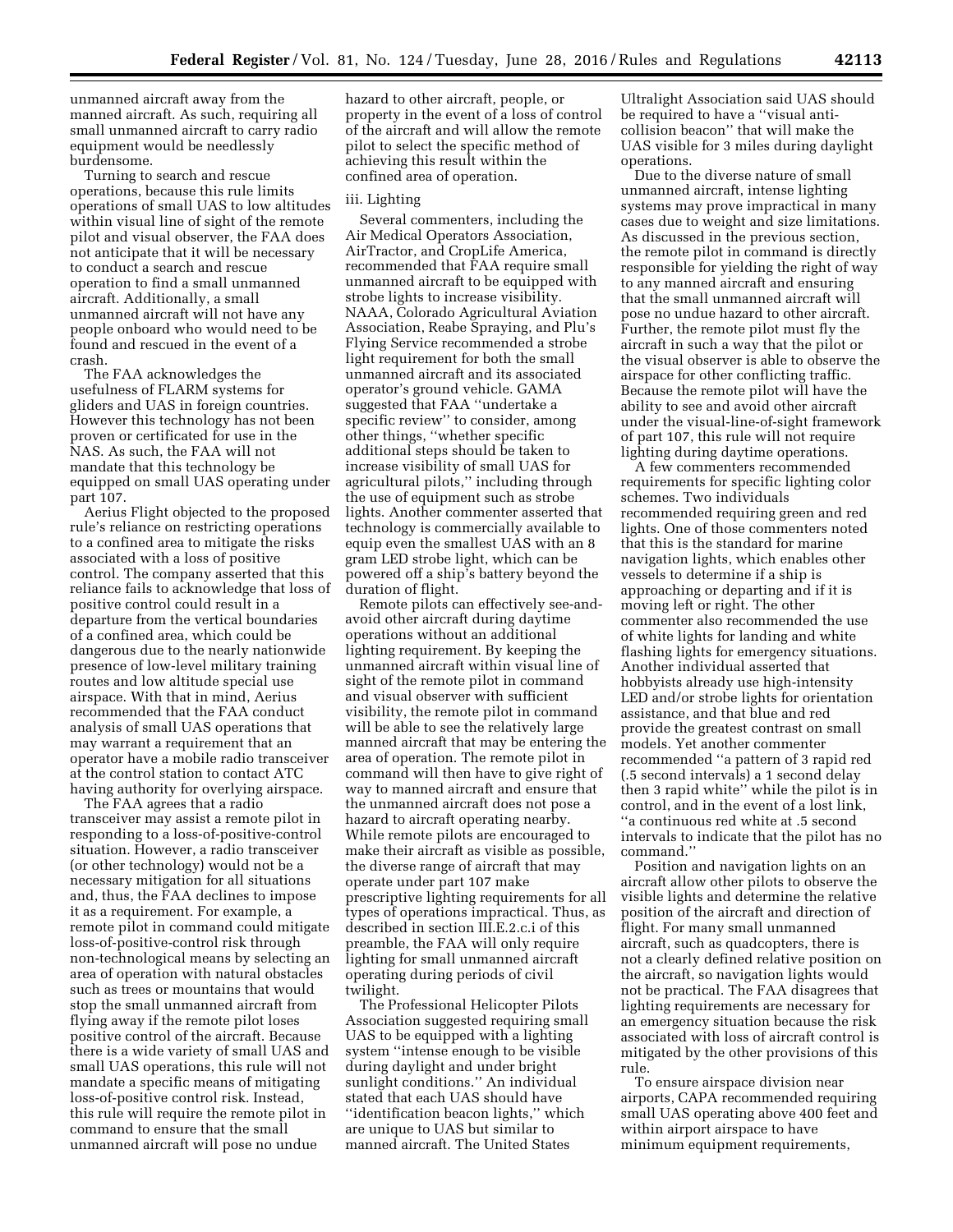unmanned aircraft away from the manned aircraft. As such, requiring all small unmanned aircraft to carry radio equipment would be needlessly burdensome.

Turning to search and rescue operations, because this rule limits operations of small UAS to low altitudes within visual line of sight of the remote pilot and visual observer, the FAA does not anticipate that it will be necessary to conduct a search and rescue operation to find a small unmanned aircraft. Additionally, a small unmanned aircraft will not have any people onboard who would need to be found and rescued in the event of a crash.

The FAA acknowledges the usefulness of FLARM systems for gliders and UAS in foreign countries. However this technology has not been proven or certificated for use in the NAS. As such, the FAA will not mandate that this technology be equipped on small UAS operating under part 107.

Aerius Flight objected to the proposed rule's reliance on restricting operations to a confined area to mitigate the risks associated with a loss of positive control. The company asserted that this reliance fails to acknowledge that loss of positive control could result in a departure from the vertical boundaries of a confined area, which could be dangerous due to the nearly nationwide presence of low-level military training routes and low altitude special use airspace. With that in mind, Aerius recommended that the FAA conduct analysis of small UAS operations that may warrant a requirement that an operator have a mobile radio transceiver at the control station to contact ATC having authority for overlying airspace.

The FAA agrees that a radio transceiver may assist a remote pilot in responding to a loss-of-positive-control situation. However, a radio transceiver (or other technology) would not be a necessary mitigation for all situations and, thus, the FAA declines to impose it as a requirement. For example, a remote pilot in command could mitigate loss-of-positive-control risk through non-technological means by selecting an area of operation with natural obstacles such as trees or mountains that would stop the small unmanned aircraft from flying away if the remote pilot loses positive control of the aircraft. Because there is a wide variety of small UAS and small UAS operations, this rule will not mandate a specific means of mitigating loss-of-positive control risk. Instead, this rule will require the remote pilot in command to ensure that the small unmanned aircraft will pose no undue hazard to other aircraft, people, or property in the event of a loss of control of the aircraft and will allow the remote pilot to select the specific method of achieving this result within the confined area of operation.

iii. Lighting

Several commenters, including the Air Medical Operators Association, AirTractor, and CropLife America, recommended that FAA require small unmanned aircraft to be equipped with strobe lights to increase visibility. NAAA, Colorado Agricultural Aviation Association, Reabe Spraying, and Plu's Flying Service recommended a strobe light requirement for both the small unmanned aircraft and its associated operator's ground vehicle. GAMA suggested that FAA "undertake a specific review" to consider, among other things, "whether specific additional steps should be taken to increase visibility of small UAS for agricultural pilots," including through the use of equipment such as strobe lights. Another commenter asserted that technology is commercially available to equip even the smallest UAS with an 8 gram LED strobe light, which can be powered off a ship's battery beyond the duration of flight.

Remote pilots can effectively see-and-avoid other aircraft during daytime operations without an additional lighting requirement. By keeping the unmanned aircraft within visual line of sight of the remote pilot in command and visual observer with sufficient visibility, the remote pilot in command will be able to see the relatively large manned aircraft that may be entering the area of operation. The remote pilot in command will then have to give right of way to manned aircraft and ensure that the unmanned aircraft does not pose a hazard to aircraft operating nearby. While remote pilots are encouraged to make their aircraft as visible as possible, the diverse range of aircraft that may operate under part 107 make prescriptive lighting requirements for all types of operations impractical. Thus, as described in section III.E.2.c.i of this preamble, the FAA will only require lighting for small unmanned aircraft operating during periods of civil twilight.

The Professional Helicopter Pilots Association suggested requiring small UAS to be equipped with a lighting system "intense enough to be visible during daylight and under bright sunlight conditions." An individual stated that each UAS should have "identification beacon lights," which are unique to UAS but similar to manned aircraft. The United States Ultralight Association said UAS should be required to have a "visual anti-collision beacon" that will make the UAS visible for 3 miles during daylight operations.

Due to the diverse nature of small unmanned aircraft, intense lighting systems may prove impractical in many cases due to weight and size limitations. As discussed in the previous section, the remote pilot in command is directly responsible for yielding the right of way to any manned aircraft and ensuring that the small unmanned aircraft will pose no undue hazard to other aircraft. Further, the remote pilot must fly the aircraft in such a way that the pilot or the visual observer is able to observe the airspace for other conflicting traffic. Because the remote pilot will have the ability to see and avoid other aircraft under the visual-line-of-sight framework of part 107, this rule will not require lighting during daytime operations.

A few commenters recommended requirements for specific lighting color schemes. Two individuals recommended requiring green and red lights. One of those commenters noted that this is the standard for marine navigation lights, which enables other vessels to determine if a ship is approaching or departing and if it is moving left or right. The other commenter also recommended the use of white lights for landing and white flashing lights for emergency situations. Another individual asserted that hobbyists already use high-intensity LED and/or strobe lights for orientation assistance, and that blue and red provide the greatest contrast on small models. Yet another commenter recommended "a pattern of 3 rapid red (.5 second intervals) a 1 second delay then 3 rapid white" while the pilot is in control, and in the event of a lost link, "a continuous red white at .5 second intervals to indicate that the pilot has no command."

Position and navigation lights on an aircraft allow other pilots to observe the visible lights and determine the relative position of the aircraft and direction of flight. For many small unmanned aircraft, such as quadcopters, there is not a clearly defined relative position on the aircraft, so navigation lights would not be practical. The FAA disagrees that lighting requirements are necessary for an emergency situation because the risk associated with loss of aircraft control is mitigated by the other provisions of this rule.

To ensure airspace division near airports, CAPA recommended requiring small UAS operating above 400 feet and within airport airspace to have minimum equipment requirements,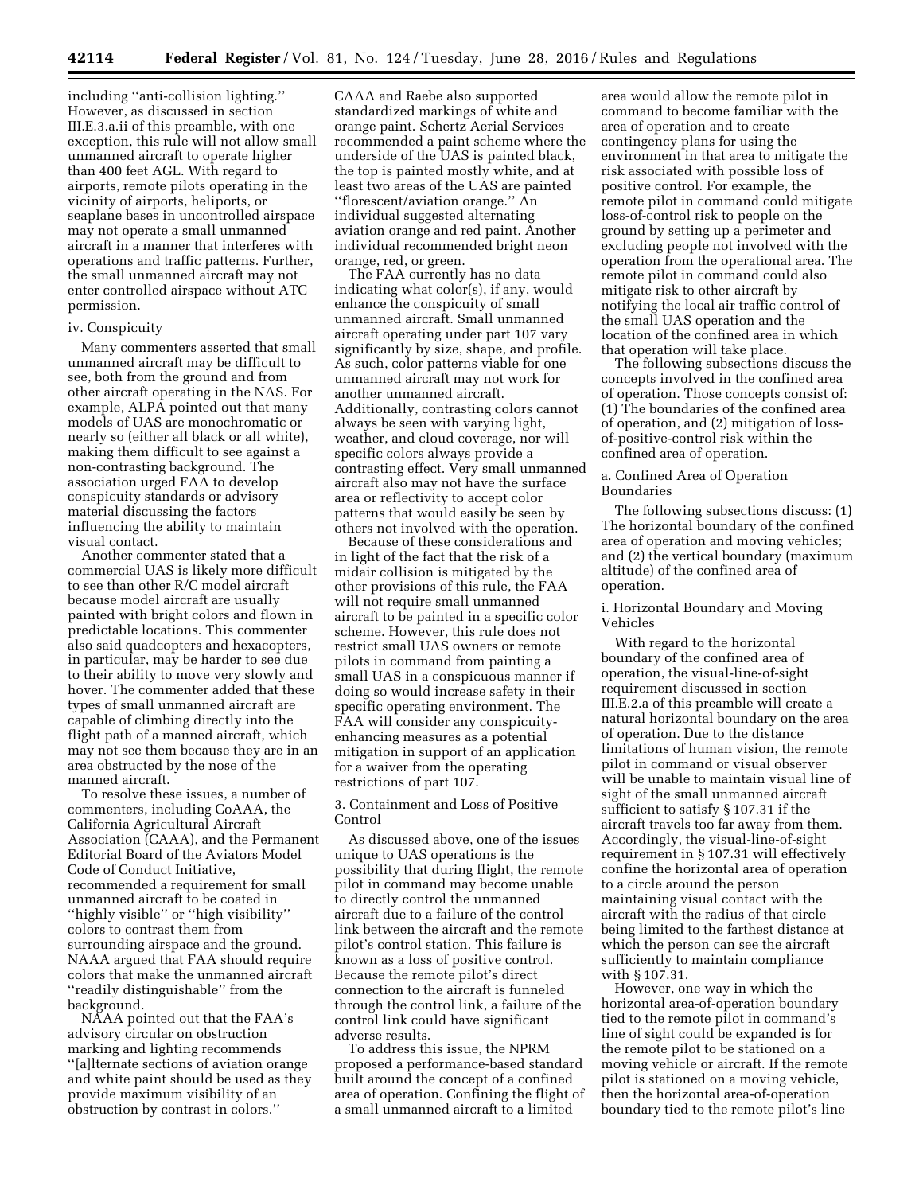including "anti-collision lighting." However, as discussed in section III.E.3.a.ii of this preamble, with one exception, this rule will not allow small unmanned aircraft to operate higher than 400 feet AGL. With regard to airports, remote pilots operating in the vicinity of airports, heliports, or seaplane bases in uncontrolled airspace may not operate a small unmanned aircraft in a manner that interferes with operations and traffic patterns. Further, the small unmanned aircraft may not enter controlled airspace without ATC permission.

iv. Conspicuity

Many commenters asserted that small unmanned aircraft may be difficult to see, both from the ground and from other aircraft operating in the NAS. For example, ALPA pointed out that many models of UAS are monochromatic or nearly so (either all black or all white), making them difficult to see against a non-contrasting background. The association urged FAA to develop conspicuity standards or advisory material discussing the factors influencing the ability to maintain visual contact.

Another commenter stated that a commercial UAS is likely more difficult to see than other R/C model aircraft because model aircraft are usually painted with bright colors and flown in predictable locations. This commenter also said quadcopters and hexacopters, in particular, may be harder to see due to their ability to move very slowly and hover. The commenter added that these types of small unmanned aircraft are capable of climbing directly into the flight path of a manned aircraft, which may not see them because they are in an area obstructed by the nose of the manned aircraft.

To resolve these issues, a number of commenters, including CoAAA, the California Agricultural Aircraft Association (CAAA), and the Permanent Editorial Board of the Aviators Model Code of Conduct Initiative, recommended a requirement for small unmanned aircraft to be coated in "highly visible" or "high visibility" colors to contrast them from surrounding airspace and the ground. NAAA argued that FAA should require colors that make the unmanned aircraft "readily distinguishable" from the background.

NAAA pointed out that the FAA's advisory circular on obstruction marking and lighting recommends "[a]lternate sections of aviation orange and white paint should be used as they provide maximum visibility of an obstruction by contrast in colors." CAAA and Raebe also supported standardized markings of white and orange paint. Schertz Aerial Services recommended a paint scheme where the underside of the UAS is painted black, the top is painted mostly white, and at least two areas of the UAS are painted "florescent/aviation orange." An individual suggested alternating aviation orange and red paint. Another individual recommended bright neon orange, red, or green.

The FAA currently has no data indicating what color(s), if any, would enhance the conspicuity of small unmanned aircraft. Small unmanned aircraft operating under part 107 vary significantly by size, shape, and profile. As such, color patterns viable for one unmanned aircraft may not work for another unmanned aircraft. Additionally, contrasting colors cannot always be seen with varying light, weather, and cloud coverage, nor will specific colors always provide a contrasting effect. Very small unmanned aircraft also may not have the surface area or reflectivity to accept color patterns that would easily be seen by others not involved with the operation.

Because of these considerations and in light of the fact that the risk of a midair collision is mitigated by the other provisions of this rule, the FAA will not require small unmanned aircraft to be painted in a specific color scheme. However, this rule does not restrict small UAS owners or remote pilots in command from painting a small UAS in a conspicuous manner if doing so would increase safety in their specific operating environment. The FAA will consider any conspicuity-enhancing measures as a potential mitigation in support of an application for a waiver from the operating restrictions of part 107.

3. Containment and Loss of Positive Control

As discussed above, one of the issues unique to UAS operations is the possibility that during flight, the remote pilot in command may become unable to directly control the unmanned aircraft due to a failure of the control link between the aircraft and the remote pilot's control station. This failure is known as a loss of positive control. Because the remote pilot's direct connection to the aircraft is funneled through the control link, a failure of the control link could have significant adverse results.

To address this issue, the NPRM proposed a performance-based standard built around the concept of a confined area of operation. Confining the flight of a small unmanned aircraft to a limited area would allow the remote pilot in command to become familiar with the area of operation and to create contingency plans for using the environment in that area to mitigate the risk associated with possible loss of positive control. For example, the remote pilot in command could mitigate loss-of-control risk to people on the ground by setting up a perimeter and excluding people not involved with the operation from the operational area. The remote pilot in command could also mitigate risk to other aircraft by notifying the local air traffic control of the small UAS operation and the location of the confined area in which that operation will take place.

The following subsections discuss the concepts involved in the confined area of operation. Those concepts consist of: (1) The boundaries of the confined area of operation, and (2) mitigation of loss-of-positive-control risk within the confined area of operation.

a. Confined Area of Operation Boundaries

The following subsections discuss: (1) The horizontal boundary of the confined area of operation and moving vehicles; and (2) the vertical boundary (maximum altitude) of the confined area of operation.

i. Horizontal Boundary and Moving Vehicles

With regard to the horizontal boundary of the confined area of operation, the visual-line-of-sight requirement discussed in section III.E.2.a of this preamble will create a natural horizontal boundary on the area of operation. Due to the distance limitations of human vision, the remote pilot in command or visual observer will be unable to maintain visual line of sight of the small unmanned aircraft sufficient to satisfy § 107.31 if the aircraft travels too far away from them. Accordingly, the visual-line-of-sight requirement in § 107.31 will effectively confine the horizontal area of operation to a circle around the person maintaining visual contact with the aircraft with the radius of that circle being limited to the farthest distance at which the person can see the aircraft sufficiently to maintain compliance with § 107.31.

However, one way in which the horizontal area-of-operation boundary tied to the remote pilot in command's line of sight could be expanded is for the remote pilot to be stationed on a moving vehicle or aircraft. If the remote pilot is stationed on a moving vehicle, then the horizontal area-of-operation boundary tied to the remote pilot's line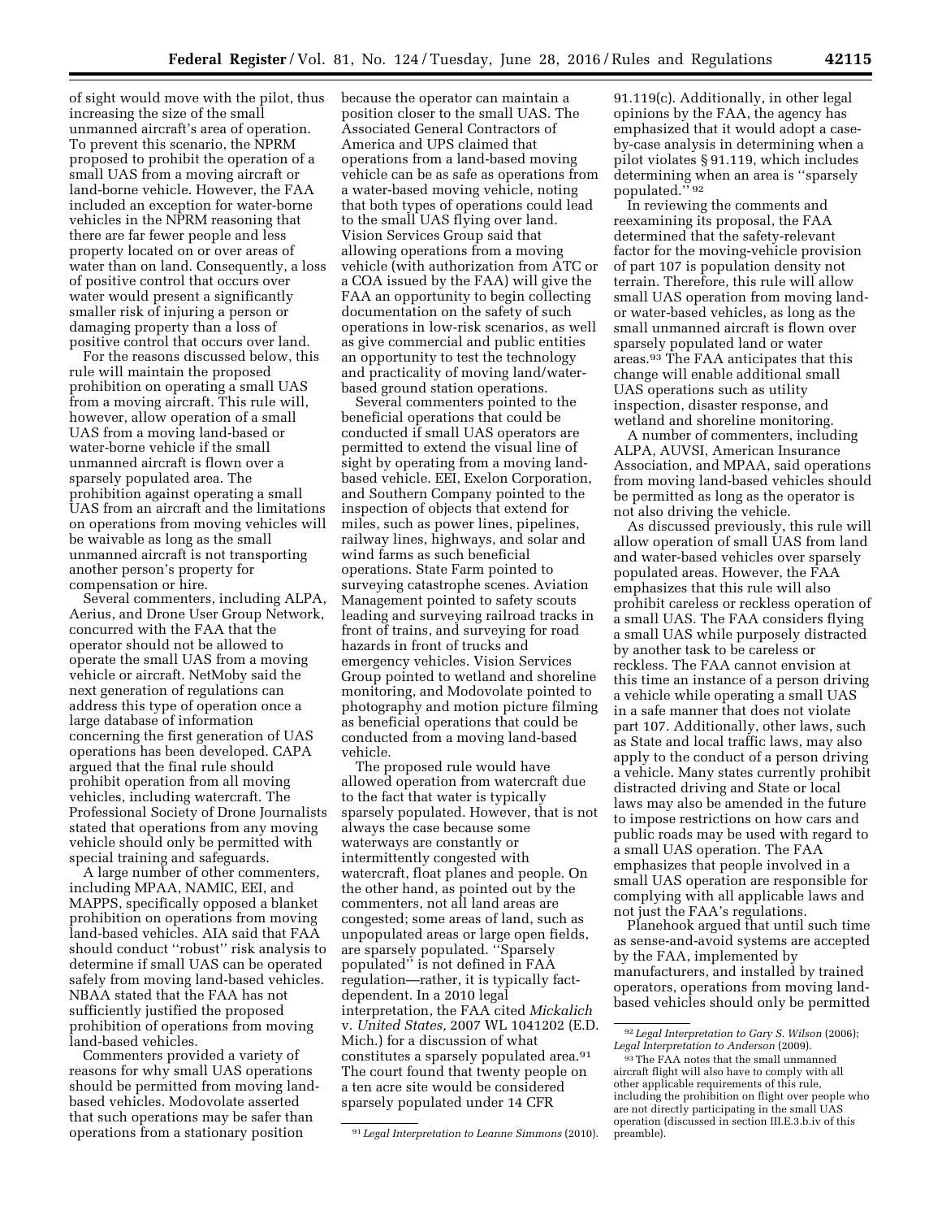of sight would move with the pilot, thus increasing the size of the small unmanned aircraft's area of operation. To prevent this scenario, the NPRM proposed to prohibit the operation of a small UAS from a moving aircraft or land-borne vehicle. However, the FAA included an exception for water-borne vehicles in the NPRM reasoning that there are far fewer people and less property located on or over areas of water than on land. Consequently, a loss of positive control that occurs over water would present a significantly smaller risk of injuring a person or damaging property than a loss of positive control that occurs over land.

For the reasons discussed below, this rule will maintain the proposed prohibition on operating a small UAS from a moving aircraft. This rule will, however, allow operation of a small UAS from a moving land-based or water-borne vehicle if the small unmanned aircraft is flown over a sparsely populated area. The prohibition against operating a small UAS from an aircraft and the limitations on operations from moving vehicles will be waivable as long as the small unmanned aircraft is not transporting another person's property for compensation or hire.

Several commenters, including ALPA, Aerius, and Drone User Group Network, concurred with the FAA that the operator should not be allowed to operate the small UAS from a moving vehicle or aircraft. NetMoby said the next generation of regulations can address this type of operation once a large database of information concerning the first generation of UAS operations has been developed. CAPA argued that the final rule should prohibit operation from all moving vehicles, including watercraft. The Professional Society of Drone Journalists stated that operations from any moving vehicle should only be permitted with special training and safeguards.

A large number of other commenters, including MPAA, NAMIC, EEI, and MAPPS, specifically opposed a blanket prohibition on operations from moving land-based vehicles. AIA said that FAA should conduct ''robust'' risk analysis to determine if small UAS can be operated safely from moving land-based vehicles. NBAA stated that the FAA has not sufficiently justified the proposed prohibition of operations from moving land-based vehicles.

Commenters provided a variety of reasons for why small UAS operations should be permitted from moving land-based vehicles. Modovolate asserted that such operations may be safer than operations from a stationary position because the operator can maintain a position closer to the small UAS. The Associated General Contractors of America and UPS claimed that operations from a land-based moving vehicle can be as safe as operations from a water-based moving vehicle, noting that both types of operations could lead to the small UAS flying over land. Vision Services Group said that allowing operations from a moving vehicle (with authorization from ATC or a COA issued by the FAA) will give the FAA an opportunity to begin collecting documentation on the safety of such operations in low-risk scenarios, as well as give commercial and public entities an opportunity to test the technology and practicality of moving land/water-based ground station operations.

Several commenters pointed to the beneficial operations that could be conducted if small UAS operators are permitted to extend the visual line of sight by operating from a moving land-based vehicle. EEI, Exelon Corporation, and Southern Company pointed to the inspection of objects that extend for miles, such as power lines, pipelines, railway lines, highways, and solar and wind farms as such beneficial operations. State Farm pointed to surveying catastrophe scenes. Aviation Management pointed to safety scouts leading and surveying railroad tracks in front of trains, and surveying for road hazards in front of trucks and emergency vehicles. Vision Services Group pointed to wetland and shoreline monitoring, and Modovolate pointed to photography and motion picture filming as beneficial operations that could be conducted from a moving land-based vehicle.

The proposed rule would have allowed operation from watercraft due to the fact that water is typically sparsely populated. However, that is not always the case because some waterways are constantly or intermittently congested with watercraft, float planes and people. On the other hand, as pointed out by the commenters, not all land areas are congested; some areas of land, such as unpopulated areas or large open fields, are sparsely populated. ''Sparsely populated'' is not defined in FAA regulation—rather, it is typically fact-dependent. In a 2010 legal interpretation, the FAA cited *Mickalich* v. *United States,* 2007 WL 1041202 (E.D. Mich.) for a discussion of what constitutes a sparsely populated area.[91] The court found that twenty people on a ten acre site would be considered sparsely populated under 14 CFR 91.119(c). Additionally, in other legal opinions by the FAA, the agency has emphasized that it would adopt a case-by-case analysis in determining when a pilot violates § 91.119, which includes determining when an area is ''sparsely populated.''[92]

In reviewing the comments and reexamining its proposal, the FAA determined that the safety-relevant factor for the moving-vehicle provision of part 107 is population density not terrain. Therefore, this rule will allow small UAS operation from moving land- or water-based vehicles, as long as the small unmanned aircraft is flown over sparsely populated land or water areas.[93] The FAA anticipates that this change will enable additional small UAS operations such as utility inspection, disaster response, and wetland and shoreline monitoring.

A number of commenters, including ALPA, AUVSI, American Insurance Association, and MPAA, said operations from moving land-based vehicles should be permitted as long as the operator is not also driving the vehicle.

As discussed previously, this rule will allow operation of small UAS from land and water-based vehicles over sparsely populated areas. However, the FAA emphasizes that this rule will also prohibit careless or reckless operation of a small UAS. The FAA considers flying a small UAS while purposely distracted by another task to be careless or reckless. The FAA cannot envision at this time an instance of a person driving a vehicle while operating a small UAS in a safe manner that does not violate part 107. Additionally, other laws, such as State and local traffic laws, may also apply to the conduct of a person driving a vehicle. Many states currently prohibit distracted driving and State or local laws may also be amended in the future to impose restrictions on how cars and public roads may be used with regard to a small UAS operation. The FAA emphasizes that people involved in a small UAS operation are responsible for complying with all applicable laws and not just the FAA's regulations.

Planehook argued that until such time as sense-and-avoid systems are accepted by the FAA, implemented by manufacturers, and installed by trained operators, operations from moving land-based vehicles should only be permitted

[91] *Legal Interpretation to Leanne Simmons* (2010).

[92] *Legal Interpretation to Gary S. Wilson* (2006); *Legal Interpretation to Anderson* (2009).

[93] The FAA notes that the small unmanned aircraft flight will also have to comply with all other applicable requirements of this rule, including the prohibition on flight over people who are not directly participating in the small UAS operation (discussed in section III.E.3.b.iv of this preamble).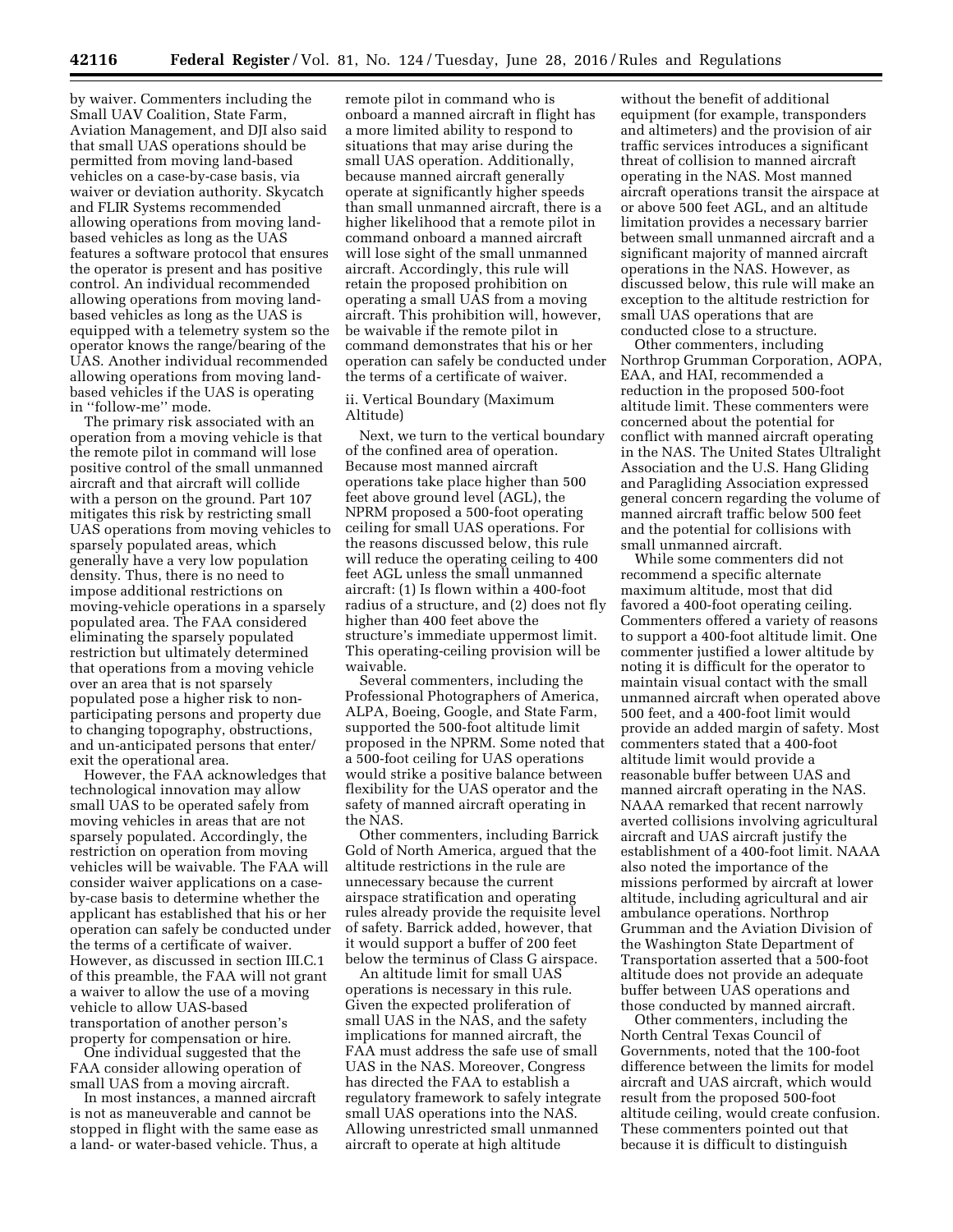by waiver. Commenters including the Small UAV Coalition, State Farm, Aviation Management, and DJI also said that small UAS operations should be permitted from moving land-based vehicles on a case-by-case basis, via waiver or deviation authority. Skycatch and FLIR Systems recommended allowing operations from moving land-based vehicles as long as the UAS features a software protocol that ensures the operator is present and has positive control. An individual recommended allowing operations from moving land-based vehicles as long as the UAS is equipped with a telemetry system so the operator knows the range/bearing of the UAS. Another individual recommended allowing operations from moving land-based vehicles if the UAS is operating in ''follow-me'' mode.

The primary risk associated with an operation from a moving vehicle is that the remote pilot in command will lose positive control of the small unmanned aircraft and that aircraft will collide with a person on the ground. Part 107 mitigates this risk by restricting small UAS operations from moving vehicles to sparsely populated areas, which generally have a very low population density. Thus, there is no need to impose additional restrictions on moving-vehicle operations in a sparsely populated area. The FAA considered eliminating the sparsely populated restriction but ultimately determined that operations from a moving vehicle over an area that is not sparsely populated pose a higher risk to non-participating persons and property due to changing topography, obstructions, and un-anticipated persons that enter/exit the operational area.

However, the FAA acknowledges that technological innovation may allow small UAS to be operated safely from moving vehicles in areas that are not sparsely populated. Accordingly, the restriction on operation from moving vehicles will be waivable. The FAA will consider waiver applications on a case-by-case basis to determine whether the applicant has established that his or her operation can safely be conducted under the terms of a certificate of waiver. However, as discussed in section III.C.1 of this preamble, the FAA will not grant a waiver to allow the use of a moving vehicle to allow UAS-based transportation of another person's property for compensation or hire.

One individual suggested that the FAA consider allowing operation of small UAS from a moving aircraft.

In most instances, a manned aircraft is not as maneuverable and cannot be stopped in flight with the same ease as a land- or water-based vehicle. Thus, a remote pilot in command who is onboard a manned aircraft in flight has a more limited ability to respond to situations that may arise during the small UAS operation. Additionally, because manned aircraft generally operate at significantly higher speeds than small unmanned aircraft, there is a higher likelihood that a remote pilot in command onboard a manned aircraft will lose sight of the small unmanned aircraft. Accordingly, this rule will retain the proposed prohibition on operating a small UAS from a moving aircraft. This prohibition will, however, be waivable if the remote pilot in command demonstrates that his or her operation can safely be conducted under the terms of a certificate of waiver.

#### ii. Vertical Boundary (Maximum Altitude)

Next, we turn to the vertical boundary of the confined area of operation. Because most manned aircraft operations take place higher than 500 feet above ground level (AGL), the NPRM proposed a 500-foot operating ceiling for small UAS operations. For the reasons discussed below, this rule will reduce the operating ceiling to 400 feet AGL unless the small unmanned aircraft: (1) Is flown within a 400-foot radius of a structure, and (2) does not fly higher than 400 feet above the structure's immediate uppermost limit. This operating-ceiling provision will be waivable.

Several commenters, including the Professional Photographers of America, ALPA, Boeing, Google, and State Farm, supported the 500-foot altitude limit proposed in the NPRM. Some noted that a 500-foot ceiling for UAS operations would strike a positive balance between flexibility for the UAS operator and the safety of manned aircraft operating in the NAS.

Other commenters, including Barrick Gold of North America, argued that the altitude restrictions in the rule are unnecessary because the current airspace stratification and operating rules already provide the requisite level of safety. Barrick added, however, that it would support a buffer of 200 feet below the terminus of Class G airspace.

An altitude limit for small UAS operations is necessary in this rule. Given the expected proliferation of small UAS in the NAS, and the safety implications for manned aircraft, the FAA must address the safe use of small UAS in the NAS. Moreover, Congress has directed the FAA to establish a regulatory framework to safely integrate small UAS operations into the NAS. Allowing unrestricted small unmanned aircraft to operate at high altitude without the benefit of additional equipment (for example, transponders and altimeters) and the provision of air traffic services introduces a significant threat of collision to manned aircraft operating in the NAS. Most manned aircraft operations transit the airspace at or above 500 feet AGL, and an altitude limitation provides a necessary barrier between small unmanned aircraft and a significant majority of manned aircraft operations in the NAS. However, as discussed below, this rule will make an exception to the altitude restriction for small UAS operations that are conducted close to a structure.

Other commenters, including Northrop Grumman Corporation, AOPA, EAA, and HAI, recommended a reduction in the proposed 500-foot altitude limit. These commenters were concerned about the potential for conflict with manned aircraft operating in the NAS. The United States Ultralight Association and the U.S. Hang Gliding and Paragliding Association expressed general concern regarding the volume of manned aircraft traffic below 500 feet and the potential for collisions with small unmanned aircraft.

While some commenters did not recommend a specific alternate maximum altitude, most that did favored a 400-foot operating ceiling. Commenters offered a variety of reasons to support a 400-foot altitude limit. One commenter justified a lower altitude by noting it is difficult for the operator to maintain visual contact with the small unmanned aircraft when operated above 500 feet, and a 400-foot limit would provide an added margin of safety. Most commenters stated that a 400-foot altitude limit would provide a reasonable buffer between UAS and manned aircraft operating in the NAS. NAAA remarked that recent narrowly averted collisions involving agricultural aircraft and UAS aircraft justify the establishment of a 400-foot limit. NAAA also noted the importance of the missions performed by aircraft at lower altitude, including agricultural and air ambulance operations. Northrop Grumman and the Aviation Division of the Washington State Department of Transportation asserted that a 500-foot altitude does not provide an adequate buffer between UAS operations and those conducted by manned aircraft.

Other commenters, including the North Central Texas Council of Governments, noted that the 100-foot difference between the limits for model aircraft and UAS aircraft, which would result from the proposed 500-foot altitude ceiling, would create confusion. These commenters pointed out that because it is difficult to distinguish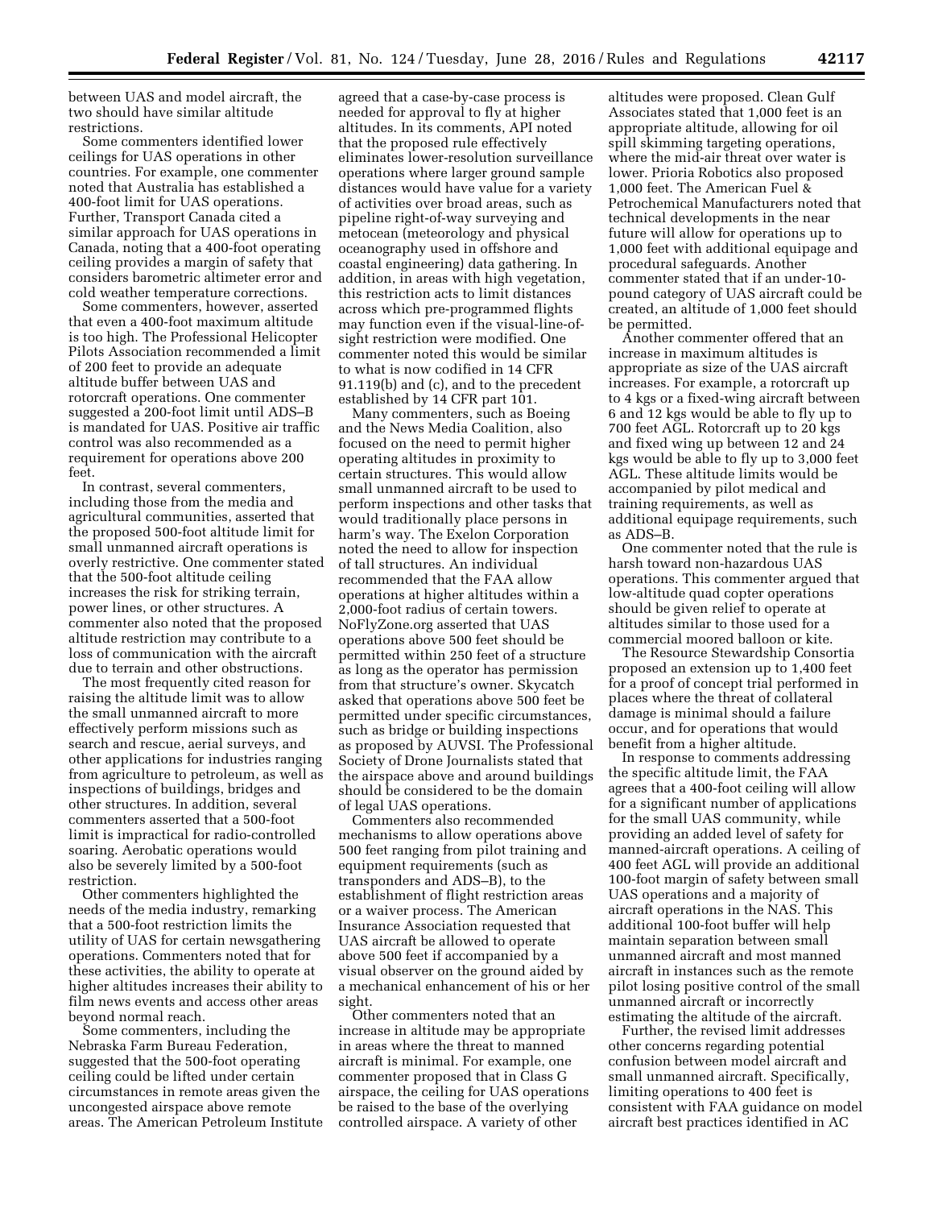between UAS and model aircraft, the two should have similar altitude restrictions.

Some commenters identified lower ceilings for UAS operations in other countries. For example, one commenter noted that Australia has established a 400-foot limit for UAS operations. Further, Transport Canada cited a similar approach for UAS operations in Canada, noting that a 400-foot operating ceiling provides a margin of safety that considers barometric altimeter error and cold weather temperature corrections.

Some commenters, however, asserted that even a 400-foot maximum altitude is too high. The Professional Helicopter Pilots Association recommended a limit of 200 feet to provide an adequate altitude buffer between UAS and rotorcraft operations. One commenter suggested a 200-foot limit until ADS–B is mandated for UAS. Positive air traffic control was also recommended as a requirement for operations above 200 feet.

In contrast, several commenters, including those from the media and agricultural communities, asserted that the proposed 500-foot altitude limit for small unmanned aircraft operations is overly restrictive. One commenter stated that the 500-foot altitude ceiling increases the risk for striking terrain, power lines, or other structures. A commenter also noted that the proposed altitude restriction may contribute to a loss of communication with the aircraft due to terrain and other obstructions.

The most frequently cited reason for raising the altitude limit was to allow the small unmanned aircraft to more effectively perform missions such as search and rescue, aerial surveys, and other applications for industries ranging from agriculture to petroleum, as well as inspections of buildings, bridges and other structures. In addition, several commenters asserted that a 500-foot limit is impractical for radio-controlled soaring. Aerobatic operations would also be severely limited by a 500-foot restriction.

Other commenters highlighted the needs of the media industry, remarking that a 500-foot restriction limits the utility of UAS for certain newsgathering operations. Commenters noted that for these activities, the ability to operate at higher altitudes increases their ability to film news events and access other areas beyond normal reach.

Some commenters, including the Nebraska Farm Bureau Federation, suggested that the 500-foot operating ceiling could be lifted under certain circumstances in remote areas given the uncongested airspace above remote areas. The American Petroleum Institute agreed that a case-by-case process is needed for approval to fly at higher altitudes. In its comments, API noted that the proposed rule effectively eliminates lower-resolution surveillance operations where larger ground sample distances would have value for a variety of activities over broad areas, such as pipeline right-of-way surveying and metocean (meteorology and physical oceanography used in offshore and coastal engineering) data gathering. In addition, in areas with high vegetation, this restriction acts to limit distances across which pre-programmed flights may function even if the visual-line-of-sight restriction were modified. One commenter noted this would be similar to what is now codified in 14 CFR 91.119(b) and (c), and to the precedent established by 14 CFR part 101.

Many commenters, such as Boeing and the News Media Coalition, also focused on the need to permit higher operating altitudes in proximity to certain structures. This would allow small unmanned aircraft to be used to perform inspections and other tasks that would traditionally place persons in harm's way. The Exelon Corporation noted the need to allow for inspection of tall structures. An individual recommended that the FAA allow operations at higher altitudes within a 2,000-foot radius of certain towers. NoFlyZone.org asserted that UAS operations above 500 feet should be permitted within 250 feet of a structure as long as the operator has permission from that structure's owner. Skycatch asked that operations above 500 feet be permitted under specific circumstances, such as bridge or building inspections as proposed by AUVSI. The Professional Society of Drone Journalists stated that the airspace above and around buildings should be considered to be the domain of legal UAS operations.

Commenters also recommended mechanisms to allow operations above 500 feet ranging from pilot training and equipment requirements (such as transponders and ADS–B), to the establishment of flight restriction areas or a waiver process. The American Insurance Association requested that UAS aircraft be allowed to operate above 500 feet if accompanied by a visual observer on the ground aided by a mechanical enhancement of his or her sight.

Other commenters noted that an increase in altitude may be appropriate in areas where the threat to manned aircraft is minimal. For example, one commenter proposed that in Class G airspace, the ceiling for UAS operations be raised to the base of the overlying controlled airspace. A variety of other altitudes were proposed. Clean Gulf Associates stated that 1,000 feet is an appropriate altitude, allowing for oil spill skimming targeting operations, where the mid-air threat over water is lower. Prioria Robotics also proposed 1,000 feet. The American Fuel & Petrochemical Manufacturers noted that technical developments in the near future will allow for operations up to 1,000 feet with additional equipage and procedural safeguards. Another commenter stated that if an under-10-pound category of UAS aircraft could be created, an altitude of 1,000 feet should be permitted.

Another commenter offered that an increase in maximum altitudes is appropriate as size of the UAS aircraft increases. For example, a rotorcraft up to 4 kgs or a fixed-wing aircraft between 6 and 12 kgs would be able to fly up to 700 feet AGL. Rotorcraft up to 20 kgs and fixed wing up between 12 and 24 kgs would be able to fly up to 3,000 feet AGL. These altitude limits would be accompanied by pilot medical and training requirements, as well as additional equipage requirements, such as ADS–B.

One commenter noted that the rule is harsh toward non-hazardous UAS operations. This commenter argued that low-altitude quad copter operations should be given relief to operate at altitudes similar to those used for a commercial moored balloon or kite.

The Resource Stewardship Consortia proposed an extension up to 1,400 feet for a proof of concept trial performed in places where the threat of collateral damage is minimal should a failure occur, and for operations that would benefit from a higher altitude.

In response to comments addressing the specific altitude limit, the FAA agrees that a 400-foot ceiling will allow for a significant number of applications for the small UAS community, while providing an added level of safety for manned-aircraft operations. A ceiling of 400 feet AGL will provide an additional 100-foot margin of safety between small UAS operations and a majority of aircraft operations in the NAS. This additional 100-foot buffer will help maintain separation between small unmanned aircraft and most manned aircraft in instances such as the remote pilot losing positive control of the small unmanned aircraft or incorrectly estimating the altitude of the aircraft.

Further, the revised limit addresses other concerns regarding potential confusion between model aircraft and small unmanned aircraft. Specifically, limiting operations to 400 feet is consistent with FAA guidance on model aircraft best practices identified in AC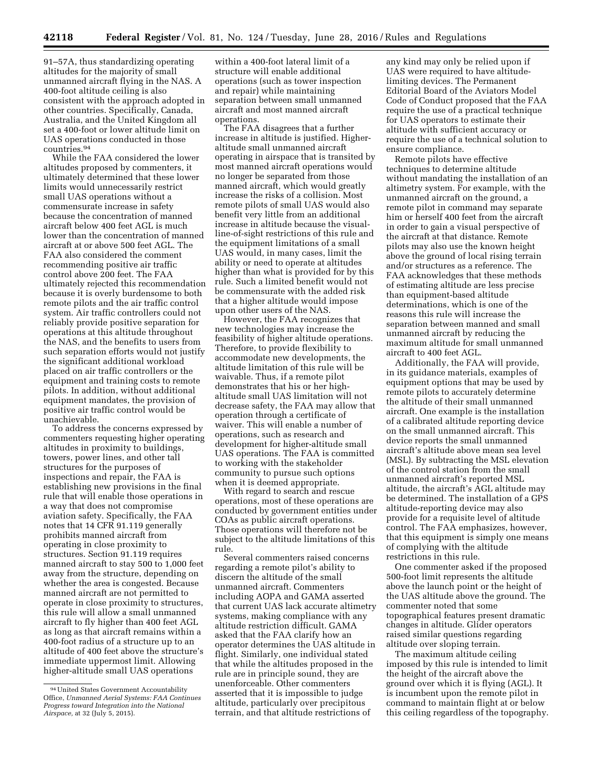91–57A, thus standardizing operating altitudes for the majority of small unmanned aircraft flying in the NAS. A 400-foot altitude ceiling is also consistent with the approach adopted in other countries. Specifically, Canada, Australia, and the United Kingdom all set a 400-foot or lower altitude limit on UAS operations conducted in those countries.[94]

While the FAA considered the lower altitudes proposed by commenters, it ultimately determined that these lower limits would unnecessarily restrict small UAS operations without a commensurate increase in safety because the concentration of manned aircraft below 400 feet AGL is much lower than the concentration of manned aircraft at or above 500 feet AGL. The FAA also considered the comment recommending positive air traffic control above 200 feet. The FAA ultimately rejected this recommendation because it is overly burdensome to both remote pilots and the air traffic control system. Air traffic controllers could not reliably provide positive separation for operations at this altitude throughout the NAS, and the benefits to users from such separation efforts would not justify the significant additional workload placed on air traffic controllers or the equipment and training costs to remote pilots. In addition, without additional equipment mandates, the provision of positive air traffic control would be unachievable.

To address the concerns expressed by commenters requesting higher operating altitudes in proximity to buildings, towers, power lines, and other tall structures for the purposes of inspections and repair, the FAA is establishing new provisions in the final rule that will enable those operations in a way that does not compromise aviation safety. Specifically, the FAA notes that 14 CFR 91.119 generally prohibits manned aircraft from operating in close proximity to structures. Section 91.119 requires manned aircraft to stay 500 to 1,000 feet away from the structure, depending on whether the area is congested. Because manned aircraft are not permitted to operate in close proximity to structures, this rule will allow a small unmanned aircraft to fly higher than 400 feet AGL as long as that aircraft remains within a 400-foot radius of a structure up to an altitude of 400 feet above the structure's immediate uppermost limit. Allowing higher-altitude small UAS operations within a 400-foot lateral limit of a structure will enable additional operations (such as tower inspection and repair) while maintaining separation between small unmanned aircraft and most manned aircraft operations.

The FAA disagrees that a further increase in altitude is justified. Higher-altitude small unmanned aircraft operating in airspace that is transited by most manned aircraft operations would no longer be separated from those manned aircraft, which would greatly increase the risks of a collision. Most remote pilots of small UAS would also benefit very little from an additional increase in altitude because the visual-line-of-sight restrictions of this rule and the equipment limitations of a small UAS would, in many cases, limit the ability or need to operate at altitudes higher than what is provided for by this rule. Such a limited benefit would not be commensurate with the added risk that a higher altitude would impose upon other users of the NAS.

However, the FAA recognizes that new technologies may increase the feasibility of higher altitude operations. Therefore, to provide flexibility to accommodate new developments, the altitude limitation of this rule will be waivable. Thus, if a remote pilot demonstrates that his or her high-altitude small UAS limitation will not decrease safety, the FAA may allow that operation through a certificate of waiver. This will enable a number of operations, such as research and development for higher-altitude small UAS operations. The FAA is committed to working with the stakeholder community to pursue such options when it is deemed appropriate.

With regard to search and rescue operations, most of these operations are conducted by government entities under COAs as public aircraft operations. Those operations will therefore not be subject to the altitude limitations of this rule.

Several commenters raised concerns regarding a remote pilot's ability to discern the altitude of the small unmanned aircraft. Commenters including AOPA and GAMA asserted that current UAS lack accurate altimetry systems, making compliance with any altitude restriction difficult. GAMA asked that the FAA clarify how an operator determines the UAS altitude in flight. Similarly, one individual stated that while the altitudes proposed in the rule are in principle sound, they are unenforceable. Other commenters asserted that it is impossible to judge altitude, particularly over precipitous terrain, and that altitude restrictions of any kind may only be relied upon if UAS were required to have altitude-limiting devices. The Permanent Editorial Board of the Aviators Model Code of Conduct proposed that the FAA require the use of a practical technique for UAS operators to estimate their altitude with sufficient accuracy or require the use of a technical solution to ensure compliance.

Remote pilots have effective techniques to determine altitude without mandating the installation of an altimetry system. For example, with the unmanned aircraft on the ground, a remote pilot in command may separate him or herself 400 feet from the aircraft in order to gain a visual perspective of the aircraft at that distance. Remote pilots may also use the known height above the ground of local rising terrain and/or structures as a reference. The FAA acknowledges that these methods of estimating altitude are less precise than equipment-based altitude determinations, which is one of the reasons this rule will increase the separation between manned and small unmanned aircraft by reducing the maximum altitude for small unmanned aircraft to 400 feet AGL.

Additionally, the FAA will provide, in its guidance materials, examples of equipment options that may be used by remote pilots to accurately determine the altitude of their small unmanned aircraft. One example is the installation of a calibrated altitude reporting device on the small unmanned aircraft. This device reports the small unmanned aircraft's altitude above mean sea level (MSL). By subtracting the MSL elevation of the control station from the small unmanned aircraft's reported MSL altitude, the aircraft's AGL altitude may be determined. The installation of a GPS altitude-reporting device may also provide for a requisite level of altitude control. The FAA emphasizes, however, that this equipment is simply one means of complying with the altitude restrictions in this rule.

One commenter asked if the proposed 500-foot limit represents the altitude above the launch point or the height of the UAS altitude above the ground. The commenter noted that some topographical features present dramatic changes in altitude. Glider operators raised similar questions regarding altitude over sloping terrain.

The maximum altitude ceiling imposed by this rule is intended to limit the height of the aircraft above the ground over which it is flying (AGL). It is incumbent upon the remote pilot in command to maintain flight at or below this ceiling regardless of the topography.

[94] United States Government Accountability Office, *Unmanned Aerial Systems: FAA Continues Progress toward Integration into the National Airspace,* at 32 (July 5, 2015).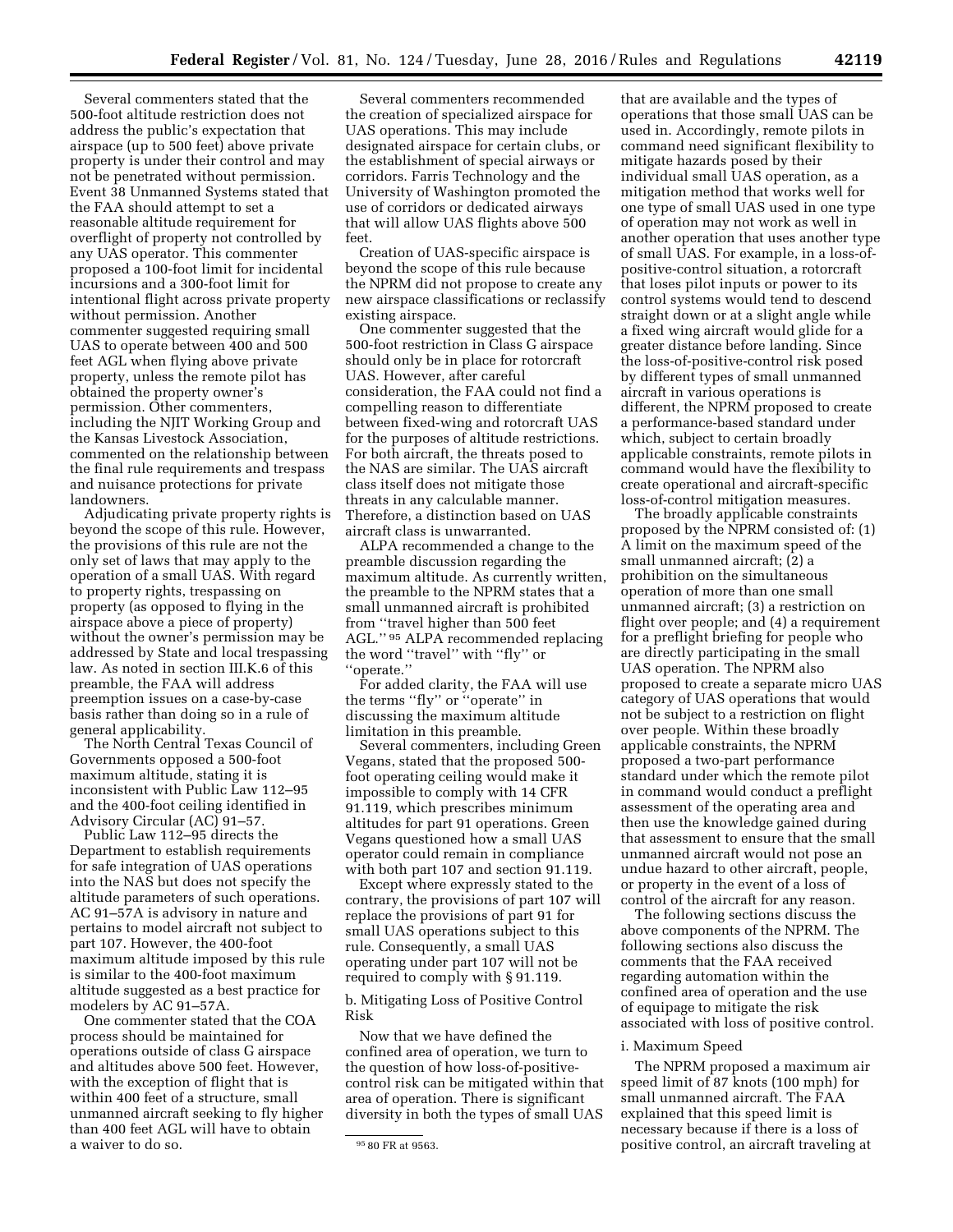Several commenters stated that the 500-foot altitude restriction does not address the public's expectation that airspace (up to 500 feet) above private property is under their control and may not be penetrated without permission. Event 38 Unmanned Systems stated that the FAA should attempt to set a reasonable altitude requirement for overflight of property not controlled by any UAS operator. This commenter proposed a 100-foot limit for incidental incursions and a 300-foot limit for intentional flight across private property without permission. Another commenter suggested requiring small UAS to operate between 400 and 500 feet AGL when flying above private property, unless the remote pilot has obtained the property owner's permission. Other commenters, including the NJIT Working Group and the Kansas Livestock Association, commented on the relationship between the final rule requirements and trespass and nuisance protections for private landowners.

Adjudicating private property rights is beyond the scope of this rule. However, the provisions of this rule are not the only set of laws that may apply to the operation of a small UAS. With regard to property rights, trespassing on property (as opposed to flying in the airspace above a piece of property) without the owner's permission may be addressed by State and local trespassing law. As noted in section III.K.6 of this preamble, the FAA will address preemption issues on a case-by-case basis rather than doing so in a rule of general applicability.

The North Central Texas Council of Governments opposed a 500-foot maximum altitude, stating it is inconsistent with Public Law 112–95 and the 400-foot ceiling identified in Advisory Circular (AC) 91–57.

Public Law 112–95 directs the Department to establish requirements for safe integration of UAS operations into the NAS but does not specify the altitude parameters of such operations. AC 91–57A is advisory in nature and pertains to model aircraft not subject to part 107. However, the 400-foot maximum altitude imposed by this rule is similar to the 400-foot maximum altitude suggested as a best practice for modelers by AC 91–57A.

One commenter stated that the COA process should be maintained for operations outside of class G airspace and altitudes above 500 feet. However, with the exception of flight that is within 400 feet of a structure, small unmanned aircraft seeking to fly higher than 400 feet AGL will have to obtain a waiver to do so.

Several commenters recommended the creation of specialized airspace for UAS operations. This may include designated airspace for certain clubs, or the establishment of special airways or corridors. Farris Technology and the University of Washington promoted the use of corridors or dedicated airways that will allow UAS flights above 500 feet.

Creation of UAS-specific airspace is beyond the scope of this rule because the NPRM did not propose to create any new airspace classifications or reclassify existing airspace.

One commenter suggested that the 500-foot restriction in Class G airspace should only be in place for rotorcraft UAS. However, after careful consideration, the FAA could not find a compelling reason to differentiate between fixed-wing and rotorcraft UAS for the purposes of altitude restrictions. For both aircraft, the threats posed to the NAS are similar. The UAS aircraft class itself does not mitigate those threats in any calculable manner. Therefore, a distinction based on UAS aircraft class is unwarranted.

ALPA recommended a change to the preamble discussion regarding the maximum altitude. As currently written, the preamble to the NPRM states that a small unmanned aircraft is prohibited from "travel higher than 500 feet AGL." [95] ALPA recommended replacing the word "travel" with "fly" or "operate."

For added clarity, the FAA will use the terms "fly" or "operate" in discussing the maximum altitude limitation in this preamble.

Several commenters, including Green Vegans, stated that the proposed 500-foot operating ceiling would make it impossible to comply with 14 CFR 91.119, which prescribes minimum altitudes for part 91 operations. Green Vegans questioned how a small UAS operator could remain in compliance with both part 107 and section 91.119.

Except where expressly stated to the contrary, the provisions of part 107 will replace the provisions of part 91 for small UAS operations subject to this rule. Consequently, a small UAS operating under part 107 will not be required to comply with § 91.119.

b. Mitigating Loss of Positive Control Risk

Now that we have defined the confined area of operation, we turn to the question of how loss-of-positive-control risk can be mitigated within that area of operation. There is significant diversity in both the types of small UAS that are available and the types of operations that those small UAS can be used in. Accordingly, remote pilots in command need significant flexibility to mitigate hazards posed by their individual small UAS operation, as a mitigation method that works well for one type of small UAS used in one type of operation may not work as well in another operation that uses another type of small UAS. For example, in a loss-of-positive-control situation, a rotorcraft that loses pilot inputs or power to its control systems would tend to descend straight down or at a slight angle while a fixed wing aircraft would glide for a greater distance before landing. Since the loss-of-positive-control risk posed by different types of small unmanned aircraft in various operations is different, the NPRM proposed to create a performance-based standard under which, subject to certain broadly applicable constraints, remote pilots in command would have the flexibility to create operational and aircraft-specific loss-of-control mitigation measures.

The broadly applicable constraints proposed by the NPRM consisted of: (1) A limit on the maximum speed of the small unmanned aircraft; (2) a prohibition on the simultaneous operation of more than one small unmanned aircraft; (3) a restriction on flight over people; and (4) a requirement for a preflight briefing for people who are directly participating in the small UAS operation. The NPRM also proposed to create a separate micro UAS category of UAS operations that would not be subject to a restriction on flight over people. Within these broadly applicable constraints, the NPRM proposed a two-part performance standard under which the remote pilot in command would conduct a preflight assessment of the operating area and then use the knowledge gained during that assessment to ensure that the small unmanned aircraft would not pose an undue hazard to other aircraft, people, or property in the event of a loss of control of the aircraft for any reason.

The following sections discuss the above components of the NPRM. The following sections also discuss the comments that the FAA received regarding automation within the confined area of operation and the use of equipage to mitigate the risk associated with loss of positive control.

i. Maximum Speed

The NPRM proposed a maximum air speed limit of 87 knots (100 mph) for small unmanned aircraft. The FAA explained that this speed limit is necessary because if there is a loss of positive control, an aircraft traveling at

[95] 80 FR at 9563.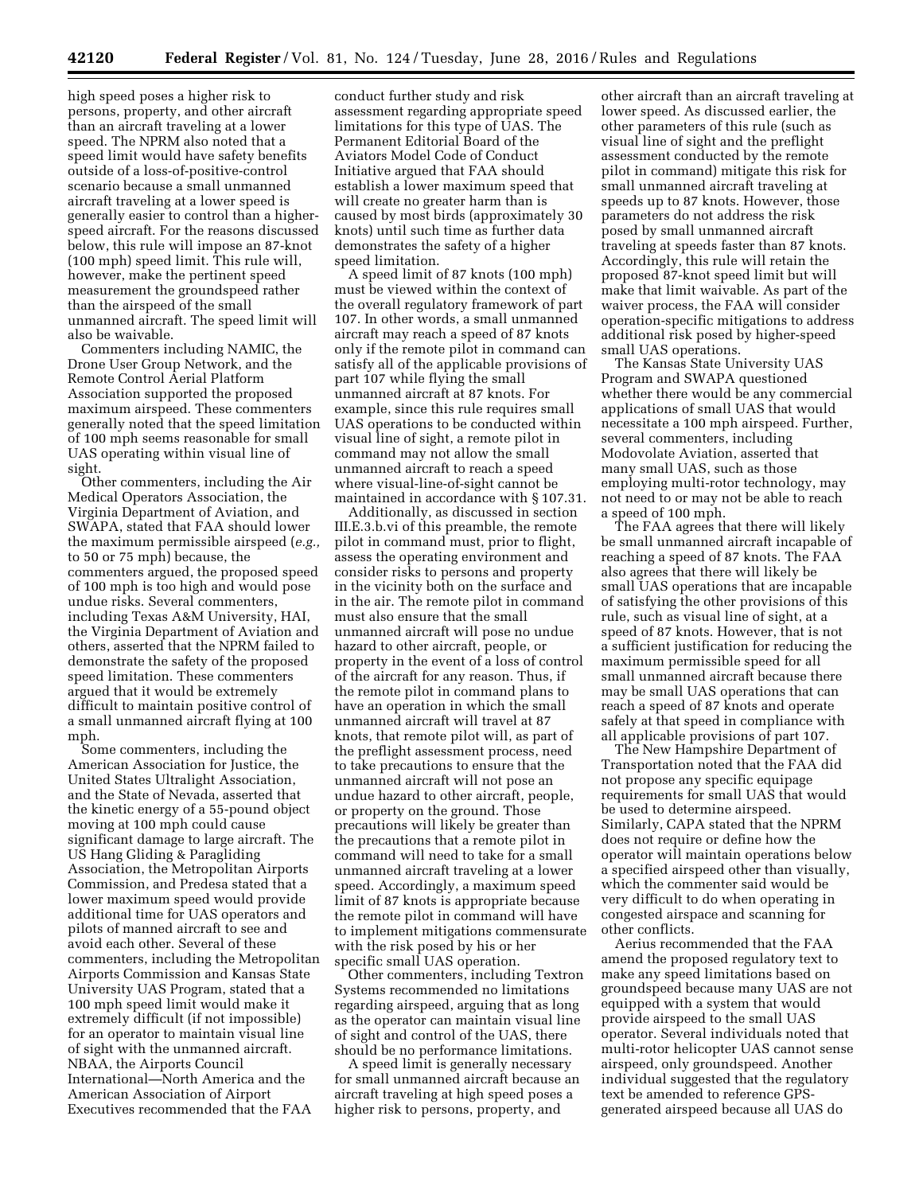high speed poses a higher risk to persons, property, and other aircraft than an aircraft traveling at a lower speed. The NPRM also noted that a speed limit would have safety benefits outside of a loss-of-positive-control scenario because a small unmanned aircraft traveling at a lower speed is generally easier to control than a higher-speed aircraft. For the reasons discussed below, this rule will impose an 87-knot (100 mph) speed limit. This rule will, however, make the pertinent speed measurement the groundspeed rather than the airspeed of the small unmanned aircraft. The speed limit will also be waivable.

Commenters including NAMIC, the Drone User Group Network, and the Remote Control Aerial Platform Association supported the proposed maximum airspeed. These commenters generally noted that the speed limitation of 100 mph seems reasonable for small UAS operating within visual line of sight.

Other commenters, including the Air Medical Operators Association, the Virginia Department of Aviation, and SWAPA, stated that FAA should lower the maximum permissible airspeed (*e.g.,* to 50 or 75 mph) because, the commenters argued, the proposed speed of 100 mph is too high and would pose undue risks. Several commenters, including Texas A&M University, HAI, the Virginia Department of Aviation and others, asserted that the NPRM failed to demonstrate the safety of the proposed speed limitation. These commenters argued that it would be extremely difficult to maintain positive control of a small unmanned aircraft flying at 100 mph.

Some commenters, including the American Association for Justice, the United States Ultralight Association, and the State of Nevada, asserted that the kinetic energy of a 55-pound object moving at 100 mph could cause significant damage to large aircraft. The US Hang Gliding & Paragliding Association, the Metropolitan Airports Commission, and Predesa stated that a lower maximum speed would provide additional time for UAS operators and pilots of manned aircraft to see and avoid each other. Several of these commenters, including the Metropolitan Airports Commission and Kansas State University UAS Program, stated that a 100 mph speed limit would make it extremely difficult (if not impossible) for an operator to maintain visual line of sight with the unmanned aircraft. NBAA, the Airports Council International—North America and the American Association of Airport Executives recommended that the FAA conduct further study and risk assessment regarding appropriate speed limitations for this type of UAS. The Permanent Editorial Board of the Aviators Model Code of Conduct Initiative argued that FAA should establish a lower maximum speed that will create no greater harm than is caused by most birds (approximately 30 knots) until such time as further data demonstrates the safety of a higher speed limitation.

A speed limit of 87 knots (100 mph) must be viewed within the context of the overall regulatory framework of part 107. In other words, a small unmanned aircraft may reach a speed of 87 knots only if the remote pilot in command can satisfy all of the applicable provisions of part 107 while flying the small unmanned aircraft at 87 knots. For example, since this rule requires small UAS operations to be conducted within visual line of sight, a remote pilot in command may not allow the small unmanned aircraft to reach a speed where visual-line-of-sight cannot be maintained in accordance with § 107.31.

Additionally, as discussed in section III.E.3.b.vi of this preamble, the remote pilot in command must, prior to flight, assess the operating environment and consider risks to persons and property in the vicinity both on the surface and in the air. The remote pilot in command must also ensure that the small unmanned aircraft will pose no undue hazard to other aircraft, people, or property in the event of a loss of control of the aircraft for any reason. Thus, if the remote pilot in command plans to have an operation in which the small unmanned aircraft will travel at 87 knots, that remote pilot will, as part of the preflight assessment process, need to take precautions to ensure that the unmanned aircraft will not pose an undue hazard to other aircraft, people, or property on the ground. Those precautions will likely be greater than the precautions that a remote pilot in command will need to take for a small unmanned aircraft traveling at a lower speed. Accordingly, a maximum speed limit of 87 knots is appropriate because the remote pilot in command will have to implement mitigations commensurate with the risk posed by his or her specific small UAS operation.

Other commenters, including Textron Systems recommended no limitations regarding airspeed, arguing that as long as the operator can maintain visual line of sight and control of the UAS, there should be no performance limitations.

A speed limit is generally necessary for small unmanned aircraft because an aircraft traveling at high speed poses a higher risk to persons, property, and other aircraft than an aircraft traveling at lower speed. As discussed earlier, the other parameters of this rule (such as visual line of sight and the preflight assessment conducted by the remote pilot in command) mitigate this risk for small unmanned aircraft traveling at speeds up to 87 knots. However, those parameters do not address the risk posed by small unmanned aircraft traveling at speeds faster than 87 knots. Accordingly, this rule will retain the proposed 87-knot speed limit but will make that limit waivable. As part of the waiver process, the FAA will consider operation-specific mitigations to address additional risk posed by higher-speed small UAS operations.

The Kansas State University UAS Program and SWAPA questioned whether there would be any commercial applications of small UAS that would necessitate a 100 mph airspeed. Further, several commenters, including Modovolate Aviation, asserted that many small UAS, such as those employing multi-rotor technology, may not need to or may not be able to reach a speed of 100 mph.

The FAA agrees that there will likely be small unmanned aircraft incapable of reaching a speed of 87 knots. The FAA also agrees that there will likely be small UAS operations that are incapable of satisfying the other provisions of this rule, such as visual line of sight, at a speed of 87 knots. However, that is not a sufficient justification for reducing the maximum permissible speed for all small unmanned aircraft because there may be small UAS operations that can reach a speed of 87 knots and operate safely at that speed in compliance with all applicable provisions of part 107.

The New Hampshire Department of Transportation noted that the FAA did not propose any specific equipage requirements for small UAS that would be used to determine airspeed. Similarly, CAPA stated that the NPRM does not require or define how the operator will maintain operations below a specified airspeed other than visually, which the commenter said would be very difficult to do when operating in congested airspace and scanning for other conflicts.

Aerius recommended that the FAA amend the proposed regulatory text to make any speed limitations based on groundspeed because many UAS are not equipped with a system that would provide airspeed to the small UAS operator. Several individuals noted that multi-rotor helicopter UAS cannot sense airspeed, only groundspeed. Another individual suggested that the regulatory text be amended to reference GPS-generated airspeed because all UAS do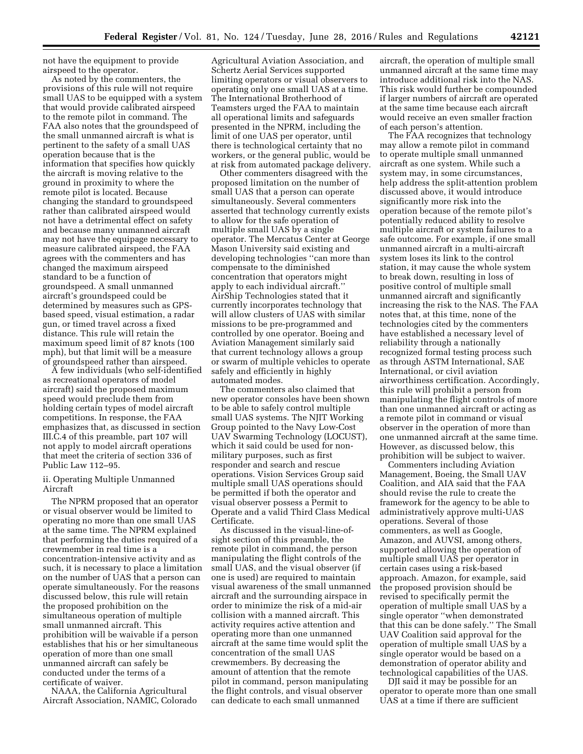not have the equipment to provide airspeed to the operator.

As noted by the commenters, the provisions of this rule will not require small UAS to be equipped with a system that would provide calibrated airspeed to the remote pilot in command. The FAA also notes that the groundspeed of the small unmanned aircraft is what is pertinent to the safety of a small UAS operation because that is the information that specifies how quickly the aircraft is moving relative to the ground in proximity to where the remote pilot is located. Because changing the standard to groundspeed rather than calibrated airspeed would not have a detrimental effect on safety and because many unmanned aircraft may not have the equipage necessary to measure calibrated airspeed, the FAA agrees with the commenters and has changed the maximum airspeed standard to be a function of groundspeed. A small unmanned aircraft's groundspeed could be determined by measures such as GPS-based speed, visual estimation, a radar gun, or timed travel across a fixed distance. This rule will retain the maximum speed limit of 87 knots (100 mph), but that limit will be a measure of groundspeed rather than airspeed.

A few individuals (who self-identified as recreational operators of model aircraft) said the proposed maximum speed would preclude them from holding certain types of model aircraft competitions. In response, the FAA emphasizes that, as discussed in section III.C.4 of this preamble, part 107 will not apply to model aircraft operations that meet the criteria of section 336 of Public Law 112–95.

ii. Operating Multiple Unmanned Aircraft

The NPRM proposed that an operator or visual observer would be limited to operating no more than one small UAS at the same time. The NPRM explained that performing the duties required of a crewmember in real time is a concentration-intensive activity and as such, it is necessary to place a limitation on the number of UAS that a person can operate simultaneously. For the reasons discussed below, this rule will retain the proposed prohibition on the simultaneous operation of multiple small unmanned aircraft. This prohibition will be waivable if a person establishes that his or her simultaneous operation of more than one small unmanned aircraft can safely be conducted under the terms of a certificate of waiver.

NAAA, the California Agricultural Aircraft Association, NAMIC, Colorado Agricultural Aviation Association, and Schertz Aerial Services supported limiting operators or visual observers to operating only one small UAS at a time. The International Brotherhood of Teamsters urged the FAA to maintain all operational limits and safeguards presented in the NPRM, including the limit of one UAS per operator, until there is technological certainty that no workers, or the general public, would be at risk from automated package delivery.

Other commenters disagreed with the proposed limitation on the number of small UAS that a person can operate simultaneously. Several commenters asserted that technology currently exists to allow for the safe operation of multiple small UAS by a single operator. The Mercatus Center at George Mason University said existing and developing technologies "can more than compensate to the diminished concentration that operators might apply to each individual aircraft." AirShip Technologies stated that it currently incorporates technology that will allow clusters of UAS with similar missions to be pre-programmed and controlled by one operator. Boeing and Aviation Management similarly said that current technology allows a group or swarm of multiple vehicles to operate safely and efficiently in highly automated modes.

The commenters also claimed that new operator consoles have been shown to be able to safely control multiple small UAS systems. The NJIT Working Group pointed to the Navy Low-Cost UAV Swarming Technology (LOCUST), which it said could be used for non-military purposes, such as first responder and search and rescue operations. Vision Services Group said multiple small UAS operations should be permitted if both the operator and visual observer possess a Permit to Operate and a valid Third Class Medical Certificate.

As discussed in the visual-line-of-sight section of this preamble, the remote pilot in command, the person manipulating the flight controls of the small UAS, and the visual observer (if one is used) are required to maintain visual awareness of the small unmanned aircraft and the surrounding airspace in order to minimize the risk of a mid-air collision with a manned aircraft. This activity requires active attention and operating more than one unmanned aircraft at the same time would split the concentration of the small UAS crewmembers. By decreasing the amount of attention that the remote pilot in command, person manipulating the flight controls, and visual observer can dedicate to each small unmanned aircraft, the operation of multiple small unmanned aircraft at the same time may introduce additional risk into the NAS. This risk would further be compounded if larger numbers of aircraft are operated at the same time because each aircraft would receive an even smaller fraction of each person's attention.

The FAA recognizes that technology may allow a remote pilot in command to operate multiple small unmanned aircraft as one system. While such a system may, in some circumstances, help address the split-attention problem discussed above, it would introduce significantly more risk into the operation because of the remote pilot's potentially reduced ability to resolve multiple aircraft or system failures to a safe outcome. For example, if one small unmanned aircraft in a multi-aircraft system loses its link to the control station, it may cause the whole system to break down, resulting in loss of positive control of multiple small unmanned aircraft and significantly increasing the risk to the NAS. The FAA notes that, at this time, none of the technologies cited by the commenters have established a necessary level of reliability through a nationally recognized formal testing process such as through ASTM International, SAE International, or civil aviation airworthiness certification. Accordingly, this rule will prohibit a person from manipulating the flight controls of more than one unmanned aircraft or acting as a remote pilot in command or visual observer in the operation of more than one unmanned aircraft at the same time. However, as discussed below, this prohibition will be subject to waiver.

Commenters including Aviation Management, Boeing, the Small UAV Coalition, and AIA said that the FAA should revise the rule to create the framework for the agency to be able to administratively approve multi-UAS operations. Several of those commenters, as well as Google, Amazon, and AUVSI, among others, supported allowing the operation of multiple small UAS per operator in certain cases using a risk-based approach. Amazon, for example, said the proposed provision should be revised to specifically permit the operation of multiple small UAS by a single operator "when demonstrated that this can be done safely." The Small UAV Coalition said approval for the operation of multiple small UAS by a single operator would be based on a demonstration of operator ability and technological capabilities of the UAS.

DJI said it may be possible for an operator to operate more than one small UAS at a time if there are sufficient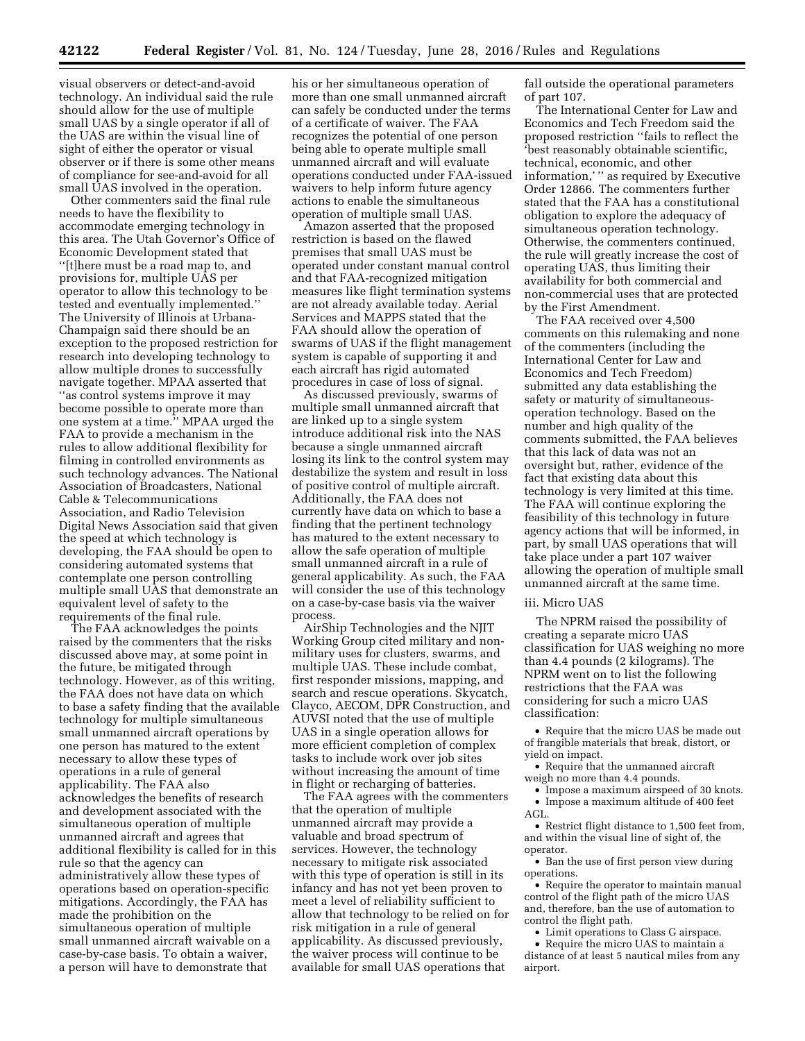visual observers or detect-and-avoid technology. An individual said the rule should allow for the use of multiple small UAS by a single operator if all of the UAS are within the visual line of sight of either the operator or visual observer or if there is some other means of compliance for see-and-avoid for all small UAS involved in the operation.

Other commenters said the final rule needs to have the flexibility to accommodate emerging technology in this area. The Utah Governor's Office of Economic Development stated that "[t]here must be a road map to, and provisions for, multiple UAS per operator to allow this technology to be tested and eventually implemented." The University of Illinois at Urbana-Champaign said there should be an exception to the proposed restriction for research into developing technology to allow multiple drones to successfully navigate together. MPAA asserted that "as control systems improve it may become possible to operate more than one system at a time." MPAA urged the FAA to provide a mechanism in the rules to allow additional flexibility for filming in controlled environments as such technology advances. The National Association of Broadcasters, National Cable & Telecommunications Association, and Radio Television Digital News Association said that given the speed at which technology is developing, the FAA should be open to considering automated systems that contemplate one person controlling multiple small UAS that demonstrate an equivalent level of safety to the requirements of the final rule.

The FAA acknowledges the points raised by the commenters that the risks discussed above may, at some point in the future, be mitigated through technology. However, as of this writing, the FAA does not have data on which to base a safety finding that the available technology for multiple simultaneous small unmanned aircraft operations by one person has matured to the extent necessary to allow these types of operations in a rule of general applicability. The FAA also acknowledges the benefits of research and development associated with the simultaneous operation of multiple unmanned aircraft and agrees that additional flexibility is called for in this rule so that the agency can administratively allow these types of operations based on operation-specific mitigations. Accordingly, the FAA has made the prohibition on the simultaneous operation of multiple small unmanned aircraft waivable on a case-by-case basis. To obtain a waiver, a person will have to demonstrate that his or her simultaneous operation of more than one small unmanned aircraft can safely be conducted under the terms of a certificate of waiver. The FAA recognizes the potential of one person being able to operate multiple small unmanned aircraft and will evaluate operations conducted under FAA-issued waivers to help inform future agency actions to enable the simultaneous operation of multiple small UAS.

Amazon asserted that the proposed restriction is based on the flawed premises that small UAS must be operated under constant manual control and that FAA-recognized mitigation measures like flight termination systems are not already available today. Aerial Services and MAPPS stated that the FAA should allow the operation of swarms of UAS if the flight management system is capable of supporting it and each aircraft has rigid automated procedures in case of loss of signal.

As discussed previously, swarms of multiple small unmanned aircraft that are linked up to a single system introduce additional risk into the NAS because a single unmanned aircraft losing its link to the control system may destabilize the system and result in loss of positive control of multiple aircraft. Additionally, the FAA does not currently have data on which to base a finding that the pertinent technology has matured to the extent necessary to allow the safe operation of multiple small unmanned aircraft in a rule of general applicability. As such, the FAA will consider the use of this technology on a case-by-case basis via the waiver process.

AirShip Technologies and the NJIT Working Group cited military and non-military uses for clusters, swarms, and multiple UAS. These include combat, first responder missions, mapping, and search and rescue operations. Skycatch, Clayco, AECOM, DPR Construction, and AUVSI noted that the use of multiple UAS in a single operation allows for more efficient completion of complex tasks to include work over job sites without increasing the amount of time in flight or recharging of batteries.

The FAA agrees with the commenters that the operation of multiple unmanned aircraft may provide a valuable and broad spectrum of services. However, the technology necessary to mitigate risk associated with this type of operation is still in its infancy and has not yet been proven to meet a level of reliability sufficient to allow that technology to be relied on for risk mitigation in a rule of general applicability. As discussed previously, the waiver process will continue to be available for small UAS operations that fall outside the operational parameters of part 107.

The International Center for Law and Economics and Tech Freedom said the proposed restriction "fails to reflect the 'best reasonably obtainable scientific, technical, economic, and other information,' " as required by Executive Order 12866. The commenters further stated that the FAA has a constitutional obligation to explore the adequacy of simultaneous operation technology. Otherwise, the commenters continued, the rule will greatly increase the cost of operating UAS, thus limiting their availability for both commercial and non-commercial uses that are protected by the First Amendment.

The FAA received over 4,500 comments on this rulemaking and none of the commenters (including the International Center for Law and Economics and Tech Freedom) submitted any data establishing the safety or maturity of simultaneous-operation technology. Based on the number and high quality of the comments submitted, the FAA believes that this lack of data was not an oversight but, rather, evidence of the fact that existing data about this technology is very limited at this time. The FAA will continue exploring the feasibility of this technology in future agency actions that will be informed, in part, by small UAS operations that will take place under a part 107 waiver allowing the operation of multiple small unmanned aircraft at the same time.

#### iii. Micro UAS

The NPRM raised the possibility of creating a separate micro UAS classification for UAS weighing no more than 4.4 pounds (2 kilograms). The NPRM went on to list the following restrictions that the FAA was considering for such a micro UAS classification:

- Require that the micro UAS be made out of frangible materials that break, distort, or yield on impact.
- Require that the unmanned aircraft weigh no more than 4.4 pounds.
- Impose a maximum airspeed of 30 knots.
- Impose a maximum altitude of 400 feet AGL.
- Restrict flight distance to 1,500 feet from, and within the visual line of sight of, the operator.
- Ban the use of first person view during operations.
- Require the operator to maintain manual control of the flight path of the micro UAS and, therefore, ban the use of automation to control the flight path.
- Limit operations to Class G airspace.
- Require the micro UAS to maintain a distance of at least 5 nautical miles from any airport.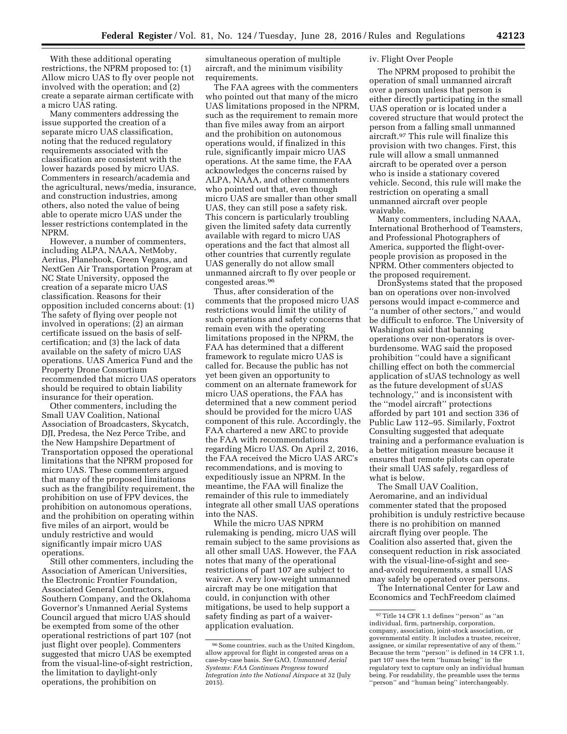With these additional operating restrictions, the NPRM proposed to: (1) Allow micro UAS to fly over people not involved with the operation; and (2) create a separate airman certificate with a micro UAS rating.

Many commenters addressing the issue supported the creation of a separate micro UAS classification, noting that the reduced regulatory requirements associated with the classification are consistent with the lower hazards posed by micro UAS. Commenters in research/academia and the agricultural, news/media, insurance, and construction industries, among others, also noted the value of being able to operate micro UAS under the lesser restrictions contemplated in the NPRM.

However, a number of commenters, including ALPA, NAAA, NetMoby, Aerius, Planehook, Green Vegans, and NextGen Air Transportation Program at NC State University, opposed the creation of a separate micro UAS classification. Reasons for their opposition included concerns about: (1) The safety of flying over people not involved in operations; (2) an airman certificate issued on the basis of self-certification; and (3) the lack of data available on the safety of micro UAS operations. UAS America Fund and the Property Drone Consortium recommended that micro UAS operators should be required to obtain liability insurance for their operation.

Other commenters, including the Small UAV Coalition, National Association of Broadcasters, Skycatch, DJI, Predesa, the Nez Perce Tribe, and the New Hampshire Department of Transportation opposed the operational limitations that the NPRM proposed for micro UAS. These commenters argued that many of the proposed limitations such as the frangibility requirement, the prohibition on use of FPV devices, the prohibition on autonomous operations, and the prohibition on operating within five miles of an airport, would be unduly restrictive and would significantly impair micro UAS operations.

Still other commenters, including the Association of American Universities, the Electronic Frontier Foundation, Associated General Contractors, Southern Company, and the Oklahoma Governor's Unmanned Aerial Systems Council argued that micro UAS should be exempted from some of the other operational restrictions of part 107 (not just flight over people). Commenters suggested that micro UAS be exempted from the visual-line-of-sight restriction, the limitation to daylight-only operations, the prohibition on simultaneous operation of multiple aircraft, and the minimum visibility requirements.

The FAA agrees with the commenters who pointed out that many of the micro UAS limitations proposed in the NPRM, such as the requirement to remain more than five miles away from an airport and the prohibition on autonomous operations would, if finalized in this rule, significantly impair micro UAS operations. At the same time, the FAA acknowledges the concerns raised by ALPA, NAAA, and other commenters who pointed out that, even though micro UAS are smaller than other small UAS, they can still pose a safety risk. This concern is particularly troubling given the limited safety data currently available with regard to micro UAS operations and the fact that almost all other countries that currently regulate UAS generally do not allow small unmanned aircraft to fly over people or congested areas.[96]

Thus, after consideration of the comments that the proposed micro UAS restrictions would limit the utility of such operations and safety concerns that remain even with the operating limitations proposed in the NPRM, the FAA has determined that a different framework to regulate micro UAS is called for. Because the public has not yet been given an opportunity to comment on an alternate framework for micro UAS operations, the FAA has determined that a new comment period should be provided for the micro UAS component of this rule. Accordingly, the FAA chartered a new ARC to provide the FAA with recommendations regarding Micro UAS. On April 2, 2016, the FAA received the Micro UAS ARC's recommendations, and is moving to expeditiously issue an NPRM. In the meantime, the FAA will finalize the remainder of this rule to immediately integrate all other small UAS operations into the NAS.

While the micro UAS NPRM rulemaking is pending, micro UAS will remain subject to the same provisions as all other small UAS. However, the FAA notes that many of the operational restrictions of part 107 are subject to waiver. A very low-weight unmanned aircraft may be one mitigation that could, in conjunction with other mitigations, be used to help support a safety finding as part of a waiver-application evaluation.

[96] Some countries, such as the United Kingdom, allow approval for flight in congested areas on a case-by-case basis. *See* GAO, *Unmanned Aerial Systems: FAA Continues Progress toward Integration into the National Airspace* at 32 (July 2015).

### iv. Flight Over People

The NPRM proposed to prohibit the operation of small unmanned aircraft over a person unless that person is either directly participating in the small UAS operation or is located under a covered structure that would protect the person from a falling small unmanned aircraft.[97] This rule will finalize this provision with two changes. First, this rule will allow a small unmanned aircraft to be operated over a person who is inside a stationary covered vehicle. Second, this rule will make the restriction on operating a small unmanned aircraft over people waivable.

Many commenters, including NAAA, International Brotherhood of Teamsters, and Professional Photographers of America, supported the flight-over-people provision as proposed in the NPRM. Other commenters objected to the proposed requirement.

DronSystems stated that the proposed ban on operations over non-involved persons would impact e-commerce and "a number of other sectors," and would be difficult to enforce. The University of Washington said that banning operations over non-operators is over-burdensome. WAG said the proposed prohibition "could have a significant chilling effect on both the commercial application of sUAS technology as well as the future development of sUAS technology," and is inconsistent with the "model aircraft" protections afforded by part 101 and section 336 of Public Law 112–95. Similarly, Foxtrot Consulting suggested that adequate training and a performance evaluation is a better mitigation measure because it ensures that remote pilots can operate their small UAS safely, regardless of what is below.

The Small UAV Coalition, Aeromarine, and an individual commenter stated that the proposed prohibition is unduly restrictive because there is no prohibition on manned aircraft flying over people. The Coalition also asserted that, given the consequent reduction in risk associated with the visual-line-of-sight and see-and-avoid requirements, a small UAS may safely be operated over persons.

The International Center for Law and Economics and TechFreedom claimed

[97] Title 14 CFR 1.1 defines "person" as "an individual, firm, partnership, corporation, company, association, joint-stock association, or governmental entity. It includes a trustee, receiver, assignee, or similar representative of any of them." Because the term "person" is defined in 14 CFR 1.1, part 107 uses the term "human being" in the regulatory text to capture only an individual human being. For readability, the preamble uses the terms "person" and "human being" interchangeably.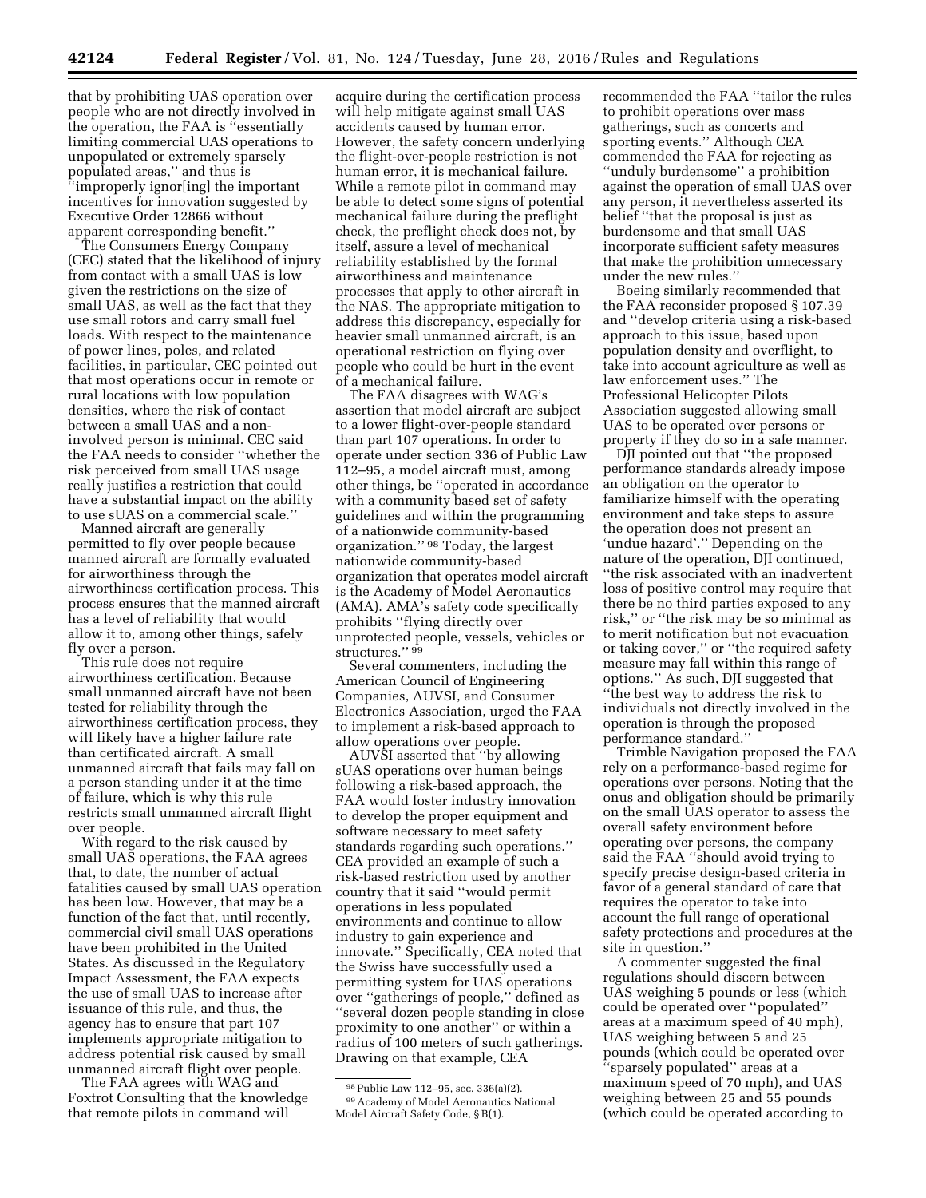that by prohibiting UAS operation over people who are not directly involved in the operation, the FAA is ''essentially limiting commercial UAS operations to unpopulated or extremely sparsely populated areas,'' and thus is ''improperly ignor[ing] the important incentives for innovation suggested by Executive Order 12866 without apparent corresponding benefit.''

The Consumers Energy Company (CEC) stated that the likelihood of injury from contact with a small UAS is low given the restrictions on the size of small UAS, as well as the fact that they use small rotors and carry small fuel loads. With respect to the maintenance of power lines, poles, and related facilities, in particular, CEC pointed out that most operations occur in remote or rural locations with low population densities, where the risk of contact between a small UAS and a non-involved person is minimal. CEC said the FAA needs to consider ''whether the risk perceived from small UAS usage really justifies a restriction that could have a substantial impact on the ability to use sUAS on a commercial scale.''

Manned aircraft are generally permitted to fly over people because manned aircraft are formally evaluated for airworthiness through the airworthiness certification process. This process ensures that the manned aircraft has a level of reliability that would allow it to, among other things, safely fly over a person.

This rule does not require airworthiness certification. Because small unmanned aircraft have not been tested for reliability through the airworthiness certification process, they will likely have a higher failure rate than certificated aircraft. A small unmanned aircraft that fails may fall on a person standing under it at the time of failure, which is why this rule restricts small unmanned aircraft flight over people.

With regard to the risk caused by small UAS operations, the FAA agrees that, to date, the number of actual fatalities caused by small UAS operation has been low. However, that may be a function of the fact that, until recently, commercial civil small UAS operations have been prohibited in the United States. As discussed in the Regulatory Impact Assessment, the FAA expects the use of small UAS to increase after issuance of this rule, and thus, the agency has to ensure that part 107 implements appropriate mitigation to address potential risk caused by small unmanned aircraft flight over people.

The FAA agrees with WAG and Foxtrot Consulting that the knowledge that remote pilots in command will acquire during the certification process will help mitigate against small UAS accidents caused by human error. However, the safety concern underlying the flight-over-people restriction is not human error, it is mechanical failure. While a remote pilot in command may be able to detect some signs of potential mechanical failure during the preflight check, the preflight check does not, by itself, assure a level of mechanical reliability established by the formal airworthiness and maintenance processes that apply to other aircraft in the NAS. The appropriate mitigation to address this discrepancy, especially for heavier small unmanned aircraft, is an operational restriction on flying over people who could be hurt in the event of a mechanical failure.

The FAA disagrees with WAG's assertion that model aircraft are subject to a lower flight-over-people standard than part 107 operations. In order to operate under section 336 of Public Law 112–95, a model aircraft must, among other things, be ''operated in accordance with a community based set of safety guidelines and within the programming of a nationwide community-based organization.'' [98] Today, the largest nationwide community-based organization that operates model aircraft is the Academy of Model Aeronautics (AMA). AMA's safety code specifically prohibits ''flying directly over unprotected people, vessels, vehicles or structures.'' [99]

Several commenters, including the American Council of Engineering Companies, AUVSI, and Consumer Electronics Association, urged the FAA to implement a risk-based approach to allow operations over people.

AUVSI asserted that ''by allowing sUAS operations over human beings following a risk-based approach, the FAA would foster industry innovation to develop the proper equipment and software necessary to meet safety standards regarding such operations.'' CEA provided an example of such a risk-based restriction used by another country that it said ''would permit operations in less populated environments and continue to allow industry to gain experience and innovate.'' Specifically, CEA noted that the Swiss have successfully used a permitting system for UAS operations over ''gatherings of people,'' defined as ''several dozen people standing in close proximity to one another'' or within a radius of 100 meters of such gatherings. Drawing on that example, CEA recommended the FAA ''tailor the rules to prohibit operations over mass gatherings, such as concerts and sporting events.'' Although CEA commended the FAA for rejecting as ''unduly burdensome'' a prohibition against the operation of small UAS over any person, it nevertheless asserted its belief ''that the proposal is just as burdensome and that small UAS incorporate sufficient safety measures that make the prohibition unnecessary under the new rules.''

Boeing similarly recommended that the FAA reconsider proposed § 107.39 and ''develop criteria using a risk-based approach to this issue, based upon population density and overflight, to take into account agriculture as well as law enforcement uses.'' The Professional Helicopter Pilots Association suggested allowing small UAS to be operated over persons or property if they do so in a safe manner.

DJI pointed out that ''the proposed performance standards already impose an obligation on the operator to familiarize himself with the operating environment and take steps to assure the operation does not present an 'undue hazard'.'' Depending on the nature of the operation, DJI continued, ''the risk associated with an inadvertent loss of positive control may require that there be no third parties exposed to any risk,'' or ''the risk may be so minimal as to merit notification but not evacuation or taking cover,'' or ''the required safety measure may fall within this range of options.'' As such, DJI suggested that ''the best way to address the risk to individuals not directly involved in the operation is through the proposed performance standard.''

Trimble Navigation proposed the FAA rely on a performance-based regime for operations over persons. Noting that the onus and obligation should be primarily on the small UAS operator to assess the overall safety environment before operating over persons, the company said the FAA ''should avoid trying to specify precise design-based criteria in favor of a general standard of care that requires the operator to take into account the full range of operational safety protections and procedures at the site in question.''

A commenter suggested the final regulations should discern between UAS weighing 5 pounds or less (which could be operated over ''populated'' areas at a maximum speed of 40 mph), UAS weighing between 5 and 25 pounds (which could be operated over ''sparsely populated'' areas at a maximum speed of 70 mph), and UAS weighing between 25 and 55 pounds (which could be operated according to

[98] Public Law 112–95, sec. 336(a)(2).

[99] Academy of Model Aeronautics National Model Aircraft Safety Code, § B(1).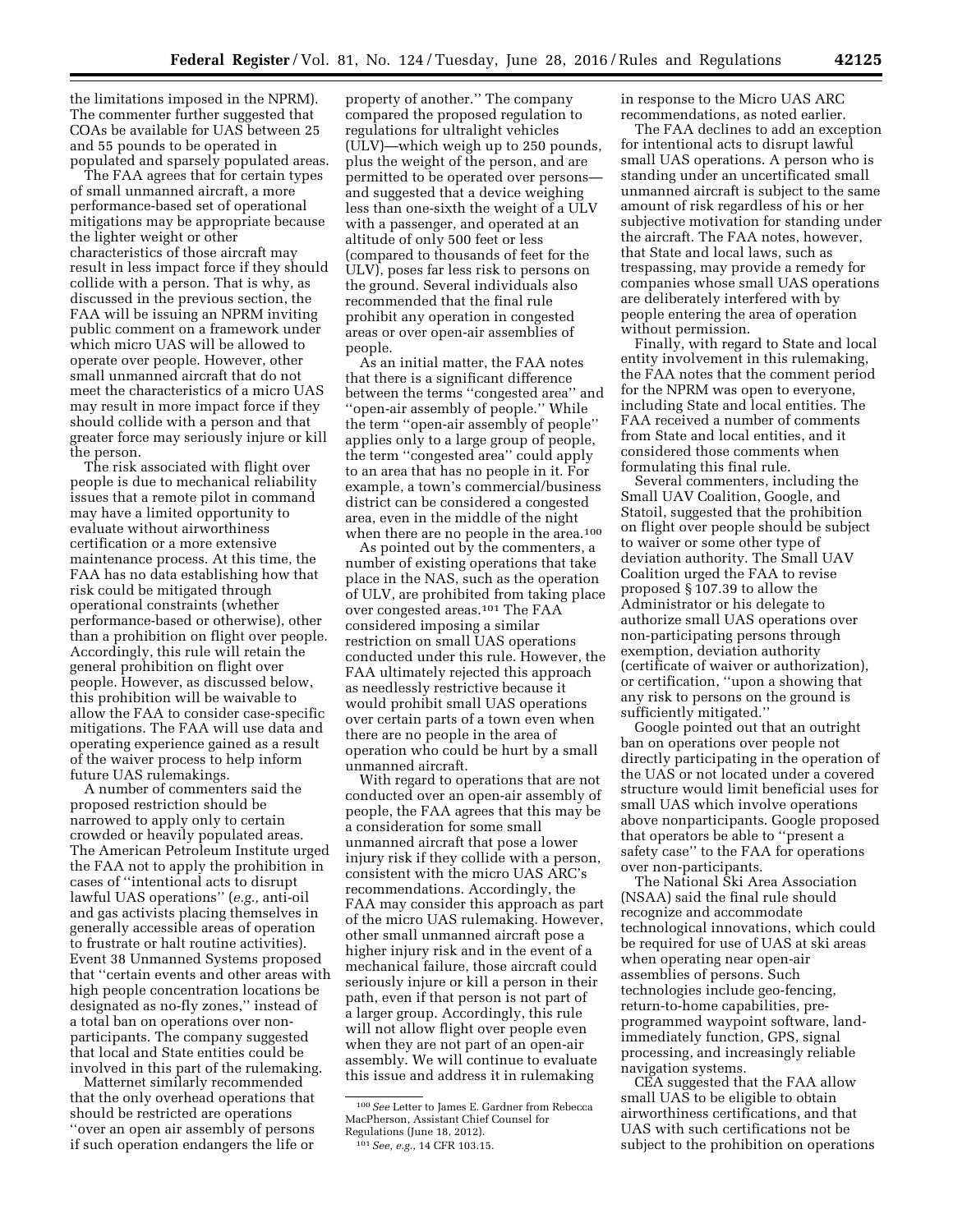the limitations imposed in the NPRM). The commenter further suggested that COAs be available for UAS between 25 and 55 pounds to be operated in populated and sparsely populated areas.

The FAA agrees that for certain types of small unmanned aircraft, a more performance-based set of operational mitigations may be appropriate because the lighter weight or other characteristics of those aircraft may result in less impact force if they should collide with a person. That is why, as discussed in the previous section, the FAA will be issuing an NPRM inviting public comment on a framework under which micro UAS will be allowed to operate over people. However, other small unmanned aircraft that do not meet the characteristics of a micro UAS may result in more impact force if they should collide with a person and that greater force may seriously injure or kill the person.

The risk associated with flight over people is due to mechanical reliability issues that a remote pilot in command may have a limited opportunity to evaluate without airworthiness certification or a more extensive maintenance process. At this time, the FAA has no data establishing how that risk could be mitigated through operational constraints (whether performance-based or otherwise), other than a prohibition on flight over people. Accordingly, this rule will retain the general prohibition on flight over people. However, as discussed below, this prohibition will be waivable to allow the FAA to consider case-specific mitigations. The FAA will use data and operating experience gained as a result of the waiver process to help inform future UAS rulemakings.

A number of commenters said the proposed restriction should be narrowed to apply only to certain crowded or heavily populated areas. The American Petroleum Institute urged the FAA not to apply the prohibition in cases of ''intentional acts to disrupt lawful UAS operations'' (*e.g.,* anti-oil and gas activists placing themselves in generally accessible areas of operation to frustrate or halt routine activities). Event 38 Unmanned Systems proposed that ''certain events and other areas with high people concentration locations be designated as no-fly zones,'' instead of a total ban on operations over non-participants. The company suggested that local and State entities could be involved in this part of the rulemaking.

Matternet similarly recommended that the only overhead operations that should be restricted are operations ''over an open air assembly of persons if such operation endangers the life or property of another.'' The company compared the proposed regulation to regulations for ultralight vehicles (ULV)—which weigh up to 250 pounds, plus the weight of the person, and are permitted to be operated over persons—and suggested that a device weighing less than one-sixth the weight of a ULV with a passenger, and operated at an altitude of only 500 feet or less (compared to thousands of feet for the ULV), poses far less risk to persons on the ground. Several individuals also recommended that the final rule prohibit any operation in congested areas or over open-air assemblies of people.

As an initial matter, the FAA notes that there is a significant difference between the terms ''congested area'' and ''open-air assembly of people.'' While the term ''open-air assembly of people'' applies only to a large group of people, the term ''congested area'' could apply to an area that has no people in it. For example, a town's commercial/business district can be considered a congested area, even in the middle of the night when there are no people in the area.[100]

As pointed out by the commenters, a number of existing operations that take place in the NAS, such as the operation of ULV, are prohibited from taking place over congested areas.[101] The FAA considered imposing a similar restriction on small UAS operations conducted under this rule. However, the FAA ultimately rejected this approach as needlessly restrictive because it would prohibit small UAS operations over certain parts of a town even when there are no people in the area of operation who could be hurt by a small unmanned aircraft.

With regard to operations that are not conducted over an open-air assembly of people, the FAA agrees that this may be a consideration for some small unmanned aircraft that pose a lower injury risk if they collide with a person, consistent with the micro UAS ARC's recommendations. Accordingly, the FAA may consider this approach as part of the micro UAS rulemaking. However, other small unmanned aircraft pose a higher injury risk and in the event of a mechanical failure, those aircraft could seriously injure or kill a person in their path, even if that person is not part of a larger group. Accordingly, this rule will not allow flight over people even when they are not part of an open-air assembly. We will continue to evaluate this issue and address it in rulemaking in response to the Micro UAS ARC recommendations, as noted earlier.

The FAA declines to add an exception for intentional acts to disrupt lawful small UAS operations. A person who is standing under an uncertificated small unmanned aircraft is subject to the same amount of risk regardless of his or her subjective motivation for standing under the aircraft. The FAA notes, however, that State and local laws, such as trespassing, may provide a remedy for companies whose small UAS operations are deliberately interfered with by people entering the area of operation without permission.

Finally, with regard to State and local entity involvement in this rulemaking, the FAA notes that the comment period for the NPRM was open to everyone, including State and local entities. The FAA received a number of comments from State and local entities, and it considered those comments when formulating this final rule.

Several commenters, including the Small UAV Coalition, Google, and Statoil, suggested that the prohibition on flight over people should be subject to waiver or some other type of deviation authority. The Small UAV Coalition urged the FAA to revise proposed § 107.39 to allow the Administrator or his delegate to authorize small UAS operations over non-participating persons through exemption, deviation authority (certificate of waiver or authorization), or certification, ''upon a showing that any risk to persons on the ground is sufficiently mitigated.''

Google pointed out that an outright ban on operations over people not directly participating in the operation of the UAS or not located under a covered structure would limit beneficial uses for small UAS which involve operations above nonparticipants. Google proposed that operators be able to ''present a safety case'' to the FAA for operations over non-participants.

The National Ski Area Association (NSAA) said the final rule should recognize and accommodate technological innovations, which could be required for use of UAS at ski areas when operating near open-air assemblies of persons. Such technologies include geo-fencing, return-to-home capabilities, pre-programmed waypoint software, land-immediately function, GPS, signal processing, and increasingly reliable navigation systems.

CEA suggested that the FAA allow small UAS to be eligible to obtain airworthiness certifications, and that UAS with such certifications not be subject to the prohibition on operations

---

[100] *See* Letter to James E. Gardner from Rebecca MacPherson, Assistant Chief Counsel for Regulations (June 18, 2012).

[101] *See, e.g.,* 14 CFR 103.15.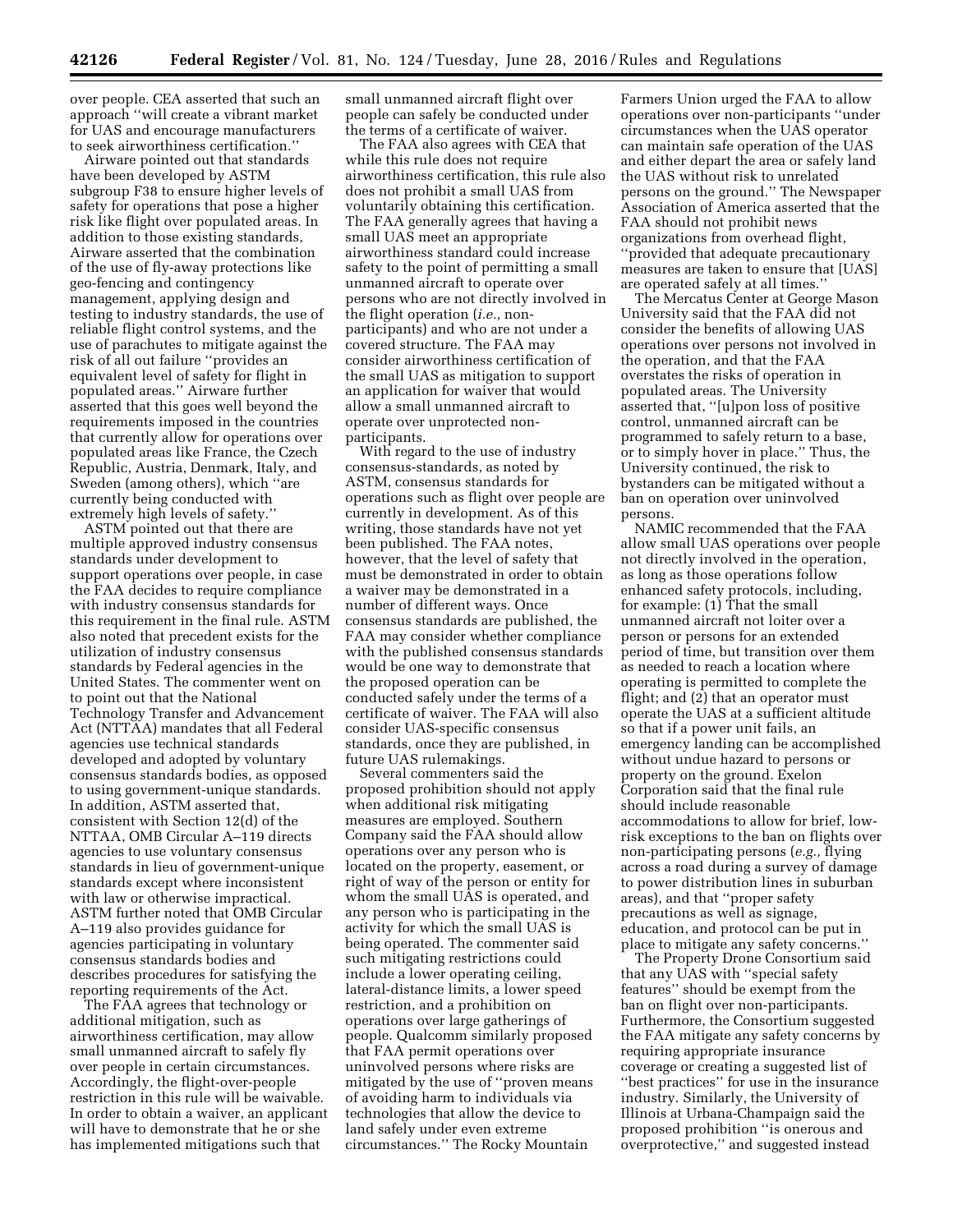over people. CEA asserted that such an approach "will create a vibrant market for UAS and encourage manufacturers to seek airworthiness certification."

Airware pointed out that standards have been developed by ASTM subgroup F38 to ensure higher levels of safety for operations that pose a higher risk like flight over populated areas. In addition to those existing standards, Airware asserted that the combination of the use of fly-away protections like geo-fencing and contingency management, applying design and testing to industry standards, the use of reliable flight control systems, and the use of parachutes to mitigate against the risk of all out failure "provides an equivalent level of safety for flight in populated areas." Airware further asserted that this goes well beyond the requirements imposed in the countries that currently allow for operations over populated areas like France, the Czech Republic, Austria, Denmark, Italy, and Sweden (among others), which "are currently being conducted with extremely high levels of safety."

ASTM pointed out that there are multiple approved industry consensus standards under development to support operations over people, in case the FAA decides to require compliance with industry consensus standards for this requirement in the final rule. ASTM also noted that precedent exists for the utilization of industry consensus standards by Federal agencies in the United States. The commenter went on to point out that the National Technology Transfer and Advancement Act (NTTAA) mandates that all Federal agencies use technical standards developed and adopted by voluntary consensus standards bodies, as opposed to using government-unique standards. In addition, ASTM asserted that, consistent with Section 12(d) of the NTTAA, OMB Circular A–119 directs agencies to use voluntary consensus standards in lieu of government-unique standards except where inconsistent with law or otherwise impractical. ASTM further noted that OMB Circular A–119 also provides guidance for agencies participating in voluntary consensus standards bodies and describes procedures for satisfying the reporting requirements of the Act.

The FAA agrees that technology or additional mitigation, such as airworthiness certification, may allow small unmanned aircraft to safely fly over people in certain circumstances. Accordingly, the flight-over-people restriction in this rule will be waivable. In order to obtain a waiver, an applicant will have to demonstrate that he or she has implemented mitigations such that small unmanned aircraft flight over people can safely be conducted under the terms of a certificate of waiver.

The FAA also agrees with CEA that while this rule does not require airworthiness certification, this rule also does not prohibit a small UAS from voluntarily obtaining this certification. The FAA generally agrees that having a small UAS meet an appropriate airworthiness standard could increase safety to the point of permitting a small unmanned aircraft to operate over persons who are not directly involved in the flight operation (*i.e.,* non-participants) and who are not under a covered structure. The FAA may consider airworthiness certification of the small UAS as mitigation to support an application for waiver that would allow a small unmanned aircraft to operate over unprotected non-participants.

With regard to the use of industry consensus-standards, as noted by ASTM, consensus standards for operations such as flight over people are currently in development. As of this writing, those standards have not yet been published. The FAA notes, however, that the level of safety that must be demonstrated in order to obtain a waiver may be demonstrated in a number of different ways. Once consensus standards are published, the FAA may consider whether compliance with the published consensus standards would be one way to demonstrate that the proposed operation can be conducted safely under the terms of a certificate of waiver. The FAA will also consider UAS-specific consensus standards, once they are published, in future UAS rulemakings.

Several commenters said the proposed prohibition should not apply when additional risk mitigating measures are employed. Southern Company said the FAA should allow operations over any person who is located on the property, easement, or right of way of the person or entity for whom the small UAS is operated, and any person who is participating in the activity for which the small UAS is being operated. The commenter said such mitigating restrictions could include a lower operating ceiling, lateral-distance limits, a lower speed restriction, and a prohibition on operations over large gatherings of people. Qualcomm similarly proposed that FAA permit operations over uninvolved persons where risks are mitigated by the use of "proven means of avoiding harm to individuals via technologies that allow the device to land safely under even extreme circumstances." The Rocky Mountain Farmers Union urged the FAA to allow operations over non-participants "under circumstances when the UAS operator can maintain safe operation of the UAS and either depart the area or safely land the UAS without risk to unrelated persons on the ground." The Newspaper Association of America asserted that the FAA should not prohibit news organizations from overhead flight, "provided that adequate precautionary measures are taken to ensure that [UAS] are operated safely at all times."

The Mercatus Center at George Mason University said that the FAA did not consider the benefits of allowing UAS operations over persons not involved in the operation, and that the FAA overstates the risks of operation in populated areas. The University asserted that, "[u]pon loss of positive control, unmanned aircraft can be programmed to safely return to a base, or to simply hover in place." Thus, the University continued, the risk to bystanders can be mitigated without a ban on operation over uninvolved persons.

NAMIC recommended that the FAA allow small UAS operations over people not directly involved in the operation, as long as those operations follow enhanced safety protocols, including, for example: (1) That the small unmanned aircraft not loiter over a person or persons for an extended period of time, but transition over them as needed to reach a location where operating is permitted to complete the flight; and (2) that an operator must operate the UAS at a sufficient altitude so that if a power unit fails, an emergency landing can be accomplished without undue hazard to persons or property on the ground. Exelon Corporation said that the final rule should include reasonable accommodations to allow for brief, low-risk exceptions to the ban on flights over non-participating persons (*e.g.,* flying across a road during a survey of damage to power distribution lines in suburban areas), and that "proper safety precautions as well as signage, education, and protocol can be put in place to mitigate any safety concerns."

The Property Drone Consortium said that any UAS with "special safety features" should be exempt from the ban on flight over non-participants. Furthermore, the Consortium suggested the FAA mitigate any safety concerns by requiring appropriate insurance coverage or creating a suggested list of "best practices" for use in the insurance industry. Similarly, the University of Illinois at Urbana-Champaign said the proposed prohibition "is onerous and overprotective," and suggested instead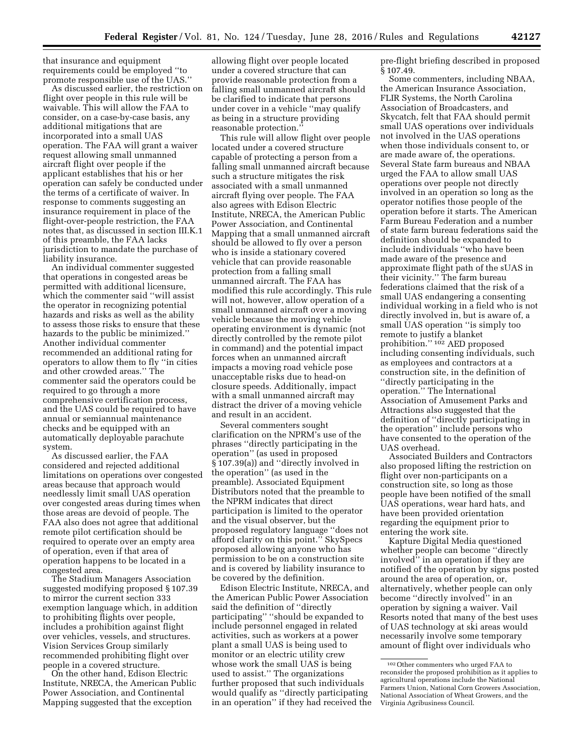that insurance and equipment requirements could be employed ''to promote responsible use of the UAS.''

As discussed earlier, the restriction on flight over people in this rule will be waivable. This will allow the FAA to consider, on a case-by-case basis, any additional mitigations that are incorporated into a small UAS operation. The FAA will grant a waiver request allowing small unmanned aircraft flight over people if the applicant establishes that his or her operation can safely be conducted under the terms of a certificate of waiver. In response to comments suggesting an insurance requirement in place of the flight-over-people restriction, the FAA notes that, as discussed in section III.K.1 of this preamble, the FAA lacks jurisdiction to mandate the purchase of liability insurance.

An individual commenter suggested that operations in congested areas be permitted with additional licensure, which the commenter said ''will assist the operator in recognizing potential hazards and risks as well as the ability to assess those risks to ensure that these hazards to the public be minimized.'' Another individual commenter recommended an additional rating for operators to allow them to fly ''in cities and other crowded areas.'' The commenter said the operators could be required to go through a more comprehensive certification process, and the UAS could be required to have annual or semiannual maintenance checks and be equipped with an automatically deployable parachute system.

As discussed earlier, the FAA considered and rejected additional limitations on operations over congested areas because that approach would needlessly limit small UAS operation over congested areas during times when those areas are devoid of people. The FAA also does not agree that additional remote pilot certification should be required to operate over an empty area of operation, even if that area of operation happens to be located in a congested area.

The Stadium Managers Association suggested modifying proposed § 107.39 to mirror the current section 333 exemption language which, in addition to prohibiting flights over people, includes a prohibition against flight over vehicles, vessels, and structures. Vision Services Group similarly recommended prohibiting flight over people in a covered structure.

On the other hand, Edison Electric Institute, NRECA, the American Public Power Association, and Continental Mapping suggested that the exception allowing flight over people located under a covered structure that can provide reasonable protection from a falling small unmanned aircraft should be clarified to indicate that persons under cover in a vehicle ''may qualify as being in a structure providing reasonable protection.''

This rule will allow flight over people located under a covered structure capable of protecting a person from a falling small unmanned aircraft because such a structure mitigates the risk associated with a small unmanned aircraft flying over people. The FAA also agrees with Edison Electric Institute, NRECA, the American Public Power Association, and Continental Mapping that a small unmanned aircraft should be allowed to fly over a person who is inside a stationary covered vehicle that can provide reasonable protection from a falling small unmanned aircraft. The FAA has modified this rule accordingly. This rule will not, however, allow operation of a small unmanned aircraft over a moving vehicle because the moving vehicle operating environment is dynamic (not directly controlled by the remote pilot in command) and the potential impact forces when an unmanned aircraft impacts a moving road vehicle pose unacceptable risks due to head-on closure speeds. Additionally, impact with a small unmanned aircraft may distract the driver of a moving vehicle and result in an accident.

Several commenters sought clarification on the NPRM's use of the phrases ''directly participating in the operation'' (as used in proposed § 107.39(a)) and ''directly involved in the operation'' (as used in the preamble). Associated Equipment Distributors noted that the preamble to the NPRM indicates that direct participation is limited to the operator and the visual observer, but the proposed regulatory language ''does not afford clarity on this point.'' SkySpecs proposed allowing anyone who has permission to be on a construction site and is covered by liability insurance to be covered by the definition.

Edison Electric Institute, NRECA, and the American Public Power Association said the definition of ''directly participating'' ''should be expanded to include personnel engaged in related activities, such as workers at a power plant a small UAS is being used to monitor or an electric utility crew whose work the small UAS is being used to assist.'' The organizations further proposed that such individuals would qualify as ''directly participating in an operation'' if they had received the pre-flight briefing described in proposed § 107.49.

Some commenters, including NBAA, the American Insurance Association, FLIR Systems, the North Carolina Association of Broadcasters, and Skycatch, felt that FAA should permit small UAS operations over individuals not involved in the UAS operations when those individuals consent to, or are made aware of, the operations. Several State farm bureaus and NBAA urged the FAA to allow small UAS operations over people not directly involved in an operation so long as the operator notifies those people of the operation before it starts. The American Farm Bureau Federation and a number of state farm bureau federations said the definition should be expanded to include individuals ''who have been made aware of the presence and approximate flight path of the sUAS in their vicinity.'' The farm bureau federations claimed that the risk of a small UAS endangering a consenting individual working in a field who is not directly involved in, but is aware of, a small UAS operation ''is simply too remote to justify a blanket prohibition.'' [102] AED proposed including consenting individuals, such as employees and contractors at a construction site, in the definition of ''directly participating in the operation.'' The International Association of Amusement Parks and Attractions also suggested that the definition of ''directly participating in the operation'' include persons who have consented to the operation of the UAS overhead.

Associated Builders and Contractors also proposed lifting the restriction on flight over non-participants on a construction site, so long as those people have been notified of the small UAS operations, wear hard hats, and have been provided orientation regarding the equipment prior to entering the work site.

Kapture Digital Media questioned whether people can become ''directly involved'' in an operation if they are notified of the operation by signs posted around the area of operation, or, alternatively, whether people can only become ''directly involved'' in an operation by signing a waiver. Vail Resorts noted that many of the best uses of UAS technology at ski areas would necessarily involve some temporary amount of flight over individuals who

[102] Other commenters who urged FAA to reconsider the proposed prohibition as it applies to agricultural operations include the National Farmers Union, National Corn Growers Association, National Association of Wheat Growers, and the Virginia Agribusiness Council.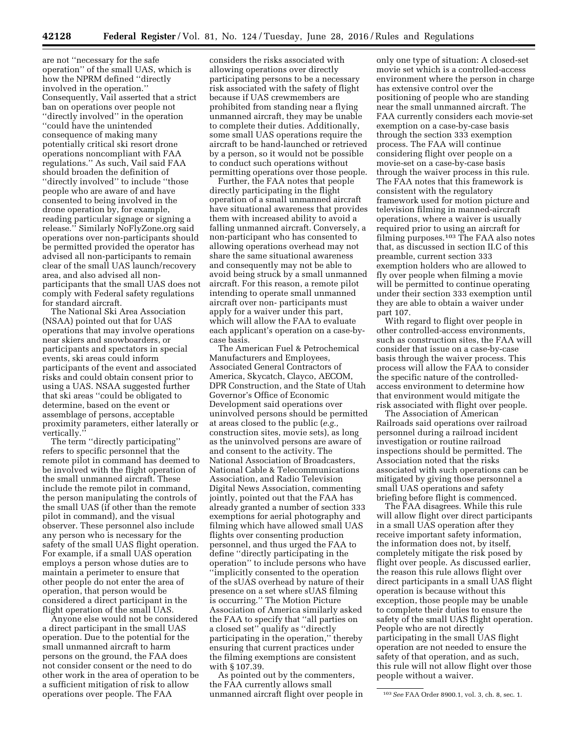are not ''necessary for the safe operation'' of the small UAS, which is how the NPRM defined ''directly involved in the operation.'' Consequently, Vail asserted that a strict ban on operations over people not ''directly involved'' in the operation ''could have the unintended consequence of making many potentially critical ski resort drone operations noncompliant with FAA regulations.'' As such, Vail said FAA should broaden the definition of ''directly involved'' to include ''those people who are aware of and have consented to being involved in the drone operation by, for example, reading particular signage or signing a release.'' Similarly NoFlyZone.org said operations over non-participants should be permitted provided the operator has advised all non-participants to remain clear of the small UAS launch/recovery area, and also advised all non-participants that the small UAS does not comply with Federal safety regulations for standard aircraft.

The National Ski Area Association (NSAA) pointed out that for UAS operations that may involve operations near skiers and snowboarders, or participants and spectators in special events, ski areas could inform participants of the event and associated risks and could obtain consent prior to using a UAS. NSAA suggested further that ski areas ''could be obligated to determine, based on the event or assemblage of persons, acceptable proximity parameters, either laterally or vertically.''

The term ''directly participating'' refers to specific personnel that the remote pilot in command has deemed to be involved with the flight operation of the small unmanned aircraft. These include the remote pilot in command, the person manipulating the controls of the small UAS (if other than the remote pilot in command), and the visual observer. These personnel also include any person who is necessary for the safety of the small UAS flight operation. For example, if a small UAS operation employs a person whose duties are to maintain a perimeter to ensure that other people do not enter the area of operation, that person would be considered a direct participant in the flight operation of the small UAS.

Anyone else would not be considered a direct participant in the small UAS operation. Due to the potential for the small unmanned aircraft to harm persons on the ground, the FAA does not consider consent or the need to do other work in the area of operation to be a sufficient mitigation of risk to allow operations over people. The FAA considers the risks associated with allowing operations over directly participating persons to be a necessary risk associated with the safety of flight because if UAS crewmembers are prohibited from standing near a flying unmanned aircraft, they may be unable to complete their duties. Additionally, some small UAS operations require the aircraft to be hand-launched or retrieved by a person, so it would not be possible to conduct such operations without permitting operations over those people.

Further, the FAA notes that people directly participating in the flight operation of a small unmanned aircraft have situational awareness that provides them with increased ability to avoid a falling unmanned aircraft. Conversely, a non-participant who has consented to allowing operations overhead may not share the same situational awareness and consequently may not be able to avoid being struck by a small unmanned aircraft. For this reason, a remote pilot intending to operate small unmanned aircraft over non- participants must apply for a waiver under this part, which will allow the FAA to evaluate each applicant's operation on a case-by-case basis.

The American Fuel & Petrochemical Manufacturers and Employees, Associated General Contractors of America, Skycatch, Clayco, AECOM, DPR Construction, and the State of Utah Governor's Office of Economic Development said operations over uninvolved persons should be permitted at areas closed to the public (*e.g.,* construction sites, movie sets), as long as the uninvolved persons are aware of and consent to the activity. The National Association of Broadcasters, National Cable & Telecommunications Association, and Radio Television Digital News Association, commenting jointly, pointed out that the FAA has already granted a number of section 333 exemptions for aerial photography and filming which have allowed small UAS flights over consenting production personnel, and thus urged the FAA to define ''directly participating in the operation'' to include persons who have ''implicitly consented to the operation of the sUAS overhead by nature of their presence on a set where sUAS filming is occurring.'' The Motion Picture Association of America similarly asked the FAA to specify that ''all parties on a closed set'' qualify as ''directly participating in the operation,'' thereby ensuring that current practices under the filming exemptions are consistent with § 107.39.

As pointed out by the commenters, the FAA currently allows small unmanned aircraft flight over people in only one type of situation: A closed-set movie set which is a controlled-access environment where the person in charge has extensive control over the positioning of people who are standing near the small unmanned aircraft. The FAA currently considers each movie-set exemption on a case-by-case basis through the section 333 exemption process. The FAA will continue considering flight over people on a movie-set on a case-by-case basis through the waiver process in this rule. The FAA notes that this framework is consistent with the regulatory framework used for motion picture and television filming in manned-aircraft operations, where a waiver is usually required prior to using an aircraft for filming purposes.[103] The FAA also notes that, as discussed in section II.C of this preamble, current section 333 exemption holders who are allowed to fly over people when filming a movie will be permitted to continue operating under their section 333 exemption until they are able to obtain a waiver under part 107.

With regard to flight over people in other controlled-access environments, such as construction sites, the FAA will consider that issue on a case-by-case basis through the waiver process. This process will allow the FAA to consider the specific nature of the controlled-access environment to determine how that environment would mitigate the risk associated with flight over people.

The Association of American Railroads said operations over railroad personnel during a railroad incident investigation or routine railroad inspections should be permitted. The Association noted that the risks associated with such operations can be mitigated by giving those personnel a small UAS operations and safety briefing before flight is commenced.

The FAA disagrees. While this rule will allow flight over direct participants in a small UAS operation after they receive important safety information, the information does not, by itself, completely mitigate the risk posed by flight over people. As discussed earlier, the reason this rule allows flight over direct participants in a small UAS flight operation is because without this exception, those people may be unable to complete their duties to ensure the safety of the small UAS flight operation. People who are not directly participating in the small UAS flight operation are not needed to ensure the safety of that operation, and as such, this rule will not allow flight over those people without a waiver.

[103] *See* FAA Order 8900.1, vol. 3, ch. 8, sec. 1.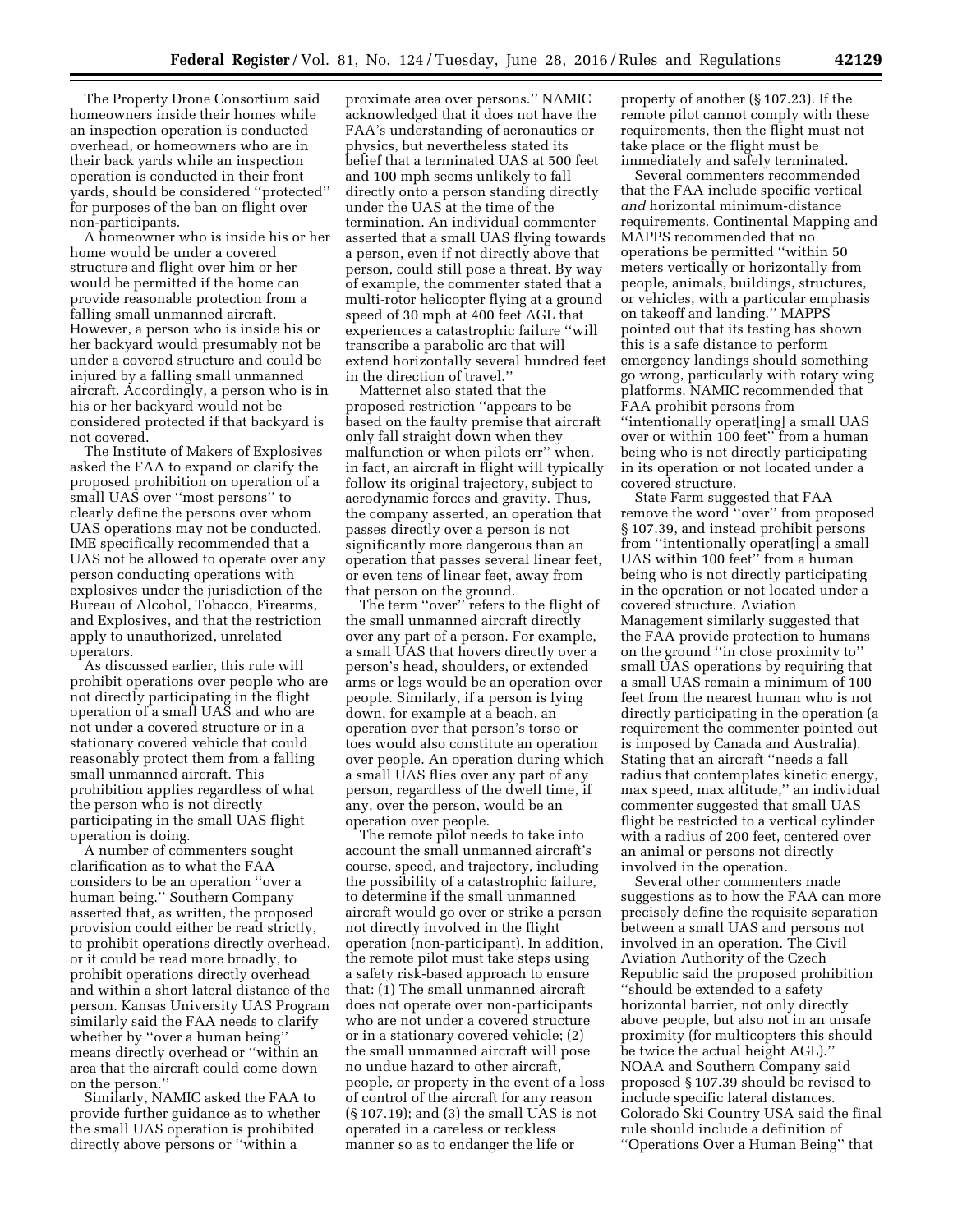The Property Drone Consortium said homeowners inside their homes while an inspection operation is conducted overhead, or homeowners who are in their back yards while an inspection operation is conducted in their front yards, should be considered ''protected'' for purposes of the ban on flight over non-participants.

A homeowner who is inside his or her home would be under a covered structure and flight over him or her would be permitted if the home can provide reasonable protection from a falling small unmanned aircraft. However, a person who is inside his or her backyard would presumably not be under a covered structure and could be injured by a falling small unmanned aircraft. Accordingly, a person who is in his or her backyard would not be considered protected if that backyard is not covered.

The Institute of Makers of Explosives asked the FAA to expand or clarify the proposed prohibition on operation of a small UAS over ''most persons'' to clearly define the persons over whom UAS operations may not be conducted. IME specifically recommended that a UAS not be allowed to operate over any person conducting operations with explosives under the jurisdiction of the Bureau of Alcohol, Tobacco, Firearms, and Explosives, and that the restriction apply to unauthorized, unrelated operators.

As discussed earlier, this rule will prohibit operations over people who are not directly participating in the flight operation of a small UAS and who are not under a covered structure or in a stationary covered vehicle that could reasonably protect them from a falling small unmanned aircraft. This prohibition applies regardless of what the person who is not directly participating in the small UAS flight operation is doing.

A number of commenters sought clarification as to what the FAA considers to be an operation ''over a human being.'' Southern Company asserted that, as written, the proposed provision could either be read strictly, to prohibit operations directly overhead, or it could be read more broadly, to prohibit operations directly overhead and within a short lateral distance of the person. Kansas University UAS Program similarly said the FAA needs to clarify whether by ''over a human being'' means directly overhead or ''within an area that the aircraft could come down on the person.''

Similarly, NAMIC asked the FAA to provide further guidance as to whether the small UAS operation is prohibited directly above persons or ''within a proximate area over persons.'' NAMIC acknowledged that it does not have the FAA's understanding of aeronautics or physics, but nevertheless stated its belief that a terminated UAS at 500 feet and 100 mph seems unlikely to fall directly onto a person standing directly under the UAS at the time of the termination. An individual commenter asserted that a small UAS flying towards a person, even if not directly above that person, could still pose a threat. By way of example, the commenter stated that a multi-rotor helicopter flying at a ground speed of 30 mph at 400 feet AGL that experiences a catastrophic failure ''will transcribe a parabolic arc that will extend horizontally several hundred feet in the direction of travel.''

Matternet also stated that the proposed restriction ''appears to be based on the faulty premise that aircraft only fall straight down when they malfunction or when pilots err'' when, in fact, an aircraft in flight will typically follow its original trajectory, subject to aerodynamic forces and gravity. Thus, the company asserted, an operation that passes directly over a person is not significantly more dangerous than an operation that passes several linear feet, or even tens of linear feet, away from that person on the ground.

The term ''over'' refers to the flight of the small unmanned aircraft directly over any part of a person. For example, a small UAS that hovers directly over a person's head, shoulders, or extended arms or legs would be an operation over people. Similarly, if a person is lying down, for example at a beach, an operation over that person's torso or toes would also constitute an operation over people. An operation during which a small UAS flies over any part of any person, regardless of the dwell time, if any, over the person, would be an operation over people.

The remote pilot needs to take into account the small unmanned aircraft's course, speed, and trajectory, including the possibility of a catastrophic failure, to determine if the small unmanned aircraft would go over or strike a person not directly involved in the flight operation (non-participant). In addition, the remote pilot must take steps using a safety risk-based approach to ensure that: (1) The small unmanned aircraft does not operate over non-participants who are not under a covered structure or in a stationary covered vehicle; (2) the small unmanned aircraft will pose no undue hazard to other aircraft, people, or property in the event of a loss of control of the aircraft for any reason (§ 107.19); and (3) the small UAS is not operated in a careless or reckless manner so as to endanger the life or property of another (§ 107.23). If the remote pilot cannot comply with these requirements, then the flight must not take place or the flight must be immediately and safely terminated.

Several commenters recommended that the FAA include specific vertical *and* horizontal minimum-distance requirements. Continental Mapping and MAPPS recommended that no operations be permitted ''within 50 meters vertically or horizontally from people, animals, buildings, structures, or vehicles, with a particular emphasis on takeoff and landing.'' MAPPS pointed out that its testing has shown this is a safe distance to perform emergency landings should something go wrong, particularly with rotary wing platforms. NAMIC recommended that FAA prohibit persons from ''intentionally operat[ing] a small UAS over or within 100 feet'' from a human being who is not directly participating in its operation or not located under a covered structure.

State Farm suggested that FAA remove the word ''over'' from proposed § 107.39, and instead prohibit persons from ''intentionally operat[ing] a small UAS within 100 feet'' from a human being who is not directly participating in the operation or not located under a covered structure. Aviation Management similarly suggested that the FAA provide protection to humans on the ground ''in close proximity to'' small UAS operations by requiring that a small UAS remain a minimum of 100 feet from the nearest human who is not directly participating in the operation (a requirement the commenter pointed out is imposed by Canada and Australia). Stating that an aircraft ''needs a fall radius that contemplates kinetic energy, max speed, max altitude,'' an individual commenter suggested that small UAS flight be restricted to a vertical cylinder with a radius of 200 feet, centered over an animal or persons not directly involved in the operation.

Several other commenters made suggestions as to how the FAA can more precisely define the requisite separation between a small UAS and persons not involved in an operation. The Civil Aviation Authority of the Czech Republic said the proposed prohibition ''should be extended to a safety horizontal barrier, not only directly above people, but also not in an unsafe proximity (for multicopters this should be twice the actual height AGL).'' NOAA and Southern Company said proposed § 107.39 should be revised to include specific lateral distances. Colorado Ski Country USA said the final rule should include a definition of ''Operations Over a Human Being'' that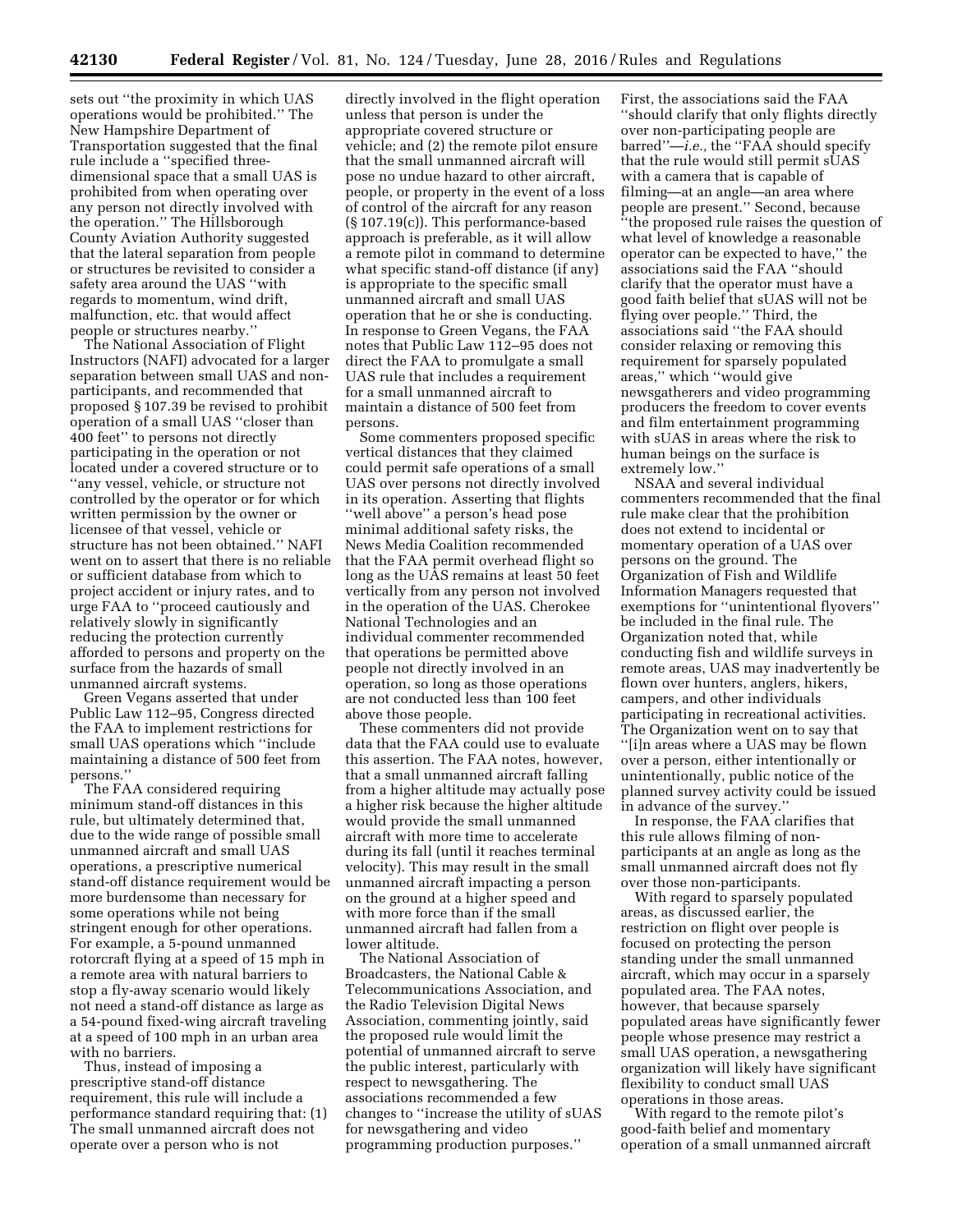sets out "the proximity in which UAS operations would be prohibited." The New Hampshire Department of Transportation suggested that the final rule include a "specified three-dimensional space that a small UAS is prohibited from when operating over any person not directly involved with the operation." The Hillsborough County Aviation Authority suggested that the lateral separation from people or structures be revisited to consider a safety area around the UAS "with regards to momentum, wind drift, malfunction, etc. that would affect people or structures nearby."

The National Association of Flight Instructors (NAFI) advocated for a larger separation between small UAS and non-participants, and recommended that proposed § 107.39 be revised to prohibit operation of a small UAS "closer than 400 feet" to persons not directly participating in the operation or not located under a covered structure or to "any vessel, vehicle, or structure not controlled by the operator or for which written permission by the owner or licensee of that vessel, vehicle or structure has not been obtained." NAFI went on to assert that there is no reliable or sufficient database from which to project accident or injury rates, and to urge FAA to "proceed cautiously and relatively slowly in significantly reducing the protection currently afforded to persons and property on the surface from the hazards of small unmanned aircraft systems.

Green Vegans asserted that under Public Law 112–95, Congress directed the FAA to implement restrictions for small UAS operations which "include maintaining a distance of 500 feet from persons."

The FAA considered requiring minimum stand-off distances in this rule, but ultimately determined that, due to the wide range of possible small unmanned aircraft and small UAS operations, a prescriptive numerical stand-off distance requirement would be more burdensome than necessary for some operations while not being stringent enough for other operations. For example, a 5-pound unmanned rotorcraft flying at a speed of 15 mph in a remote area with natural barriers to stop a fly-away scenario would likely not need a stand-off distance as large as a 54-pound fixed-wing aircraft traveling at a speed of 100 mph in an urban area with no barriers.

Thus, instead of imposing a prescriptive stand-off distance requirement, this rule will include a performance standard requiring that: (1) The small unmanned aircraft does not operate over a person who is not directly involved in the flight operation unless that person is under the appropriate covered structure or vehicle; and (2) the remote pilot ensure that the small unmanned aircraft will pose no undue hazard to other aircraft, people, or property in the event of a loss of control of the aircraft for any reason (§ 107.19(c)). This performance-based approach is preferable, as it will allow a remote pilot in command to determine what specific stand-off distance (if any) is appropriate to the specific small unmanned aircraft and small UAS operation that he or she is conducting. In response to Green Vegans, the FAA notes that Public Law 112–95 does not direct the FAA to promulgate a small UAS rule that includes a requirement for a small unmanned aircraft to maintain a distance of 500 feet from persons.

Some commenters proposed specific vertical distances that they claimed could permit safe operations of a small UAS over persons not directly involved in its operation. Asserting that flights "well above" a person's head pose minimal additional safety risks, the News Media Coalition recommended that the FAA permit overhead flight so long as the UAS remains at least 50 feet vertically from any person not involved in the operation of the UAS. Cherokee National Technologies and an individual commenter recommended that operations be permitted above people not directly involved in an operation, so long as those operations are not conducted less than 100 feet above those people.

These commenters did not provide data that the FAA could use to evaluate this assertion. The FAA notes, however, that a small unmanned aircraft falling from a higher altitude may actually pose a higher risk because the higher altitude would provide the small unmanned aircraft with more time to accelerate during its fall (until it reaches terminal velocity). This may result in the small unmanned aircraft impacting a person on the ground at a higher speed and with more force than if the small unmanned aircraft had fallen from a lower altitude.

The National Association of Broadcasters, the National Cable & Telecommunications Association, and the Radio Television Digital News Association, commenting jointly, said the proposed rule would limit the potential of unmanned aircraft to serve the public interest, particularly with respect to newsgathering. The associations recommended a few changes to "increase the utility of sUAS for newsgathering and video programming production purposes." First, the associations said the FAA "should clarify that only flights directly over non-participating people are barred"—*i.e.,* the "FAA should specify that the rule would still permit sUAS with a camera that is capable of filming—at an angle—an area where people are present." Second, because "the proposed rule raises the question of what level of knowledge a reasonable operator can be expected to have," the associations said the FAA "should clarify that the operator must have a good faith belief that sUAS will not be flying over people." Third, the associations said "the FAA should consider relaxing or removing this requirement for sparsely populated areas," which "would give newsgatherers and video programming producers the freedom to cover events and film entertainment programming with sUAS in areas where the risk to human beings on the surface is extremely low."

NSAA and several individual commenters recommended that the final rule make clear that the prohibition does not extend to incidental or momentary operation of a UAS over persons on the ground. The Organization of Fish and Wildlife Information Managers requested that exemptions for "unintentional flyovers" be included in the final rule. The Organization noted that, while conducting fish and wildlife surveys in remote areas, UAS may inadvertently be flown over hunters, anglers, hikers, campers, and other individuals participating in recreational activities. The Organization went on to say that "[i]n areas where a UAS may be flown over a person, either intentionally or unintentionally, public notice of the planned survey activity could be issued in advance of the survey."

In response, the FAA clarifies that this rule allows filming of non-participants at an angle as long as the small unmanned aircraft does not fly over those non-participants.

With regard to sparsely populated areas, as discussed earlier, the restriction on flight over people is focused on protecting the person standing under the small unmanned aircraft, which may occur in a sparsely populated area. The FAA notes, however, that because sparsely populated areas have significantly fewer people whose presence may restrict a small UAS operation, a newsgathering organization will likely have significant flexibility to conduct small UAS operations in those areas.

With regard to the remote pilot's good-faith belief and momentary operation of a small unmanned aircraft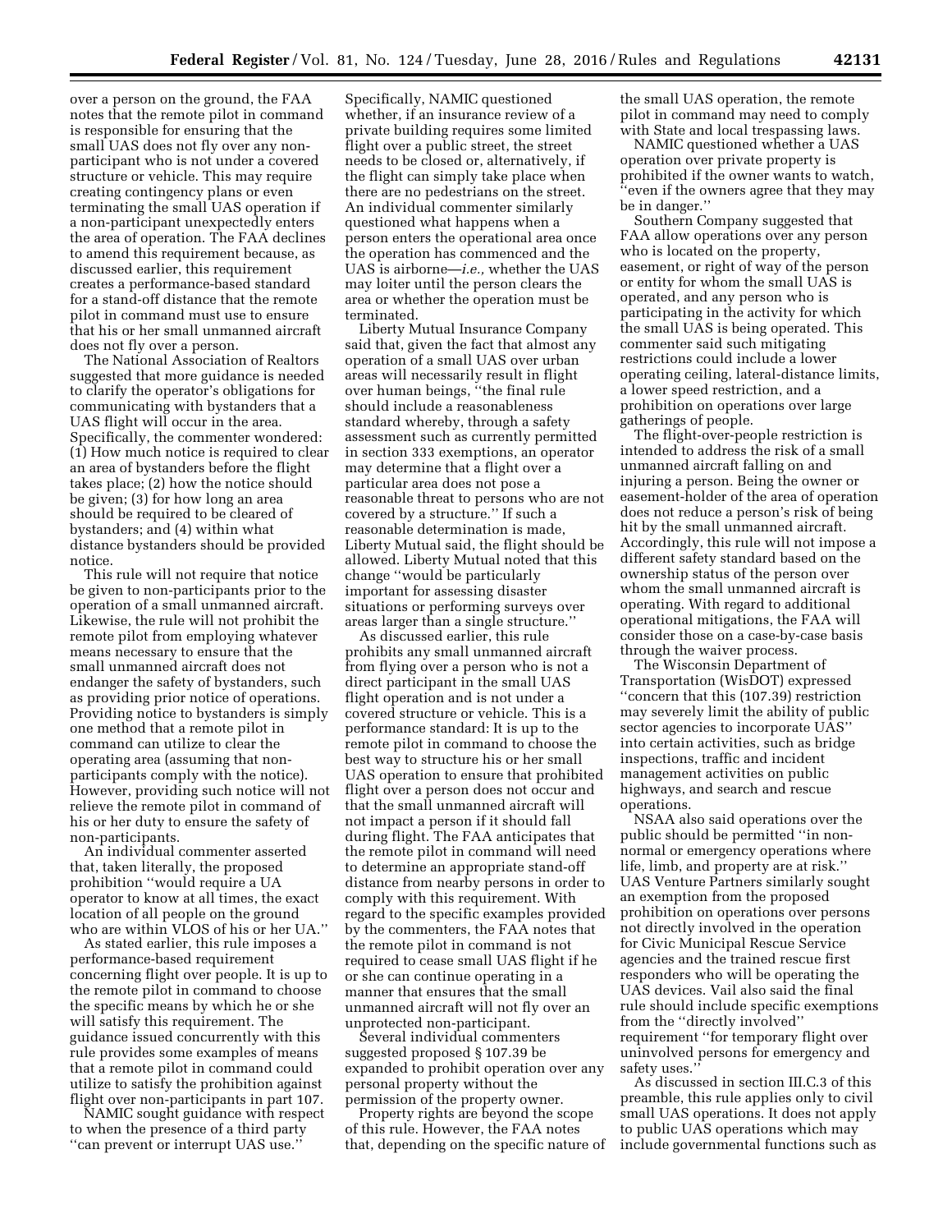over a person on the ground, the FAA notes that the remote pilot in command is responsible for ensuring that the small UAS does not fly over any non-participant who is not under a covered structure or vehicle. This may require creating contingency plans or even terminating the small UAS operation if a non-participant unexpectedly enters the area of operation. The FAA declines to amend this requirement because, as discussed earlier, this requirement creates a performance-based standard for a stand-off distance that the remote pilot in command must use to ensure that his or her small unmanned aircraft does not fly over a person.

The National Association of Realtors suggested that more guidance is needed to clarify the operator's obligations for communicating with bystanders that a UAS flight will occur in the area. Specifically, the commenter wondered: (1) How much notice is required to clear an area of bystanders before the flight takes place; (2) how the notice should be given; (3) for how long an area should be required to be cleared of bystanders; and (4) within what distance bystanders should be provided notice.

This rule will not require that notice be given to non-participants prior to the operation of a small unmanned aircraft. Likewise, the rule will not prohibit the remote pilot from employing whatever means necessary to ensure that the small unmanned aircraft does not endanger the safety of bystanders, such as providing prior notice of operations. Providing notice to bystanders is simply one method that a remote pilot in command can utilize to clear the operating area (assuming that non-participants comply with the notice). However, providing such notice will not relieve the remote pilot in command of his or her duty to ensure the safety of non-participants.

An individual commenter asserted that, taken literally, the proposed prohibition "would require a UA operator to know at all times, the exact location of all people on the ground who are within VLOS of his or her UA."

As stated earlier, this rule imposes a performance-based requirement concerning flight over people. It is up to the remote pilot in command to choose the specific means by which he or she will satisfy this requirement. The guidance issued concurrently with this rule provides some examples of means that a remote pilot in command could utilize to satisfy the prohibition against flight over non-participants in part 107.

NAMIC sought guidance with respect to when the presence of a third party "can prevent or interrupt UAS use." Specifically, NAMIC questioned whether, if an insurance review of a private building requires some limited flight over a public street, the street needs to be closed or, alternatively, if the flight can simply take place when there are no pedestrians on the street. An individual commenter similarly questioned what happens when a person enters the operational area once the operation has commenced and the UAS is airborne—*i.e.,* whether the UAS may loiter until the person clears the area or whether the operation must be terminated.

Liberty Mutual Insurance Company said that, given the fact that almost any operation of a small UAS over urban areas will necessarily result in flight over human beings, "the final rule should include a reasonableness standard whereby, through a safety assessment such as currently permitted in section 333 exemptions, an operator may determine that a flight over a particular area does not pose a reasonable threat to persons who are not covered by a structure." If such a reasonable determination is made, Liberty Mutual said, the flight should be allowed. Liberty Mutual noted that this change "would be particularly important for assessing disaster situations or performing surveys over areas larger than a single structure."

As discussed earlier, this rule prohibits any small unmanned aircraft from flying over a person who is not a direct participant in the small UAS flight operation and is not under a covered structure or vehicle. This is a performance standard: It is up to the remote pilot in command to choose the best way to structure his or her small UAS operation to ensure that prohibited flight over a person does not occur and that the small unmanned aircraft will not impact a person if it should fall during flight. The FAA anticipates that the remote pilot in command will need to determine an appropriate stand-off distance from nearby persons in order to comply with this requirement. With regard to the specific examples provided by the commenters, the FAA notes that the remote pilot in command is not required to cease small UAS flight if he or she can continue operating in a manner that ensures that the small unmanned aircraft will not fly over an unprotected non-participant.

Several individual commenters suggested proposed § 107.39 be expanded to prohibit operation over any personal property without the permission of the property owner.

Property rights are beyond the scope of this rule. However, the FAA notes that, depending on the specific nature of the small UAS operation, the remote pilot in command may need to comply with State and local trespassing laws.

NAMIC questioned whether a UAS operation over private property is prohibited if the owner wants to watch, "even if the owners agree that they may be in danger."

Southern Company suggested that FAA allow operations over any person who is located on the property, easement, or right of way of the person or entity for whom the small UAS is operated, and any person who is participating in the activity for which the small UAS is being operated. This commenter said such mitigating restrictions could include a lower operating ceiling, lateral-distance limits, a lower speed restriction, and a prohibition on operations over large gatherings of people.

The flight-over-people restriction is intended to address the risk of a small unmanned aircraft falling on and injuring a person. Being the owner or easement-holder of the area of operation does not reduce a person's risk of being hit by the small unmanned aircraft. Accordingly, this rule will not impose a different safety standard based on the ownership status of the person over whom the small unmanned aircraft is operating. With regard to additional operational mitigations, the FAA will consider those on a case-by-case basis through the waiver process.

The Wisconsin Department of Transportation (WisDOT) expressed "concern that this (107.39) restriction may severely limit the ability of public sector agencies to incorporate UAS" into certain activities, such as bridge inspections, traffic and incident management activities on public highways, and search and rescue operations.

NSAA also said operations over the public should be permitted "in non-normal or emergency operations where life, limb, and property are at risk." UAS Venture Partners similarly sought an exemption from the proposed prohibition on operations over persons not directly involved in the operation for Civic Municipal Rescue Service agencies and the trained rescue first responders who will be operating the UAS devices. Vail also said the final rule should include specific exemptions from the "directly involved" requirement "for temporary flight over uninvolved persons for emergency and safety uses."

As discussed in section III.C.3 of this preamble, this rule applies only to civil small UAS operations. It does not apply to public UAS operations which may include governmental functions such as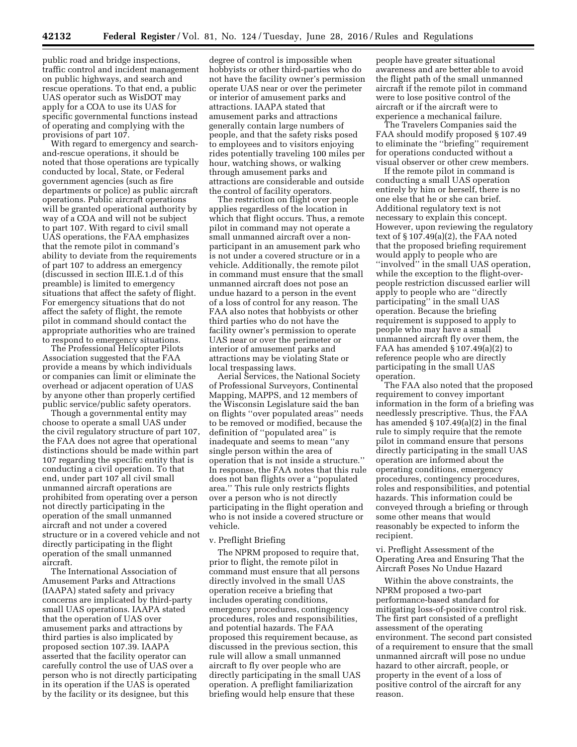public road and bridge inspections, traffic control and incident management on public highways, and search and rescue operations. To that end, a public UAS operator such as WisDOT may apply for a COA to use its UAS for specific governmental functions instead of operating and complying with the provisions of part 107.

With regard to emergency and search-and-rescue operations, it should be noted that those operations are typically conducted by local, State, or Federal government agencies (such as fire departments or police) as public aircraft operations. Public aircraft operations will be granted operational authority by way of a COA and will not be subject to part 107. With regard to civil small UAS operations, the FAA emphasizes that the remote pilot in command's ability to deviate from the requirements of part 107 to address an emergency (discussed in section III.E.1.d of this preamble) is limited to emergency situations that affect the safety of flight. For emergency situations that do not affect the safety of flight, the remote pilot in command should contact the appropriate authorities who are trained to respond to emergency situations.

The Professional Helicopter Pilots Association suggested that the FAA provide a means by which individuals or companies can limit or eliminate the overhead or adjacent operation of UAS by anyone other than properly certified public service/public safety operators.

Though a governmental entity may choose to operate a small UAS under the civil regulatory structure of part 107, the FAA does not agree that operational distinctions should be made within part 107 regarding the specific entity that is conducting a civil operation. To that end, under part 107 all civil small unmanned aircraft operations are prohibited from operating over a person not directly participating in the operation of the small unmanned aircraft and not under a covered structure or in a covered vehicle and not directly participating in the flight operation of the small unmanned aircraft.

The International Association of Amusement Parks and Attractions (IAAPA) stated safety and privacy concerns are implicated by third-party small UAS operations. IAAPA stated that the operation of UAS over amusement parks and attractions by third parties is also implicated by proposed section 107.39. IAAPA asserted that the facility operator can carefully control the use of UAS over a person who is not directly participating in its operation if the UAS is operated by the facility or its designee, but this degree of control is impossible when hobbyists or other third-parties who do not have the facility owner's permission operate UAS near or over the perimeter or interior of amusement parks and attractions. IAAPA stated that amusement parks and attractions generally contain large numbers of people, and that the safety risks posed to employees and to visitors enjoying rides potentially traveling 100 miles per hour, watching shows, or walking through amusement parks and attractions are considerable and outside the control of facility operators.

The restriction on flight over people applies regardless of the location in which that flight occurs. Thus, a remote pilot in command may not operate a small unmanned aircraft over a non-participant in an amusement park who is not under a covered structure or in a vehicle. Additionally, the remote pilot in command must ensure that the small unmanned aircraft does not pose an undue hazard to a person in the event of a loss of control for any reason. The FAA also notes that hobbyists or other third parties who do not have the facility owner's permission to operate UAS near or over the perimeter or interior of amusement parks and attractions may be violating State or local trespassing laws.

Aerial Services, the National Society of Professional Surveyors, Continental Mapping, MAPPS, and 12 members of the Wisconsin Legislature said the ban on flights "over populated areas" needs to be removed or modified, because the definition of "populated area" is inadequate and seems to mean "any single person within the area of operation that is not inside a structure." In response, the FAA notes that this rule does not ban flights over a "populated area." This rule only restricts flights over a person who is not directly participating in the flight operation and who is not inside a covered structure or vehicle.

v. Preflight Briefing

The NPRM proposed to require that, prior to flight, the remote pilot in command must ensure that all persons directly involved in the small UAS operation receive a briefing that includes operating conditions, emergency procedures, contingency procedures, roles and responsibilities, and potential hazards. The FAA proposed this requirement because, as discussed in the previous section, this rule will allow a small unmanned aircraft to fly over people who are directly participating in the small UAS operation. A preflight familiarization briefing would help ensure that these people have greater situational awareness and are better able to avoid the flight path of the small unmanned aircraft if the remote pilot in command were to lose positive control of the aircraft or if the aircraft were to experience a mechanical failure.

The Travelers Companies said the FAA should modify proposed § 107.49 to eliminate the "briefing" requirement for operations conducted without a visual observer or other crew members.

If the remote pilot in command is conducting a small UAS operation entirely by him or herself, there is no one else that he or she can brief. Additional regulatory text is not necessary to explain this concept. However, upon reviewing the regulatory text of § 107.49(a)(2), the FAA noted that the proposed briefing requirement would apply to people who are "involved" in the small UAS operation, while the exception to the flight-over-people restriction discussed earlier will apply to people who are "directly participating" in the small UAS operation. Because the briefing requirement is supposed to apply to people who may have a small unmanned aircraft fly over them, the FAA has amended § 107.49(a)(2) to reference people who are directly participating in the small UAS operation.

The FAA also noted that the proposed requirement to convey important information in the form of a briefing was needlessly prescriptive. Thus, the FAA has amended § 107.49(a)(2) in the final rule to simply require that the remote pilot in command ensure that persons directly participating in the small UAS operation are informed about the operating conditions, emergency procedures, contingency procedures, roles and responsibilities, and potential hazards. This information could be conveyed through a briefing or through some other means that would reasonably be expected to inform the recipient.

vi. Preflight Assessment of the Operating Area and Ensuring That the Aircraft Poses No Undue Hazard

Within the above constraints, the NPRM proposed a two-part performance-based standard for mitigating loss-of-positive control risk. The first part consisted of a preflight assessment of the operating environment. The second part consisted of a requirement to ensure that the small unmanned aircraft will pose no undue hazard to other aircraft, people, or property in the event of a loss of positive control of the aircraft for any reason.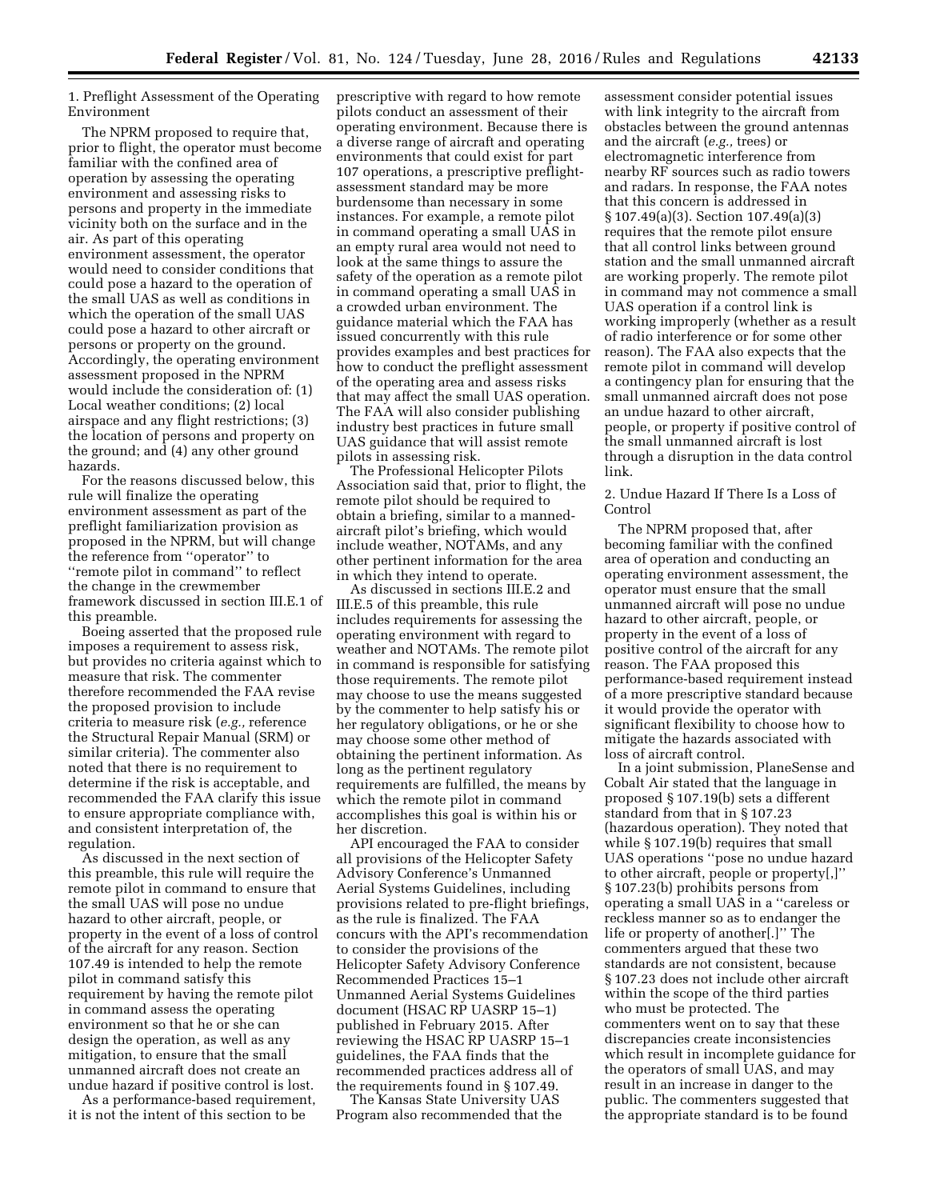### 1. Preflight Assessment of the Operating Environment

The NPRM proposed to require that, prior to flight, the operator must become familiar with the confined area of operation by assessing the operating environment and assessing risks to persons and property in the immediate vicinity both on the surface and in the air. As part of this operating environment assessment, the operator would need to consider conditions that could pose a hazard to the operation of the small UAS as well as conditions in which the operation of the small UAS could pose a hazard to other aircraft or persons or property on the ground. Accordingly, the operating environment assessment proposed in the NPRM would include the consideration of: (1) Local weather conditions; (2) local airspace and any flight restrictions; (3) the location of persons and property on the ground; and (4) any other ground hazards.

For the reasons discussed below, this rule will finalize the operating environment assessment as part of the preflight familiarization provision as proposed in the NPRM, but will change the reference from ''operator'' to ''remote pilot in command'' to reflect the change in the crewmember framework discussed in section III.E.1 of this preamble.

Boeing asserted that the proposed rule imposes a requirement to assess risk, but provides no criteria against which to measure that risk. The commenter therefore recommended the FAA revise the proposed provision to include criteria to measure risk (*e.g.,* reference the Structural Repair Manual (SRM) or similar criteria). The commenter also noted that there is no requirement to determine if the risk is acceptable, and recommended the FAA clarify this issue to ensure appropriate compliance with, and consistent interpretation of, the regulation.

As discussed in the next section of this preamble, this rule will require the remote pilot in command to ensure that the small UAS will pose no undue hazard to other aircraft, people, or property in the event of a loss of control of the aircraft for any reason. Section 107.49 is intended to help the remote pilot in command satisfy this requirement by having the remote pilot in command assess the operating environment so that he or she can design the operation, as well as any mitigation, to ensure that the small unmanned aircraft does not create an undue hazard if positive control is lost.

As a performance-based requirement, it is not the intent of this section to be prescriptive with regard to how remote pilots conduct an assessment of their operating environment. Because there is a diverse range of aircraft and operating environments that could exist for part 107 operations, a prescriptive preflight-assessment standard may be more burdensome than necessary in some instances. For example, a remote pilot in command operating a small UAS in an empty rural area would not need to look at the same things to assure the safety of the operation as a remote pilot in command operating a small UAS in a crowded urban environment. The guidance material which the FAA has issued concurrently with this rule provides examples and best practices for how to conduct the preflight assessment of the operating area and assess risks that may affect the small UAS operation. The FAA will also consider publishing industry best practices in future small UAS guidance that will assist remote pilots in assessing risk.

The Professional Helicopter Pilots Association said that, prior to flight, the remote pilot should be required to obtain a briefing, similar to a manned-aircraft pilot's briefing, which would include weather, NOTAMs, and any other pertinent information for the area in which they intend to operate.

As discussed in sections III.E.2 and III.E.5 of this preamble, this rule includes requirements for assessing the operating environment with regard to weather and NOTAMs. The remote pilot in command is responsible for satisfying those requirements. The remote pilot may choose to use the means suggested by the commenter to help satisfy his or her regulatory obligations, or he or she may choose some other method of obtaining the pertinent information. As long as the pertinent regulatory requirements are fulfilled, the means by which the remote pilot in command accomplishes this goal is within his or her discretion.

API encouraged the FAA to consider all provisions of the Helicopter Safety Advisory Conference's Unmanned Aerial Systems Guidelines, including provisions related to pre-flight briefings, as the rule is finalized. The FAA concurs with the API's recommendation to consider the provisions of the Helicopter Safety Advisory Conference Recommended Practices 15–1 Unmanned Aerial Systems Guidelines document (HSAC RP UASRP 15–1) published in February 2015. After reviewing the HSAC RP UASRP 15–1 guidelines, the FAA finds that the recommended practices address all of the requirements found in § 107.49.

The Kansas State University UAS Program also recommended that the assessment consider potential issues with link integrity to the aircraft from obstacles between the ground antennas and the aircraft (*e.g.,* trees) or electromagnetic interference from nearby RF sources such as radio towers and radars. In response, the FAA notes that this concern is addressed in § 107.49(a)(3). Section 107.49(a)(3) requires that the remote pilot ensure that all control links between ground station and the small unmanned aircraft are working properly. The remote pilot in command may not commence a small UAS operation if a control link is working improperly (whether as a result of radio interference or for some other reason). The FAA also expects that the remote pilot in command will develop a contingency plan for ensuring that the small unmanned aircraft does not pose an undue hazard to other aircraft, people, or property if positive control of the small unmanned aircraft is lost through a disruption in the data control link.

### 2. Undue Hazard If There Is a Loss of Control

The NPRM proposed that, after becoming familiar with the confined area of operation and conducting an operating environment assessment, the operator must ensure that the small unmanned aircraft will pose no undue hazard to other aircraft, people, or property in the event of a loss of positive control of the aircraft for any reason. The FAA proposed this performance-based requirement instead of a more prescriptive standard because it would provide the operator with significant flexibility to choose how to mitigate the hazards associated with loss of aircraft control.

In a joint submission, PlaneSense and Cobalt Air stated that the language in proposed § 107.19(b) sets a different standard from that in § 107.23 (hazardous operation). They noted that while § 107.19(b) requires that small UAS operations ''pose no undue hazard to other aircraft, people or property[,]'' § 107.23(b) prohibits persons from operating a small UAS in a ''careless or reckless manner so as to endanger the life or property of another[.]'' The commenters argued that these two standards are not consistent, because § 107.23 does not include other aircraft within the scope of the third parties who must be protected. The commenters went on to say that these discrepancies create inconsistencies which result in incomplete guidance for the operators of small UAS, and may result in an increase in danger to the public. The commenters suggested that the appropriate standard is to be found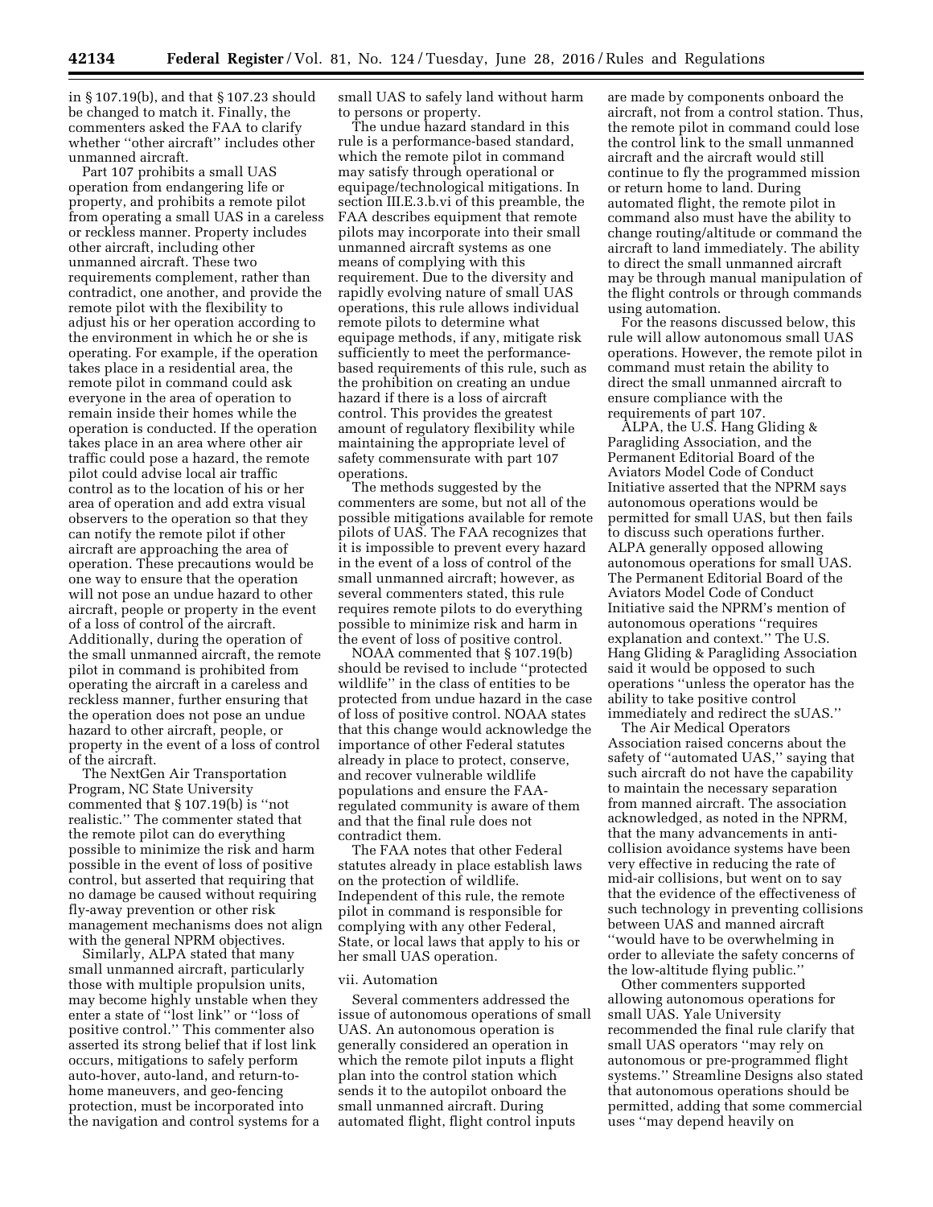in § 107.19(b), and that § 107.23 should be changed to match it. Finally, the commenters asked the FAA to clarify whether ''other aircraft'' includes other unmanned aircraft.

Part 107 prohibits a small UAS operation from endangering life or property, and prohibits a remote pilot from operating a small UAS in a careless or reckless manner. Property includes other aircraft, including other unmanned aircraft. These two requirements complement, rather than contradict, one another, and provide the remote pilot with the flexibility to adjust his or her operation according to the environment in which he or she is operating. For example, if the operation takes place in a residential area, the remote pilot in command could ask everyone in the area of operation to remain inside their homes while the operation is conducted. If the operation takes place in an area where other air traffic could pose a hazard, the remote pilot could advise local air traffic control as to the location of his or her area of operation and add extra visual observers to the operation so that they can notify the remote pilot if other aircraft are approaching the area of operation. These precautions would be one way to ensure that the operation will not pose an undue hazard to other aircraft, people or property in the event of a loss of control of the aircraft. Additionally, during the operation of the small unmanned aircraft, the remote pilot in command is prohibited from operating the aircraft in a careless and reckless manner, further ensuring that the operation does not pose an undue hazard to other aircraft, people, or property in the event of a loss of control of the aircraft.

The NextGen Air Transportation Program, NC State University commented that § 107.19(b) is ''not realistic.'' The commenter stated that the remote pilot can do everything possible to minimize the risk and harm possible in the event of loss of positive control, but asserted that requiring that no damage be caused without requiring fly-away prevention or other risk management mechanisms does not align with the general NPRM objectives.

Similarly, ALPA stated that many small unmanned aircraft, particularly those with multiple propulsion units, may become highly unstable when they enter a state of ''lost link'' or ''loss of positive control.'' This commenter also asserted its strong belief that if lost link occurs, mitigations to safely perform auto-hover, auto-land, and return-to-home maneuvers, and geo-fencing protection, must be incorporated into the navigation and control systems for a small UAS to safely land without harm to persons or property.

The undue hazard standard in this rule is a performance-based standard, which the remote pilot in command may satisfy through operational or equipage/technological mitigations. In section III.E.3.b.vi of this preamble, the FAA describes equipment that remote pilots may incorporate into their small unmanned aircraft systems as one means of complying with this requirement. Due to the diversity and rapidly evolving nature of small UAS operations, this rule allows individual remote pilots to determine what equipage methods, if any, mitigate risk sufficiently to meet the performance-based requirements of this rule, such as the prohibition on creating an undue hazard if there is a loss of aircraft control. This provides the greatest amount of regulatory flexibility while maintaining the appropriate level of safety commensurate with part 107 operations.

The methods suggested by the commenters are some, but not all of the possible mitigations available for remote pilots of UAS. The FAA recognizes that it is impossible to prevent every hazard in the event of a loss of control of the small unmanned aircraft; however, as several commenters stated, this rule requires remote pilots to do everything possible to minimize risk and harm in the event of loss of positive control.

NOAA commented that § 107.19(b) should be revised to include ''protected wildlife'' in the class of entities to be protected from undue hazard in the case of loss of positive control. NOAA states that this change would acknowledge the importance of other Federal statutes already in place to protect, conserve, and recover vulnerable wildlife populations and ensure the FAA-regulated community is aware of them and that the final rule does not contradict them.

The FAA notes that other Federal statutes already in place establish laws on the protection of wildlife. Independent of this rule, the remote pilot in command is responsible for complying with any other Federal, State, or local laws that apply to his or her small UAS operation.

vii. Automation

Several commenters addressed the issue of autonomous operations of small UAS. An autonomous operation is generally considered an operation in which the remote pilot inputs a flight plan into the control station which sends it to the autopilot onboard the small unmanned aircraft. During automated flight, flight control inputs are made by components onboard the aircraft, not from a control station. Thus, the remote pilot in command could lose the control link to the small unmanned aircraft and the aircraft would still continue to fly the programmed mission or return home to land. During automated flight, the remote pilot in command also must have the ability to change routing/altitude or command the aircraft to land immediately. The ability to direct the small unmanned aircraft may be through manual manipulation of the flight controls or through commands using automation.

For the reasons discussed below, this rule will allow autonomous small UAS operations. However, the remote pilot in command must retain the ability to direct the small unmanned aircraft to ensure compliance with the requirements of part 107.

ALPA, the U.S. Hang Gliding & Paragliding Association, and the Permanent Editorial Board of the Aviators Model Code of Conduct Initiative asserted that the NPRM says autonomous operations would be permitted for small UAS, but then fails to discuss such operations further. ALPA generally opposed allowing autonomous operations for small UAS. The Permanent Editorial Board of the Aviators Model Code of Conduct Initiative said the NPRM's mention of autonomous operations ''requires explanation and context.'' The U.S. Hang Gliding & Paragliding Association said it would be opposed to such operations ''unless the operator has the ability to take positive control immediately and redirect the sUAS.''

The Air Medical Operators Association raised concerns about the safety of ''automated UAS,'' saying that such aircraft do not have the capability to maintain the necessary separation from manned aircraft. The association acknowledged, as noted in the NPRM, that the many advancements in anti-collision avoidance systems have been very effective in reducing the rate of mid-air collisions, but went on to say that the evidence of the effectiveness of such technology in preventing collisions between UAS and manned aircraft ''would have to be overwhelming in order to alleviate the safety concerns of the low-altitude flying public.''

Other commenters supported allowing autonomous operations for small UAS. Yale University recommended the final rule clarify that small UAS operators ''may rely on autonomous or pre-programmed flight systems.'' Streamline Designs also stated that autonomous operations should be permitted, adding that some commercial uses ''may depend heavily on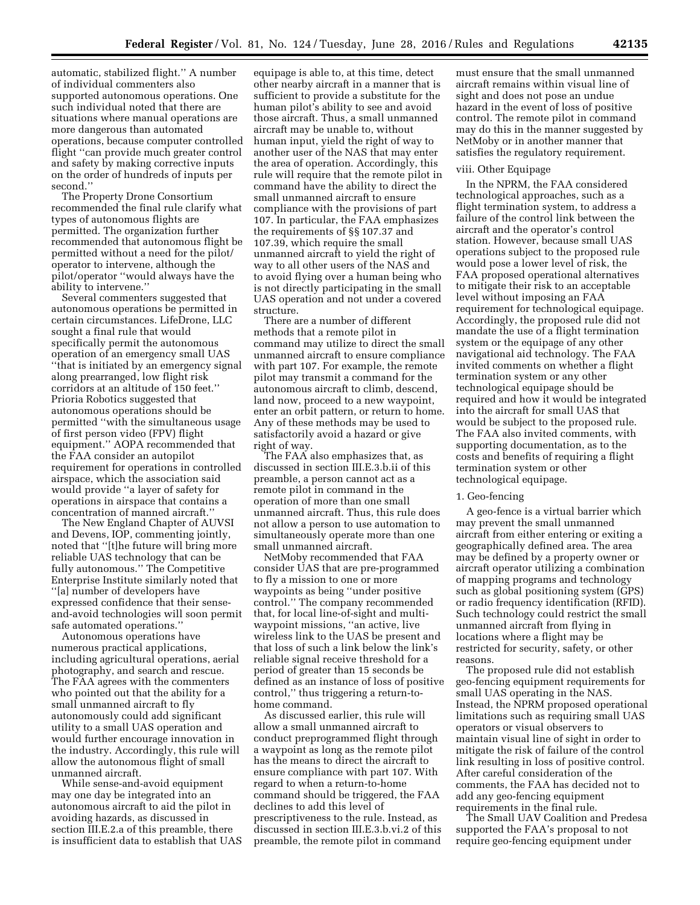automatic, stabilized flight.'' A number of individual commenters also supported autonomous operations. One such individual noted that there are situations where manual operations are more dangerous than automated operations, because computer controlled flight ''can provide much greater control and safety by making corrective inputs on the order of hundreds of inputs per second.''

The Property Drone Consortium recommended the final rule clarify what types of autonomous flights are permitted. The organization further recommended that autonomous flight be permitted without a need for the pilot/operator to intervene, although the pilot/operator ''would always have the ability to intervene.''

Several commenters suggested that autonomous operations be permitted in certain circumstances. LifeDrone, LLC sought a final rule that would specifically permit the autonomous operation of an emergency small UAS ''that is initiated by an emergency signal along prearranged, low flight risk corridors at an altitude of 150 feet.'' Prioria Robotics suggested that autonomous operations should be permitted ''with the simultaneous usage of first person video (FPV) flight equipment.'' AOPA recommended that the FAA consider an autopilot requirement for operations in controlled airspace, which the association said would provide ''a layer of safety for operations in airspace that contains a concentration of manned aircraft.''

The New England Chapter of AUVSI and Devens, IOP, commenting jointly, noted that ''[t]he future will bring more reliable UAS technology that can be fully autonomous.'' The Competitive Enterprise Institute similarly noted that ''[a] number of developers have expressed confidence that their sense-and-avoid technologies will soon permit safe automated operations.''

Autonomous operations have numerous practical applications, including agricultural operations, aerial photography, and search and rescue. The FAA agrees with the commenters who pointed out that the ability for a small unmanned aircraft to fly autonomously could add significant utility to a small UAS operation and would further encourage innovation in the industry. Accordingly, this rule will allow the autonomous flight of small unmanned aircraft.

While sense-and-avoid equipment may one day be integrated into an autonomous aircraft to aid the pilot in avoiding hazards, as discussed in section III.E.2.a of this preamble, there is insufficient data to establish that UAS equipage is able to, at this time, detect other nearby aircraft in a manner that is sufficient to provide a substitute for the human pilot's ability to see and avoid those aircraft. Thus, a small unmanned aircraft may be unable to, without human input, yield the right of way to another user of the NAS that may enter the area of operation. Accordingly, this rule will require that the remote pilot in command have the ability to direct the small unmanned aircraft to ensure compliance with the provisions of part 107. In particular, the FAA emphasizes the requirements of §§ 107.37 and 107.39, which require the small unmanned aircraft to yield the right of way to all other users of the NAS and to avoid flying over a human being who is not directly participating in the small UAS operation and not under a covered structure.

There are a number of different methods that a remote pilot in command may utilize to direct the small unmanned aircraft to ensure compliance with part 107. For example, the remote pilot may transmit a command for the autonomous aircraft to climb, descend, land now, proceed to a new waypoint, enter an orbit pattern, or return to home. Any of these methods may be used to satisfactorily avoid a hazard or give right of way.

The FAA also emphasizes that, as discussed in section III.E.3.b.ii of this preamble, a person cannot act as a remote pilot in command in the operation of more than one small unmanned aircraft. Thus, this rule does not allow a person to use automation to simultaneously operate more than one small unmanned aircraft.

NetMoby recommended that FAA consider UAS that are pre-programmed to fly a mission to one or more waypoints as being ''under positive control.'' The company recommended that, for local line-of-sight and multi-waypoint missions, ''an active, live wireless link to the UAS be present and that loss of such a link below the link's reliable signal receive threshold for a period of greater than 15 seconds be defined as an instance of loss of positive control,'' thus triggering a return-to-home command.

As discussed earlier, this rule will allow a small unmanned aircraft to conduct preprogrammed flight through a waypoint as long as the remote pilot has the means to direct the aircraft to ensure compliance with part 107. With regard to when a return-to-home command should be triggered, the FAA declines to add this level of prescriptiveness to the rule. Instead, as discussed in section III.E.3.b.vi.2 of this preamble, the remote pilot in command must ensure that the small unmanned aircraft remains within visual line of sight and does not pose an undue hazard in the event of loss of positive control. The remote pilot in command may do this in the manner suggested by NetMoby or in another manner that satisfies the regulatory requirement.

viii. Other Equipage

In the NPRM, the FAA considered technological approaches, such as a flight termination system, to address a failure of the control link between the aircraft and the operator's control station. However, because small UAS operations subject to the proposed rule would pose a lower level of risk, the FAA proposed operational alternatives to mitigate their risk to an acceptable level without imposing an FAA requirement for technological equipage. Accordingly, the proposed rule did not mandate the use of a flight termination system or the equipage of any other navigational aid technology. The FAA invited comments on whether a flight termination system or any other technological equipage should be required and how it would be integrated into the aircraft for small UAS that would be subject to the proposed rule. The FAA also invited comments, with supporting documentation, as to the costs and benefits of requiring a flight termination system or other technological equipage.

1. Geo-fencing

A geo-fence is a virtual barrier which may prevent the small unmanned aircraft from either entering or exiting a geographically defined area. The area may be defined by a property owner or aircraft operator utilizing a combination of mapping programs and technology such as global positioning system (GPS) or radio frequency identification (RFID). Such technology could restrict the small unmanned aircraft from flying in locations where a flight may be restricted for security, safety, or other reasons.

The proposed rule did not establish geo-fencing equipment requirements for small UAS operating in the NAS. Instead, the NPRM proposed operational limitations such as requiring small UAS operators or visual observers to maintain visual line of sight in order to mitigate the risk of failure of the control link resulting in loss of positive control. After careful consideration of the comments, the FAA has decided not to add any geo-fencing equipment requirements in the final rule.

The Small UAV Coalition and Predesa supported the FAA's proposal to not require geo-fencing equipment under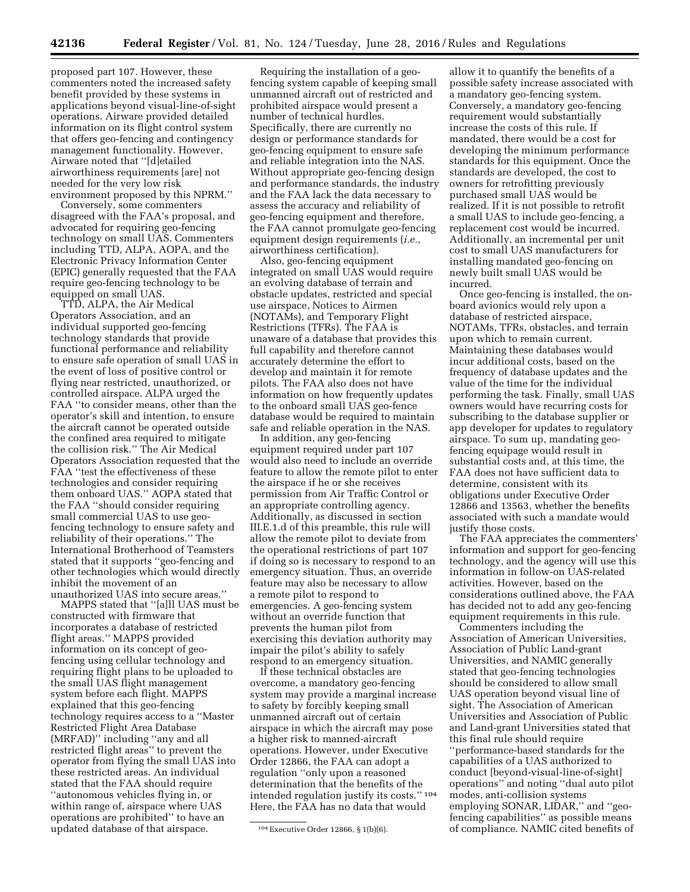proposed part 107. However, these commenters noted the increased safety benefit provided by these systems in applications beyond visual-line-of-sight operations. Airware provided detailed information on its flight control system that offers geo-fencing and contingency management functionality. However, Airware noted that ''[d]etailed airworthiness requirements [are] not needed for the very low risk environment proposed by this NPRM.''

Conversely, some commenters disagreed with the FAA's proposal, and advocated for requiring geo-fencing technology on small UAS. Commenters including TTD, ALPA, AOPA, and the Electronic Privacy Information Center (EPIC) generally requested that the FAA require geo-fencing technology to be equipped on small UAS.

TTD, ALPA, the Air Medical Operators Association, and an individual supported geo-fencing technology standards that provide functional performance and reliability to ensure safe operation of small UAS in the event of loss of positive control or flying near restricted, unauthorized, or controlled airspace. ALPA urged the FAA ''to consider means, other than the operator's skill and intention, to ensure the aircraft cannot be operated outside the confined area required to mitigate the collision risk.'' The Air Medical Operators Association requested that the FAA ''test the effectiveness of these technologies and consider requiring them onboard UAS.'' AOPA stated that the FAA ''should consider requiring small commercial UAS to use geo-fencing technology to ensure safety and reliability of their operations.'' The International Brotherhood of Teamsters stated that it supports ''geo-fencing and other technologies which would directly inhibit the movement of an unauthorized UAS into secure areas.''

MAPPS stated that ''[a]ll UAS must be constructed with firmware that incorporates a database of restricted flight areas.'' MAPPS provided information on its concept of geo-fencing using cellular technology and requiring flight plans to be uploaded to the small UAS flight management system before each flight. MAPPS explained that this geo-fencing technology requires access to a ''Master Restricted Flight Area Database (MRFAD)'' including ''any and all restricted flight areas'' to prevent the operator from flying the small UAS into these restricted areas. An individual stated that the FAA should require ''autonomous vehicles flying in, or within range of, airspace where UAS operations are prohibited'' to have an updated database of that airspace.

Requiring the installation of a geo-fencing system capable of keeping small unmanned aircraft out of restricted and prohibited airspace would present a number of technical hurdles. Specifically, there are currently no design or performance standards for geo-fencing equipment to ensure safe and reliable integration into the NAS. Without appropriate geo-fencing design and performance standards, the industry and the FAA lack the data necessary to assess the accuracy and reliability of geo-fencing equipment and therefore, the FAA cannot promulgate geo-fencing equipment design requirements (*i.e.,* airworthiness certification).

Also, geo-fencing equipment integrated on small UAS would require an evolving database of terrain and obstacle updates, restricted and special use airspace, Notices to Airmen (NOTAMs), and Temporary Flight Restrictions (TFRs). The FAA is unaware of a database that provides this full capability and therefore cannot accurately determine the effort to develop and maintain it for remote pilots. The FAA also does not have information on how frequently updates to the onboard small UAS geo-fence database would be required to maintain safe and reliable operation in the NAS.

In addition, any geo-fencing equipment required under part 107 would also need to include an override feature to allow the remote pilot to enter the airspace if he or she receives permission from Air Traffic Control or an appropriate controlling agency. Additionally, as discussed in section III.E.1.d of this preamble, this rule will allow the remote pilot to deviate from the operational restrictions of part 107 if doing so is necessary to respond to an emergency situation. Thus, an override feature may also be necessary to allow a remote pilot to respond to emergencies. A geo-fencing system without an override function that prevents the human pilot from exercising this deviation authority may impair the pilot's ability to safely respond to an emergency situation.

If these technical obstacles are overcome, a mandatory geo-fencing system may provide a marginal increase to safety by forcibly keeping small unmanned aircraft out of certain airspace in which the aircraft may pose a higher risk to manned-aircraft operations. However, under Executive Order 12866, the FAA can adopt a regulation ''only upon a reasoned determination that the benefits of the intended regulation justify its costs.''[104] Here, the FAA has no data that would allow it to quantify the benefits of a possible safety increase associated with a mandatory geo-fencing system. Conversely, a mandatory geo-fencing requirement would substantially increase the costs of this rule. If mandated, there would be a cost for developing the minimum performance standards for this equipment. Once the standards are developed, the cost to owners for retrofitting previously purchased small UAS would be realized. If it is not possible to retrofit a small UAS to include geo-fencing, a replacement cost would be incurred. Additionally, an incremental per unit cost to small UAS manufacturers for installing mandated geo-fencing on newly built small UAS would be incurred.

Once geo-fencing is installed, the on-board avionics would rely upon a database of restricted airspace, NOTAMs, TFRs, obstacles, and terrain upon which to remain current. Maintaining these databases would incur additional costs, based on the frequency of database updates and the value of the time for the individual performing the task. Finally, small UAS owners would have recurring costs for subscribing to the database supplier or app developer for updates to regulatory airspace. To sum up, mandating geo-fencing equipage would result in substantial costs and, at this time, the FAA does not have sufficient data to determine, consistent with its obligations under Executive Order 12866 and 13563, whether the benefits associated with such a mandate would justify those costs.

The FAA appreciates the commenters' information and support for geo-fencing technology, and the agency will use this information in follow-on UAS-related activities. However, based on the considerations outlined above, the FAA has decided not to add any geo-fencing equipment requirements in this rule.

Commenters including the Association of American Universities, Association of Public Land-grant Universities, and NAMIC generally stated that geo-fencing technologies should be considered to allow small UAS operation beyond visual line of sight. The Association of American Universities and Association of Public and Land-grant Universities stated that this final rule should require ''performance-based standards for the capabilities of a UAS authorized to conduct [beyond-visual-line-of-sight] operations'' and noting ''dual auto pilot modes, anti-collision systems employing SONAR, LIDAR,'' and ''geo-fencing capabilities'' as possible means of compliance. NAMIC cited benefits of

[104] Executive Order 12866, § 1(b)(6).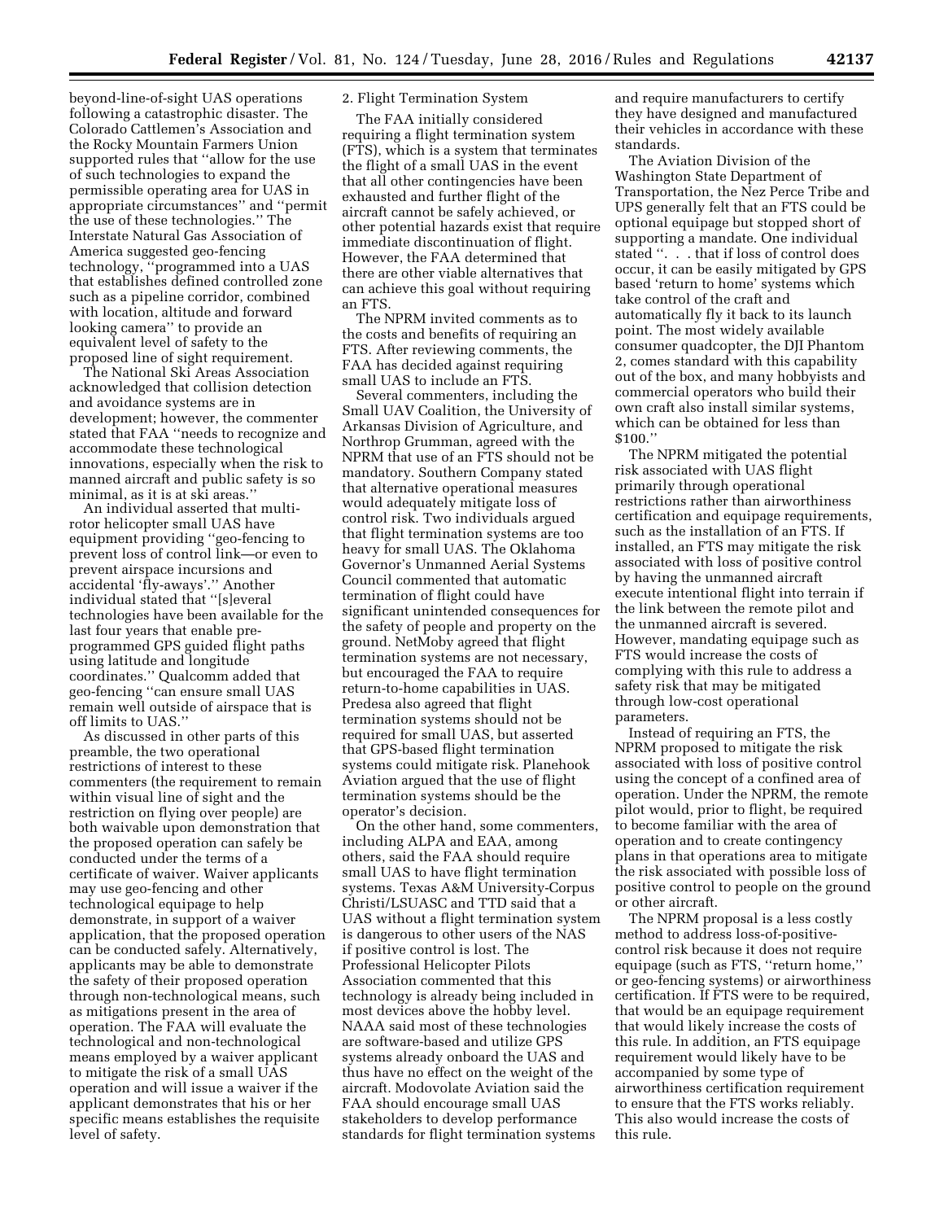beyond-line-of-sight UAS operations following a catastrophic disaster. The Colorado Cattlemen's Association and the Rocky Mountain Farmers Union supported rules that ''allow for the use of such technologies to expand the permissible operating area for UAS in appropriate circumstances'' and ''permit the use of these technologies.'' The Interstate Natural Gas Association of America suggested geo-fencing technology, ''programmed into a UAS that establishes defined controlled zone such as a pipeline corridor, combined with location, altitude and forward looking camera'' to provide an equivalent level of safety to the proposed line of sight requirement.

The National Ski Areas Association acknowledged that collision detection and avoidance systems are in development; however, the commenter stated that FAA ''needs to recognize and accommodate these technological innovations, especially when the risk to manned aircraft and public safety is so minimal, as it is at ski areas.''

An individual asserted that multi-rotor helicopter small UAS have equipment providing ''geo-fencing to prevent loss of control link—or even to prevent airspace incursions and accidental 'fly-aways'.'' Another individual stated that ''[s]everal technologies have been available for the last four years that enable pre-programmed GPS guided flight paths using latitude and longitude coordinates.'' Qualcomm added that geo-fencing ''can ensure small UAS remain well outside of airspace that is off limits to UAS.''

As discussed in other parts of this preamble, the two operational restrictions of interest to these commenters (the requirement to remain within visual line of sight and the restriction on flying over people) are both waivable upon demonstration that the proposed operation can safely be conducted under the terms of a certificate of waiver. Waiver applicants may use geo-fencing and other technological equipage to help demonstrate, in support of a waiver application, that the proposed operation can be conducted safely. Alternatively, applicants may be able to demonstrate the safety of their proposed operation through non-technological means, such as mitigations present in the area of operation. The FAA will evaluate the technological and non-technological means employed by a waiver applicant to mitigate the risk of a small UAS operation and will issue a waiver if the applicant demonstrates that his or her specific means establishes the requisite level of safety.

2. Flight Termination System

The FAA initially considered requiring a flight termination system (FTS), which is a system that terminates the flight of a small UAS in the event that all other contingencies have been exhausted and further flight of the aircraft cannot be safely achieved, or other potential hazards exist that require immediate discontinuation of flight. However, the FAA determined that there are other viable alternatives that can achieve this goal without requiring an FTS.

The NPRM invited comments as to the costs and benefits of requiring an FTS. After reviewing comments, the FAA has decided against requiring small UAS to include an FTS.

Several commenters, including the Small UAV Coalition, the University of Arkansas Division of Agriculture, and Northrop Grumman, agreed with the NPRM that use of an FTS should not be mandatory. Southern Company stated that alternative operational measures would adequately mitigate loss of control risk. Two individuals argued that flight termination systems are too heavy for small UAS. The Oklahoma Governor's Unmanned Aerial Systems Council commented that automatic termination of flight could have significant unintended consequences for the safety of people and property on the ground. NetMoby agreed that flight termination systems are not necessary, but encouraged the FAA to require return-to-home capabilities in UAS. Predesa also agreed that flight termination systems should not be required for small UAS, but asserted that GPS-based flight termination systems could mitigate risk. Planehook Aviation argued that the use of flight termination systems should be the operator's decision.

On the other hand, some commenters, including ALPA and EAA, among others, said the FAA should require small UAS to have flight termination systems. Texas A&M University-Corpus Christi/LSUASC and TTD said that a UAS without a flight termination system is dangerous to other users of the NAS if positive control is lost. The Professional Helicopter Pilots Association commented that this technology is already being included in most devices above the hobby level. NAAA said most of these technologies are software-based and utilize GPS systems already onboard the UAS and thus have no effect on the weight of the aircraft. Modovolate Aviation said the FAA should encourage small UAS stakeholders to develop performance standards for flight termination systems and require manufacturers to certify they have designed and manufactured their vehicles in accordance with these standards.

The Aviation Division of the Washington State Department of Transportation, the Nez Perce Tribe and UPS generally felt that an FTS could be optional equipage but stopped short of supporting a mandate. One individual stated ''. . . that if loss of control does occur, it can be easily mitigated by GPS based 'return to home' systems which take control of the craft and automatically fly it back to its launch point. The most widely available consumer quadcopter, the DJI Phantom 2, comes standard with this capability out of the box, and many hobbyists and commercial operators who build their own craft also install similar systems, which can be obtained for less than $100.''

The NPRM mitigated the potential risk associated with UAS flight primarily through operational restrictions rather than airworthiness certification and equipage requirements, such as the installation of an FTS. If installed, an FTS may mitigate the risk associated with loss of positive control by having the unmanned aircraft execute intentional flight into terrain if the link between the remote pilot and the unmanned aircraft is severed. However, mandating equipage such as FTS would increase the costs of complying with this rule to address a safety risk that may be mitigated through low-cost operational parameters.

Instead of requiring an FTS, the NPRM proposed to mitigate the risk associated with loss of positive control using the concept of a confined area of operation. Under the NPRM, the remote pilot would, prior to flight, be required to become familiar with the area of operation and to create contingency plans in that operations area to mitigate the risk associated with possible loss of positive control to people on the ground or other aircraft.

The NPRM proposal is a less costly method to address loss-of-positive-control risk because it does not require equipage (such as FTS, ''return home,'' or geo-fencing systems) or airworthiness certification. If FTS were to be required, that would be an equipage requirement that would likely increase the costs of this rule. In addition, an FTS equipage requirement would likely have to be accompanied by some type of airworthiness certification requirement to ensure that the FTS works reliably. This also would increase the costs of this rule.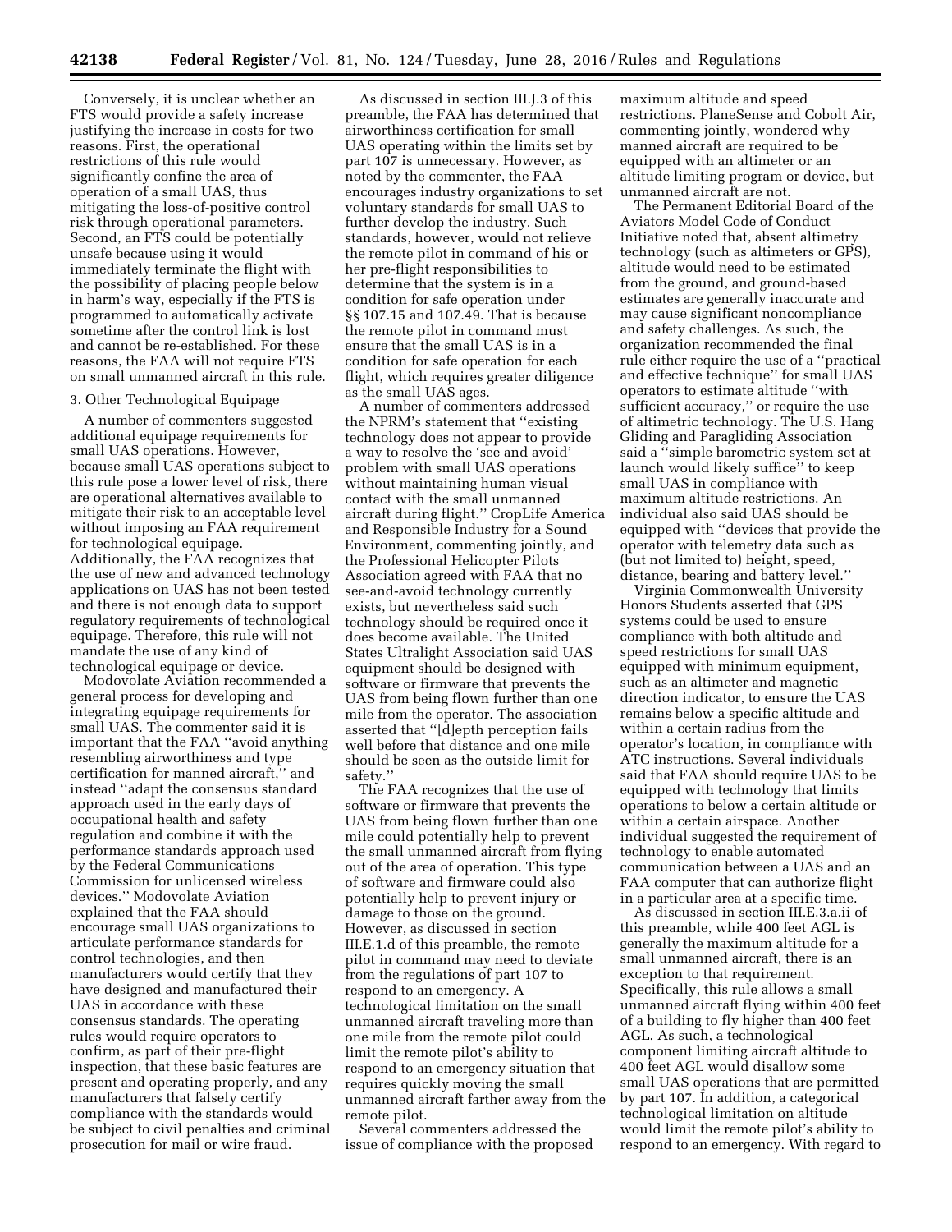Conversely, it is unclear whether an FTS would provide a safety increase justifying the increase in costs for two reasons. First, the operational restrictions of this rule would significantly confine the area of operation of a small UAS, thus mitigating the loss-of-positive control risk through operational parameters. Second, an FTS could be potentially unsafe because using it would immediately terminate the flight with the possibility of placing people below in harm's way, especially if the FTS is programmed to automatically activate sometime after the control link is lost and cannot be re-established. For these reasons, the FAA will not require FTS on small unmanned aircraft in this rule.

3. Other Technological Equipage

A number of commenters suggested additional equipage requirements for small UAS operations. However, because small UAS operations subject to this rule pose a lower level of risk, there are operational alternatives available to mitigate their risk to an acceptable level without imposing an FAA requirement for technological equipage. Additionally, the FAA recognizes that the use of new and advanced technology applications on UAS has not been tested and there is not enough data to support regulatory requirements of technological equipage. Therefore, this rule will not mandate the use of any kind of technological equipage or device.

Modovolate Aviation recommended a general process for developing and integrating equipage requirements for small UAS. The commenter said it is important that the FAA ''avoid anything resembling airworthiness and type certification for manned aircraft,'' and instead ''adapt the consensus standard approach used in the early days of occupational health and safety regulation and combine it with the performance standards approach used by the Federal Communications Commission for unlicensed wireless devices.'' Modovolate Aviation explained that the FAA should encourage small UAS organizations to articulate performance standards for control technologies, and then manufacturers would certify that they have designed and manufactured their UAS in accordance with these consensus standards. The operating rules would require operators to confirm, as part of their pre-flight inspection, that these basic features are present and operating properly, and any manufacturers that falsely certify compliance with the standards would be subject to civil penalties and criminal prosecution for mail or wire fraud.

As discussed in section III.J.3 of this preamble, the FAA has determined that airworthiness certification for small UAS operating within the limits set by part 107 is unnecessary. However, as noted by the commenter, the FAA encourages industry organizations to set voluntary standards for small UAS to further develop the industry. Such standards, however, would not relieve the remote pilot in command of his or her pre-flight responsibilities to determine that the system is in a condition for safe operation under §§ 107.15 and 107.49. That is because the remote pilot in command must ensure that the small UAS is in a condition for safe operation for each flight, which requires greater diligence as the small UAS ages.

A number of commenters addressed the NPRM's statement that ''existing technology does not appear to provide a way to resolve the 'see and avoid' problem with small UAS operations without maintaining human visual contact with the small unmanned aircraft during flight.'' CropLife America and Responsible Industry for a Sound Environment, commenting jointly, and the Professional Helicopter Pilots Association agreed with FAA that no see-and-avoid technology currently exists, but nevertheless said such technology should be required once it does become available. The United States Ultralight Association said UAS equipment should be designed with software or firmware that prevents the UAS from being flown further than one mile from the operator. The association asserted that ''[d]epth perception fails well before that distance and one mile should be seen as the outside limit for safety.''

The FAA recognizes that the use of software or firmware that prevents the UAS from being flown further than one mile could potentially help to prevent the small unmanned aircraft from flying out of the area of operation. This type of software and firmware could also potentially help to prevent injury or damage to those on the ground. However, as discussed in section III.E.1.d of this preamble, the remote pilot in command may need to deviate from the regulations of part 107 to respond to an emergency. A technological limitation on the small unmanned aircraft traveling more than one mile from the remote pilot could limit the remote pilot's ability to respond to an emergency situation that requires quickly moving the small unmanned aircraft farther away from the remote pilot.

Several commenters addressed the issue of compliance with the proposed maximum altitude and speed restrictions. PlaneSense and Cobolt Air, commenting jointly, wondered why manned aircraft are required to be equipped with an altimeter or an altitude limiting program or device, but unmanned aircraft are not.

The Permanent Editorial Board of the Aviators Model Code of Conduct Initiative noted that, absent altimetry technology (such as altimeters or GPS), altitude would need to be estimated from the ground, and ground-based estimates are generally inaccurate and may cause significant noncompliance and safety challenges. As such, the organization recommended the final rule either require the use of a ''practical and effective technique'' for small UAS operators to estimate altitude ''with sufficient accuracy,'' or require the use of altimetric technology. The U.S. Hang Gliding and Paragliding Association said a ''simple barometric system set at launch would likely suffice'' to keep small UAS in compliance with maximum altitude restrictions. An individual also said UAS should be equipped with ''devices that provide the operator with telemetry data such as (but not limited to) height, speed, distance, bearing and battery level.''

Virginia Commonwealth University Honors Students asserted that GPS systems could be used to ensure compliance with both altitude and speed restrictions for small UAS equipped with minimum equipment, such as an altimeter and magnetic direction indicator, to ensure the UAS remains below a specific altitude and within a certain radius from the operator's location, in compliance with ATC instructions. Several individuals said that FAA should require UAS to be equipped with technology that limits operations to below a certain altitude or within a certain airspace. Another individual suggested the requirement of technology to enable automated communication between a UAS and an FAA computer that can authorize flight in a particular area at a specific time.

As discussed in section III.E.3.a.ii of this preamble, while 400 feet AGL is generally the maximum altitude for a small unmanned aircraft, there is an exception to that requirement. Specifically, this rule allows a small unmanned aircraft flying within 400 feet of a building to fly higher than 400 feet AGL. As such, a technological component limiting aircraft altitude to 400 feet AGL would disallow some small UAS operations that are permitted by part 107. In addition, a categorical technological limitation on altitude would limit the remote pilot's ability to respond to an emergency. With regard to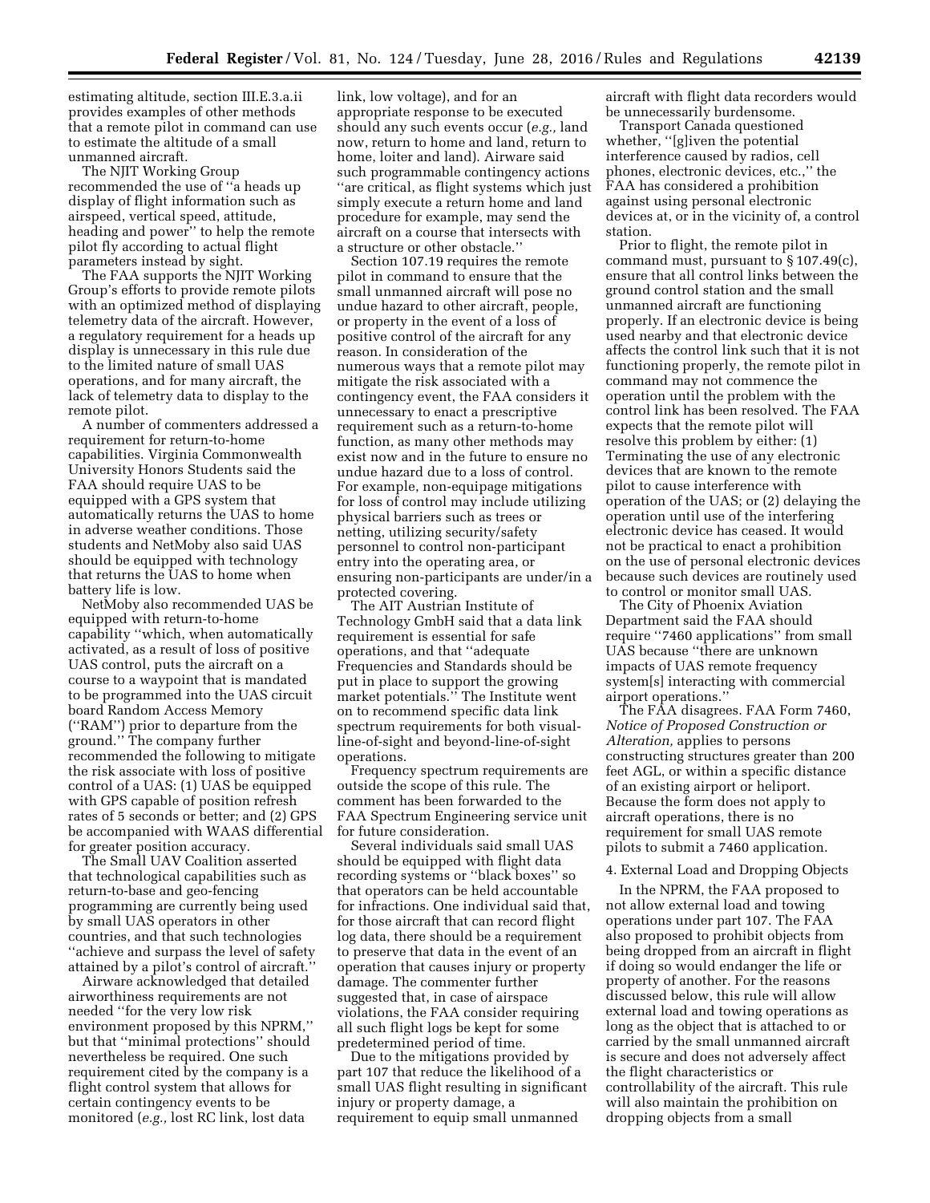estimating altitude, section III.E.3.a.ii provides examples of other methods that a remote pilot in command can use to estimate the altitude of a small unmanned aircraft.

The NJIT Working Group recommended the use of ''a heads up display of flight information such as airspeed, vertical speed, attitude, heading and power'' to help the remote pilot fly according to actual flight parameters instead by sight.

The FAA supports the NJIT Working Group's efforts to provide remote pilots with an optimized method of displaying telemetry data of the aircraft. However, a regulatory requirement for a heads up display is unnecessary in this rule due to the limited nature of small UAS operations, and for many aircraft, the lack of telemetry data to display to the remote pilot.

A number of commenters addressed a requirement for return-to-home capabilities. Virginia Commonwealth University Honors Students said the FAA should require UAS to be equipped with a GPS system that automatically returns the UAS to home in adverse weather conditions. Those students and NetMoby also said UAS should be equipped with technology that returns the UAS to home when battery life is low.

NetMoby also recommended UAS be equipped with return-to-home capability ''which, when automatically activated, as a result of loss of positive UAS control, puts the aircraft on a course to a waypoint that is mandated to be programmed into the UAS circuit board Random Access Memory (''RAM'') prior to departure from the ground.'' The company further recommended the following to mitigate the risk associated with loss of positive control of a UAS: (1) UAS be equipped with GPS capable of position refresh rates of 5 seconds or better; and (2) GPS be accompanied with WAAS differential for greater position accuracy.

The Small UAV Coalition asserted that technological capabilities such as return-to-base and geo-fencing programming are currently being used by small UAS operators in other countries, and that such technologies ''achieve and surpass the level of safety attained by a pilot's control of aircraft.''

Airware acknowledged that detailed airworthiness requirements are not needed ''for the very low risk environment proposed by this NPRM,'' but that ''minimal protections'' should nevertheless be required. One such requirement cited by the company is a flight control system that allows for certain contingency events to be monitored (*e.g.,* lost RC link, lost data link, low voltage), and for an appropriate response to be executed should any such events occur (*e.g.,* land now, return to home and land, return to home, loiter and land). Airware said such programmable contingency actions ''are critical, as flight systems which just simply execute a return home and land procedure for example, may send the aircraft on a course that intersects with a structure or other obstacle.''

Section 107.19 requires the remote pilot in command to ensure that the small unmanned aircraft will pose no undue hazard to other aircraft, people, or property in the event of a loss of positive control of the aircraft for any reason. In consideration of the numerous ways that a remote pilot may mitigate the risk associated with a contingency event, the FAA considers it unnecessary to enact a prescriptive requirement such as a return-to-home function, as many other methods may exist now and in the future to ensure no undue hazard due to a loss of control. For example, non-equipage mitigations for loss of control may include utilizing physical barriers such as trees or netting, utilizing security/safety personnel to control non-participant entry into the operating area, or ensuring non-participants are under/in a protected covering.

The AIT Austrian Institute of Technology GmbH said that a data link requirement is essential for safe operations, and that ''adequate Frequencies and Standards should be put in place to support the growing market potentials.'' The Institute went on to recommend specific data link spectrum requirements for both visual-line-of-sight and beyond-line-of-sight operations.

Frequency spectrum requirements are outside the scope of this rule. The comment has been forwarded to the FAA Spectrum Engineering service unit for future consideration.

Several individuals said small UAS should be equipped with flight data recording systems or ''black boxes'' so that operators can be held accountable for infractions. One individual said that, for those aircraft that can record flight log data, there should be a requirement to preserve that data in the event of an operation that causes injury or property damage. The commenter further suggested that, in case of airspace violations, the FAA consider requiring all such flight logs be kept for some predetermined period of time.

Due to the mitigations provided by part 107 that reduce the likelihood of a small UAS flight resulting in significant injury or property damage, a requirement to equip small unmanned aircraft with flight data recorders would be unnecessarily burdensome.

Transport Canada questioned whether, ''[g]iven the potential interference caused by radios, cell phones, electronic devices, etc.,'' the FAA has considered a prohibition against using personal electronic devices at, or in the vicinity of, a control station.

Prior to flight, the remote pilot in command must, pursuant to § 107.49(c), ensure that all control links between the ground control station and the small unmanned aircraft are functioning properly. If an electronic device is being used nearby and that electronic device affects the control link such that it is not functioning properly, the remote pilot in command may not commence the operation until the problem with the control link has been resolved. The FAA expects that the remote pilot will resolve this problem by either: (1) Terminating the use of any electronic devices that are known to the remote pilot to cause interference with operation of the UAS; or (2) delaying the operation until use of the interfering electronic device has ceased. It would not be practical to enact a prohibition on the use of personal electronic devices because such devices are routinely used to control or monitor small UAS.

The City of Phoenix Aviation Department said the FAA should require ''7460 applications'' from small UAS because ''there are unknown impacts of UAS remote frequency system[s] interacting with commercial airport operations.''

The FAA disagrees. FAA Form 7460, *Notice of Proposed Construction or Alteration,* applies to persons constructing structures greater than 200 feet AGL, or within a specific distance of an existing airport or heliport. Because the form does not apply to aircraft operations, there is no requirement for small UAS remote pilots to submit a 7460 application.

4. External Load and Dropping Objects

In the NPRM, the FAA proposed to not allow external load and towing operations under part 107. The FAA also proposed to prohibit objects from being dropped from an aircraft in flight if doing so would endanger the life or property of another. For the reasons discussed below, this rule will allow external load and towing operations as long as the object that is attached to or carried by the small unmanned aircraft is secure and does not adversely affect the flight characteristics or controllability of the aircraft. This rule will also maintain the prohibition on dropping objects from a small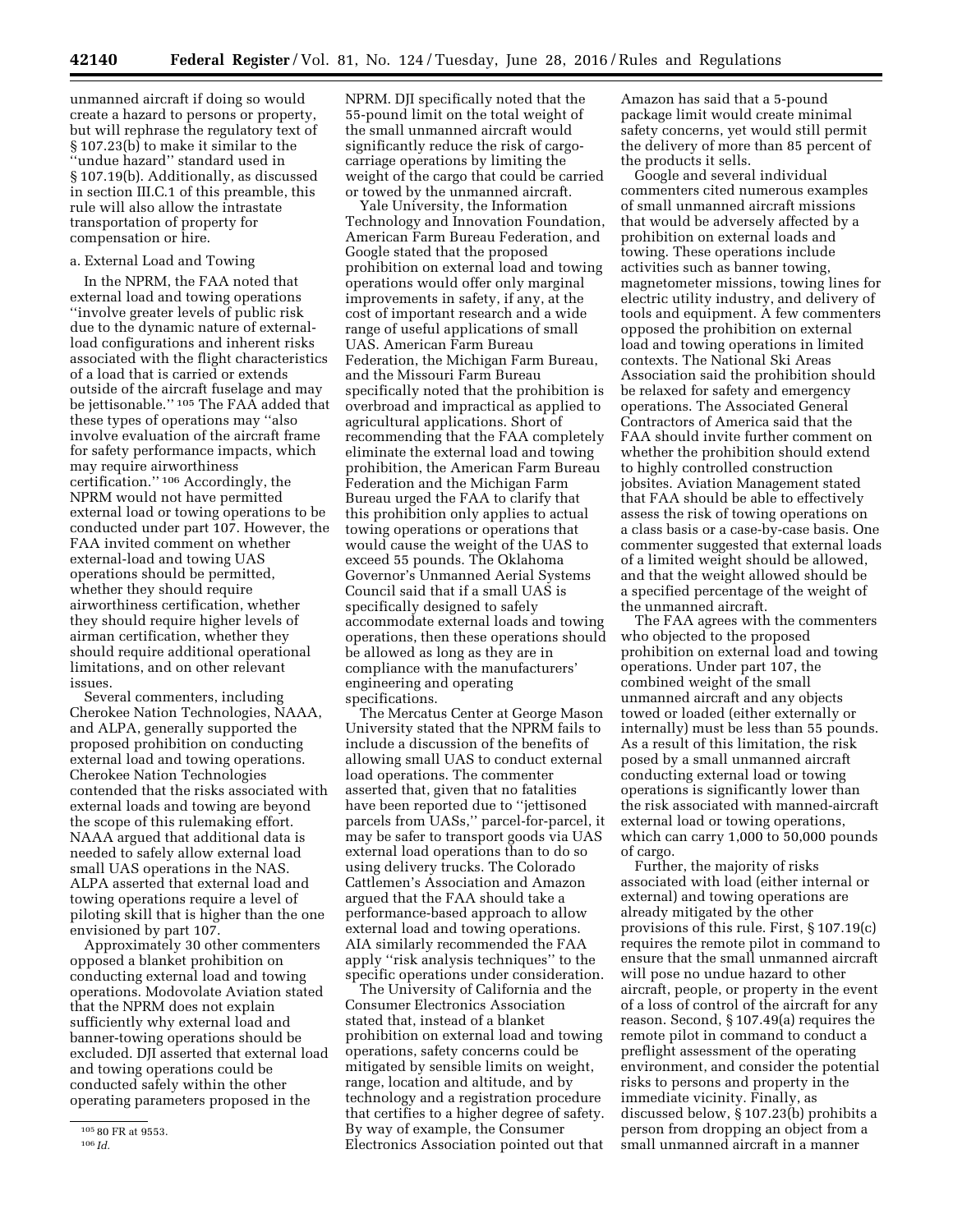unmanned aircraft if doing so would create a hazard to persons or property, but will rephrase the regulatory text of § 107.23(b) to make it similar to the ''undue hazard'' standard used in § 107.19(b). Additionally, as discussed in section III.C.1 of this preamble, this rule will also allow the intrastate transportation of property for compensation or hire.

a. External Load and Towing

In the NPRM, the FAA noted that external load and towing operations ''involve greater levels of public risk due to the dynamic nature of external-load configurations and inherent risks associated with the flight characteristics of a load that is carried or extends outside of the aircraft fuselage and may be jettisonable.'' [105] The FAA added that these types of operations may ''also involve evaluation of the aircraft frame for safety performance impacts, which may require airworthiness certification.'' [106] Accordingly, the NPRM would not have permitted external load or towing operations to be conducted under part 107. However, the FAA invited comment on whether external-load and towing UAS operations should be permitted, whether they should require airworthiness certification, whether they should require higher levels of airman certification, whether they should require additional operational limitations, and on other relevant issues.

Several commenters, including Cherokee Nation Technologies, NAAA, and ALPA, generally supported the proposed prohibition on conducting external load and towing operations. Cherokee Nation Technologies contended that the risks associated with external loads and towing are beyond the scope of this rulemaking effort. NAAA argued that additional data is needed to safely allow external load small UAS operations in the NAS. ALPA asserted that external load and towing operations require a level of piloting skill that is higher than the one envisioned by part 107.

Approximately 30 other commenters opposed a blanket prohibition on conducting external load and towing operations. Modovolate Aviation stated that the NPRM does not explain sufficiently why external load and banner-towing operations should be excluded. DJI asserted that external load and towing operations could be conducted safely within the other operating parameters proposed in the NPRM. DJI specifically noted that the 55-pound limit on the total weight of the small unmanned aircraft would significantly reduce the risk of cargo-carriage operations by limiting the weight of the cargo that could be carried or towed by the unmanned aircraft.

Yale University, the Information Technology and Innovation Foundation, American Farm Bureau Federation, and Google stated that the proposed prohibition on external load and towing operations would offer only marginal improvements in safety, if any, at the cost of important research and a wide range of useful applications of small UAS. American Farm Bureau Federation, the Michigan Farm Bureau, and the Missouri Farm Bureau specifically noted that the prohibition is overbroad and impractical as applied to agricultural applications. Short of recommending that the FAA completely eliminate the external load and towing prohibition, the American Farm Bureau Federation and the Michigan Farm Bureau urged the FAA to clarify that this prohibition only applies to actual towing operations or operations that would cause the weight of the UAS to exceed 55 pounds. The Oklahoma Governor's Unmanned Aerial Systems Council said that if a small UAS is specifically designed to safely accommodate external loads and towing operations, then these operations should be allowed as long as they are in compliance with the manufacturers' engineering and operating specifications.

The Mercatus Center at George Mason University stated that the NPRM fails to include a discussion of the benefits of allowing small UAS to conduct external load operations. The commenter asserted that, given that no fatalities have been reported due to ''jettisoned parcels from UASs,'' parcel-for-parcel, it may be safer to transport goods via UAS external load operations than to do so using delivery trucks. The Colorado Cattlemen's Association and Amazon argued that the FAA should take a performance-based approach to allow external load and towing operations. AIA similarly recommended the FAA apply ''risk analysis techniques'' to the specific operations under consideration.

The University of California and the Consumer Electronics Association stated that, instead of a blanket prohibition on external load and towing operations, safety concerns could be mitigated by sensible limits on weight, range, location and altitude, and by technology and a registration procedure that certifies to a higher degree of safety. By way of example, the Consumer Electronics Association pointed out that Amazon has said that a 5-pound package limit would create minimal safety concerns, yet would still permit the delivery of more than 85 percent of the products it sells.

Google and several individual commenters cited numerous examples of small unmanned aircraft missions that would be adversely affected by a prohibition on external loads and towing. These operations include activities such as banner towing, magnetometer missions, towing lines for electric utility industry, and delivery of tools and equipment. A few commenters opposed the prohibition on external load and towing operations in limited contexts. The National Ski Areas Association said the prohibition should be relaxed for safety and emergency operations. The Associated General Contractors of America said that the FAA should invite further comment on whether the prohibition should extend to highly controlled construction jobsites. Aviation Management stated that FAA should be able to effectively assess the risk of towing operations on a class basis or a case-by-case basis. One commenter suggested that external loads of a limited weight should be allowed, and that the weight allowed should be a specified percentage of the weight of the unmanned aircraft.

The FAA agrees with the commenters who objected to the proposed prohibition on external load and towing operations. Under part 107, the combined weight of the small unmanned aircraft and any objects towed or loaded (either externally or internally) must be less than 55 pounds. As a result of this limitation, the risk posed by a small unmanned aircraft conducting external load or towing operations is significantly lower than the risk associated with manned-aircraft external load or towing operations, which can carry 1,000 to 50,000 pounds of cargo.

Further, the majority of risks associated with load (either internal or external) and towing operations are already mitigated by the other provisions of this rule. First, § 107.19(c) requires the remote pilot in command to ensure that the small unmanned aircraft will pose no undue hazard to other aircraft, people, or property in the event of a loss of control of the aircraft for any reason. Second, § 107.49(a) requires the remote pilot in command to conduct a preflight assessment of the operating environment, and consider the potential risks to persons and property in the immediate vicinity. Finally, as discussed below, § 107.23(b) prohibits a person from dropping an object from a small unmanned aircraft in a manner

[105] 80 FR at 9553.

[106] *Id.*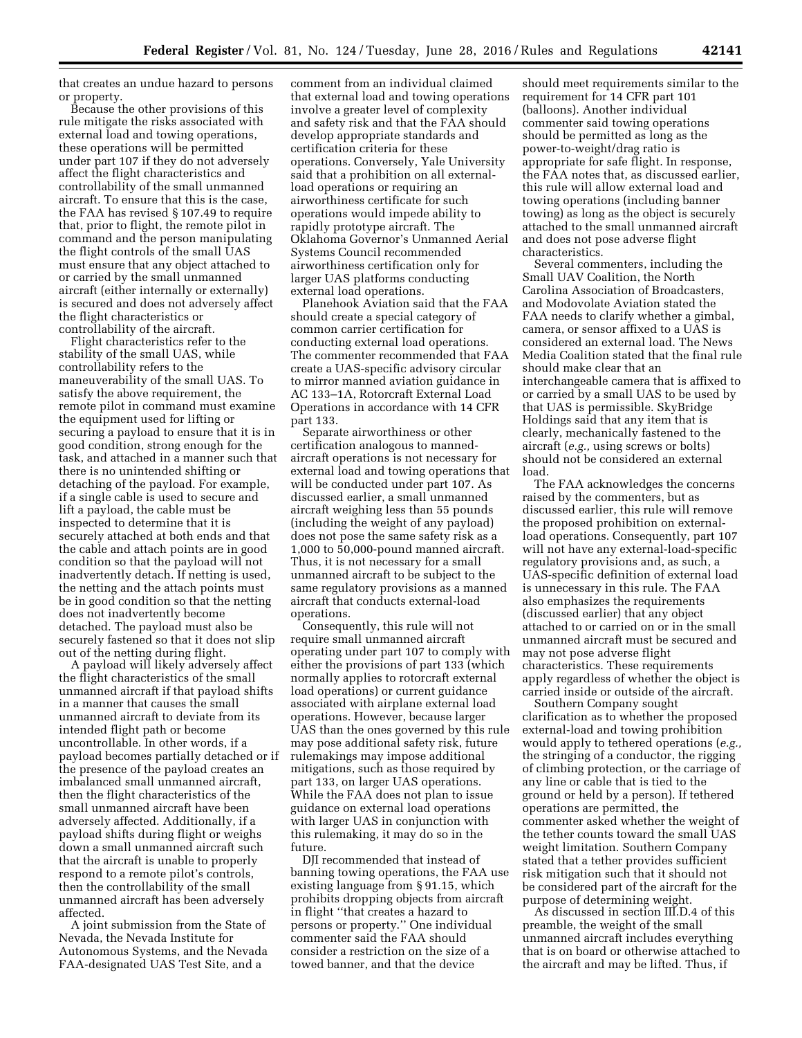that creates an undue hazard to persons or property.

Because the other provisions of this rule mitigate the risks associated with external load and towing operations, these operations will be permitted under part 107 if they do not adversely affect the flight characteristics and controllability of the small unmanned aircraft. To ensure that this is the case, the FAA has revised § 107.49 to require that, prior to flight, the remote pilot in command and the person manipulating the flight controls of the small UAS must ensure that any object attached to or carried by the small unmanned aircraft (either internally or externally) is secured and does not adversely affect the flight characteristics or controllability of the aircraft.

Flight characteristics refer to the stability of the small UAS, while controllability refers to the maneuverability of the small UAS. To satisfy the above requirement, the remote pilot in command must examine the equipment used for lifting or securing a payload to ensure that it is in good condition, strong enough for the task, and attached in a manner such that there is no unintended shifting or detaching of the payload. For example, if a single cable is used to secure and lift a payload, the cable must be inspected to determine that it is securely attached at both ends and that the cable and attach points are in good condition so that the payload will not inadvertently detach. If netting is used, the netting and the attach points must be in good condition so that the netting does not inadvertently become detached. The payload must also be securely fastened so that it does not slip out of the netting during flight.

A payload will likely adversely affect the flight characteristics of the small unmanned aircraft if that payload shifts in a manner that causes the small unmanned aircraft to deviate from its intended flight path or become uncontrollable. In other words, if a payload becomes partially detached or if the presence of the payload creates an imbalanced small unmanned aircraft, then the flight characteristics of the small unmanned aircraft have been adversely affected. Additionally, if a payload shifts during flight or weighs down a small unmanned aircraft such that the aircraft is unable to properly respond to a remote pilot's controls, then the controllability of the small unmanned aircraft has been adversely affected.

A joint submission from the State of Nevada, the Nevada Institute for Autonomous Systems, and the Nevada FAA-designated UAS Test Site, and a comment from an individual claimed that external load and towing operations involve a greater level of complexity and safety risk and that the FAA should develop appropriate standards and certification criteria for these operations. Conversely, Yale University said that a prohibition on all external-load operations or requiring an airworthiness certificate for such operations would impede ability to rapidly prototype aircraft. The Oklahoma Governor's Unmanned Aerial Systems Council recommended airworthiness certification only for larger UAS platforms conducting external load operations.

Planehook Aviation said that the FAA should create a special category of common carrier certification for conducting external load operations. The commenter recommended that FAA create a UAS-specific advisory circular to mirror manned aviation guidance in AC 133–1A, Rotorcraft External Load Operations in accordance with 14 CFR part 133.

Separate airworthiness or other certification analogous to manned-aircraft operations is not necessary for external load and towing operations that will be conducted under part 107. As discussed earlier, a small unmanned aircraft weighing less than 55 pounds (including the weight of any payload) does not pose the same safety risk as a 1,000 to 50,000-pound manned aircraft. Thus, it is not necessary for a small unmanned aircraft to be subject to the same regulatory provisions as a manned aircraft that conducts external-load operations.

Consequently, this rule will not require small unmanned aircraft operating under part 107 to comply with either the provisions of part 133 (which normally applies to rotorcraft external load operations) or current guidance associated with airplane external load operations. However, because larger UAS than the ones governed by this rule may pose additional safety risk, future rulemakings may impose additional mitigations, such as those required by part 133, on larger UAS operations. While the FAA does not plan to issue guidance on external load operations with larger UAS in conjunction with this rulemaking, it may do so in the future.

DJI recommended that instead of banning towing operations, the FAA use existing language from § 91.15, which prohibits dropping objects from aircraft in flight "that creates a hazard to persons or property." One individual commenter said the FAA should consider a restriction on the size of a towed banner, and that the device should meet requirements similar to the requirement for 14 CFR part 101 (balloons). Another individual commenter said towing operations should be permitted as long as the power-to-weight/drag ratio is appropriate for safe flight. In response, the FAA notes that, as discussed earlier, this rule will allow external load and towing operations (including banner towing) as long as the object is securely attached to the small unmanned aircraft and does not pose adverse flight characteristics.

Several commenters, including the Small UAV Coalition, the North Carolina Association of Broadcasters, and Modovolate Aviation stated the FAA needs to clarify whether a gimbal, camera, or sensor affixed to a UAS is considered an external load. The News Media Coalition stated that the final rule should make clear that an interchangeable camera that is affixed to or carried by a small UAS to be used by that UAS is permissible. SkyBridge Holdings said that any item that is clearly, mechanically fastened to the aircraft (*e.g.,* using screws or bolts) should not be considered an external load.

The FAA acknowledges the concerns raised by the commenters, but as discussed earlier, this rule will remove the proposed prohibition on external-load operations. Consequently, part 107 will not have any external-load-specific regulatory provisions and, as such, a UAS-specific definition of external load is unnecessary in this rule. The FAA also emphasizes the requirements (discussed earlier) that any object attached to or carried on or in the small unmanned aircraft must be secured and may not pose adverse flight characteristics. These requirements apply regardless of whether the object is carried inside or outside of the aircraft.

Southern Company sought clarification as to whether the proposed external-load and towing prohibition would apply to tethered operations (*e.g.,* the stringing of a conductor, the rigging of climbing protection, or the carriage of any line or cable that is tied to the ground or held by a person). If tethered operations are permitted, the commenter asked whether the weight of the tether counts toward the small UAS weight limitation. Southern Company stated that a tether provides sufficient risk mitigation such that it should not be considered part of the aircraft for the purpose of determining weight.

As discussed in section III.D.4 of this preamble, the weight of the small unmanned aircraft includes everything that is on board or otherwise attached to the aircraft and may be lifted. Thus, if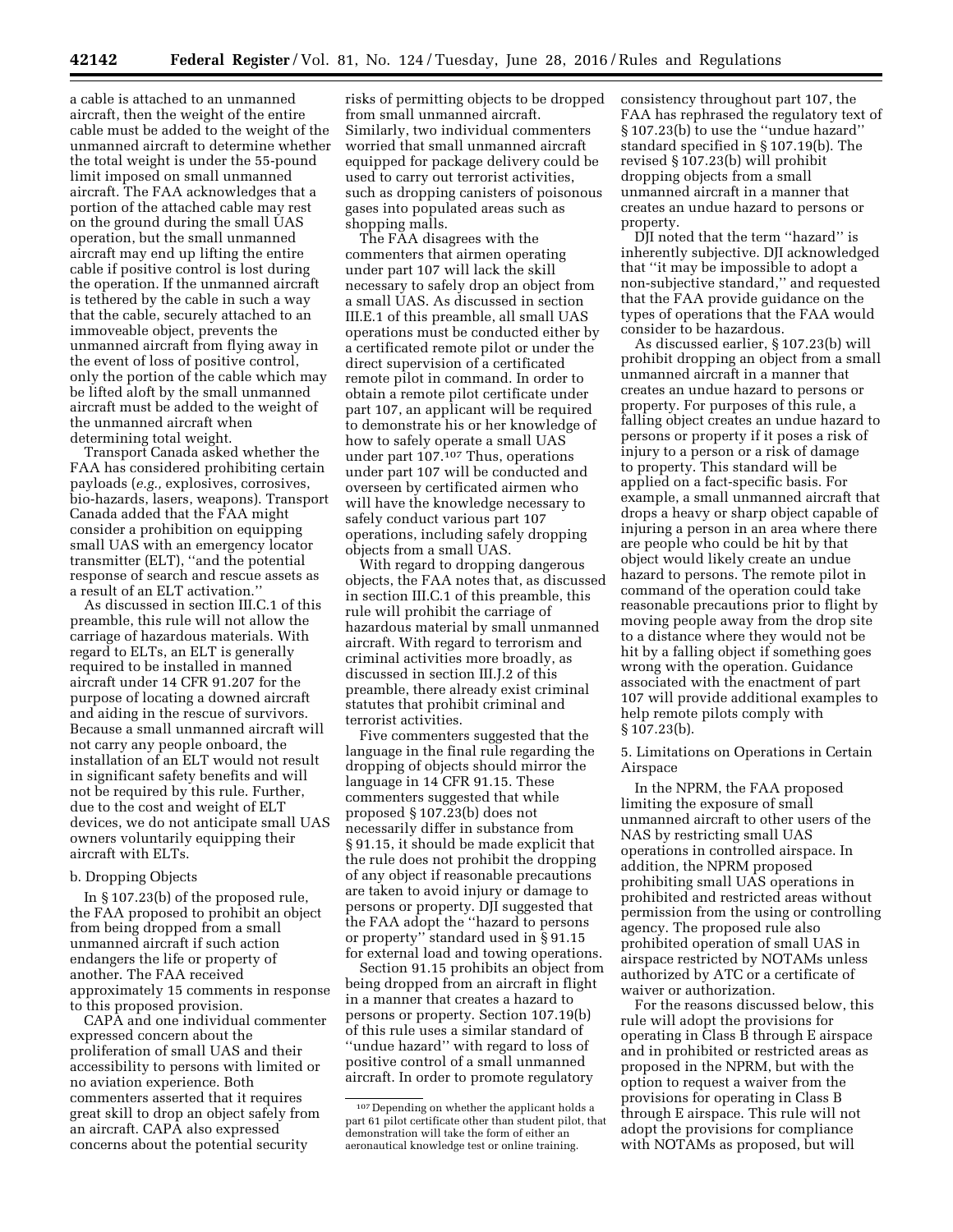a cable is attached to an unmanned aircraft, then the weight of the entire cable must be added to the weight of the unmanned aircraft to determine whether the total weight is under the 55-pound limit imposed on small unmanned aircraft. The FAA acknowledges that a portion of the attached cable may rest on the ground during the small UAS operation, but the small unmanned aircraft may end up lifting the entire cable if positive control is lost during the operation. If the unmanned aircraft is tethered by the cable in such a way that the cable, securely attached to an immoveable object, prevents the unmanned aircraft from flying away in the event of loss of positive control, only the portion of the cable which may be lifted aloft by the small unmanned aircraft must be added to the weight of the unmanned aircraft when determining total weight.

Transport Canada asked whether the FAA has considered prohibiting certain payloads (*e.g.,* explosives, corrosives, bio-hazards, lasers, weapons). Transport Canada added that the FAA might consider a prohibition on equipping small UAS with an emergency locator transmitter (ELT), ''and the potential response of search and rescue assets as a result of an ELT activation.''

As discussed in section III.C.1 of this preamble, this rule will not allow the carriage of hazardous materials. With regard to ELTs, an ELT is generally required to be installed in manned aircraft under 14 CFR 91.207 for the purpose of locating a downed aircraft and aiding in the rescue of survivors. Because a small unmanned aircraft will not carry any people onboard, the installation of an ELT would not result in significant safety benefits and will not be required by this rule. Further, due to the cost and weight of ELT devices, we do not anticipate small UAS owners voluntarily equipping their aircraft with ELTs.

b. Dropping Objects

In § 107.23(b) of the proposed rule, the FAA proposed to prohibit an object from being dropped from a small unmanned aircraft if such action endangers the life or property of another. The FAA received approximately 15 comments in response to this proposed provision.

CAPA and one individual commenter expressed concern about the proliferation of small UAS and their accessibility to persons with limited or no aviation experience. Both commenters asserted that it requires great skill to drop an object safely from an aircraft. CAPA also expressed concerns about the potential security risks of permitting objects to be dropped from small unmanned aircraft. Similarly, two individual commenters worried that small unmanned aircraft equipped for package delivery could be used to carry out terrorist activities, such as dropping canisters of poisonous gases into populated areas such as shopping malls.

The FAA disagrees with the commenters that airmen operating under part 107 will lack the skill necessary to safely drop an object from a small UAS. As discussed in section III.E.1 of this preamble, all small UAS operations must be conducted either by a certificated remote pilot or under the direct supervision of a certificated remote pilot in command. In order to obtain a remote pilot certificate under part 107, an applicant will be required to demonstrate his or her knowledge of how to safely operate a small UAS under part 107.[107] Thus, operations under part 107 will be conducted and overseen by certificated airmen who will have the knowledge necessary to safely conduct various part 107 operations, including safely dropping objects from a small UAS.

With regard to dropping dangerous objects, the FAA notes that, as discussed in section III.C.1 of this preamble, this rule will prohibit the carriage of hazardous material by small unmanned aircraft. With regard to terrorism and criminal activities more broadly, as discussed in section III.J.2 of this preamble, there already exist criminal statutes that prohibit criminal and terrorist activities.

Five commenters suggested that the language in the final rule regarding the dropping of objects should mirror the language in 14 CFR 91.15. These commenters suggested that while proposed § 107.23(b) does not necessarily differ in substance from § 91.15, it should be made explicit that the rule does not prohibit the dropping of any object if reasonable precautions are taken to avoid injury or damage to persons or property. DJI suggested that the FAA adopt the ''hazard to persons or property'' standard used in § 91.15 for external load and towing operations.

Section 91.15 prohibits an object from being dropped from an aircraft in flight in a manner that creates a hazard to persons or property. Section 107.19(b) of this rule uses a similar standard of ''undue hazard'' with regard to loss of positive control of a small unmanned aircraft. In order to promote regulatory consistency throughout part 107, the FAA has rephrased the regulatory text of § 107.23(b) to use the ''undue hazard'' standard specified in § 107.19(b). The revised § 107.23(b) will prohibit dropping objects from a small unmanned aircraft in a manner that creates an undue hazard to persons or property.

DJI noted that the term ''hazard'' is inherently subjective. DJI acknowledged that ''it may be impossible to adopt a non-subjective standard,'' and requested that the FAA provide guidance on the types of operations that the FAA would consider to be hazardous.

As discussed earlier, § 107.23(b) will prohibit dropping an object from a small unmanned aircraft in a manner that creates an undue hazard to persons or property. For purposes of this rule, a falling object creates an undue hazard to persons or property if it poses a risk of injury to a person or a risk of damage to property. This standard will be applied on a fact-specific basis. For example, a small unmanned aircraft that drops a heavy or sharp object capable of injuring a person in an area where there are people who could be hit by that object would likely create an undue hazard to persons. The remote pilot in command of the operation could take reasonable precautions prior to flight by moving people away from the drop site to a distance where they would not be hit by a falling object if something goes wrong with the operation. Guidance associated with the enactment of part 107 will provide additional examples to help remote pilots comply with § 107.23(b).

5. Limitations on Operations in Certain Airspace

In the NPRM, the FAA proposed limiting the exposure of small unmanned aircraft to other users of the NAS by restricting small UAS operations in controlled airspace. In addition, the NPRM proposed prohibiting small UAS operations in prohibited and restricted areas without permission from the using or controlling agency. The proposed rule also prohibited operation of small UAS in airspace restricted by NOTAMs unless authorized by ATC or a certificate of waiver or authorization.

For the reasons discussed below, this rule will adopt the provisions for operating in Class B through E airspace and in prohibited or restricted areas as proposed in the NPRM, but with the option to request a waiver from the provisions for operating in Class B through E airspace. This rule will not adopt the provisions for compliance with NOTAMs as proposed, but will

[107] Depending on whether the applicant holds a part 61 pilot certificate other than student pilot, that demonstration will take the form of either an aeronautical knowledge test or online training.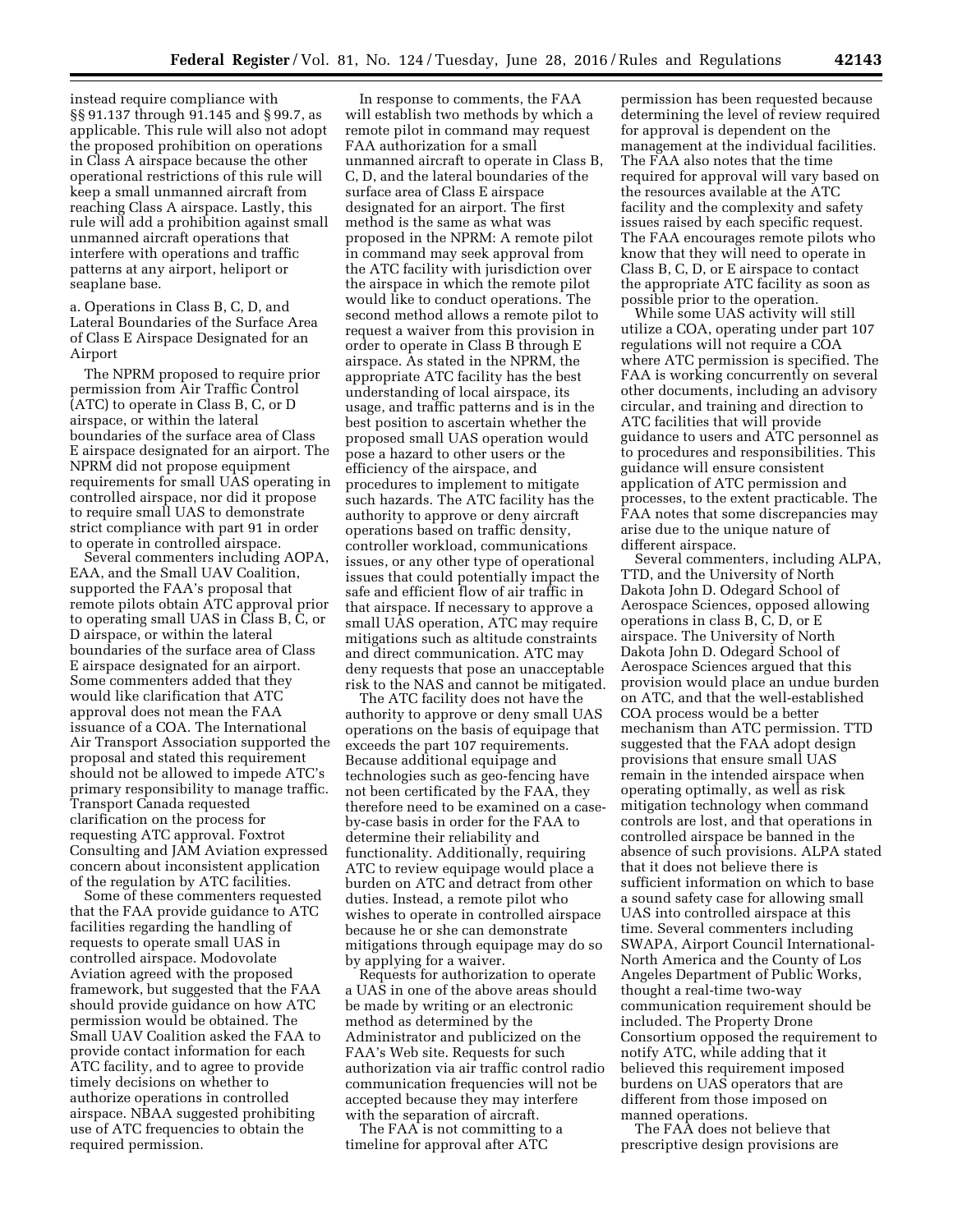instead require compliance with §§ 91.137 through 91.145 and § 99.7, as applicable. This rule will also not adopt the proposed prohibition on operations in Class A airspace because the other operational restrictions of this rule will keep a small unmanned aircraft from reaching Class A airspace. Lastly, this rule will add a prohibition against small unmanned aircraft operations that interfere with operations and traffic patterns at any airport, heliport or seaplane base.

a. Operations in Class B, C, D, and Lateral Boundaries of the Surface Area of Class E Airspace Designated for an Airport

The NPRM proposed to require prior permission from Air Traffic Control (ATC) to operate in Class B, C, or D airspace, or within the lateral boundaries of the surface area of Class E airspace designated for an airport. The NPRM did not propose equipment requirements for small UAS operating in controlled airspace, nor did it propose to require small UAS to demonstrate strict compliance with part 91 in order to operate in controlled airspace.

Several commenters including AOPA, EAA, and the Small UAV Coalition, supported the FAA's proposal that remote pilots obtain ATC approval prior to operating small UAS in Class B, C, or D airspace, or within the lateral boundaries of the surface area of Class E airspace designated for an airport. Some commenters added that they would like clarification that ATC approval does not mean the FAA issuance of a COA. The International Air Transport Association supported the proposal and stated this requirement should not be allowed to impede ATC's primary responsibility to manage traffic. Transport Canada requested clarification on the process for requesting ATC approval. Foxtrot Consulting and JAM Aviation expressed concern about inconsistent application of the regulation by ATC facilities.

Some of these commenters requested that the FAA provide guidance to ATC facilities regarding the handling of requests to operate small UAS in controlled airspace. Modovolate Aviation agreed with the proposed framework, but suggested that the FAA should provide guidance on how ATC permission would be obtained. The Small UAV Coalition asked the FAA to provide contact information for each ATC facility, and to agree to provide timely decisions on whether to authorize operations in controlled airspace. NBAA suggested prohibiting use of ATC frequencies to obtain the required permission.

In response to comments, the FAA will establish two methods by which a remote pilot in command may request FAA authorization for a small unmanned aircraft to operate in Class B, C, D, and the lateral boundaries of the surface area of Class E airspace designated for an airport. The first method is the same as what was proposed in the NPRM: A remote pilot in command may seek approval from the ATC facility with jurisdiction over the airspace in which the remote pilot would like to conduct operations. The second method allows a remote pilot to request a waiver from this provision in order to operate in Class B through E airspace. As stated in the NPRM, the appropriate ATC facility has the best understanding of local airspace, its usage, and traffic patterns and is in the best position to ascertain whether the proposed small UAS operation would pose a hazard to other users or the efficiency of the airspace, and procedures to implement to mitigate such hazards. The ATC facility has the authority to approve or deny aircraft operations based on traffic density, controller workload, communications issues, or any other type of operational issues that could potentially impact the safe and efficient flow of air traffic in that airspace. If necessary to approve a small UAS operation, ATC may require mitigations such as altitude constraints and direct communication. ATC may deny requests that pose an unacceptable risk to the NAS and cannot be mitigated.

The ATC facility does not have the authority to approve or deny small UAS operations on the basis of equipage that exceeds the part 107 requirements. Because additional equipage and technologies such as geo-fencing have not been certificated by the FAA, they therefore need to be examined on a case-by-case basis in order for the FAA to determine their reliability and functionality. Additionally, requiring ATC to review equipage would place a burden on ATC and detract from other duties. Instead, a remote pilot who wishes to operate in controlled airspace because he or she can demonstrate mitigations through equipage may do so by applying for a waiver.

Requests for authorization to operate a UAS in one of the above areas should be made by writing or an electronic method as determined by the Administrator and publicized on the FAA's Web site. Requests for such authorization via air traffic control radio communication frequencies will not be accepted because they may interfere with the separation of aircraft.

The FAA is not committing to a timeline for approval after ATC permission has been requested because determining the level of review required for approval is dependent on the management at the individual facilities. The FAA also notes that the time required for approval will vary based on the resources available at the ATC facility and the complexity and safety issues raised by each specific request. The FAA encourages remote pilots who know that they will need to operate in Class B, C, D, or E airspace to contact the appropriate ATC facility as soon as possible prior to the operation.

While some UAS activity will still utilize a COA, operating under part 107 regulations will not require a COA where ATC permission is specified. The FAA is working concurrently on several other documents, including an advisory circular, and training and direction to ATC facilities that will provide guidance to users and ATC personnel as to procedures and responsibilities. This guidance will ensure consistent application of ATC permission and processes, to the extent practicable. The FAA notes that some discrepancies may arise due to the unique nature of different airspace.

Several commenters, including ALPA, TTD, and the University of North Dakota John D. Odegard School of Aerospace Sciences, opposed allowing operations in class B, C, D, or E airspace. The University of North Dakota John D. Odegard School of Aerospace Sciences argued that this provision would place an undue burden on ATC, and that the well-established COA process would be a better mechanism than ATC permission. TTD suggested that the FAA adopt design provisions that ensure small UAS remain in the intended airspace when operating optimally, as well as risk mitigation technology when command controls are lost, and that operations in controlled airspace be banned in the absence of such provisions. ALPA stated that it does not believe there is sufficient information on which to base a sound safety case for allowing small UAS into controlled airspace at this time. Several commenters including SWAPA, Airport Council International-North America and the County of Los Angeles Department of Public Works, thought a real-time two-way communication requirement should be included. The Property Drone Consortium opposed the requirement to notify ATC, while adding that it believed this requirement imposed burdens on UAS operators that are different from those imposed on manned operations.

The FAA does not believe that prescriptive design provisions are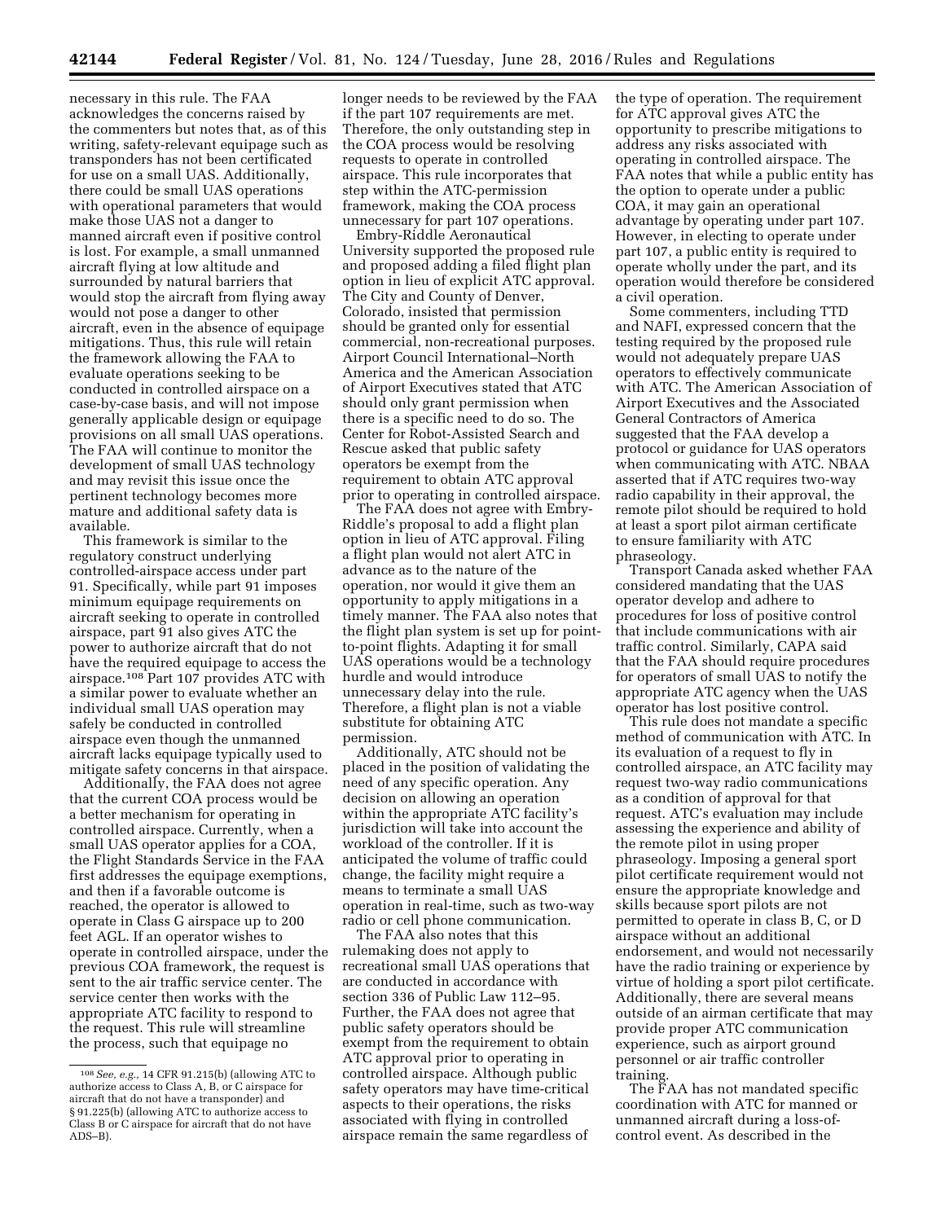necessary in this rule. The FAA acknowledges the concerns raised by the commenters but notes that, as of this writing, safety-relevant equipage such as transponders has not been certificated for use on a small UAS. Additionally, there could be small UAS operations with operational parameters that would make those UAS not a danger to manned aircraft even if positive control is lost. For example, a small unmanned aircraft flying at low altitude and surrounded by natural barriers that would stop the aircraft from flying away would not pose a danger to other aircraft, even in the absence of equipage mitigations. Thus, this rule will retain the framework allowing the FAA to evaluate operations seeking to be conducted in controlled airspace on a case-by-case basis, and will not impose generally applicable design or equipage provisions on all small UAS operations. The FAA will continue to monitor the development of small UAS technology and may revisit this issue once the pertinent technology becomes more mature and additional safety data is available.

This framework is similar to the regulatory construct underlying controlled-airspace access under part 91. Specifically, while part 91 imposes minimum equipage requirements on aircraft seeking to operate in controlled airspace, part 91 also gives ATC the power to authorize aircraft that do not have the required equipage to access the airspace.[108] Part 107 provides ATC with a similar power to evaluate whether an individual small UAS operation may safely be conducted in controlled airspace even though the unmanned aircraft lacks equipage typically used to mitigate safety concerns in that airspace.

Additionally, the FAA does not agree that the current COA process would be a better mechanism for operating in controlled airspace. Currently, when a small UAS operator applies for a COA, the Flight Standards Service in the FAA first addresses the equipage exemptions, and then if a favorable outcome is reached, the operator is allowed to operate in Class G airspace up to 200 feet AGL. If an operator wishes to operate in controlled airspace, under the previous COA framework, the request is sent to the air traffic service center. The service center then works with the appropriate ATC facility to respond to the request. This rule will streamline the process, such that equipage no longer needs to be reviewed by the FAA if the part 107 requirements are met. Therefore, the only outstanding step in the COA process would be resolving requests to operate in controlled airspace. This rule incorporates that step within the ATC-permission framework, making the COA process unnecessary for part 107 operations.

Embry-Riddle Aeronautical University supported the proposed rule and proposed adding a filed flight plan option in lieu of explicit ATC approval. The City and County of Denver, Colorado, insisted that permission should be granted only for essential commercial, non-recreational purposes. Airport Council International–North America and the American Association of Airport Executives stated that ATC should only grant permission when there is a specific need to do so. The Center for Robot-Assisted Search and Rescue asked that public safety operators be exempt from the requirement to obtain ATC approval prior to operating in controlled airspace.

The FAA does not agree with Embry-Riddle's proposal to add a flight plan option in lieu of ATC approval. Filing a flight plan would not alert ATC in advance as to the nature of the operation, nor would it give them an opportunity to apply mitigations in a timely manner. The FAA also notes that the flight plan system is set up for point-to-point flights. Adapting it for small UAS operations would be a technology hurdle and would introduce unnecessary delay into the rule. Therefore, a flight plan is not a viable substitute for obtaining ATC permission.

Additionally, ATC should not be placed in the position of validating the need of any specific operation. Any decision on allowing an operation within the appropriate ATC facility's jurisdiction will take into account the workload of the controller. If it is anticipated the volume of traffic could change, the facility might require a means to terminate a small UAS operation in real-time, such as two-way radio or cell phone communication.

The FAA also notes that this rulemaking does not apply to recreational small UAS operations that are conducted in accordance with section 336 of Public Law 112–95. Further, the FAA does not agree that public safety operators should be exempt from the requirement to obtain ATC approval prior to operating in controlled airspace. Although public safety operators may have time-critical aspects to their operations, the risks associated with flying in controlled airspace remain the same regardless of the type of operation. The requirement for ATC approval gives ATC the opportunity to prescribe mitigations to address any risks associated with operating in controlled airspace. The FAA notes that while a public entity has the option to operate under a public COA, it may gain an operational advantage by operating under part 107. However, in electing to operate under part 107, a public entity is required to operate wholly under the part, and its operation would therefore be considered a civil operation.

Some commenters, including TTD and NAFI, expressed concern that the testing required by the proposed rule would not adequately prepare UAS operators to effectively communicate with ATC. The American Association of Airport Executives and the Associated General Contractors of America suggested that the FAA develop a protocol or guidance for UAS operators when communicating with ATC. NBAA asserted that if ATC requires two-way radio capability in their approval, the remote pilot should be required to hold at least a sport pilot airman certificate to ensure familiarity with ATC phraseology.

Transport Canada asked whether FAA considered mandating that the UAS operator develop and adhere to procedures for loss of positive control that include communications with air traffic control. Similarly, CAPA said that the FAA should require procedures for operators of small UAS to notify the appropriate ATC agency when the UAS operator has lost positive control.

This rule does not mandate a specific method of communication with ATC. In its evaluation of a request to fly in controlled airspace, an ATC facility may request two-way radio communications as a condition of approval for that request. ATC's evaluation may include assessing the experience and ability of the remote pilot in using proper phraseology. Imposing a general sport pilot certificate requirement would not ensure the appropriate knowledge and skills because sport pilots are not permitted to operate in class B, C, or D airspace without an additional endorsement, and would not necessarily have the radio training or experience by virtue of holding a sport pilot certificate. Additionally, there are several means outside of an airman certificate that may provide proper ATC communication experience, such as airport ground personnel or air traffic controller training.

The FAA has not mandated specific coordination with ATC for manned or unmanned aircraft during a loss-of-control event. As described in the

---

[108] *See, e.g.,* 14 CFR 91.215(b) (allowing ATC to authorize access to Class A, B, or C airspace for aircraft that do not have a transponder) and § 91.225(b) (allowing ATC to authorize access to Class B or C airspace for aircraft that do not have ADS–B).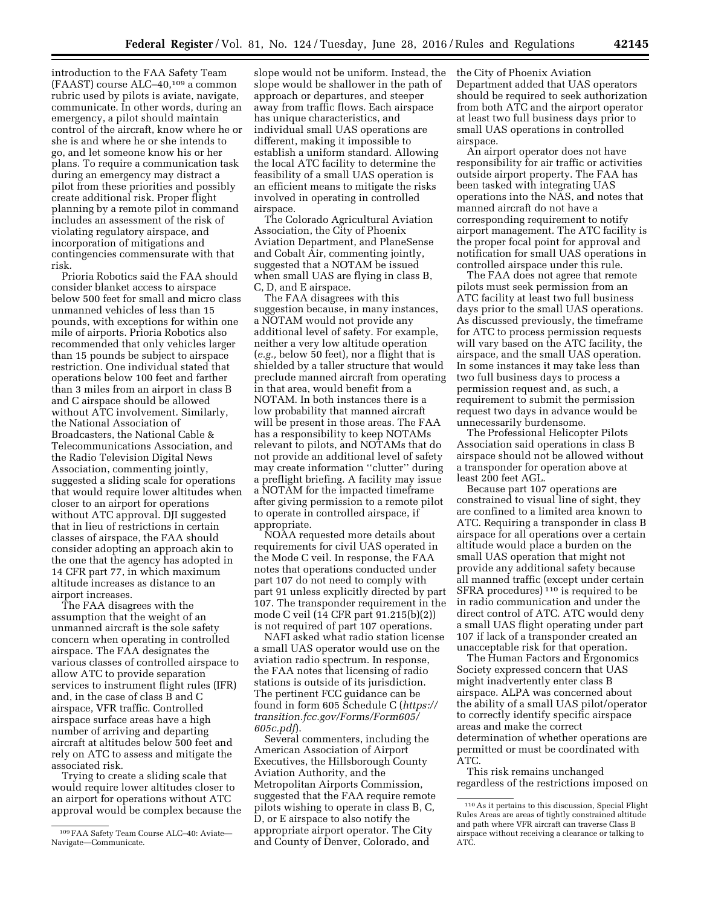introduction to the FAA Safety Team (FAAST) course ALC–40,[109] a common rubric used by pilots is aviate, navigate, communicate. In other words, during an emergency, a pilot should maintain control of the aircraft, know where he or she is and where he or she intends to go, and let someone know his or her plans. To require a communication task during an emergency may distract a pilot from these priorities and possibly create additional risk. Proper flight planning by a remote pilot in command includes an assessment of the risk of violating regulatory airspace, and incorporation of mitigations and contingencies commensurate with that risk.

Prioria Robotics said the FAA should consider blanket access to airspace below 500 feet for small and micro class unmanned vehicles of less than 15 pounds, with exceptions for within one mile of airports. Prioria Robotics also recommended that only vehicles larger than 15 pounds be subject to airspace restriction. One individual stated that operations below 100 feet and farther than 3 miles from an airport in class B and C airspace should be allowed without ATC involvement. Similarly, the National Association of Broadcasters, the National Cable & Telecommunications Association, and the Radio Television Digital News Association, commenting jointly, suggested a sliding scale for operations that would require lower altitudes when closer to an airport for operations without ATC approval. DJI suggested that in lieu of restrictions in certain classes of airspace, the FAA should consider adopting an approach akin to the one that the agency has adopted in 14 CFR part 77, in which maximum altitude increases as distance to an airport increases.

The FAA disagrees with the assumption that the weight of an unmanned aircraft is the sole safety concern when operating in controlled airspace. The FAA designates the various classes of controlled airspace to allow ATC to provide separation services to instrument flight rules (IFR) and, in the case of class B and C airspace, VFR traffic. Controlled airspace surface areas have a high number of arriving and departing aircraft at altitudes below 500 feet and rely on ATC to assess and mitigate the associated risk.

Trying to create a sliding scale that would require lower altitudes closer to an airport for operations without ATC approval would be complex because the slope would not be uniform. Instead, the slope would be shallower in the path of approach or departures, and steeper away from traffic flows. Each airspace has unique characteristics, and individual small UAS operations are different, making it impossible to establish a uniform standard. Allowing the local ATC facility to determine the feasibility of a small UAS operation is an efficient means to mitigate the risks involved in operating in controlled airspace.

The Colorado Agricultural Aviation Association, the City of Phoenix Aviation Department, and PlaneSense and Cobalt Air, commenting jointly, suggested that a NOTAM be issued when small UAS are flying in class B, C, D, and E airspace.

The FAA disagrees with this suggestion because, in many instances, a NOTAM would not provide any additional level of safety. For example, neither a very low altitude operation (*e.g.,* below 50 feet), nor a flight that is shielded by a taller structure that would preclude manned aircraft from operating in that area, would benefit from a NOTAM. In both instances there is a low probability that manned aircraft will be present in those areas. The FAA has a responsibility to keep NOTAMs relevant to pilots, and NOTAMs that do not provide an additional level of safety may create information "clutter" during a preflight briefing. A facility may issue a NOTAM for the impacted timeframe after giving permission to a remote pilot to operate in controlled airspace, if appropriate.

NOAA requested more details about requirements for civil UAS operated in the Mode C veil. In response, the FAA notes that operations conducted under part 107 do not need to comply with part 91 unless explicitly directed by part 107. The transponder requirement in the mode C veil (14 CFR part 91.215(b)(2)) is not required of part 107 operations.

NAFI asked what radio station license a small UAS operator would use on the aviation radio spectrum. In response, the FAA notes that licensing of radio stations is outside of its jurisdiction. The pertinent FCC guidance can be found in form 605 Schedule C (*https://transition.fcc.gov/Forms/Form605/605c.pdf*).

Several commenters, including the American Association of Airport Executives, the Hillsborough County Aviation Authority, and the Metropolitan Airports Commission, suggested that the FAA require remote pilots wishing to operate in class B, C, D, or E airspace to also notify the appropriate airport operator. The City and County of Denver, Colorado, and the City of Phoenix Aviation Department added that UAS operators should be required to seek authorization from both ATC and the airport operator at least two full business days prior to small UAS operations in controlled airspace.

An airport operator does not have responsibility for air traffic or activities outside airport property. The FAA has been tasked with integrating UAS operations into the NAS, and notes that manned aircraft do not have a corresponding requirement to notify airport management. The ATC facility is the proper focal point for approval and notification for small UAS operations in controlled airspace under this rule.

The FAA does not agree that remote pilots must seek permission from an ATC facility at least two full business days prior to the small UAS operations. As discussed previously, the timeframe for ATC to process permission requests will vary based on the ATC facility, the airspace, and the small UAS operation. In some instances it may take less than two full business days to process a permission request and, as such, a requirement to submit the permission request two days in advance would be unnecessarily burdensome.

The Professional Helicopter Pilots Association said operations in class B airspace should not be allowed without a transponder for operation above at least 200 feet AGL.

Because part 107 operations are constrained to visual line of sight, they are confined to a limited area known to ATC. Requiring a transponder in class B airspace for all operations over a certain altitude would place a burden on the small UAS operation that might not provide any additional safety because all manned traffic (except under certain SFRA procedures)[110] is required to be in radio communication and under the direct control of ATC. ATC would deny a small UAS flight operating under part 107 if lack of a transponder created an unacceptable risk for that operation.

The Human Factors and Ergonomics Society expressed concern that UAS might inadvertently enter class B airspace. ALPA was concerned about the ability of a small UAS pilot/operator to correctly identify specific airspace areas and make the correct determination of whether operations are permitted or must be coordinated with ATC.

This risk remains unchanged regardless of the restrictions imposed on

---

[109] FAA Safety Team Course ALC–40: Aviate—Navigate—Communicate.

[110] As it pertains to this discussion, Special Flight Rules Areas are areas of tightly constrained altitude and path where VFR aircraft can traverse Class B airspace without receiving a clearance or talking to ATC.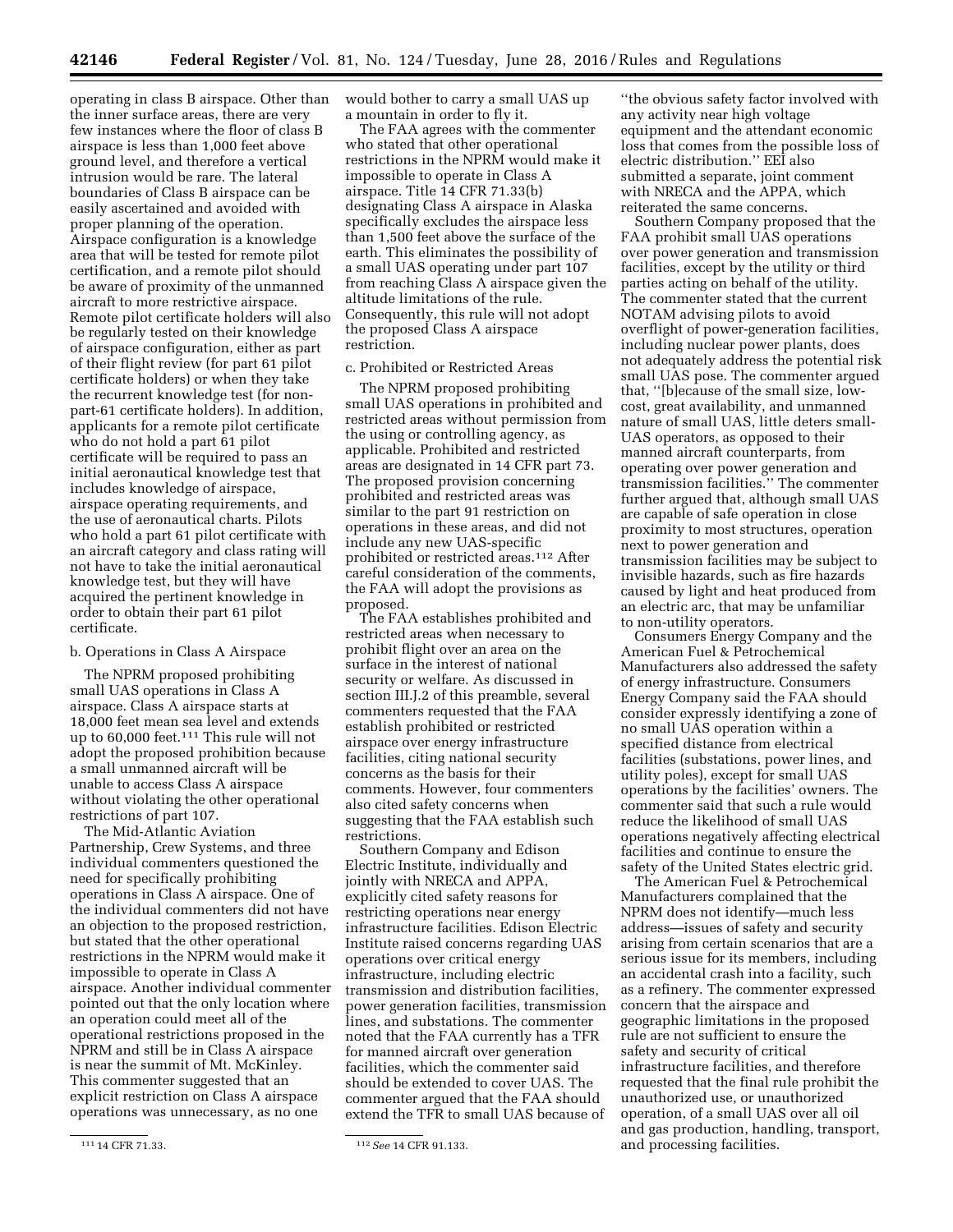operating in class B airspace. Other than the inner surface areas, there are very few instances where the floor of class B airspace is less than 1,000 feet above ground level, and therefore a vertical intrusion would be rare. The lateral boundaries of Class B airspace can be easily ascertained and avoided with proper planning of the operation. Airspace configuration is a knowledge area that will be tested for remote pilot certification, and a remote pilot should be aware of proximity of the unmanned aircraft to more restrictive airspace. Remote pilot certificate holders will also be regularly tested on their knowledge of airspace configuration, either as part of their flight review (for part 61 pilot certificate holders) or when they take the recurrent knowledge test (for non-part-61 certificate holders). In addition, applicants for a remote pilot certificate who do not hold a part 61 pilot certificate will be required to pass an initial aeronautical knowledge test that includes knowledge of airspace, airspace operating requirements, and the use of aeronautical charts. Pilots who hold a part 61 pilot certificate with an aircraft category and class rating will not have to take the initial aeronautical knowledge test, but they will have acquired the pertinent knowledge in order to obtain their part 61 pilot certificate.

b. Operations in Class A Airspace

The NPRM proposed prohibiting small UAS operations in Class A airspace. Class A airspace starts at 18,000 feet mean sea level and extends up to 60,000 feet.[111] This rule will not adopt the proposed prohibition because a small unmanned aircraft will be unable to access Class A airspace without violating the other operational restrictions of part 107.

The Mid-Atlantic Aviation Partnership, Crew Systems, and three individual commenters questioned the need for specifically prohibiting operations in Class A airspace. One of the individual commenters did not have an objection to the proposed restriction, but stated that the other operational restrictions in the NPRM would make it impossible to operate in Class A airspace. Another individual commenter pointed out that the only location where an operation could meet all of the operational restrictions proposed in the NPRM and still be in Class A airspace is near the summit of Mt. McKinley. This commenter suggested that an explicit restriction on Class A airspace operations was unnecessary, as no one would bother to carry a small UAS up a mountain in order to fly it.

The FAA agrees with the commenter who stated that other operational restrictions in the NPRM would make it impossible to operate in Class A airspace. Title 14 CFR 71.33(b) designating Class A airspace in Alaska specifically excludes the airspace less than 1,500 feet above the surface of the earth. This eliminates the possibility of a small UAS operating under part 107 from reaching Class A airspace given the altitude limitations of the rule. Consequently, this rule will not adopt the proposed Class A airspace restriction.

c. Prohibited or Restricted Areas

The NPRM proposed prohibiting small UAS operations in prohibited and restricted areas without permission from the using or controlling agency, as applicable. Prohibited and restricted areas are designated in 14 CFR part 73. The proposed provision concerning prohibited and restricted areas was similar to the part 91 restriction on operations in these areas, and did not include any new UAS-specific prohibited or restricted areas.[112] After careful consideration of the comments, the FAA will adopt the provisions as proposed.

The FAA establishes prohibited and restricted areas when necessary to prohibit flight over an area on the surface in the interest of national security or welfare. As discussed in section III.J.2 of this preamble, several commenters requested that the FAA establish prohibited or restricted airspace over energy infrastructure facilities, citing national security concerns as the basis for their comments. However, four commenters also cited safety concerns when suggesting that the FAA establish such restrictions.

Southern Company and Edison Electric Institute, individually and jointly with NRECA and APPA, explicitly cited safety reasons for restricting operations near energy infrastructure facilities. Edison Electric Institute raised concerns regarding UAS operations over critical energy infrastructure, including electric transmission and distribution facilities, power generation facilities, transmission lines, and substations. The commenter noted that the FAA currently has a TFR for manned aircraft over generation facilities, which the commenter said should be extended to cover UAS. The commenter argued that the FAA should extend the TFR to small UAS because of "the obvious safety factor involved with any activity near high voltage equipment and the attendant economic loss that comes from the possible loss of electric distribution." EEI also submitted a separate, joint comment with NRECA and the APPA, which reiterated the same concerns.

Southern Company proposed that the FAA prohibit small UAS operations over power generation and transmission facilities, except by the utility or third parties acting on behalf of the utility. The commenter stated that the current NOTAM advising pilots to avoid overflight of power-generation facilities, including nuclear power plants, does not adequately address the potential risk small UAS pose. The commenter argued that, "[b]ecause of the small size, low-cost, great availability, and unmanned nature of small UAS, little deters small-UAS operators, as opposed to their manned aircraft counterparts, from operating over power generation and transmission facilities." The commenter further argued that, although small UAS are capable of safe operation in close proximity to most structures, operation next to power generation and transmission facilities may be subject to invisible hazards, such as fire hazards caused by light and heat produced from an electric arc, that may be unfamiliar to non-utility operators.

Consumers Energy Company and the American Fuel & Petrochemical Manufacturers also addressed the safety of energy infrastructure. Consumers Energy Company said the FAA should consider expressly identifying a zone of no small UAS operation within a specified distance from electrical facilities (substations, power lines, and utility poles), except for small UAS operations by the facilities' owners. The commenter said that such a rule would reduce the likelihood of small UAS operations negatively affecting electrical facilities and continue to ensure the safety of the United States electric grid.

The American Fuel & Petrochemical Manufacturers complained that the NPRM does not identify—much less address—issues of safety and security arising from certain scenarios that are a serious issue for its members, including an accidental crash into a facility, such as a refinery. The commenter expressed concern that the airspace and geographic limitations in the proposed rule are not sufficient to ensure the safety and security of critical infrastructure facilities, and therefore requested that the final rule prohibit the unauthorized use, or unauthorized operation, of a small UAS over all oil and gas production, handling, transport, and processing facilities.

[111] 14 CFR 71.33.

[112] *See* 14 CFR 91.133.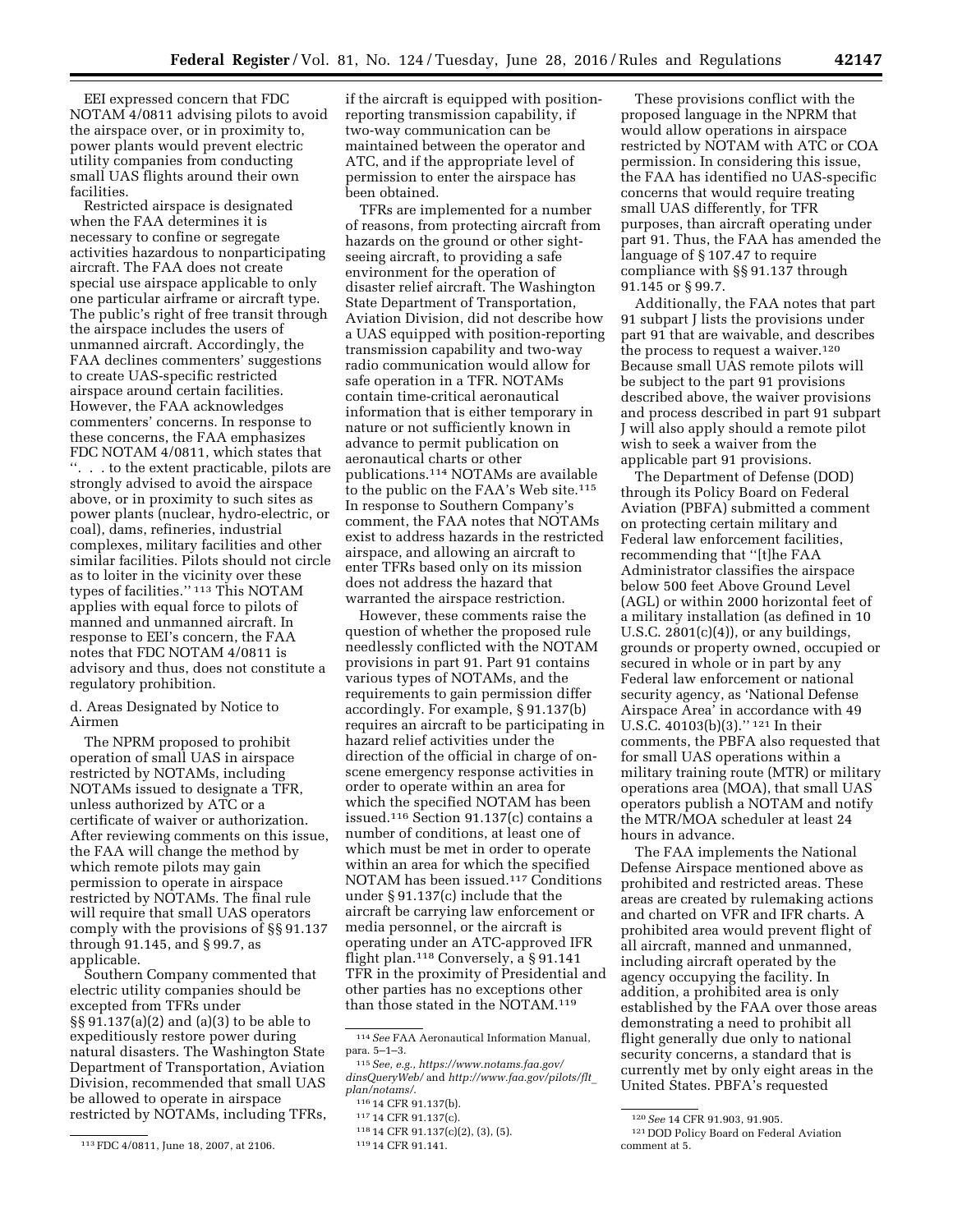EEI expressed concern that FDC NOTAM 4/0811 advising pilots to avoid the airspace over, or in proximity to, power plants would prevent electric utility companies from conducting small UAS flights around their own facilities.

Restricted airspace is designated when the FAA determines it is necessary to confine or segregate activities hazardous to nonparticipating aircraft. The FAA does not create special use airspace applicable to only one particular airframe or aircraft type. The public's right of free transit through the airspace includes the users of unmanned aircraft. Accordingly, the FAA declines commenters' suggestions to create UAS-specific restricted airspace around certain facilities. However, the FAA acknowledges commenters' concerns. In response to these concerns, the FAA emphasizes FDC NOTAM 4/0811, which states that ''. . . to the extent practicable, pilots are strongly advised to avoid the airspace above, or in proximity to such sites as power plants (nuclear, hydro-electric, or coal), dams, refineries, industrial complexes, military facilities and other similar facilities. Pilots should not circle as to loiter in the vicinity over these types of facilities.'' [113] This NOTAM applies with equal force to pilots of manned and unmanned aircraft. In response to EEI's concern, the FAA notes that FDC NOTAM 4/0811 is advisory and thus, does not constitute a regulatory prohibition.

d. Areas Designated by Notice to Airmen

The NPRM proposed to prohibit operation of small UAS in airspace restricted by NOTAMs, including NOTAMs issued to designate a TFR, unless authorized by ATC or a certificate of waiver or authorization. After reviewing comments on this issue, the FAA will change the method by which remote pilots may gain permission to operate in airspace restricted by NOTAMs. The final rule will require that small UAS operators comply with the provisions of §§ 91.137 through 91.145, and § 99.7, as applicable.

Southern Company commented that electric utility companies should be excepted from TFRs under §§ 91.137(a)(2) and (a)(3) to be able to expeditiously restore power during natural disasters. The Washington State Department of Transportation, Aviation Division, recommended that small UAS be allowed to operate in airspace restricted by NOTAMs, including TFRs, if the aircraft is equipped with position-reporting transmission capability, if two-way communication can be maintained between the operator and ATC, and if the appropriate level of permission to enter the airspace has been obtained.

TFRs are implemented for a number of reasons, from protecting aircraft from hazards on the ground or other sight-seeing aircraft, to providing a safe environment for the operation of disaster relief aircraft. The Washington State Department of Transportation, Aviation Division, did not describe how a UAS equipped with position-reporting transmission capability and two-way radio communication would allow for safe operation in a TFR. NOTAMs contain time-critical aeronautical information that is either temporary in nature or not sufficiently known in advance to permit publication on aeronautical charts or other publications.[114] NOTAMs are available to the public on the FAA's Web site.[115] In response to Southern Company's comment, the FAA notes that NOTAMs exist to address hazards in the restricted airspace, and allowing an aircraft to enter TFRs based only on its mission does not address the hazard that warranted the airspace restriction.

However, these comments raise the question of whether the proposed rule needlessly conflicted with the NOTAM provisions in part 91. Part 91 contains various types of NOTAMs, and the requirements to gain permission differ accordingly. For example, § 91.137(b) requires an aircraft to be participating in hazard relief activities under the direction of the official in charge of on-scene emergency response activities in order to operate within an area for which the specified NOTAM has been issued.[116] Section 91.137(c) contains a number of conditions, at least one of which must be met in order to operate within an area for which the specified NOTAM has been issued.[117] Conditions under § 91.137(c) include that the aircraft be carrying law enforcement or media personnel, or the aircraft is operating under an ATC-approved IFR flight plan.[118] Conversely, a § 91.141 TFR in the proximity of Presidential and other parties has no exceptions other than those stated in the NOTAM.[119]

These provisions conflict with the proposed language in the NPRM that would allow operations in airspace restricted by NOTAM with ATC or COA permission. In considering this issue, the FAA has identified no UAS-specific concerns that would require treating small UAS differently, for TFR purposes, than aircraft operating under part 91. Thus, the FAA has amended the language of § 107.47 to require compliance with §§ 91.137 through 91.145 or § 99.7.

Additionally, the FAA notes that part 91 subpart J lists the provisions under part 91 that are waivable, and describes the process to request a waiver.[120] Because small UAS remote pilots will be subject to the part 91 provisions described above, the waiver provisions and process described in part 91 subpart J will also apply should a remote pilot wish to seek a waiver from the applicable part 91 provisions.

The Department of Defense (DOD) through its Policy Board on Federal Aviation (PBFA) submitted a comment on protecting certain military and Federal law enforcement facilities, recommending that ''[t]he FAA Administrator classifies the airspace below 500 feet Above Ground Level (AGL) or within 2000 horizontal feet of a military installation (as defined in 10 U.S.C. 2801(c)(4)), or any buildings, grounds or property owned, occupied or secured in whole or in part by any Federal law enforcement or national security agency, as 'National Defense Airspace Area' in accordance with 49 U.S.C. 40103(b)(3).'' [121] In their comments, the PBFA also requested that for small UAS operations within a military training route (MTR) or military operations area (MOA), that small UAS operators publish a NOTAM and notify the MTR/MOA scheduler at least 24 hours in advance.

The FAA implements the National Defense Airspace mentioned above as prohibited and restricted areas. These areas are created by rulemaking actions and charted on VFR and IFR charts. A prohibited area would prevent flight of all aircraft, manned and unmanned, including aircraft operated by the agency occupying the facility. In addition, a prohibited area is only established by the FAA over those areas demonstrating a need to prohibit all flight generally due only to national security concerns, a standard that is currently met by only eight areas in the United States. PBFA's requested

---

[113] FDC 4/0811, June 18, 2007, at 2106.

[114] *See* FAA Aeronautical Information Manual, para. 5–1–3.

[115] *See, e.g., https://www.notams.faa.gov/dinsQueryWeb/* and *http://www.faa.gov/pilots/flt_plan/notams/*.

[116] 14 CFR 91.137(b).

[117] 14 CFR 91.137(c).

[118] 14 CFR 91.137(c)(2), (3), (5).

[119] 14 CFR 91.141.

[120] *See* 14 CFR 91.903, 91.905.

[121] DOD Policy Board on Federal Aviation comment at 5.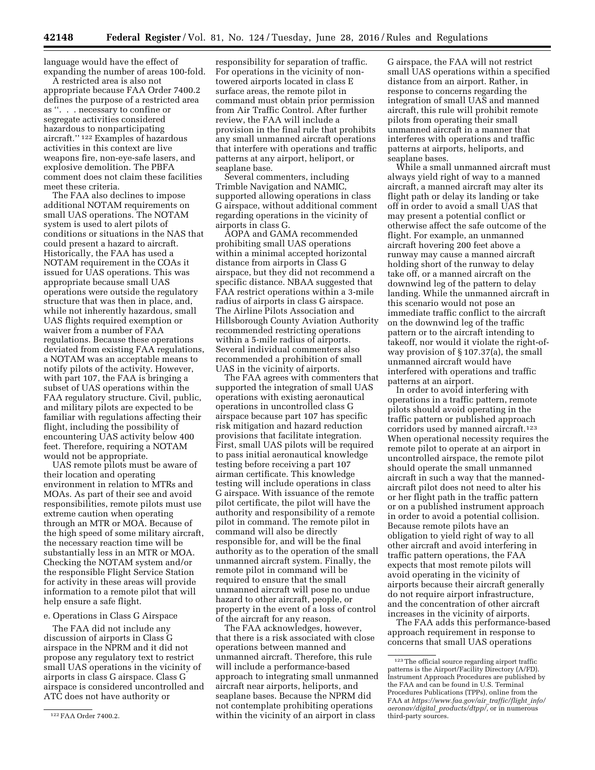language would have the effect of expanding the number of areas 100-fold.

A restricted area is also not appropriate because FAA Order 7400.2 defines the purpose of a restricted area as ''. . . necessary to confine or segregate activities considered hazardous to nonparticipating aircraft.'' [122] Examples of hazardous activities in this context are live weapons fire, non-eye-safe lasers, and explosive demolition. The PBFA comment does not claim these facilities meet these criteria.

The FAA also declines to impose additional NOTAM requirements on small UAS operations. The NOTAM system is used to alert pilots of conditions or situations in the NAS that could present a hazard to aircraft. Historically, the FAA has used a NOTAM requirement in the COAs it issued for UAS operations. This was appropriate because small UAS operations were outside the regulatory structure that was then in place, and, while not inherently hazardous, small UAS flights required exemption or waiver from a number of FAA regulations. Because these operations deviated from existing FAA regulations, a NOTAM was an acceptable means to notify pilots of the activity. However, with part 107, the FAA is bringing a subset of UAS operations within the FAA regulatory structure. Civil, public, and military pilots are expected to be familiar with regulations affecting their flight, including the possibility of encountering UAS activity below 400 feet. Therefore, requiring a NOTAM would not be appropriate.

UAS remote pilots must be aware of their location and operating environment in relation to MTRs and MOAs. As part of their see and avoid responsibilities, remote pilots must use extreme caution when operating through an MTR or MOA. Because of the high speed of some military aircraft, the necessary reaction time will be substantially less in an MTR or MOA. Checking the NOTAM system and/or the responsible Flight Service Station for activity in these areas will provide information to a remote pilot that will help ensure a safe flight.

e. Operations in Class G Airspace

The FAA did not include any discussion of airports in Class G airspace in the NPRM and it did not propose any regulatory text to restrict small UAS operations in the vicinity of airports in class G airspace. Class G airspace is considered uncontrolled and ATC does not have authority or responsibility for separation of traffic. For operations in the vicinity of non-towered airports located in class E surface areas, the remote pilot in command must obtain prior permission from Air Traffic Control. After further review, the FAA will include a provision in the final rule that prohibits any small unmanned aircraft operations that interfere with operations and traffic patterns at any airport, heliport, or seaplane base.

Several commenters, including Trimble Navigation and NAMIC, supported allowing operations in class G airspace, without additional comment regarding operations in the vicinity of airports in class G.

AOPA and GAMA recommended prohibiting small UAS operations within a minimal accepted horizontal distance from airports in Class G airspace, but they did not recommend a specific distance. NBAA suggested that FAA restrict operations within a 3-mile radius of airports in class G airspace. The Airline Pilots Association and Hillsborough County Aviation Authority recommended restricting operations within a 5-mile radius of airports. Several individual commenters also recommended a prohibition of small UAS in the vicinity of airports.

The FAA agrees with commenters that supported the integration of small UAS operations with existing aeronautical operations in uncontrolled class G airspace because part 107 has specific risk mitigation and hazard reduction provisions that facilitate integration. First, small UAS pilots will be required to pass initial aeronautical knowledge testing before receiving a part 107 airman certificate. This knowledge testing will include operations in class G airspace. With issuance of the remote pilot certificate, the pilot will have the authority and responsibility of a remote pilot in command. The remote pilot in command will also be directly responsible for, and will be the final authority as to the operation of the small unmanned aircraft system. Finally, the remote pilot in command will be required to ensure that the small unmanned aircraft will pose no undue hazard to other aircraft, people, or property in the event of a loss of control of the aircraft for any reason.

The FAA acknowledges, however, that there is a risk associated with close operations between manned and unmanned aircraft. Therefore, this rule will include a performance-based approach to integrating small unmanned aircraft near airports, heliports, and seaplane bases. Because the NPRM did not contemplate prohibiting operations within the vicinity of an airport in class G airspace, the FAA will not restrict small UAS operations within a specified distance from an airport. Rather, in response to concerns regarding the integration of small UAS and manned aircraft, this rule will prohibit remote pilots from operating their small unmanned aircraft in a manner that interferes with operations and traffic patterns at airports, heliports, and seaplane bases.

While a small unmanned aircraft must always yield right of way to a manned aircraft, a manned aircraft may alter its flight path or delay its landing or take off in order to avoid a small UAS that may present a potential conflict or otherwise affect the safe outcome of the flight. For example, an unmanned aircraft hovering 200 feet above a runway may cause a manned aircraft holding short of the runway to delay take off, or a manned aircraft on the downwind leg of the pattern to delay landing. While the unmanned aircraft in this scenario would not pose an immediate traffic conflict to the aircraft on the downwind leg of the traffic pattern or to the aircraft intending to takeoff, nor would it violate the right-of-way provision of § 107.37(a), the small unmanned aircraft would have interfered with operations and traffic patterns at an airport.

In order to avoid interfering with operations in a traffic pattern, remote pilots should avoid operating in the traffic pattern or published approach corridors used by manned aircraft.[123] When operational necessity requires the remote pilot to operate at an airport in uncontrolled airspace, the remote pilot should operate the small unmanned aircraft in such a way that the manned-aircraft pilot does not need to alter his or her flight path in the traffic pattern or on a published instrument approach in order to avoid a potential collision. Because remote pilots have an obligation to yield right of way to all other aircraft and avoid interfering in traffic pattern operations, the FAA expects that most remote pilots will avoid operating in the vicinity of airports because their aircraft generally do not require airport infrastructure, and the concentration of other aircraft increases in the vicinity of airports.

The FAA adds this performance-based approach requirement in response to concerns that small UAS operations

---

[122] FAA Order 7400.2.

[123] The official source regarding airport traffic patterns is the Airport/Facility Directory (A/FD). Instrument Approach Procedures are published by the FAA and can be found in U.S. Terminal Procedures Publications (TPPs), online from the FAA at *https://www.faa.gov/air_traffic/flight_info/aeronav/digital_products/dtpp/*, or in numerous third-party sources.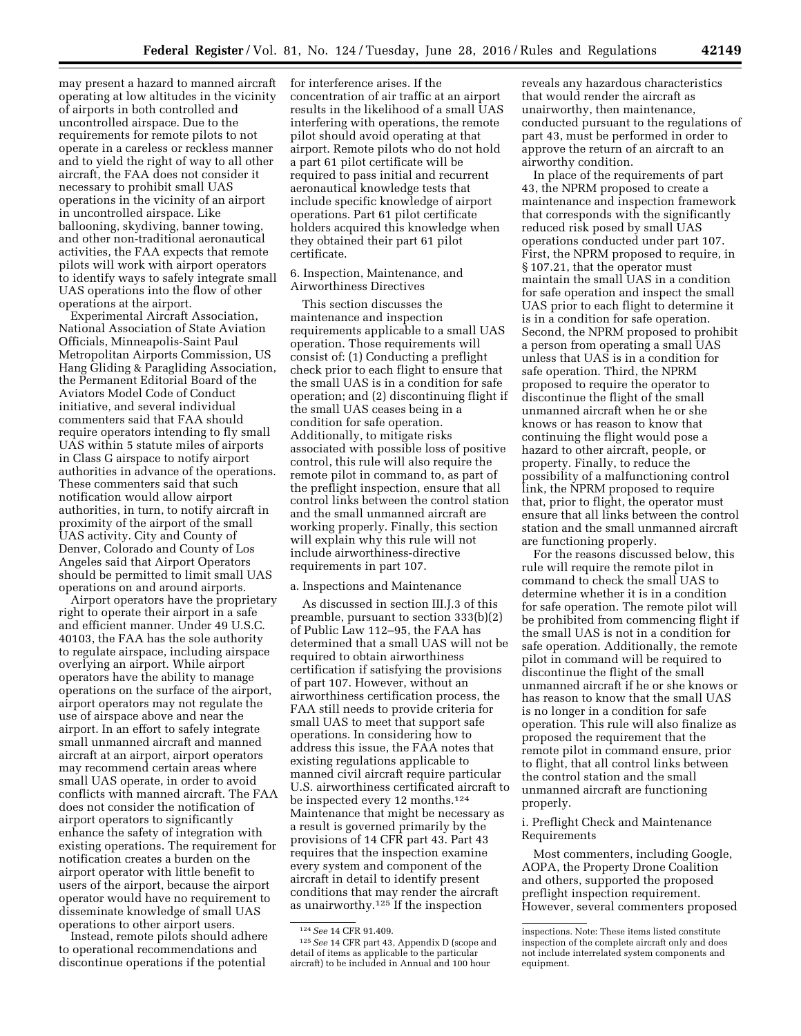may present a hazard to manned aircraft operating at low altitudes in the vicinity of airports in both controlled and uncontrolled airspace. Due to the requirements for remote pilots to not operate in a careless or reckless manner and to yield the right of way to all other aircraft, the FAA does not consider it necessary to prohibit small UAS operations in the vicinity of an airport in uncontrolled airspace. Like ballooning, skydiving, banner towing, and other non-traditional aeronautical activities, the FAA expects that remote pilots will work with airport operators to identify ways to safely integrate small UAS operations into the flow of other operations at the airport.

Experimental Aircraft Association, National Association of State Aviation Officials, Minneapolis-Saint Paul Metropolitan Airports Commission, US Hang Gliding & Paragliding Association, the Permanent Editorial Board of the Aviators Model Code of Conduct initiative, and several individual commenters said that FAA should require operators intending to fly small UAS within 5 statute miles of airports in Class G airspace to notify airport authorities in advance of the operations. These commenters said that such notification would allow airport authorities, in turn, to notify aircraft in proximity of the airport of the small UAS activity. City and County of Denver, Colorado and County of Los Angeles said that Airport Operators should be permitted to limit small UAS operations on and around airports.

Airport operators have the proprietary right to operate their airport in a safe and efficient manner. Under 49 U.S.C. 40103, the FAA has the sole authority to regulate airspace, including airspace overlying an airport. While airport operators have the ability to manage operations on the surface of the airport, airport operators may not regulate the use of airspace above and near the airport. In an effort to safely integrate small unmanned aircraft and manned aircraft at an airport, airport operators may recommend certain areas where small UAS operate, in order to avoid conflicts with manned aircraft. The FAA does not consider the notification of airport operators to significantly enhance the safety of integration with existing operations. The requirement for notification creates a burden on the airport operator with little benefit to users of the airport, because the airport operator would have no requirement to disseminate knowledge of small UAS operations to other airport users.

Instead, remote pilots should adhere to operational recommendations and discontinue operations if the potential for interference arises. If the concentration of air traffic at an airport results in the likelihood of a small UAS interfering with operations, the remote pilot should avoid operating at that airport. Remote pilots who do not hold a part 61 pilot certificate will be required to pass initial and recurrent aeronautical knowledge tests that include specific knowledge of airport operations. Part 61 pilot certificate holders acquired this knowledge when they obtained their part 61 pilot certificate.

6. Inspection, Maintenance, and Airworthiness Directives

This section discusses the maintenance and inspection requirements applicable to a small UAS operation. Those requirements will consist of: (1) Conducting a preflight check prior to each flight to ensure that the small UAS is in a condition for safe operation; and (2) discontinuing flight if the small UAS ceases being in a condition for safe operation. Additionally, to mitigate risks associated with possible loss of positive control, this rule will also require the remote pilot in command to, as part of the preflight inspection, ensure that all control links between the control station and the small unmanned aircraft are working properly. Finally, this section will explain why this rule will not include airworthiness-directive requirements in part 107.

a. Inspections and Maintenance

As discussed in section III.J.3 of this preamble, pursuant to section 333(b)(2) of Public Law 112–95, the FAA has determined that a small UAS will not be required to obtain airworthiness certification if satisfying the provisions of part 107. However, without an airworthiness certification process, the FAA still needs to provide criteria for small UAS to meet that support safe operations. In considering how to address this issue, the FAA notes that existing regulations applicable to manned civil aircraft require particular U.S. airworthiness certificated aircraft to be inspected every 12 months.[124] Maintenance that might be necessary as a result is governed primarily by the provisions of 14 CFR part 43. Part 43 requires that the inspection examine every system and component of the aircraft in detail to identify present conditions that may render the aircraft as unairworthy.[125] If the inspection reveals any hazardous characteristics that would render the aircraft as unairworthy, then maintenance, conducted pursuant to the regulations of part 43, must be performed in order to approve the return of an aircraft to an airworthy condition.

In place of the requirements of part 43, the NPRM proposed to create a maintenance and inspection framework that corresponds with the significantly reduced risk posed by small UAS operations conducted under part 107. First, the NPRM proposed to require, in § 107.21, that the operator must maintain the small UAS in a condition for safe operation and inspect the small UAS prior to each flight to determine it is in a condition for safe operation. Second, the NPRM proposed to prohibit a person from operating a small UAS unless that UAS is in a condition for safe operation. Third, the NPRM proposed to require the operator to discontinue the flight of the small unmanned aircraft when he or she knows or has reason to know that continuing the flight would pose a hazard to other aircraft, people, or property. Finally, to reduce the possibility of a malfunctioning control link, the NPRM proposed to require that, prior to flight, the operator must ensure that all links between the control station and the small unmanned aircraft are functioning properly.

For the reasons discussed below, this rule will require the remote pilot in command to check the small UAS to determine whether it is in a condition for safe operation. The remote pilot will be prohibited from commencing flight if the small UAS is not in a condition for safe operation. Additionally, the remote pilot in command will be required to discontinue the flight of the small unmanned aircraft if he or she knows or has reason to know that the small UAS is no longer in a condition for safe operation. This rule will also finalize as proposed the requirement that the remote pilot in command ensure, prior to flight, that all control links between the control station and the small unmanned aircraft are functioning properly.

i. Preflight Check and Maintenance Requirements

Most commenters, including Google, AOPA, the Property Drone Coalition and others, supported the proposed preflight inspection requirement. However, several commenters proposed

[124] *See* 14 CFR 91.409.

[125] *See* 14 CFR part 43, Appendix D (scope and detail of items as applicable to the particular aircraft) to be included in Annual and 100 hour inspections. Note: These items listed constitute inspection of the complete aircraft only and does not include interrelated system components and equipment.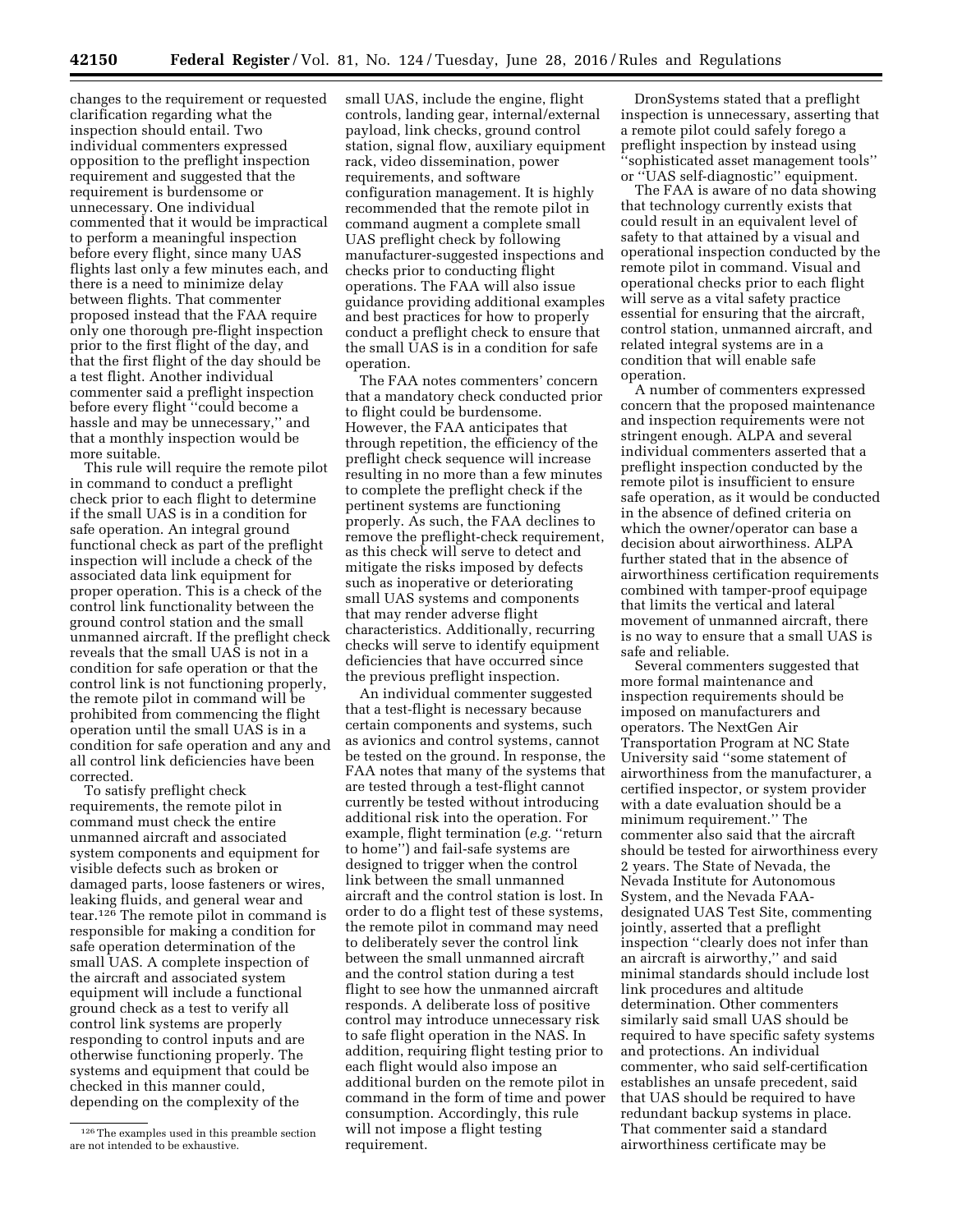changes to the requirement or requested clarification regarding what the inspection should entail. Two individual commenters expressed opposition to the preflight inspection requirement and suggested that the requirement is burdensome or unnecessary. One individual commented that it would be impractical to perform a meaningful inspection before every flight, since many UAS flights last only a few minutes each, and there is a need to minimize delay between flights. That commenter proposed instead that the FAA require only one thorough pre-flight inspection prior to the first flight of the day, and that the first flight of the day should be a test flight. Another individual commenter said a preflight inspection before every flight "could become a hassle and may be unnecessary," and that a monthly inspection would be more suitable.

This rule will require the remote pilot in command to conduct a preflight check prior to each flight to determine if the small UAS is in a condition for safe operation. An integral ground functional check as part of the preflight inspection will include a check of the associated data link equipment for proper operation. This is a check of the control link functionality between the ground control station and the small unmanned aircraft. If the preflight check reveals that the small UAS is not in a condition for safe operation or that the control link is not functioning properly, the remote pilot in command will be prohibited from commencing the flight operation until the small UAS is in a condition for safe operation and any and all control link deficiencies have been corrected.

To satisfy preflight check requirements, the remote pilot in command must check the entire unmanned aircraft and associated system components and equipment for visible defects such as broken or damaged parts, loose fasteners or wires, leaking fluids, and general wear and tear.[126] The remote pilot in command is responsible for making a condition for safe operation determination of the small UAS. A complete inspection of the aircraft and associated system equipment will include a functional ground check as a test to verify all control link systems are properly responding to control inputs and are otherwise functioning properly. The systems and equipment that could be checked in this manner could, depending on the complexity of the small UAS, include the engine, flight controls, landing gear, internal/external payload, link checks, ground control station, signal flow, auxiliary equipment rack, video dissemination, power requirements, and software configuration management. It is highly recommended that the remote pilot in command augment a complete small UAS preflight check by following manufacturer-suggested inspections and checks prior to conducting flight operations. The FAA will also issue guidance providing additional examples and best practices for how to properly conduct a preflight check to ensure that the small UAS is in a condition for safe operation.

The FAA notes commenters' concern that a mandatory check conducted prior to flight could be burdensome. However, the FAA anticipates that through repetition, the efficiency of the preflight check sequence will increase resulting in no more than a few minutes to complete the preflight check if the pertinent systems are functioning properly. As such, the FAA declines to remove the preflight-check requirement, as this check will serve to detect and mitigate the risks imposed by defects such as inoperative or deteriorating small UAS systems and components that may render adverse flight characteristics. Additionally, recurring checks will serve to identify equipment deficiencies that have occurred since the previous preflight inspection.

An individual commenter suggested that a test-flight is necessary because certain components and systems, such as avionics and control systems, cannot be tested on the ground. In response, the FAA notes that many of the systems that are tested through a test-flight cannot currently be tested without introducing additional risk into the operation. For example, flight termination (*e.g.* "return to home") and fail-safe systems are designed to trigger when the control link between the small unmanned aircraft and the control station is lost. In order to do a flight test of these systems, the remote pilot in command may need to deliberately sever the control link between the small unmanned aircraft and the control station during a test flight to see how the unmanned aircraft responds. A deliberate loss of positive control may introduce unnecessary risk to safe flight operation in the NAS. In addition, requiring flight testing prior to each flight would also impose an additional burden on the remote pilot in command in the form of time and power consumption. Accordingly, this rule will not impose a flight testing requirement.

DronSystems stated that a preflight inspection is unnecessary, asserting that a remote pilot could safely forego a preflight inspection by instead using "sophisticated asset management tools" or "UAS self-diagnostic" equipment.

The FAA is aware of no data showing that technology currently exists that could result in an equivalent level of safety to that attained by a visual and operational inspection conducted by the remote pilot in command. Visual and operational checks prior to each flight will serve as a vital safety practice essential for ensuring that the aircraft, control station, unmanned aircraft, and related integral systems are in a condition that will enable safe operation.

A number of commenters expressed concern that the proposed maintenance and inspection requirements were not stringent enough. ALPA and several individual commenters asserted that a preflight inspection conducted by the remote pilot is insufficient to ensure safe operation, as it would be conducted in the absence of defined criteria on which the owner/operator can base a decision about airworthiness. ALPA further stated that in the absence of airworthiness certification requirements combined with tamper-proof equipage that limits the vertical and lateral movement of unmanned aircraft, there is no way to ensure that a small UAS is safe and reliable.

Several commenters suggested that more formal maintenance and inspection requirements should be imposed on manufacturers and operators. The NextGen Air Transportation Program at NC State University said "some statement of airworthiness from the manufacturer, a certified inspector, or system provider with a date evaluation should be a minimum requirement." The commenter also said that the aircraft should be tested for airworthiness every 2 years. The State of Nevada, the Nevada Institute for Autonomous System, and the Nevada FAA-designated UAS Test Site, commenting jointly, asserted that a preflight inspection "clearly does not infer than an aircraft is airworthy," and said minimal standards should include lost link procedures and altitude determination. Other commenters similarly said small UAS should be required to have specific safety systems and protections. An individual commenter, who said self-certification establishes an unsafe precedent, said that UAS should be required to have redundant backup systems in place. That commenter said a standard airworthiness certificate may be

[126] The examples used in this preamble section are not intended to be exhaustive.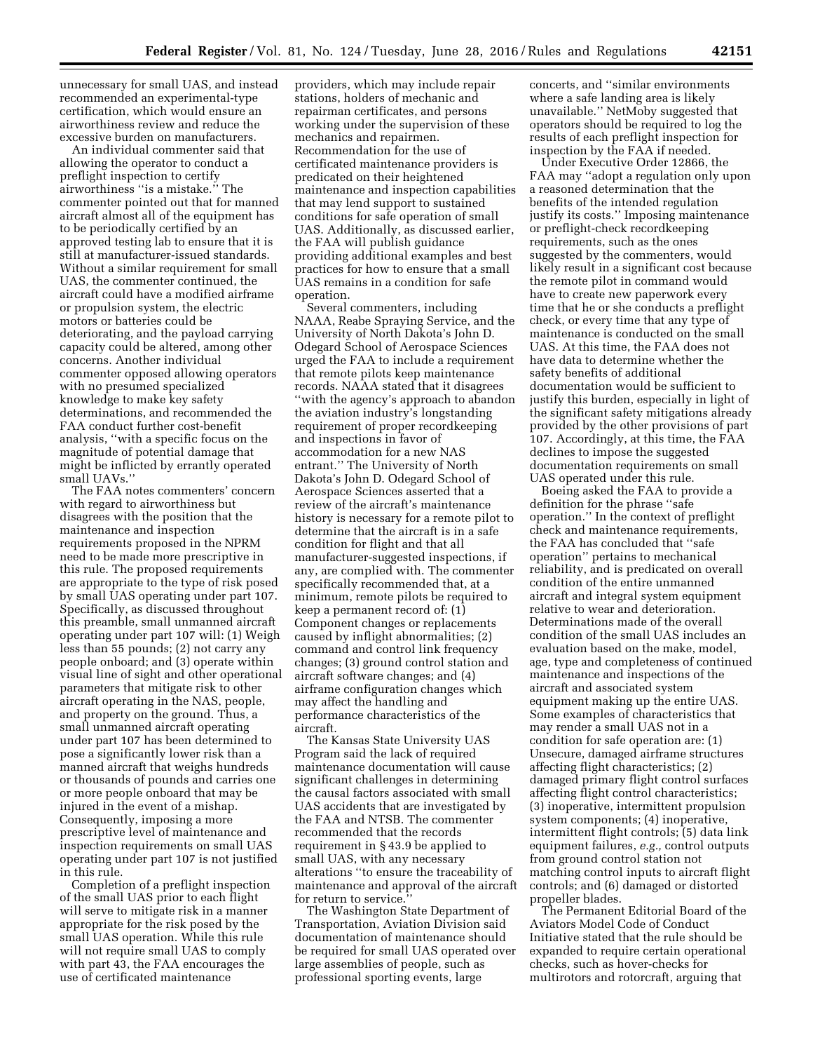unnecessary for small UAS, and instead recommended an experimental-type certification, which would ensure an airworthiness review and reduce the excessive burden on manufacturers.

An individual commenter said that allowing the operator to conduct a preflight inspection to certify airworthiness "is a mistake." The commenter pointed out that for manned aircraft almost all of the equipment has to be periodically certified by an approved testing lab to ensure that it is still at manufacturer-issued standards. Without a similar requirement for small UAS, the commenter continued, the aircraft could have a modified airframe or propulsion system, the electric motors or batteries could be deteriorating, and the payload carrying capacity could be altered, among other concerns. Another individual commenter opposed allowing operators with no presumed specialized knowledge to make key safety determinations, and recommended the FAA conduct further cost-benefit analysis, "with a specific focus on the magnitude of potential damage that might be inflicted by errantly operated small UAVs."

The FAA notes commenters' concern with regard to airworthiness but disagrees with the position that the maintenance and inspection requirements proposed in the NPRM need to be made more prescriptive in this rule. The proposed requirements are appropriate to the type of risk posed by small UAS operating under part 107. Specifically, as discussed throughout this preamble, small unmanned aircraft operating under part 107 will: (1) Weigh less than 55 pounds; (2) not carry any people onboard; and (3) operate within visual line of sight and other operational parameters that mitigate risk to other aircraft operating in the NAS, people, and property on the ground. Thus, a small unmanned aircraft operating under part 107 has been determined to pose a significantly lower risk than a manned aircraft that weighs hundreds or thousands of pounds and carries one or more people onboard that may be injured in the event of a mishap. Consequently, imposing a more prescriptive level of maintenance and inspection requirements on small UAS operating under part 107 is not justified in this rule.

Completion of a preflight inspection of the small UAS prior to each flight will serve to mitigate risk in a manner appropriate for the risk posed by the small UAS operation. While this rule will not require small UAS to comply with part 43, the FAA encourages the use of certificated maintenance providers, which may include repair stations, holders of mechanic and repairman certificates, and persons working under the supervision of these mechanics and repairmen. Recommendation for the use of certificated maintenance providers is predicated on their heightened maintenance and inspection capabilities that may lend support to sustained conditions for safe operation of small UAS. Additionally, as discussed earlier, the FAA will publish guidance providing additional examples and best practices for how to ensure that a small UAS remains in a condition for safe operation.

Several commenters, including NAAA, Reabe Spraying Service, and the University of North Dakota's John D. Odegard School of Aerospace Sciences urged the FAA to include a requirement that remote pilots keep maintenance records. NAAA stated that it disagrees "with the agency's approach to abandon the aviation industry's longstanding requirement of proper recordkeeping and inspections in favor of accommodation for a new NAS entrant." The University of North Dakota's John D. Odegard School of Aerospace Sciences asserted that a review of the aircraft's maintenance history is necessary for a remote pilot to determine that the aircraft is in a safe condition for flight and that all manufacturer-suggested inspections, if any, are complied with. The commenter specifically recommended that, at a minimum, remote pilots be required to keep a permanent record of: (1) Component changes or replacements caused by inflight abnormalities; (2) command and control link frequency changes; (3) ground control station and aircraft software changes; and (4) airframe configuration changes which may affect the handling and performance characteristics of the aircraft.

The Kansas State University UAS Program said the lack of required maintenance documentation will cause significant challenges in determining the causal factors associated with small UAS accidents that are investigated by the FAA and NTSB. The commenter recommended that the records requirement in § 43.9 be applied to small UAS, with any necessary alterations "to ensure the traceability of maintenance and approval of the aircraft for return to service."

The Washington State Department of Transportation, Aviation Division said documentation of maintenance should be required for small UAS operated over large assemblies of people, such as professional sporting events, large concerts, and "similar environments where a safe landing area is likely unavailable." NetMoby suggested that operators should be required to log the results of each preflight inspection for inspection by the FAA if needed.

Under Executive Order 12866, the FAA may "adopt a regulation only upon a reasoned determination that the benefits of the intended regulation justify its costs." Imposing maintenance or preflight-check recordkeeping requirements, such as the ones suggested by the commenters, would likely result in a significant cost because the remote pilot in command would have to create new paperwork every time that he or she conducts a preflight check, or every time that any type of maintenance is conducted on the small UAS. At this time, the FAA does not have data to determine whether the safety benefits of additional documentation would be sufficient to justify this burden, especially in light of the significant safety mitigations already provided by the other provisions of part 107. Accordingly, at this time, the FAA declines to impose the suggested documentation requirements on small UAS operated under this rule.

Boeing asked the FAA to provide a definition for the phrase "safe operation." In the context of preflight check and maintenance requirements, the FAA has concluded that "safe operation" pertains to mechanical reliability, and is predicated on overall condition of the entire unmanned aircraft and integral system equipment relative to wear and deterioration. Determinations made of the overall condition of the small UAS includes an evaluation based on the make, model, age, type and completeness of continued maintenance and inspections of the aircraft and associated system equipment making up the entire UAS. Some examples of characteristics that may render a small UAS not in a condition for safe operation are: (1) Unsecure, damaged airframe structures affecting flight characteristics; (2) damaged primary flight control surfaces affecting flight control characteristics; (3) inoperative, intermittent propulsion system components; (4) inoperative, intermittent flight controls; (5) data link equipment failures, *e.g.,* control outputs from ground control station not matching control inputs to aircraft flight controls; and (6) damaged or distorted propeller blades.

The Permanent Editorial Board of the Aviators Model Code of Conduct Initiative stated that the rule should be expanded to require certain operational checks, such as hover-checks for multirotors and rotorcraft, arguing that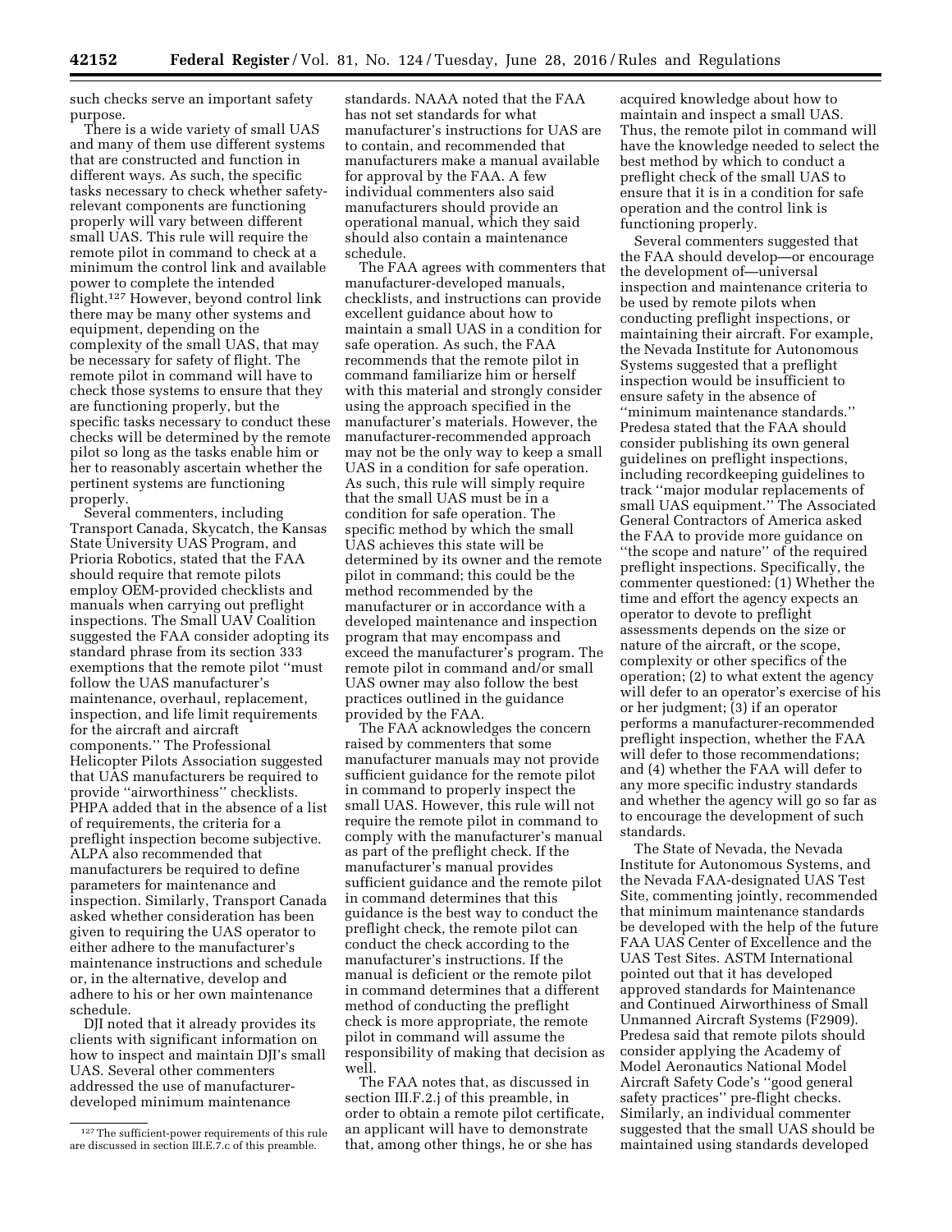such checks serve an important safety purpose.

There is a wide variety of small UAS and many of them use different systems that are constructed and function in different ways. As such, the specific tasks necessary to check whether safety-relevant components are functioning properly will vary between different small UAS. This rule will require the remote pilot in command to check at a minimum the control link and available power to complete the intended flight.[127] However, beyond control link there may be many other systems and equipment, depending on the complexity of the small UAS, that may be necessary for safety of flight. The remote pilot in command will have to check those systems to ensure that they are functioning properly, but the specific tasks necessary to conduct these checks will be determined by the remote pilot so long as the tasks enable him or her to reasonably ascertain whether the pertinent systems are functioning properly.

Several commenters, including Transport Canada, Skycatch, the Kansas State University UAS Program, and Prioria Robotics, stated that the FAA should require that remote pilots employ OEM-provided checklists and manuals when carrying out preflight inspections. The Small UAV Coalition suggested the FAA consider adopting its standard phrase from its section 333 exemptions that the remote pilot "must follow the UAS manufacturer's maintenance, overhaul, replacement, inspection, and life limit requirements for the aircraft and aircraft components." The Professional Helicopter Pilots Association suggested that UAS manufacturers be required to provide "airworthiness" checklists. PHPA added that in the absence of a list of requirements, the criteria for a preflight inspection become subjective. ALPA also recommended that manufacturers be required to define parameters for maintenance and inspection. Similarly, Transport Canada asked whether consideration has been given to requiring the UAS operator to either adhere to the manufacturer's maintenance instructions and schedule or, in the alternative, develop and adhere to his or her own maintenance schedule.

DJI noted that it already provides its clients with significant information on how to inspect and maintain DJI's small UAS. Several other commenters addressed the use of manufacturer-developed minimum maintenance standards. NAAA noted that the FAA has not set standards for what manufacturer's instructions for UAS are to contain, and recommended that manufacturers make a manual available for approval by the FAA. A few individual commenters also said manufacturers should provide an operational manual, which they said should also contain a maintenance schedule.

The FAA agrees with commenters that manufacturer-developed manuals, checklists, and instructions can provide excellent guidance about how to maintain a small UAS in a condition for safe operation. As such, the FAA recommends that the remote pilot in command familiarize him or herself with this material and strongly consider using the approach specified in the manufacturer's materials. However, the manufacturer-recommended approach may not be the only way to keep a small UAS in a condition for safe operation. As such, this rule will simply require that the small UAS must be in a condition for safe operation. The specific method by which the small UAS achieves this state will be determined by its owner and the remote pilot in command; this could be the method recommended by the manufacturer or in accordance with a developed maintenance and inspection program that may encompass and exceed the manufacturer's program. The remote pilot in command and/or small UAS owner may also follow the best practices outlined in the guidance provided by the FAA.

The FAA acknowledges the concern raised by commenters that some manufacturer manuals may not provide sufficient guidance for the remote pilot in command to properly inspect the small UAS. However, this rule will not require the remote pilot in command to comply with the manufacturer's manual as part of the preflight check. If the manufacturer's manual provides sufficient guidance and the remote pilot in command determines that this guidance is the best way to conduct the preflight check, the remote pilot can conduct the check according to the manufacturer's instructions. If the manual is deficient or the remote pilot in command determines that a different method of conducting the preflight check is more appropriate, the remote pilot in command will assume the responsibility of making that decision as well.

The FAA notes that, as discussed in section III.F.2.j of this preamble, in order to obtain a remote pilot certificate, an applicant will have to demonstrate that, among other things, he or she has acquired knowledge about how to maintain and inspect a small UAS. Thus, the remote pilot in command will have the knowledge needed to select the best method by which to conduct a preflight check of the small UAS to ensure that it is in a condition for safe operation and the control link is functioning properly.

Several commenters suggested that the FAA should develop—or encourage the development of—universal inspection and maintenance criteria to be used by remote pilots when conducting preflight inspections, or maintaining their aircraft. For example, the Nevada Institute for Autonomous Systems suggested that a preflight inspection would be insufficient to ensure safety in the absence of "minimum maintenance standards." Predesa stated that the FAA should consider publishing its own general guidelines on preflight inspections, including recordkeeping guidelines to track "major modular replacements of small UAS equipment." The Associated General Contractors of America asked the FAA to provide more guidance on "the scope and nature" of the required preflight inspections. Specifically, the commenter questioned: (1) Whether the time and effort the agency expects an operator to devote to preflight assessments depends on the size or nature of the aircraft, or the scope, complexity or other specifics of the operation; (2) to what extent the agency will defer to an operator's exercise of his or her judgment; (3) if an operator performs a manufacturer-recommended preflight inspection, whether the FAA will defer to those recommendations; and (4) whether the FAA will defer to any more specific industry standards and whether the agency will go so far as to encourage the development of such standards.

The State of Nevada, the Nevada Institute for Autonomous Systems, and the Nevada FAA-designated UAS Test Site, commenting jointly, recommended that minimum maintenance standards be developed with the help of the future FAA UAS Center of Excellence and the UAS Test Sites. ASTM International pointed out that it has developed approved standards for Maintenance and Continued Airworthiness of Small Unmanned Aircraft Systems (F2909). Predesa said that remote pilots should consider applying the Academy of Model Aeronautics National Model Aircraft Safety Code's "good general safety practices" pre-flight checks. Similarly, an individual commenter suggested that the small UAS should be maintained using standards developed

[127] The sufficient-power requirements of this rule are discussed in section III.E.7.c of this preamble.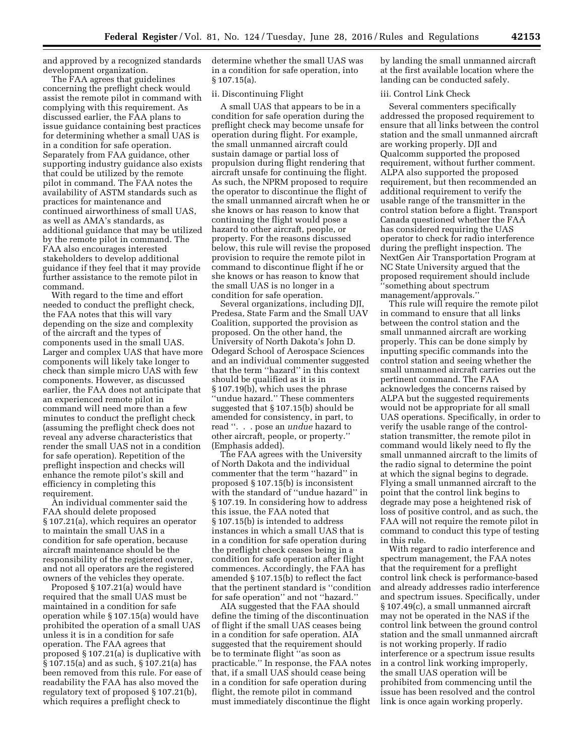and approved by a recognized standards development organization.

The FAA agrees that guidelines concerning the preflight check would assist the remote pilot in command with complying with this requirement. As discussed earlier, the FAA plans to issue guidance containing best practices for determining whether a small UAS is in a condition for safe operation. Separately from FAA guidance, other supporting industry guidance also exists that could be utilized by the remote pilot in command. The FAA notes the availability of ASTM standards such as practices for maintenance and continued airworthiness of small UAS, as well as AMA's standards, as additional guidance that may be utilized by the remote pilot in command. The FAA also encourages interested stakeholders to develop additional guidance if they feel that it may provide further assistance to the remote pilot in command.

With regard to the time and effort needed to conduct the preflight check, the FAA notes that this will vary depending on the size and complexity of the aircraft and the types of components used in the small UAS. Larger and complex UAS that have more components will likely take longer to check than simple micro UAS with few components. However, as discussed earlier, the FAA does not anticipate that an experienced remote pilot in command will need more than a few minutes to conduct the preflight check (assuming the preflight check does not reveal any adverse characteristics that render the small UAS not in a condition for safe operation). Repetition of the preflight inspection and checks will enhance the remote pilot's skill and efficiency in completing this requirement.

An individual commenter said the FAA should delete proposed § 107.21(a), which requires an operator to maintain the small UAS in a condition for safe operation, because aircraft maintenance should be the responsibility of the registered owner, and not all operators are the registered owners of the vehicles they operate.

Proposed § 107.21(a) would have required that the small UAS must be maintained in a condition for safe operation while § 107.15(a) would have prohibited the operation of a small UAS unless it is in a condition for safe operation. The FAA agrees that proposed § 107.21(a) is duplicative with § 107.15(a) and as such, § 107.21(a) has been removed from this rule. For ease of readability the FAA has also moved the regulatory text of proposed § 107.21(b), which requires a preflight check to determine whether the small UAS was in a condition for safe operation, into § 107.15(a).

ii. Discontinuing Flight

A small UAS that appears to be in a condition for safe operation during the preflight check may become unsafe for operation during flight. For example, the small unmanned aircraft could sustain damage or partial loss of propulsion during flight rendering that aircraft unsafe for continuing the flight. As such, the NPRM proposed to require the operator to discontinue the flight of the small unmanned aircraft when he or she knows or has reason to know that continuing the flight would pose a hazard to other aircraft, people, or property. For the reasons discussed below, this rule will revise the proposed provision to require the remote pilot in command to discontinue flight if he or she knows or has reason to know that the small UAS is no longer in a condition for safe operation.

Several organizations, including DJI, Predesa, State Farm and the Small UAV Coalition, supported the provision as proposed. On the other hand, the University of North Dakota's John D. Odegard School of Aerospace Sciences and an individual commenter suggested that the term ''hazard'' in this context should be qualified as it is in § 107.19(b), which uses the phrase ''undue hazard.'' These commenters suggested that § 107.15(b) should be amended for consistency, in part, to read ''. . . pose an *undue* hazard to other aircraft, people, or property.'' (Emphasis added).

The FAA agrees with the University of North Dakota and the individual commenter that the term ''hazard'' in proposed § 107.15(b) is inconsistent with the standard of ''undue hazard'' in § 107.19. In considering how to address this issue, the FAA noted that § 107.15(b) is intended to address instances in which a small UAS that is in a condition for safe operation during the preflight check ceases being in a condition for safe operation after flight commences. Accordingly, the FAA has amended § 107.15(b) to reflect the fact that the pertinent standard is ''condition for safe operation'' and not ''hazard.''

AIA suggested that the FAA should define the timing of the discontinuation of flight if the small UAS ceases being in a condition for safe operation. AIA suggested that the requirement should be to terminate flight ''as soon as practicable.'' In response, the FAA notes that, if a small UAS should cease being in a condition for safe operation during flight, the remote pilot in command must immediately discontinue the flight by landing the small unmanned aircraft at the first available location where the landing can be conducted safely.

iii. Control Link Check

Several commenters specifically addressed the proposed requirement to ensure that all links between the control station and the small unmanned aircraft are working properly. DJI and Qualcomm supported the proposed requirement, without further comment. ALPA also supported the proposed requirement, but then recommended an additional requirement to verify the usable range of the transmitter in the control station before a flight. Transport Canada questioned whether the FAA has considered requiring the UAS operator to check for radio interference during the preflight inspection. The NextGen Air Transportation Program at NC State University argued that the proposed requirement should include ''something about spectrum management/approvals.''

This rule will require the remote pilot in command to ensure that all links between the control station and the small unmanned aircraft are working properly. This can be done simply by inputting specific commands into the control station and seeing whether the small unmanned aircraft carries out the pertinent command. The FAA acknowledges the concerns raised by ALPA but the suggested requirements would not be appropriate for all small UAS operations. Specifically, in order to verify the usable range of the control-station transmitter, the remote pilot in command would likely need to fly the small unmanned aircraft to the limits of the radio signal to determine the point at which the signal begins to degrade. Flying a small unmanned aircraft to the point that the control link begins to degrade may pose a heightened risk of loss of positive control, and as such, the FAA will not require the remote pilot in command to conduct this type of testing in this rule.

With regard to radio interference and spectrum management, the FAA notes that the requirement for a preflight control link check is performance-based and already addresses radio interference and spectrum issues. Specifically, under § 107.49(c), a small unmanned aircraft may not be operated in the NAS if the control link between the ground control station and the small unmanned aircraft is not working properly. If radio interference or a spectrum issue results in a control link working improperly, the small UAS operation will be prohibited from commencing until the issue has been resolved and the control link is once again working properly.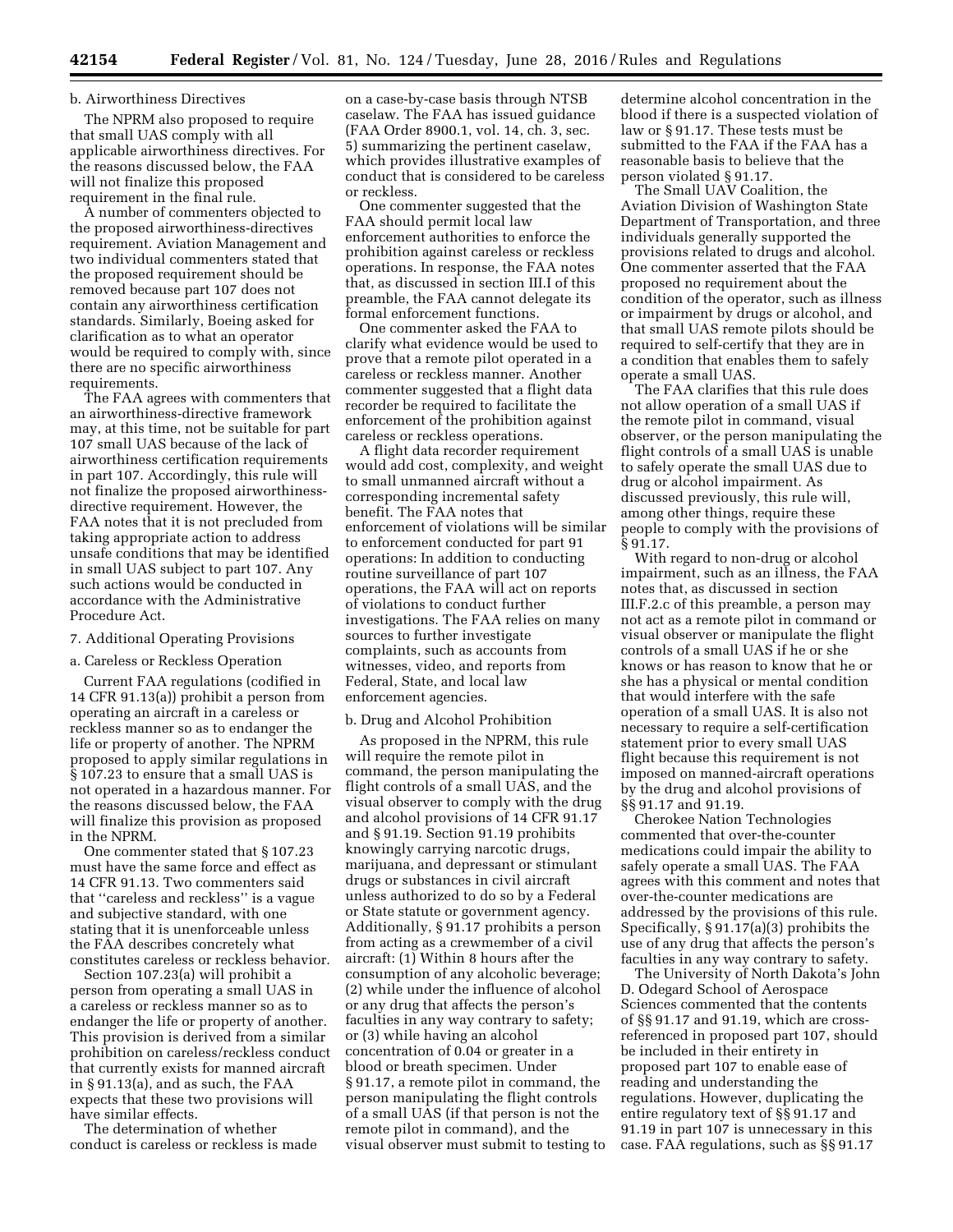b. Airworthiness Directives

The NPRM also proposed to require that small UAS comply with all applicable airworthiness directives. For the reasons discussed below, the FAA will not finalize this proposed requirement in the final rule.

A number of commenters objected to the proposed airworthiness-directives requirement. Aviation Management and two individual commenters stated that the proposed requirement should be removed because part 107 does not contain any airworthiness certification standards. Similarly, Boeing asked for clarification as to what an operator would be required to comply with, since there are no specific airworthiness requirements.

The FAA agrees with commenters that an airworthiness-directive framework may, at this time, not be suitable for part 107 small UAS because of the lack of airworthiness certification requirements in part 107. Accordingly, this rule will not finalize the proposed airworthiness-directive requirement. However, the FAA notes that it is not precluded from taking appropriate action to address unsafe conditions that may be identified in small UAS subject to part 107. Any such actions would be conducted in accordance with the Administrative Procedure Act.

7. Additional Operating Provisions

a. Careless or Reckless Operation

Current FAA regulations (codified in 14 CFR 91.13(a)) prohibit a person from operating an aircraft in a careless or reckless manner so as to endanger the life or property of another. The NPRM proposed to apply similar regulations in § 107.23 to ensure that a small UAS is not operated in a hazardous manner. For the reasons discussed below, the FAA will finalize this provision as proposed in the NPRM.

One commenter stated that § 107.23 must have the same force and effect as 14 CFR 91.13. Two commenters said that ''careless and reckless'' is a vague and subjective standard, with one stating that it is unenforceable unless the FAA describes concretely what constitutes careless or reckless behavior.

Section 107.23(a) will prohibit a person from operating a small UAS in a careless or reckless manner so as to endanger the life or property of another. This provision is derived from a similar prohibition on careless/reckless conduct that currently exists for manned aircraft in § 91.13(a), and as such, the FAA expects that these two provisions will have similar effects.

The determination of whether conduct is careless or reckless is made on a case-by-case basis through NTSB caselaw. The FAA has issued guidance (FAA Order 8900.1, vol. 14, ch. 3, sec. 5) summarizing the pertinent caselaw, which provides illustrative examples of conduct that is considered to be careless or reckless.

One commenter suggested that the FAA should permit local law enforcement authorities to enforce the prohibition against careless or reckless operations. In response, the FAA notes that, as discussed in section III.I of this preamble, the FAA cannot delegate its formal enforcement functions.

One commenter asked the FAA to clarify what evidence would be used to prove that a remote pilot operated in a careless or reckless manner. Another commenter suggested that a flight data recorder be required to facilitate the enforcement of the prohibition against careless or reckless operations.

A flight data recorder requirement would add cost, complexity, and weight to small unmanned aircraft without a corresponding incremental safety benefit. The FAA notes that enforcement of violations will be similar to enforcement conducted for part 91 operations: In addition to conducting routine surveillance of part 107 operations, the FAA will act on reports of violations to conduct further investigations. The FAA relies on many sources to further investigate complaints, such as accounts from witnesses, video, and reports from Federal, State, and local law enforcement agencies.

b. Drug and Alcohol Prohibition

As proposed in the NPRM, this rule will require the remote pilot in command, the person manipulating the flight controls of a small UAS, and the visual observer to comply with the drug and alcohol provisions of 14 CFR 91.17 and § 91.19. Section 91.19 prohibits knowingly carrying narcotic drugs, marijuana, and depressant or stimulant drugs or substances in civil aircraft unless authorized to do so by a Federal or State statute or government agency. Additionally, § 91.17 prohibits a person from acting as a crewmember of a civil aircraft: (1) Within 8 hours after the consumption of any alcoholic beverage; (2) while under the influence of alcohol or any drug that affects the person's faculties in any way contrary to safety; or (3) while having an alcohol concentration of 0.04 or greater in a blood or breath specimen. Under § 91.17, a remote pilot in command, the person manipulating the flight controls of a small UAS (if that person is not the remote pilot in command), and the visual observer must submit to testing to determine alcohol concentration in the blood if there is a suspected violation of law or § 91.17. These tests must be submitted to the FAA if the FAA has a reasonable basis to believe that the person violated § 91.17.

The Small UAV Coalition, the Aviation Division of Washington State Department of Transportation, and three individuals generally supported the provisions related to drugs and alcohol. One commenter asserted that the FAA proposed no requirement about the condition of the operator, such as illness or impairment by drugs or alcohol, and that small UAS remote pilots should be required to self-certify that they are in a condition that enables them to safely operate a small UAS.

The FAA clarifies that this rule does not allow operation of a small UAS if the remote pilot in command, visual observer, or the person manipulating the flight controls of a small UAS is unable to safely operate the small UAS due to drug or alcohol impairment. As discussed previously, this rule will, among other things, require these people to comply with the provisions of § 91.17.

With regard to non-drug or alcohol impairment, such as an illness, the FAA notes that, as discussed in section III.F.2.c of this preamble, a person may not act as a remote pilot in command or visual observer or manipulate the flight controls of a small UAS if he or she knows or has reason to know that he or she has a physical or mental condition that would interfere with the safe operation of a small UAS. It is also not necessary to require a self-certification statement prior to every small UAS flight because this requirement is not imposed on manned-aircraft operations by the drug and alcohol provisions of §§ 91.17 and 91.19.

Cherokee Nation Technologies commented that over-the-counter medications could impair the ability to safely operate a small UAS. The FAA agrees with this comment and notes that over-the-counter medications are addressed by the provisions of this rule. Specifically, § 91.17(a)(3) prohibits the use of any drug that affects the person's faculties in any way contrary to safety.

The University of North Dakota's John D. Odegard School of Aerospace Sciences commented that the contents of §§ 91.17 and 91.19, which are cross-referenced in proposed part 107, should be included in their entirety in proposed part 107 to enable ease of reading and understanding the regulations. However, duplicating the entire regulatory text of §§ 91.17 and 91.19 in part 107 is unnecessary in this case. FAA regulations, such as §§ 91.17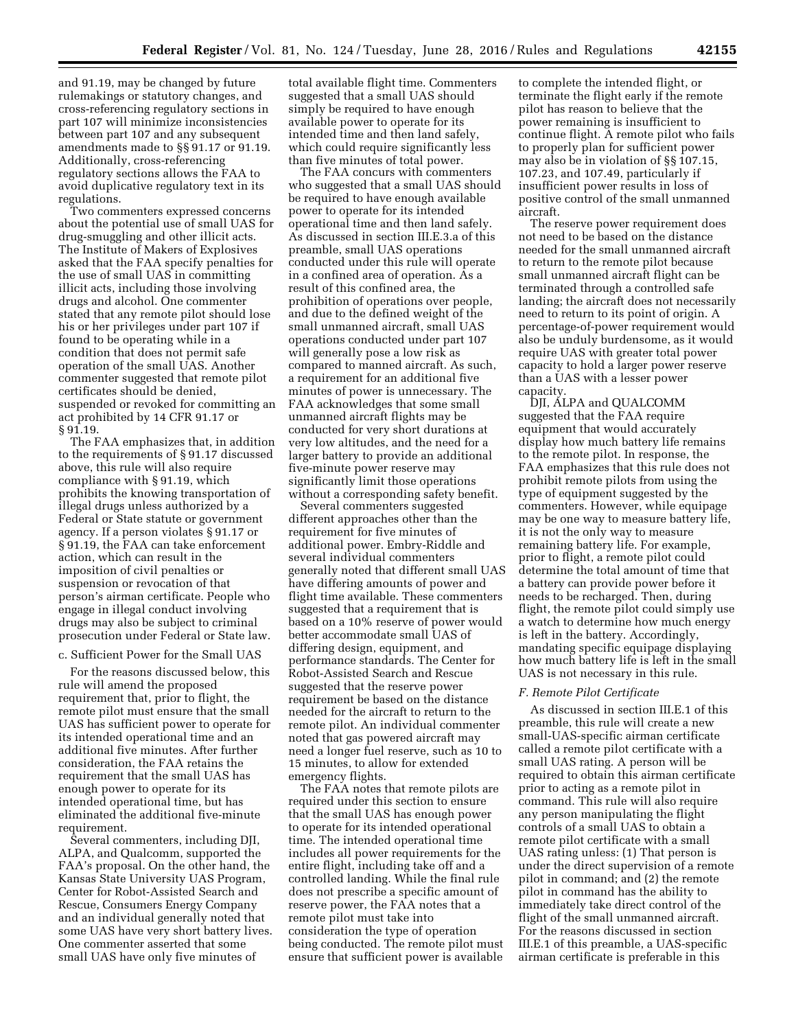and 91.19, may be changed by future rulemakings or statutory changes, and cross-referencing regulatory sections in part 107 will minimize inconsistencies between part 107 and any subsequent amendments made to §§ 91.17 or 91.19. Additionally, cross-referencing regulatory sections allows the FAA to avoid duplicative regulatory text in its regulations.

Two commenters expressed concerns about the potential use of small UAS for drug-smuggling and other illicit acts. The Institute of Makers of Explosives asked that the FAA specify penalties for the use of small UAS in committing illicit acts, including those involving drugs and alcohol. One commenter stated that any remote pilot should lose his or her privileges under part 107 if found to be operating while in a condition that does not permit safe operation of the small UAS. Another commenter suggested that remote pilot certificates should be denied, suspended or revoked for committing an act prohibited by 14 CFR 91.17 or § 91.19.

The FAA emphasizes that, in addition to the requirements of § 91.17 discussed above, this rule will also require compliance with § 91.19, which prohibits the knowing transportation of illegal drugs unless authorized by a Federal or State statute or government agency. If a person violates § 91.17 or § 91.19, the FAA can take enforcement action, which can result in the imposition of civil penalties or suspension or revocation of that person's airman certificate. People who engage in illegal conduct involving drugs may also be subject to criminal prosecution under Federal or State law.

c. Sufficient Power for the Small UAS

For the reasons discussed below, this rule will amend the proposed requirement that, prior to flight, the remote pilot must ensure that the small UAS has sufficient power to operate for its intended operational time and an additional five minutes. After further consideration, the FAA retains the requirement that the small UAS has enough power to operate for its intended operational time, but has eliminated the additional five-minute requirement.

Several commenters, including DJI, ALPA, and Qualcomm, supported the FAA's proposal. On the other hand, the Kansas State University UAS Program, Center for Robot-Assisted Search and Rescue, Consumers Energy Company and an individual generally noted that some UAS have very short battery lives. One commenter asserted that some small UAS have only five minutes of total available flight time. Commenters suggested that a small UAS should simply be required to have enough available power to operate for its intended time and then land safely, which could require significantly less than five minutes of total power.

The FAA concurs with commenters who suggested that a small UAS should be required to have enough available power to operate for its intended operational time and then land safely. As discussed in section III.E.3.a of this preamble, small UAS operations conducted under this rule will operate in a confined area of operation. As a result of this confined area, the prohibition of operations over people, and due to the defined weight of the small unmanned aircraft, small UAS operations conducted under part 107 will generally pose a low risk as compared to manned aircraft. As such, a requirement for an additional five minutes of power is unnecessary. The FAA acknowledges that some small unmanned aircraft flights may be conducted for very short durations at very low altitudes, and the need for a larger battery to provide an additional five-minute power reserve may significantly limit those operations without a corresponding safety benefit.

Several commenters suggested different approaches other than the requirement for five minutes of additional power. Embry-Riddle and several individual commenters generally noted that different small UAS have differing amounts of power and flight time available. These commenters suggested that a requirement that is based on a 10% reserve of power would better accommodate small UAS of differing design, equipment, and performance standards. The Center for Robot-Assisted Search and Rescue suggested that the reserve power requirement be based on the distance needed for the aircraft to return to the remote pilot. An individual commenter noted that gas powered aircraft may need a longer fuel reserve, such as 10 to 15 minutes, to allow for extended emergency flights.

The FAA notes that remote pilots are required under this section to ensure that the small UAS has enough power to operate for its intended operational time. The intended operational time includes all power requirements for the entire flight, including take off and a controlled landing. While the final rule does not prescribe a specific amount of reserve power, the FAA notes that a remote pilot must take into consideration the type of operation being conducted. The remote pilot must ensure that sufficient power is available to complete the intended flight, or terminate the flight early if the remote pilot has reason to believe that the power remaining is insufficient to continue flight. A remote pilot who fails to properly plan for sufficient power may also be in violation of §§ 107.15, 107.23, and 107.49, particularly if insufficient power results in loss of positive control of the small unmanned aircraft.

The reserve power requirement does not need to be based on the distance needed for the small unmanned aircraft to return to the remote pilot because small unmanned aircraft flight can be terminated through a controlled safe landing; the aircraft does not necessarily need to return to its point of origin. A percentage-of-power requirement would also be unduly burdensome, as it would require UAS with greater total power capacity to hold a larger power reserve than a UAS with a lesser power capacity.

DJI, ALPA and QUALCOMM suggested that the FAA require equipment that would accurately display how much battery life remains to the remote pilot. In response, the FAA emphasizes that this rule does not prohibit remote pilots from using the type of equipment suggested by the commenters. However, while equipage may be one way to measure battery life, it is not the only way to measure remaining battery life. For example, prior to flight, a remote pilot could determine the total amount of time that a battery can provide power before it needs to be recharged. Then, during flight, the remote pilot could simply use a watch to determine how much energy is left in the battery. Accordingly, mandating specific equipage displaying how much battery life is left in the small UAS is not necessary in this rule.

### *F. Remote Pilot Certificate*

As discussed in section III.E.1 of this preamble, this rule will create a new small-UAS-specific airman certificate called a remote pilot certificate with a small UAS rating. A person will be required to obtain this airman certificate prior to acting as a remote pilot in command. This rule will also require any person manipulating the flight controls of a small UAS to obtain a remote pilot certificate with a small UAS rating unless: (1) That person is under the direct supervision of a remote pilot in command; and (2) the remote pilot in command has the ability to immediately take direct control of the flight of the small unmanned aircraft. For the reasons discussed in section III.E.1 of this preamble, a UAS-specific airman certificate is preferable in this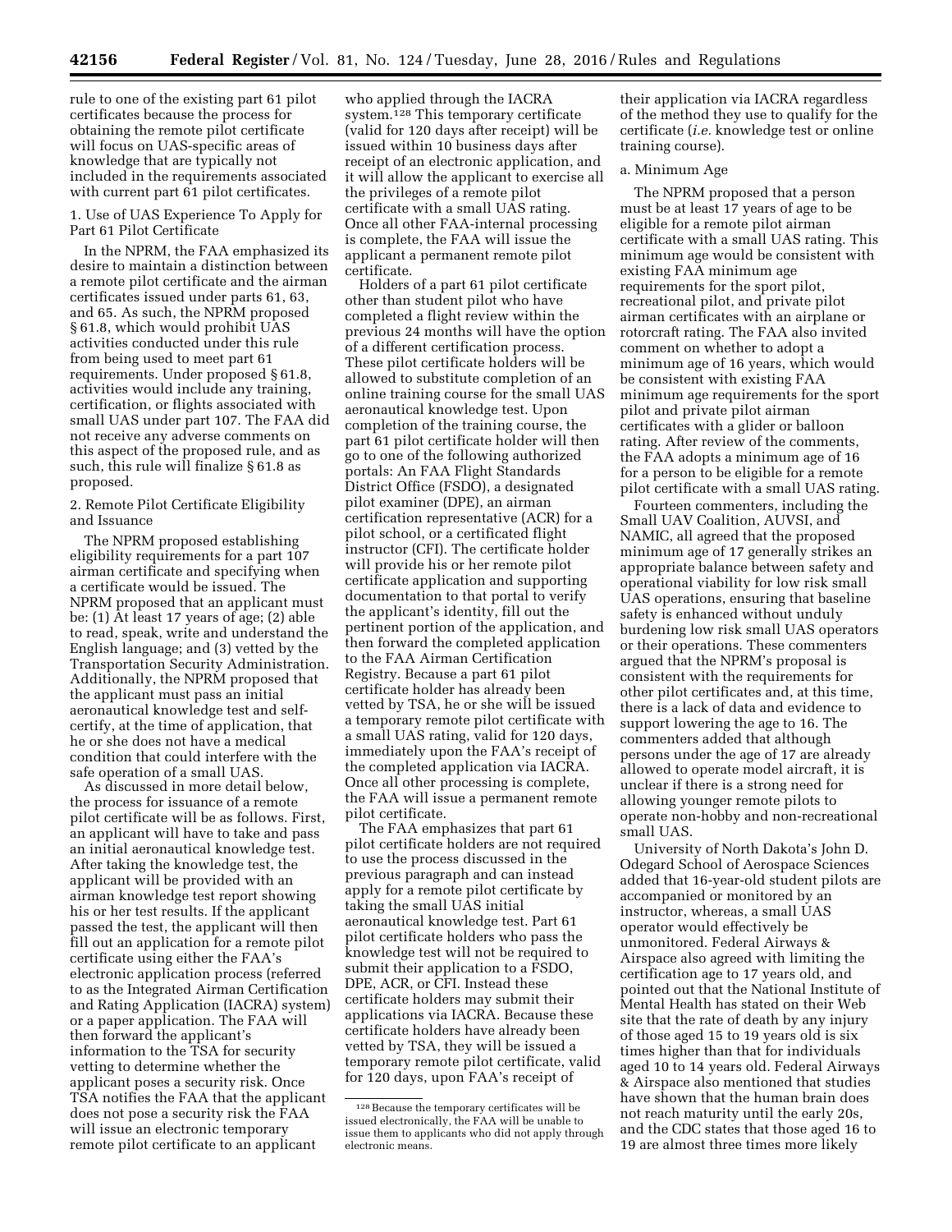rule to one of the existing part 61 pilot certificates because the process for obtaining the remote pilot certificate will focus on UAS-specific areas of knowledge that are typically not included in the requirements associated with current part 61 pilot certificates.

1. Use of UAS Experience To Apply for Part 61 Pilot Certificate

In the NPRM, the FAA emphasized its desire to maintain a distinction between a remote pilot certificate and the airman certificates issued under parts 61, 63, and 65. As such, the NPRM proposed § 61.8, which would prohibit UAS activities conducted under this rule from being used to meet part 61 requirements. Under proposed § 61.8, activities would include any training, certification, or flights associated with small UAS under part 107. The FAA did not receive any adverse comments on this aspect of the proposed rule, and as such, this rule will finalize § 61.8 as proposed.

2. Remote Pilot Certificate Eligibility and Issuance

The NPRM proposed establishing eligibility requirements for a part 107 airman certificate and specifying when a certificate would be issued. The NPRM proposed that an applicant must be: (1) At least 17 years of age; (2) able to read, speak, write and understand the English language; and (3) vetted by the Transportation Security Administration. Additionally, the NPRM proposed that the applicant must pass an initial aeronautical knowledge test and self-certify, at the time of application, that he or she does not have a medical condition that could interfere with the safe operation of a small UAS.

As discussed in more detail below, the process for issuance of a remote pilot certificate will be as follows. First, an applicant will have to take and pass an initial aeronautical knowledge test. After taking the knowledge test, the applicant will be provided with an airman knowledge test report showing his or her test results. If the applicant passed the test, the applicant will then fill out an application for a remote pilot certificate using either the FAA's electronic application process (referred to as the Integrated Airman Certification and Rating Application (IACRA) system) or a paper application. The FAA will then forward the applicant's information to the TSA for security vetting to determine whether the applicant poses a security risk. Once TSA notifies the FAA that the applicant does not pose a security risk the FAA will issue an electronic temporary remote pilot certificate to an applicant who applied through the IACRA system.[128] This temporary certificate (valid for 120 days after receipt) will be issued within 10 business days after receipt of an electronic application, and it will allow the applicant to exercise all the privileges of a remote pilot certificate with a small UAS rating. Once all other FAA-internal processing is complete, the FAA will issue the applicant a permanent remote pilot certificate.

Holders of a part 61 pilot certificate other than student pilot who have completed a flight review within the previous 24 months will have the option of a different certification process. These pilot certificate holders will be allowed to substitute completion of an online training course for the small UAS aeronautical knowledge test. Upon completion of the training course, the part 61 pilot certificate holder will then go to one of the following authorized portals: An FAA Flight Standards District Office (FSDO), a designated pilot examiner (DPE), an airman certification representative (ACR) for a pilot school, or a certificated flight instructor (CFI). The certificate holder will provide his or her remote pilot certificate application and supporting documentation to that portal to verify the applicant's identity, fill out the pertinent portion of the application, and then forward the completed application to the FAA Airman Certification Registry. Because a part 61 pilot certificate holder has already been vetted by TSA, he or she will be issued a temporary remote pilot certificate with a small UAS rating, valid for 120 days, immediately upon the FAA's receipt of the completed application via IACRA. Once all other processing is complete, the FAA will issue a permanent remote pilot certificate.

The FAA emphasizes that part 61 pilot certificate holders are not required to use the process discussed in the previous paragraph and can instead apply for a remote pilot certificate by taking the small UAS initial aeronautical knowledge test. Part 61 pilot certificate holders who pass the knowledge test will not be required to submit their application to a FSDO, DPE, ACR, or CFI. Instead these certificate holders may submit their applications via IACRA. Because these certificate holders have already been vetted by TSA, they will be issued a temporary remote pilot certificate, valid for 120 days, upon FAA's receipt of their application via IACRA regardless of the method they use to qualify for the certificate (*i.e.* knowledge test or online training course).

a. Minimum Age

The NPRM proposed that a person must be at least 17 years of age to be eligible for a remote pilot airman certificate with a small UAS rating. This minimum age would be consistent with existing FAA minimum age requirements for the sport pilot, recreational pilot, and private pilot airman certificates with an airplane or rotorcraft rating. The FAA also invited comment on whether to adopt a minimum age of 16 years, which would be consistent with existing FAA minimum age requirements for the sport pilot and private pilot airman certificates with a glider or balloon rating. After review of the comments, the FAA adopts a minimum age of 16 for a person to be eligible for a remote pilot certificate with a small UAS rating.

Fourteen commenters, including the Small UAV Coalition, AUVSI, and NAMIC, all agreed that the proposed minimum age of 17 generally strikes an appropriate balance between safety and operational viability for low risk small UAS operations, ensuring that baseline safety is enhanced without unduly burdening low risk small UAS operators or their operations. These commenters argued that the NPRM's proposal is consistent with the requirements for other pilot certificates and, at this time, there is a lack of data and evidence to support lowering the age to 16. The commenters added that although persons under the age of 17 are already allowed to operate model aircraft, it is unclear if there is a strong need for allowing younger remote pilots to operate non-hobby and non-recreational small UAS.

University of North Dakota's John D. Odegard School of Aerospace Sciences added that 16-year-old student pilots are accompanied or monitored by an instructor, whereas, a small UAS operator would effectively be unmonitored. Federal Airways & Airspace also agreed with limiting the certification age to 17 years old, and pointed out that the National Institute of Mental Health has stated on their Web site that the rate of death by any injury of those aged 15 to 19 years old is six times higher than that for individuals aged 10 to 14 years old. Federal Airways & Airspace also mentioned that studies have shown that the human brain does not reach maturity until the early 20s, and the CDC states that those aged 16 to 19 are almost three times more likely

[128] Because the temporary certificates will be issued electronically, the FAA will be unable to issue them to applicants who did not apply through electronic means.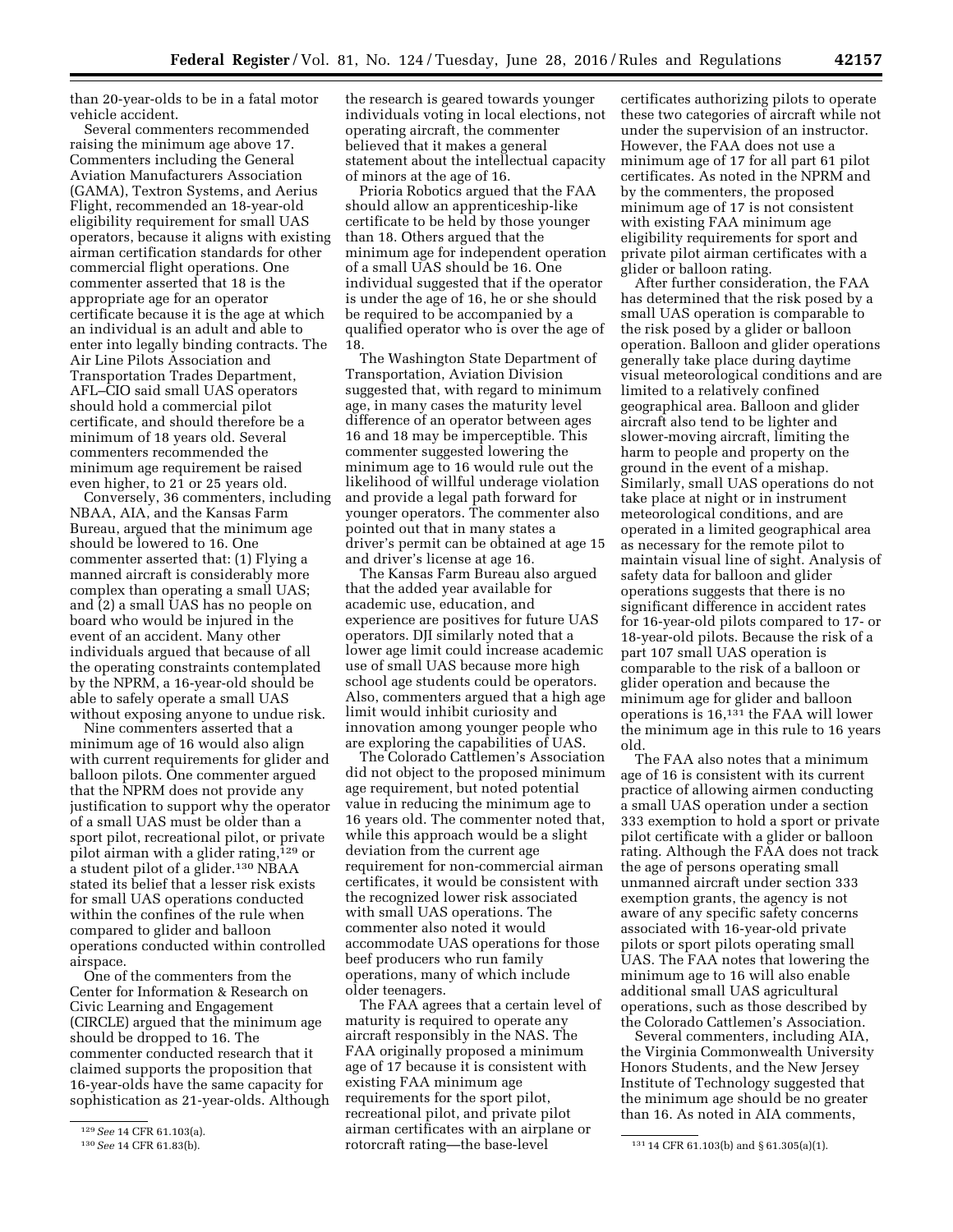than 20-year-olds to be in a fatal motor vehicle accident.

Several commenters recommended raising the minimum age above 17. Commenters including the General Aviation Manufacturers Association (GAMA), Textron Systems, and Aerius Flight, recommended an 18-year-old eligibility requirement for small UAS operators, because it aligns with existing airman certification standards for other commercial flight operations. One commenter asserted that 18 is the appropriate age for an operator certificate because it is the age at which an individual is an adult and able to enter into legally binding contracts. The Air Line Pilots Association and Transportation Trades Department, AFL–CIO said small UAS operators should hold a commercial pilot certificate, and should therefore be a minimum of 18 years old. Several commenters recommended the minimum age requirement be raised even higher, to 21 or 25 years old.

Conversely, 36 commenters, including NBAA, AIA, and the Kansas Farm Bureau, argued that the minimum age should be lowered to 16. One commenter asserted that: (1) Flying a manned aircraft is considerably more complex than operating a small UAS; and (2) a small UAS has no people on board who would be injured in the event of an accident. Many other individuals argued that because of all the operating constraints contemplated by the NPRM, a 16-year-old should be able to safely operate a small UAS without exposing anyone to undue risk.

Nine commenters asserted that a minimum age of 16 would also align with current requirements for glider and balloon pilots. One commenter argued that the NPRM does not provide any justification to support why the operator of a small UAS must be older than a sport pilot, recreational pilot, or private pilot airman with a glider rating,[129] or a student pilot of a glider.[130] NBAA stated its belief that a lesser risk exists for small UAS operations conducted within the confines of the rule when compared to glider and balloon operations conducted within controlled airspace.

One of the commenters from the Center for Information & Research on Civic Learning and Engagement (CIRCLE) argued that the minimum age should be dropped to 16. The commenter conducted research that it claimed supports the proposition that 16-year-olds have the same capacity for sophistication as 21-year-olds. Although the research is geared towards younger individuals voting in local elections, not operating aircraft, the commenter believed that it makes a general statement about the intellectual capacity of minors at the age of 16.

Prioria Robotics argued that the FAA should allow an apprenticeship-like certificate to be held by those younger than 18. Others argued that the minimum age for independent operation of a small UAS should be 16. One individual suggested that if the operator is under the age of 16, he or she should be required to be accompanied by a qualified operator who is over the age of 18.

The Washington State Department of Transportation, Aviation Division suggested that, with regard to minimum age, in many cases the maturity level difference of an operator between ages 16 and 18 may be imperceptible. This commenter suggested lowering the minimum age to 16 would rule out the likelihood of willful underage violation and provide a legal path forward for younger operators. The commenter also pointed out that in many states a driver's permit can be obtained at age 15 and driver's license at age 16.

The Kansas Farm Bureau also argued that the added year available for academic use, education, and experience are positives for future UAS operators. DJI similarly noted that a lower age limit could increase academic use of small UAS because more high school age students could be operators. Also, commenters argued that a high age limit would inhibit curiosity and innovation among younger people who are exploring the capabilities of UAS.

The Colorado Cattlemen's Association did not object to the proposed minimum age requirement, but noted potential value in reducing the minimum age to 16 years old. The commenter noted that, while this approach would be a slight deviation from the current age requirement for non-commercial airman certificates, it would be consistent with the recognized lower risk associated with small UAS operations. The commenter also noted it would accommodate UAS operations for those beef producers who run family operations, many of which include older teenagers.

The FAA agrees that a certain level of maturity is required to operate any aircraft responsibly in the NAS. The FAA originally proposed a minimum age of 17 because it is consistent with existing FAA minimum age requirements for the sport pilot, recreational pilot, and private pilot airman certificates with an airplane or rotorcraft rating—the base-level certificates authorizing pilots to operate these two categories of aircraft while not under the supervision of an instructor. However, the FAA does not use a minimum age of 17 for all part 61 pilot certificates. As noted in the NPRM and by the commenters, the proposed minimum age of 17 is not consistent with existing FAA minimum age eligibility requirements for sport and private pilot airman certificates with a glider or balloon rating.

After further consideration, the FAA has determined that the risk posed by a small UAS operation is comparable to the risk posed by a glider or balloon operation. Balloon and glider operations generally take place during daytime visual meteorological conditions and are limited to a relatively confined geographical area. Balloon and glider aircraft also tend to be lighter and slower-moving aircraft, limiting the harm to people and property on the ground in the event of a mishap. Similarly, small UAS operations do not take place at night or in instrument meteorological conditions, and are operated in a limited geographical area as necessary for the remote pilot to maintain visual line of sight. Analysis of safety data for balloon and glider operations suggests that there is no significant difference in accident rates for 16-year-old pilots compared to 17- or 18-year-old pilots. Because the risk of a part 107 small UAS operation is comparable to the risk of a balloon or glider operation and because the minimum age for glider and balloon operations is 16,[131] the FAA will lower the minimum age in this rule to 16 years old.

The FAA also notes that a minimum age of 16 is consistent with its current practice of allowing airmen conducting a small UAS operation under a section 333 exemption to hold a sport or private pilot certificate with a glider or balloon rating. Although the FAA does not track the age of persons operating small unmanned aircraft under section 333 exemption grants, the agency is not aware of any specific safety concerns associated with 16-year-old private pilots or sport pilots operating small UAS. The FAA notes that lowering the minimum age to 16 will also enable additional small UAS agricultural operations, such as those described by the Colorado Cattlemen's Association.

Several commenters, including AIA, the Virginia Commonwealth University Honors Students, and the New Jersey Institute of Technology suggested that the minimum age should be no greater than 16. As noted in AIA comments,

---

[129] *See* 14 CFR 61.103(a).

[130] *See* 14 CFR 61.83(b).

[131] 14 CFR 61.103(b) and § 61.305(a)(1).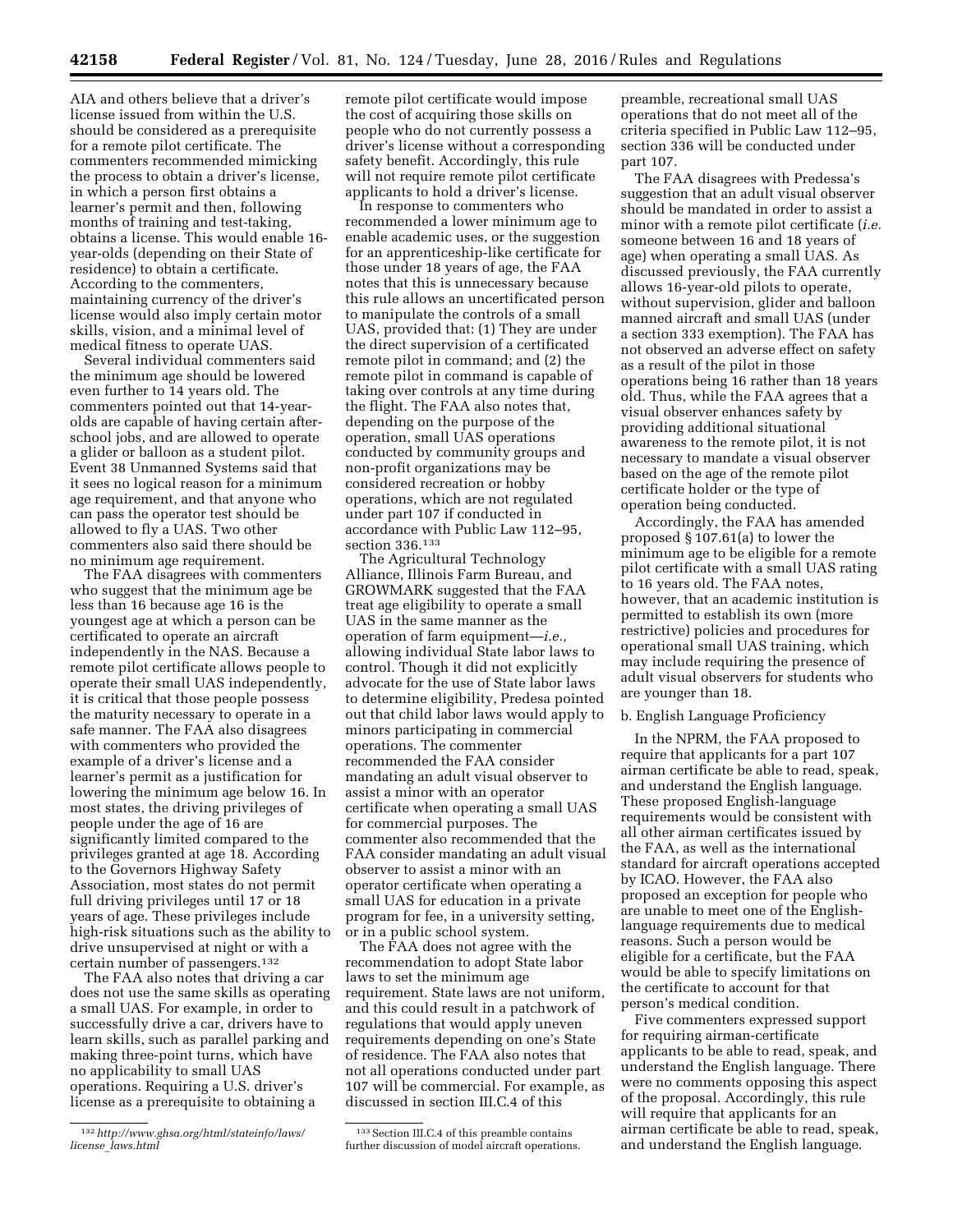AIA and others believe that a driver's license issued from within the U.S. should be considered as a prerequisite for a remote pilot certificate. The commenters recommended mimicking the process to obtain a driver's license, in which a person first obtains a learner's permit and then, following months of training and test-taking, obtains a license. This would enable 16-year-olds (depending on their State of residence) to obtain a certificate. According to the commenters, maintaining currency of the driver's license would also imply certain motor skills, vision, and a minimal level of medical fitness to operate UAS.

Several individual commenters said the minimum age should be lowered even further to 14 years old. The commenters pointed out that 14-year-olds are capable of having certain after-school jobs, and are allowed to operate a glider or balloon as a student pilot. Event 38 Unmanned Systems said that it sees no logical reason for a minimum age requirement, and that anyone who can pass the operator test should be allowed to fly a UAS. Two other commenters also said there should be no minimum age requirement.

The FAA disagrees with commenters who suggest that the minimum age be less than 16 because age 16 is the youngest age at which a person can be certificated to operate an aircraft independently in the NAS. Because a remote pilot certificate allows people to operate their small UAS independently, it is critical that those people possess the maturity necessary to operate in a safe manner. The FAA also disagrees with commenters who provided the example of a driver's license and a learner's permit as a justification for lowering the minimum age below 16. In most states, the driving privileges of people under the age of 16 are significantly limited compared to the privileges granted at age 18. According to the Governors Highway Safety Association, most states do not permit full driving privileges until 17 or 18 years of age. These privileges include high-risk situations such as the ability to drive unsupervised at night or with a certain number of passengers.[132]

The FAA also notes that driving a car does not use the same skills as operating a small UAS. For example, in order to successfully drive a car, drivers have to learn skills, such as parallel parking and making three-point turns, which have no applicability to small UAS operations. Requiring a U.S. driver's license as a prerequisite to obtaining a remote pilot certificate would impose the cost of acquiring those skills on people who do not currently possess a driver's license without a corresponding safety benefit. Accordingly, this rule will not require remote pilot certificate applicants to hold a driver's license.

In response to commenters who recommended a lower minimum age to enable academic uses, or the suggestion for an apprenticeship-like certificate for those under 18 years of age, the FAA notes that this is unnecessary because this rule allows an uncertificated person to manipulate the controls of a small UAS, provided that: (1) They are under the direct supervision of a certificated remote pilot in command; and (2) the remote pilot in command is capable of taking over controls at any time during the flight. The FAA also notes that, depending on the purpose of the operation, small UAS operations conducted by community groups and non-profit organizations may be considered recreation or hobby operations, which are not regulated under part 107 if conducted in accordance with Public Law 112–95, section 336.[133]

The Agricultural Technology Alliance, Illinois Farm Bureau, and GROWMARK suggested that the FAA treat age eligibility to operate a small UAS in the same manner as the operation of farm equipment—*i.e.,* allowing individual State labor laws to control. Though it did not explicitly advocate for the use of State labor laws to determine eligibility, Predesa pointed out that child labor laws would apply to minors participating in commercial operations. The commenter recommended the FAA consider mandating an adult visual observer to assist a minor with an operator certificate when operating a small UAS for commercial purposes. The commenter also recommended that the FAA consider mandating an adult visual observer to assist a minor with an operator certificate when operating a small UAS for education in a private program for fee, in a university setting, or in a public school system.

The FAA does not agree with the recommendation to adopt State labor laws to set the minimum age requirement. State laws are not uniform, and this could result in a patchwork of regulations that would apply uneven requirements depending on one's State of residence. The FAA also notes that not all operations conducted under part 107 will be commercial. For example, as discussed in section III.C.4 of this preamble, recreational small UAS operations that do not meet all of the criteria specified in Public Law 112–95, section 336 will be conducted under part 107.

The FAA disagrees with Predessa's suggestion that an adult visual observer should be mandated in order to assist a minor with a remote pilot certificate (*i.e.* someone between 16 and 18 years of age) when operating a small UAS. As discussed previously, the FAA currently allows 16-year-old pilots to operate, without supervision, glider and balloon manned aircraft and small UAS (under a section 333 exemption). The FAA has not observed an adverse effect on safety as a result of the pilot in those operations being 16 rather than 18 years old. Thus, while the FAA agrees that a visual observer enhances safety by providing additional situational awareness to the remote pilot, it is not necessary to mandate a visual observer based on the age of the remote pilot certificate holder or the type of operation being conducted.

Accordingly, the FAA has amended proposed § 107.61(a) to lower the minimum age to be eligible for a remote pilot certificate with a small UAS rating to 16 years old. The FAA notes, however, that an academic institution is permitted to establish its own (more restrictive) policies and procedures for operational small UAS training, which may include requiring the presence of adult visual observers for students who are younger than 18.

b. English Language Proficiency

In the NPRM, the FAA proposed to require that applicants for a part 107 airman certificate be able to read, speak, and understand the English language. These proposed English-language requirements would be consistent with all other airman certificates issued by the FAA, as well as the international standard for aircraft operations accepted by ICAO. However, the FAA also proposed an exception for people who are unable to meet one of the English-language requirements due to medical reasons. Such a person would be eligible for a certificate, but the FAA would be able to specify limitations on the certificate to account for that person's medical condition.

Five commenters expressed support for requiring airman-certificate applicants to be able to read, speak, and understand the English language. There were no comments opposing this aspect of the proposal. Accordingly, this rule will require that applicants for an airman certificate be able to read, speak, and understand the English language.

---

[132] *http://www.ghsa.org/html/stateinfo/laws/license_laws.html*

[133] Section III.C.4 of this preamble contains further discussion of model aircraft operations.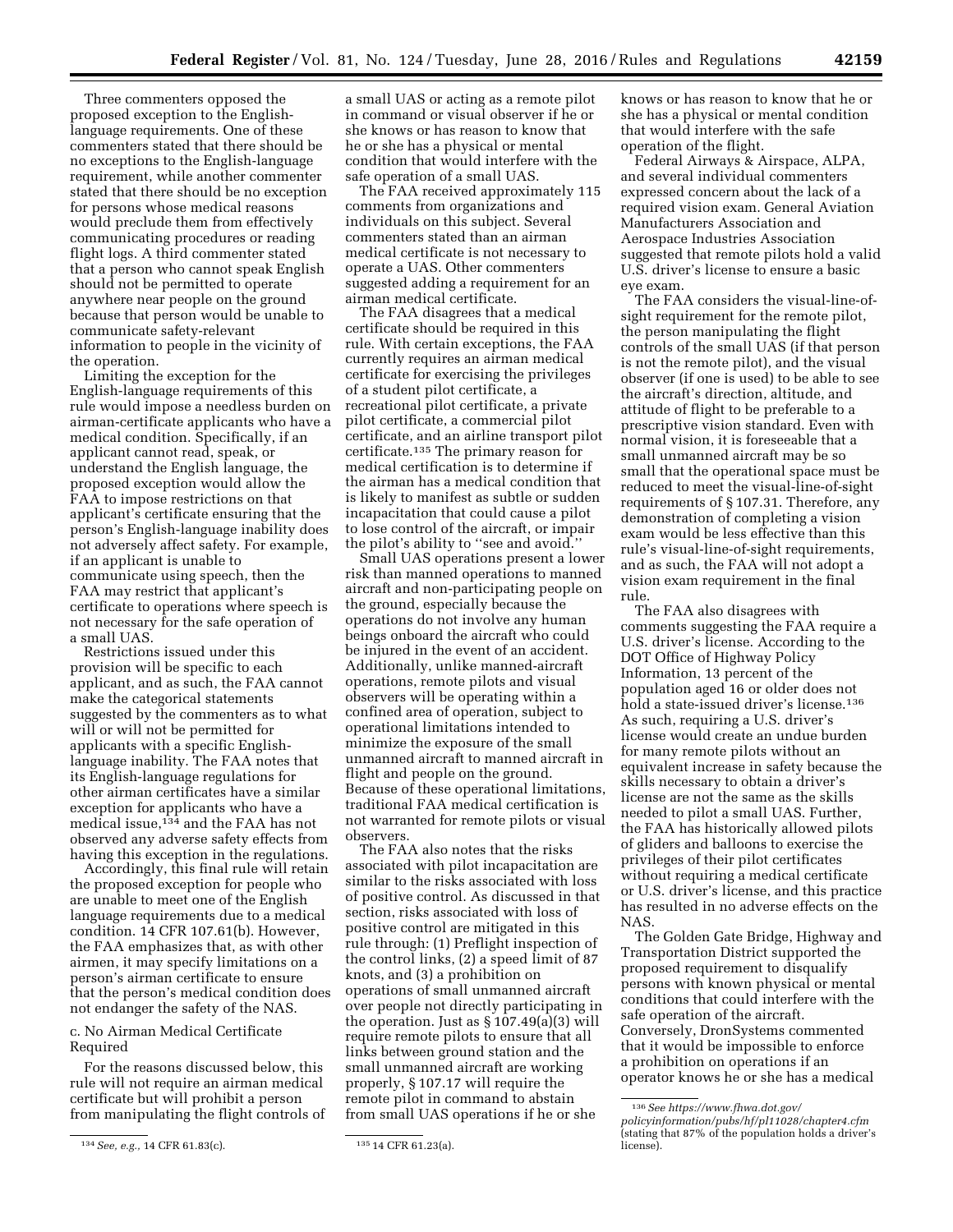Three commenters opposed the proposed exception to the English-language requirements. One of these commenters stated that there should be no exceptions to the English-language requirement, while another commenter stated that there should be no exception for persons whose medical reasons would preclude them from effectively communicating procedures or reading flight logs. A third commenter stated that a person who cannot speak English should not be permitted to operate anywhere near people on the ground because that person would be unable to communicate safety-relevant information to people in the vicinity of the operation.

Limiting the exception for the English-language requirements of this rule would impose a needless burden on airman-certificate applicants who have a medical condition. Specifically, if an applicant cannot read, speak, or understand the English language, the proposed exception would allow the FAA to impose restrictions on that applicant's certificate ensuring that the person's English-language inability does not adversely affect safety. For example, if an applicant is unable to communicate using speech, then the FAA may restrict that applicant's certificate to operations where speech is not necessary for the safe operation of a small UAS.

Restrictions issued under this provision will be specific to each applicant, and as such, the FAA cannot make the categorical statements suggested by the commenters as to what will or will not be permitted for applicants with a specific English-language inability. The FAA notes that its English-language regulations for other airman certificates have a similar exception for applicants who have a medical issue,[134] and the FAA has not observed any adverse safety effects from having this exception in the regulations.

Accordingly, this final rule will retain the proposed exception for people who are unable to meet one of the English language requirements due to a medical condition. 14 CFR 107.61(b). However, the FAA emphasizes that, as with other airmen, it may specify limitations on a person's airman certificate to ensure that the person's medical condition does not endanger the safety of the NAS.

c. No Airman Medical Certificate Required

For the reasons discussed below, this rule will not require an airman medical certificate but will prohibit a person from manipulating the flight controls of a small UAS or acting as a remote pilot in command or visual observer if he or she knows or has reason to know that he or she has a physical or mental condition that would interfere with the safe operation of a small UAS.

The FAA received approximately 115 comments from organizations and individuals on this subject. Several commenters stated than an airman medical certificate is not necessary to operate a UAS. Other commenters suggested adding a requirement for an airman medical certificate.

The FAA disagrees that a medical certificate should be required in this rule. With certain exceptions, the FAA currently requires an airman medical certificate for exercising the privileges of a student pilot certificate, a recreational pilot certificate, a private pilot certificate, a commercial pilot certificate, and an airline transport pilot certificate.[135] The primary reason for medical certification is to determine if the airman has a medical condition that is likely to manifest as subtle or sudden incapacitation that could cause a pilot to lose control of the aircraft, or impair the pilot's ability to "see and avoid."

Small UAS operations present a lower risk than manned operations to manned aircraft and non-participating people on the ground, especially because the operations do not involve any human beings onboard the aircraft who could be injured in the event of an accident. Additionally, unlike manned-aircraft operations, remote pilots and visual observers will be operating within a confined area of operation, subject to operational limitations intended to minimize the exposure of the small unmanned aircraft to manned aircraft in flight and people on the ground. Because of these operational limitations, traditional FAA medical certification is not warranted for remote pilots or visual observers.

The FAA also notes that the risks associated with pilot incapacitation are similar to the risks associated with loss of positive control. As discussed in that section, risks associated with loss of positive control are mitigated in this rule through: (1) Preflight inspection of the control links, (2) a speed limit of 87 knots, and (3) a prohibition on operations of small unmanned aircraft over people not directly participating in the operation. Just as § 107.49(a)(3) will require remote pilots to ensure that all links between ground station and the small unmanned aircraft are working properly, § 107.17 will require the remote pilot in command to abstain from small UAS operations if he or she knows or has reason to know that he or she has a physical or mental condition that would interfere with the safe operation of the flight.

Federal Airways & Airspace, ALPA, and several individual commenters expressed concern about the lack of a required vision exam. General Aviation Manufacturers Association and Aerospace Industries Association suggested that remote pilots hold a valid U.S. driver's license to ensure a basic eye exam.

The FAA considers the visual-line-of-sight requirement for the remote pilot, the person manipulating the flight controls of the small UAS (if that person is not the remote pilot), and the visual observer (if one is used) to be able to see the aircraft's direction, altitude, and attitude of flight to be preferable to a prescriptive vision standard. Even with normal vision, it is foreseeable that a small unmanned aircraft may be so small that the operational space must be reduced to meet the visual-line-of-sight requirements of § 107.31. Therefore, any demonstration of completing a vision exam would be less effective than this rule's visual-line-of-sight requirements, and as such, the FAA will not adopt a vision exam requirement in the final rule.

The FAA also disagrees with comments suggesting the FAA require a U.S. driver's license. According to the DOT Office of Highway Policy Information, 13 percent of the population aged 16 or older does not hold a state-issued driver's license.[136] As such, requiring a U.S. driver's license would create an undue burden for many remote pilots without an equivalent increase in safety because the skills necessary to obtain a driver's license are not the same as the skills needed to pilot a small UAS. Further, the FAA has historically allowed pilots of gliders and balloons to exercise the privileges of their pilot certificates without requiring a medical certificate or U.S. driver's license, and this practice has resulted in no adverse effects on the NAS.

The Golden Gate Bridge, Highway and Transportation District supported the proposed requirement to disqualify persons with known physical or mental conditions that could interfere with the safe operation of the aircraft. Conversely, DronSystems commented that it would be impossible to enforce a prohibition on operations if an operator knows he or she has a medical

---

[134] *See, e.g.,* 14 CFR 61.83(c).

[135] 14 CFR 61.23(a).

[136] *See https://www.fhwa.dot.gov/policyinformation/pubs/hf/pl11028/chapter4.cfm* (stating that 87% of the population holds a driver's license).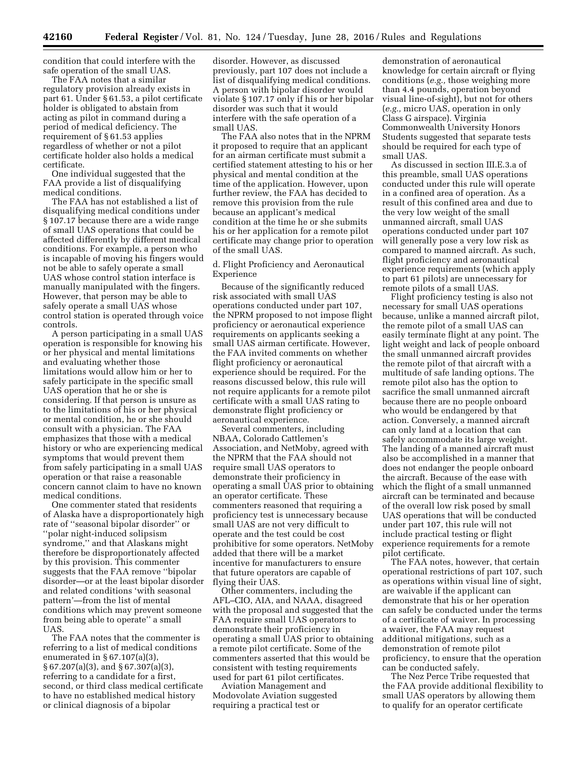condition that could interfere with the safe operation of the small UAS.

The FAA notes that a similar regulatory provision already exists in part 61. Under § 61.53, a pilot certificate holder is obligated to abstain from acting as pilot in command during a period of medical deficiency. The requirement of § 61.53 applies regardless of whether or not a pilot certificate holder also holds a medical certificate.

One individual suggested that the FAA provide a list of disqualifying medical conditions.

The FAA has not established a list of disqualifying medical conditions under § 107.17 because there are a wide range of small UAS operations that could be affected differently by different medical conditions. For example, a person who is incapable of moving his fingers would not be able to safely operate a small UAS whose control station interface is manually manipulated with the fingers. However, that person may be able to safely operate a small UAS whose control station is operated through voice controls.

A person participating in a small UAS operation is responsible for knowing his or her physical and mental limitations and evaluating whether those limitations would allow him or her to safely participate in the specific small UAS operation that he or she is considering. If that person is unsure as to the limitations of his or her physical or mental condition, he or she should consult with a physician. The FAA emphasizes that those with a medical history or who are experiencing medical symptoms that would prevent them from safely participating in a small UAS operation or that raise a reasonable concern cannot claim to have no known medical conditions.

One commenter stated that residents of Alaska have a disproportionately high rate of ''seasonal bipolar disorder'' or ''polar night-induced solipsism syndrome,'' and that Alaskans might therefore be disproportionately affected by this provision. This commenter suggests that the FAA remove ''bipolar disorder—or at the least bipolar disorder and related conditions 'with seasonal pattern'—from the list of mental conditions which may prevent someone from being able to operate'' a small UAS.

The FAA notes that the commenter is referring to a list of medical conditions enumerated in § 67.107(a)(3), § 67.207(a)(3), and § 67.307(a)(3), referring to a candidate for a first, second, or third class medical certificate to have no established medical history or clinical diagnosis of a bipolar disorder. However, as discussed previously, part 107 does not include a list of disqualifying medical conditions. A person with bipolar disorder would violate § 107.17 only if his or her bipolar disorder was such that it would interfere with the safe operation of a small UAS.

The FAA also notes that in the NPRM it proposed to require that an applicant for an airman certificate must submit a certified statement attesting to his or her physical and mental condition at the time of the application. However, upon further review, the FAA has decided to remove this provision from the rule because an applicant's medical condition at the time he or she submits his or her application for a remote pilot certificate may change prior to operation of the small UAS.

d. Flight Proficiency and Aeronautical Experience

Because of the significantly reduced risk associated with small UAS operations conducted under part 107, the NPRM proposed to not impose flight proficiency or aeronautical experience requirements on applicants seeking a small UAS airman certificate. However, the FAA invited comments on whether flight proficiency or aeronautical experience should be required. For the reasons discussed below, this rule will not require applicants for a remote pilot certificate with a small UAS rating to demonstrate flight proficiency or aeronautical experience.

Several commenters, including NBAA, Colorado Cattlemen's Association, and NetMoby, agreed with the NPRM that the FAA should not require small UAS operators to demonstrate their proficiency in operating a small UAS prior to obtaining an operator certificate. These commenters reasoned that requiring a proficiency test is unnecessary because small UAS are not very difficult to operate and the test could be cost prohibitive for some operators. NetMoby added that there will be a market incentive for manufacturers to ensure that future operators are capable of flying their UAS.

Other commenters, including the AFL–CIO, AIA, and NAAA, disagreed with the proposal and suggested that the FAA require small UAS operators to demonstrate their proficiency in operating a small UAS prior to obtaining a remote pilot certificate. Some of the commenters asserted that this would be consistent with testing requirements used for part 61 pilot certificates.

Aviation Management and Modovolate Aviation suggested requiring a practical test or demonstration of aeronautical knowledge for certain aircraft or flying conditions (*e.g.,* those weighing more than 4.4 pounds, operation beyond visual line-of-sight), but not for others (*e.g.,* micro UAS, operation in only Class G airspace). Virginia Commonwealth University Honors Students suggested that separate tests should be required for each type of small UAS.

As discussed in section III.E.3.a of this preamble, small UAS operations conducted under this rule will operate in a confined area of operation. As a result of this confined area and due to the very low weight of the small unmanned aircraft, small UAS operations conducted under part 107 will generally pose a very low risk as compared to manned aircraft. As such, flight proficiency and aeronautical experience requirements (which apply to part 61 pilots) are unnecessary for remote pilots of a small UAS.

Flight proficiency testing is also not necessary for small UAS operations because, unlike a manned aircraft pilot, the remote pilot of a small UAS can easily terminate flight at any point. The light weight and lack of people onboard the small unmanned aircraft provides the remote pilot of that aircraft with a multitude of safe landing options. The remote pilot also has the option to sacrifice the small unmanned aircraft because there are no people onboard who would be endangered by that action. Conversely, a manned aircraft can only land at a location that can safely accommodate its large weight. The landing of a manned aircraft must also be accomplished in a manner that does not endanger the people onboard the aircraft. Because of the ease with which the flight of a small unmanned aircraft can be terminated and because of the overall low risk posed by small UAS operations that will be conducted under part 107, this rule will not include practical testing or flight experience requirements for a remote pilot certificate.

The FAA notes, however, that certain operational restrictions of part 107, such as operations within visual line of sight, are waivable if the applicant can demonstrate that his or her operation can safely be conducted under the terms of a certificate of waiver. In processing a waiver, the FAA may request additional mitigations, such as a demonstration of remote pilot proficiency, to ensure that the operation can be conducted safely.

The Nez Perce Tribe requested that the FAA provide additional flexibility to small UAS operators by allowing them to qualify for an operator certificate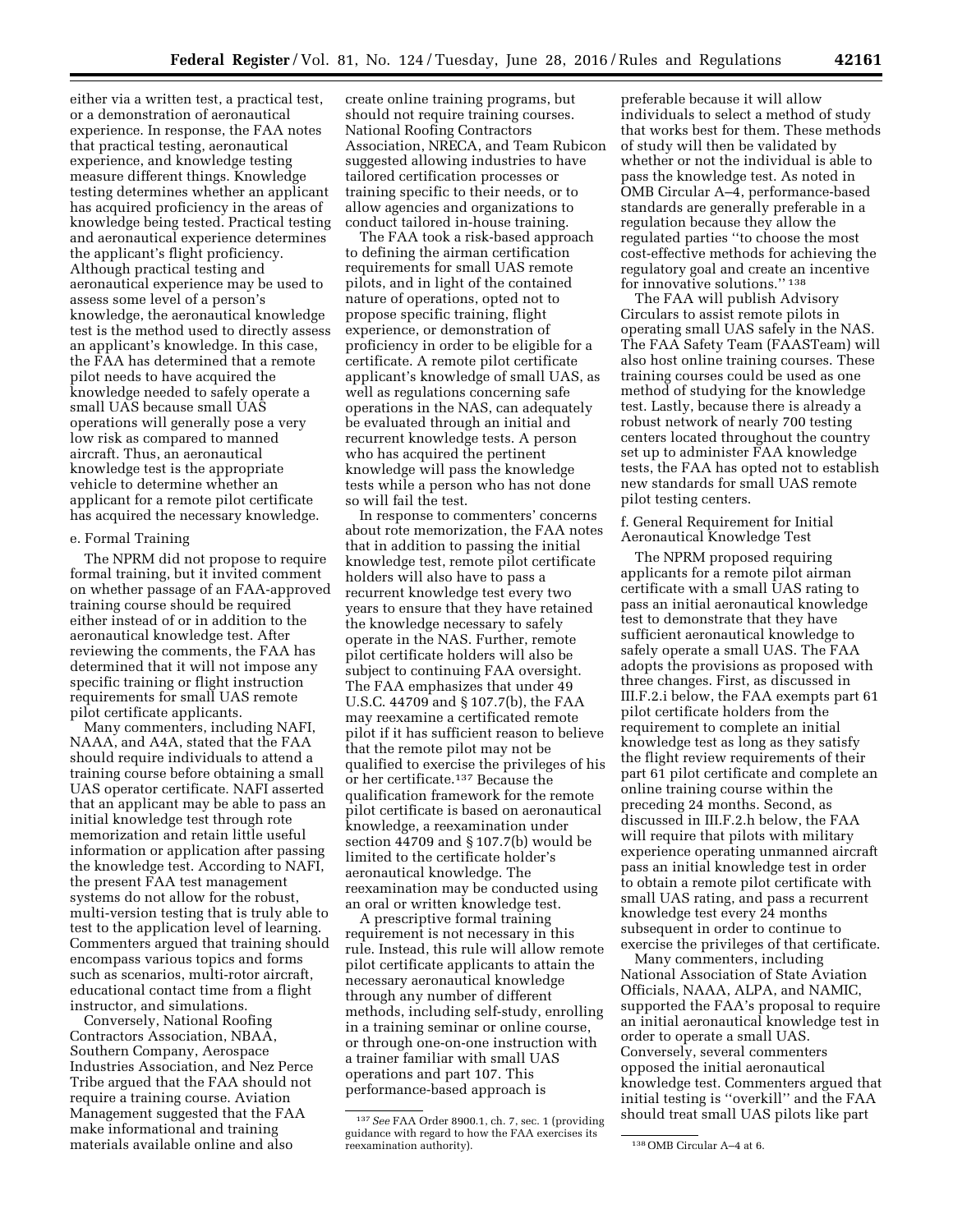either via a written test, a practical test, or a demonstration of aeronautical experience. In response, the FAA notes that practical testing, aeronautical experience, and knowledge testing measure different things. Knowledge testing determines whether an applicant has acquired proficiency in the areas of knowledge being tested. Practical testing and aeronautical experience determines the applicant's flight proficiency. Although practical testing and aeronautical experience may be used to assess some level of a person's knowledge, the aeronautical knowledge test is the method used to directly assess an applicant's knowledge. In this case, the FAA has determined that a remote pilot needs to have acquired the knowledge needed to safely operate a small UAS because small UAS operations will generally pose a very low risk as compared to manned aircraft. Thus, an aeronautical knowledge test is the appropriate vehicle to determine whether an applicant for a remote pilot certificate has acquired the necessary knowledge.

e. Formal Training

The NPRM did not propose to require formal training, but it invited comment on whether passage of an FAA-approved training course should be required either instead of or in addition to the aeronautical knowledge test. After reviewing the comments, the FAA has determined that it will not impose any specific training or flight instruction requirements for small UAS remote pilot certificate applicants.

Many commenters, including NAFI, NAAA, and A4A, stated that the FAA should require individuals to attend a training course before obtaining a small UAS operator certificate. NAFI asserted that an applicant may be able to pass an initial knowledge test through rote memorization and retain little useful information or application after passing the knowledge test. According to NAFI, the present FAA test management systems do not allow for the robust, multi-version testing that is truly able to test to the application level of learning. Commenters argued that training should encompass various topics and forms such as scenarios, multi-rotor aircraft, educational contact time from a flight instructor, and simulations.

Conversely, National Roofing Contractors Association, NBAA, Southern Company, Aerospace Industries Association, and Nez Perce Tribe argued that the FAA should not require a training course. Aviation Management suggested that the FAA make informational and training materials available online and also create online training programs, but should not require training courses. National Roofing Contractors Association, NRECA, and Team Rubicon suggested allowing industries to have tailored certification processes or training specific to their needs, or to allow agencies and organizations to conduct tailored in-house training.

The FAA took a risk-based approach to defining the airman certification requirements for small UAS remote pilots, and in light of the contained nature of operations, opted not to propose specific training, flight experience, or demonstration of proficiency in order to be eligible for a certificate. A remote pilot certificate applicant's knowledge of small UAS, as well as regulations concerning safe operations in the NAS, can adequately be evaluated through an initial and recurrent knowledge tests. A person who has acquired the pertinent knowledge will pass the knowledge tests while a person who has not done so will fail the test.

In response to commenters' concerns about rote memorization, the FAA notes that in addition to passing the initial knowledge test, remote pilot certificate holders will also have to pass a recurrent knowledge test every two years to ensure that they have retained the knowledge necessary to safely operate in the NAS. Further, remote pilot certificate holders will also be subject to continuing FAA oversight. The FAA emphasizes that under 49 U.S.C. 44709 and § 107.7(b), the FAA may reexamine a certificated remote pilot if it has sufficient reason to believe that the remote pilot may not be qualified to exercise the privileges of his or her certificate.[137] Because the qualification framework for the remote pilot certificate is based on aeronautical knowledge, a reexamination under section 44709 and § 107.7(b) would be limited to the certificate holder's aeronautical knowledge. The reexamination may be conducted using an oral or written knowledge test.

A prescriptive formal training requirement is not necessary in this rule. Instead, this rule will allow remote pilot certificate applicants to attain the necessary aeronautical knowledge through any number of different methods, including self-study, enrolling in a training seminar or online course, or through one-on-one instruction with a trainer familiar with small UAS operations and part 107. This performance-based approach is preferable because it will allow individuals to select a method of study that works best for them. These methods of study will then be validated by whether or not the individual is able to pass the knowledge test. As noted in OMB Circular A–4, performance-based standards are generally preferable in a regulation because they allow the regulated parties "to choose the most cost-effective methods for achieving the regulatory goal and create an incentive for innovative solutions."[138]

The FAA will publish Advisory Circulars to assist remote pilots in operating small UAS safely in the NAS. The FAA Safety Team (FAASTeam) will also host online training courses. These training courses could be used as one method of studying for the knowledge test. Lastly, because there is already a robust network of nearly 700 testing centers located throughout the country set up to administer FAA knowledge tests, the FAA has opted not to establish new standards for small UAS remote pilot testing centers.

f. General Requirement for Initial Aeronautical Knowledge Test

The NPRM proposed requiring applicants for a remote pilot airman certificate with a small UAS rating to pass an initial aeronautical knowledge test to demonstrate that they have sufficient aeronautical knowledge to safely operate a small UAS. The FAA adopts the provisions as proposed with three changes. First, as discussed in III.F.2.i below, the FAA exempts part 61 pilot certificate holders from the requirement to complete an initial knowledge test as long as they satisfy the flight review requirements of their part 61 pilot certificate and complete an online training course within the preceding 24 months. Second, as discussed in III.F.2.h below, the FAA will require that pilots with military experience operating unmanned aircraft pass an initial knowledge test in order to obtain a remote pilot certificate with small UAS rating, and pass a recurrent knowledge test every 24 months subsequent in order to continue to exercise the privileges of that certificate.

Many commenters, including National Association of State Aviation Officials, NAAA, ALPA, and NAMIC, supported the FAA's proposal to require an initial aeronautical knowledge test in order to operate a small UAS. Conversely, several commenters opposed the initial aeronautical knowledge test. Commenters argued that initial testing is "overkill" and the FAA should treat small UAS pilots like part

[137] *See* FAA Order 8900.1, ch. 7, sec. 1 (providing guidance with regard to how the FAA exercises its reexamination authority).

[138] OMB Circular A–4 at 6.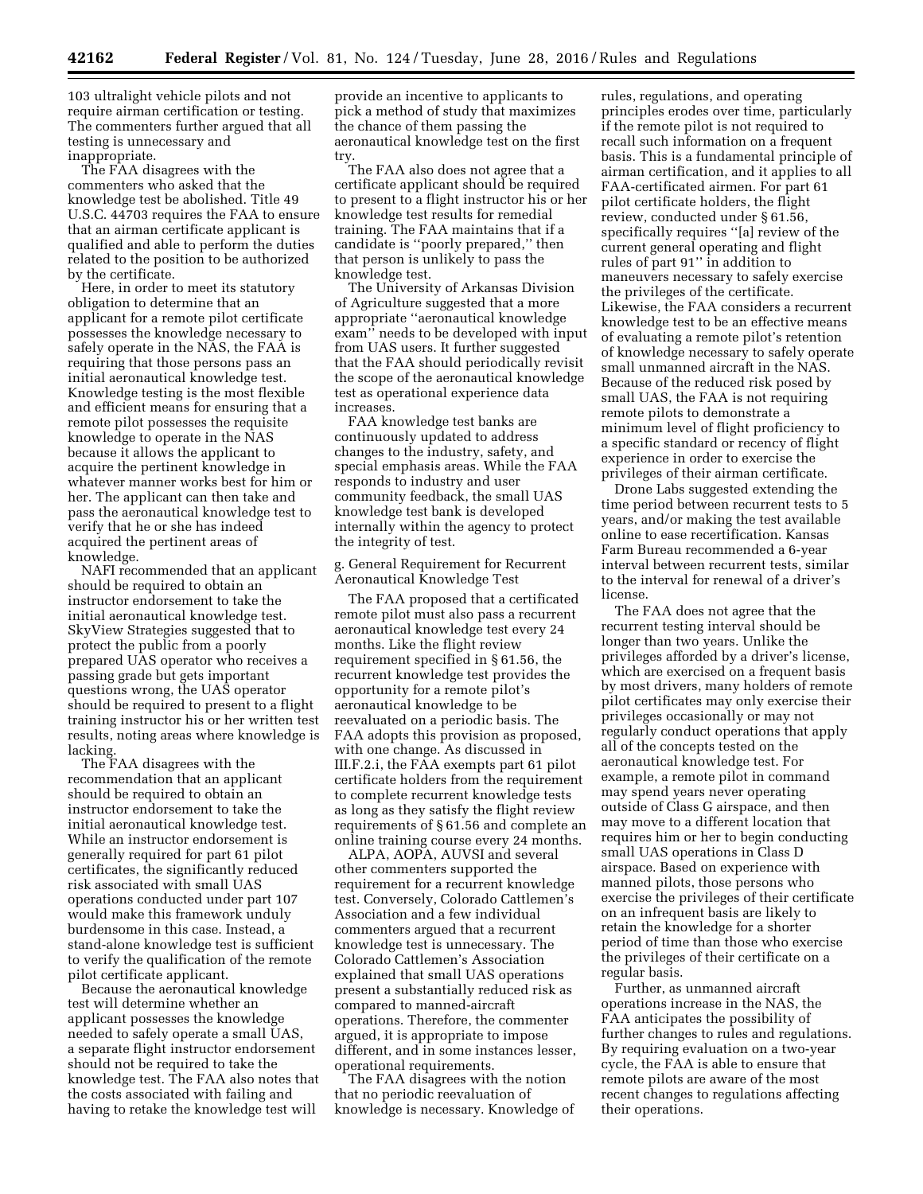103 ultralight vehicle pilots and not require airman certification or testing. The commenters further argued that all testing is unnecessary and inappropriate.

The FAA disagrees with the commenters who asked that the knowledge test be abolished. Title 49 U.S.C. 44703 requires the FAA to ensure that an airman certificate applicant is qualified and able to perform the duties related to the position to be authorized by the certificate.

Here, in order to meet its statutory obligation to determine that an applicant for a remote pilot certificate possesses the knowledge necessary to safely operate in the NAS, the FAA is requiring that those persons pass an initial aeronautical knowledge test. Knowledge testing is the most flexible and efficient means for ensuring that a remote pilot possesses the requisite knowledge to operate in the NAS because it allows the applicant to acquire the pertinent knowledge in whatever manner works best for him or her. The applicant can then take and pass the aeronautical knowledge test to verify that he or she has indeed acquired the pertinent areas of knowledge.

NAFI recommended that an applicant should be required to obtain an instructor endorsement to take the initial aeronautical knowledge test. SkyView Strategies suggested that to protect the public from a poorly prepared UAS operator who receives a passing grade but gets important questions wrong, the UAS operator should be required to present to a flight training instructor his or her written test results, noting areas where knowledge is lacking.

The FAA disagrees with the recommendation that an applicant should be required to obtain an instructor endorsement to take the initial aeronautical knowledge test. While an instructor endorsement is generally required for part 61 pilot certificates, the significantly reduced risk associated with small UAS operations conducted under part 107 would make this framework unduly burdensome in this case. Instead, a stand-alone knowledge test is sufficient to verify the qualification of the remote pilot certificate applicant.

Because the aeronautical knowledge test will determine whether an applicant possesses the knowledge needed to safely operate a small UAS, a separate flight instructor endorsement should not be required to take the knowledge test. The FAA also notes that the costs associated with failing and having to retake the knowledge test will provide an incentive to applicants to pick a method of study that maximizes the chance of them passing the aeronautical knowledge test on the first try.

The FAA also does not agree that a certificate applicant should be required to present to a flight instructor his or her knowledge test results for remedial training. The FAA maintains that if a candidate is "poorly prepared," then that person is unlikely to pass the knowledge test.

The University of Arkansas Division of Agriculture suggested that a more appropriate "aeronautical knowledge exam" needs to be developed with input from UAS users. It further suggested that the FAA should periodically revisit the scope of the aeronautical knowledge test as operational experience data increases.

FAA knowledge test banks are continuously updated to address changes to the industry, safety, and special emphasis areas. While the FAA responds to industry and user community feedback, the small UAS knowledge test bank is developed internally within the agency to protect the integrity of test.

g. General Requirement for Recurrent Aeronautical Knowledge Test

The FAA proposed that a certificated remote pilot must also pass a recurrent aeronautical knowledge test every 24 months. Like the flight review requirement specified in § 61.56, the recurrent knowledge test provides the opportunity for a remote pilot's aeronautical knowledge to be reevaluated on a periodic basis. The FAA adopts this provision as proposed, with one change. As discussed in III.F.2.i, the FAA exempts part 61 pilot certificate holders from the requirement to complete recurrent knowledge tests as long as they satisfy the flight review requirements of § 61.56 and complete an online training course every 24 months.

ALPA, AOPA, AUVSI and several other commenters supported the requirement for a recurrent knowledge test. Conversely, Colorado Cattlemen's Association and a few individual commenters argued that a recurrent knowledge test is unnecessary. The Colorado Cattlemen's Association explained that small UAS operations present a substantially reduced risk as compared to manned-aircraft operations. Therefore, the commenter argued, it is appropriate to impose different, and in some instances lesser, operational requirements.

The FAA disagrees with the notion that no periodic reevaluation of knowledge is necessary. Knowledge of rules, regulations, and operating principles erodes over time, particularly if the remote pilot is not required to recall such information on a frequent basis. This is a fundamental principle of airman certification, and it applies to all FAA-certificated airmen. For part 61 pilot certificate holders, the flight review, conducted under § 61.56, specifically requires "[a] review of the current general operating and flight rules of part 91" in addition to maneuvers necessary to safely exercise the privileges of the certificate. Likewise, the FAA considers a recurrent knowledge test to be an effective means of evaluating a remote pilot's retention of knowledge necessary to safely operate small unmanned aircraft in the NAS. Because of the reduced risk posed by small UAS, the FAA is not requiring remote pilots to demonstrate a minimum level of flight proficiency to a specific standard or recency of flight experience in order to exercise the privileges of their airman certificate.

Drone Labs suggested extending the time period between recurrent tests to 5 years, and/or making the test available online to ease recertification. Kansas Farm Bureau recommended a 6-year interval between recurrent tests, similar to the interval for renewal of a driver's license.

The FAA does not agree that the recurrent testing interval should be longer than two years. Unlike the privileges afforded by a driver's license, which are exercised on a frequent basis by most drivers, many holders of remote pilot certificates may only exercise their privileges occasionally or may not regularly conduct operations that apply all of the concepts tested on the aeronautical knowledge test. For example, a remote pilot in command may spend years never operating outside of Class G airspace, and then may move to a different location that requires him or her to begin conducting small UAS operations in Class D airspace. Based on experience with manned pilots, those persons who exercise the privileges of their certificate on an infrequent basis are likely to retain the knowledge for a shorter period of time than those who exercise the privileges of their certificate on a regular basis.

Further, as unmanned aircraft operations increase in the NAS, the FAA anticipates the possibility of further changes to rules and regulations. By requiring evaluation on a two-year cycle, the FAA is able to ensure that remote pilots are aware of the most recent changes to regulations affecting their operations.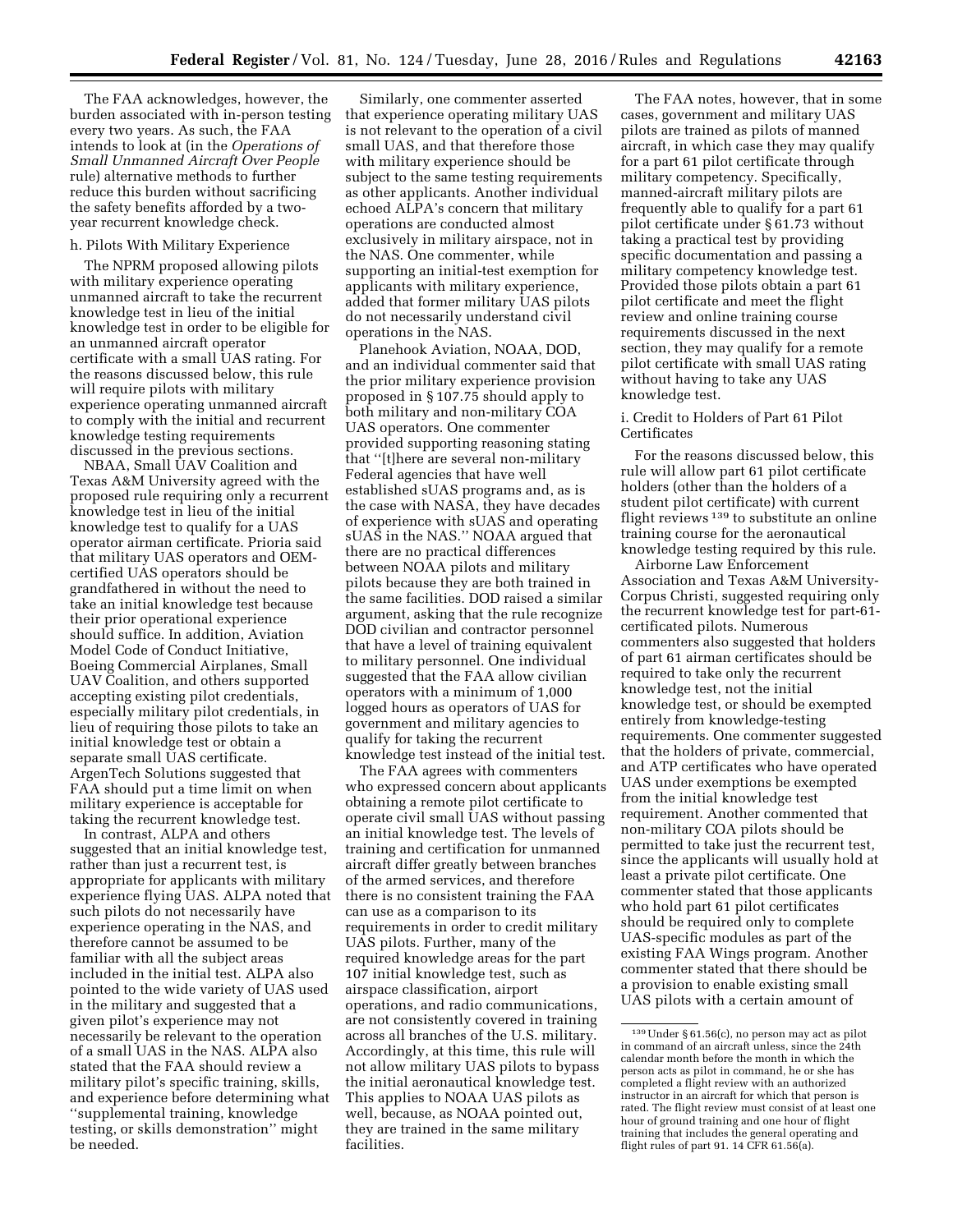The FAA acknowledges, however, the burden associated with in-person testing every two years. As such, the FAA intends to look at (in the *Operations of Small Unmanned Aircraft Over People* rule) alternative methods to further reduce this burden without sacrificing the safety benefits afforded by a two-year recurrent knowledge check.

h. Pilots With Military Experience

The NPRM proposed allowing pilots with military experience operating unmanned aircraft to take the recurrent knowledge test in lieu of the initial knowledge test in order to be eligible for an unmanned aircraft operator certificate with a small UAS rating. For the reasons discussed below, this rule will require pilots with military experience operating unmanned aircraft to comply with the initial and recurrent knowledge testing requirements discussed in the previous sections.

NBAA, Small UAV Coalition and Texas A&M University agreed with the proposed rule requiring only a recurrent knowledge test in lieu of the initial knowledge test to qualify for a UAS operator airman certificate. Prioria said that military UAS operators and OEM-certified UAS operators should be grandfathered in without the need to take an initial knowledge test because their prior operational experience should suffice. In addition, Aviation Model Code of Conduct Initiative, Boeing Commercial Airplanes, Small UAV Coalition, and others supported accepting existing pilot credentials, especially military pilot credentials, in lieu of requiring those pilots to take an initial knowledge test or obtain a separate small UAS certificate. ArgenTech Solutions suggested that FAA should put a time limit on when military experience is acceptable for taking the recurrent knowledge test.

In contrast, ALPA and others suggested that an initial knowledge test, rather than just a recurrent test, is appropriate for applicants with military experience flying UAS. ALPA noted that such pilots do not necessarily have experience operating in the NAS, and therefore cannot be assumed to be familiar with all the subject areas included in the initial test. ALPA also pointed to the wide variety of UAS used in the military and suggested that a given pilot's experience may not necessarily be relevant to the operation of a small UAS in the NAS. ALPA also stated that the FAA should review a military pilot's specific training, skills, and experience before determining what "supplemental training, knowledge testing, or skills demonstration" might be needed.

Similarly, one commenter asserted that experience operating military UAS is not relevant to the operation of a civil small UAS, and that therefore those with military experience should be subject to the same testing requirements as other applicants. Another individual echoed ALPA's concern that military operations are conducted almost exclusively in military airspace, not in the NAS. One commenter, while supporting an initial-test exemption for applicants with military experience, added that former military UAS pilots do not necessarily understand civil operations in the NAS.

Planehook Aviation, NOAA, DOD, and an individual commenter said that the prior military experience provision proposed in § 107.75 should apply to both military and non-military COA UAS operators. One commenter provided supporting reasoning stating that "[t]here are several non-military Federal agencies that have well established sUAS programs and, as is the case with NASA, they have decades of experience with sUAS and operating sUAS in the NAS." NOAA argued that there are no practical differences between NOAA pilots and military pilots because they are both trained in the same facilities. DOD raised a similar argument, asking that the rule recognize DOD civilian and contractor personnel that have a level of training equivalent to military personnel. One individual suggested that the FAA allow civilian operators with a minimum of 1,000 logged hours as operators of UAS for government and military agencies to qualify for taking the recurrent knowledge test instead of the initial test.

The FAA agrees with commenters who expressed concern about applicants obtaining a remote pilot certificate to operate civil small UAS without passing an initial knowledge test. The levels of training and certification for unmanned aircraft differ greatly between branches of the armed services, and therefore there is no consistent training the FAA can use as a comparison to its requirements in order to credit military UAS pilots. Further, many of the required knowledge areas for the part 107 initial knowledge test, such as airspace classification, airport operations, and radio communications, are not consistently covered in training across all branches of the U.S. military. Accordingly, at this time, this rule will not allow military UAS pilots to bypass the initial aeronautical knowledge test. This applies to NOAA UAS pilots as well, because, as NOAA pointed out, they are trained in the same military facilities.

The FAA notes, however, that in some cases, government and military UAS pilots are trained as pilots of manned aircraft, in which case they may qualify for a part 61 pilot certificate through military competency. Specifically, manned-aircraft military pilots are frequently able to qualify for a part 61 pilot certificate under § 61.73 without taking a practical test by providing specific documentation and passing a military competency knowledge test. Provided those pilots obtain a part 61 pilot certificate and meet the flight review and online training course requirements discussed in the next section, they may qualify for a remote pilot certificate with small UAS rating without having to take any UAS knowledge test.

i. Credit to Holders of Part 61 Pilot Certificates

For the reasons discussed below, this rule will allow part 61 pilot certificate holders (other than the holders of a student pilot certificate) with current flight reviews [139] to substitute an online training course for the aeronautical knowledge testing required by this rule.

Airborne Law Enforcement Association and Texas A&M University-Corpus Christi, suggested requiring only the recurrent knowledge test for part-61-certificated pilots. Numerous commenters also suggested that holders of part 61 airman certificates should be required to take only the recurrent knowledge test, not the initial knowledge test, or should be exempted entirely from knowledge-testing requirements. One commenter suggested that the holders of private, commercial, and ATP certificates who have operated UAS under exemptions be exempted from the initial knowledge test requirement. Another commented that non-military COA pilots should be permitted to take just the recurrent test, since the applicants will usually hold at least a private pilot certificate. One commenter stated that those applicants who hold part 61 pilot certificates should be required only to complete UAS-specific modules as part of the existing FAA Wings program. Another commenter stated that there should be a provision to enable existing small UAS pilots with a certain amount of

[139] Under § 61.56(c), no person may act as pilot in command of an aircraft unless, since the 24th calendar month before the month in which the person acts as pilot in command, he or she has completed a flight review with an authorized instructor in an aircraft for which that person is rated. The flight review must consist of at least one hour of ground training and one hour of flight training that includes the general operating and flight rules of part 91. 14 CFR 61.56(a).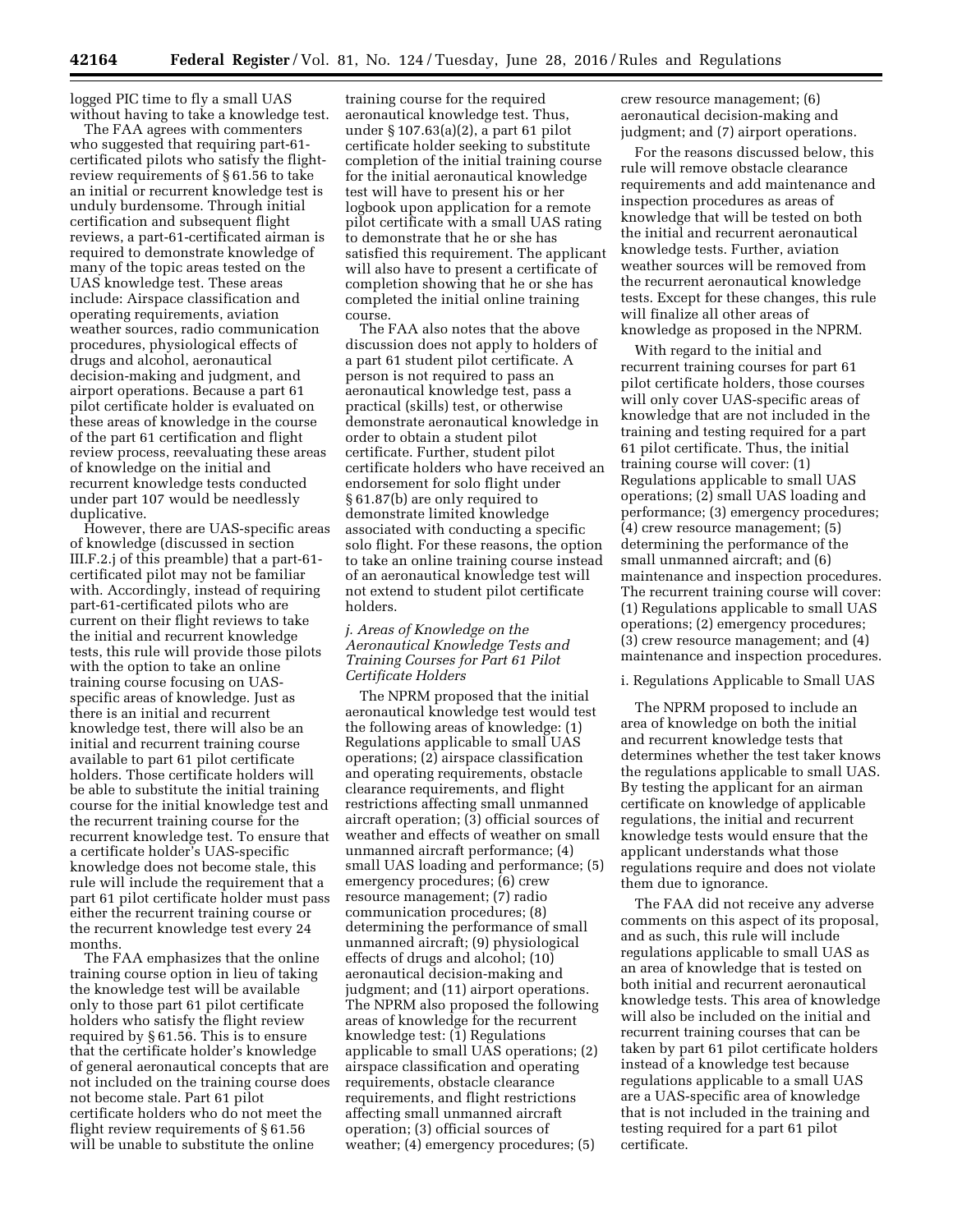logged PIC time to fly a small UAS without having to take a knowledge test.

The FAA agrees with commenters who suggested that requiring part-61-certificated pilots who satisfy the flight-review requirements of § 61.56 to take an initial or recurrent knowledge test is unduly burdensome. Through initial certification and subsequent flight reviews, a part-61-certificated airman is required to demonstrate knowledge of many of the topic areas tested on the UAS knowledge test. These areas include: Airspace classification and operating requirements, aviation weather sources, radio communication procedures, physiological effects of drugs and alcohol, aeronautical decision-making and judgment, and airport operations. Because a part 61 pilot certificate holder is evaluated on these areas of knowledge in the course of the part 61 certification and flight review process, reevaluating these areas of knowledge on the initial and recurrent knowledge tests conducted under part 107 would be needlessly duplicative.

However, there are UAS-specific areas of knowledge (discussed in section III.F.2.j of this preamble) that a part-61-certificated pilot may not be familiar with. Accordingly, instead of requiring part-61-certificated pilots who are current on their flight reviews to take the initial and recurrent knowledge tests, this rule will provide those pilots with the option to take an online training course focusing on UAS-specific areas of knowledge. Just as there is an initial and recurrent knowledge test, there will also be an initial and recurrent training course available to part 61 pilot certificate holders. Those certificate holders will be able to substitute the initial training course for the initial knowledge test and the recurrent training course for the recurrent knowledge test. To ensure that a certificate holder's UAS-specific knowledge does not become stale, this rule will include the requirement that a part 61 pilot certificate holder must pass either the recurrent training course or the recurrent knowledge test every 24 months.

The FAA emphasizes that the online training course option in lieu of taking the knowledge test will be available only to those part 61 pilot certificate holders who satisfy the flight review required by § 61.56. This is to ensure that the certificate holder's knowledge of general aeronautical concepts that are not included on the training course does not become stale. Part 61 pilot certificate holders who do not meet the flight review requirements of § 61.56 will be unable to substitute the online training course for the required aeronautical knowledge test. Thus, under § 107.63(a)(2), a part 61 pilot certificate holder seeking to substitute completion of the initial training course for the initial aeronautical knowledge test will have to present his or her logbook upon application for a remote pilot certificate with a small UAS rating to demonstrate that he or she has satisfied this requirement. The applicant will also have to present a certificate of completion showing that he or she has completed the initial online training course.

The FAA also notes that the above discussion does not apply to holders of a part 61 student pilot certificate. A person is not required to pass an aeronautical knowledge test, pass a practical (skills) test, or otherwise demonstrate aeronautical knowledge in order to obtain a student pilot certificate. Further, student pilot certificate holders who have received an endorsement for solo flight under § 61.87(b) are only required to demonstrate limited knowledge associated with conducting a specific solo flight. For these reasons, the option to take an online training course instead of an aeronautical knowledge test will not extend to student pilot certificate holders.

### *j. Areas of Knowledge on the Aeronautical Knowledge Tests and Training Courses for Part 61 Pilot Certificate Holders*

The NPRM proposed that the initial aeronautical knowledge test would test the following areas of knowledge: (1) Regulations applicable to small UAS operations; (2) airspace classification and operating requirements, obstacle clearance requirements, and flight restrictions affecting small unmanned aircraft operation; (3) official sources of weather and effects of weather on small unmanned aircraft performance; (4) small UAS loading and performance; (5) emergency procedures; (6) crew resource management; (7) radio communication procedures; (8) determining the performance of small unmanned aircraft; (9) physiological effects of drugs and alcohol; (10) aeronautical decision-making and judgment; and (11) airport operations. The NPRM also proposed the following areas of knowledge for the recurrent knowledge test: (1) Regulations applicable to small UAS operations; (2) airspace classification and operating requirements, obstacle clearance requirements, and flight restrictions affecting small unmanned aircraft operation; (3) official sources of weather; (4) emergency procedures; (5) crew resource management; (6) aeronautical decision-making and judgment; and (7) airport operations.

For the reasons discussed below, this rule will remove obstacle clearance requirements and add maintenance and inspection procedures as areas of knowledge that will be tested on both the initial and recurrent aeronautical knowledge tests. Further, aviation weather sources will be removed from the recurrent aeronautical knowledge tests. Except for these changes, this rule will finalize all other areas of knowledge as proposed in the NPRM.

With regard to the initial and recurrent training courses for part 61 pilot certificate holders, those courses will only cover UAS-specific areas of knowledge that are not included in the training and testing required for a part 61 pilot certificate. Thus, the initial training course will cover: (1) Regulations applicable to small UAS operations; (2) small UAS loading and performance; (3) emergency procedures; (4) crew resource management; (5) determining the performance of the small unmanned aircraft; and (6) maintenance and inspection procedures. The recurrent training course will cover: (1) Regulations applicable to small UAS operations; (2) emergency procedures; (3) crew resource management; and (4) maintenance and inspection procedures.

#### i. Regulations Applicable to Small UAS

The NPRM proposed to include an area of knowledge on both the initial and recurrent knowledge tests that determines whether the test taker knows the regulations applicable to small UAS. By testing the applicant for an airman certificate on knowledge of applicable regulations, the initial and recurrent knowledge tests would ensure that the applicant understands what those regulations require and does not violate them due to ignorance.

The FAA did not receive any adverse comments on this aspect of its proposal, and as such, this rule will include regulations applicable to small UAS as an area of knowledge that is tested on both initial and recurrent aeronautical knowledge tests. This area of knowledge will also be included on the initial and recurrent training courses that can be taken by part 61 pilot certificate holders instead of a knowledge test because regulations applicable to a small UAS are a UAS-specific area of knowledge that is not included in the training and testing required for a part 61 pilot certificate.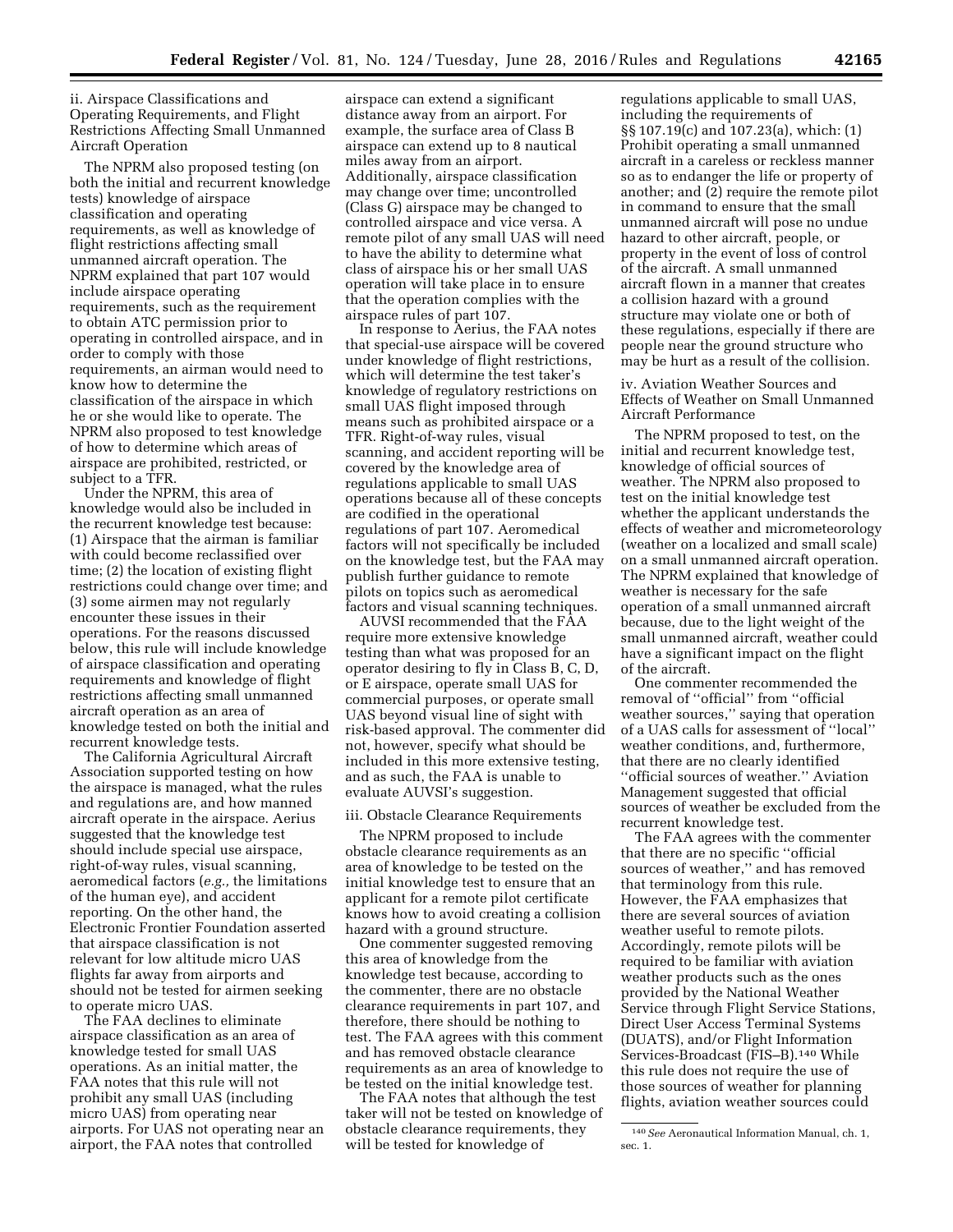ii. Airspace Classifications and Operating Requirements, and Flight Restrictions Affecting Small Unmanned Aircraft Operation

The NPRM also proposed testing (on both the initial and recurrent knowledge tests) knowledge of airspace classification and operating requirements, as well as knowledge of flight restrictions affecting small unmanned aircraft operation. The NPRM explained that part 107 would include airspace operating requirements, such as the requirement to obtain ATC permission prior to operating in controlled airspace, and in order to comply with those requirements, an airman would need to know how to determine the classification of the airspace in which he or she would like to operate. The NPRM also proposed to test knowledge of how to determine which areas of airspace are prohibited, restricted, or subject to a TFR.

Under the NPRM, this area of knowledge would also be included in the recurrent knowledge test because: (1) Airspace that the airman is familiar with could become reclassified over time; (2) the location of existing flight restrictions could change over time; and (3) some airmen may not regularly encounter these issues in their operations. For the reasons discussed below, this rule will include knowledge of airspace classification and operating requirements and knowledge of flight restrictions affecting small unmanned aircraft operation as an area of knowledge tested on both the initial and recurrent knowledge tests.

The California Agricultural Aircraft Association supported testing on how the airspace is managed, what the rules and regulations are, and how manned aircraft operate in the airspace. Aerius suggested that the knowledge test should include special use airspace, right-of-way rules, visual scanning, aeromedical factors (*e.g.,* the limitations of the human eye), and accident reporting. On the other hand, the Electronic Frontier Foundation asserted that airspace classification is not relevant for low altitude micro UAS flights far away from airports and should not be tested for airmen seeking to operate micro UAS.

The FAA declines to eliminate airspace classification as an area of knowledge tested for small UAS operations. As an initial matter, the FAA notes that this rule will not prohibit any small UAS (including micro UAS) from operating near airports. For UAS not operating near an airport, the FAA notes that controlled airspace can extend a significant distance away from an airport. For example, the surface area of Class B airspace can extend up to 8 nautical miles away from an airport. Additionally, airspace classification may change over time; uncontrolled (Class G) airspace may be changed to controlled airspace and vice versa. A remote pilot of any small UAS will need to have the ability to determine what class of airspace his or her small UAS operation will take place in to ensure that the operation complies with the airspace rules of part 107.

In response to Aerius, the FAA notes that special-use airspace will be covered under knowledge of flight restrictions, which will determine the test taker's knowledge of regulatory restrictions on small UAS flight imposed through means such as prohibited airspace or a TFR. Right-of-way rules, visual scanning, and accident reporting will be covered by the knowledge area of regulations applicable to small UAS operations because all of these concepts are codified in the operational regulations of part 107. Aeromedical factors will not specifically be included on the knowledge test, but the FAA may publish further guidance to remote pilots on topics such as aeromedical factors and visual scanning techniques.

AUVSI recommended that the FAA require more extensive knowledge testing than what was proposed for an operator desiring to fly in Class B, C, D, or E airspace, operate small UAS for commercial purposes, or operate small UAS beyond visual line of sight with risk-based approval. The commenter did not, however, specify what should be included in this more extensive testing, and as such, the FAA is unable to evaluate AUVSI's suggestion.

iii. Obstacle Clearance Requirements

The NPRM proposed to include obstacle clearance requirements as an area of knowledge to be tested on the initial knowledge test to ensure that an applicant for a remote pilot certificate knows how to avoid creating a collision hazard with a ground structure.

One commenter suggested removing this area of knowledge from the knowledge test because, according to the commenter, there are no obstacle clearance requirements in part 107, and therefore, there should be nothing to test. The FAA agrees with this comment and has removed obstacle clearance requirements as an area of knowledge to be tested on the initial knowledge test.

The FAA notes that although the test taker will not be tested on knowledge of obstacle clearance requirements, they will be tested for knowledge of regulations applicable to small UAS, including the requirements of §§ 107.19(c) and 107.23(a), which: (1) Prohibit operating a small unmanned aircraft in a careless or reckless manner so as to endanger the life or property of another; and (2) require the remote pilot in command to ensure that the small unmanned aircraft will pose no undue hazard to other aircraft, people, or property in the event of loss of control of the aircraft. A small unmanned aircraft flown in a manner that creates a collision hazard with a ground structure may violate one or both of these regulations, especially if there are people near the ground structure who may be hurt as a result of the collision.

iv. Aviation Weather Sources and Effects of Weather on Small Unmanned Aircraft Performance

The NPRM proposed to test, on the initial and recurrent knowledge test, knowledge of official sources of weather. The NPRM also proposed to test on the initial knowledge test whether the applicant understands the effects of weather and micrometeorology (weather on a localized and small scale) on a small unmanned aircraft operation. The NPRM explained that knowledge of weather is necessary for the safe operation of a small unmanned aircraft because, due to the light weight of the small unmanned aircraft, weather could have a significant impact on the flight of the aircraft.

One commenter recommended the removal of "official" from "official weather sources," saying that operation of a UAS calls for assessment of "local" weather conditions, and, furthermore, that there are no clearly identified "official sources of weather." Aviation Management suggested that official sources of weather be excluded from the recurrent knowledge test.

The FAA agrees with the commenter that there are no specific "official sources of weather," and has removed that terminology from this rule. However, the FAA emphasizes that there are several sources of aviation weather useful to remote pilots. Accordingly, remote pilots will be required to be familiar with aviation weather products such as the ones provided by the National Weather Service through Flight Service Stations, Direct User Access Terminal Systems (DUATS), and/or Flight Information Services-Broadcast (FIS–B).[140] While this rule does not require the use of those sources of weather for planning flights, aviation weather sources could

[140] *See* Aeronautical Information Manual, ch. 1, sec. 1.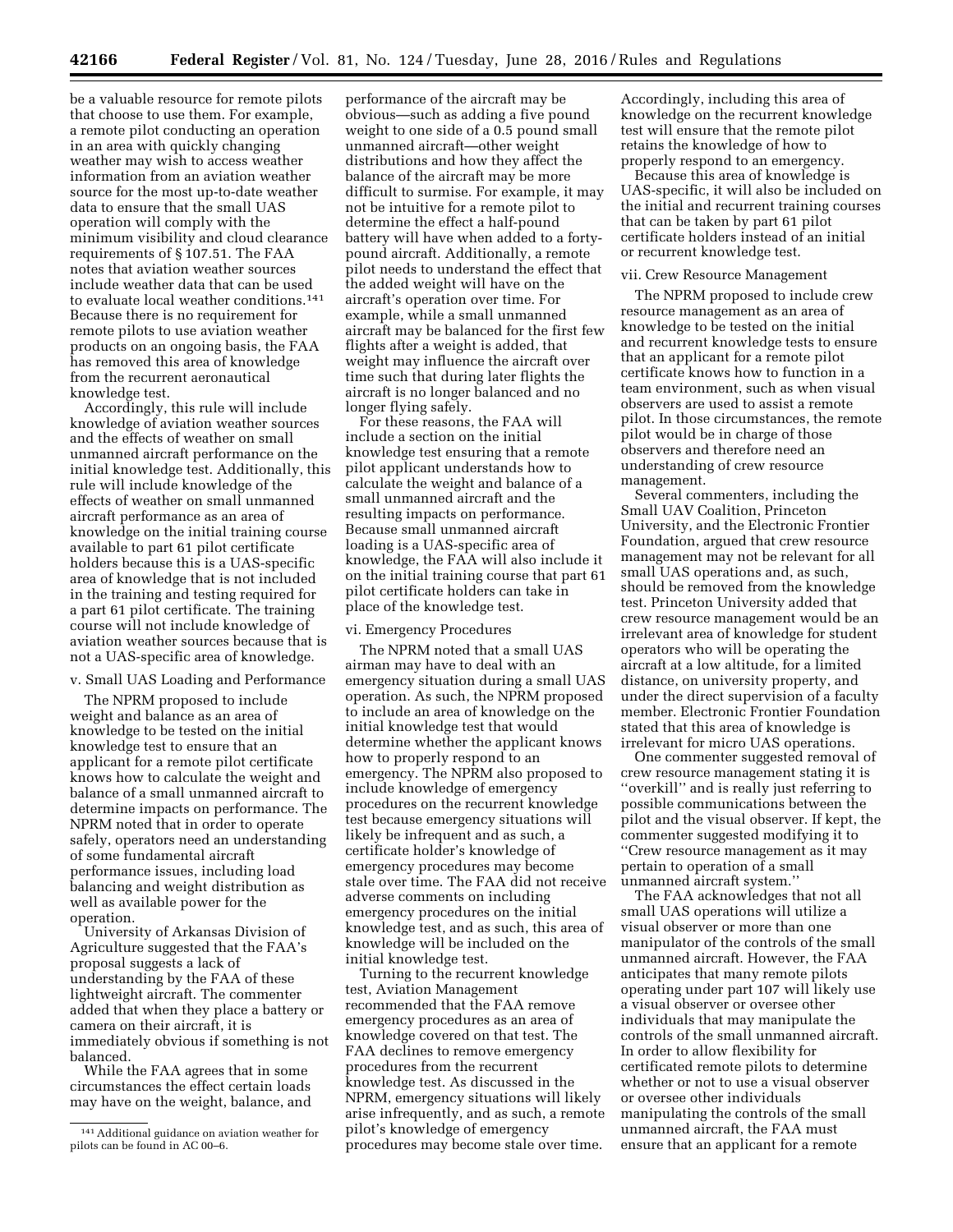be a valuable resource for remote pilots that choose to use them. For example, a remote pilot conducting an operation in an area with quickly changing weather may wish to access weather information from an aviation weather source for the most up-to-date weather data to ensure that the small UAS operation will comply with the minimum visibility and cloud clearance requirements of § 107.51. The FAA notes that aviation weather sources include weather data that can be used to evaluate local weather conditions.[141] Because there is no requirement for remote pilots to use aviation weather products on an ongoing basis, the FAA has removed this area of knowledge from the recurrent aeronautical knowledge test.

Accordingly, this rule will include knowledge of aviation weather sources and the effects of weather on small unmanned aircraft performance on the initial knowledge test. Additionally, this rule will include knowledge of the effects of weather on small unmanned aircraft performance as an area of knowledge on the initial training course available to part 61 pilot certificate holders because this is a UAS-specific area of knowledge that is not included in the training and testing required for a part 61 pilot certificate. The training course will not include knowledge of aviation weather sources because that is not a UAS-specific area of knowledge.

v. Small UAS Loading and Performance

The NPRM proposed to include weight and balance as an area of knowledge to be tested on the initial knowledge test to ensure that an applicant for a remote pilot certificate knows how to calculate the weight and balance of a small unmanned aircraft to determine impacts on performance. The NPRM noted that in order to operate safely, operators need an understanding of some fundamental aircraft performance issues, including load balancing and weight distribution as well as available power for the operation.

University of Arkansas Division of Agriculture suggested that the FAA's proposal suggests a lack of understanding by the FAA of these lightweight aircraft. The commenter added that when they place a battery or camera on their aircraft, it is immediately obvious if something is not balanced.

While the FAA agrees that in some circumstances the effect certain loads may have on the weight, balance, and performance of the aircraft may be obvious—such as adding a five pound weight to one side of a 0.5 pound small unmanned aircraft—other weight distributions and how they affect the balance of the aircraft may be more difficult to surmise. For example, it may not be intuitive for a remote pilot to determine the effect a half-pound battery will have when added to a forty-pound aircraft. Additionally, a remote pilot needs to understand the effect that the added weight will have on the aircraft's operation over time. For example, while a small unmanned aircraft may be balanced for the first few flights after a weight is added, that weight may influence the aircraft over time such that during later flights the aircraft is no longer balanced and no longer flying safely.

For these reasons, the FAA will include a section on the initial knowledge test ensuring that a remote pilot applicant understands how to calculate the weight and balance of a small unmanned aircraft and the resulting impacts on performance. Because small unmanned aircraft loading is a UAS-specific area of knowledge, the FAA will also include it on the initial training course that part 61 pilot certificate holders can take in place of the knowledge test.

vi. Emergency Procedures

The NPRM noted that a small UAS airman may have to deal with an emergency situation during a small UAS operation. As such, the NPRM proposed to include an area of knowledge on the initial knowledge test that would determine whether the applicant knows how to properly respond to an emergency. The NPRM also proposed to include knowledge of emergency procedures on the recurrent knowledge test because emergency situations will likely be infrequent and as such, a certificate holder's knowledge of emergency procedures may become stale over time. The FAA did not receive adverse comments on including emergency procedures on the initial knowledge test, and as such, this area of knowledge will be included on the initial knowledge test.

Turning to the recurrent knowledge test, Aviation Management recommended that the FAA remove emergency procedures as an area of knowledge covered on that test. The FAA declines to remove emergency procedures from the recurrent knowledge test. As discussed in the NPRM, emergency situations will likely arise infrequently, and as such, a remote pilot's knowledge of emergency procedures may become stale over time. Accordingly, including this area of knowledge on the recurrent knowledge test will ensure that the remote pilot retains the knowledge of how to properly respond to an emergency.

Because this area of knowledge is UAS-specific, it will also be included on the initial and recurrent training courses that can be taken by part 61 pilot certificate holders instead of an initial or recurrent knowledge test.

vii. Crew Resource Management

The NPRM proposed to include crew resource management as an area of knowledge to be tested on the initial and recurrent knowledge tests to ensure that an applicant for a remote pilot certificate knows how to function in a team environment, such as when visual observers are used to assist a remote pilot. In those circumstances, the remote pilot would be in charge of those observers and therefore need an understanding of crew resource management.

Several commenters, including the Small UAV Coalition, Princeton University, and the Electronic Frontier Foundation, argued that crew resource management may not be relevant for all small UAS operations and, as such, should be removed from the knowledge test. Princeton University added that crew resource management would be an irrelevant area of knowledge for student operators who will be operating the aircraft at a low altitude, for a limited distance, on university property, and under the direct supervision of a faculty member. Electronic Frontier Foundation stated that this area of knowledge is irrelevant for micro UAS operations.

One commenter suggested removal of crew resource management stating it is ''overkill'' and is really just referring to possible communications between the pilot and the visual observer. If kept, the commenter suggested modifying it to ''Crew resource management as it may pertain to operation of a small unmanned aircraft system.''

The FAA acknowledges that not all small UAS operations will utilize a visual observer or more than one manipulator of the controls of the small unmanned aircraft. However, the FAA anticipates that many remote pilots operating under part 107 will likely use a visual observer or oversee other individuals that may manipulate the controls of the small unmanned aircraft. In order to allow flexibility for certificated remote pilots to determine whether or not to use a visual observer or oversee other individuals manipulating the controls of the small unmanned aircraft, the FAA must ensure that an applicant for a remote

[141] Additional guidance on aviation weather for pilots can be found in AC 00–6.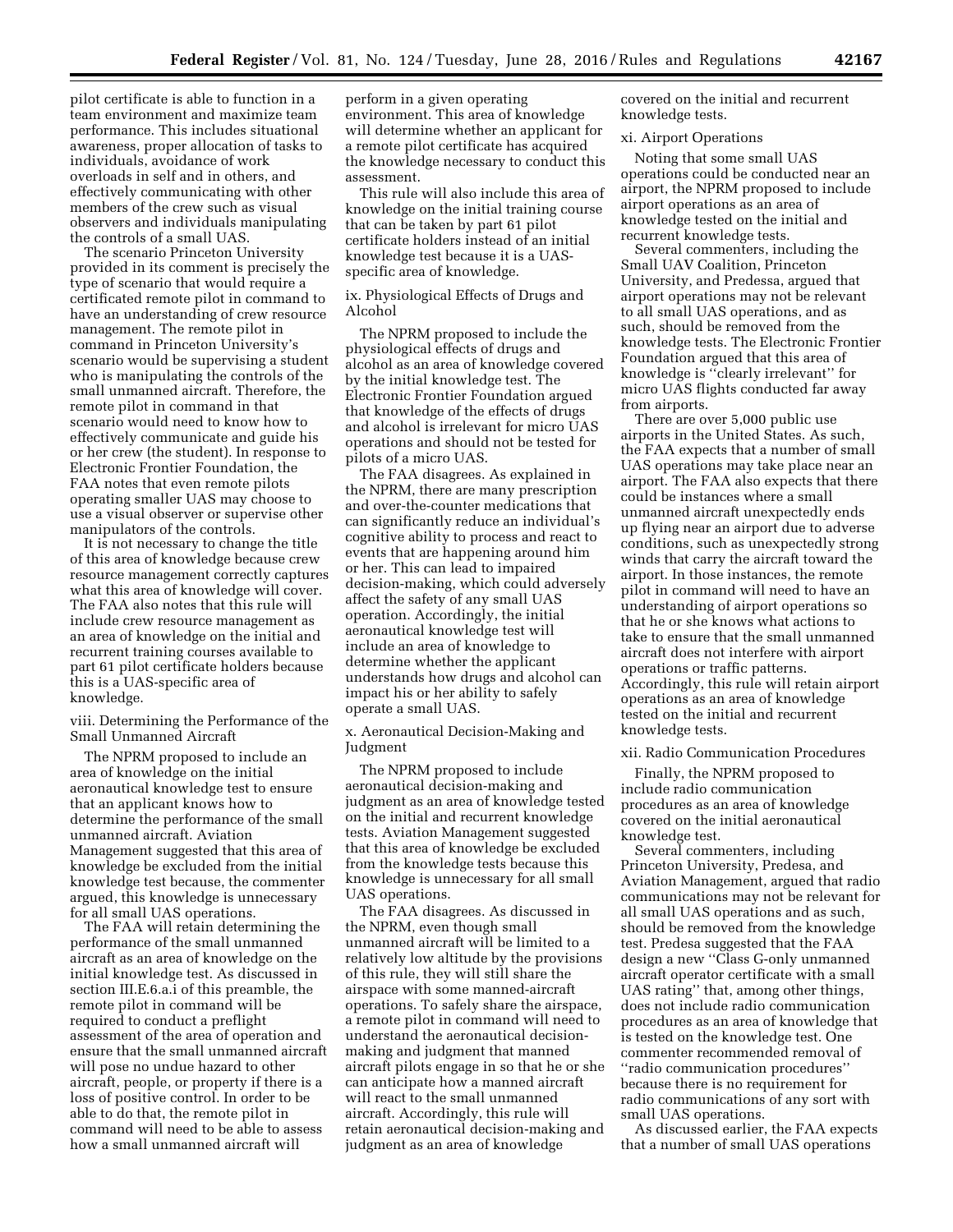pilot certificate is able to function in a team environment and maximize team performance. This includes situational awareness, proper allocation of tasks to individuals, avoidance of work overloads in self and in others, and effectively communicating with other members of the crew such as visual observers and individuals manipulating the controls of a small UAS.

The scenario Princeton University provided in its comment is precisely the type of scenario that would require a certificated remote pilot in command to have an understanding of crew resource management. The remote pilot in command in Princeton University's scenario would be supervising a student who is manipulating the controls of the small unmanned aircraft. Therefore, the remote pilot in command in that scenario would need to know how to effectively communicate and guide his or her crew (the student). In response to Electronic Frontier Foundation, the FAA notes that even remote pilots operating smaller UAS may choose to use a visual observer or supervise other manipulators of the controls.

It is not necessary to change the title of this area of knowledge because crew resource management correctly captures what this area of knowledge will cover. The FAA also notes that this rule will include crew resource management as an area of knowledge on the initial and recurrent training courses available to part 61 pilot certificate holders because this is a UAS-specific area of knowledge.

viii. Determining the Performance of the Small Unmanned Aircraft

The NPRM proposed to include an area of knowledge on the initial aeronautical knowledge test to ensure that an applicant knows how to determine the performance of the small unmanned aircraft. Aviation Management suggested that this area of knowledge be excluded from the initial knowledge test because, the commenter argued, this knowledge is unnecessary for all small UAS operations.

The FAA will retain determining the performance of the small unmanned aircraft as an area of knowledge on the initial knowledge test. As discussed in section III.E.6.a.i of this preamble, the remote pilot in command will be required to conduct a preflight assessment of the area of operation and ensure that the small unmanned aircraft will pose no undue hazard to other aircraft, people, or property if there is a loss of positive control. In order to be able to do that, the remote pilot in command will need to be able to assess how a small unmanned aircraft will perform in a given operating environment. This area of knowledge will determine whether an applicant for a remote pilot certificate has acquired the knowledge necessary to conduct this assessment.

This rule will also include this area of knowledge on the initial training course that can be taken by part 61 pilot certificate holders instead of an initial knowledge test because it is a UAS-specific area of knowledge.

ix. Physiological Effects of Drugs and Alcohol

The NPRM proposed to include the physiological effects of drugs and alcohol as an area of knowledge covered by the initial knowledge test. The Electronic Frontier Foundation argued that knowledge of the effects of drugs and alcohol is irrelevant for micro UAS operations and should not be tested for pilots of a micro UAS.

The FAA disagrees. As explained in the NPRM, there are many prescription and over-the-counter medications that can significantly reduce an individual's cognitive ability to process and react to events that are happening around him or her. This can lead to impaired decision-making, which could adversely affect the safety of any small UAS operation. Accordingly, the initial aeronautical knowledge test will include an area of knowledge to determine whether the applicant understands how drugs and alcohol can impact his or her ability to safely operate a small UAS.

x. Aeronautical Decision-Making and Judgment

The NPRM proposed to include aeronautical decision-making and judgment as an area of knowledge tested on the initial and recurrent knowledge tests. Aviation Management suggested that this area of knowledge be excluded from the knowledge tests because this knowledge is unnecessary for all small UAS operations.

The FAA disagrees. As discussed in the NPRM, even though small unmanned aircraft will be limited to a relatively low altitude by the provisions of this rule, they will still share the airspace with some manned-aircraft operations. To safely share the airspace, a remote pilot in command will need to understand the aeronautical decision-making and judgment that manned aircraft pilots engage in so that he or she can anticipate how a manned aircraft will react to the small unmanned aircraft. Accordingly, this rule will retain aeronautical decision-making and judgment as an area of knowledge covered on the initial and recurrent knowledge tests.

xi. Airport Operations

Noting that some small UAS operations could be conducted near an airport, the NPRM proposed to include airport operations as an area of knowledge tested on the initial and recurrent knowledge tests.

Several commenters, including the Small UAV Coalition, Princeton University, and Predessa, argued that airport operations may not be relevant to all small UAS operations, and as such, should be removed from the knowledge tests. The Electronic Frontier Foundation argued that this area of knowledge is "clearly irrelevant" for micro UAS flights conducted far away from airports.

There are over 5,000 public use airports in the United States. As such, the FAA expects that a number of small UAS operations may take place near an airport. The FAA also expects that there could be instances where a small unmanned aircraft unexpectedly ends up flying near an airport due to adverse conditions, such as unexpectedly strong winds that carry the aircraft toward the airport. In those instances, the remote pilot in command will need to have an understanding of airport operations so that he or she knows what actions to take to ensure that the small unmanned aircraft does not interfere with airport operations or traffic patterns. Accordingly, this rule will retain airport operations as an area of knowledge tested on the initial and recurrent knowledge tests.

xii. Radio Communication Procedures

Finally, the NPRM proposed to include radio communication procedures as an area of knowledge covered on the initial aeronautical knowledge test.

Several commenters, including Princeton University, Predesa, and Aviation Management, argued that radio communications may not be relevant for all small UAS operations and as such, should be removed from the knowledge test. Predesa suggested that the FAA design a new "Class G-only unmanned aircraft operator certificate with a small UAS rating" that, among other things, does not include radio communication procedures as an area of knowledge that is tested on the knowledge test. One commenter recommended removal of "radio communication procedures" because there is no requirement for radio communications of any sort with small UAS operations.

As discussed earlier, the FAA expects that a number of small UAS operations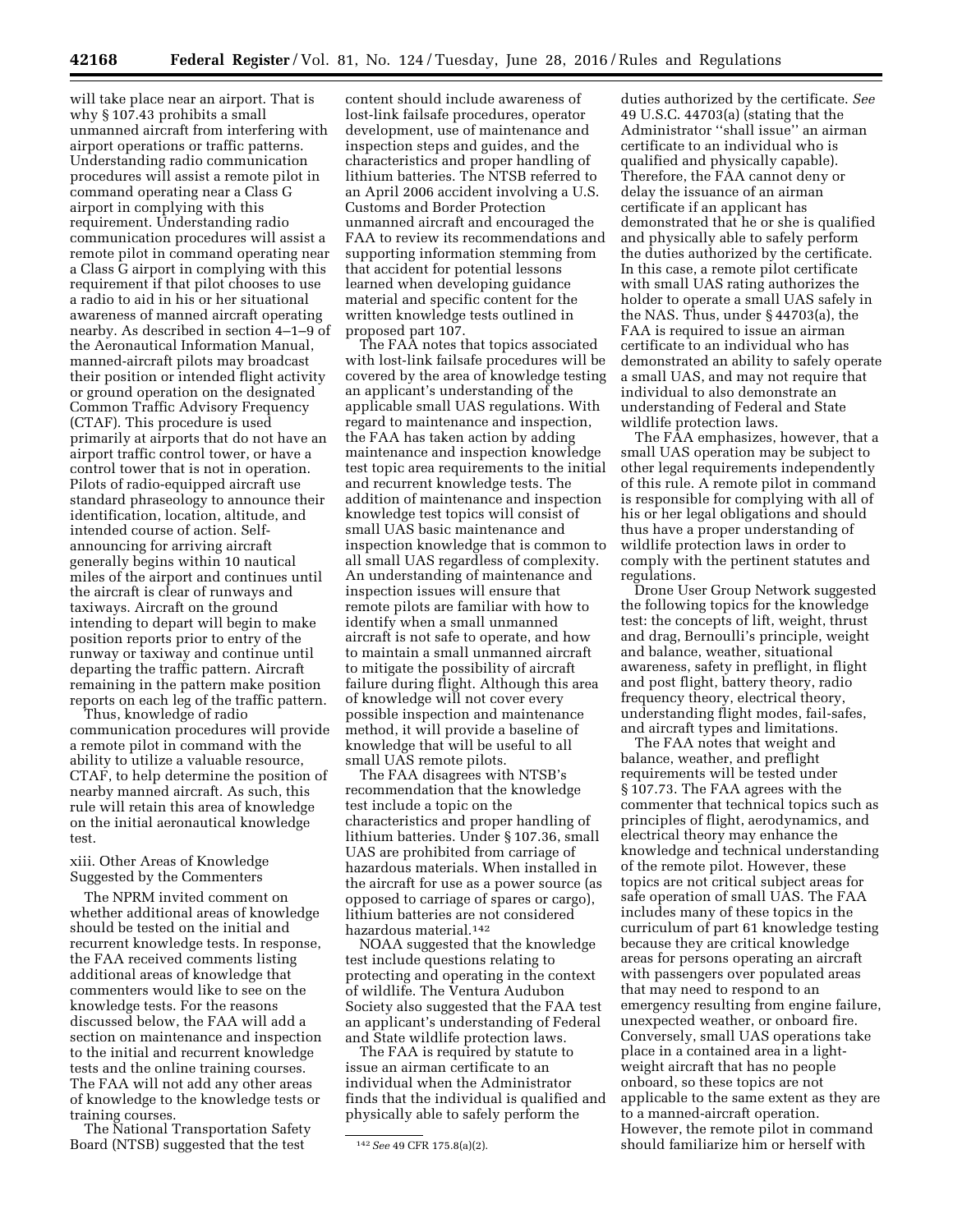will take place near an airport. That is why § 107.43 prohibits a small unmanned aircraft from interfering with airport operations or traffic patterns. Understanding radio communication procedures will assist a remote pilot in command operating near a Class G airport in complying with this requirement. Understanding radio communication procedures will assist a remote pilot in command operating near a Class G airport in complying with this requirement if that pilot chooses to use a radio to aid in his or her situational awareness of manned aircraft operating nearby. As described in section 4–1–9 of the Aeronautical Information Manual, manned-aircraft pilots may broadcast their position or intended flight activity or ground operation on the designated Common Traffic Advisory Frequency (CTAF). This procedure is used primarily at airports that do not have an airport traffic control tower, or have a control tower that is not in operation. Pilots of radio-equipped aircraft use standard phraseology to announce their identification, location, altitude, and intended course of action. Self-announcing for arriving aircraft generally begins within 10 nautical miles of the airport and continues until the aircraft is clear of runways and taxiways. Aircraft on the ground intending to depart will begin to make position reports prior to entry of the runway or taxiway and continue until departing the traffic pattern. Aircraft remaining in the pattern make position reports on each leg of the traffic pattern.

Thus, knowledge of radio communication procedures will provide a remote pilot in command with the ability to utilize a valuable resource, CTAF, to help determine the position of nearby manned aircraft. As such, this rule will retain this area of knowledge on the initial aeronautical knowledge test.

xiii. Other Areas of Knowledge Suggested by the Commenters

The NPRM invited comment on whether additional areas of knowledge should be tested on the initial and recurrent knowledge tests. In response, the FAA received comments listing additional areas of knowledge that commenters would like to see on the knowledge tests. For the reasons discussed below, the FAA will add a section on maintenance and inspection to the initial and recurrent knowledge tests and the online training courses. The FAA will not add any other areas of knowledge to the knowledge tests or training courses.

The National Transportation Safety Board (NTSB) suggested that the test content should include awareness of lost-link failsafe procedures, operator development, use of maintenance and inspection steps and guides, and the characteristics and proper handling of lithium batteries. The NTSB referred to an April 2006 accident involving a U.S. Customs and Border Protection unmanned aircraft and encouraged the FAA to review its recommendations and supporting information stemming from that accident for potential lessons learned when developing guidance material and specific content for the written knowledge tests outlined in proposed part 107.

The FAA notes that topics associated with lost-link failsafe procedures will be covered by the area of knowledge testing an applicant's understanding of the applicable small UAS regulations. With regard to maintenance and inspection, the FAA has taken action by adding maintenance and inspection knowledge test topic area requirements to the initial and recurrent knowledge tests. The addition of maintenance and inspection knowledge test topics will consist of small UAS basic maintenance and inspection knowledge that is common to all small UAS regardless of complexity. An understanding of maintenance and inspection issues will ensure that remote pilots are familiar with how to identify when a small unmanned aircraft is not safe to operate, and how to maintain a small unmanned aircraft to mitigate the possibility of aircraft failure during flight. Although this area of knowledge will not cover every possible inspection and maintenance method, it will provide a baseline of knowledge that will be useful to all small UAS remote pilots.

The FAA disagrees with NTSB's recommendation that the knowledge test include a topic on the characteristics and proper handling of lithium batteries. Under § 107.36, small UAS are prohibited from carriage of hazardous materials. When installed in the aircraft for use as a power source (as opposed to carriage of spares or cargo), lithium batteries are not considered hazardous material.[142]

NOAA suggested that the knowledge test include questions relating to protecting and operating in the context of wildlife. The Ventura Audubon Society also suggested that the FAA test an applicant's understanding of Federal and State wildlife protection laws.

The FAA is required by statute to issue an airman certificate to an individual when the Administrator finds that the individual is qualified and physically able to safely perform the duties authorized by the certificate. *See* 49 U.S.C. 44703(a) (stating that the Administrator ''shall issue'' an airman certificate to an individual who is qualified and physically capable). Therefore, the FAA cannot deny or delay the issuance of an airman certificate if an applicant has demonstrated that he or she is qualified and physically able to safely perform the duties authorized by the certificate. In this case, a remote pilot certificate with small UAS rating authorizes the holder to operate a small UAS safely in the NAS. Thus, under § 44703(a), the FAA is required to issue an airman certificate to an individual who has demonstrated an ability to safely operate a small UAS, and may not require that individual to also demonstrate an understanding of Federal and State wildlife protection laws.

The FAA emphasizes, however, that a small UAS operation may be subject to other legal requirements independently of this rule. A remote pilot in command is responsible for complying with all of his or her legal obligations and should thus have a proper understanding of wildlife protection laws in order to comply with the pertinent statutes and regulations.

Drone User Group Network suggested the following topics for the knowledge test: the concepts of lift, weight, thrust and drag, Bernoulli's principle, weight and balance, weather, situational awareness, safety in preflight, in flight and post flight, battery theory, radio frequency theory, electrical theory, understanding flight modes, fail-safes, and aircraft types and limitations.

The FAA notes that weight and balance, weather, and preflight requirements will be tested under § 107.73. The FAA agrees with the commenter that technical topics such as principles of flight, aerodynamics, and electrical theory may enhance the knowledge and technical understanding of the remote pilot. However, these topics are not critical subject areas for safe operation of small UAS. The FAA includes many of these topics in the curriculum of part 61 knowledge testing because they are critical knowledge areas for persons operating an aircraft with passengers over populated areas that may need to respond to an emergency resulting from engine failure, unexpected weather, or onboard fire. Conversely, small UAS operations take place in a contained area in a light-weight aircraft that has no people onboard, so these topics are not applicable to the same extent as they are to a manned-aircraft operation. However, the remote pilot in command should familiarize him or herself with

[142] *See* 49 CFR 175.8(a)(2).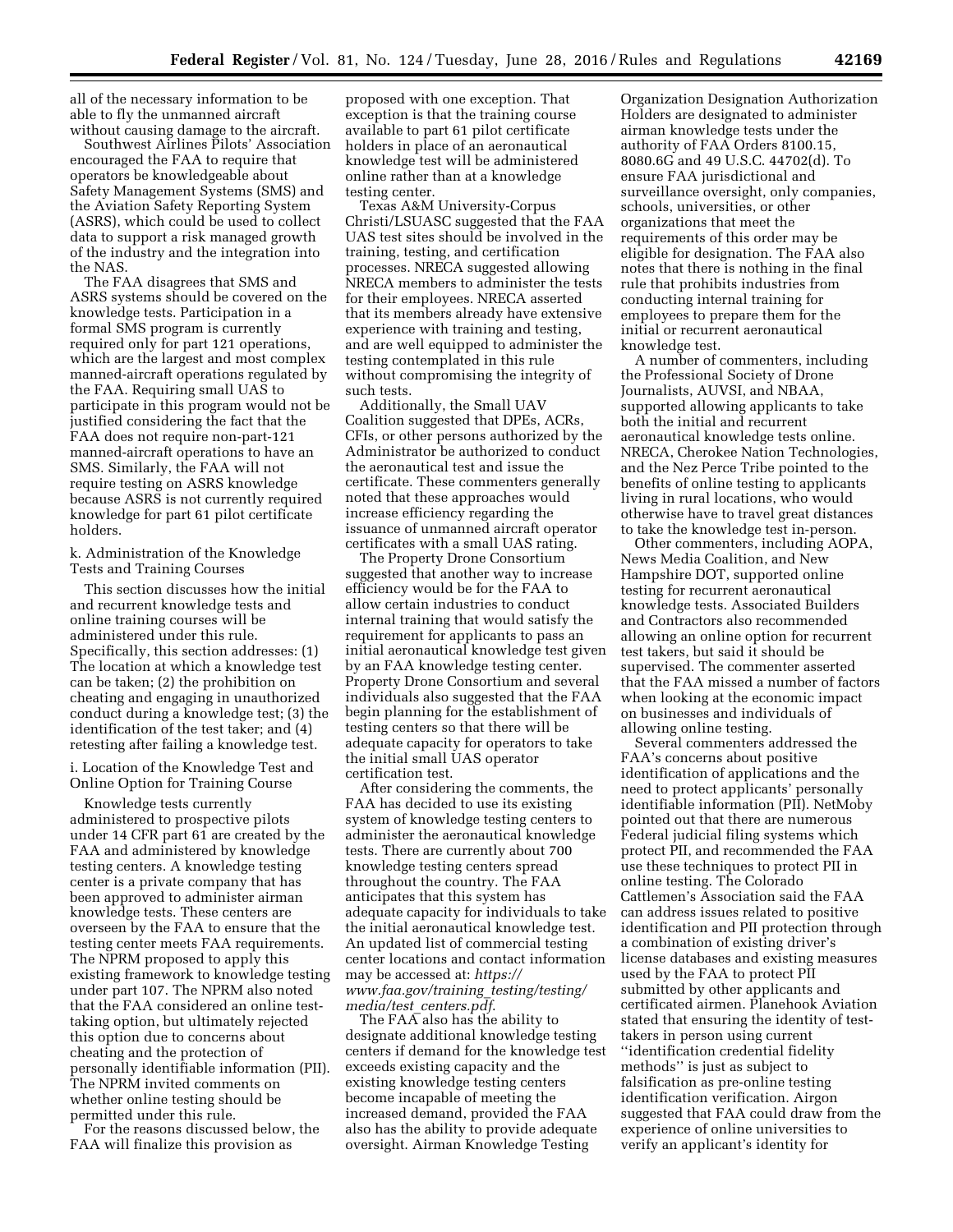all of the necessary information to be able to fly the unmanned aircraft without causing damage to the aircraft.

Southwest Airlines Pilots' Association encouraged the FAA to require that operators be knowledgeable about Safety Management Systems (SMS) and the Aviation Safety Reporting System (ASRS), which could be used to collect data to support a risk managed growth of the industry and the integration into the NAS.

The FAA disagrees that SMS and ASRS systems should be covered on the knowledge tests. Participation in a formal SMS program is currently required only for part 121 operations, which are the largest and most complex manned-aircraft operations regulated by the FAA. Requiring small UAS to participate in this program would not be justified considering the fact that the FAA does not require non-part-121 manned-aircraft operations to have an SMS. Similarly, the FAA will not require testing on ASRS knowledge because ASRS is not currently required knowledge for part 61 pilot certificate holders.

### k. Administration of the Knowledge Tests and Training Courses

This section discusses how the initial and recurrent knowledge tests and online training courses will be administered under this rule. Specifically, this section addresses: (1) The location at which a knowledge test can be taken; (2) the prohibition on cheating and engaging in unauthorized conduct during a knowledge test; (3) the identification of the test taker; and (4) retesting after failing a knowledge test.

#### i. Location of the Knowledge Test and Online Option for Training Course

Knowledge tests currently administered to prospective pilots under 14 CFR part 61 are created by the FAA and administered by knowledge testing centers. A knowledge testing center is a private company that has been approved to administer airman knowledge tests. These centers are overseen by the FAA to ensure that the testing center meets FAA requirements. The NPRM proposed to apply this existing framework to knowledge testing under part 107. The NPRM also noted that the FAA considered an online test-taking option, but ultimately rejected this option due to concerns about cheating and the protection of personally identifiable information (PII). The NPRM invited comments on whether online testing should be permitted under this rule.

For the reasons discussed below, the FAA will finalize this provision as proposed with one exception. That exception is that the training course available to part 61 pilot certificate holders in place of an aeronautical knowledge test will be administered online rather than at a knowledge testing center.

Texas A&M University-Corpus Christi/LSUASC suggested that the FAA UAS test sites should be involved in the training, testing, and certification processes. NRECA suggested allowing NRECA members to administer the tests for their employees. NRECA asserted that its members already have extensive experience with training and testing, and are well equipped to administer the testing contemplated in this rule without compromising the integrity of such tests.

Additionally, the Small UAV Coalition suggested that DPEs, ACRs, CFIs, or other persons authorized by the Administrator be authorized to conduct the aeronautical test and issue the certificate. These commenters generally noted that these approaches would increase efficiency regarding the issuance of unmanned aircraft operator certificates with a small UAS rating.

The Property Drone Consortium suggested that another way to increase efficiency would be for the FAA to allow certain industries to conduct internal training that would satisfy the requirement for applicants to pass an initial aeronautical knowledge test given by an FAA knowledge testing center. Property Drone Consortium and several individuals also suggested that the FAA begin planning for the establishment of testing centers so that there will be adequate capacity for operators to take the initial small UAS operator certification test.

After considering the comments, the FAA has decided to use its existing system of knowledge testing centers to administer the aeronautical knowledge tests. There are currently about 700 knowledge testing centers spread throughout the country. The FAA anticipates that this system has adequate capacity for individuals to take the initial aeronautical knowledge test. An updated list of commercial testing center locations and contact information may be accessed at: *https://www.faa.gov/training_testing/testing/media/test_centers.pdf.*

The FAA also has the ability to designate additional knowledge testing centers if demand for the knowledge test exceeds existing capacity and the existing knowledge testing centers become incapable of meeting the increased demand, provided the FAA also has the ability to provide adequate oversight. Airman Knowledge Testing Organization Designation Authorization Holders are designated to administer airman knowledge tests under the authority of FAA Orders 8100.15, 8080.6G and 49 U.S.C. 44702(d). To ensure FAA jurisdictional and surveillance oversight, only companies, schools, universities, or other organizations that meet the requirements of this order may be eligible for designation. The FAA also notes that there is nothing in the final rule that prohibits industries from conducting internal training for employees to prepare them for the initial or recurrent aeronautical knowledge test.

A number of commenters, including the Professional Society of Drone Journalists, AUVSI, and NBAA, supported allowing applicants to take both the initial and recurrent aeronautical knowledge tests online. NRECA, Cherokee Nation Technologies, and the Nez Perce Tribe pointed to the benefits of online testing to applicants living in rural locations, who would otherwise have to travel great distances to take the knowledge test in-person.

Other commenters, including AOPA, News Media Coalition, and New Hampshire DOT, supported online testing for recurrent aeronautical knowledge tests. Associated Builders and Contractors also recommended allowing an online option for recurrent test takers, but said it should be supervised. The commenter asserted that the FAA missed a number of factors when looking at the economic impact on businesses and individuals of allowing online testing.

Several commenters addressed the FAA's concerns about positive identification of applications and the need to protect applicants' personally identifiable information (PII). NetMoby pointed out that there are numerous Federal judicial filing systems which protect PII, and recommended the FAA use these techniques to protect PII in online testing. The Colorado Cattlemen's Association said the FAA can address issues related to positive identification and PII protection through a combination of existing driver's license databases and existing measures used by the FAA to protect PII submitted by other applicants and certificated airmen. Planehook Aviation stated that ensuring the identity of test-takers in person using current "identification credential fidelity methods" is just as subject to falsification as pre-online testing identification verification. Airgon suggested that FAA could draw from the experience of online universities to verify an applicant's identity for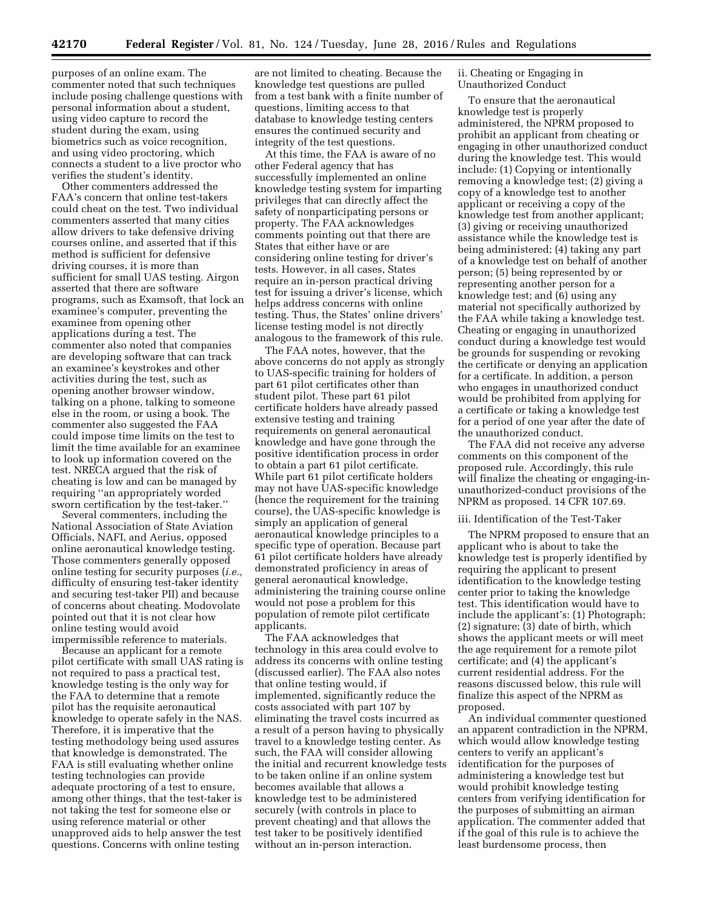purposes of an online exam. The commenter noted that such techniques include posing challenge questions with personal information about a student, using video capture to record the student during the exam, using biometrics such as voice recognition, and using video proctoring, which connects a student to a live proctor who verifies the student's identity.

Other commenters addressed the FAA's concern that online test-takers could cheat on the test. Two individual commenters asserted that many cities allow drivers to take defensive driving courses online, and asserted that if this method is sufficient for defensive driving courses, it is more than sufficient for small UAS testing. Airgon asserted that there are software programs, such as Examsoft, that lock an examinee's computer, preventing the examinee from opening other applications during a test. The commenter also noted that companies are developing software that can track an examinee's keystrokes and other activities during the test, such as opening another browser window, talking on a phone, talking to someone else in the room, or using a book. The commenter also suggested the FAA could impose time limits on the test to limit the time available for an examinee to look up information covered on the test. NRECA argued that the risk of cheating is low and can be managed by requiring "an appropriately worded sworn certification by the test-taker."

Several commenters, including the National Association of State Aviation Officials, NAFI, and Aerius, opposed online aeronautical knowledge testing. Those commenters generally opposed online testing for security purposes (*i.e.,* difficulty of ensuring test-taker identity and securing test-taker PII) and because of concerns about cheating. Modovolate pointed out that it is not clear how online testing would avoid impermissible reference to materials.

Because an applicant for a remote pilot certificate with small UAS rating is not required to pass a practical test, knowledge testing is the only way for the FAA to determine that a remote pilot has the requisite aeronautical knowledge to operate safely in the NAS. Therefore, it is imperative that the testing methodology being used assures that knowledge is demonstrated. The FAA is still evaluating whether online testing technologies can provide adequate proctoring of a test to ensure, among other things, that the test-taker is not taking the test for someone else or using reference material or other unapproved aids to help answer the test questions. Concerns with online testing are not limited to cheating. Because the knowledge test questions are pulled from a test bank with a finite number of questions, limiting access to that database to knowledge testing centers ensures the continued security and integrity of the test questions.

At this time, the FAA is aware of no other Federal agency that has successfully implemented an online knowledge testing system for imparting privileges that can directly affect the safety of nonparticipating persons or property. The FAA acknowledges comments pointing out that there are States that either have or are considering online testing for driver's tests. However, in all cases, States require an in-person practical driving test for issuing a driver's license, which helps address concerns with online testing. Thus, the States' online drivers' license testing model is not directly analogous to the framework of this rule.

The FAA notes, however, that the above concerns do not apply as strongly to UAS-specific training for holders of part 61 pilot certificates other than student pilot. These part 61 pilot certificate holders have already passed extensive testing and training requirements on general aeronautical knowledge and have gone through the positive identification process in order to obtain a part 61 pilot certificate. While part 61 pilot certificate holders may not have UAS-specific knowledge (hence the requirement for the training course), the UAS-specific knowledge is simply an application of general aeronautical knowledge principles to a specific type of operation. Because part 61 pilot certificate holders have already demonstrated proficiency in areas of general aeronautical knowledge, administering the training course online would not pose a problem for this population of remote pilot certificate applicants.

The FAA acknowledges that technology in this area could evolve to address its concerns with online testing (discussed earlier). The FAA also notes that online testing would, if implemented, significantly reduce the costs associated with part 107 by eliminating the travel costs incurred as a result of a person having to physically travel to a knowledge testing center. As such, the FAA will consider allowing the initial and recurrent knowledge tests to be taken online if an online system becomes available that allows a knowledge test to be administered securely (with controls in place to prevent cheating) and that allows the test taker to be positively identified without an in-person interaction.

ii. Cheating or Engaging in Unauthorized Conduct

To ensure that the aeronautical knowledge test is properly administered, the NPRM proposed to prohibit an applicant from cheating or engaging in other unauthorized conduct during the knowledge test. This would include: (1) Copying or intentionally removing a knowledge test; (2) giving a copy of a knowledge test to another applicant or receiving a copy of the knowledge test from another applicant; (3) giving or receiving unauthorized assistance while the knowledge test is being administered; (4) taking any part of a knowledge test on behalf of another person; (5) being represented by or representing another person for a knowledge test; and (6) using any material not specifically authorized by the FAA while taking a knowledge test. Cheating or engaging in unauthorized conduct during a knowledge test would be grounds for suspending or revoking the certificate or denying an application for a certificate. In addition, a person who engages in unauthorized conduct would be prohibited from applying for a certificate or taking a knowledge test for a period of one year after the date of the unauthorized conduct.

The FAA did not receive any adverse comments on this component of the proposed rule. Accordingly, this rule will finalize the cheating or engaging-in-unauthorized-conduct provisions of the NPRM as proposed. 14 CFR 107.69.

iii. Identification of the Test-Taker

The NPRM proposed to ensure that an applicant who is about to take the knowledge test is properly identified by requiring the applicant to present identification to the knowledge testing center prior to taking the knowledge test. This identification would have to include the applicant's: (1) Photograph; (2) signature; (3) date of birth, which shows the applicant meets or will meet the age requirement for a remote pilot certificate; and (4) the applicant's current residential address. For the reasons discussed below, this rule will finalize this aspect of the NPRM as proposed.

An individual commenter questioned an apparent contradiction in the NPRM, which would allow knowledge testing centers to verify an applicant's identification for the purposes of administering a knowledge test but would prohibit knowledge testing centers from verifying identification for the purposes of submitting an airman application. The commenter added that if the goal of this rule is to achieve the least burdensome process, then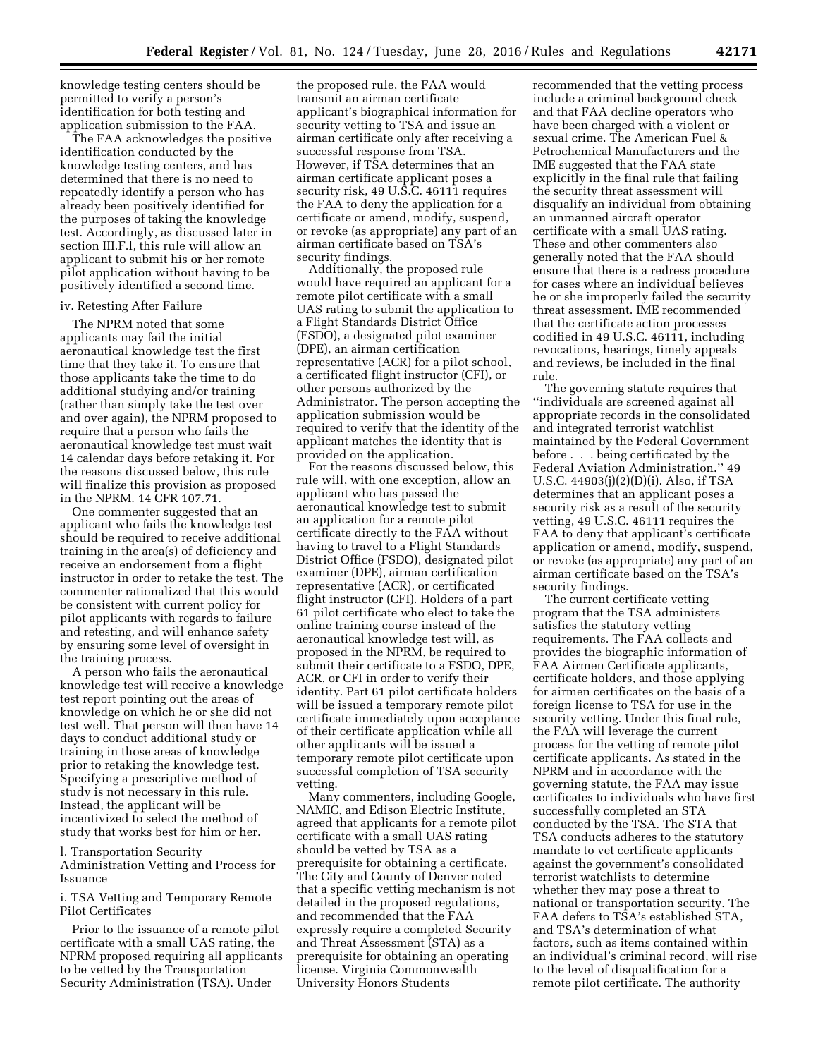knowledge testing centers should be permitted to verify a person's identification for both testing and application submission to the FAA.

The FAA acknowledges the positive identification conducted by the knowledge testing centers, and has determined that there is no need to repeatedly identify a person who has already been positively identified for the purposes of taking the knowledge test. Accordingly, as discussed later in section III.F.l, this rule will allow an applicant to submit his or her remote pilot application without having to be positively identified a second time.

#### iv. Retesting After Failure

The NPRM noted that some applicants may fail the initial aeronautical knowledge test the first time that they take it. To ensure that those applicants take the time to do additional studying and/or training (rather than simply take the test over and over again), the NPRM proposed to require that a person who fails the aeronautical knowledge test must wait 14 calendar days before retaking it. For the reasons discussed below, this rule will finalize this provision as proposed in the NPRM. 14 CFR 107.71.

One commenter suggested that an applicant who fails the knowledge test should be required to receive additional training in the area(s) of deficiency and receive an endorsement from a flight instructor in order to retake the test. The commenter rationalized that this would be consistent with current policy for pilot applicants with regards to failure and retesting, and will enhance safety by ensuring some level of oversight in the training process.

A person who fails the aeronautical knowledge test will receive a knowledge test report pointing out the areas of knowledge on which he or she did not test well. That person will then have 14 days to conduct additional study or training in those areas of knowledge prior to retaking the knowledge test. Specifying a prescriptive method of study is not necessary in this rule. Instead, the applicant will be incentivized to select the method of study that works best for him or her.

### l. Transportation Security Administration Vetting and Process for Issuance

#### i. TSA Vetting and Temporary Remote Pilot Certificates

Prior to the issuance of a remote pilot certificate with a small UAS rating, the NPRM proposed requiring all applicants to be vetted by the Transportation Security Administration (TSA). Under the proposed rule, the FAA would transmit an airman certificate applicant's biographical information for security vetting to TSA and issue an airman certificate only after receiving a successful response from TSA. However, if TSA determines that an airman certificate applicant poses a security risk, 49 U.S.C. 46111 requires the FAA to deny the application for a certificate or amend, modify, suspend, or revoke (as appropriate) any part of an airman certificate based on TSA's security findings.

Additionally, the proposed rule would have required an applicant for a remote pilot certificate with a small UAS rating to submit the application to a Flight Standards District Office (FSDO), a designated pilot examiner (DPE), an airman certification representative (ACR) for a pilot school, a certificated flight instructor (CFI), or other persons authorized by the Administrator. The person accepting the application submission would be required to verify that the identity of the applicant matches the identity that is provided on the application.

For the reasons discussed below, this rule will, with one exception, allow an applicant who has passed the aeronautical knowledge test to submit an application for a remote pilot certificate directly to the FAA without having to travel to a Flight Standards District Office (FSDO), designated pilot examiner (DPE), airman certification representative (ACR), or certificated flight instructor (CFI). Holders of a part 61 pilot certificate who elect to take the online training course instead of the aeronautical knowledge test will, as proposed in the NPRM, be required to submit their certificate to a FSDO, DPE, ACR, or CFI in order to verify their identity. Part 61 pilot certificate holders will be issued a temporary remote pilot certificate immediately upon acceptance of their certificate application while all other applicants will be issued a temporary remote pilot certificate upon successful completion of TSA security vetting.

Many commenters, including Google, NAMIC, and Edison Electric Institute, agreed that applicants for a remote pilot certificate with a small UAS rating should be vetted by TSA as a prerequisite for obtaining a certificate. The City and County of Denver noted that a specific vetting mechanism is not detailed in the proposed regulations, and recommended that the FAA expressly require a completed Security and Threat Assessment (STA) as a prerequisite for obtaining an operating license. Virginia Commonwealth University Honors Students recommended that the vetting process include a criminal background check and that FAA decline operators who have been charged with a violent or sexual crime. The American Fuel & Petrochemical Manufacturers and the IME suggested that the FAA state explicitly in the final rule that failing the security threat assessment will disqualify an individual from obtaining an unmanned aircraft operator certificate with a small UAS rating. These and other commenters also generally noted that the FAA should ensure that there is a redress procedure for cases where an individual believes he or she improperly failed the security threat assessment. IME recommended that the certificate action processes codified in 49 U.S.C. 46111, including revocations, hearings, timely appeals and reviews, be included in the final rule.

The governing statute requires that "individuals are screened against all appropriate records in the consolidated and integrated terrorist watchlist maintained by the Federal Government before . . . being certificated by the Federal Aviation Administration." 49 U.S.C. 44903(j)(2)(D)(i). Also, if TSA determines that an applicant poses a security risk as a result of the security vetting, 49 U.S.C. 46111 requires the FAA to deny that applicant's certificate application or amend, modify, suspend, or revoke (as appropriate) any part of an airman certificate based on the TSA's security findings.

The current certificate vetting program that the TSA administers satisfies the statutory vetting requirements. The FAA collects and provides the biographic information of FAA Airmen Certificate applicants, certificate holders, and those applying for airmen certificates on the basis of a foreign license to TSA for use in the security vetting. Under this final rule, the FAA will leverage the current process for the vetting of remote pilot certificate applicants. As stated in the NPRM and in accordance with the governing statute, the FAA may issue certificates to individuals who have first successfully completed an STA conducted by the TSA. The STA that TSA conducts adheres to the statutory mandate to vet certificate applicants against the government's consolidated terrorist watchlists to determine whether they may pose a threat to national or transportation security. The FAA defers to TSA's established STA, and TSA's determination of what factors, such as items contained within an individual's criminal record, will rise to the level of disqualification for a remote pilot certificate. The authority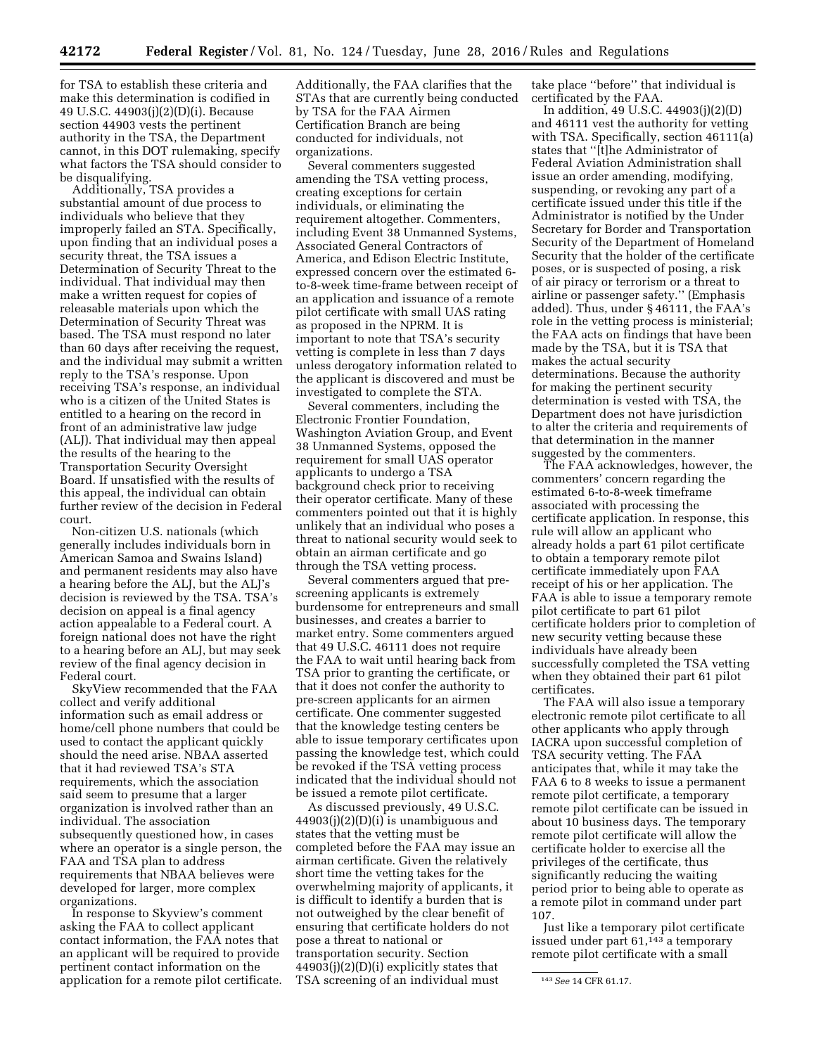for TSA to establish these criteria and make this determination is codified in 49 U.S.C. 44903(j)(2)(D)(i). Because section 44903 vests the pertinent authority in the TSA, the Department cannot, in this DOT rulemaking, specify what factors the TSA should consider to be disqualifying.

Additionally, TSA provides a substantial amount of due process to individuals who believe that they improperly failed an STA. Specifically, upon finding that an individual poses a security threat, the TSA issues a Determination of Security Threat to the individual. That individual may then make a written request for copies of releasable materials upon which the Determination of Security Threat was based. The TSA must respond no later than 60 days after receiving the request, and the individual may submit a written reply to the TSA's response. Upon receiving TSA's response, an individual who is a citizen of the United States is entitled to a hearing on the record in front of an administrative law judge (ALJ). That individual may then appeal the results of the hearing to the Transportation Security Oversight Board. If unsatisfied with the results of this appeal, the individual can obtain further review of the decision in Federal court.

Non-citizen U.S. nationals (which generally includes individuals born in American Samoa and Swains Island) and permanent residents may also have a hearing before the ALJ, but the ALJ's decision is reviewed by the TSA. TSA's decision on appeal is a final agency action appealable to a Federal court. A foreign national does not have the right to a hearing before an ALJ, but may seek review of the final agency decision in Federal court.

SkyView recommended that the FAA collect and verify additional information such as email address or home/cell phone numbers that could be used to contact the applicant quickly should the need arise. NBAA asserted that it had reviewed TSA's STA requirements, which the association said seem to presume that a larger organization is involved rather than an individual. The association subsequently questioned how, in cases where an operator is a single person, the FAA and TSA plan to address requirements that NBAA believes were developed for larger, more complex organizations.

In response to Skyview's comment asking the FAA to collect applicant contact information, the FAA notes that an applicant will be required to provide pertinent contact information on the application for a remote pilot certificate. Additionally, the FAA clarifies that the STAs that are currently being conducted by TSA for the FAA Airmen Certification Branch are being conducted for individuals, not organizations.

Several commenters suggested amending the TSA vetting process, creating exceptions for certain individuals, or eliminating the requirement altogether. Commenters, including Event 38 Unmanned Systems, Associated General Contractors of America, and Edison Electric Institute, expressed concern over the estimated 6-to-8-week time-frame between receipt of an application and issuance of a remote pilot certificate with small UAS rating as proposed in the NPRM. It is important to note that TSA's security vetting is complete in less than 7 days unless derogatory information related to the applicant is discovered and must be investigated to complete the STA.

Several commenters, including the Electronic Frontier Foundation, Washington Aviation Group, and Event 38 Unmanned Systems, opposed the requirement for small UAS operator applicants to undergo a TSA background check prior to receiving their operator certificate. Many of these commenters pointed out that it is highly unlikely that an individual who poses a threat to national security would seek to obtain an airman certificate and go through the TSA vetting process.

Several commenters argued that pre-screening applicants is extremely burdensome for entrepreneurs and small businesses, and creates a barrier to market entry. Some commenters argued that 49 U.S.C. 46111 does not require the FAA to wait until hearing back from TSA prior to granting the certificate, or that it does not confer the authority to pre-screen applicants for an airmen certificate. One commenter suggested that the knowledge testing centers be able to issue temporary certificates upon passing the knowledge test, which could be revoked if the TSA vetting process indicated that the individual should not be issued a remote pilot certificate.

As discussed previously, 49 U.S.C. 44903(j)(2)(D)(i) is unambiguous and states that the vetting must be completed before the FAA may issue an airman certificate. Given the relatively short time the vetting takes for the overwhelming majority of applicants, it is difficult to identify a burden that is not outweighed by the clear benefit of ensuring that certificate holders do not pose a threat to national or transportation security. Section 44903(j)(2)(D)(i) explicitly states that TSA screening of an individual must take place "before" that individual is certificated by the FAA.

In addition, 49 U.S.C. 44903(j)(2)(D) and 46111 vest the authority for vetting with TSA. Specifically, section 46111(a) states that "[t]he Administrator of Federal Aviation Administration shall issue an order amending, modifying, suspending, or revoking any part of a certificate issued under this title if the Administrator is notified by the Under Secretary for Border and Transportation Security of the Department of Homeland Security that the holder of the certificate poses, or is suspected of posing, a risk of air piracy or terrorism or a threat to airline or passenger safety." (Emphasis added). Thus, under § 46111, the FAA's role in the vetting process is ministerial; the FAA acts on findings that have been made by the TSA, but it is TSA that makes the actual security determinations. Because the authority for making the pertinent security determination is vested with TSA, the Department does not have jurisdiction to alter the criteria and requirements of that determination in the manner suggested by the commenters.

The FAA acknowledges, however, the commenters' concern regarding the estimated 6-to-8-week timeframe associated with processing the certificate application. In response, this rule will allow an applicant who already holds a part 61 pilot certificate to obtain a temporary remote pilot certificate immediately upon FAA receipt of his or her application. The FAA is able to issue a temporary remote pilot certificate to part 61 pilot certificate holders prior to completion of new security vetting because these individuals have already been successfully completed the TSA vetting when they obtained their part 61 pilot certificates.

The FAA will also issue a temporary electronic remote pilot certificate to all other applicants who apply through IACRA upon successful completion of TSA security vetting. The FAA anticipates that, while it may take the FAA 6 to 8 weeks to issue a permanent remote pilot certificate, a temporary remote pilot certificate can be issued in about 10 business days. The temporary remote pilot certificate will allow the certificate holder to exercise all the privileges of the certificate, thus significantly reducing the waiting period prior to being able to operate as a remote pilot in command under part 107.

Just like a temporary pilot certificate issued under part 61,[143] a temporary remote pilot certificate with a small

[143] *See* 14 CFR 61.17.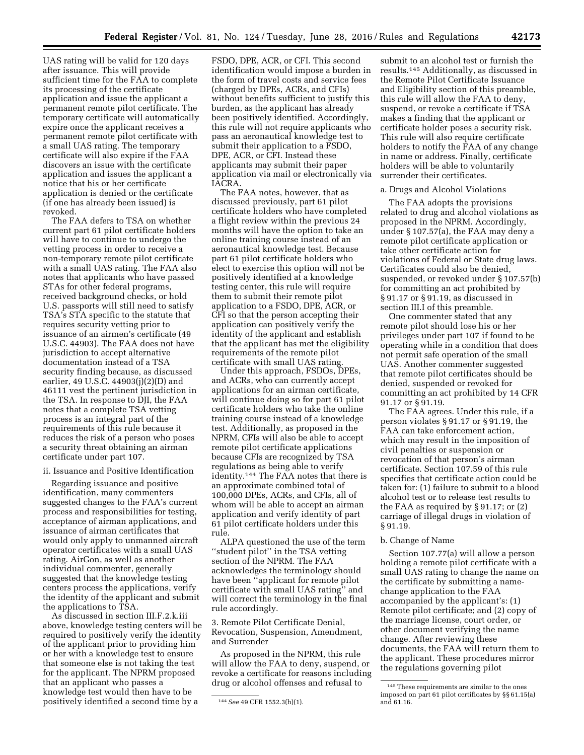UAS rating will be valid for 120 days after issuance. This will provide sufficient time for the FAA to complete its processing of the certificate application and issue the applicant a permanent remote pilot certificate. The temporary certificate will automatically expire once the applicant receives a permanent remote pilot certificate with a small UAS rating. The temporary certificate will also expire if the FAA discovers an issue with the certificate application and issues the applicant a notice that his or her certificate application is denied or the certificate (if one has already been issued) is revoked.

The FAA defers to TSA on whether current part 61 pilot certificate holders will have to continue to undergo the vetting process in order to receive a non-temporary remote pilot certificate with a small UAS rating. The FAA also notes that applicants who have passed STAs for other federal programs, received background checks, or hold U.S. passports will still need to satisfy TSA's STA specific to the statute that requires security vetting prior to issuance of an airmen's certificate (49 U.S.C. 44903). The FAA does not have jurisdiction to accept alternative documentation instead of a TSA security finding because, as discussed earlier, 49 U.S.C. 44903(j)(2)(D) and 46111 vest the pertinent jurisdiction in the TSA. In response to DJI, the FAA notes that a complete TSA vetting process is an integral part of the requirements of this rule because it reduces the risk of a person who poses a security threat obtaining an airman certificate under part 107.

ii. Issuance and Positive Identification

Regarding issuance and positive identification, many commenters suggested changes to the FAA's current process and responsibilities for testing, acceptance of airman applications, and issuance of airman certificates that would only apply to unmanned aircraft operator certificates with a small UAS rating. AirGon, as well as another individual commenter, generally suggested that the knowledge testing centers process the applications, verify the identity of the applicant and submit the applications to TSA.

As discussed in section III.F.2.k.iii above, knowledge testing centers will be required to positively verify the identity of the applicant prior to providing him or her with a knowledge test to ensure that someone else is not taking the test for the applicant. The NPRM proposed that an applicant who passes a knowledge test would then have to be positively identified a second time by a FSDO, DPE, ACR, or CFI. This second identification would impose a burden in the form of travel costs and service fees (charged by DPEs, ACRs, and CFIs) without benefits sufficient to justify this burden, as the applicant has already been positively identified. Accordingly, this rule will not require applicants who pass an aeronautical knowledge test to submit their application to a FSDO, DPE, ACR, or CFI. Instead these applicants may submit their paper application via mail or electronically via IACRA.

The FAA notes, however, that as discussed previously, part 61 pilot certificate holders who have completed a flight review within the previous 24 months will have the option to take an online training course instead of an aeronautical knowledge test. Because part 61 pilot certificate holders who elect to exercise this option will not be positively identified at a knowledge testing center, this rule will require them to submit their remote pilot application to a FSDO, DPE, ACR, or CFI so that the person accepting their application can positively verify the identity of the applicant and establish that the applicant has met the eligibility requirements of the remote pilot certificate with small UAS rating.

Under this approach, FSDOs, DPEs, and ACRs, who can currently accept applications for an airman certificate, will continue doing so for part 61 pilot certificate holders who take the online training course instead of a knowledge test. Additionally, as proposed in the NPRM, CFIs will also be able to accept remote pilot certificate applications because CFIs are recognized by TSA regulations as being able to verify identity.[144] The FAA notes that there is an approximate combined total of 100,000 DPEs, ACRs, and CFIs, all of whom will be able to accept an airman application and verify identity of part 61 pilot certificate holders under this rule.

ALPA questioned the use of the term ''student pilot'' in the TSA vetting section of the NPRM. The FAA acknowledges the terminology should have been ''applicant for remote pilot certificate with small UAS rating'' and will correct the terminology in the final rule accordingly.

3. Remote Pilot Certificate Denial, Revocation, Suspension, Amendment, and Surrender

As proposed in the NPRM, this rule will allow the FAA to deny, suspend, or revoke a certificate for reasons including drug or alcohol offenses and refusal to submit to an alcohol test or furnish the results.[145] Additionally, as discussed in the Remote Pilot Certificate Issuance and Eligibility section of this preamble, this rule will allow the FAA to deny, suspend, or revoke a certificate if TSA makes a finding that the applicant or certificate holder poses a security risk. This rule will also require certificate holders to notify the FAA of any change in name or address. Finally, certificate holders will be able to voluntarily surrender their certificates.

a. Drugs and Alcohol Violations

The FAA adopts the provisions related to drug and alcohol violations as proposed in the NPRM. Accordingly, under § 107.57(a), the FAA may deny a remote pilot certificate application or take other certificate action for violations of Federal or State drug laws. Certificates could also be denied, suspended, or revoked under § 107.57(b) for committing an act prohibited by § 91.17 or § 91.19, as discussed in section III.I of this preamble.

One commenter stated that any remote pilot should lose his or her privileges under part 107 if found to be operating while in a condition that does not permit safe operation of the small UAS. Another commenter suggested that remote pilot certificates should be denied, suspended or revoked for committing an act prohibited by 14 CFR 91.17 or § 91.19.

The FAA agrees. Under this rule, if a person violates § 91.17 or § 91.19, the FAA can take enforcement action, which may result in the imposition of civil penalties or suspension or revocation of that person's airman certificate. Section 107.59 of this rule specifies that certificate action could be taken for: (1) failure to submit to a blood alcohol test or to release test results to the FAA as required by § 91.17; or (2) carriage of illegal drugs in violation of § 91.19.

b. Change of Name

Section 107.77(a) will allow a person holding a remote pilot certificate with a small UAS rating to change the name on the certificate by submitting a name-change application to the FAA accompanied by the applicant's: (1) Remote pilot certificate; and (2) copy of the marriage license, court order, or other document verifying the name change. After reviewing these documents, the FAA will return them to the applicant. These procedures mirror the regulations governing pilot

[144] *See* 49 CFR 1552.3(h)(1).

[145] These requirements are similar to the ones imposed on part 61 pilot certificates by §§ 61.15(a) and 61.16.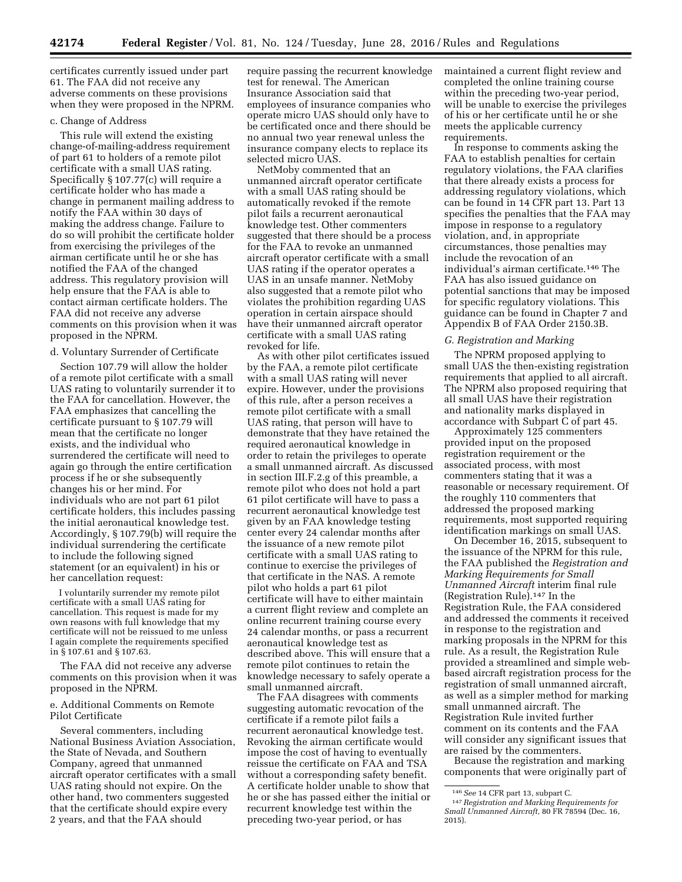certificates currently issued under part 61. The FAA did not receive any adverse comments on these provisions when they were proposed in the NPRM.

c. Change of Address

This rule will extend the existing change-of-mailing-address requirement of part 61 to holders of a remote pilot certificate with a small UAS rating. Specifically § 107.77(c) will require a certificate holder who has made a change in permanent mailing address to notify the FAA within 30 days of making the address change. Failure to do so will prohibit the certificate holder from exercising the privileges of the airman certificate until he or she has notified the FAA of the changed address. This regulatory provision will help ensure that the FAA is able to contact airman certificate holders. The FAA did not receive any adverse comments on this provision when it was proposed in the NPRM.

d. Voluntary Surrender of Certificate

Section 107.79 will allow the holder of a remote pilot certificate with a small UAS rating to voluntarily surrender it to the FAA for cancellation. However, the FAA emphasizes that cancelling the certificate pursuant to § 107.79 will mean that the certificate no longer exists, and the individual who surrendered the certificate will need to again go through the entire certification process if he or she subsequently changes his or her mind. For individuals who are not part 61 pilot certificate holders, this includes passing the initial aeronautical knowledge test. Accordingly, § 107.79(b) will require the individual surrendering the certificate to include the following signed statement (or an equivalent) in his or her cancellation request:

> I voluntarily surrender my remote pilot certificate with a small UAS rating for cancellation. This request is made for my own reasons with full knowledge that my certificate will not be reissued to me unless I again complete the requirements specified in § 107.61 and § 107.63.

The FAA did not receive any adverse comments on this provision when it was proposed in the NPRM.

e. Additional Comments on Remote Pilot Certificate

Several commenters, including National Business Aviation Association, the State of Nevada, and Southern Company, agreed that unmanned aircraft operator certificates with a small UAS rating should not expire. On the other hand, two commenters suggested that the certificate should expire every 2 years, and that the FAA should require passing the recurrent knowledge test for renewal. The American Insurance Association said that employees of insurance companies who operate micro UAS should only have to be certificated once and there should be no annual two year renewal unless the insurance company elects to replace its selected micro UAS.

NetMoby commented that an unmanned aircraft operator certificate with a small UAS rating should be automatically revoked if the remote pilot fails a recurrent aeronautical knowledge test. Other commenters suggested that there should be a process for the FAA to revoke an unmanned aircraft operator certificate with a small UAS rating if the operator operates a UAS in an unsafe manner. NetMoby also suggested that a remote pilot who violates the prohibition regarding UAS operation in certain airspace should have their unmanned aircraft operator certificate with a small UAS rating revoked for life.

As with other pilot certificates issued by the FAA, a remote pilot certificate with a small UAS rating will never expire. However, under the provisions of this rule, after a person receives a remote pilot certificate with a small UAS rating, that person will have to demonstrate that they have retained the required aeronautical knowledge in order to retain the privileges to operate a small unmanned aircraft. As discussed in section III.F.2.g of this preamble, a remote pilot who does not hold a part 61 pilot certificate will have to pass a recurrent aeronautical knowledge test given by an FAA knowledge testing center every 24 calendar months after the issuance of a new remote pilot certificate with a small UAS rating to continue to exercise the privileges of that certificate in the NAS. A remote pilot who holds a part 61 pilot certificate will have to either maintain a current flight review and complete an online recurrent training course every 24 calendar months, or pass a recurrent aeronautical knowledge test as described above. This will ensure that a remote pilot continues to retain the knowledge necessary to safely operate a small unmanned aircraft.

The FAA disagrees with comments suggesting automatic revocation of the certificate if a remote pilot fails a recurrent aeronautical knowledge test. Revoking the airman certificate would impose the cost of having to eventually reissue the certificate on FAA and TSA without a corresponding safety benefit. A certificate holder unable to show that he or she has passed either the initial or recurrent knowledge test within the preceding two-year period, or has maintained a current flight review and completed the online training course within the preceding two-year period, will be unable to exercise the privileges of his or her certificate until he or she meets the applicable currency requirements.

In response to comments asking the FAA to establish penalties for certain regulatory violations, the FAA clarifies that there already exists a process for addressing regulatory violations, which can be found in 14 CFR part 13. Part 13 specifies the penalties that the FAA may impose in response to a regulatory violation, and, in appropriate circumstances, those penalties may include the revocation of an individual's airman certificate.[146] The FAA has also issued guidance on potential sanctions that may be imposed for specific regulatory violations. This guidance can be found in Chapter 7 and Appendix B of FAA Order 2150.3B.

### *G. Registration and Marking*

The NPRM proposed applying to small UAS the then-existing registration requirements that applied to all aircraft. The NPRM also proposed requiring that all small UAS have their registration and nationality marks displayed in accordance with Subpart C of part 45.

Approximately 125 commenters provided input on the proposed registration requirement or the associated process, with most commenters stating that it was a reasonable or necessary requirement. Of the roughly 110 commenters that addressed the proposed marking requirements, most supported requiring identification markings on small UAS.

On December 16, 2015, subsequent to the issuance of the NPRM for this rule, the FAA published the *Registration and Marking Requirements for Small Unmanned Aircraft* interim final rule (Registration Rule).[147] In the Registration Rule, the FAA considered and addressed the comments it received in response to the registration and marking proposals in the NPRM for this rule. As a result, the Registration Rule provided a streamlined and simple web-based aircraft registration process for the registration of small unmanned aircraft, as well as a simpler method for marking small unmanned aircraft. The Registration Rule invited further comment on its contents and the FAA will consider any significant issues that are raised by the commenters.

Because the registration and marking components that were originally part of

---

[146] *See* 14 CFR part 13, subpart C.

[147] *Registration and Marking Requirements for Small Unmanned Aircraft,* 80 FR 78594 (Dec. 16, 2015).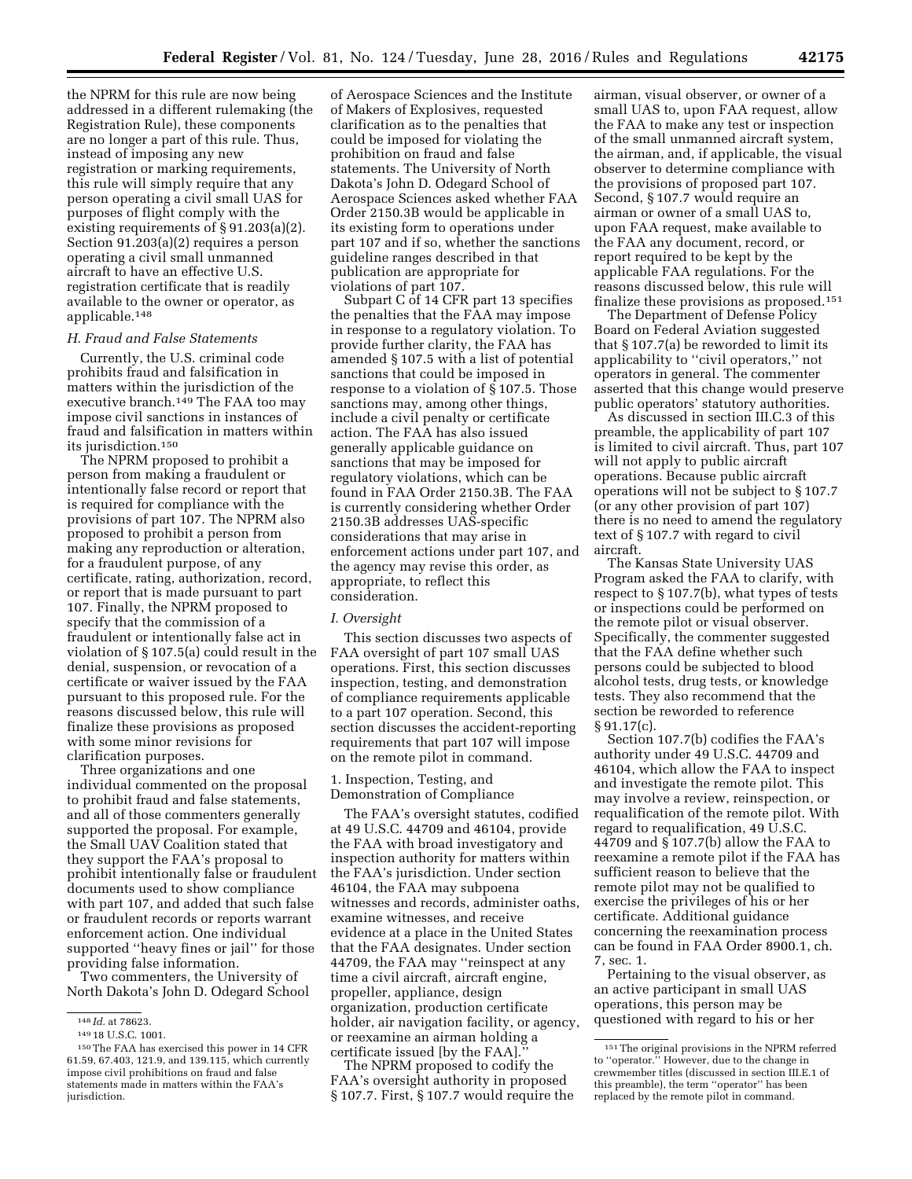the NPRM for this rule are now being addressed in a different rulemaking (the Registration Rule), these components are no longer a part of this rule. Thus, instead of imposing any new registration or marking requirements, this rule will simply require that any person operating a civil small UAS for purposes of flight comply with the existing requirements of § 91.203(a)(2). Section 91.203(a)(2) requires a person operating a civil small unmanned aircraft to have an effective U.S. registration certificate that is readily available to the owner or operator, as applicable.[148]

### H. Fraud and False Statements

Currently, the U.S. criminal code prohibits fraud and falsification in matters within the jurisdiction of the executive branch.[149] The FAA too may impose civil sanctions in instances of fraud and falsification in matters within its jurisdiction.[150]

The NPRM proposed to prohibit a person from making a fraudulent or intentionally false record or report that is required for compliance with the provisions of part 107. The NPRM also proposed to prohibit a person from making any reproduction or alteration, for a fraudulent purpose, of any certificate, rating, authorization, record, or report that is made pursuant to part 107. Finally, the NPRM proposed to specify that the commission of a fraudulent or intentionally false act in violation of § 107.5(a) could result in the denial, suspension, or revocation of a certificate or waiver issued by the FAA pursuant to this proposed rule. For the reasons discussed below, this rule will finalize these provisions as proposed with some minor revisions for clarification purposes.

Three organizations and one individual commented on the proposal to prohibit fraud and false statements, and all of those commenters generally supported the proposal. For example, the Small UAV Coalition stated that they support the FAA's proposal to prohibit intentionally false or fraudulent documents used to show compliance with part 107, and added that such false or fraudulent records or reports warrant enforcement action. One individual supported ''heavy fines or jail'' for those providing false information.

Two commenters, the University of North Dakota's John D. Odegard School of Aerospace Sciences and the Institute of Makers of Explosives, requested clarification as to the penalties that could be imposed for violating the prohibition on fraud and false statements. The University of North Dakota's John D. Odegard School of Aerospace Sciences asked whether FAA Order 2150.3B would be applicable in its existing form to operations under part 107 and if so, whether the sanctions guideline ranges described in that publication are appropriate for violations of part 107.

Subpart C of 14 CFR part 13 specifies the penalties that the FAA may impose in response to a regulatory violation. To provide further clarity, the FAA has amended § 107.5 with a list of potential sanctions that could be imposed in response to a violation of § 107.5. Those sanctions may, among other things, include a civil penalty or certificate action. The FAA has also issued generally applicable guidance on sanctions that may be imposed for regulatory violations, which can be found in FAA Order 2150.3B. The FAA is currently considering whether Order 2150.3B addresses UAS-specific considerations that may arise in enforcement actions under part 107, and the agency may revise this order, as appropriate, to reflect this consideration.

### I. Oversight

This section discusses two aspects of FAA oversight of part 107 small UAS operations. First, this section discusses inspection, testing, and demonstration of compliance requirements applicable to a part 107 operation. Second, this section discusses the accident-reporting requirements that part 107 will impose on the remote pilot in command.

#### 1. Inspection, Testing, and Demonstration of Compliance

The FAA's oversight statutes, codified at 49 U.S.C. 44709 and 46104, provide the FAA with broad investigatory and inspection authority for matters within the FAA's jurisdiction. Under section 46104, the FAA may subpoena witnesses and records, administer oaths, examine witnesses, and receive evidence at a place in the United States that the FAA designates. Under section 44709, the FAA may ''reinspect at any time a civil aircraft, aircraft engine, propeller, appliance, design organization, production certificate holder, air navigation facility, or agency, or reexamine an airman holding a certificate issued [by the FAA].''

The NPRM proposed to codify the FAA's oversight authority in proposed § 107.7. First, § 107.7 would require the airman, visual observer, or owner of a small UAS to, upon FAA request, allow the FAA to make any test or inspection of the small unmanned aircraft system, the airman, and, if applicable, the visual observer to determine compliance with the provisions of proposed part 107. Second, § 107.7 would require an airman or owner of a small UAS to, upon FAA request, make available to the FAA any document, record, or report required to be kept by the applicable FAA regulations. For the reasons discussed below, this rule will finalize these provisions as proposed.[151]

The Department of Defense Policy Board on Federal Aviation suggested that § 107.7(a) be reworded to limit its applicability to ''civil operators,'' not operators in general. The commenter asserted that this change would preserve public operators' statutory authorities.

As discussed in section III.C.3 of this preamble, the applicability of part 107 is limited to civil aircraft. Thus, part 107 will not apply to public aircraft operations. Because public aircraft operations will not be subject to § 107.7 (or any other provision of part 107) there is no need to amend the regulatory text of § 107.7 with regard to civil aircraft.

The Kansas State University UAS Program asked the FAA to clarify, with respect to § 107.7(b), what types of tests or inspections could be performed on the remote pilot or visual observer. Specifically, the commenter suggested that the FAA define whether such persons could be subjected to blood alcohol tests, drug tests, or knowledge tests. They also recommend that the section be reworded to reference § 91.17(c).

Section 107.7(b) codifies the FAA's authority under 49 U.S.C. 44709 and 46104, which allow the FAA to inspect and investigate the remote pilot. This may involve a review, reinspection, or requalification of the remote pilot. With regard to requalification, 49 U.S.C. 44709 and § 107.7(b) allow the FAA to reexamine a remote pilot if the FAA has sufficient reason to believe that the remote pilot may not be qualified to exercise the privileges of his or her certificate. Additional guidance concerning the reexamination process can be found in FAA Order 8900.1, ch. 7, sec. 1.

Pertaining to the visual observer, as an active participant in small UAS operations, this person may be questioned with regard to his or her

---

[148] *Id.* at 78623.

[149] 18 U.S.C. 1001.

[150] The FAA has exercised this power in 14 CFR 61.59, 67.403, 121.9, and 139.115, which currently impose civil prohibitions on fraud and false statements made in matters within the FAA's jurisdiction.

[151] The original provisions in the NPRM referred to ''operator.'' However, due to the change in crewmember titles (discussed in section III.E.1 of this preamble), the term ''operator'' has been replaced by the remote pilot in command.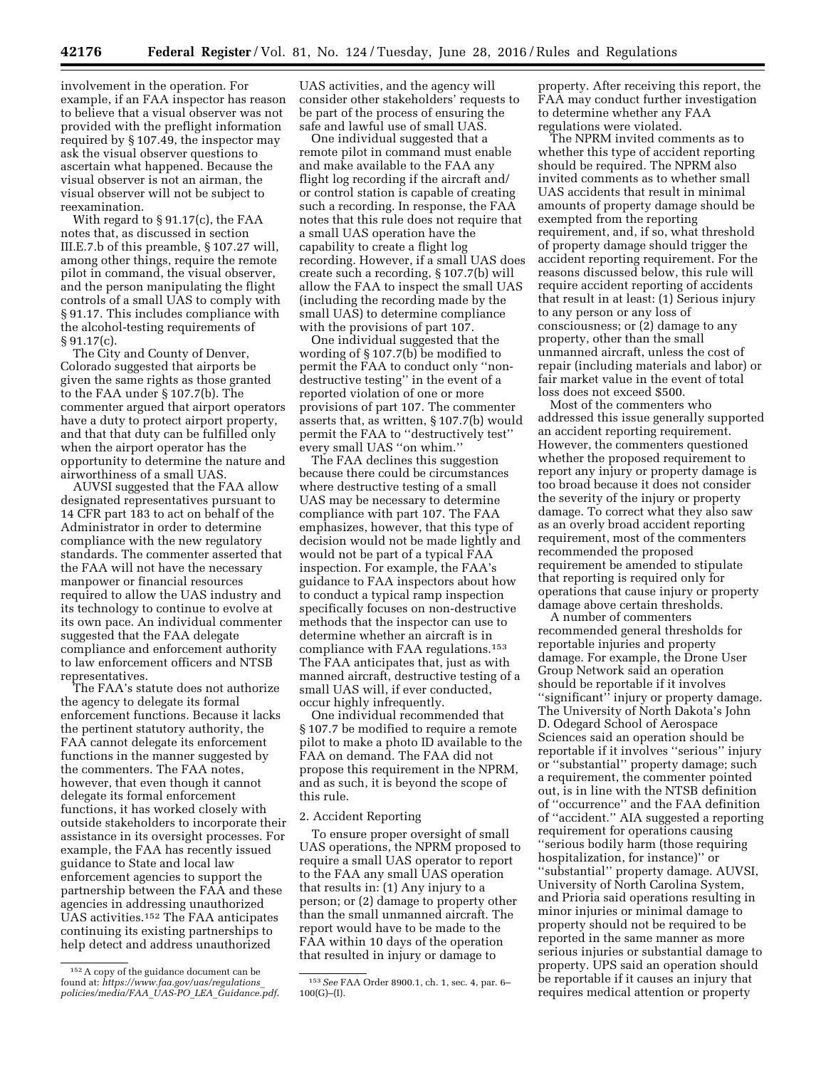involvement in the operation. For example, if an FAA inspector has reason to believe that a visual observer was not provided with the preflight information required by § 107.49, the inspector may ask the visual observer questions to ascertain what happened. Because the visual observer is not an airman, the visual observer will not be subject to reexamination.

With regard to § 91.17(c), the FAA notes that, as discussed in section III.E.7.b of this preamble, § 107.27 will, among other things, require the remote pilot in command, the visual observer, and the person manipulating the flight controls of a small UAS to comply with § 91.17. This includes compliance with the alcohol-testing requirements of § 91.17(c).

The City and County of Denver, Colorado suggested that airports be given the same rights as those granted to the FAA under § 107.7(b). The commenter argued that airport operators have a duty to protect airport property, and that that duty can be fulfilled only when the airport operator has the opportunity to determine the nature and airworthiness of a small UAS.

AUVSI suggested that the FAA allow designated representatives pursuant to 14 CFR part 183 to act on behalf of the Administrator in order to determine compliance with the new regulatory standards. The commenter asserted that the FAA will not have the necessary manpower or financial resources required to allow the UAS industry and its technology to continue to evolve at its own pace. An individual commenter suggested that the FAA delegate compliance and enforcement authority to law enforcement officers and NTSB representatives.

The FAA's statute does not authorize the agency to delegate its formal enforcement functions. Because it lacks the pertinent statutory authority, the FAA cannot delegate its enforcement functions in the manner suggested by the commenters. The FAA notes, however, that even though it cannot delegate its formal enforcement functions, it has worked closely with outside stakeholders to incorporate their assistance in its oversight processes. For example, the FAA has recently issued guidance to State and local law enforcement agencies to support the partnership between the FAA and these agencies in addressing unauthorized UAS activities.[152] The FAA anticipates continuing its existing partnerships to help detect and address unauthorized UAS activities, and the agency will consider other stakeholders' requests to be part of the process of ensuring the safe and lawful use of small UAS.

One individual suggested that a remote pilot in command must enable and make available to the FAA any flight log recording if the aircraft and/or control station is capable of creating such a recording. In response, the FAA notes that this rule does not require that a small UAS operation have the capability to create a flight log recording. However, if a small UAS does create such a recording, § 107.7(b) will allow the FAA to inspect the small UAS (including the recording made by the small UAS) to determine compliance with the provisions of part 107.

One individual suggested that the wording of § 107.7(b) be modified to permit the FAA to conduct only ''non-destructive testing'' in the event of a reported violation of one or more provisions of part 107. The commenter asserts that, as written, § 107.7(b) would permit the FAA to ''destructively test'' every small UAS ''on whim.''

The FAA declines this suggestion because there could be circumstances where destructive testing of a small UAS may be necessary to determine compliance with part 107. The FAA emphasizes, however, that this type of decision would not be made lightly and would not be part of a typical FAA inspection. For example, the FAA's guidance to FAA inspectors about how to conduct a typical ramp inspection specifically focuses on non-destructive methods that the inspector can use to determine whether an aircraft is in compliance with FAA regulations.[153] The FAA anticipates that, just as with manned aircraft, destructive testing of a small UAS will, if ever conducted, occur highly infrequently.

One individual recommended that § 107.7 be modified to require a remote pilot to make a photo ID available to the FAA on demand. The FAA did not propose this requirement in the NPRM, and as such, it is beyond the scope of this rule.

2. Accident Reporting

To ensure proper oversight of small UAS operations, the NPRM proposed to require a small UAS operator to report to the FAA any small UAS operation that results in: (1) Any injury to a person; or (2) damage to property other than the small unmanned aircraft. The report would have to be made to the FAA within 10 days of the operation that resulted in injury or damage to property. After receiving this report, the FAA may conduct further investigation to determine whether any FAA regulations were violated.

The NPRM invited comments as to whether this type of accident reporting should be required. The NPRM also invited comments as to whether small UAS accidents that result in minimal amounts of property damage should be exempted from the reporting requirement, and, if so, what threshold of property damage should trigger the accident reporting requirement. For the reasons discussed below, this rule will require accident reporting of accidents that result in at least: (1) Serious injury to any person or any loss of consciousness; or (2) damage to any property, other than the small unmanned aircraft, unless the cost of repair (including materials and labor) or fair market value in the event of total loss does not exceed $500.

Most of the commenters who addressed this issue generally supported an accident reporting requirement. However, the commenters questioned whether the proposed requirement to report any injury or property damage is too broad because it does not consider the severity of the injury or property damage. To correct what they also saw as an overly broad accident reporting requirement, most of the commenters recommended the proposed requirement be amended to stipulate that reporting is required only for operations that cause injury or property damage above certain thresholds.

A number of commenters recommended general thresholds for reportable injuries and property damage. For example, the Drone User Group Network said an operation should be reportable if it involves ''significant'' injury or property damage. The University of North Dakota's John D. Odegard School of Aerospace Sciences said an operation should be reportable if it involves ''serious'' injury or ''substantial'' property damage; such a requirement, the commenter pointed out, is in line with the NTSB definition of ''occurrence'' and the FAA definition of ''accident.'' AIA suggested a reporting requirement for operations causing ''serious bodily harm (those requiring hospitalization, for instance)'' or ''substantial'' property damage. AUVSI, University of North Carolina System, and Prioria said operations resulting in minor injuries or minimal damage to property should not be required to be reported in the same manner as more serious injuries or substantial damage to property. UPS said an operation should be reportable if it causes an injury that requires medical attention or property

[152] A copy of the guidance document can be found at: *https://www.faa.gov/uas/regulations_policies/media/FAA_UAS-PO_LEA_Guidance.pdf.*

[153] *See* FAA Order 8900.1, ch. 1, sec. 4, par. 6–100(G)–(I).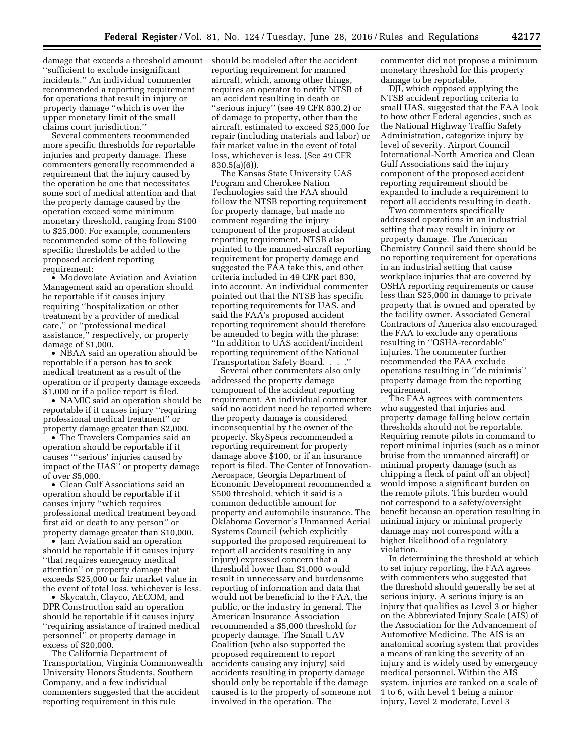damage that exceeds a threshold amount ''sufficient to exclude insignificant incidents.'' An individual commenter recommended a reporting requirement for operations that result in injury or property damage ''which is over the upper monetary limit of the small claims court jurisdiction.''

Several commenters recommended more specific thresholds for reportable injuries and property damage. These commenters generally recommended a requirement that the injury caused by the operation be one that necessitates some sort of medical attention and that the property damage caused by the operation exceed some minimum monetary threshold, ranging from $100 to $25,000. For example, commenters recommended some of the following specific thresholds be added to the proposed accident reporting requirement:

- Modovolate Aviation and Aviation Management said an operation should be reportable if it causes injury requiring ''hospitalization or other treatment by a provider of medical care,'' or ''professional medical assistance,'' respectively, or property damage of $1,000.
- NBAA said an operation should be reportable if a person has to seek medical treatment as a result of the operation or if property damage exceeds $1,000 or if a police report is filed.
- NAMIC said an operation should be reportable if it causes injury ''requiring professional medical treatment'' or property damage greater than $2,000.
- The Travelers Companies said an operation should be reportable if it causes '''serious' injuries caused by impact of the UAS'' or property damage of over $5,000.
- Clean Gulf Associations said an operation should be reportable if it causes injury ''which requires professional medical treatment beyond first aid or death to any person'' or property damage greater than $10,000.
- Jam Aviation said an operation should be reportable if it causes injury ''that requires emergency medical attention'' or property damage that exceeds $25,000 or fair market value in the event of total loss, whichever is less.
- Skycatch, Clayco, AECOM, and DPR Construction said an operation should be reportable if it causes injury ''requiring assistance of trained medical personnel'' or property damage in excess of $20,000.

The California Department of Transportation, Virginia Commonwealth University Honors Students, Southern Company, and a few individual commenters suggested that the accident reporting requirement in this rule should be modeled after the accident reporting requirement for manned aircraft, which, among other things, requires an operator to notify NTSB of an accident resulting in death or ''serious injury'' (see 49 CFR 830.2) or of damage to property, other than the aircraft, estimated to exceed $25,000 for repair (including materials and labor) or fair market value in the event of total loss, whichever is less. (See 49 CFR 830.5(a)(6)).

The Kansas State University UAS Program and Cherokee Nation Technologies said the FAA should follow the NTSB reporting requirement for property damage, but made no comment regarding the injury component of the proposed accident reporting requirement. NTSB also pointed to the manned-aircraft reporting requirement for property damage and suggested the FAA take this, and other criteria included in 49 CFR part 830, into account. An individual commenter pointed out that the NTSB has specific reporting requirements for UAS, and said the FAA's proposed accident reporting requirement should therefore be amended to begin with the phrase: ''In addition to UAS accident/incident reporting requirement of the National Transportation Safety Board. . . .''

Several other commenters also only addressed the property damage component of the accident reporting requirement. An individual commenter said no accident need be reported where the property damage is considered inconsequential by the owner of the property. SkySpecs recommended a reporting requirement for property damage above $100, or if an insurance report is filed. The Center of Innovation-Aerospace, Georgia Department of Economic Development recommended a $500 threshold, which it said is a common deductible amount for property and automobile insurance. The Oklahoma Governor's Unmanned Aerial Systems Council (which explicitly supported the proposed requirement to report all accidents resulting in any injury) expressed concern that a threshold lower than $1,000 would result in unnecessary and burdensome reporting of information and data that would not be beneficial to the FAA, the public, or the industry in general. The American Insurance Association recommended a $5,000 threshold for property damage. The Small UAV Coalition (who also supported the proposed requirement to report accidents causing any injury) said accidents resulting in property damage should only be reportable if the damage caused is to the property of someone not involved in the operation. The commenter did not propose a minimum monetary threshold for this property damage to be reportable.

DJI, which opposed applying the NTSB accident reporting criteria to small UAS, suggested that the FAA look to how other Federal agencies, such as the National Highway Traffic Safety Administration, categorize injury by level of severity. Airport Council International-North America and Clean Gulf Associations said the injury component of the proposed accident reporting requirement should be expanded to include a requirement to report all accidents resulting in death.

Two commenters specifically addressed operations in an industrial setting that may result in injury or property damage. The American Chemistry Council said there should be no reporting requirement for operations in an industrial setting that cause workplace injuries that are covered by OSHA reporting requirements or cause less than $25,000 in damage to private property that is owned and operated by the facility owner. Associated General Contractors of America also encouraged the FAA to exclude any operations resulting in ''OSHA-recordable'' injuries. The commenter further recommended the FAA exclude operations resulting in ''de minimis'' property damage from the reporting requirement.

The FAA agrees with commenters who suggested that injuries and property damage falling below certain thresholds should not be reportable. Requiring remote pilots in command to report minimal injuries (such as a minor bruise from the unmanned aircraft) or minimal property damage (such as chipping a fleck of paint off an object) would impose a significant burden on the remote pilots. This burden would not correspond to a safety/oversight benefit because an operation resulting in minimal injury or minimal property damage may not correspond with a higher likelihood of a regulatory violation.

In determining the threshold at which to set injury reporting, the FAA agrees with commenters who suggested that the threshold should generally be set at serious injury. A serious injury is an injury that qualifies as Level 3 or higher on the Abbreviated Injury Scale (AIS) of the Association for the Advancement of Automotive Medicine. The AIS is an anatomical scoring system that provides a means of ranking the severity of an injury and is widely used by emergency medical personnel. Within the AIS system, injuries are ranked on a scale of 1 to 6, with Level 1 being a minor injury, Level 2 moderate, Level 3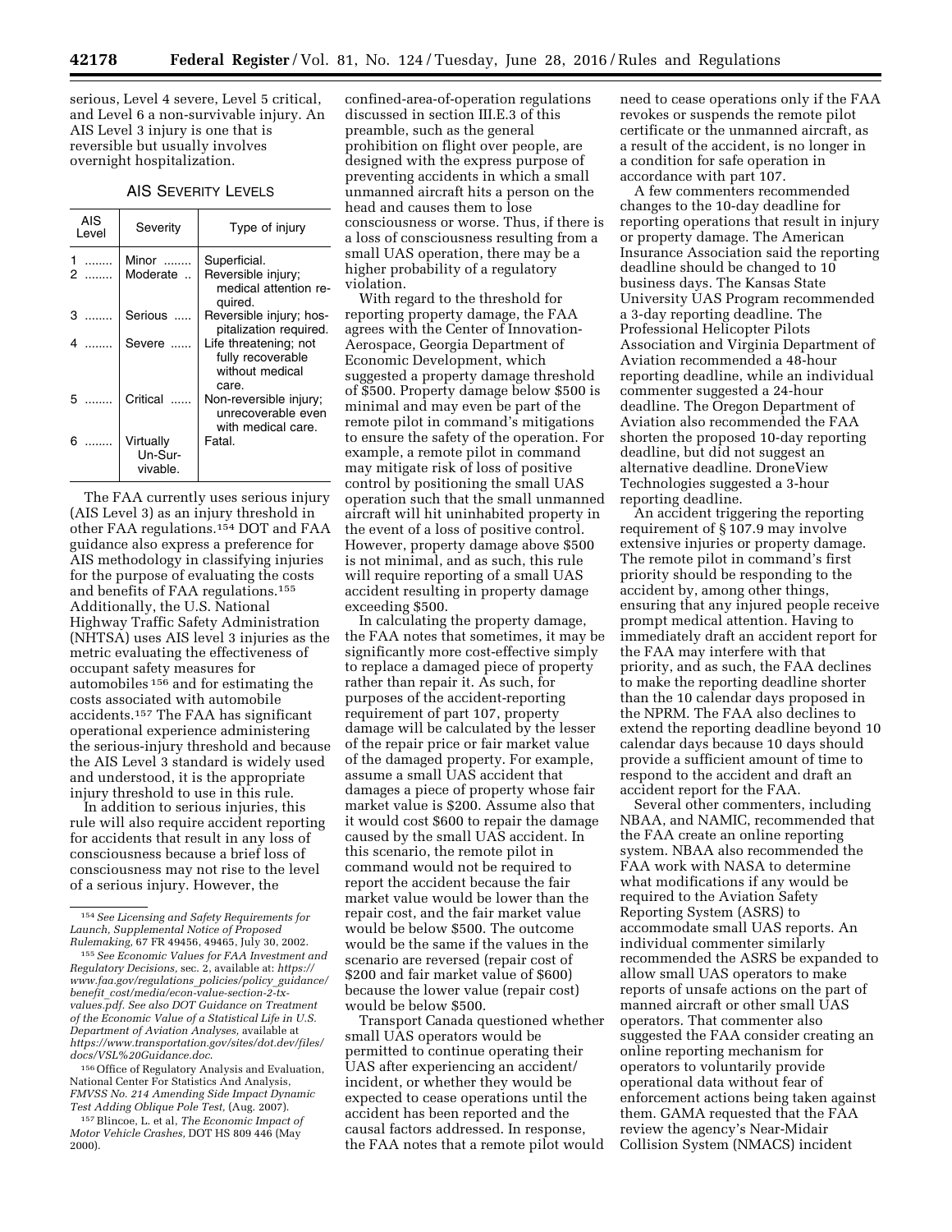serious, Level 4 severe, Level 5 critical, and Level 6 a non-survivable injury. An AIS Level 3 injury is one that is reversible but usually involves overnight hospitalization.

AIS SEVERITY LEVELS

| AIS Level | Severity | Type of injury |
|---|---|---|
| 1 | Minor | Superficial. |
| 2 | Moderate | Reversible injury; medical attention required. |
| 3 | Serious | Reversible injury; hospitalization required. |
| 4 | Severe | Life threatening; not fully recoverable without medical care. |
| 5 | Critical | Non-reversible injury; unrecoverable even with medical care. |
| 6 | Virtually Un-Survivable. | Fatal. |

The FAA currently uses serious injury (AIS Level 3) as an injury threshold in other FAA regulations.[154] DOT and FAA guidance also express a preference for AIS methodology in classifying injuries for the purpose of evaluating the costs and benefits of FAA regulations.[155] Additionally, the U.S. National Highway Traffic Safety Administration (NHTSA) uses AIS level 3 injuries as the metric evaluating the effectiveness of occupant safety measures for automobiles[156] and for estimating the costs associated with automobile accidents.[157] The FAA has significant operational experience administering the serious-injury threshold and because the AIS Level 3 standard is widely used and understood, it is the appropriate injury threshold to use in this rule.

In addition to serious injuries, this rule will also require accident reporting for accidents that result in any loss of consciousness because a brief loss of consciousness may not rise to the level of a serious injury. However, the confined-area-of-operation regulations discussed in section III.E.3 of this preamble, such as the general prohibition on flight over people, are designed with the express purpose of preventing accidents in which a small unmanned aircraft hits a person on the head and causes them to lose consciousness or worse. Thus, if there is a loss of consciousness resulting from a small UAS operation, there may be a higher probability of a regulatory violation.

With regard to the threshold for reporting property damage, the FAA agrees with the Center of Innovation-Aerospace, Georgia Department of Economic Development, which suggested a property damage threshold of $500. Property damage below $500 is minimal and may even be part of the remote pilot in command's mitigations to ensure the safety of the operation. For example, a remote pilot in command may mitigate risk of loss of positive control by positioning the small UAS operation such that the small unmanned aircraft will hit uninhabited property in the event of a loss of positive control. However, property damage above $500 is not minimal, and as such, this rule will require reporting of a small UAS accident resulting in property damage exceeding $500.

In calculating the property damage, the FAA notes that sometimes, it may be significantly more cost-effective simply to replace a damaged piece of property rather than repair it. As such, for purposes of the accident-reporting requirement of part 107, property damage will be calculated by the lesser of the repair price or fair market value of the damaged property. For example, assume a small UAS accident that damages a piece of property whose fair market value is $200. Assume also that it would cost $600 to repair the damage caused by the small UAS accident. In this scenario, the remote pilot in command would not be required to report the accident because the fair market value would be lower than the repair cost, and the fair market value would be below $500. The outcome would be the same if the values in the scenario are reversed (repair cost of $200 and fair market value of $600) because the lower value (repair cost) would be below $500.

Transport Canada questioned whether small UAS operators would be permitted to continue operating their UAS after experiencing an accident/incident, or whether they would be expected to cease operations until the accident has been reported and the causal factors addressed. In response, the FAA notes that a remote pilot would need to cease operations only if the FAA revokes or suspends the remote pilot certificate or the unmanned aircraft, as a result of the accident, is no longer in a condition for safe operation in accordance with part 107.

A few commenters recommended changes to the 10-day deadline for reporting operations that result in injury or property damage. The American Insurance Association said the reporting deadline should be changed to 10 business days. The Kansas State University UAS Program recommended a 3-day reporting deadline. The Professional Helicopter Pilots Association and Virginia Department of Aviation recommended a 48-hour reporting deadline, while an individual commenter suggested a 24-hour deadline. The Oregon Department of Aviation also recommended the FAA shorten the proposed 10-day reporting deadline, but did not suggest an alternative deadline. DroneView Technologies suggested a 3-hour reporting deadline.

An accident triggering the reporting requirement of § 107.9 may involve extensive injuries or property damage. The remote pilot in command's first priority should be responding to the accident by, among other things, ensuring that any injured people receive prompt medical attention. Having to immediately draft an accident report for the FAA may interfere with that priority, and as such, the FAA declines to make the reporting deadline shorter than the 10 calendar days proposed in the NPRM. The FAA also declines to extend the reporting deadline beyond 10 calendar days because 10 days should provide a sufficient amount of time to respond to the accident and draft an accident report for the FAA.

Several other commenters, including NBAA, and NAMIC, recommended that the FAA create an online reporting system. NBAA also recommended the FAA work with NASA to determine what modifications if any would be required to the Aviation Safety Reporting System (ASRS) to accommodate small UAS reports. An individual commenter similarly recommended the ASRS be expanded to allow small UAS operators to make reports of unsafe actions on the part of manned aircraft or other small UAS operators. That commenter also suggested the FAA consider creating an online reporting mechanism for operators to voluntarily provide operational data without fear of enforcement actions being taken against them. GAMA requested that the FAA review the agency's Near-Midair Collision System (NMACS) incident

---

[154] *See Licensing and Safety Requirements for Launch, Supplemental Notice of Proposed Rulemaking,* 67 FR 49456, 49465, July 30, 2002.

[155] *See Economic Values for FAA Investment and Regulatory Decisions,* sec. 2, available at: *https://www.faa.gov/regulations_policies/policy_guidance/benefit_cost/media/econ-value-section-2-tx-values.pdf. See also DOT Guidance on Treatment of the Economic Value of a Statistical Life in U.S. Department of Aviation Analyses,* available at *https://www.transportation.gov/sites/dot.dev/files/docs/VSL%20Guidance.doc.*

[156] Office of Regulatory Analysis and Evaluation, National Center For Statistics And Analysis, *FMVSS No. 214 Amending Side Impact Dynamic Test Adding Oblique Pole Test,* (Aug. 2007).

[157] Blincoe, L. et al, *The Economic Impact of Motor Vehicle Crashes,* DOT HS 809 446 (May 2000).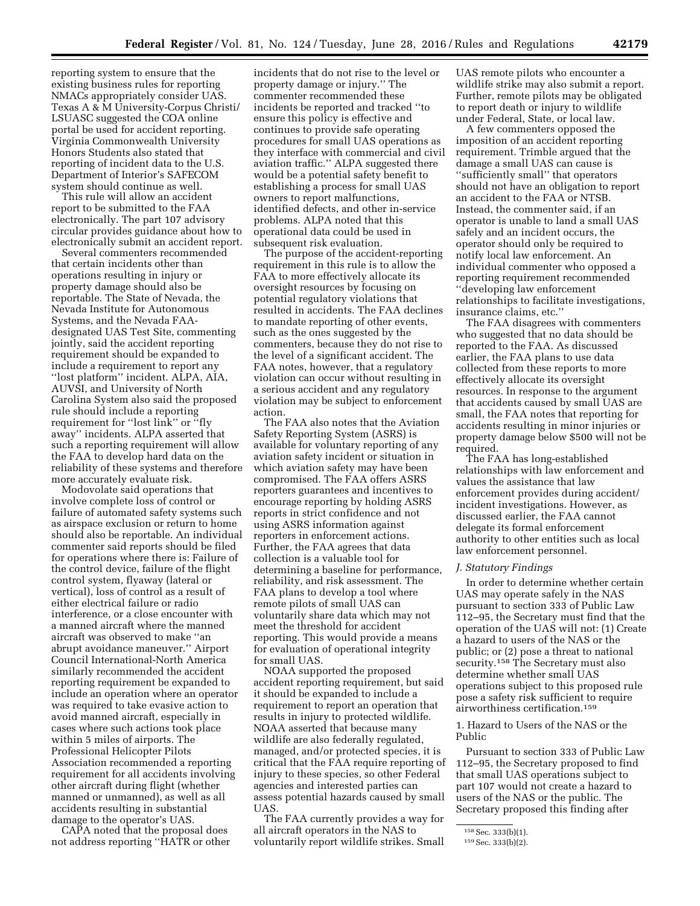reporting system to ensure that the existing business rules for reporting NMACs appropriately consider UAS. Texas A & M University-Corpus Christi/ LSUASC suggested the COA online portal be used for accident reporting. Virginia Commonwealth University Honors Students also stated that reporting of incident data to the U.S. Department of Interior's SAFECOM system should continue as well.

This rule will allow an accident report to be submitted to the FAA electronically. The part 107 advisory circular provides guidance about how to electronically submit an accident report.

Several commenters recommended that certain incidents other than operations resulting in injury or property damage should also be reportable. The State of Nevada, the Nevada Institute for Autonomous Systems, and the Nevada FAA-designated UAS Test Site, commenting jointly, said the accident reporting requirement should be expanded to include a requirement to report any ''lost platform'' incident. ALPA, AIA, AUVSI, and University of North Carolina System also said the proposed rule should include a reporting requirement for ''lost link'' or ''fly away'' incidents. ALPA asserted that such a reporting requirement will allow the FAA to develop hard data on the reliability of these systems and therefore more accurately evaluate risk.

Modovolate said operations that involve complete loss of control or failure of automated safety systems such as airspace exclusion or return to home should also be reportable. An individual commenter said reports should be filed for operations where there is: Failure of the control device, failure of the flight control system, flyaway (lateral or vertical), loss of control as a result of either electrical failure or radio interference, or a close encounter with a manned aircraft where the manned aircraft was observed to make ''an abrupt avoidance maneuver.'' Airport Council International-North America similarly recommended the accident reporting requirement be expanded to include an operation where an operator was required to take evasive action to avoid manned aircraft, especially in cases where such actions took place within 5 miles of airports. The Professional Helicopter Pilots Association recommended a reporting requirement for all accidents involving other aircraft during flight (whether manned or unmanned), as well as all accidents resulting in substantial damage to the operator's UAS.

CAPA noted that the proposal does not address reporting ''HATR or other incidents that do not rise to the level or property damage or injury.'' The commenter recommended these incidents be reported and tracked ''to ensure this policy is effective and continues to provide safe operating procedures for small UAS operations as they interface with commercial and civil aviation traffic.'' ALPA suggested there would be a potential safety benefit to establishing a process for small UAS owners to report malfunctions, identified defects, and other in-service problems. ALPA noted that this operational data could be used in subsequent risk evaluation.

The purpose of the accident-reporting requirement in this rule is to allow the FAA to more effectively allocate its oversight resources by focusing on potential regulatory violations that resulted in accidents. The FAA declines to mandate reporting of other events, such as the ones suggested by the commenters, because they do not rise to the level of a significant accident. The FAA notes, however, that a regulatory violation can occur without resulting in a serious accident and any regulatory violation may be subject to enforcement action.

The FAA also notes that the Aviation Safety Reporting System (ASRS) is available for voluntary reporting of any aviation safety incident or situation in which aviation safety may have been compromised. The FAA offers ASRS reporters guarantees and incentives to encourage reporting by holding ASRS reports in strict confidence and not using ASRS information against reporters in enforcement actions. Further, the FAA agrees that data collection is a valuable tool for determining a baseline for performance, reliability, and risk assessment. The FAA plans to develop a tool where remote pilots of small UAS can voluntarily share data which may not meet the threshold for accident reporting. This would provide a means for evaluation of operational integrity for small UAS.

NOAA supported the proposed accident reporting requirement, but said it should be expanded to include a requirement to report an operation that results in injury to protected wildlife. NOAA asserted that because many wildlife are also federally regulated, managed, and/or protected species, it is critical that the FAA require reporting of injury to these species, so other Federal agencies and interested parties can assess potential hazards caused by small UAS.

The FAA currently provides a way for all aircraft operators in the NAS to voluntarily report wildlife strikes. Small UAS remote pilots who encounter a wildlife strike may also submit a report. Further, remote pilots may be obligated to report death or injury to wildlife under Federal, State, or local law.

A few commenters opposed the imposition of an accident reporting requirement. Trimble argued that the damage a small UAS can cause is ''sufficiently small'' that operators should not have an obligation to report an accident to the FAA or NTSB. Instead, the commenter said, if an operator is unable to land a small UAS safely and an incident occurs, the operator should only be required to notify local law enforcement. An individual commenter who opposed a reporting requirement recommended ''developing law enforcement relationships to facilitate investigations, insurance claims, etc.''

The FAA disagrees with commenters who suggested that no data should be reported to the FAA. As discussed earlier, the FAA plans to use data collected from these reports to more effectively allocate its oversight resources. In response to the argument that accidents caused by small UAS are small, the FAA notes that reporting for accidents resulting in minor injuries or property damage below $500 will not be required.

The FAA has long-established relationships with law enforcement and values the assistance that law enforcement provides during accident/ incident investigations. However, as discussed earlier, the FAA cannot delegate its formal enforcement authority to other entities such as local law enforcement personnel.

### *J. Statutory Findings*

In order to determine whether certain UAS may operate safely in the NAS pursuant to section 333 of Public Law 112–95, the Secretary must find that the operation of the UAS will not: (1) Create a hazard to users of the NAS or the public; or (2) pose a threat to national security.[158] The Secretary must also determine whether small UAS operations subject to this proposed rule pose a safety risk sufficient to require airworthiness certification.[159]

#### 1. Hazard to Users of the NAS or the Public

Pursuant to section 333 of Public Law 112–95, the Secretary proposed to find that small UAS operations subject to part 107 would not create a hazard to users of the NAS or the public. The Secretary proposed this finding after

[158] Sec. 333(b)(1).

[159] Sec. 333(b)(2).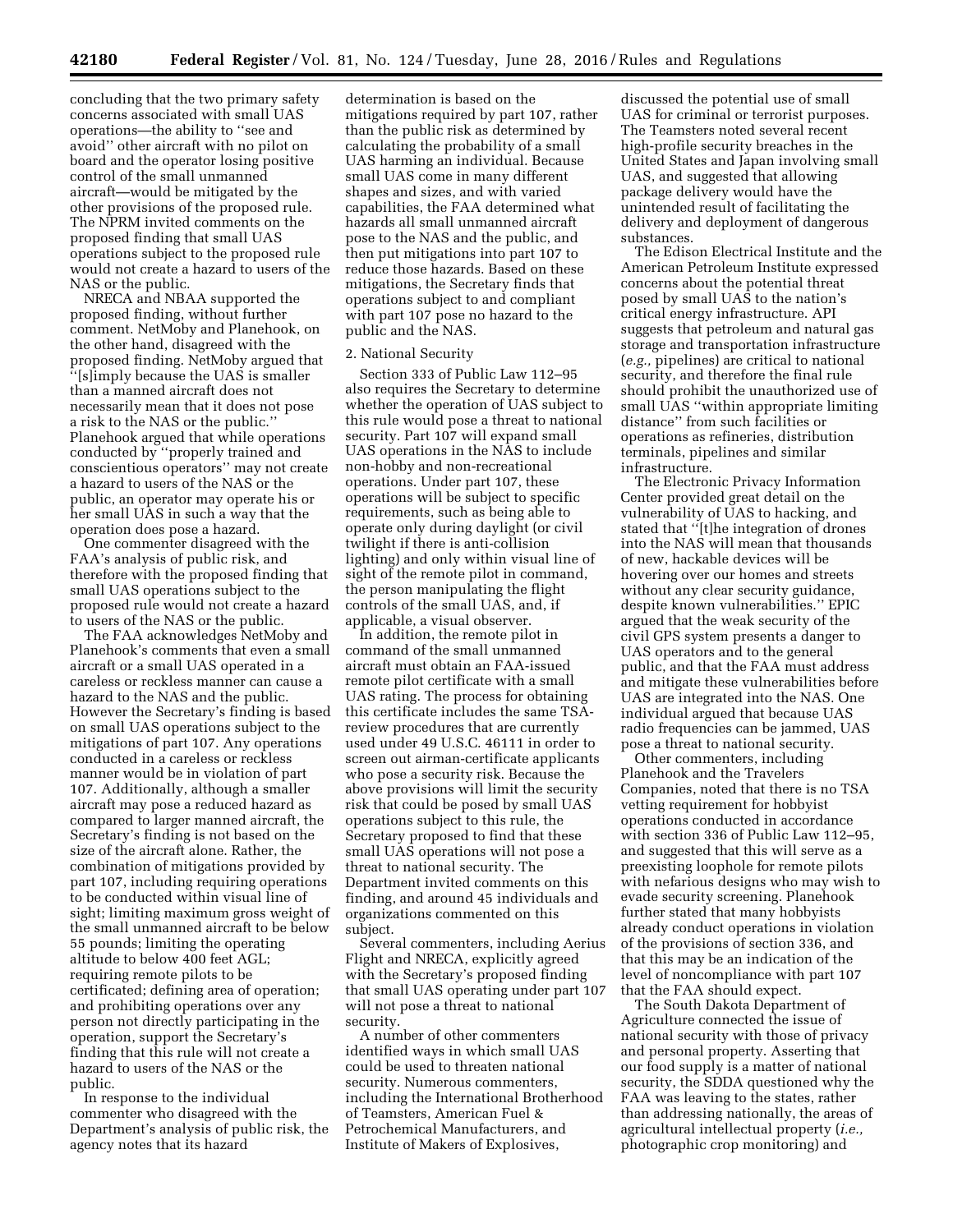concluding that the two primary safety concerns associated with small UAS operations—the ability to ''see and avoid'' other aircraft with no pilot on board and the operator losing positive control of the small unmanned aircraft—would be mitigated by the other provisions of the proposed rule. The NPRM invited comments on the proposed finding that small UAS operations subject to the proposed rule would not create a hazard to users of the NAS or the public.

NRECA and NBAA supported the proposed finding, without further comment. NetMoby and Planehook, on the other hand, disagreed with the proposed finding. NetMoby argued that ''[s]imply because the UAS is smaller than a manned aircraft does not necessarily mean that it does not pose a risk to the NAS or the public.'' Planehook argued that while operations conducted by ''properly trained and conscientious operators'' may not create a hazard to users of the NAS or the public, an operator may operate his or her small UAS in such a way that the operation does pose a hazard.

One commenter disagreed with the FAA's analysis of public risk, and therefore with the proposed finding that small UAS operations subject to the proposed rule would not create a hazard to users of the NAS or the public.

The FAA acknowledges NetMoby and Planehook's comments that even a small aircraft or a small UAS operated in a careless or reckless manner can cause a hazard to the NAS and the public. However the Secretary's finding is based on small UAS operations subject to the mitigations of part 107. Any operations conducted in a careless or reckless manner would be in violation of part 107. Additionally, although a smaller aircraft may pose a reduced hazard as compared to larger manned aircraft, the Secretary's finding is not based on the size of the aircraft alone. Rather, the combination of mitigations provided by part 107, including requiring operations to be conducted within visual line of sight; limiting maximum gross weight of the small unmanned aircraft to be below 55 pounds; limiting the operating altitude to below 400 feet AGL; requiring remote pilots to be certificated; defining area of operation; and prohibiting operations over any person not directly participating in the operation, support the Secretary's finding that this rule will not create a hazard to users of the NAS or the public.

In response to the individual commenter who disagreed with the Department's analysis of public risk, the agency notes that its hazard determination is based on the mitigations required by part 107, rather than the public risk as determined by calculating the probability of a small UAS harming an individual. Because small UAS come in many different shapes and sizes, and with varied capabilities, the FAA determined what hazards all small unmanned aircraft pose to the NAS and the public, and then put mitigations into part 107 to reduce those hazards. Based on these mitigations, the Secretary finds that operations subject to and compliant with part 107 pose no hazard to the public and the NAS.

2. National Security

Section 333 of Public Law 112–95 also requires the Secretary to determine whether the operation of UAS subject to this rule would pose a threat to national security. Part 107 will expand small UAS operations in the NAS to include non-hobby and non-recreational operations. Under part 107, these operations will be subject to specific requirements, such as being able to operate only during daylight (or civil twilight if there is anti-collision lighting) and only within visual line of sight of the remote pilot in command, the person manipulating the flight controls of the small UAS, and, if applicable, a visual observer.

In addition, the remote pilot in command of the small unmanned aircraft must obtain an FAA-issued remote pilot certificate with a small UAS rating. The process for obtaining this certificate includes the same TSA-review procedures that are currently used under 49 U.S.C. 46111 in order to screen out airman-certificate applicants who pose a security risk. Because the above provisions will limit the security risk that could be posed by small UAS operations subject to this rule, the Secretary proposed to find that these small UAS operations will not pose a threat to national security. The Department invited comments on this finding, and around 45 individuals and organizations commented on this subject.

Several commenters, including Aerius Flight and NRECA, explicitly agreed with the Secretary's proposed finding that small UAS operating under part 107 will not pose a threat to national security.

A number of other commenters identified ways in which small UAS could be used to threaten national security. Numerous commenters, including the International Brotherhood of Teamsters, American Fuel & Petrochemical Manufacturers, and Institute of Makers of Explosives, discussed the potential use of small UAS for criminal or terrorist purposes. The Teamsters noted several recent high-profile security breaches in the United States and Japan involving small UAS, and suggested that allowing package delivery would have the unintended result of facilitating the delivery and deployment of dangerous substances.

The Edison Electrical Institute and the American Petroleum Institute expressed concerns about the potential threat posed by small UAS to the nation's critical energy infrastructure. API suggests that petroleum and natural gas storage and transportation infrastructure (*e.g.,* pipelines) are critical to national security, and therefore the final rule should prohibit the unauthorized use of small UAS ''within appropriate limiting distance'' from such facilities or operations as refineries, distribution terminals, pipelines and similar infrastructure.

The Electronic Privacy Information Center provided great detail on the vulnerability of UAS to hacking, and stated that ''[t]he integration of drones into the NAS will mean that thousands of new, hackable devices will be hovering over our homes and streets without any clear security guidance, despite known vulnerabilities.'' EPIC argued that the weak security of the civil GPS system presents a danger to UAS operators and to the general public, and that the FAA must address and mitigate these vulnerabilities before UAS are integrated into the NAS. One individual argued that because UAS radio frequencies can be jammed, UAS pose a threat to national security.

Other commenters, including Planehook and the Travelers Companies, noted that there is no TSA vetting requirement for hobbyist operations conducted in accordance with section 336 of Public Law 112–95, and suggested that this will serve as a preexisting loophole for remote pilots with nefarious designs who may wish to evade security screening. Planehook further stated that many hobbyists already conduct operations in violation of the provisions of section 336, and that this may be an indication of the level of noncompliance with part 107 that the FAA should expect.

The South Dakota Department of Agriculture connected the issue of national security with those of privacy and personal property. Asserting that our food supply is a matter of national security, the SDDA questioned why the FAA was leaving to the states, rather than addressing nationally, the areas of agricultural intellectual property (*i.e.,* photographic crop monitoring) and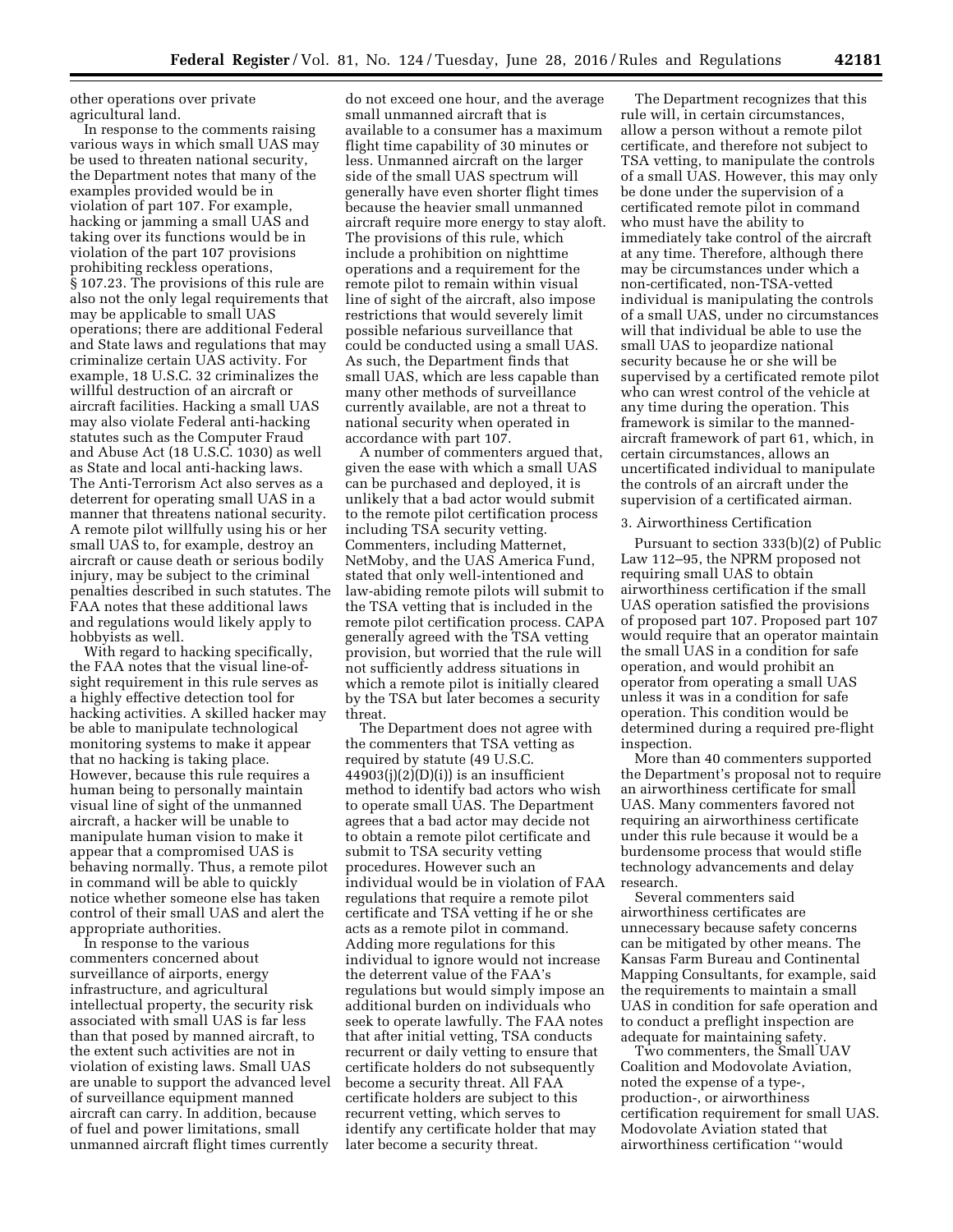other operations over private agricultural land.

In response to the comments raising various ways in which small UAS may be used to threaten national security, the Department notes that many of the examples provided would be in violation of part 107. For example, hacking or jamming a small UAS and taking over its functions would be in violation of the part 107 provisions prohibiting reckless operations, § 107.23. The provisions of this rule are also not the only legal requirements that may be applicable to small UAS operations; there are additional Federal and State laws and regulations that may criminalize certain UAS activity. For example, 18 U.S.C. 32 criminalizes the willful destruction of an aircraft or aircraft facilities. Hacking a small UAS may also violate Federal anti-hacking statutes such as the Computer Fraud and Abuse Act (18 U.S.C. 1030) as well as State and local anti-hacking laws. The Anti-Terrorism Act also serves as a deterrent for operating small UAS in a manner that threatens national security. A remote pilot willfully using his or her small UAS to, for example, destroy an aircraft or cause death or serious bodily injury, may be subject to the criminal penalties described in such statutes. The FAA notes that these additional laws and regulations would likely apply to hobbyists as well.

With regard to hacking specifically, the FAA notes that the visual line-of-sight requirement in this rule serves as a highly effective detection tool for hacking activities. A skilled hacker may be able to manipulate technological monitoring systems to make it appear that no hacking is taking place. However, because this rule requires a human being to personally maintain visual line of sight of the unmanned aircraft, a hacker will be unable to manipulate human vision to make it appear that a compromised UAS is behaving normally. Thus, a remote pilot in command will be able to quickly notice whether someone else has taken control of their small UAS and alert the appropriate authorities.

In response to the various commenters concerned about surveillance of airports, energy infrastructure, and agricultural intellectual property, the security risk associated with small UAS is far less than that posed by manned aircraft, to the extent such activities are not in violation of existing laws. Small UAS are unable to support the advanced level of surveillance equipment manned aircraft can carry. In addition, because of fuel and power limitations, small unmanned aircraft flight times currently do not exceed one hour, and the average small unmanned aircraft that is available to a consumer has a maximum flight time capability of 30 minutes or less. Unmanned aircraft on the larger side of the small UAS spectrum will generally have even shorter flight times because the heavier small unmanned aircraft require more energy to stay aloft. The provisions of this rule, which include a prohibition on nighttime operations and a requirement for the remote pilot to remain within visual line of sight of the aircraft, also impose restrictions that would severely limit possible nefarious surveillance that could be conducted using a small UAS. As such, the Department finds that small UAS, which are less capable than many other methods of surveillance currently available, are not a threat to national security when operated in accordance with part 107.

A number of commenters argued that, given the ease with which a small UAS can be purchased and deployed, it is unlikely that a bad actor would submit to the remote pilot certification process including TSA security vetting. Commenters, including Matternet, NetMoby, and the UAS America Fund, stated that only well-intentioned and law-abiding remote pilots will submit to the TSA vetting that is included in the remote pilot certification process. CAPA generally agreed with the TSA vetting provision, but worried that the rule will not sufficiently address situations in which a remote pilot is initially cleared by the TSA but later becomes a security threat.

The Department does not agree with the commenters that TSA vetting as required by statute (49 U.S.C. 44903(j)(2)(D)(i)) is an insufficient method to identify bad actors who wish to operate small UAS. The Department agrees that a bad actor may decide not to obtain a remote pilot certificate and submit to TSA security vetting procedures. However such an individual would be in violation of FAA regulations that require a remote pilot certificate and TSA vetting if he or she acts as a remote pilot in command. Adding more regulations for this individual to ignore would not increase the deterrent value of the FAA's regulations but would simply impose an additional burden on individuals who seek to operate lawfully. The FAA notes that after initial vetting, TSA conducts recurrent or daily vetting to ensure that certificate holders do not subsequently become a security threat. All FAA certificate holders are subject to this recurrent vetting, which serves to identify any certificate holder that may later become a security threat.

The Department recognizes that this rule will, in certain circumstances, allow a person without a remote pilot certificate, and therefore not subject to TSA vetting, to manipulate the controls of a small UAS. However, this may only be done under the supervision of a certificated remote pilot in command who must have the ability to immediately take control of the aircraft at any time. Therefore, although there may be circumstances under which a non-certificated, non-TSA-vetted individual is manipulating the controls of a small UAS, under no circumstances will that individual be able to use the small UAS to jeopardize national security because he or she will be supervised by a certificated remote pilot who can wrest control of the vehicle at any time during the operation. This framework is similar to the manned-aircraft framework of part 61, which, in certain circumstances, allows an uncertificated individual to manipulate the controls of an aircraft under the supervision of a certificated airman.

3. Airworthiness Certification

Pursuant to section 333(b)(2) of Public Law 112–95, the NPRM proposed not requiring small UAS to obtain airworthiness certification if the small UAS operation satisfied the provisions of proposed part 107. Proposed part 107 would require that an operator maintain the small UAS in a condition for safe operation, and would prohibit an operator from operating a small UAS unless it was in a condition for safe operation. This condition would be determined during a required pre-flight inspection.

More than 40 commenters supported the Department's proposal not to require an airworthiness certificate for small UAS. Many commenters favored not requiring an airworthiness certificate under this rule because it would be a burdensome process that would stifle technology advancements and delay research.

Several commenters said airworthiness certificates are unnecessary because safety concerns can be mitigated by other means. The Kansas Farm Bureau and Continental Mapping Consultants, for example, said the requirements to maintain a small UAS in condition for safe operation and to conduct a preflight inspection are adequate for maintaining safety.

Two commenters, the Small UAV Coalition and Modovolate Aviation, noted the expense of a type-, production-, or airworthiness certification requirement for small UAS. Modovolate Aviation stated that airworthiness certification "would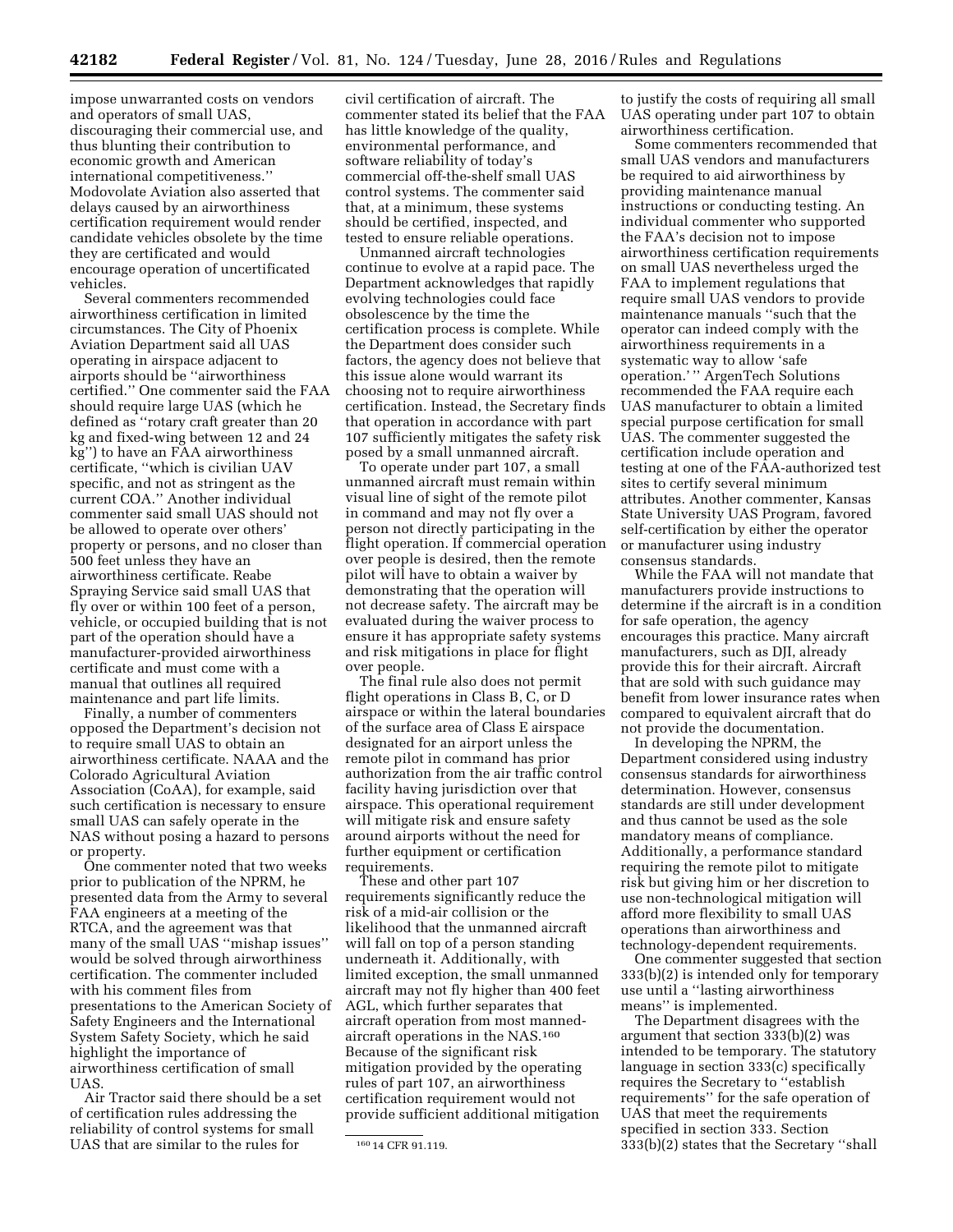impose unwarranted costs on vendors and operators of small UAS, discouraging their commercial use, and thus blunting their contribution to economic growth and American international competitiveness.'' Modovolate Aviation also asserted that delays caused by an airworthiness certification requirement would render candidate vehicles obsolete by the time they are certificated and would encourage operation of uncertificated vehicles.

Several commenters recommended airworthiness certification in limited circumstances. The City of Phoenix Aviation Department said all UAS operating in airspace adjacent to airports should be ''airworthiness certified.'' One commenter said the FAA should require large UAS (which he defined as ''rotary craft greater than 20 kg and fixed-wing between 12 and 24 kg'') to have an FAA airworthiness certificate, ''which is civilian UAV specific, and not as stringent as the current COA.'' Another individual commenter said small UAS should not be allowed to operate over others' property or persons, and no closer than 500 feet unless they have an airworthiness certificate. Reabe Spraying Service said small UAS that fly over or within 100 feet of a person, vehicle, or occupied building that is not part of the operation should have a manufacturer-provided airworthiness certificate and must come with a manual that outlines all required maintenance and part life limits.

Finally, a number of commenters opposed the Department's decision not to require small UAS to obtain an airworthiness certificate. NAAA and the Colorado Agricultural Aviation Association (CoAA), for example, said such certification is necessary to ensure small UAS can safely operate in the NAS without posing a hazard to persons or property.

One commenter noted that two weeks prior to publication of the NPRM, he presented data from the Army to several FAA engineers at a meeting of the RTCA, and the agreement was that many of the small UAS ''mishap issues'' would be solved through airworthiness certification. The commenter included with his comment files from presentations to the American Society of Safety Engineers and the International System Safety Society, which he said highlight the importance of airworthiness certification of small UAS.

Air Tractor said there should be a set of certification rules addressing the reliability of control systems for small UAS that are similar to the rules for civil certification of aircraft. The commenter stated its belief that the FAA has little knowledge of the quality, environmental performance, and software reliability of today's commercial off-the-shelf small UAS control systems. The commenter said that, at a minimum, these systems should be certified, inspected, and tested to ensure reliable operations.

Unmanned aircraft technologies continue to evolve at a rapid pace. The Department acknowledges that rapidly evolving technologies could face obsolescence by the time the certification process is complete. While the Department does consider such factors, the agency does not believe that this issue alone would warrant its choosing not to require airworthiness certification. Instead, the Secretary finds that operation in accordance with part 107 sufficiently mitigates the safety risk posed by a small unmanned aircraft.

To operate under part 107, a small unmanned aircraft must remain within visual line of sight of the remote pilot in command and may not fly over a person not directly participating in the flight operation. If commercial operation over people is desired, then the remote pilot will have to obtain a waiver by demonstrating that the operation will not decrease safety. The aircraft may be evaluated during the waiver process to ensure it has appropriate safety systems and risk mitigations in place for flight over people.

The final rule also does not permit flight operations in Class B, C, or D airspace or within the lateral boundaries of the surface area of Class E airspace designated for an airport unless the remote pilot in command has prior authorization from the air traffic control facility having jurisdiction over that airspace. This operational requirement will mitigate risk and ensure safety around airports without the need for further equipment or certification requirements.

These and other part 107 requirements significantly reduce the risk of a mid-air collision or the likelihood that the unmanned aircraft will fall on top of a person standing underneath it. Additionally, with limited exception, the small unmanned aircraft may not fly higher than 400 feet AGL, which further separates that aircraft operation from most manned-aircraft operations in the NAS.[160] Because of the significant risk mitigation provided by the operating rules of part 107, an airworthiness certification requirement would not provide sufficient additional mitigation to justify the costs of requiring all small UAS operating under part 107 to obtain airworthiness certification.

Some commenters recommended that small UAS vendors and manufacturers be required to aid airworthiness by providing maintenance manual instructions or conducting testing. An individual commenter who supported the FAA's decision not to impose airworthiness certification requirements on small UAS nevertheless urged the FAA to implement regulations that require small UAS vendors to provide maintenance manuals ''such that the operator can indeed comply with the airworthiness requirements in a systematic way to allow 'safe operation.' '' ArgenTech Solutions recommended the FAA require each UAS manufacturer to obtain a limited special purpose certification for small UAS. The commenter suggested the certification include operation and testing at one of the FAA-authorized test sites to certify several minimum attributes. Another commenter, Kansas State University UAS Program, favored self-certification by either the operator or manufacturer using industry consensus standards.

While the FAA will not mandate that manufacturers provide instructions to determine if the aircraft is in a condition for safe operation, the agency encourages this practice. Many aircraft manufacturers, such as DJI, already provide this for their aircraft. Aircraft that are sold with such guidance may benefit from lower insurance rates when compared to equivalent aircraft that do not provide the documentation.

In developing the NPRM, the Department considered using industry consensus standards for airworthiness determination. However, consensus standards are still under development and thus cannot be used as the sole mandatory means of compliance. Additionally, a performance standard requiring the remote pilot to mitigate risk but giving him or her discretion to use non-technological mitigation will afford more flexibility to small UAS operations than airworthiness and technology-dependent requirements.

One commenter suggested that section 333(b)(2) is intended only for temporary use until a ''lasting airworthiness means'' is implemented.

The Department disagrees with the argument that section 333(b)(2) was intended to be temporary. The statutory language in section 333(c) specifically requires the Secretary to ''establish requirements'' for the safe operation of UAS that meet the requirements specified in section 333. Section 333(b)(2) states that the Secretary ''shall

[160] 14 CFR 91.119.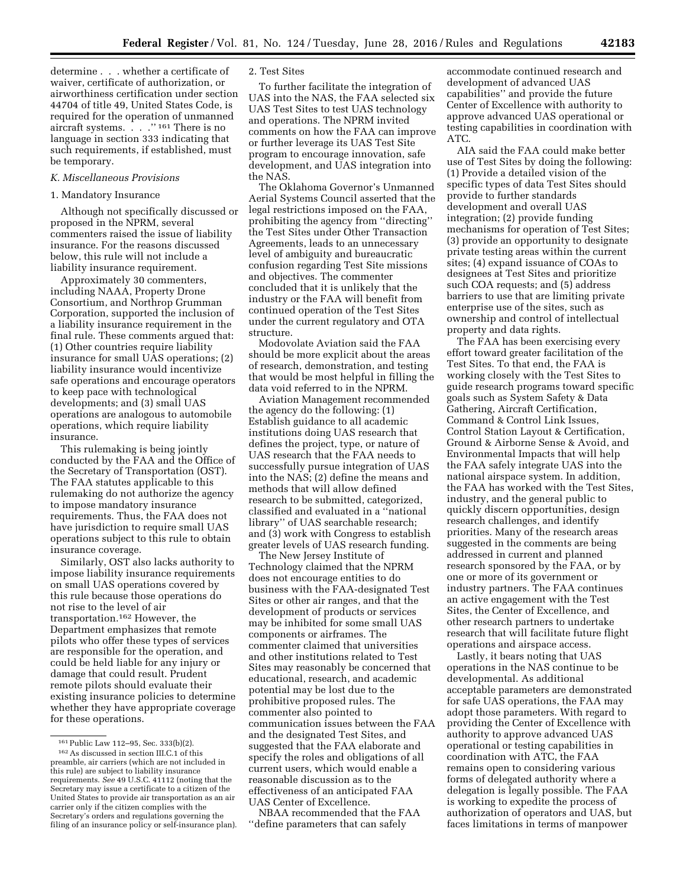determine . . . whether a certificate of waiver, certificate of authorization, or airworthiness certification under section 44704 of title 49, United States Code, is required for the operation of unmanned aircraft systems. . . .'' [161] There is no language in section 333 indicating that such requirements, if established, must be temporary.

*K. Miscellaneous Provisions*

1. Mandatory Insurance

Although not specifically discussed or proposed in the NPRM, several commenters raised the issue of liability insurance. For the reasons discussed below, this rule will not include a liability insurance requirement.

Approximately 30 commenters, including NAAA, Property Drone Consortium, and Northrop Grumman Corporation, supported the inclusion of a liability insurance requirement in the final rule. These comments argued that: (1) Other countries require liability insurance for small UAS operations; (2) liability insurance would incentivize safe operations and encourage operators to keep pace with technological developments; and (3) small UAS operations are analogous to automobile operations, which require liability insurance.

This rulemaking is being jointly conducted by the FAA and the Office of the Secretary of Transportation (OST). The FAA statutes applicable to this rulemaking do not authorize the agency to impose mandatory insurance requirements. Thus, the FAA does not have jurisdiction to require small UAS operations subject to this rule to obtain insurance coverage.

Similarly, OST also lacks authority to impose liability insurance requirements on small UAS operations covered by this rule because those operations do not rise to the level of air transportation.[162] However, the Department emphasizes that remote pilots who offer these types of services are responsible for the operation, and could be held liable for any injury or damage that could result. Prudent remote pilots should evaluate their existing insurance policies to determine whether they have appropriate coverage for these operations.

2. Test Sites

To further facilitate the integration of UAS into the NAS, the FAA selected six UAS Test Sites to test UAS technology and operations. The NPRM invited comments on how the FAA can improve or further leverage its UAS Test Site program to encourage innovation, safe development, and UAS integration into the NAS.

The Oklahoma Governor's Unmanned Aerial Systems Council asserted that the legal restrictions imposed on the FAA, prohibiting the agency from ''directing'' the Test Sites under Other Transaction Agreements, leads to an unnecessary level of ambiguity and bureaucratic confusion regarding Test Site missions and objectives. The commenter concluded that it is unlikely that the industry or the FAA will benefit from continued operation of the Test Sites under the current regulatory and OTA structure.

Modovolate Aviation said the FAA should be more explicit about the areas of research, demonstration, and testing that would be most helpful in filling the data void referred to in the NPRM.

Aviation Management recommended the agency do the following: (1) Establish guidance to all academic institutions doing UAS research that defines the project, type, or nature of UAS research that the FAA needs to successfully pursue integration of UAS into the NAS; (2) define the means and methods that will allow defined research to be submitted, categorized, classified and evaluated in a ''national library'' of UAS searchable research; and (3) work with Congress to establish greater levels of UAS research funding.

The New Jersey Institute of Technology claimed that the NPRM does not encourage entities to do business with the FAA-designated Test Sites or other air ranges, and that the development of products or services may be inhibited for some small UAS components or airframes. The commenter claimed that universities and other institutions related to Test Sites may reasonably be concerned that educational, research, and academic potential may be lost due to the prohibitive proposed rules. The commenter also pointed to communication issues between the FAA and the designated Test Sites, and suggested that the FAA elaborate and specify the roles and obligations of all current users, which would enable a reasonable discussion as to the effectiveness of an anticipated FAA UAS Center of Excellence.

NBAA recommended that the FAA ''define parameters that can safely accommodate continued research and development of advanced UAS capabilities'' and provide the future Center of Excellence with authority to approve advanced UAS operational or testing capabilities in coordination with ATC.

AIA said the FAA could make better use of Test Sites by doing the following: (1) Provide a detailed vision of the specific types of data Test Sites should provide to further standards development and overall UAS integration; (2) provide funding mechanisms for operation of Test Sites; (3) provide an opportunity to designate private testing areas within the current sites; (4) expand issuance of COAs to designees at Test Sites and prioritize such COA requests; and (5) address barriers to use that are limiting private enterprise use of the sites, such as ownership and control of intellectual property and data rights.

The FAA has been exercising every effort toward greater facilitation of the Test Sites. To that end, the FAA is working closely with the Test Sites to guide research programs toward specific goals such as System Safety & Data Gathering, Aircraft Certification, Command & Control Link Issues, Control Station Layout & Certification, Ground & Airborne Sense & Avoid, and Environmental Impacts that will help the FAA safely integrate UAS into the national airspace system. In addition, the FAA has worked with the Test Sites, industry, and the general public to quickly discern opportunities, design research challenges, and identify priorities. Many of the research areas suggested in the comments are being addressed in current and planned research sponsored by the FAA, or by one or more of its government or industry partners. The FAA continues an active engagement with the Test Sites, the Center of Excellence, and other research partners to undertake research that will facilitate future flight operations and airspace access.

Lastly, it bears noting that UAS operations in the NAS continue to be developmental. As additional acceptable parameters are demonstrated for safe UAS operations, the FAA may adopt those parameters. With regard to providing the Center of Excellence with authority to approve advanced UAS operational or testing capabilities in coordination with ATC, the FAA remains open to considering various forms of delegated authority where a delegation is legally possible. The FAA is working to expedite the process of authorization of operators and UAS, but faces limitations in terms of manpower

---

[161] Public Law 112–95, Sec. 333(b)(2).

[162] As discussed in section III.C.1 of this preamble, air carriers (which are not included in this rule) are subject to liability insurance requirements. *See* 49 U.S.C. 41112 (noting that the Secretary may issue a certificate to a citizen of the United States to provide air transportation as an air carrier only if the citizen complies with the Secretary's orders and regulations governing the filing of an insurance policy or self-insurance plan).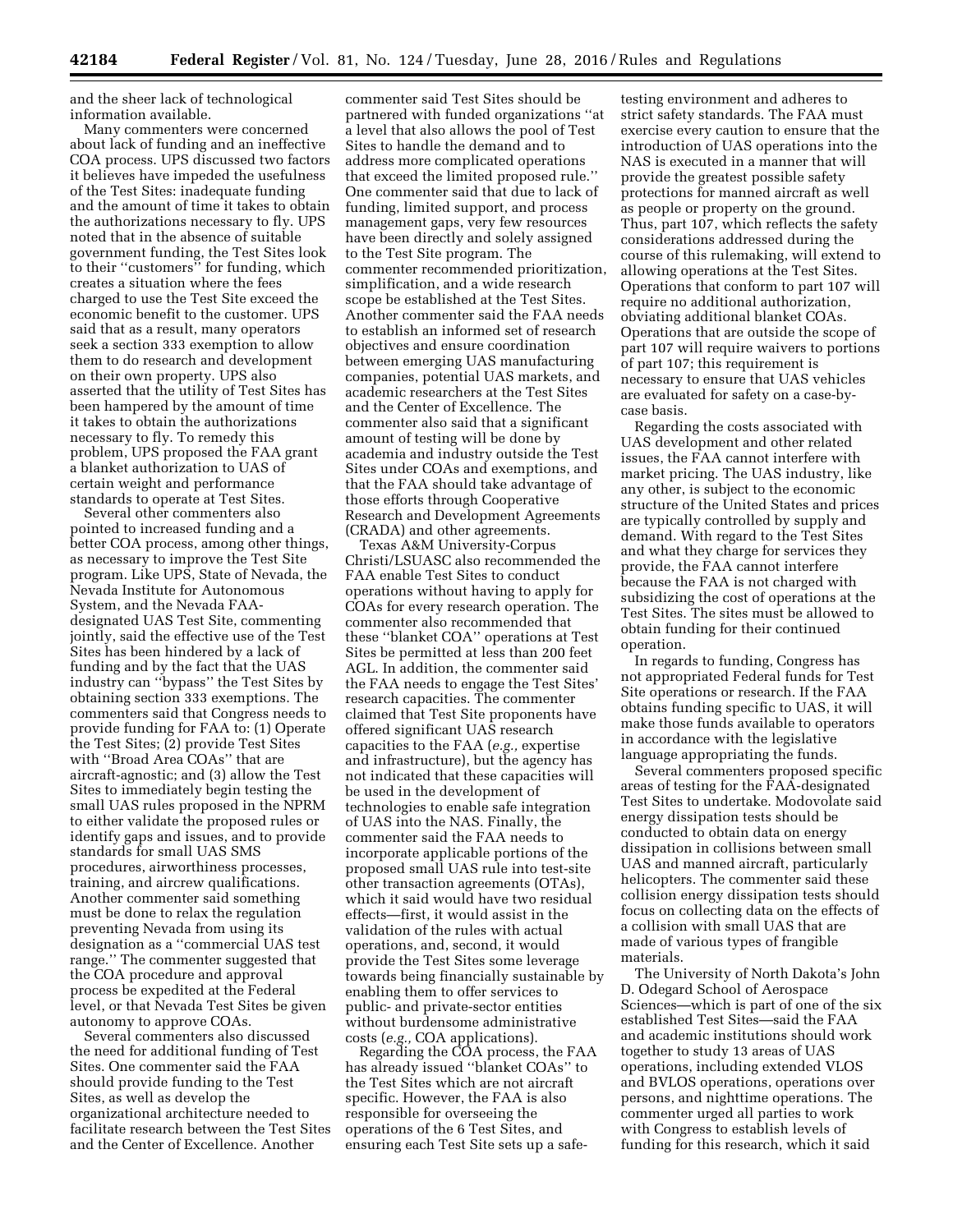and the sheer lack of technological information available.

Many commenters were concerned about lack of funding and an ineffective COA process. UPS discussed two factors it believes have impeded the usefulness of the Test Sites: inadequate funding and the amount of time it takes to obtain the authorizations necessary to fly. UPS noted that in the absence of suitable government funding, the Test Sites look to their ''customers'' for funding, which creates a situation where the fees charged to use the Test Site exceed the economic benefit to the customer. UPS said that as a result, many operators seek a section 333 exemption to allow them to do research and development on their own property. UPS also asserted that the utility of Test Sites has been hampered by the amount of time it takes to obtain the authorizations necessary to fly. To remedy this problem, UPS proposed the FAA grant a blanket authorization to UAS of certain weight and performance standards to operate at Test Sites.

Several other commenters also pointed to increased funding and a better COA process, among other things, as necessary to improve the Test Site program. Like UPS, State of Nevada, the Nevada Institute for Autonomous System, and the Nevada FAA-designated UAS Test Site, commenting jointly, said the effective use of the Test Sites has been hindered by a lack of funding and by the fact that the UAS industry can ''bypass'' the Test Sites by obtaining section 333 exemptions. The commenters said that Congress needs to provide funding for FAA to: (1) Operate the Test Sites; (2) provide Test Sites with ''Broad Area COAs'' that are aircraft-agnostic; and (3) allow the Test Sites to immediately begin testing the small UAS rules proposed in the NPRM to either validate the proposed rules or identify gaps and issues, and to provide standards for small UAS SMS procedures, airworthiness processes, training, and aircrew qualifications. Another commenter said something must be done to relax the regulation preventing Nevada from using its designation as a ''commercial UAS test range.'' The commenter suggested that the COA procedure and approval process be expedited at the Federal level, or that Nevada Test Sites be given autonomy to approve COAs.

Several commenters also discussed the need for additional funding of Test Sites. One commenter said the FAA should provide funding to the Test Sites, as well as develop the organizational architecture needed to facilitate research between the Test Sites and the Center of Excellence. Another commenter said Test Sites should be partnered with funded organizations ''at a level that also allows the pool of Test Sites to handle the demand and to address more complicated operations that exceed the limited proposed rule.'' One commenter said that due to lack of funding, limited support, and process management gaps, very few resources have been directly and solely assigned to the Test Site program. The commenter recommended prioritization, simplification, and a wide research scope be established at the Test Sites. Another commenter said the FAA needs to establish an informed set of research objectives and ensure coordination between emerging UAS manufacturing companies, potential UAS markets, and academic researchers at the Test Sites and the Center of Excellence. The commenter also said that a significant amount of testing will be done by academia and industry outside the Test Sites under COAs and exemptions, and that the FAA should take advantage of those efforts through Cooperative Research and Development Agreements (CRADA) and other agreements.

Texas A&M University-Corpus Christi/LSUASC also recommended the FAA enable Test Sites to conduct operations without having to apply for COAs for every research operation. The commenter also recommended that these ''blanket COA'' operations at Test Sites be permitted at less than 200 feet AGL. In addition, the commenter said the FAA needs to engage the Test Sites' research capacities. The commenter claimed that Test Site proponents have offered significant UAS research capacities to the FAA (*e.g.,* expertise and infrastructure), but the agency has not indicated that these capacities will be used in the development of technologies to enable safe integration of UAS into the NAS. Finally, the commenter said the FAA needs to incorporate applicable portions of the proposed small UAS rule into test-site other transaction agreements (OTAs), which it said would have two residual effects—first, it would assist in the validation of the rules with actual operations, and, second, it would provide the Test Sites some leverage towards being financially sustainable by enabling them to offer services to public- and private-sector entities without burdensome administrative costs (*e.g.,* COA applications).

Regarding the COA process, the FAA has already issued ''blanket COAs'' to the Test Sites which are not aircraft specific. However, the FAA is also responsible for overseeing the operations of the 6 Test Sites, and ensuring each Test Site sets up a safe-testing environment and adheres to strict safety standards. The FAA must exercise every caution to ensure that the introduction of UAS operations into the NAS is executed in a manner that will provide the greatest possible safety protections for manned aircraft as well as people or property on the ground. Thus, part 107, which reflects the safety considerations addressed during the course of this rulemaking, will extend to allowing operations at the Test Sites. Operations that conform to part 107 will require no additional authorization, obviating additional blanket COAs. Operations that are outside the scope of part 107 will require waivers to portions of part 107; this requirement is necessary to ensure that UAS vehicles are evaluated for safety on a case-by-case basis.

Regarding the costs associated with UAS development and other related issues, the FAA cannot interfere with market pricing. The UAS industry, like any other, is subject to the economic structure of the United States and prices are typically controlled by supply and demand. With regard to the Test Sites and what they charge for services they provide, the FAA cannot interfere because the FAA is not charged with subsidizing the cost of operations at the Test Sites. The sites must be allowed to obtain funding for their continued operation.

In regards to funding, Congress has not appropriated Federal funds for Test Site operations or research. If the FAA obtains funding specific to UAS, it will make those funds available to operators in accordance with the legislative language appropriating the funds.

Several commenters proposed specific areas of testing for the FAA-designated Test Sites to undertake. Modovolate said energy dissipation tests should be conducted to obtain data on energy dissipation in collisions between small UAS and manned aircraft, particularly helicopters. The commenter said these collision energy dissipation tests should focus on collecting data on the effects of a collision with small UAS that are made of various types of frangible materials.

The University of North Dakota's John D. Odegard School of Aerospace Sciences—which is part of one of the six established Test Sites—said the FAA and academic institutions should work together to study 13 areas of UAS operations, including extended VLOS and BVLOS operations, operations over persons, and nighttime operations. The commenter urged all parties to work with Congress to establish levels of funding for this research, which it said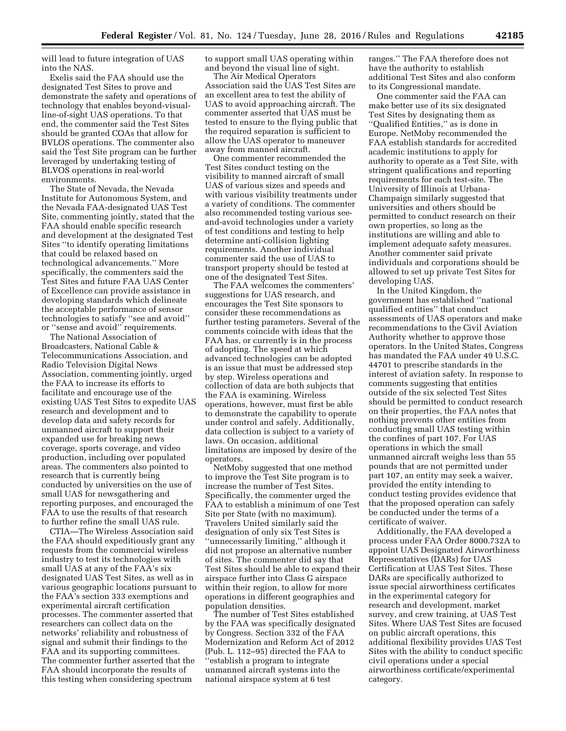will lead to future integration of UAS into the NAS.

Exelis said the FAA should use the designated Test Sites to prove and demonstrate the safety and operations of technology that enables beyond-visual-line-of-sight UAS operations. To that end, the commenter said the Test Sites should be granted COAs that allow for BVLOS operations. The commenter also said the Test Site program can be further leveraged by undertaking testing of BLVOS operations in real-world environments.

The State of Nevada, the Nevada Institute for Autonomous System, and the Nevada FAA-designated UAS Test Site, commenting jointly, stated that the FAA should enable specific research and development at the designated Test Sites ''to identify operating limitations that could be relaxed based on technological advancements.'' More specifically, the commenters said the Test Sites and future FAA UAS Center of Excellence can provide assistance in developing standards which delineate the acceptable performance of sensor technologies to satisfy ''see and avoid'' or ''sense and avoid'' requirements.

The National Association of Broadcasters, National Cable & Telecommunications Association, and Radio Television Digital News Association, commenting jointly, urged the FAA to increase its efforts to facilitate and encourage use of the existing UAS Test Sites to expedite UAS research and development and to develop data and safety records for unmanned aircraft to support their expanded use for breaking news coverage, sports coverage, and video production, including over populated areas. The commenters also pointed to research that is currently being conducted by universities on the use of small UAS for newsgathering and reporting purposes, and encouraged the FAA to use the results of that research to further refine the small UAS rule.

CTIA—The Wireless Association said the FAA should expeditiously grant any requests from the commercial wireless industry to test its technologies with small UAS at any of the FAA's six designated UAS Test Sites, as well as in various geographic locations pursuant to the FAA's section 333 exemptions and experimental aircraft certification processes. The commenter asserted that researchers can collect data on the networks' reliability and robustness of signal and submit their findings to the FAA and its supporting committees. The commenter further asserted that the FAA should incorporate the results of this testing when considering spectrum to support small UAS operating within and beyond the visual line of sight.

The Air Medical Operators Association said the UAS Test Sites are an excellent area to test the ability of UAS to avoid approaching aircraft. The commenter asserted that UAS must be tested to ensure to the flying public that the required separation is sufficient to allow the UAS operator to maneuver away from manned aircraft.

One commenter recommended the Test Sites conduct testing on the visibility to manned aircraft of small UAS of various sizes and speeds and with various visibility treatments under a variety of conditions. The commenter also recommended testing various see-and-avoid technologies under a variety of test conditions and testing to help determine anti-collision lighting requirements. Another individual commenter said the use of UAS to transport property should be tested at one of the designated Test Sites.

The FAA welcomes the commenters' suggestions for UAS research, and encourages the Test Site sponsors to consider these recommendations as further testing parameters. Several of the comments coincide with ideas that the FAA has, or currently is in the process of adopting. The speed at which advanced technologies can be adopted is an issue that must be addressed step by step. Wireless operations and collection of data are both subjects that the FAA is examining. Wireless operations, however, must first be able to demonstrate the capability to operate under control and safely. Additionally, data collection is subject to a variety of laws. On occasion, additional limitations are imposed by desire of the operators.

NetMoby suggested that one method to improve the Test Site program is to increase the number of Test Sites. Specifically, the commenter urged the FAA to establish a minimum of one Test Site per State (with no maximum). Travelers United similarly said the designation of only six Test Sites is ''unnecessarily limiting,'' although it did not propose an alternative number of sites. The commenter did say that Test Sites should be able to expand their airspace further into Class G airspace within their region, to allow for more operations in different geographies and population densities.

The number of Test Sites established by the FAA was specifically designated by Congress. Section 332 of the FAA Modernization and Reform Act of 2012 (Pub. L. 112–95) directed the FAA to ''establish a program to integrate unmanned aircraft systems into the national airspace system at 6 test ranges.'' The FAA therefore does not have the authority to establish additional Test Sites and also conform to its Congressional mandate.

One commenter said the FAA can make better use of its six designated Test Sites by designating them as ''Qualified Entities,'' as is done in Europe. NetMoby recommended the FAA establish standards for accredited academic institutions to apply for authority to operate as a Test Site, with stringent qualifications and reporting requirements for each test-site. The University of Illinois at Urbana-Champaign similarly suggested that universities and others should be permitted to conduct research on their own properties, so long as the institutions are willing and able to implement adequate safety measures. Another commenter said private individuals and corporations should be allowed to set up private Test Sites for developing UAS.

In the United Kingdom, the government has established ''national qualified entities'' that conduct assessments of UAS operators and make recommendations to the Civil Aviation Authority whether to approve those operators. In the United States, Congress has mandated the FAA under 49 U.S.C. 44701 to prescribe standards in the interest of aviation safety. In response to comments suggesting that entities outside of the six selected Test Sites should be permitted to conduct research on their properties, the FAA notes that nothing prevents other entities from conducting small UAS testing within the confines of part 107. For UAS operations in which the small unmanned aircraft weighs less than 55 pounds that are not permitted under part 107, an entity may seek a waiver, provided the entity intending to conduct testing provides evidence that that the proposed operation can safely be conducted under the terms of a certificate of waiver.

Additionally, the FAA developed a process under FAA Order 8000.732A to appoint UAS Designated Airworthiness Representatives (DARs) for UAS Certification at UAS Test Sites. These DARs are specifically authorized to issue special airworthiness certificates in the experimental category for research and development, market survey, and crew training, at UAS Test Sites. Where UAS Test Sites are focused on public aircraft operations, this additional flexibility provides UAS Test Sites with the ability to conduct specific civil operations under a special airworthiness certificate/experimental category.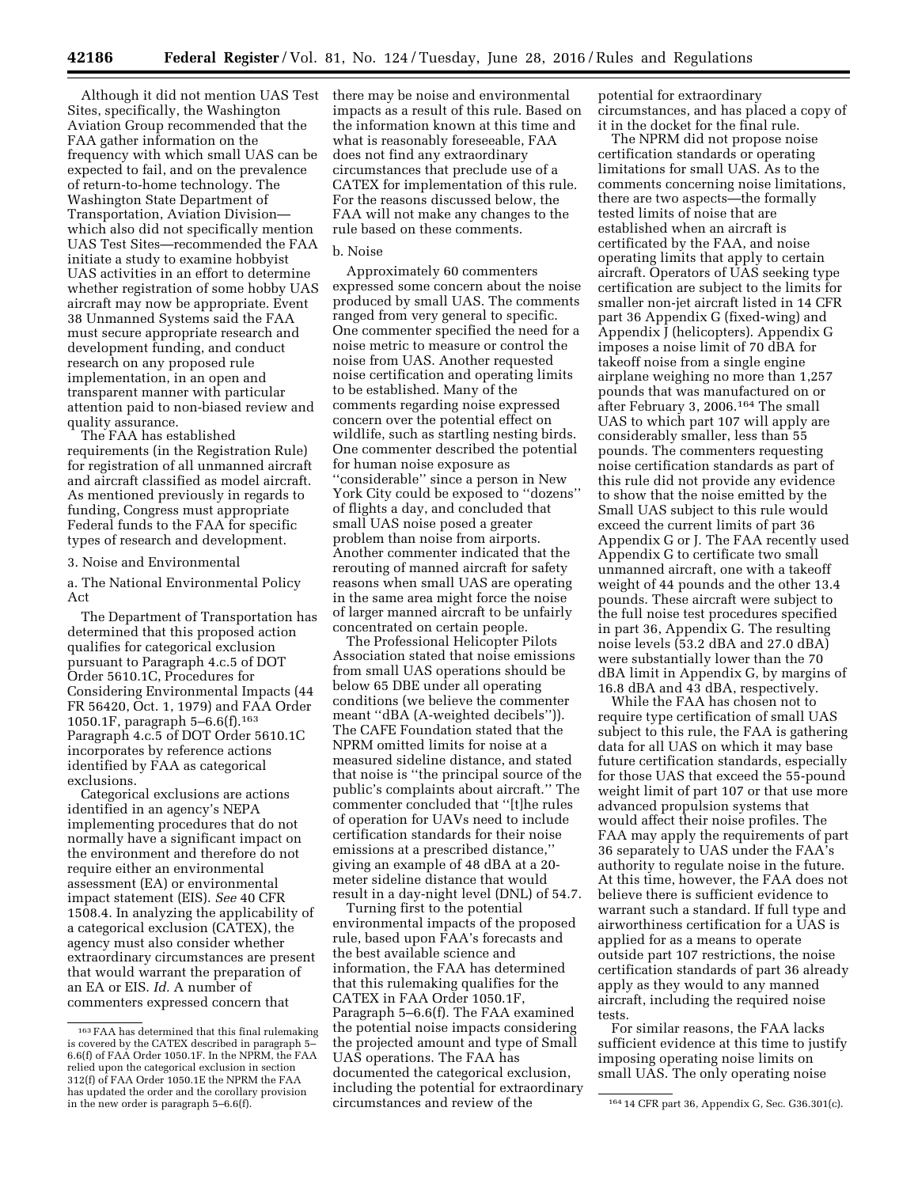Although it did not mention UAS Test Sites, specifically, the Washington Aviation Group recommended that the FAA gather information on the frequency with which small UAS can be expected to fail, and on the prevalence of return-to-home technology. The Washington State Department of Transportation, Aviation Division—which also did not specifically mention UAS Test Sites—recommended the FAA initiate a study to examine hobbyist UAS activities in an effort to determine whether registration of some hobby UAS aircraft may now be appropriate. Event 38 Unmanned Systems said the FAA must secure appropriate research and development funding, and conduct research on any proposed rule implementation, in an open and transparent manner with particular attention paid to non-biased review and quality assurance.

The FAA has established requirements (in the Registration Rule) for registration of all unmanned aircraft and aircraft classified as model aircraft. As mentioned previously in regards to funding, Congress must appropriate Federal funds to the FAA for specific types of research and development.

3. Noise and Environmental

a. The National Environmental Policy Act

The Department of Transportation has determined that this proposed action qualifies for categorical exclusion pursuant to Paragraph 4.c.5 of DOT Order 5610.1C, Procedures for Considering Environmental Impacts (44 FR 56420, Oct. 1, 1979) and FAA Order 1050.1F, paragraph 5–6.6(f).[163] Paragraph 4.c.5 of DOT Order 5610.1C incorporates by reference actions identified by FAA as categorical exclusions.

Categorical exclusions are actions identified in an agency's NEPA implementing procedures that do not normally have a significant impact on the environment and therefore do not require either an environmental assessment (EA) or environmental impact statement (EIS). *See* 40 CFR 1508.4. In analyzing the applicability of a categorical exclusion (CATEX), the agency must also consider whether extraordinary circumstances are present that would warrant the preparation of an EA or EIS. *Id.* A number of commenters expressed concern that there may be noise and environmental impacts as a result of this rule. Based on the information known at this time and what is reasonably foreseeable, FAA does not find any extraordinary circumstances that preclude use of a CATEX for implementation of this rule. For the reasons discussed below, the FAA will not make any changes to the rule based on these comments.

b. Noise

Approximately 60 commenters expressed some concern about the noise produced by small UAS. The comments ranged from very general to specific. One commenter specified the need for a noise metric to measure or control the noise from UAS. Another requested noise certification and operating limits to be established. Many of the comments regarding noise expressed concern over the potential effect on wildlife, such as startling nesting birds. One commenter described the potential for human noise exposure as "considerable" since a person in New York City could be exposed to "dozens" of flights a day, and concluded that small UAS noise posed a greater problem than noise from airports. Another commenter indicated that the rerouting of manned aircraft for safety reasons when small UAS are operating in the same area might force the noise of larger manned aircraft to be unfairly concentrated on certain people.

The Professional Helicopter Pilots Association stated that noise emissions from small UAS operations should be below 65 DBE under all operating conditions (we believe the commenter meant "dBA (A-weighted decibels")). The CAFE Foundation stated that the NPRM omitted limits for noise at a measured sideline distance, and stated that noise is "the principal source of the public's complaints about aircraft." The commenter concluded that "[t]he rules of operation for UAVs need to include certification standards for their noise emissions at a prescribed distance," giving an example of 48 dBA at a 20-meter sideline distance that would result in a day-night level (DNL) of 54.7.

Turning first to the potential environmental impacts of the proposed rule, based upon FAA's forecasts and the best available science and information, the FAA has determined that this rulemaking qualifies for the CATEX in FAA Order 1050.1F, Paragraph 5–6.6(f). The FAA examined the potential noise impacts considering the projected amount and type of Small UAS operations. The FAA has documented the categorical exclusion, including the potential for extraordinary circumstances and review of the potential for extraordinary circumstances, and has placed a copy of it in the docket for the final rule.

The NPRM did not propose noise certification standards or operating limitations for small UAS. As to the comments concerning noise limitations, there are two aspects—the formally tested limits of noise that are established when an aircraft is certificated by the FAA, and noise operating limits that apply to certain aircraft. Operators of UAS seeking type certification are subject to the limits for smaller non-jet aircraft listed in 14 CFR part 36 Appendix G (fixed-wing) and Appendix J (helicopters). Appendix G imposes a noise limit of 70 dBA for takeoff noise from a single engine airplane weighing no more than 1,257 pounds that was manufactured on or after February 3, 2006.[164] The small UAS to which part 107 will apply are considerably smaller, less than 55 pounds. The commenters requesting noise certification standards as part of this rule did not provide any evidence to show that the noise emitted by the Small UAS subject to this rule would exceed the current limits of part 36 Appendix G or J. The FAA recently used Appendix G to certificate two small unmanned aircraft, one with a takeoff weight of 44 pounds and the other 13.4 pounds. These aircraft were subject to the full noise test procedures specified in part 36, Appendix G. The resulting noise levels (53.2 dBA and 27.0 dBA) were substantially lower than the 70 dBA limit in Appendix G, by margins of 16.8 dBA and 43 dBA, respectively.

While the FAA has chosen not to require type certification of small UAS subject to this rule, the FAA is gathering data for all UAS on which it may base future certification standards, especially for those UAS that exceed the 55-pound weight limit of part 107 or that use more advanced propulsion systems that would affect their noise profiles. The FAA may apply the requirements of part 36 separately to UAS under the FAA's authority to regulate noise in the future. At this time, however, the FAA does not believe there is sufficient evidence to warrant such a standard. If full type and airworthiness certification for a UAS is applied for as a means to operate outside part 107 restrictions, the noise certification standards of part 36 already apply as they would to any manned aircraft, including the required noise tests.

For similar reasons, the FAA lacks sufficient evidence at this time to justify imposing operating noise limits on small UAS. The only operating noise

[163] FAA has determined that this final rulemaking is covered by the CATEX described in paragraph 5–6.6(f) of FAA Order 1050.1F. In the NPRM, the FAA relied upon the categorical exclusion in section 312(f) of FAA Order 1050.1E the NPRM the FAA has updated the order and the corollary provision in the new order is paragraph 5–6.6(f).

[164] 14 CFR part 36, Appendix G, Sec. G36.301(c).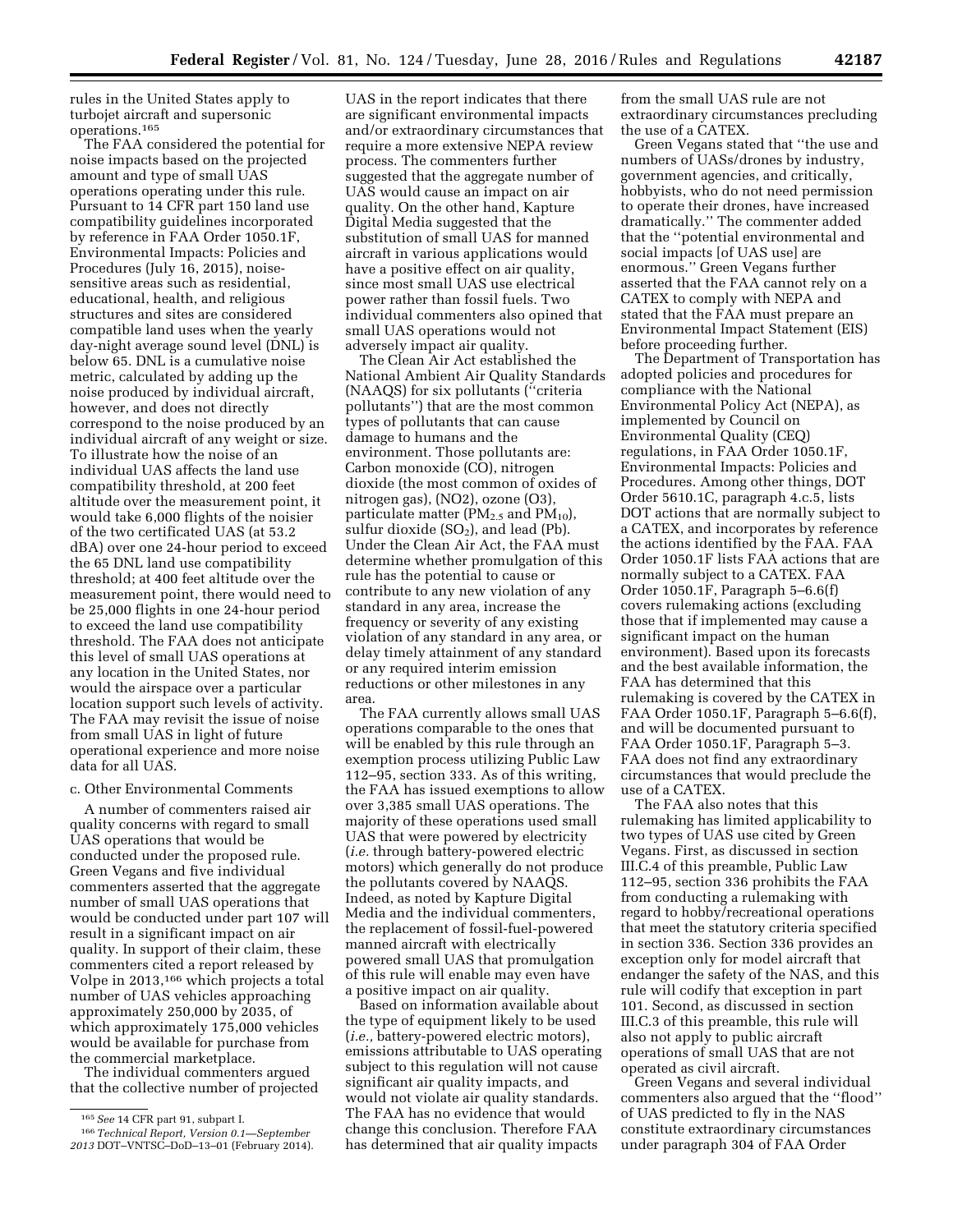rules in the United States apply to turbojet aircraft and supersonic operations.[165]

The FAA considered the potential for noise impacts based on the projected amount and type of small UAS operations operating under this rule. Pursuant to 14 CFR part 150 land use compatibility guidelines incorporated by reference in FAA Order 1050.1F, Environmental Impacts: Policies and Procedures (July 16, 2015), noise-sensitive areas such as residential, educational, health, and religious structures and sites are considered compatible land uses when the yearly day-night average sound level (DNL) is below 65. DNL is a cumulative noise metric, calculated by adding up the noise produced by individual aircraft, however, and does not directly correspond to the noise produced by an individual aircraft of any weight or size. To illustrate how the noise of an individual UAS affects the land use compatibility threshold, at 200 feet altitude over the measurement point, it would take 6,000 flights of the noisier of the two certificated UAS (at 53.2 dBA) over one 24-hour period to exceed the 65 DNL land use compatibility threshold; at 400 feet altitude over the measurement point, there would need to be 25,000 flights in one 24-hour period to exceed the land use compatibility threshold. The FAA does not anticipate this level of small UAS operations at any location in the United States, nor would the airspace over a particular location support such levels of activity. The FAA may revisit the issue of noise from small UAS in light of future operational experience and more noise data for all UAS.

c. Other Environmental Comments

A number of commenters raised air quality concerns with regard to small UAS operations that would be conducted under the proposed rule. Green Vegans and five individual commenters asserted that the aggregate number of small UAS operations that would be conducted under part 107 will result in a significant impact on air quality. In support of their claim, these commenters cited a report released by Volpe in 2013,[166] which projects a total number of UAS vehicles approaching approximately 250,000 by 2035, of which approximately 175,000 vehicles would be available for purchase from the commercial marketplace.

The individual commenters argued that the collective number of projected UAS in the report indicates that there are significant environmental impacts and/or extraordinary circumstances that require a more extensive NEPA review process. The commenters further suggested that the aggregate number of UAS would cause an impact on air quality. On the other hand, Kapture Digital Media suggested that the substitution of small UAS for manned aircraft in various applications would have a positive effect on air quality, since most small UAS use electrical power rather than fossil fuels. Two individual commenters also opined that small UAS operations would not adversely impact air quality.

The Clean Air Act established the National Ambient Air Quality Standards (NAAQS) for six pollutants (''criteria pollutants'') that are the most common types of pollutants that can cause damage to humans and the environment. Those pollutants are: Carbon monoxide (CO), nitrogen dioxide (the most common of oxides of nitrogen gas), (NO2), ozone (O3), particulate matter ($PM_{2.5}$ and $PM_{10}$), sulfur dioxide ($SO_2$), and lead (Pb). Under the Clean Air Act, the FAA must determine whether promulgation of this rule has the potential to cause or contribute to any new violation of any standard in any area, increase the frequency or severity of any existing violation of any standard in any area, or delay timely attainment of any standard or any required interim emission reductions or other milestones in any area.

The FAA currently allows small UAS operations comparable to the ones that will be enabled by this rule through an exemption process utilizing Public Law 112–95, section 333. As of this writing, the FAA has issued exemptions to allow over 3,385 small UAS operations. The majority of these operations used small UAS that were powered by electricity (*i.e.* through battery-powered electric motors) which generally do not produce the pollutants covered by NAAQS. Indeed, as noted by Kapture Digital Media and the individual commenters, the replacement of fossil-fuel-powered manned aircraft with electrically powered small UAS that promulgation of this rule will enable may even have a positive impact on air quality.

Based on information available about the type of equipment likely to be used (*i.e.,* battery-powered electric motors), emissions attributable to UAS operating subject to this regulation will not cause significant air quality impacts, and would not violate air quality standards. The FAA has no evidence that would change this conclusion. Therefore FAA has determined that air quality impacts from the small UAS rule are not extraordinary circumstances precluding the use of a CATEX.

Green Vegans stated that ''the use and numbers of UASs/drones by industry, government agencies, and critically, hobbyists, who do not need permission to operate their drones, have increased dramatically.'' The commenter added that the ''potential environmental and social impacts [of UAS use] are enormous.'' Green Vegans further asserted that the FAA cannot rely on a CATEX to comply with NEPA and stated that the FAA must prepare an Environmental Impact Statement (EIS) before proceeding further.

The Department of Transportation has adopted policies and procedures for compliance with the National Environmental Policy Act (NEPA), as implemented by Council on Environmental Quality (CEQ) regulations, in FAA Order 1050.1F, Environmental Impacts: Policies and Procedures. Among other things, DOT Order 5610.1C, paragraph 4.c.5, lists DOT actions that are normally subject to a CATEX, and incorporates by reference the actions identified by the FAA. FAA Order 1050.1F lists FAA actions that are normally subject to a CATEX. FAA Order 1050.1F, Paragraph 5–6.6(f) covers rulemaking actions (excluding those that if implemented may cause a significant impact on the human environment). Based upon its forecasts and the best available information, the FAA has determined that this rulemaking is covered by the CATEX in FAA Order 1050.1F, Paragraph 5–6.6(f), and will be documented pursuant to FAA Order 1050.1F, Paragraph 5–3. FAA does not find any extraordinary circumstances that would preclude the use of a CATEX.

The FAA also notes that this rulemaking has limited applicability to two types of UAS use cited by Green Vegans. First, as discussed in section III.C.4 of this preamble, Public Law 112–95, section 336 prohibits the FAA from conducting a rulemaking with regard to hobby/recreational operations that meet the statutory criteria specified in section 336. Section 336 provides an exception only for model aircraft that endanger the safety of the NAS, and this rule will codify that exception in part 101. Second, as discussed in section III.C.3 of this preamble, this rule will also not apply to public aircraft operations of small UAS that are not operated as civil aircraft.

Green Vegans and several individual commenters also argued that the ''flood'' of UAS predicted to fly in the NAS constitute extraordinary circumstances under paragraph 304 of FAA Order

[165] *See* 14 CFR part 91, subpart I.

[166] *Technical Report, Version 0.1—September 2013* DOT–VNTSC–DoD–13–01 (February 2014).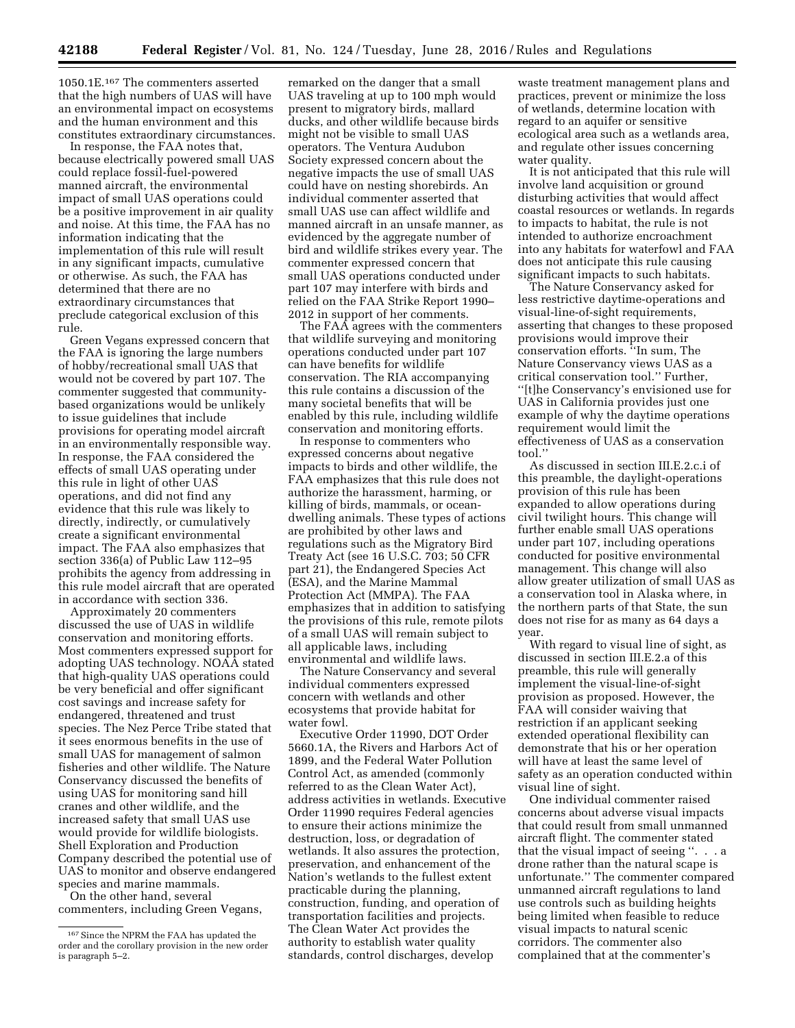1050.1E.[167] The commenters asserted that the high numbers of UAS will have an environmental impact on ecosystems and the human environment and this constitutes extraordinary circumstances.

In response, the FAA notes that, because electrically powered small UAS could replace fossil-fuel-powered manned aircraft, the environmental impact of small UAS operations could be a positive improvement in air quality and noise. At this time, the FAA has no information indicating that the implementation of this rule will result in any significant impacts, cumulative or otherwise. As such, the FAA has determined that there are no extraordinary circumstances that preclude categorical exclusion of this rule.

Green Vegans expressed concern that the FAA is ignoring the large numbers of hobby/recreational small UAS that would not be covered by part 107. The commenter suggested that community-based organizations would be unlikely to issue guidelines that include provisions for operating model aircraft in an environmentally responsible way. In response, the FAA considered the effects of small UAS operating under this rule in light of other UAS operations, and did not find any evidence that this rule was likely to directly, indirectly, or cumulatively create a significant environmental impact. The FAA also emphasizes that section 336(a) of Public Law 112–95 prohibits the agency from addressing in this rule model aircraft that are operated in accordance with section 336.

Approximately 20 commenters discussed the use of UAS in wildlife conservation and monitoring efforts. Most commenters expressed support for adopting UAS technology. NOAA stated that high-quality UAS operations could be very beneficial and offer significant cost savings and increase safety for endangered, threatened and trust species. The Nez Perce Tribe stated that it sees enormous benefits in the use of small UAS for management of salmon fisheries and other wildlife. The Nature Conservancy discussed the benefits of using UAS for monitoring sand hill cranes and other wildlife, and the increased safety that small UAS use would provide for wildlife biologists. Shell Exploration and Production Company described the potential use of UAS to monitor and observe endangered species and marine mammals.

On the other hand, several commenters, including Green Vegans, remarked on the danger that a small UAS traveling at up to 100 mph would present to migratory birds, mallard ducks, and other wildlife because birds might not be visible to small UAS operators. The Ventura Audubon Society expressed concern about the negative impacts the use of small UAS could have on nesting shorebirds. An individual commenter asserted that small UAS use can affect wildlife and manned aircraft in an unsafe manner, as evidenced by the aggregate number of bird and wildlife strikes every year. The commenter expressed concern that small UAS operations conducted under part 107 may interfere with birds and relied on the FAA Strike Report 1990–2012 in support of her comments.

The FAA agrees with the commenters that wildlife surveying and monitoring operations conducted under part 107 can have benefits for wildlife conservation. The RIA accompanying this rule contains a discussion of the many societal benefits that will be enabled by this rule, including wildlife conservation and monitoring efforts.

In response to commenters who expressed concerns about negative impacts to birds and other wildlife, the FAA emphasizes that this rule does not authorize the harassment, harming, or killing of birds, mammals, or ocean-dwelling animals. These types of actions are prohibited by other laws and regulations such as the Migratory Bird Treaty Act (see 16 U.S.C. 703; 50 CFR part 21), the Endangered Species Act (ESA), and the Marine Mammal Protection Act (MMPA). The FAA emphasizes that in addition to satisfying the provisions of this rule, remote pilots of a small UAS will remain subject to all applicable laws, including environmental and wildlife laws.

The Nature Conservancy and several individual commenters expressed concern with wetlands and other ecosystems that provide habitat for water fowl.

Executive Order 11990, DOT Order 5660.1A, the Rivers and Harbors Act of 1899, and the Federal Water Pollution Control Act, as amended (commonly referred to as the Clean Water Act), address activities in wetlands. Executive Order 11990 requires Federal agencies to ensure their actions minimize the destruction, loss, or degradation of wetlands. It also assures the protection, preservation, and enhancement of the Nation's wetlands to the fullest extent practicable during the planning, construction, funding, and operation of transportation facilities and projects. The Clean Water Act provides the authority to establish water quality standards, control discharges, develop waste treatment management plans and practices, prevent or minimize the loss of wetlands, determine location with regard to an aquifer or sensitive ecological area such as a wetlands area, and regulate other issues concerning water quality.

It is not anticipated that this rule will involve land acquisition or ground disturbing activities that would affect coastal resources or wetlands. In regards to impacts to habitat, the rule is not intended to authorize encroachment into any habitats for waterfowl and FAA does not anticipate this rule causing significant impacts to such habitats.

The Nature Conservancy asked for less restrictive daytime-operations and visual-line-of-sight requirements, asserting that changes to these proposed provisions would improve their conservation efforts. "In sum, The Nature Conservancy views UAS as a critical conservation tool." Further, "[t]he Conservancy's envisioned use for UAS in California provides just one example of why the daytime operations requirement would limit the effectiveness of UAS as a conservation tool."

As discussed in section III.E.2.c.i of this preamble, the daylight-operations provision of this rule has been expanded to allow operations during civil twilight hours. This change will further enable small UAS operations under part 107, including operations conducted for positive environmental management. This change will also allow greater utilization of small UAS as a conservation tool in Alaska where, in the northern parts of that State, the sun does not rise for as many as 64 days a year.

With regard to visual line of sight, as discussed in section III.E.2.a of this preamble, this rule will generally implement the visual-line-of-sight provision as proposed. However, the FAA will consider waiving that restriction if an applicant seeking extended operational flexibility can demonstrate that his or her operation will have at least the same level of safety as an operation conducted within visual line of sight.

One individual commenter raised concerns about adverse visual impacts that could result from small unmanned aircraft flight. The commenter stated that the visual impact of seeing ". . . a drone rather than the natural scape is unfortunate." The commenter compared unmanned aircraft regulations to land use controls such as building heights being limited when feasible to reduce visual impacts to natural scenic corridors. The commenter also complained that at the commenter's

[167] Since the NPRM the FAA has updated the order and the corollary provision in the new order is paragraph 5–2.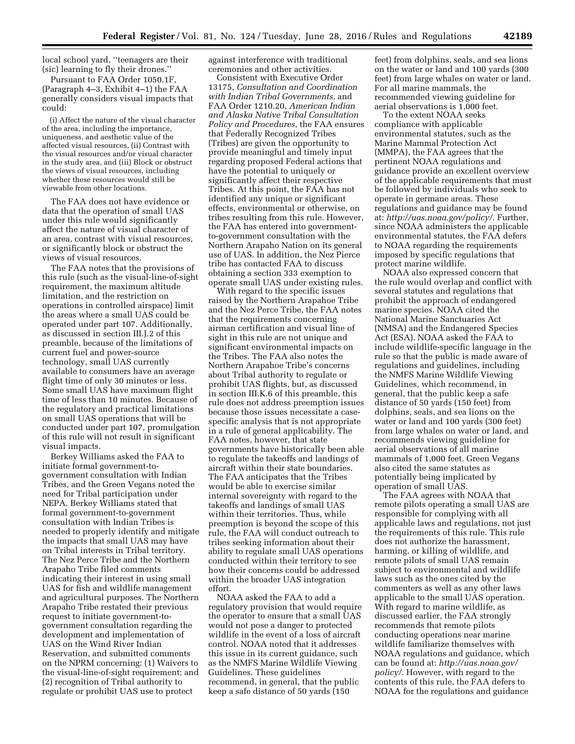local school yard, ''teenagers are their (sic) learning to fly their drones.''

Pursuant to FAA Order 1050.1F, (Paragraph 4–3, Exhibit 4–1) the FAA generally considers visual impacts that could:

> (i) Affect the nature of the visual character of the area, including the importance, uniqueness, and aesthetic value of the affected visual resources, (ii) Contrast with the visual resources and/or visual character in the study area, and (iii) Block or obstruct the views of visual resources, including whether these resources would still be viewable from other locations.

The FAA does not have evidence or data that the operation of small UAS under this rule would significantly affect the nature of visual character of an area, contrast with visual resources, or significantly block or obstruct the views of visual resources.

The FAA notes that the provisions of this rule (such as the visual-line-of-sight requirement, the maximum altitude limitation, and the restriction on operations in controlled airspace) limit the areas where a small UAS could be operated under part 107. Additionally, as discussed in section III.J.2 of this preamble, because of the limitations of current fuel and power-source technology, small UAS currently available to consumers have an average flight time of only 30 minutes or less. Some small UAS have maximum flight time of less than 10 minutes. Because of the regulatory and practical limitations on small UAS operations that will be conducted under part 107, promulgation of this rule will not result in significant visual impacts.

Berkey Williams asked the FAA to initiate formal government-to-government consultation with Indian Tribes, and the Green Vegans noted the need for Tribal participation under NEPA. Berkey Williams stated that formal government-to-government consultation with Indian Tribes is needed to properly identify and mitigate the impacts that small UAS may have on Tribal interests in Tribal territory. The Nez Perce Tribe and the Northern Arapaho Tribe filed comments indicating their interest in using small UAS for fish and wildlife management and agricultural purposes. The Northern Arapaho Tribe restated their previous request to initiate government-to-government consultation regarding the development and implementation of UAS on the Wind River Indian Reservation, and submitted comments on the NPRM concerning: (1) Waivers to the visual-line-of-sight requirement; and (2) recognition of Tribal authority to regulate or prohibit UAS use to protect against interference with traditional ceremonies and other activities.

Consistent with Executive Order 13175, *Consultation and Coordination with Indian Tribal Governments,* and FAA Order 1210.20, *American Indian and Alaska Native Tribal Consultation Policy and Procedures,* the FAA ensures that Federally Recognized Tribes (Tribes) are given the opportunity to provide meaningful and timely input regarding proposed Federal actions that have the potential to uniquely or significantly affect their respective Tribes. At this point, the FAA has not identified any unique or significant effects, environmental or otherwise, on tribes resulting from this rule. However, the FAA has entered into government-to-government consultation with the Northern Arapaho Nation on its general use of UAS. In addition, the Nez Pierce tribe has contacted FAA to discuss obtaining a section 333 exemption to operate small UAS under existing rules.

With regard to the specific issues raised by the Northern Arapahoe Tribe and the Nez Perce Tribe, the FAA notes that the requirements concerning airman certification and visual line of sight in this rule are not unique and significant environmental impacts on the Tribes. The FAA also notes the Northern Arapahoe Tribe's concerns about Tribal authority to regulate or prohibit UAS flights, but, as discussed in section III.K.6 of this preamble, this rule does not address preemption issues because those issues necessitate a case-specific analysis that is not appropriate in a rule of general applicability. The FAA notes, however, that state governments have historically been able to regulate the takeoffs and landings of aircraft within their state boundaries. The FAA anticipates that the Tribes would be able to exercise similar internal sovereignty with regard to the takeoffs and landings of small UAS within their territories. Thus, while preemption is beyond the scope of this rule, the FAA will conduct outreach to tribes seeking information about their ability to regulate small UAS operations conducted within their territory to see how their concerns could be addressed within the broader UAS integration effort.

NOAA asked the FAA to add a regulatory provision that would require the operator to ensure that a small UAS would not pose a danger to protected wildlife in the event of a loss of aircraft control. NOAA noted that it addresses this issue in its current guidance, such as the NMFS Marine Wildlife Viewing Guidelines. These guidelines recommend, in general, that the public keep a safe distance of 50 yards (150 feet) from dolphins, seals, and sea lions on the water or land and 100 yards (300 feet) from large whales on water or land. For all marine mammals, the recommended viewing guideline for aerial observations is 1,000 feet.

To the extent NOAA seeks compliance with applicable environmental statutes, such as the Marine Mammal Protection Act (MMPA), the FAA agrees that the pertinent NOAA regulations and guidance provide an excellent overview of the applicable requirements that must be followed by individuals who seek to operate in germane areas. These regulations and guidance may be found at: *http://uas.noaa.gov/policy/*. Further, since NOAA administers the applicable environmental statutes, the FAA defers to NOAA regarding the requirements imposed by specific regulations that protect marine wildlife.

NOAA also expressed concern that the rule would overlap and conflict with several statutes and regulations that prohibit the approach of endangered marine species. NOAA cited the National Marine Sanctuaries Act (NMSA) and the Endangered Species Act (ESA). NOAA asked the FAA to include wildlife-specific language in the rule so that the public is made aware of regulations and guidelines, including the NMFS Marine Wildlife Viewing Guidelines, which recommend, in general, that the public keep a safe distance of 50 yards (150 feet) from dolphins, seals, and sea lions on the water or land and 100 yards (300 feet) from large whales on water or land, and recommends viewing guideline for aerial observations of all marine mammals of 1,000 feet. Green Vegans also cited the same statutes as potentially being implicated by operation of small UAS.

The FAA agrees with NOAA that remote pilots operating a small UAS are responsible for complying with all applicable laws and regulations, not just the requirements of this rule. This rule does not authorize the harassment, harming, or killing of wildlife, and remote pilots of small UAS remain subject to environmental and wildlife laws such as the ones cited by the commenters as well as any other laws applicable to the small UAS operation. With regard to marine wildlife, as discussed earlier, the FAA strongly recommends that remote pilots conducting operations near marine wildlife familiarize themselves with NOAA regulations and guidance, which can be found at: *http://uas.noaa.gov/policy/*. However, with regard to the contents of this rule, the FAA defers to NOAA for the regulations and guidance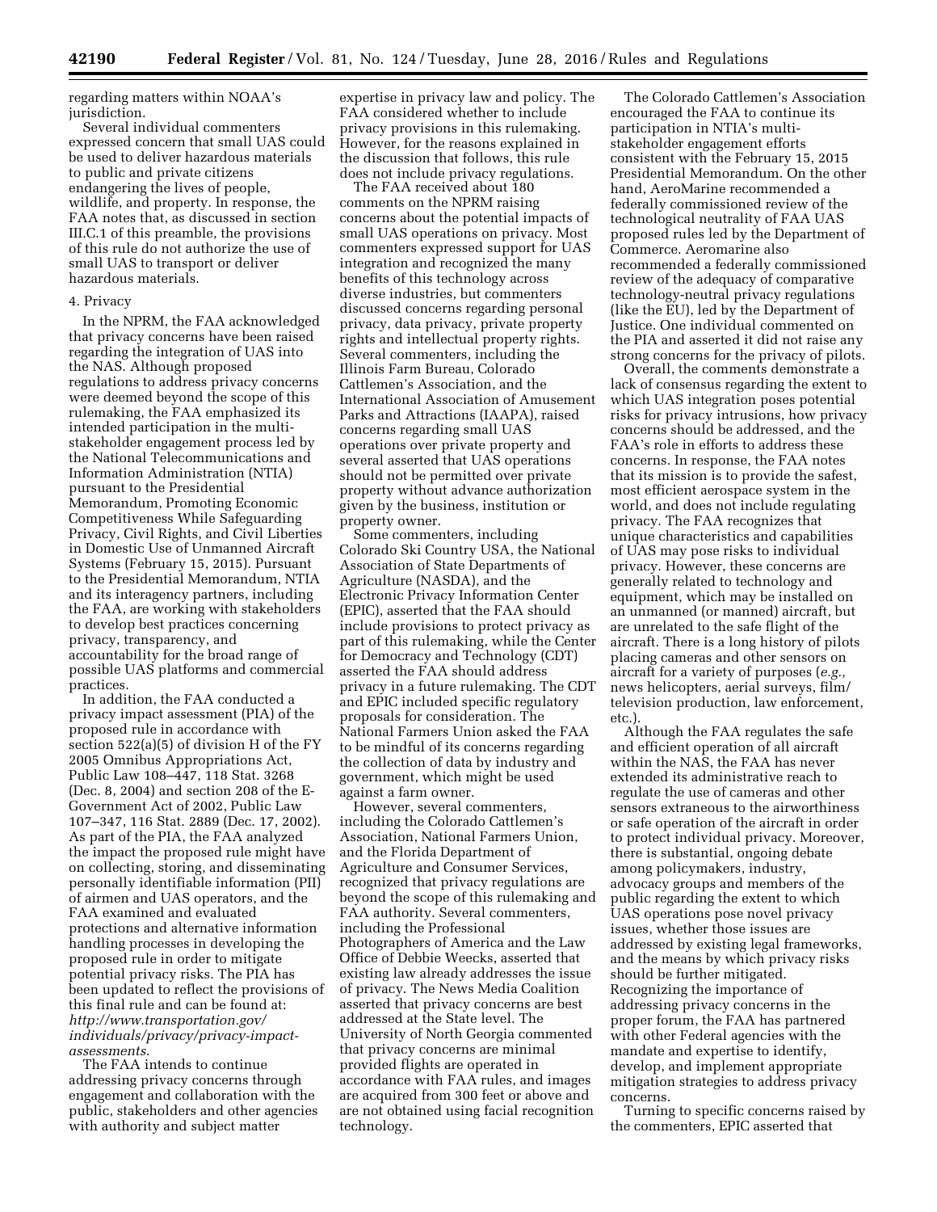regarding matters within NOAA's jurisdiction.

Several individual commenters expressed concern that small UAS could be used to deliver hazardous materials to public and private citizens endangering the lives of people, wildlife, and property. In response, the FAA notes that, as discussed in section III.C.1 of this preamble, the provisions of this rule do not authorize the use of small UAS to transport or deliver hazardous materials.

4. Privacy

In the NPRM, the FAA acknowledged that privacy concerns have been raised regarding the integration of UAS into the NAS. Although proposed regulations to address privacy concerns were deemed beyond the scope of this rulemaking, the FAA emphasized its intended participation in the multi-stakeholder engagement process led by the National Telecommunications and Information Administration (NTIA) pursuant to the Presidential Memorandum, Promoting Economic Competitiveness While Safeguarding Privacy, Civil Rights, and Civil Liberties in Domestic Use of Unmanned Aircraft Systems (February 15, 2015). Pursuant to the Presidential Memorandum, NTIA and its interagency partners, including the FAA, are working with stakeholders to develop best practices concerning privacy, transparency, and accountability for the broad range of possible UAS platforms and commercial practices.

In addition, the FAA conducted a privacy impact assessment (PIA) of the proposed rule in accordance with section 522(a)(5) of division H of the FY 2005 Omnibus Appropriations Act, Public Law 108–447, 118 Stat. 3268 (Dec. 8, 2004) and section 208 of the E-Government Act of 2002, Public Law 107–347, 116 Stat. 2889 (Dec. 17, 2002). As part of the PIA, the FAA analyzed the impact the proposed rule might have on collecting, storing, and disseminating personally identifiable information (PII) of airmen and UAS operators, and the FAA examined and evaluated protections and alternative information handling processes in developing the proposed rule in order to mitigate potential privacy risks. The PIA has been updated to reflect the provisions of this final rule and can be found at: *http://www.transportation.gov/individuals/privacy/privacy-impact-assessments*.

The FAA intends to continue addressing privacy concerns through engagement and collaboration with the public, stakeholders and other agencies with authority and subject matter expertise in privacy law and policy. The FAA considered whether to include privacy provisions in this rulemaking. However, for the reasons explained in the discussion that follows, this rule does not include privacy regulations.

The FAA received about 180 comments on the NPRM raising concerns about the potential impacts of small UAS operations on privacy. Most commenters expressed support for UAS integration and recognized the many benefits of this technology across diverse industries, but commenters discussed concerns regarding personal privacy, data privacy, private property rights and intellectual property rights. Several commenters, including the Illinois Farm Bureau, Colorado Cattlemen's Association, and the International Association of Amusement Parks and Attractions (IAAPA), raised concerns regarding small UAS operations over private property and several asserted that UAS operations should not be permitted over private property without advance authorization given by the business, institution or property owner.

Some commenters, including Colorado Ski Country USA, the National Association of State Departments of Agriculture (NASDA), and the Electronic Privacy Information Center (EPIC), asserted that the FAA should include provisions to protect privacy as part of this rulemaking, while the Center for Democracy and Technology (CDT) asserted the FAA should address privacy in a future rulemaking. The CDT and EPIC included specific regulatory proposals for consideration. The National Farmers Union asked the FAA to be mindful of its concerns regarding the collection of data by industry and government, which might be used against a farm owner.

However, several commenters, including the Colorado Cattlemen's Association, National Farmers Union, and the Florida Department of Agriculture and Consumer Services, recognized that privacy regulations are beyond the scope of this rulemaking and FAA authority. Several commenters, including the Professional Photographers of America and the Law Office of Debbie Weecks, asserted that existing law already addresses the issue of privacy. The News Media Coalition asserted that privacy concerns are best addressed at the State level. The University of North Georgia commented that privacy concerns are minimal provided flights are operated in accordance with FAA rules, and images are acquired from 300 feet or above and are not obtained using facial recognition technology.

The Colorado Cattlemen's Association encouraged the FAA to continue its participation in NTIA's multi-stakeholder engagement efforts consistent with the February 15, 2015 Presidential Memorandum. On the other hand, AeroMarine recommended a federally commissioned review of the technological neutrality of FAA UAS proposed rules led by the Department of Commerce. Aeromarine also recommended a federally commissioned review of the adequacy of comparative technology-neutral privacy regulations (like the EU), led by the Department of Justice. One individual commented on the PIA and asserted it did not raise any strong concerns for the privacy of pilots.

Overall, the comments demonstrate a lack of consensus regarding the extent to which UAS integration poses potential risks for privacy intrusions, how privacy concerns should be addressed, and the FAA's role in efforts to address these concerns. In response, the FAA notes that its mission is to provide the safest, most efficient aerospace system in the world, and does not include regulating privacy. The FAA recognizes that unique characteristics and capabilities of UAS may pose risks to individual privacy. However, these concerns are generally related to technology and equipment, which may be installed on an unmanned (or manned) aircraft, but are unrelated to the safe flight of the aircraft. There is a long history of pilots placing cameras and other sensors on aircraft for a variety of purposes (*e.g.,* news helicopters, aerial surveys, film/television production, law enforcement, etc.).

Although the FAA regulates the safe and efficient operation of all aircraft within the NAS, the FAA has never extended its administrative reach to regulate the use of cameras and other sensors extraneous to the airworthiness or safe operation of the aircraft in order to protect individual privacy. Moreover, there is substantial, ongoing debate among policymakers, industry, advocacy groups and members of the public regarding the extent to which UAS operations pose novel privacy issues, whether those issues are addressed by existing legal frameworks, and the means by which privacy risks should be further mitigated. Recognizing the importance of addressing privacy concerns in the proper forum, the FAA has partnered with other Federal agencies with the mandate and expertise to identify, develop, and implement appropriate mitigation strategies to address privacy concerns.

Turning to specific concerns raised by the commenters, EPIC asserted that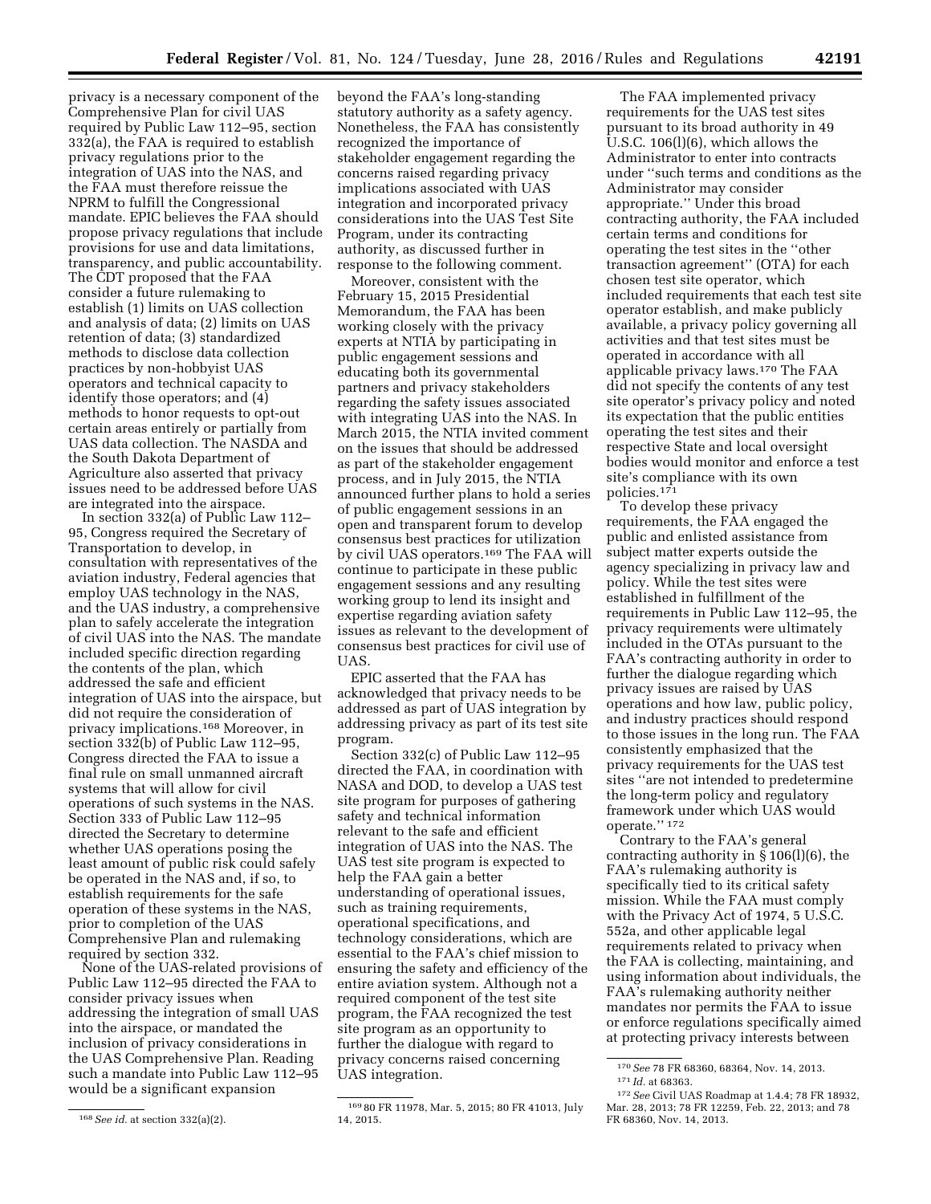privacy is a necessary component of the Comprehensive Plan for civil UAS required by Public Law 112–95, section 332(a), the FAA is required to establish privacy regulations prior to the integration of UAS into the NAS, and the FAA must therefore reissue the NPRM to fulfill the Congressional mandate. EPIC believes the FAA should propose privacy regulations that include provisions for use and data limitations, transparency, and public accountability. The CDT proposed that the FAA consider a future rulemaking to establish (1) limits on UAS collection and analysis of data; (2) limits on UAS retention of data; (3) standardized methods to disclose data collection practices by non-hobbyist UAS operators and technical capacity to identify those operators; and (4) methods to honor requests to opt-out certain areas entirely or partially from UAS data collection. The NASDA and the South Dakota Department of Agriculture also asserted that privacy issues need to be addressed before UAS are integrated into the airspace.

In section 332(a) of Public Law 112–95, Congress required the Secretary of Transportation to develop, in consultation with representatives of the aviation industry, Federal agencies that employ UAS technology in the NAS, and the UAS industry, a comprehensive plan to safely accelerate the integration of civil UAS into the NAS. The mandate included specific direction regarding the contents of the plan, which addressed the safe and efficient integration of UAS into the airspace, but did not require the consideration of privacy implications.[168] Moreover, in section 332(b) of Public Law 112–95, Congress directed the FAA to issue a final rule on small unmanned aircraft systems that will allow for civil operations of such systems in the NAS. Section 333 of Public Law 112–95 directed the Secretary to determine whether UAS operations posing the least amount of public risk could safely be operated in the NAS and, if so, to establish requirements for the safe operation of these systems in the NAS, prior to completion of the UAS Comprehensive Plan and rulemaking required by section 332.

None of the UAS-related provisions of Public Law 112–95 directed the FAA to consider privacy issues when addressing the integration of small UAS into the airspace, or mandated the inclusion of privacy considerations in the UAS Comprehensive Plan. Reading such a mandate into Public Law 112–95 would be a significant expansion beyond the FAA's long-standing statutory authority as a safety agency. Nonetheless, the FAA has consistently recognized the importance of stakeholder engagement regarding the concerns raised regarding privacy implications associated with UAS integration and incorporated privacy considerations into the UAS Test Site Program, under its contracting authority, as discussed further in response to the following comment.

Moreover, consistent with the February 15, 2015 Presidential Memorandum, the FAA has been working closely with the privacy experts at NTIA by participating in public engagement sessions and educating both its governmental partners and privacy stakeholders regarding the safety issues associated with integrating UAS into the NAS. In March 2015, the NTIA invited comment on the issues that should be addressed as part of the stakeholder engagement process, and in July 2015, the NTIA announced further plans to hold a series of public engagement sessions in an open and transparent forum to develop consensus best practices for utilization by civil UAS operators.[169] The FAA will continue to participate in these public engagement sessions and any resulting working group to lend its insight and expertise regarding aviation safety issues as relevant to the development of consensus best practices for civil use of UAS.

EPIC asserted that the FAA has acknowledged that privacy needs to be addressed as part of UAS integration by addressing privacy as part of its test site program.

Section 332(c) of Public Law 112–95 directed the FAA, in coordination with NASA and DOD, to develop a UAS test site program for purposes of gathering safety and technical information relevant to the safe and efficient integration of UAS into the NAS. The UAS test site program is expected to help the FAA gain a better understanding of operational issues, such as training requirements, operational specifications, and technology considerations, which are essential to the FAA's chief mission to ensuring the safety and efficiency of the entire aviation system. Although not a required component of the test site program, the FAA recognized the test site program as an opportunity to further the dialogue with regard to privacy concerns raised concerning UAS integration.

The FAA implemented privacy requirements for the UAS test sites pursuant to its broad authority in 49 U.S.C. 106(l)(6), which allows the Administrator to enter into contracts under "such terms and conditions as the Administrator may consider appropriate." Under this broad contracting authority, the FAA included certain terms and conditions for operating the test sites in the "other transaction agreement" (OTA) for each chosen test site operator, which included requirements that each test site operator establish, and make publicly available, a privacy policy governing all activities and that test sites must be operated in accordance with all applicable privacy laws.[170] The FAA did not specify the contents of any test site operator's privacy policy and noted its expectation that the public entities operating the test sites and their respective State and local oversight bodies would monitor and enforce a test site's compliance with its own policies.[171]

To develop these privacy requirements, the FAA engaged the public and enlisted assistance from subject matter experts outside the agency specializing in privacy law and policy. While the test sites were established in fulfillment of the requirements in Public Law 112–95, the privacy requirements were ultimately included in the OTAs pursuant to the FAA's contracting authority in order to further the dialogue regarding which privacy issues are raised by UAS operations and how law, public policy, and industry practices should respond to those issues in the long run. The FAA consistently emphasized that the privacy requirements for the UAS test sites "are not intended to predetermine the long-term policy and regulatory framework under which UAS would operate." [172]

Contrary to the FAA's general contracting authority in § 106(l)(6), the FAA's rulemaking authority is specifically tied to its critical safety mission. While the FAA must comply with the Privacy Act of 1974, 5 U.S.C. 552a, and other applicable legal requirements related to privacy when the FAA is collecting, maintaining, and using information about individuals, the FAA's rulemaking authority neither mandates nor permits the FAA to issue or enforce regulations specifically aimed at protecting privacy interests between

---

[168] *See id.* at section 332(a)(2).

[169] 80 FR 11978, Mar. 5, 2015; 80 FR 41013, July 14, 2015.

[170] *See* 78 FR 68360, 68364, Nov. 14, 2013.

[171] *Id.* at 68363.

[172] *See* Civil UAS Roadmap at 1.4.4; 78 FR 18932, Mar. 28, 2013; 78 FR 12259, Feb. 22, 2013; and 78 FR 68360, Nov. 14, 2013.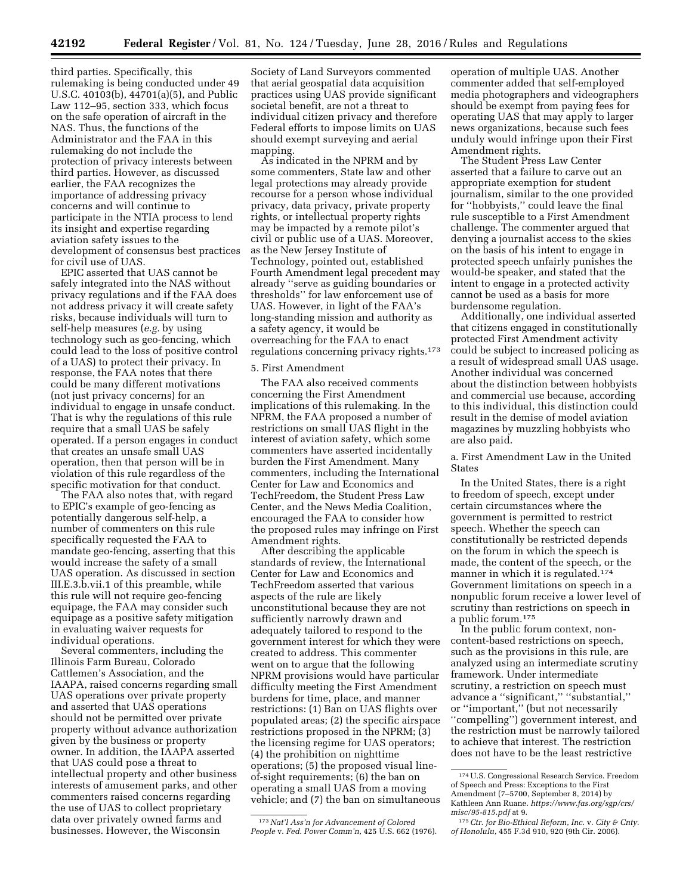third parties. Specifically, this rulemaking is being conducted under 49 U.S.C. 40103(b), 44701(a)(5), and Public Law 112–95, section 333, which focus on the safe operation of aircraft in the NAS. Thus, the functions of the Administrator and the FAA in this rulemaking do not include the protection of privacy interests between third parties. However, as discussed earlier, the FAA recognizes the importance of addressing privacy concerns and will continue to participate in the NTIA process to lend its insight and expertise regarding aviation safety issues to the development of consensus best practices for civil use of UAS.

EPIC asserted that UAS cannot be safely integrated into the NAS without privacy regulations and if the FAA does not address privacy it will create safety risks, because individuals will turn to self-help measures (*e.g.* by using technology such as geo-fencing, which could lead to the loss of positive control of a UAS) to protect their privacy. In response, the FAA notes that there could be many different motivations (not just privacy concerns) for an individual to engage in unsafe conduct. That is why the regulations of this rule require that a small UAS be safely operated. If a person engages in conduct that creates an unsafe small UAS operation, then that person will be in violation of this rule regardless of the specific motivation for that conduct.

The FAA also notes that, with regard to EPIC's example of geo-fencing as potentially dangerous self-help, a number of commenters on this rule specifically requested the FAA to mandate geo-fencing, asserting that this would increase the safety of a small UAS operation. As discussed in section III.E.3.b.vii.1 of this preamble, while this rule will not require geo-fencing equipage, the FAA may consider such equipage as a positive safety mitigation in evaluating waiver requests for individual operations.

Several commenters, including the Illinois Farm Bureau, Colorado Cattlemen's Association, and the IAAPA, raised concerns regarding small UAS operations over private property and asserted that UAS operations should not be permitted over private property without advance authorization given by the business or property owner. In addition, the IAAPA asserted that UAS could pose a threat to intellectual property and other business interests of amusement parks, and other commenters raised concerns regarding the use of UAS to collect proprietary data over privately owned farms and businesses. However, the Wisconsin Society of Land Surveyors commented that aerial geospatial data acquisition practices using UAS provide significant societal benefit, are not a threat to individual citizen privacy and therefore Federal efforts to impose limits on UAS should exempt surveying and aerial mapping.

As indicated in the NPRM and by some commenters, State law and other legal protections may already provide recourse for a person whose individual privacy, data privacy, private property rights, or intellectual property rights may be impacted by a remote pilot's civil or public use of a UAS. Moreover, as the New Jersey Institute of Technology, pointed out, established Fourth Amendment legal precedent may already "serve as guiding boundaries or thresholds" for law enforcement use of UAS. However, in light of the FAA's long-standing mission and authority as a safety agency, it would be overreaching for the FAA to enact regulations concerning privacy rights.[173]

5. First Amendment

The FAA also received comments concerning the First Amendment implications of this rulemaking. In the NPRM, the FAA proposed a number of restrictions on small UAS flight in the interest of aviation safety, which some commenters have asserted incidentally burden the First Amendment. Many commenters, including the International Center for Law and Economics and TechFreedom, the Student Press Law Center, and the News Media Coalition, encouraged the FAA to consider how the proposed rules may infringe on First Amendment rights.

After describing the applicable standards of review, the International Center for Law and Economics and TechFreedom asserted that various aspects of the rule are likely unconstitutional because they are not sufficiently narrowly drawn and adequately tailored to respond to the government interest for which they were created to address. This commenter went on to argue that the following NPRM provisions would have particular difficulty meeting the First Amendment burdens for time, place, and manner restrictions: (1) Ban on UAS flights over populated areas; (2) the specific airspace restrictions proposed in the NPRM; (3) the licensing regime for UAS operators; (4) the prohibition on nighttime operations; (5) the proposed visual line-of-sight requirements; (6) the ban on operating a small UAS from a moving vehicle; and (7) the ban on simultaneous operation of multiple UAS. Another commenter added that self-employed media photographers and videographers should be exempt from paying fees for operating UAS that may apply to larger news organizations, because such fees unduly would infringe upon their First Amendment rights.

The Student Press Law Center asserted that a failure to carve out an appropriate exemption for student journalism, similar to the one provided for "hobbyists," could leave the final rule susceptible to a First Amendment challenge. The commenter argued that denying a journalist access to the skies on the basis of his intent to engage in protected speech unfairly punishes the would-be speaker, and stated that the intent to engage in a protected activity cannot be used as a basis for more burdensome regulation.

Additionally, one individual asserted that citizens engaged in constitutionally protected First Amendment activity could be subject to increased policing as a result of widespread small UAS usage. Another individual was concerned about the distinction between hobbyists and commercial use because, according to this individual, this distinction could result in the demise of model aviation magazines by muzzling hobbyists who are also paid.

a. First Amendment Law in the United States

In the United States, there is a right to freedom of speech, except under certain circumstances where the government is permitted to restrict speech. Whether the speech can constitutionally be restricted depends on the forum in which the speech is made, the content of the speech, or the manner in which it is regulated.[174] Government limitations on speech in a nonpublic forum receive a lower level of scrutiny than restrictions on speech in a public forum.[175]

In the public forum context, non-content-based restrictions on speech, such as the provisions in this rule, are analyzed using an intermediate scrutiny framework. Under intermediate scrutiny, a restriction on speech must advance a "significant," "substantial," or "important," (but not necessarily "compelling") government interest, and the restriction must be narrowly tailored to achieve that interest. The restriction does not have to be the least restrictive

[173] *Nat'l Ass'n for Advancement of Colored People* v. *Fed. Power Comm'n*, 425 U.S. 662 (1976).

[174] U.S. Congressional Research Service. Freedom of Speech and Press: Exceptions to the First Amendment (7–5700, September 8, 2014) by Kathleen Ann Ruane. *https://www.fas.org/sgp/crs/misc/95-815.pdf* at 9.

[175] *Ctr. for Bio-Ethical Reform, Inc.* v. *City & Cnty. of Honolulu*, 455 F.3d 910, 920 (9th Cir. 2006).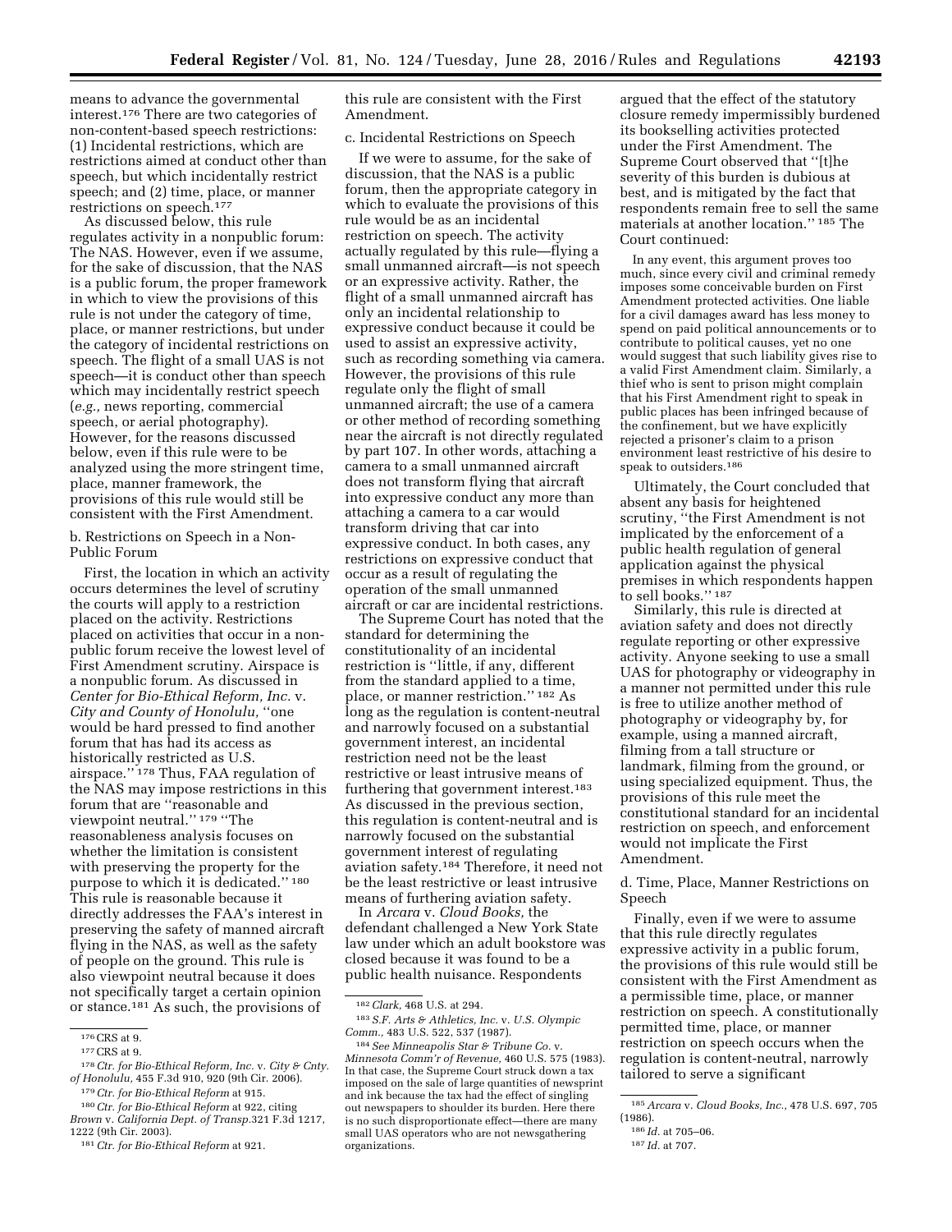means to advance the governmental interest.[176] There are two categories of non-content-based speech restrictions: (1) Incidental restrictions, which are restrictions aimed at conduct other than speech, but which incidentally restrict speech; and (2) time, place, or manner restrictions on speech.[177]

As discussed below, this rule regulates activity in a nonpublic forum: The NAS. However, even if we assume, for the sake of discussion, that the NAS is a public forum, the proper framework in which to view the provisions of this rule is not under the category of time, place, or manner restrictions, but under the category of incidental restrictions on speech. The flight of a small UAS is not speech—it is conduct other than speech which may incidentally restrict speech (*e.g.,* news reporting, commercial speech, or aerial photography). However, for the reasons discussed below, even if this rule were to be analyzed using the more stringent time, place, manner framework, the provisions of this rule would still be consistent with the First Amendment.

b. Restrictions on Speech in a Non-Public Forum

First, the location in which an activity occurs determines the level of scrutiny the courts will apply to a restriction placed on the activity. Restrictions placed on activities that occur in a non-public forum receive the lowest level of First Amendment scrutiny. Airspace is a nonpublic forum. As discussed in *Center for Bio-Ethical Reform, Inc.* v. *City and County of Honolulu,* "one would be hard pressed to find another forum that has had its access as historically restricted as U.S. airspace."[178] Thus, FAA regulation of the NAS may impose restrictions in this forum that are "reasonable and viewpoint neutral."[179] "The reasonableness analysis focuses on whether the limitation is consistent with preserving the property for the purpose to which it is dedicated."[180] This rule is reasonable because it directly addresses the FAA's interest in preserving the safety of manned aircraft flying in the NAS, as well as the safety of people on the ground. This rule is also viewpoint neutral because it does not specifically target a certain opinion or stance.[181] As such, the provisions of this rule are consistent with the First Amendment.

c. Incidental Restrictions on Speech

If we were to assume, for the sake of discussion, that the NAS is a public forum, then the appropriate category in which to evaluate the provisions of this rule would be as an incidental restriction on speech. The activity actually regulated by this rule—flying a small unmanned aircraft—is not speech or an expressive activity. Rather, the flight of a small unmanned aircraft has only an incidental relationship to expressive conduct because it could be used to assist an expressive activity, such as recording something via camera. However, the provisions of this rule regulate only the flight of small unmanned aircraft; the use of a camera or other method of recording something near the aircraft is not directly regulated by part 107. In other words, attaching a camera to a small unmanned aircraft does not transform flying that aircraft into expressive conduct any more than attaching a camera to a car would transform driving that car into expressive conduct. In both cases, any restrictions on expressive conduct that occur as a result of regulating the operation of the small unmanned aircraft or car are incidental restrictions.

The Supreme Court has noted that the standard for determining the constitutionality of an incidental restriction is "little, if any, different from the standard applied to a time, place, or manner restriction."[182] As long as the regulation is content-neutral and narrowly focused on a substantial government interest, an incidental restriction need not be the least restrictive or least intrusive means of furthering that government interest.[183] As discussed in the previous section, this regulation is content-neutral and is narrowly focused on the substantial government interest of regulating aviation safety.[184] Therefore, it need not be the least restrictive or least intrusive means of furthering aviation safety.

In *Arcara* v. *Cloud Books,* the defendant challenged a New York State law under which an adult bookstore was closed because it was found to be a public health nuisance. Respondents argued that the effect of the statutory closure remedy impermissibly burdened its bookselling activities protected under the First Amendment. The Supreme Court observed that "[t]he severity of this burden is dubious at best, and is mitigated by the fact that respondents remain free to sell the same materials at another location."[185] The Court continued:

> In any event, this argument proves too much, since every civil and criminal remedy imposes some conceivable burden on First Amendment protected activities. One liable for a civil damages award has less money to spend on paid political announcements or to contribute to political causes, yet no one would suggest that such liability gives rise to a valid First Amendment claim. Similarly, a thief who is sent to prison might complain that his First Amendment right to speak in public places has been infringed because of the confinement, but we have explicitly rejected a prisoner's claim to a prison environment least restrictive of his desire to speak to outsiders.[186]

Ultimately, the Court concluded that absent any basis for heightened scrutiny, "the First Amendment is not implicated by the enforcement of a public health regulation of general application against the physical premises in which respondents happen to sell books."[187]

Similarly, this rule is directed at aviation safety and does not directly regulate reporting or other expressive activity. Anyone seeking to use a small UAS for photography or videography in a manner not permitted under this rule is free to utilize another method of photography or videography by, for example, using a manned aircraft, filming from a tall structure or landmark, filming from the ground, or using specialized equipment. Thus, the provisions of this rule meet the constitutional standard for an incidental restriction on speech, and enforcement would not implicate the First Amendment.

d. Time, Place, Manner Restrictions on Speech

Finally, even if we were to assume that this rule directly regulates expressive activity in a public forum, the provisions of this rule would still be consistent with the First Amendment as a permissible time, place, or manner restriction on speech. A constitutionally permitted time, place, or manner restriction on speech occurs when the regulation is content-neutral, narrowly tailored to serve a significant

---

[176] CRS at 9.

[177] CRS at 9.

[178] *Ctr. for Bio-Ethical Reform, Inc.* v. *City & Cnty. of Honolulu,* 455 F.3d 910, 920 (9th Cir. 2006).

[179] *Ctr. for Bio-Ethical Reform* at 915.

[180] *Ctr. for Bio-Ethical Reform* at 922, citing *Brown* v. *California Dept. of Transp.*321 F.3d 1217, 1222 (9th Cir. 2003).

[181] *Ctr. for Bio-Ethical Reform* at 921.

[182] *Clark,* 468 U.S. at 294.

[183] *S.F. Arts & Athletics, Inc.* v. *U.S. Olympic Comm.,* 483 U.S. 522, 537 (1987).

[184] *See Minneapolis Star & Tribune Co.* v. *Minnesota Comm'r of Revenue,* 460 U.S. 575 (1983). In that case, the Supreme Court struck down a tax imposed on the sale of large quantities of newsprint and ink because the tax had the effect of singling out newspapers to shoulder its burden. Here there is no such disproportionate effect—there are many small UAS operators who are not newsgathering organizations.

[185] *Arcara* v. *Cloud Books, Inc.,* 478 U.S. 697, 705 (1986).

[186] *Id.* at 705–06.

[187] *Id.* at 707.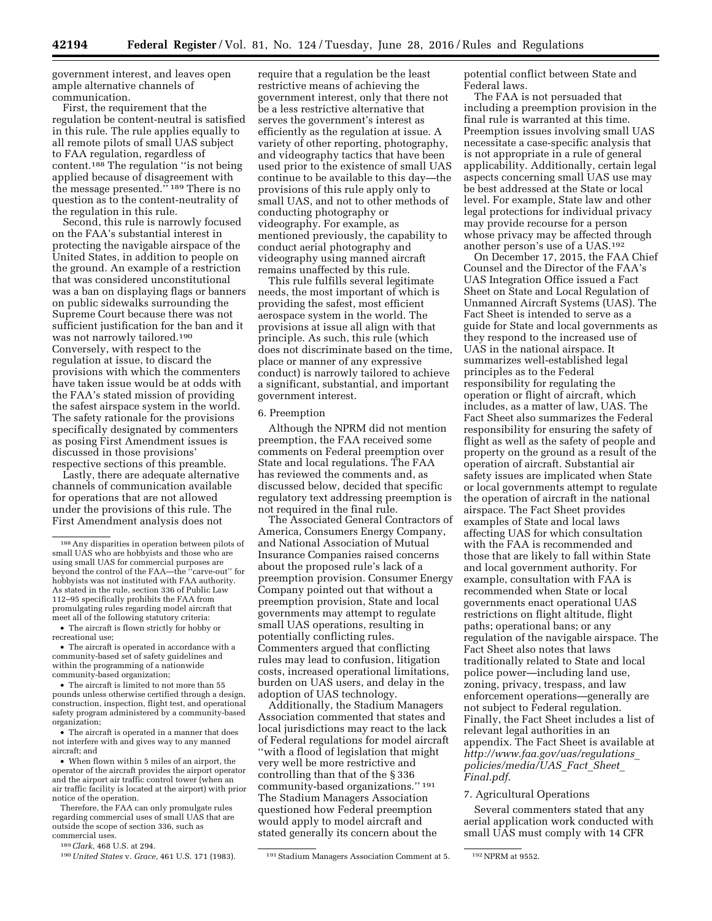government interest, and leaves open ample alternative channels of communication.

First, the requirement that the regulation be content-neutral is satisfied in this rule. The rule applies equally to all remote pilots of small UAS subject to FAA regulation, regardless of content.[188] The regulation ''is not being applied because of disagreement with the message presented.'' [189] There is no question as to the content-neutrality of the regulation in this rule.

Second, this rule is narrowly focused on the FAA's substantial interest in protecting the navigable airspace of the United States, in addition to people on the ground. An example of a restriction that was considered unconstitutional was a ban on displaying flags or banners on public sidewalks surrounding the Supreme Court because there was not sufficient justification for the ban and it was not narrowly tailored.[190] Conversely, with respect to the regulation at issue, to discard the provisions with which the commenters have taken issue would be at odds with the FAA's stated mission of providing the safest airspace system in the world. The safety rationale for the provisions specifically designated by commenters as posing First Amendment issues is discussed in those provisions' respective sections of this preamble.

Lastly, there are adequate alternative channels of communication available for operations that are not allowed under the provisions of this rule. The First Amendment analysis does not require that a regulation be the least restrictive means of achieving the government interest, only that there not be a less restrictive alternative that serves the government's interest as efficiently as the regulation at issue. A variety of other reporting, photography, and videography tactics that have been used prior to the existence of small UAS continue to be available to this day—the provisions of this rule apply only to small UAS, and not to other methods of conducting photography or videography. For example, as mentioned previously, the capability to conduct aerial photography and videography using manned aircraft remains unaffected by this rule.

This rule fulfills several legitimate needs, the most important of which is providing the safest, most efficient aerospace system in the world. The provisions at issue all align with that principle. As such, this rule (which does not discriminate based on the time, place or manner of any expressive conduct) is narrowly tailored to achieve a significant, substantial, and important government interest.

6. Preemption

Although the NPRM did not mention preemption, the FAA received some comments on Federal preemption over State and local regulations. The FAA has reviewed the comments and, as discussed below, decided that specific regulatory text addressing preemption is not required in the final rule.

The Associated General Contractors of America, Consumers Energy Company, and National Association of Mutual Insurance Companies raised concerns about the proposed rule's lack of a preemption provision. Consumer Energy Company pointed out that without a preemption provision, State and local governments may attempt to regulate small UAS operations, resulting in potentially conflicting rules. Commenters argued that conflicting rules may lead to confusion, litigation costs, increased operational limitations, burden on UAS users, and delay in the adoption of UAS technology.

Additionally, the Stadium Managers Association commented that states and local jurisdictions may react to the lack of Federal regulations for model aircraft ''with a flood of legislation that might very well be more restrictive and controlling than that of the § 336 community-based organizations.'' [191] The Stadium Managers Association questioned how Federal preemption would apply to model aircraft and stated generally its concern about the potential conflict between State and Federal laws.

The FAA is not persuaded that including a preemption provision in the final rule is warranted at this time. Preemption issues involving small UAS necessitate a case-specific analysis that is not appropriate in a rule of general applicability. Additionally, certain legal aspects concerning small UAS use may be best addressed at the State or local level. For example, State law and other legal protections for individual privacy may provide recourse for a person whose privacy may be affected through another person's use of a UAS.[192]

On December 17, 2015, the FAA Chief Counsel and the Director of the FAA's UAS Integration Office issued a Fact Sheet on State and Local Regulation of Unmanned Aircraft Systems (UAS). The Fact Sheet is intended to serve as a guide for State and local governments as they respond to the increased use of UAS in the national airspace. It summarizes well-established legal principles as to the Federal responsibility for regulating the operation or flight of aircraft, which includes, as a matter of law, UAS. The Fact Sheet also summarizes the Federal responsibility for ensuring the safety of flight as well as the safety of people and property on the ground as a result of the operation of aircraft. Substantial air safety issues are implicated when State or local governments attempt to regulate the operation of aircraft in the national airspace. The Fact Sheet provides examples of State and local laws affecting UAS for which consultation with the FAA is recommended and those that are likely to fall within State and local government authority. For example, consultation with FAA is recommended when State or local governments enact operational UAS restrictions on flight altitude, flight paths; operational bans; or any regulation of the navigable airspace. The Fact Sheet also notes that laws traditionally related to State and local police power—including land use, zoning, privacy, trespass, and law enforcement operations—generally are not subject to Federal regulation. Finally, the Fact Sheet includes a list of relevant legal authorities in an appendix. The Fact Sheet is available at *http://www.faa.gov/uas/regulations_policies/media/UAS_Fact_Sheet_Final.pdf*.

7. Agricultural Operations

Several commenters stated that any aerial application work conducted with small UAS must comply with 14 CFR

---

[188] Any disparities in operation between pilots of small UAS who are hobbyists and those who are using small UAS for commercial purposes are beyond the control of the FAA—the ''carve-out'' for hobbyists was not instituted with FAA authority. As stated in the rule, section 336 of Public Law 112–95 specifically prohibits the FAA from promulgating rules regarding model aircraft that meet all of the following statutory criteria:

- The aircraft is flown strictly for hobby or recreational use;
- The aircraft is operated in accordance with a community-based set of safety guidelines and within the programming of a nationwide community-based organization;
- The aircraft is limited to not more than 55 pounds unless otherwise certified through a design, construction, inspection, flight test, and operational safety program administered by a community-based organization;
- The aircraft is operated in a manner that does not interfere with and gives way to any manned aircraft; and
- When flown within 5 miles of an airport, the operator of the aircraft provides the airport operator and the airport air traffic control tower (when an air traffic facility is located at the airport) with prior notice of the operation.

Therefore, the FAA can only promulgate rules regarding commercial uses of small UAS that are outside the scope of section 336, such as commercial uses.

[189] *Clark,* 468 U.S. at 294.

[190] *United States* v. *Grace,* 461 U.S. 171 (1983).

[191] Stadium Managers Association Comment at 5.

[192] NPRM at 9552.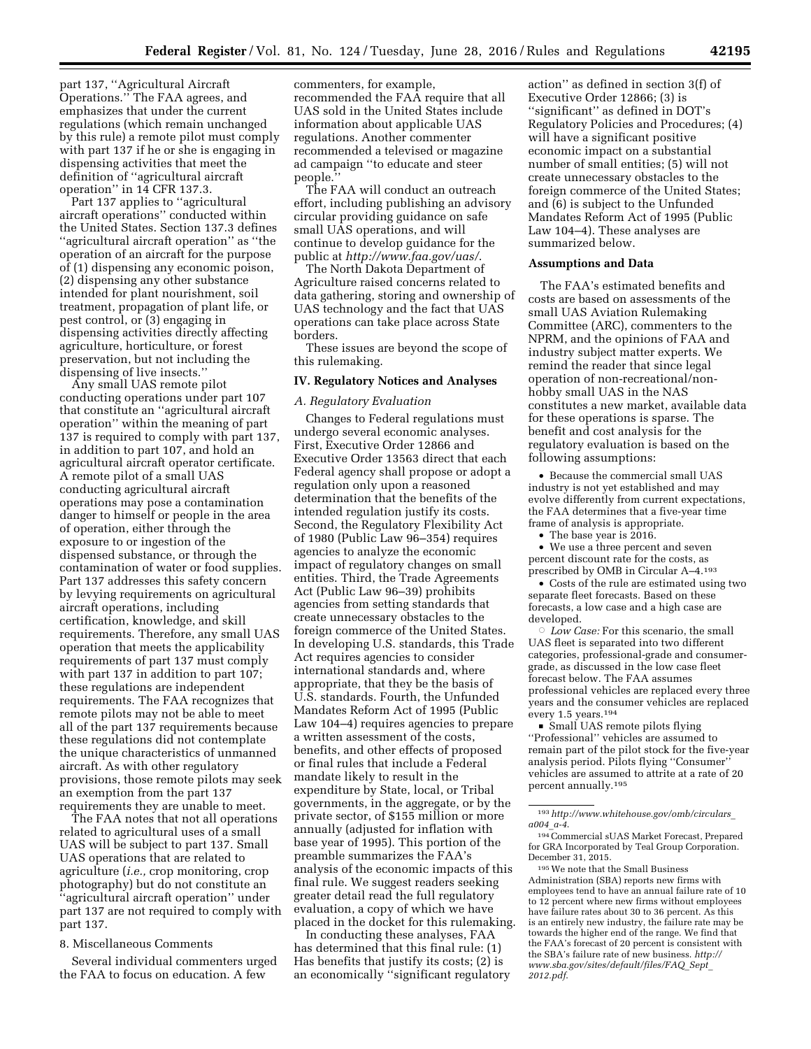part 137, ''Agricultural Aircraft Operations.'' The FAA agrees, and emphasizes that under the current regulations (which remain unchanged by this rule) a remote pilot must comply with part 137 if he or she is engaging in dispensing activities that meet the definition of ''agricultural aircraft operation'' in 14 CFR 137.3.

Part 137 applies to ''agricultural aircraft operations'' conducted within the United States. Section 137.3 defines ''agricultural aircraft operation'' as ''the operation of an aircraft for the purpose of (1) dispensing any economic poison, (2) dispensing any other substance intended for plant nourishment, soil treatment, propagation of plant life, or pest control, or (3) engaging in dispensing activities directly affecting agriculture, horticulture, or forest preservation, but not including the dispensing of live insects.''

Any small UAS remote pilot conducting operations under part 107 that constitute an ''agricultural aircraft operation'' within the meaning of part 137 is required to comply with part 137, in addition to part 107, and hold an agricultural aircraft operator certificate. A remote pilot of a small UAS conducting agricultural aircraft operations may pose a contamination danger to himself or people in the area of operation, either through the exposure to or ingestion of the dispensed substance, or through the contamination of water or food supplies. Part 137 addresses this safety concern by levying requirements on agricultural aircraft operations, including certification, knowledge, and skill requirements. Therefore, any small UAS operation that meets the applicability requirements of part 137 must comply with part 137 in addition to part 107; these regulations are independent requirements. The FAA recognizes that remote pilots may not be able to meet all of the part 137 requirements because these regulations did not contemplate the unique characteristics of unmanned aircraft. As with other regulatory provisions, those remote pilots may seek an exemption from the part 137 requirements they are unable to meet.

The FAA notes that not all operations related to agricultural uses of a small UAS will be subject to part 137. Small UAS operations that are related to agriculture (*i.e.,* crop monitoring, crop photography) but do not constitute an ''agricultural aircraft operation'' under part 137 are not required to comply with part 137.

8. Miscellaneous Comments

Several individual commenters urged the FAA to focus on education. A few commenters, for example, recommended the FAA require that all UAS sold in the United States include information about applicable UAS regulations. Another commenter recommended a televised or magazine ad campaign ''to educate and steer people.''

The FAA will conduct an outreach effort, including publishing an advisory circular providing guidance on safe small UAS operations, and will continue to develop guidance for the public at *http://www.faa.gov/uas/*.

The North Dakota Department of Agriculture raised concerns related to data gathering, storing and ownership of UAS technology and the fact that UAS operations can take place across State borders.

These issues are beyond the scope of this rulemaking.

## IV. Regulatory Notices and Analyses

### *A. Regulatory Evaluation*

Changes to Federal regulations must undergo several economic analyses. First, Executive Order 12866 and Executive Order 13563 direct that each Federal agency shall propose or adopt a regulation only upon a reasoned determination that the benefits of the intended regulation justify its costs. Second, the Regulatory Flexibility Act of 1980 (Public Law 96–354) requires agencies to analyze the economic impact of regulatory changes on small entities. Third, the Trade Agreements Act (Public Law 96–39) prohibits agencies from setting standards that create unnecessary obstacles to the foreign commerce of the United States. In developing U.S. standards, this Trade Act requires agencies to consider international standards and, where appropriate, that they be the basis of U.S. standards. Fourth, the Unfunded Mandates Reform Act of 1995 (Public Law 104–4) requires agencies to prepare a written assessment of the costs, benefits, and other effects of proposed or final rules that include a Federal mandate likely to result in the expenditure by State, local, or Tribal governments, in the aggregate, or by the private sector, of $155 million or more annually (adjusted for inflation with base year of 1995). This portion of the preamble summarizes the FAA's analysis of the economic impacts of this final rule. We suggest readers seeking greater detail read the full regulatory evaluation, a copy of which we have placed in the docket for this rulemaking.

In conducting these analyses, FAA has determined that this final rule: (1) Has benefits that justify its costs; (2) is an economically ''significant regulatory action'' as defined in section 3(f) of Executive Order 12866; (3) is ''significant'' as defined in DOT's Regulatory Policies and Procedures; (4) will have a significant positive economic impact on a substantial number of small entities; (5) will not create unnecessary obstacles to the foreign commerce of the United States; and (6) is subject to the Unfunded Mandates Reform Act of 1995 (Public Law 104–4). These analyses are summarized below.

#### Assumptions and Data

The FAA's estimated benefits and costs are based on assessments of the small UAS Aviation Rulemaking Committee (ARC), commenters to the NPRM, and the opinions of FAA and industry subject matter experts. We remind the reader that since legal operation of non-recreational/non-hobby small UAS in the NAS constitutes a new market, available data for these operations is sparse. The benefit and cost analysis for the regulatory evaluation is based on the following assumptions:

- Because the commercial small UAS industry is not yet established and may evolve differently from current expectations, the FAA determines that a five-year time frame of analysis is appropriate.
- The base year is 2016.
- We use a three percent and seven percent discount rate for the costs, as prescribed by OMB in Circular A–4.[193]
- Costs of the rule are estimated using two separate fleet forecasts. Based on these forecasts, a low case and a high case are developed.
  - *Low Case:* For this scenario, the small UAS fleet is separated into two different categories, professional-grade and consumer-grade, as discussed in the low case fleet forecast below. The FAA assumes professional vehicles are replaced every three years and the consumer vehicles are replaced every 1.5 years.[194]
    - Small UAS remote pilots flying ''Professional'' vehicles are assumed to remain part of the pilot stock for the five-year analysis period. Pilots flying ''Consumer'' vehicles are assumed to attrite at a rate of 20 percent annually.[195]

---

[193] *http://www.whitehouse.gov/omb/circulars_a004_a-4*.

[194] Commercial sUAS Market Forecast, Prepared for GRA Incorporated by Teal Group Corporation. December 31, 2015.

[195] We note that the Small Business Administration (SBA) reports new firms with employees tend to have an annual failure rate of 10 to 12 percent where new firms without employees have failure rates about 30 to 36 percent. As this is an entirely new industry, the failure rate may be towards the higher end of the range. We find that the FAA's forecast of 20 percent is consistent with the SBA's failure rate of new business. *http://www.sba.gov/sites/default/files/FAQ_Sept_2012.pdf*.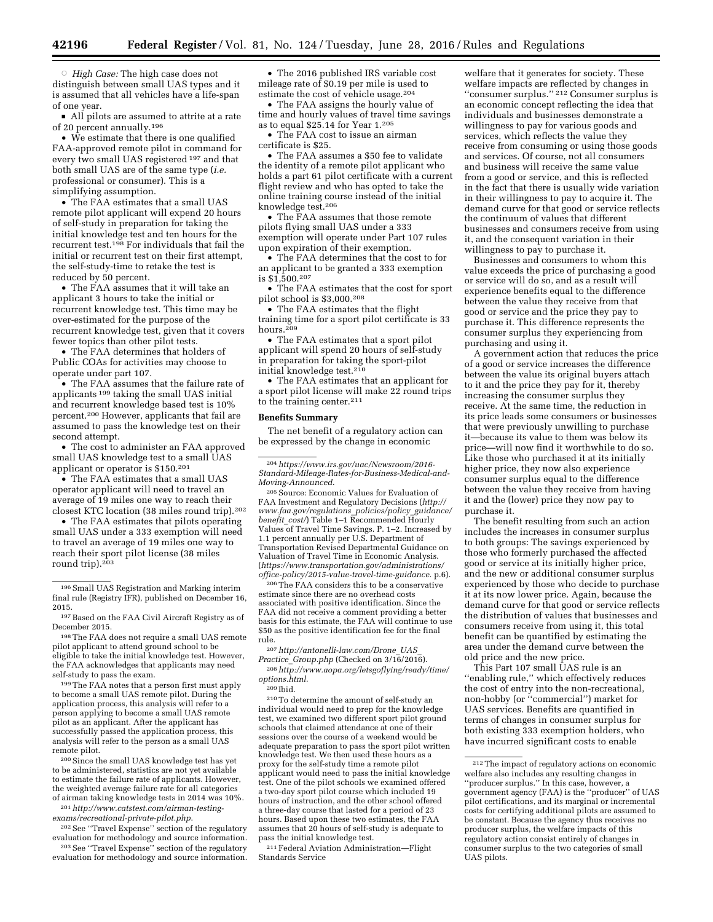○ *High Case:* The high case does not distinguish between small UAS types and it is assumed that all vehicles have a life-span of one year.

■ All pilots are assumed to attrite at a rate of 20 percent annually.[196]

• We estimate that there is one qualified FAA-approved remote pilot in command for every two small UAS registered [197] and that both small UAS are of the same type (*i.e.* professional or consumer). This is a simplifying assumption.

• The FAA estimates that a small UAS remote pilot applicant will expend 20 hours of self-study in preparation for taking the initial knowledge test and ten hours for the recurrent test.[198] For individuals that fail the initial or recurrent test on their first attempt, the self-study-time to retake the test is reduced by 50 percent.

• The FAA assumes that it will take an applicant 3 hours to take the initial or recurrent knowledge test. This time may be over-estimated for the purpose of the recurrent knowledge test, given that it covers fewer topics than other pilot tests.

• The FAA determines that holders of Public COAs for activities may choose to operate under part 107.

• The FAA assumes that the failure rate of applicants [199] taking the small UAS initial and recurrent knowledge based test is 10% percent.[200] However, applicants that fail are assumed to pass the knowledge test on their second attempt.

• The cost to administer an FAA approved small UAS knowledge test to a small UAS applicant or operator is $150.[201]

• The FAA estimates that a small UAS operator applicant will need to travel an average of 19 miles one way to reach their closest KTC location (38 miles round trip).[202]

• The FAA estimates that pilots operating small UAS under a 333 exemption will need to travel an average of 19 miles one way to reach their sport pilot license (38 miles round trip).[203]

• The 2016 published IRS variable cost mileage rate of $0.19 per mile is used to estimate the cost of vehicle usage.[204]

• The FAA assigns the hourly value of time and hourly values of travel time savings as to equal $25.14 for Year 1.[205]

• The FAA cost to issue an airman certificate is $25.

• The FAA assumes a $50 fee to validate the identity of a remote pilot applicant who holds a part 61 pilot certificate with a current flight review and who has opted to take the online training course instead of the initial knowledge test.[206]

• The FAA assumes that those remote pilots flying small UAS under a 333 exemption will operate under Part 107 rules upon expiration of their exemption.

• The FAA determines that the cost to for an applicant to be granted a 333 exemption is $1,500.[207]

• The FAA estimates that the cost for sport pilot school is $3,000.[208]

• The FAA estimates that the flight training time for a sport pilot certificate is 33 hours.[209]

• The FAA estimates that a sport pilot applicant will spend 20 hours of self-study in preparation for taking the sport-pilot initial knowledge test.[210]

• The FAA estimates that an applicant for a sport pilot license will make 22 round trips to the training center.[211]

**Benefits Summary**

The net benefit of a regulatory action can be expressed by the change in economic welfare that it generates for society. These welfare impacts are reflected by changes in "consumer surplus." [212] Consumer surplus is an economic concept reflecting the idea that individuals and businesses demonstrate a willingness to pay for various goods and services, which reflects the value they receive from consuming or using those goods and services. Of course, not all consumers and business will receive the same value from a good or service, and this is reflected in the fact that there is usually wide variation in their willingness to pay to acquire it. The demand curve for that good or service reflects the continuum of values that different businesses and consumers receive from using it, and the consequent variation in their willingness to pay to purchase it.

Businesses and consumers to whom this value exceeds the price of purchasing a good or service will do so, and as a result will experience benefits equal to the difference between the value they receive from that good or service and the price they pay to purchase it. This difference represents the consumer surplus they experiencing from purchasing and using it.

A government action that reduces the price of a good or service increases the difference between the value its original buyers attach to it and the price they pay for it, thereby increasing the consumer surplus they receive. At the same time, the reduction in its price leads some consumers or businesses that were previously unwilling to purchase it—because its value to them was below its price—will now find it worthwhile to do so. Like those who purchased it at its initially higher price, they now also experience consumer surplus equal to the difference between the value they receive from having it and the (lower) price they now pay to purchase it.

The benefit resulting from such an action includes the increases in consumer surplus to both groups: The savings experienced by those who formerly purchased the affected good or service at its initially higher price, and the new or additional consumer surplus experienced by those who decide to purchase it at its now lower price. Again, because the demand curve for that good or service reflects the distribution of values that businesses and consumers receive from using it, this total benefit can be quantified by estimating the area under the demand curve between the old price and the new price.

This Part 107 small UAS rule is an "enabling rule," which effectively reduces the cost of entry into the non-recreational, non-hobby (or "commercial") market for UAS services. Benefits are quantified in terms of changes in consumer surplus for both existing 333 exemption holders, who have incurred significant costs to enable

---

[196] Small UAS Registration and Marking interim final rule (Registry IFR), published on December 16, 2015.

[197] Based on the FAA Civil Aircraft Registry as of December 2015.

[198] The FAA does not require a small UAS remote pilot applicant to attend ground school to be eligible to take the initial knowledge test. However, the FAA acknowledges that applicants may need self-study to pass the exam.

[199] The FAA notes that a person first must apply to become a small UAS remote pilot. During the application process, this analysis will refer to a person applying to become a small UAS remote pilot as an applicant. After the applicant has successfully passed the application process, this analysis will refer to the person as a small UAS remote pilot.

[200] Since the small UAS knowledge test has yet to be administered, statistics are not yet available to estimate the failure rate of applicants. However, the weighted average failure rate for all categories of airman taking knowledge tests in 2014 was 10%.

[201] *http://www.catstest.com/airman-testing-exams/recreational-private-pilot.php.*

[202] See "Travel Expense" section of the regulatory evaluation for methodology and source information.

[203] See "Travel Expense" section of the regulatory evaluation for methodology and source information.

[204] *https://www.irs.gov/uac/Newsroom/2016-Standard-Mileage-Rates-for-Business-Medical-and-Moving-Announced.*

[205] Source: Economic Values for Evaluation of FAA Investment and Regulatory Decisions (*http://www.faa.gov/regulations_policies/policy_guidance/benefit_cost/*) Table 1–1 Recommended Hourly Values of Travel Time Savings. P. 1–2. Increased by 1.1 percent annually per U.S. Department of Transportation Revised Departmental Guidance on Valuation of Travel Time in Economic Analysis. (*https://www.transportation.gov/administrations/office-policy/2015-value-travel-time-guidance.* p.6).

[206] The FAA considers this to be a conservative estimate since there are no overhead costs associated with positive identification. Since the FAA did not receive a comment providing a better basis for this estimate, the FAA will continue to use $50 as the positive identification fee for the final rule.

[207] *http://antonelli-law.com/Drone_UAS_Practice_Group.php* (Checked on 3/16/2016).

[208] *http://www.aopa.org/letsgoflying/ready/time/options.html.*

[209] Ibid.

[210] To determine the amount of self-study an individual would need to prep for the knowledge test, we examined two different sport pilot ground schools that claimed attendance at one of their sessions over the course of a weekend would be adequate preparation to pass the sport pilot written knowledge test. We then used these hours as a proxy for the self-study time a remote pilot applicant would need to pass the initial knowledge test. One of the pilot schools we examined offered a two-day sport pilot course which included 19 hours of instruction, and the other school offered a three-day course that lasted for a period of 23 hours. Based upon these two estimates, the FAA assumes that 20 hours of self-study is adequate to pass the initial knowledge test.

[211] Federal Aviation Administration—Flight Standards Service

[212] The impact of regulatory actions on economic welfare also includes any resulting changes in "producer surplus." In this case, however, a government agency (FAA) is the "producer" of UAS pilot certifications, and its marginal or incremental costs for certifying additional pilots are assumed to be constant. Because the agency thus receives no producer surplus, the welfare impacts of this regulatory action consist entirely of changes in consumer surplus to the two categories of small UAS pilots.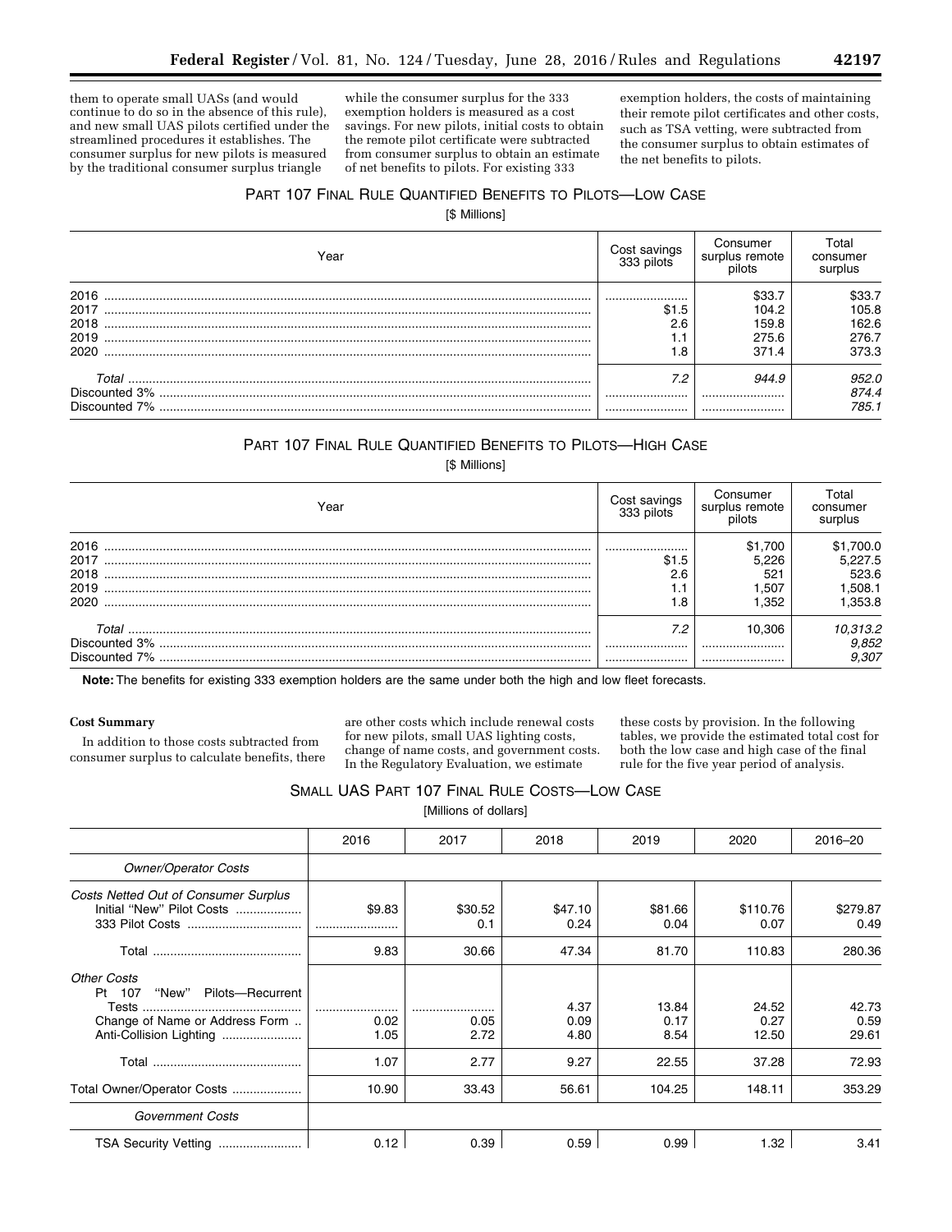them to operate small UASs (and would continue to do so in the absence of this rule), and new small UAS pilots certified under the streamlined procedures it establishes. The consumer surplus for new pilots is measured by the traditional consumer surplus triangle while the consumer surplus for the 333 exemption holders is measured as a cost savings. For new pilots, initial costs to obtain the remote pilot certificate were subtracted from consumer surplus to obtain an estimate of net benefits to pilots. For existing 333 exemption holders, the costs of maintaining their remote pilot certificates and other costs, such as TSA vetting, were subtracted from the consumer surplus to obtain estimates of the net benefits to pilots.

PART 107 FINAL RULE QUANTIFIED BENEFITS TO PILOTS—LOW CASE

[$ Millions]

| Year | Cost savings 333 pilots | Consumer surplus remote pilots | Total consumer surplus |
|---|---|---|---|
| 2016 | ........................ | $33.7 | $33.7 |
| 2017 | $1.5 | 104.2 | 105.8 |
| 2018 | 2.6 | 159.8 | 162.6 |
| 2019 | 1.1 | 275.6 | 276.7 |
| 2020 | 1.8 | 371.4 | 373.3 |
| *Total* | *7.2* | *944.9* | *952.0* |
| Discounted 3% | ........................ | ........................ | *874.4* |
| Discounted 7% | ........................ | ........................ | *785.1* |

PART 107 FINAL RULE QUANTIFIED BENEFITS TO PILOTS—HIGH CASE

[$ Millions]

| Year | Cost savings 333 pilots | Consumer surplus remote pilots | Total consumer surplus |
|---|---|---|---|
| 2016 | ........................ | $1,700 | $1,700.0 |
| 2017 | $1.5 | 5,226 | 5,227.5 |
| 2018 | 2.6 | 521 | 523.6 |
| 2019 | 1.1 | 1,507 | 1,508.1 |
| 2020 | 1.8 | 1,352 | 1,353.8 |
| *Total* | *7.2* | 10,306 | *10,313.2* |
| Discounted 3% | ........................ | ........................ | *9,852* |
| Discounted 7% | ........................ | ........................ | *9,307* |

**Note:** The benefits for existing 333 exemption holders are the same under both the high and low fleet forecasts.

**Cost Summary**

In addition to those costs subtracted from consumer surplus to calculate benefits, there are other costs which include renewal costs for new pilots, small UAS lighting costs, change of name costs, and government costs. In the Regulatory Evaluation, we estimate these costs by provision. In the following tables, we provide the estimated total cost for both the low case and high case of the final rule for the five year period of analysis.

SMALL UAS PART 107 FINAL RULE COSTS—LOW CASE

[Millions of dollars]

| | 2016 | 2017 | 2018 | 2019 | 2020 | 2016–20 |
|---|---|---|---|---|---|---|
| *Owner/Operator Costs* | | | | | | |
| *Costs Netted Out of Consumer Surplus* | | | | | | |
| Initial "New" Pilot Costs | $9.83 | $30.52 | $47.10 | $81.66 | $110.76 | $279.87 |
| 333 Pilot Costs | ........................ | 0.1 | 0.24 | 0.04 | 0.07 | 0.49 |
| Total | 9.83 | 30.66 | 47.34 | 81.70 | 110.83 | 280.36 |
| *Other Costs* | | | | | | |
| Pt 107 "New" Pilots—Recurrent Tests | ........................ | ........................ | 4.37 | 13.84 | 24.52 | 42.73 |
| Change of Name or Address Form | 0.02 | 0.05 | 0.09 | 0.17 | 0.27 | 0.59 |
| Anti-Collision Lighting | 1.05 | 2.72 | 4.80 | 8.54 | 12.50 | 29.61 |
| Total | 1.07 | 2.77 | 9.27 | 22.55 | 37.28 | 72.93 |
| Total Owner/Operator Costs | 10.90 | 33.43 | 56.61 | 104.25 | 148.11 | 353.29 |
| *Government Costs* | | | | | | |
| TSA Security Vetting | 0.12 | 0.39 | 0.59 | 0.99 | 1.32 | 3.41 |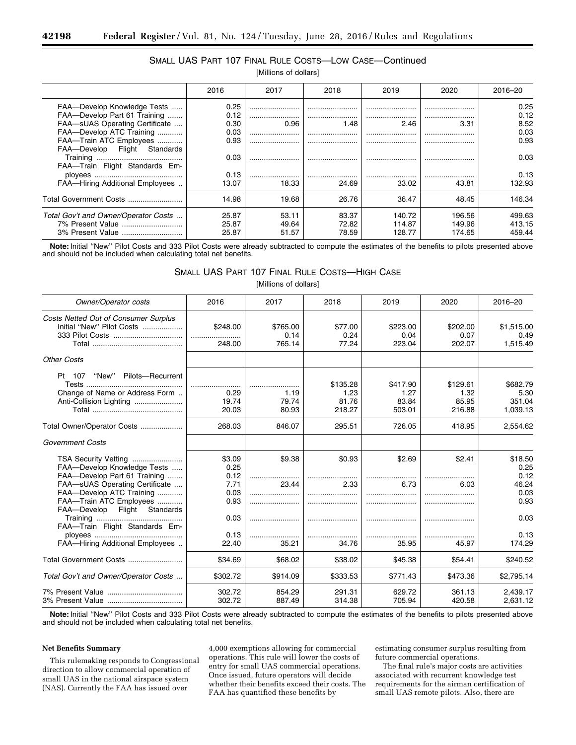SMALL UAS PART 107 FINAL RULE COSTS—LOW CASE—Continued

[Millions of dollars]

| | 2016 | 2017 | 2018 | 2019 | 2020 | 2016–20 |
|---|---|---|---|---|---|---|
| FAA—Develop Knowledge Tests | 0.25 | | | | | 0.25 |
| FAA—Develop Part 61 Training | 0.12 | | | | | 0.12 |
| FAA—sUAS Operating Certificate | 0.30 | 0.96 | 1.48 | 2.46 | 3.31 | 8.52 |
| FAA—Develop ATC Training | 0.03 | | | | | 0.03 |
| FAA—Train ATC Employees | 0.93 | | | | | 0.93 |
| FAA—Develop Flight Standards Training | 0.03 | | | | | 0.03 |
| FAA—Train Flight Standards Employees | 0.13 | | | | | 0.13 |
| FAA—Hiring Additional Employees | 13.07 | 18.33 | 24.69 | 33.02 | 43.81 | 132.93 |
| Total Government Costs | 14.98 | 19.68 | 26.76 | 36.47 | 48.45 | 146.34 |
| *Total Gov't and Owner/Operator Costs* | 25.87 | 53.11 | 83.37 | 140.72 | 196.56 | 499.63 |
| 7% Present Value | 25.87 | 49.64 | 72.82 | 114.87 | 149.96 | 413.15 |
| 3% Present Value | 25.87 | 51.57 | 78.59 | 128.77 | 174.65 | 459.44 |

**Note:** Initial "New" Pilot Costs and 333 Pilot Costs were already subtracted to compute the estimates of the benefits to pilots presented above and should not be included when calculating total net benefits.

SMALL UAS PART 107 FINAL RULE COSTS—HIGH CASE

[Millions of dollars]

| *Owner/Operator costs* | 2016 | 2017 | 2018 | 2019 | 2020 | 2016–20 |
|---|---|---|---|---|---|---|
| *Costs Netted Out of Consumer Surplus* | | | | | | |
| Initial "New" Pilot Costs | $248.00 | $765.00 | $77.00 | $223.00 | $202.00 | $1,515.00 |
| 333 Pilot Costs | | 0.14 | 0.24 | 0.04 | 0.07 | 0.49 |
| Total | 248.00 | 765.14 | 77.24 | 223.04 | 202.07 | 1,515.49 |
| *Other Costs* | | | | | | |
| Pt 107 "New" Pilots—Recurrent Tests | | | $135.28 | $417.90 | $129.61 | $682.79 |
| Change of Name or Address Form | 0.29 | 1.19 | 1.23 | 1.27 | 1.32 | 5.30 |
| Anti-Collision Lighting | 19.74 | 79.74 | 81.76 | 83.84 | 85.95 | 351.04 |
| Total | 20.03 | 80.93 | 218.27 | 503.01 | 216.88 | 1,039.13 |
| Total Owner/Operator Costs | 268.03 | 846.07 | 295.51 | 726.05 | 418.95 | 2,554.62 |
| *Government Costs* | | | | | | |
| TSA Security Vetting | $3.09 | $9.38 | $0.93 | $2.69 | $2.41 | $18.50 |
| FAA—Develop Knowledge Tests | 0.25 | | | | | 0.25 |
| FAA—Develop Part 61 Training | 0.12 | | | | | 0.12 |
| FAA—sUAS Operating Certificate | 7.71 | 23.44 | 2.33 | 6.73 | 6.03 | 46.24 |
| FAA—Develop ATC Training | 0.03 | | | | | 0.03 |
| FAA—Train ATC Employees | 0.93 | | | | | 0.93 |
| FAA—Develop Flight Standards Training | 0.03 | | | | | 0.03 |
| FAA—Train Flight Standards Employees | 0.13 | | | | | 0.13 |
| FAA—Hiring Additional Employees | 22.40 | 35.21 | 34.76 | 35.95 | 45.97 | 174.29 |
| Total Government Costs | $34.69 | $68.02 | $38.02 | $45.38 | $54.41 | $240.52 |
| *Total Gov't and Owner/Operator Costs* | $302.72 | $914.09 | $333.53 | $771.43 | $473.36 | $2,795.14 |
| 7% Present Value | 302.72 | 854.29 | 291.31 | 629.72 | 361.13 | 2,439.17 |
| 3% Present Value | 302.72 | 887.49 | 314.38 | 705.94 | 420.58 | 2,631.12 |

**Note:** Initial "New" Pilot Costs and 333 Pilot Costs were already subtracted to compute the estimates of the benefits to pilots presented above and should not be included when calculating total net benefits.

**Net Benefits Summary**

This rulemaking responds to Congressional direction to allow commercial operation of small UAS in the national airspace system (NAS). Currently the FAA has issued over 4,000 exemptions allowing for commercial operations. This rule will lower the costs of entry for small UAS commercial operations. Once issued, future operators will decide whether their benefits exceed their costs. The FAA has quantified these benefits by estimating consumer surplus resulting from future commercial operations.

The final rule's major costs are activities associated with recurrent knowledge test requirements for the airman certification of small UAS remote pilots. Also, there are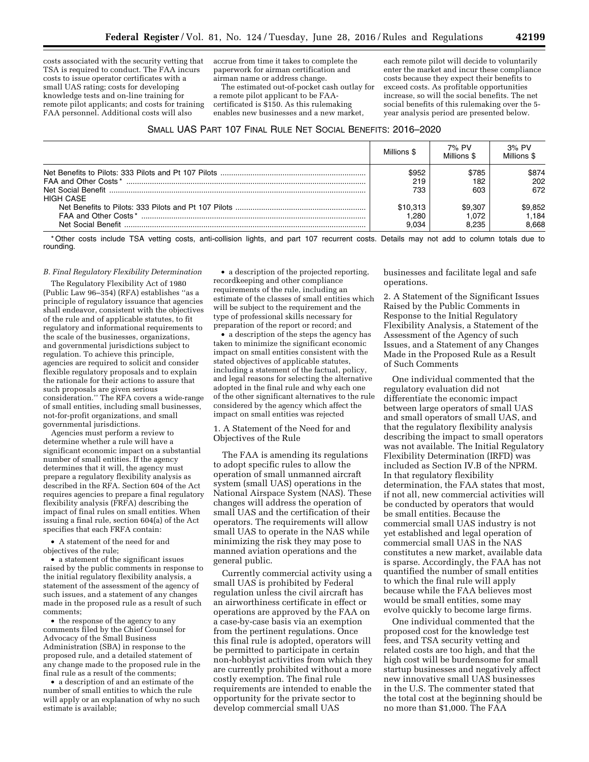costs associated with the security vetting that TSA is required to conduct. The FAA incurs costs to issue operator certificates with a small UAS rating; costs for developing knowledge tests and on-line training for remote pilot applicants; and costs for training FAA personnel. Additional costs will also accrue from time it takes to complete the paperwork for airman certification and airman name or address change.

The estimated out-of-pocket cash outlay for a remote pilot applicant to be FAA-certificated is $150. As this rulemaking enables new businesses and a new market, each remote pilot will decide to voluntarily enter the market and incur these compliance costs because they expect their benefits to exceed costs. As profitable opportunities increase, so will the social benefits. The net social benefits of this rulemaking over the 5-year analysis period are presented below.

SMALL UAS PART 107 FINAL RULE NET SOCIAL BENEFITS: 2016–2020

| | Millions $ | 7% PV Millions $ | 3% PV Millions $ |
|---|---|---|---|
| Net Benefits to Pilots: 333 Pilots and Pt 107 Pilots | $952 | $785 | $874 |
| FAA and Other Costs* | 219 | 182 | 202 |
| Net Social Benefit | 733 | 603 | 672 |
| HIGH CASE | | | |
| Net Benefits to Pilots: 333 Pilots and Pt 107 Pilots | $10,313 | $9,307 | $9,852 |
| FAA and Other Costs* | 1,280 | 1,072 | 1,184 |
| Net Social Benefit | 9,034 | 8,235 | 8,668 |

* Other costs include TSA vetting costs, anti-collision lights, and part 107 recurrent costs. Details may not add to column totals due to rounding.

*B. Final Regulatory Flexibility Determination*

The Regulatory Flexibility Act of 1980 (Public Law 96–354) (RFA) establishes "as a principle of regulatory issuance that agencies shall endeavor, consistent with the objectives of the rule and of applicable statutes, to fit regulatory and informational requirements to the scale of the businesses, organizations, and governmental jurisdictions subject to regulation. To achieve this principle, agencies are required to solicit and consider flexible regulatory proposals and to explain the rationale for their actions to assure that such proposals are given serious consideration." The RFA covers a wide-range of small entities, including small businesses, not-for-profit organizations, and small governmental jurisdictions.

Agencies must perform a review to determine whether a rule will have a significant economic impact on a substantial number of small entities. If the agency determines that it will, the agency must prepare a regulatory flexibility analysis as described in the RFA. Section 604 of the Act requires agencies to prepare a final regulatory flexibility analysis (FRFA) describing the impact of final rules on small entities. When issuing a final rule, section 604(a) of the Act specifies that each FRFA contain:

- A statement of the need for and objectives of the rule;
- a statement of the significant issues raised by the public comments in response to the initial regulatory flexibility analysis, a statement of the assessment of the agency of such issues, and a statement of any changes made in the proposed rule as a result of such comments;
- the response of the agency to any comments filed by the Chief Counsel for Advocacy of the Small Business Administration (SBA) in response to the proposed rule, and a detailed statement of any change made to the proposed rule in the final rule as a result of the comments;
- a description of and an estimate of the number of small entities to which the rule will apply or an explanation of why no such estimate is available;
- a description of the projected reporting, recordkeeping and other compliance requirements of the rule, including an estimate of the classes of small entities which will be subject to the requirement and the type of professional skills necessary for preparation of the report or record; and
- a description of the steps the agency has taken to minimize the significant economic impact on small entities consistent with the stated objectives of applicable statutes, including a statement of the factual, policy, and legal reasons for selecting the alternative adopted in the final rule and why each one of the other significant alternatives to the rule considered by the agency which affect the impact on small entities was rejected

1. A Statement of the Need for and Objectives of the Rule

The FAA is amending its regulations to adopt specific rules to allow the operation of small unmanned aircraft system (small UAS) operations in the National Airspace System (NAS). These changes will address the operation of small UAS and the certification of their operators. The requirements will allow small UAS to operate in the NAS while minimizing the risk they may pose to manned aviation operations and the general public.

Currently commercial activity using a small UAS is prohibited by Federal regulation unless the civil aircraft has an airworthiness certificate in effect or operations are approved by the FAA on a case-by-case basis via an exemption from the pertinent regulations. Once this final rule is adopted, operators will be permitted to participate in certain non-hobbyist activities from which they are currently prohibited without a more costly exemption. The final rule requirements are intended to enable the opportunity for the private sector to develop commercial small UAS businesses and facilitate legal and safe operations.

2. A Statement of the Significant Issues Raised by the Public Comments in Response to the Initial Regulatory Flexibility Analysis, a Statement of the Assessment of the Agency of such Issues, and a Statement of any Changes Made in the Proposed Rule as a Result of Such Comments

One individual commented that the regulatory evaluation did not differentiate the economic impact between large operators of small UAS and small operators of small UAS, and that the regulatory flexibility analysis describing the impact to small operators was not available. The Initial Regulatory Flexibility Determination (IRFD) was included as Section IV.B of the NPRM. In that regulatory flexibility determination, the FAA states that most, if not all, new commercial activities will be conducted by operators that would be small entities. Because the commercial small UAS industry is not yet established and legal operation of commercial small UAS in the NAS constitutes a new market, available data is sparse. Accordingly, the FAA has not quantified the number of small entities to which the final rule will apply because while the FAA believes most would be small entities, some may evolve quickly to become large firms.

One individual commented that the proposed cost for the knowledge test fees, and TSA security vetting and related costs are too high, and that the high cost will be burdensome for small startup businesses and negatively affect new innovative small UAS businesses in the U.S. The commenter stated that the total cost at the beginning should be no more than $1,000. The FAA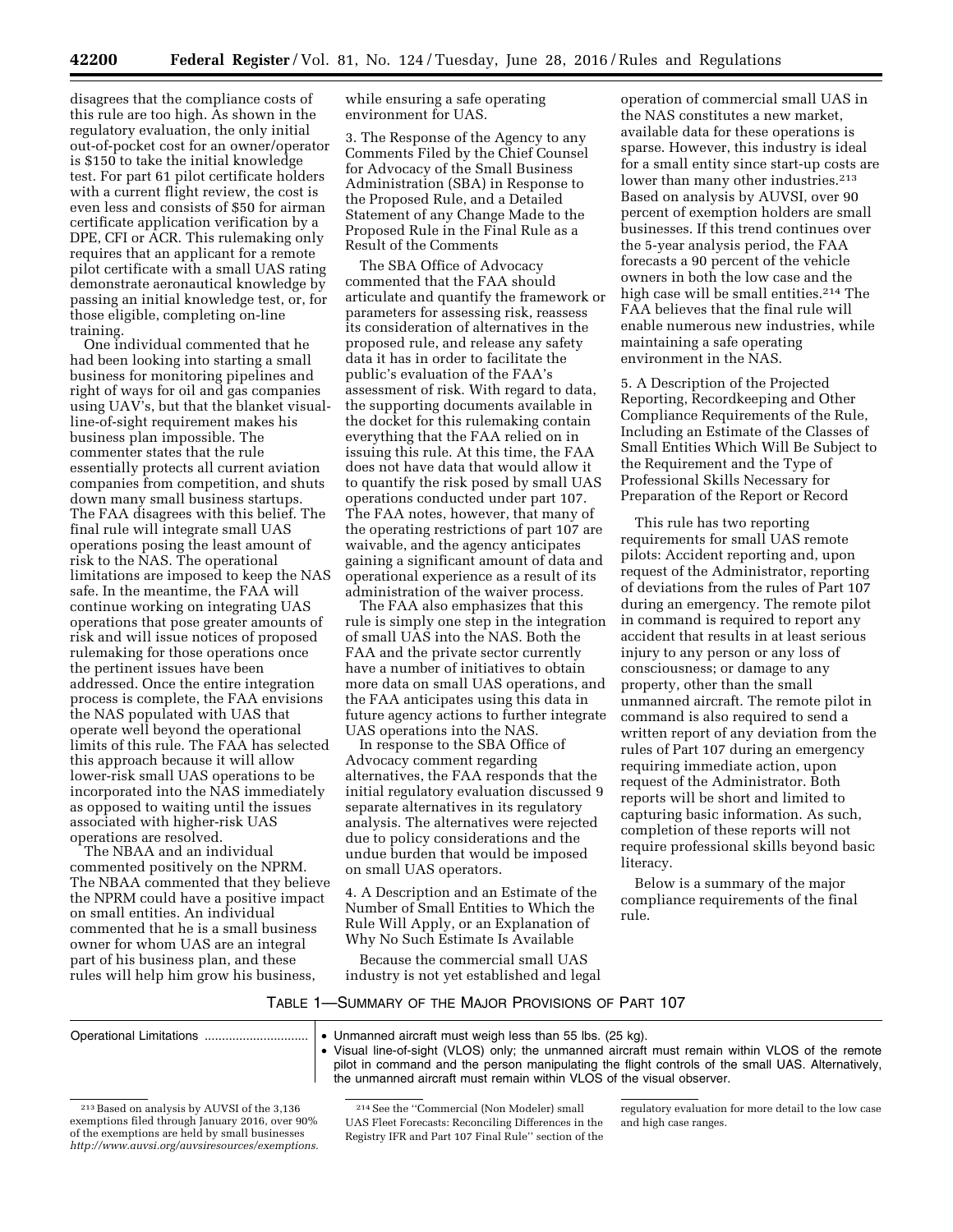disagrees that the compliance costs of this rule are too high. As shown in the regulatory evaluation, the only initial out-of-pocket cost for an owner/operator is $150 to take the initial knowledge test. For part 61 pilot certificate holders with a current flight review, the cost is even less and consists of $50 for airman certificate application verification by a DPE, CFI or ACR. This rulemaking only requires that an applicant for a remote pilot certificate with a small UAS rating demonstrate aeronautical knowledge by passing an initial knowledge test, or, for those eligible, completing on-line training.

One individual commented that he had been looking into starting a small business for monitoring pipelines and right of ways for oil and gas companies using UAV's, but that the blanket visual-line-of-sight requirement makes his business plan impossible. The commenter states that the rule essentially protects all current aviation companies from competition, and shuts down many small business startups. The FAA disagrees with this belief. The final rule will integrate small UAS operations posing the least amount of risk to the NAS. The operational limitations are imposed to keep the NAS safe. In the meantime, the FAA will continue working on integrating UAS operations that pose greater amounts of risk and will issue notices of proposed rulemaking for those operations once the pertinent issues have been addressed. Once the entire integration process is complete, the FAA envisions the NAS populated with UAS that operate well beyond the operational limits of this rule. The FAA has selected this approach because it will allow lower-risk small UAS operations to be incorporated into the NAS immediately as opposed to waiting until the issues associated with higher-risk UAS operations are resolved.

The NBAA and an individual commented positively on the NPRM. The NBAA commented that they believe the NPRM could have a positive impact on small entities. An individual commented that he is a small business owner for whom UAS are an integral part of his business plan, and these rules will help him grow his business, while ensuring a safe operating environment for UAS.

3. The Response of the Agency to any Comments Filed by the Chief Counsel for Advocacy of the Small Business Administration (SBA) in Response to the Proposed Rule, and a Detailed Statement of any Change Made to the Proposed Rule in the Final Rule as a Result of the Comments

The SBA Office of Advocacy commented that the FAA should articulate and quantify the framework or parameters for assessing risk, reassess its consideration of alternatives in the proposed rule, and release any safety data it has in order to facilitate the public's evaluation of the FAA's assessment of risk. With regard to data, the supporting documents available in the docket for this rulemaking contain everything that the FAA relied on in issuing this rule. At this time, the FAA does not have data that would allow it to quantify the risk posed by small UAS operations conducted under part 107. The FAA notes, however, that many of the operating restrictions of part 107 are waivable, and the agency anticipates gaining a significant amount of data and operational experience as a result of its administration of the waiver process.

The FAA also emphasizes that this rule is simply one step in the integration of small UAS into the NAS. Both the FAA and the private sector currently have a number of initiatives to obtain more data on small UAS operations, and the FAA anticipates using this data in future agency actions to further integrate UAS operations into the NAS.

In response to the SBA Office of Advocacy comment regarding alternatives, the FAA responds that the initial regulatory evaluation discussed 9 separate alternatives in its regulatory analysis. The alternatives were rejected due to policy considerations and the undue burden that would be imposed on small UAS operators.

4. A Description and an Estimate of the Number of Small Entities to Which the Rule Will Apply, or an Explanation of Why No Such Estimate Is Available

Because the commercial small UAS industry is not yet established and legal operation of commercial small UAS in the NAS constitutes a new market, available data for these operations is sparse. However, this industry is ideal for a small entity since start-up costs are lower than many other industries.[213] Based on analysis by AUVSI, over 90 percent of exemption holders are small businesses. If this trend continues over the 5-year analysis period, the FAA forecasts a 90 percent of the vehicle owners in both the low case and the high case will be small entities.[214] The FAA believes that the final rule will enable numerous new industries, while maintaining a safe operating environment in the NAS.

5. A Description of the Projected Reporting, Recordkeeping and Other Compliance Requirements of the Rule, Including an Estimate of the Classes of Small Entities Which Will Be Subject to the Requirement and the Type of Professional Skills Necessary for Preparation of the Report or Record

This rule has two reporting requirements for small UAS remote pilots: Accident reporting and, upon request of the Administrator, reporting of deviations from the rules of Part 107 during an emergency. The remote pilot in command is required to report any accident that results in at least serious injury to any person or any loss of consciousness; or damage to any property, other than the small unmanned aircraft. The remote pilot in command is also required to send a written report of any deviation from the rules of Part 107 during an emergency requiring immediate action, upon request of the Administrator. Both reports will be short and limited to capturing basic information. As such, completion of these reports will not require professional skills beyond basic literacy.

Below is a summary of the major compliance requirements of the final rule.

TABLE 1—SUMMARY OF THE MAJOR PROVISIONS OF PART 107

| | |
|---|---|
| Operational Limitations | • Unmanned aircraft must weigh less than 55 lbs. (25 kg).<br>• Visual line-of-sight (VLOS) only; the unmanned aircraft must remain within VLOS of the remote pilot in command and the person manipulating the flight controls of the small UAS. Alternatively, the unmanned aircraft must remain within VLOS of the visual observer. |

[213] Based on analysis by AUVSI of the 3,136 exemptions filed through January 2016, over 90% of the exemptions are held by small businesses *http://www.auvsi.org/auvsiresources/exemptions.*

[214] See the "Commercial (Non Modeler) small UAS Fleet Forecasts: Reconciling Differences in the Registry IFR and Part 107 Final Rule" section of the regulatory evaluation for more detail to the low case and high case ranges.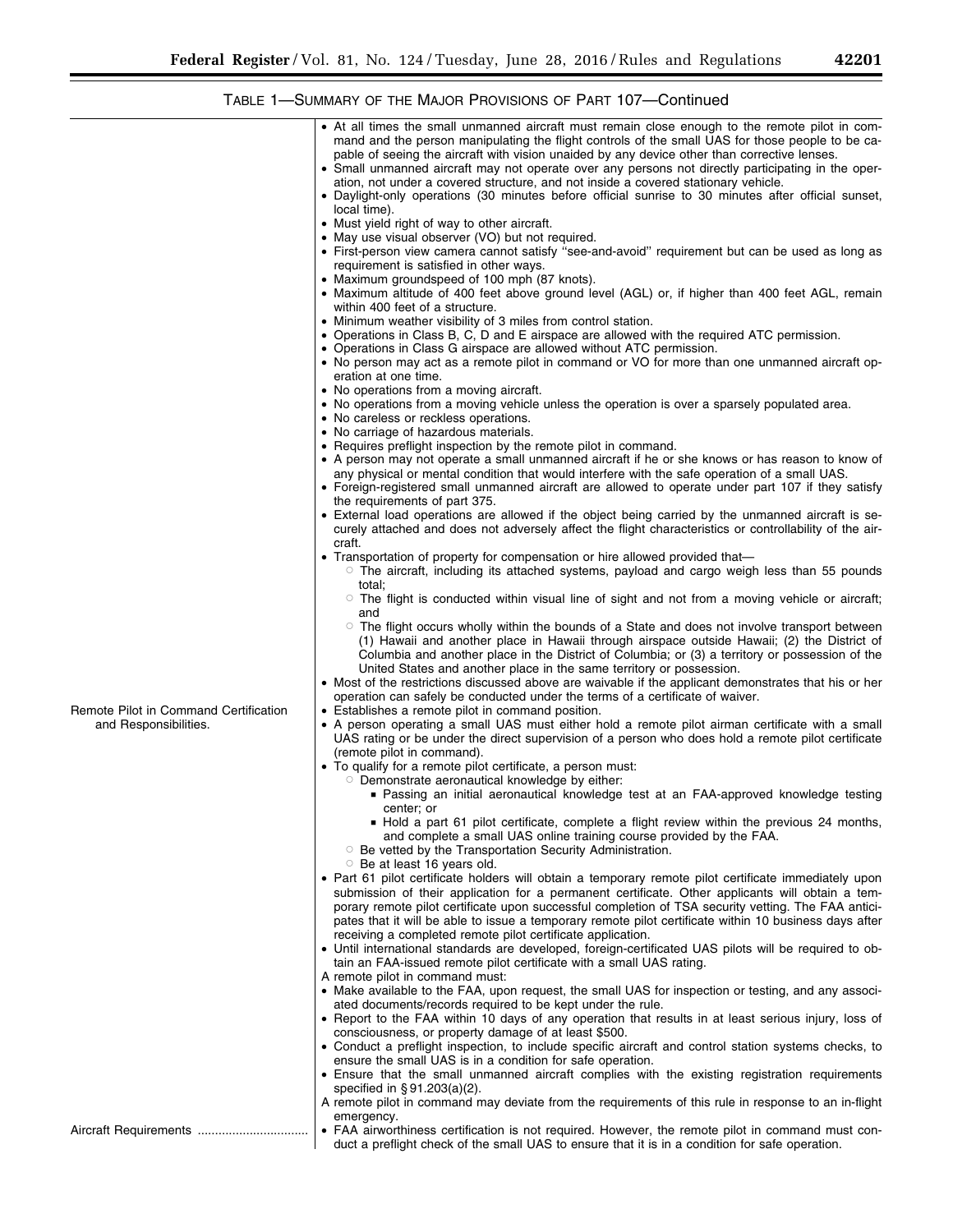TABLE 1—SUMMARY OF THE MAJOR PROVISIONS OF PART 107—Continued

| | |
|---|---|
| | • At all times the small unmanned aircraft must remain close enough to the remote pilot in command and the person manipulating the flight controls of the small UAS for those people to be capable of seeing the aircraft with vision unaided by any device other than corrective lenses.<br>• Small unmanned aircraft may not operate over any persons not directly participating in the operation, not under a covered structure, and not inside a covered stationary vehicle.<br>• Daylight-only operations (30 minutes before official sunrise to 30 minutes after official sunset, local time).<br>• Must yield right of way to other aircraft.<br>• May use visual observer (VO) but not required.<br>• First-person view camera cannot satisfy "see-and-avoid" requirement but can be used as long as requirement is satisfied in other ways.<br>• Maximum groundspeed of 100 mph (87 knots).<br>• Maximum altitude of 400 feet above ground level (AGL) or, if higher than 400 feet AGL, remain within 400 feet of a structure.<br>• Minimum weather visibility of 3 miles from control station.<br>• Operations in Class B, C, D and E airspace are allowed with the required ATC permission.<br>• Operations in Class G airspace are allowed without ATC permission.<br>• No person may act as a remote pilot in command or VO for more than one unmanned aircraft operation at one time.<br>• No operations from a moving aircraft.<br>• No operations from a moving vehicle unless the operation is over a sparsely populated area.<br>• No careless or reckless operations.<br>• No carriage of hazardous materials.<br>• Requires preflight inspection by the remote pilot in command.<br>• A person may not operate a small unmanned aircraft if he or she knows or has reason to know of any physical or mental condition that would interfere with the safe operation of a small UAS.<br>• Foreign-registered small unmanned aircraft are allowed to operate under part 107 if they satisfy the requirements of part 375.<br>• External load operations are allowed if the object being carried by the unmanned aircraft is securely attached and does not adversely affect the flight characteristics or controllability of the aircraft.<br>• Transportation of property for compensation or hire allowed provided that—<br>○ The aircraft, including its attached systems, payload and cargo weigh less than 55 pounds total;<br>○ The flight is conducted within visual line of sight and not from a moving vehicle or aircraft; and<br>○ The flight occurs wholly within the bounds of a State and does not involve transport between (1) Hawaii and another place in Hawaii through airspace outside Hawaii; (2) the District of Columbia and another place in the District of Columbia; or (3) a territory or possession of the United States and another place in the same territory or possession.<br>• Most of the restrictions discussed above are waivable if the applicant demonstrates that his or her operation can safely be conducted under the terms of a certificate of waiver. |
| Remote Pilot in Command Certification and Responsibilities. | • Establishes a remote pilot in command position.<br>• A person operating a small UAS must either hold a remote pilot airman certificate with a small UAS rating or be under the direct supervision of a person who does hold a remote pilot certificate (remote pilot in command).<br>• To qualify for a remote pilot certificate, a person must:<br>○ Demonstrate aeronautical knowledge by either:<br>▪ Passing an initial aeronautical knowledge test at an FAA-approved knowledge testing center; or<br>▪ Hold a part 61 pilot certificate, complete a flight review within the previous 24 months, and complete a small UAS online training course provided by the FAA.<br>○ Be vetted by the Transportation Security Administration.<br>○ Be at least 16 years old.<br>• Part 61 pilot certificate holders will obtain a temporary remote pilot certificate immediately upon submission of their application for a permanent certificate. Other applicants will obtain a temporary remote pilot certificate upon successful completion of TSA security vetting. The FAA anticipates that it will be able to issue a temporary remote pilot certificate within 10 business days after receiving a completed remote pilot certificate application.<br>• Until international standards are developed, foreign-certificated UAS pilots will be required to obtain an FAA-issued remote pilot certificate with a small UAS rating.<br>A remote pilot in command must:<br>• Make available to the FAA, upon request, the small UAS for inspection or testing, and any associated documents/records required to be kept under the rule.<br>• Report to the FAA within 10 days of any operation that results in at least serious injury, loss of consciousness, or property damage of at least $500.<br>• Conduct a preflight inspection, to include specific aircraft and control station systems checks, to ensure the small UAS is in a condition for safe operation.<br>• Ensure that the small unmanned aircraft complies with the existing registration requirements specified in § 91.203(a)(2).<br>A remote pilot in command may deviate from the requirements of this rule in response to an in-flight emergency. |
| Aircraft Requirements | • FAA airworthiness certification is not required. However, the remote pilot in command must conduct a preflight check of the small UAS to ensure that it is in a condition for safe operation. |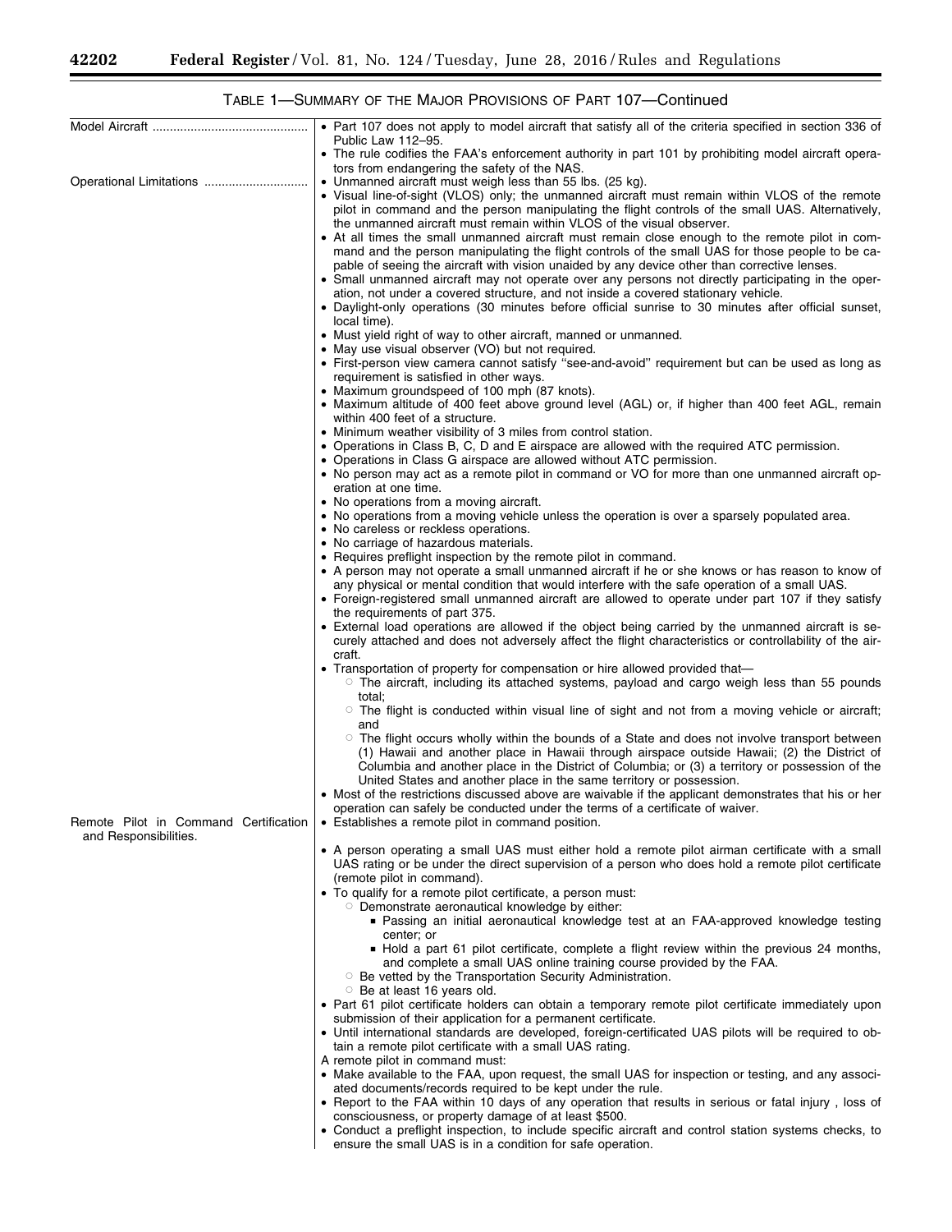TABLE 1—SUMMARY OF THE MAJOR PROVISIONS OF PART 107—Continued

| | |
|---|---|
| Model Aircraft | • Part 107 does not apply to model aircraft that satisfy all of the criteria specified in section 336 of Public Law 112–95.<br>• The rule codifies the FAA's enforcement authority in part 101 by prohibiting model aircraft operators from endangering the safety of the NAS. |
| Operational Limitations | • Unmanned aircraft must weigh less than 55 lbs. (25 kg).<br>• Visual line-of-sight (VLOS) only; the unmanned aircraft must remain within VLOS of the remote pilot in command and the person manipulating the flight controls of the small UAS. Alternatively, the unmanned aircraft must remain within VLOS of the visual observer.<br>• At all times the small unmanned aircraft must remain close enough to the remote pilot in command and the person manipulating the flight controls of the small UAS for those people to be capable of seeing the aircraft with vision unaided by any device other than corrective lenses.<br>• Small unmanned aircraft may not operate over any persons not directly participating in the operation, not under a covered structure, and not inside a covered stationary vehicle.<br>• Daylight-only operations (30 minutes before official sunrise to 30 minutes after official sunset, local time).<br>• Must yield right of way to other aircraft, manned or unmanned.<br>• May use visual observer (VO) but not required.<br>• First-person view camera cannot satisfy "see-and-avoid" requirement but can be used as long as requirement is satisfied in other ways.<br>• Maximum groundspeed of 100 mph (87 knots).<br>• Maximum altitude of 400 feet above ground level (AGL) or, if higher than 400 feet AGL, remain within 400 feet of a structure.<br>• Minimum weather visibility of 3 miles from control station.<br>• Operations in Class B, C, D and E airspace are allowed with the required ATC permission.<br>• Operations in Class G airspace are allowed without ATC permission.<br>• No person may act as a remote pilot in command or VO for more than one unmanned aircraft operation at one time.<br>• No operations from a moving aircraft.<br>• No operations from a moving vehicle unless the operation is over a sparsely populated area.<br>• No careless or reckless operations.<br>• No carriage of hazardous materials.<br>• Requires preflight inspection by the remote pilot in command.<br>• A person may not operate a small unmanned aircraft if he or she knows or has reason to know of any physical or mental condition that would interfere with the safe operation of a small UAS.<br>• Foreign-registered small unmanned aircraft are allowed to operate under part 107 if they satisfy the requirements of part 375.<br>• External load operations are allowed if the object being carried by the unmanned aircraft is securely attached and does not adversely affect the flight characteristics or controllability of the aircraft.<br>• Transportation of property for compensation or hire allowed provided that—<br>&nbsp;&nbsp;○ The aircraft, including its attached systems, payload and cargo weigh less than 55 pounds total;<br>&nbsp;&nbsp;○ The flight is conducted within visual line of sight and not from a moving vehicle or aircraft; and<br>&nbsp;&nbsp;○ The flight occurs wholly within the bounds of a State and does not involve transport between (1) Hawaii and another place in Hawaii through airspace outside Hawaii; (2) the District of Columbia and another place in the District of Columbia; or (3) a territory or possession of the United States and another place in the same territory or possession.<br>• Most of the restrictions discussed above are waivable if the applicant demonstrates that his or her operation can safely be conducted under the terms of a certificate of waiver. |
| Remote Pilot in Command Certification and Responsibilities. | • Establishes a remote pilot in command position.<br>• A person operating a small UAS must either hold a remote pilot airman certificate with a small UAS rating or be under the direct supervision of a person who does hold a remote pilot certificate (remote pilot in command).<br>• To qualify for a remote pilot certificate, a person must:<br>&nbsp;&nbsp;○ Demonstrate aeronautical knowledge by either:<br>&nbsp;&nbsp;&nbsp;&nbsp;■ Passing an initial aeronautical knowledge test at an FAA-approved knowledge testing center; or<br>&nbsp;&nbsp;&nbsp;&nbsp;■ Hold a part 61 pilot certificate, complete a flight review within the previous 24 months, and complete a small UAS online training course provided by the FAA.<br>&nbsp;&nbsp;○ Be vetted by the Transportation Security Administration.<br>&nbsp;&nbsp;○ Be at least 16 years old.<br>• Part 61 pilot certificate holders can obtain a temporary remote pilot certificate immediately upon submission of their application for a permanent certificate.<br>• Until international standards are developed, foreign-certificated UAS pilots will be required to obtain a remote pilot certificate with a small UAS rating.<br>A remote pilot in command must:<br>• Make available to the FAA, upon request, the small UAS for inspection or testing, and any associated documents/records required to be kept under the rule.<br>• Report to the FAA within 10 days of any operation that results in serious or fatal injury , loss of consciousness, or property damage of at least $500.<br>• Conduct a preflight inspection, to include specific aircraft and control station systems checks, to ensure the small UAS is in a condition for safe operation. |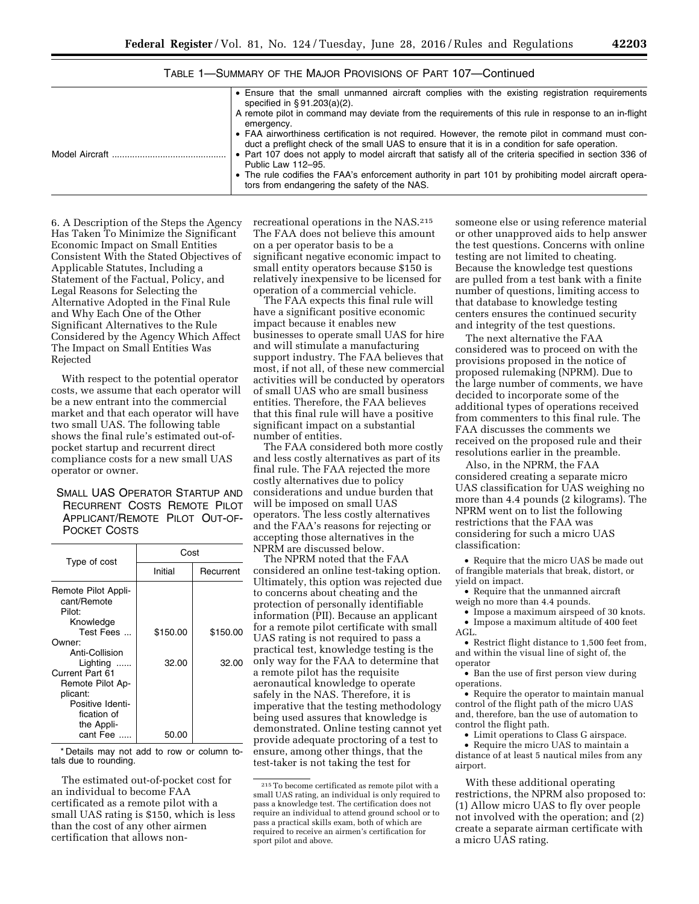TABLE 1—SUMMARY OF THE MAJOR PROVISIONS OF PART 107—Continued

| | |
|---|---|
| | • Ensure that the small unmanned aircraft complies with the existing registration requirements specified in § 91.203(a)(2). A remote pilot in command may deviate from the requirements of this rule in response to an in-flight emergency. • FAA airworthiness certification is not required. However, the remote pilot in command must conduct a preflight check of the small UAS to ensure that it is in a condition for safe operation. |
| Model Aircraft | • Part 107 does not apply to model aircraft that satisfy all of the criteria specified in section 336 of Public Law 112–95. • The rule codifies the FAA's enforcement authority in part 101 by prohibiting model aircraft operators from endangering the safety of the NAS. |

6. A Description of the Steps the Agency Has Taken To Minimize the Significant Economic Impact on Small Entities Consistent With the Stated Objectives of Applicable Statutes, Including a Statement of the Factual, Policy, and Legal Reasons for Selecting the Alternative Adopted in the Final Rule and Why Each One of the Other Significant Alternatives to the Rule Considered by the Agency Which Affect The Impact on Small Entities Was Rejected

With respect to the potential operator costs, we assume that each operator will be a new entrant into the commercial market and that each operator will have two small UAS. The following table shows the final rule's estimated out-of-pocket startup and recurrent direct compliance costs for a new small UAS operator or owner.

SMALL UAS OPERATOR STARTUP AND RECURRENT COSTS REMOTE PILOT APPLICANT/REMOTE PILOT OUT-OF-POCKET COSTS

| Type of cost | Cost | |
|---|---|---|
| | Initial | Recurrent |
| Remote Pilot Applicant/Remote Pilot: | | |
| Knowledge Test Fees | $150.00 | $150.00 |
| Owner: | | |
| Anti-Collision Lighting | 32.00 | 32.00 |
| Current Part 61 Remote Pilot Applicant: | | |
| Positive Identification of the Applicant Fee | 50.00 | |

* Details may not add to row or column totals due to rounding.

The estimated out-of-pocket cost for an individual to become FAA certificated as a remote pilot with a small UAS rating is $150, which is less than the cost of any other airmen certification that allows non-recreational operations in the NAS.[215] The FAA does not believe this amount on a per operator basis to be a significant negative economic impact to small entity operators because $150 is relatively inexpensive to be licensed for operation of a commercial vehicle.

The FAA expects this final rule will have a significant positive economic impact because it enables new businesses to operate small UAS for hire and will stimulate a manufacturing support industry. The FAA believes that most, if not all, of these new commercial activities will be conducted by operators of small UAS who are small business entities. Therefore, the FAA believes that this final rule will have a positive significant impact on a substantial number of entities.

The FAA considered both more costly and less costly alternatives as part of its final rule. The FAA rejected the more costly alternatives due to policy considerations and undue burden that will be imposed on small UAS operators. The less costly alternatives and the FAA's reasons for rejecting or accepting those alternatives in the NPRM are discussed below.

The NPRM noted that the FAA considered an online test-taking option. Ultimately, this option was rejected due to concerns about cheating and the protection of personally identifiable information (PII). Because an applicant for a remote pilot certificate with small UAS rating is not required to pass a practical test, knowledge testing is the only way for the FAA to determine that a remote pilot has the requisite aeronautical knowledge to operate safely in the NAS. Therefore, it is imperative that the testing methodology being used assures that knowledge is demonstrated. Online testing cannot yet provide adequate proctoring of a test to ensure, among other things, that the test-taker is not taking the test for someone else or using reference material or other unapproved aids to help answer the test questions. Concerns with online testing are not limited to cheating. Because the knowledge test questions are pulled from a test bank with a finite number of questions, limiting access to that database to knowledge testing centers ensures the continued security and integrity of the test questions.

The next alternative the FAA considered was to proceed on with the provisions proposed in the notice of proposed rulemaking (NPRM). Due to the large number of comments, we have decided to incorporate some of the additional types of operations received from commenters to this final rule. The FAA discusses the comments we received on the proposed rule and their resolutions earlier in the preamble.

Also, in the NPRM, the FAA considered creating a separate micro UAS classification for UAS weighing no more than 4.4 pounds (2 kilograms). The NPRM went on to list the following restrictions that the FAA was considering for such a micro UAS classification:

- Require that the micro UAS be made out of frangible materials that break, distort, or yield on impact.
- Require that the unmanned aircraft weigh no more than 4.4 pounds.
- Impose a maximum airspeed of 30 knots.
- Impose a maximum altitude of 400 feet AGL.
- Restrict flight distance to 1,500 feet from, and within the visual line of sight of, the operator
- Ban the use of first person view during operations.
- Require the operator to maintain manual control of the flight path of the micro UAS and, therefore, ban the use of automation to control the flight path.
- Limit operations to Class G airspace.
- Require the micro UAS to maintain a distance of at least 5 nautical miles from any airport.

With these additional operating restrictions, the NPRM also proposed to: (1) Allow micro UAS to fly over people not involved with the operation; and (2) create a separate airman certificate with a micro UAS rating.

[215] To become certificated as remote pilot with a small UAS rating, an individual is only required to pass a knowledge test. The certification does not require an individual to attend ground school or to pass a practical skills exam, both of which are required to receive an airmen's certification for sport pilot and above.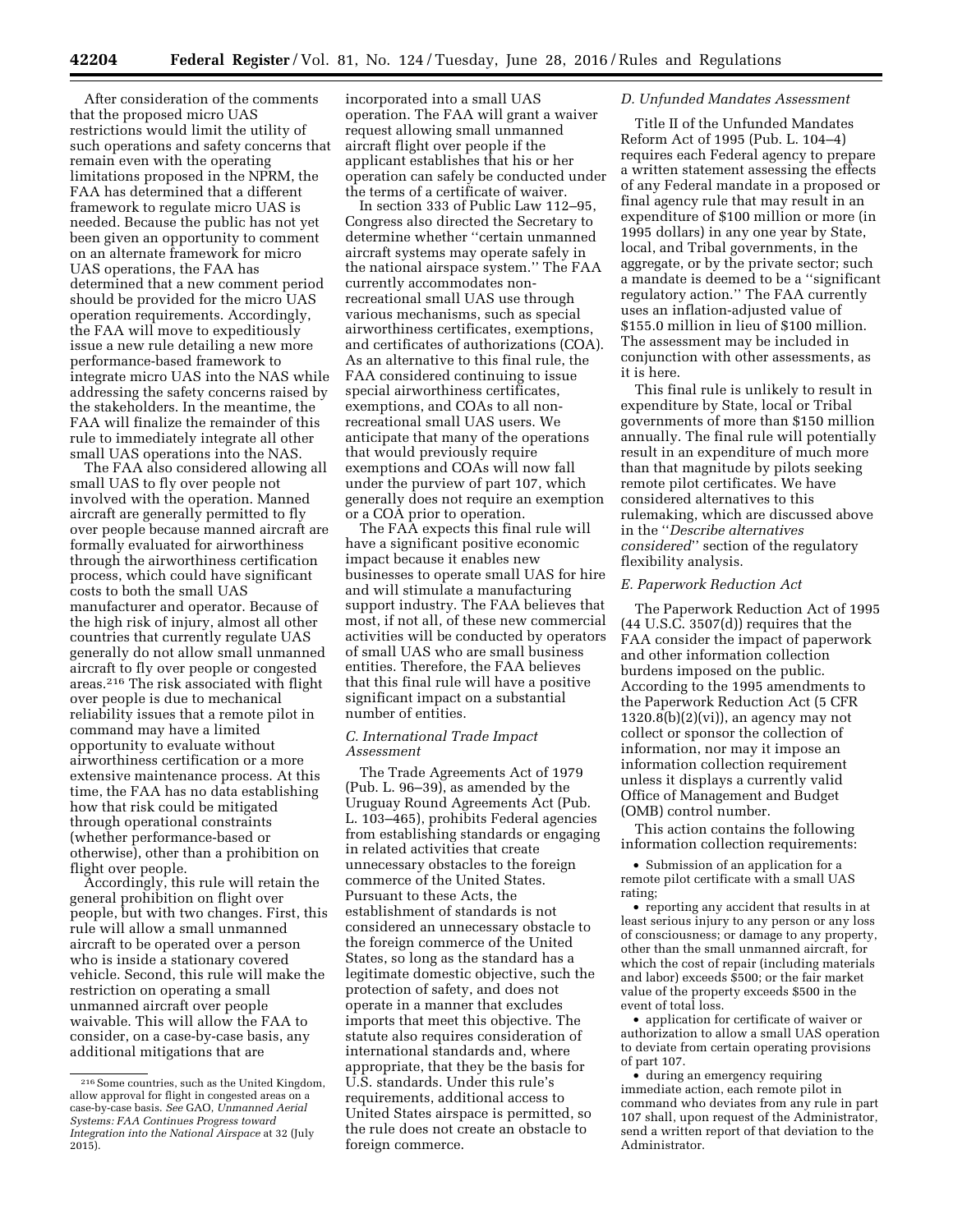After consideration of the comments that the proposed micro UAS restrictions would limit the utility of such operations and safety concerns that remain even with the operating limitations proposed in the NPRM, the FAA has determined that a different framework to regulate micro UAS is needed. Because the public has not yet been given an opportunity to comment on an alternate framework for micro UAS operations, the FAA has determined that a new comment period should be provided for the micro UAS operation requirements. Accordingly, the FAA will move to expeditiously issue a new rule detailing a new more performance-based framework to integrate micro UAS into the NAS while addressing the safety concerns raised by the stakeholders. In the meantime, the FAA will finalize the remainder of this rule to immediately integrate all other small UAS operations into the NAS.

The FAA also considered allowing all small UAS to fly over people not involved with the operation. Manned aircraft are generally permitted to fly over people because manned aircraft are formally evaluated for airworthiness through the airworthiness certification process, which could have significant costs to both the small UAS manufacturer and operator. Because of the high risk of injury, almost all other countries that currently regulate UAS generally do not allow small unmanned aircraft to fly over people or congested areas.[216] The risk associated with flight over people is due to mechanical reliability issues that a remote pilot in command may have a limited opportunity to evaluate without airworthiness certification or a more extensive maintenance process. At this time, the FAA has no data establishing how that risk could be mitigated through operational constraints (whether performance-based or otherwise), other than a prohibition on flight over people.

Accordingly, this rule will retain the general prohibition on flight over people, but with two changes. First, this rule will allow a small unmanned aircraft to be operated over a person who is inside a stationary covered vehicle. Second, this rule will make the restriction on operating a small unmanned aircraft over people waivable. This will allow the FAA to consider, on a case-by-case basis, any additional mitigations that are incorporated into a small UAS operation. The FAA will grant a waiver request allowing small unmanned aircraft flight over people if the applicant establishes that his or her operation can safely be conducted under the terms of a certificate of waiver.

In section 333 of Public Law 112–95, Congress also directed the Secretary to determine whether "certain unmanned aircraft systems may operate safely in the national airspace system." The FAA currently accommodates non-recreational small UAS use through various mechanisms, such as special airworthiness certificates, exemptions, and certificates of authorizations (COA). As an alternative to this final rule, the FAA considered continuing to issue special airworthiness certificates, exemptions, and COAs to all non-recreational small UAS users. We anticipate that many of the operations that would previously require exemptions and COAs will now fall under the purview of part 107, which generally does not require an exemption or a COA prior to operation.

The FAA expects this final rule will have a significant positive economic impact because it enables new businesses to operate small UAS for hire and will stimulate a manufacturing support industry. The FAA believes that most, if not all, of these new commercial activities will be conducted by operators of small UAS who are small business entities. Therefore, the FAA believes that this final rule will have a positive significant impact on a substantial number of entities.

### C. International Trade Impact Assessment

The Trade Agreements Act of 1979 (Pub. L. 96–39), as amended by the Uruguay Round Agreements Act (Pub. L. 103–465), prohibits Federal agencies from establishing standards or engaging in related activities that create unnecessary obstacles to the foreign commerce of the United States. Pursuant to these Acts, the establishment of standards is not considered an unnecessary obstacle to the foreign commerce of the United States, so long as the standard has a legitimate domestic objective, such the protection of safety, and does not operate in a manner that excludes imports that meet this objective. The statute also requires consideration of international standards and, where appropriate, that they be the basis for U.S. standards. Under this rule's requirements, additional access to United States airspace is permitted, so the rule does not create an obstacle to foreign commerce.

### D. Unfunded Mandates Assessment

Title II of the Unfunded Mandates Reform Act of 1995 (Pub. L. 104–4) requires each Federal agency to prepare a written statement assessing the effects of any Federal mandate in a proposed or final agency rule that may result in an expenditure of $100 million or more (in 1995 dollars) in any one year by State, local, and Tribal governments, in the aggregate, or by the private sector; such a mandate is deemed to be a "significant regulatory action." The FAA currently uses an inflation-adjusted value of $155.0 million in lieu of $100 million. The assessment may be included in conjunction with other assessments, as it is here.

This final rule is unlikely to result in expenditure by State, local or Tribal governments of more than $150 million annually. The final rule will potentially result in an expenditure of much more than that magnitude by pilots seeking remote pilot certificates. We have considered alternatives to this rulemaking, which are discussed above in the "*Describe alternatives considered*" section of the regulatory flexibility analysis.

### E. Paperwork Reduction Act

The Paperwork Reduction Act of 1995 (44 U.S.C. 3507(d)) requires that the FAA consider the impact of paperwork and other information collection burdens imposed on the public. According to the 1995 amendments to the Paperwork Reduction Act (5 CFR 1320.8(b)(2)(vi)), an agency may not collect or sponsor the collection of information, nor may it impose an information collection requirement unless it displays a currently valid Office of Management and Budget (OMB) control number.

This action contains the following information collection requirements:

- Submission of an application for a remote pilot certificate with a small UAS rating;
- reporting any accident that results in at least serious injury to any person or any loss of consciousness; or damage to any property, other than the small unmanned aircraft, for which the cost of repair (including materials and labor) exceeds $500; or the fair market value of the property exceeds $500 in the event of total loss.
- application for certificate of waiver or authorization to allow a small UAS operation to deviate from certain operating provisions of part 107.
- during an emergency requiring immediate action, each remote pilot in command who deviates from any rule in part 107 shall, upon request of the Administrator, send a written report of that deviation to the Administrator.

[216] Some countries, such as the United Kingdom, allow approval for flight in congested areas on a case-by-case basis. *See* GAO, *Unmanned Aerial Systems: FAA Continues Progress toward Integration into the National Airspace* at 32 (July 2015).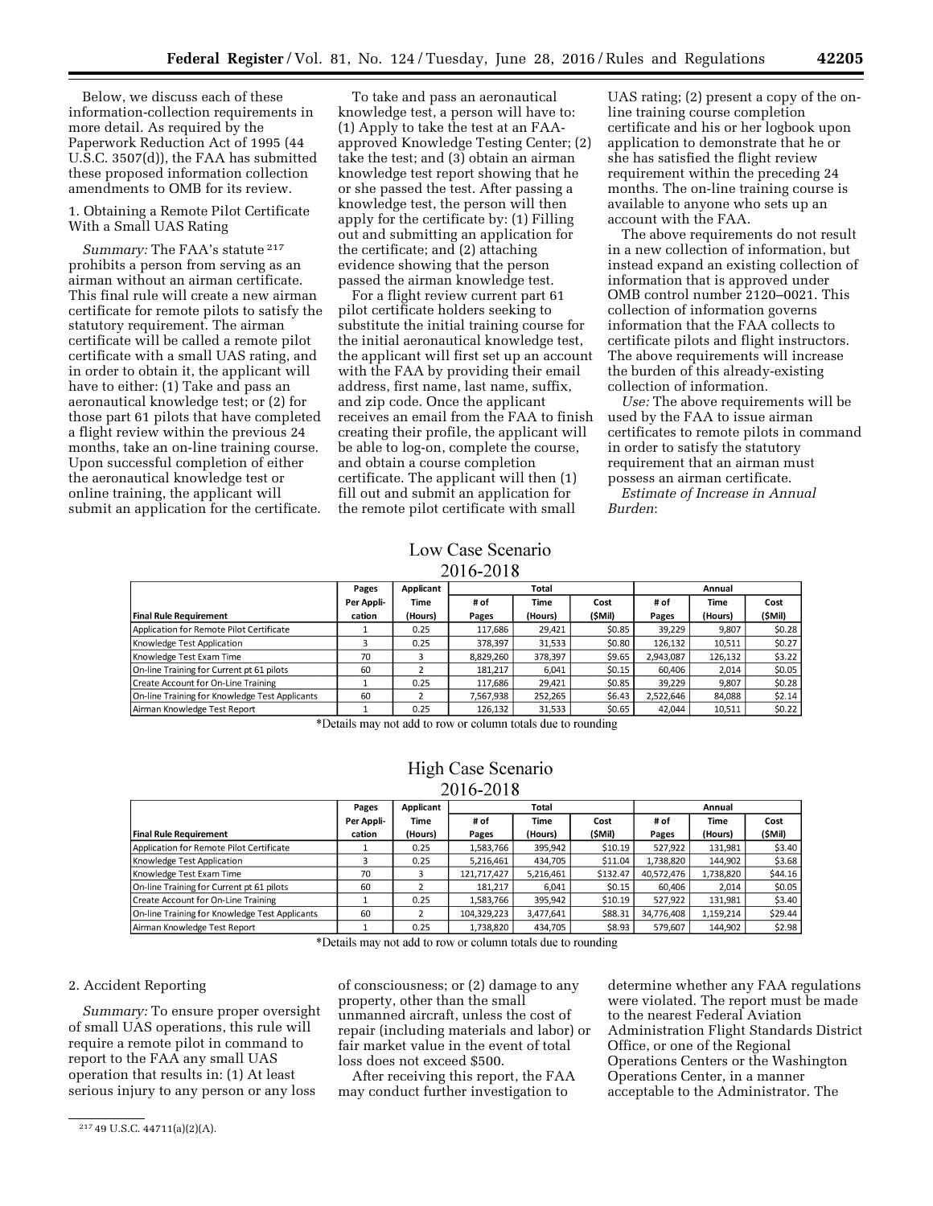Below, we discuss each of these information-collection requirements in more detail. As required by the Paperwork Reduction Act of 1995 (44 U.S.C. 3507(d)), the FAA has submitted these proposed information collection amendments to OMB for its review.

1. Obtaining a Remote Pilot Certificate With a Small UAS Rating

*Summary:* The FAA's statute [217] prohibits a person from serving as an airman without an airman certificate. This final rule will create a new airman certificate for remote pilots to satisfy the statutory requirement. The airman certificate will be called a remote pilot certificate with a small UAS rating, and in order to obtain it, the applicant will have to either: (1) Take and pass an aeronautical knowledge test; or (2) for those part 61 pilots that have completed a flight review within the previous 24 months, take an on-line training course. Upon successful completion of either the aeronautical knowledge test or online training, the applicant will submit an application for the certificate.

To take and pass an aeronautical knowledge test, a person will have to: (1) Apply to take the test at an FAA-approved Knowledge Testing Center; (2) take the test; and (3) obtain an airman knowledge test report showing that he or she passed the test. After passing a knowledge test, the person will then apply for the certificate by: (1) Filling out and submitting an application for the certificate; and (2) attaching evidence showing that the person passed the airman knowledge test.

For a flight review current part 61 pilot certificate holders seeking to substitute the initial training course for the initial aeronautical knowledge test, the applicant will first set up an account with the FAA by providing their email address, first name, last name, suffix, and zip code. Once the applicant receives an email from the FAA to finish creating their profile, the applicant will be able to log-on, complete the course, and obtain a course completion certificate. The applicant will then (1) fill out and submit an application for the remote pilot certificate with small UAS rating; (2) present a copy of the on-line training course completion certificate and his or her logbook upon application to demonstrate that he or she has satisfied the flight review requirement within the preceding 24 months. The on-line training course is available to anyone who sets up an account with the FAA.

The above requirements do not result in a new collection of information, but instead expand an existing collection of information that is approved under OMB control number 2120–0021. This collection of information governs information that the FAA collects to certificate pilots and flight instructors. The above requirements will increase the burden of this already-existing collection of information.

*Use:* The above requirements will be used by the FAA to issue airman certificates to remote pilots in command in order to satisfy the statutory requirement that an airman must possess an airman certificate.

*Estimate of Increase in Annual Burden*:

Low Case Scenario
2016-2018

| Final Rule Requirement | Pages Per Application | Applicant Time (Hours) | Total # of Pages | Total Time (Hours) | Total Cost ($Mil) | Annual # of Pages | Annual Time (Hours) | Annual Cost ($Mil) |
|---|---|---|---|---|---|---|---|---|
| Application for Remote Pilot Certificate | 1 | 0.25 | 117,686 | 29,421 | $0.85 | 39,229 | 9,807 | $0.28 |
| Knowledge Test Application | 3 | 0.25 | 378,397 | 31,533 | $0.80 | 126,132 | 10,511 | $0.27 |
| Knowledge Test Exam Time | 70 | 3 | 8,829,260 | 378,397 | $9.65 | 2,943,087 | 126,132 | $3.22 |
| On-line Training for Current pt 61 pilots | 60 | 2 | 181,217 | 6,041 | $0.15 | 60,406 | 2,014 | $0.05 |
| Create Account for On-Line Training | 1 | 0.25 | 117,686 | 29,421 | $0.85 | 39,229 | 9,807 | $0.28 |
| On-line Training for Knowledge Test Applicants | 60 | 2 | 7,567,938 | 252,265 | $6.43 | 2,522,646 | 84,088 | $2.14 |
| Airman Knowledge Test Report | 1 | 0.25 | 126,132 | 31,533 | $0.65 | 42,044 | 10,511 | $0.22 |

*Details may not add to row or column totals due to rounding

High Case Scenario
2016-2018

| Final Rule Requirement | Pages Per Application | Applicant Time (Hours) | Total # of Pages | Total Time (Hours) | Total Cost ($Mil) | Annual # of Pages | Annual Time (Hours) | Annual Cost ($Mil) |
|---|---|---|---|---|---|---|---|---|
| Application for Remote Pilot Certificate | 1 | 0.25 | 1,583,766 | 395,942 | $10.19 | 527,922 | 131,981 | $3.40 |
| Knowledge Test Application | 3 | 0.25 | 5,216,461 | 434,705 | $11.04 | 1,738,820 | 144,902 | $3.68 |
| Knowledge Test Exam Time | 70 | 3 | 121,717,427 | 5,216,461 | $132.47 | 40,572,476 | 1,738,820 | $44.16 |
| On-line Training for Current pt 61 pilots | 60 | 2 | 181,217 | 6,041 | $0.15 | 60,406 | 2,014 | $0.05 |
| Create Account for On-Line Training | 1 | 0.25 | 1,583,766 | 395,942 | $10.19 | 527,922 | 131,981 | $3.40 |
| On-line Training for Knowledge Test Applicants | 60 | 2 | 104,329,223 | 3,477,641 | $88.31 | 34,776,408 | 1,159,214 | $29.44 |
| Airman Knowledge Test Report | 1 | 0.25 | 1,738,820 | 434,705 | $8.93 | 579,607 | 144,902 | $2.98 |

*Details may not add to row or column totals due to rounding

2. Accident Reporting

*Summary:* To ensure proper oversight of small UAS operations, this rule will require a remote pilot in command to report to the FAA any small UAS operation that results in: (1) At least serious injury to any person or any loss of consciousness; or (2) damage to any property, other than the small unmanned aircraft, unless the cost of repair (including materials and labor) or fair market value in the event of total loss does not exceed $500.

After receiving this report, the FAA may conduct further investigation to determine whether any FAA regulations were violated. The report must be made to the nearest Federal Aviation Administration Flight Standards District Office, or one of the Regional Operations Centers or the Washington Operations Center, in a manner acceptable to the Administrator. The

[217] 49 U.S.C. 44711(a)(2)(A).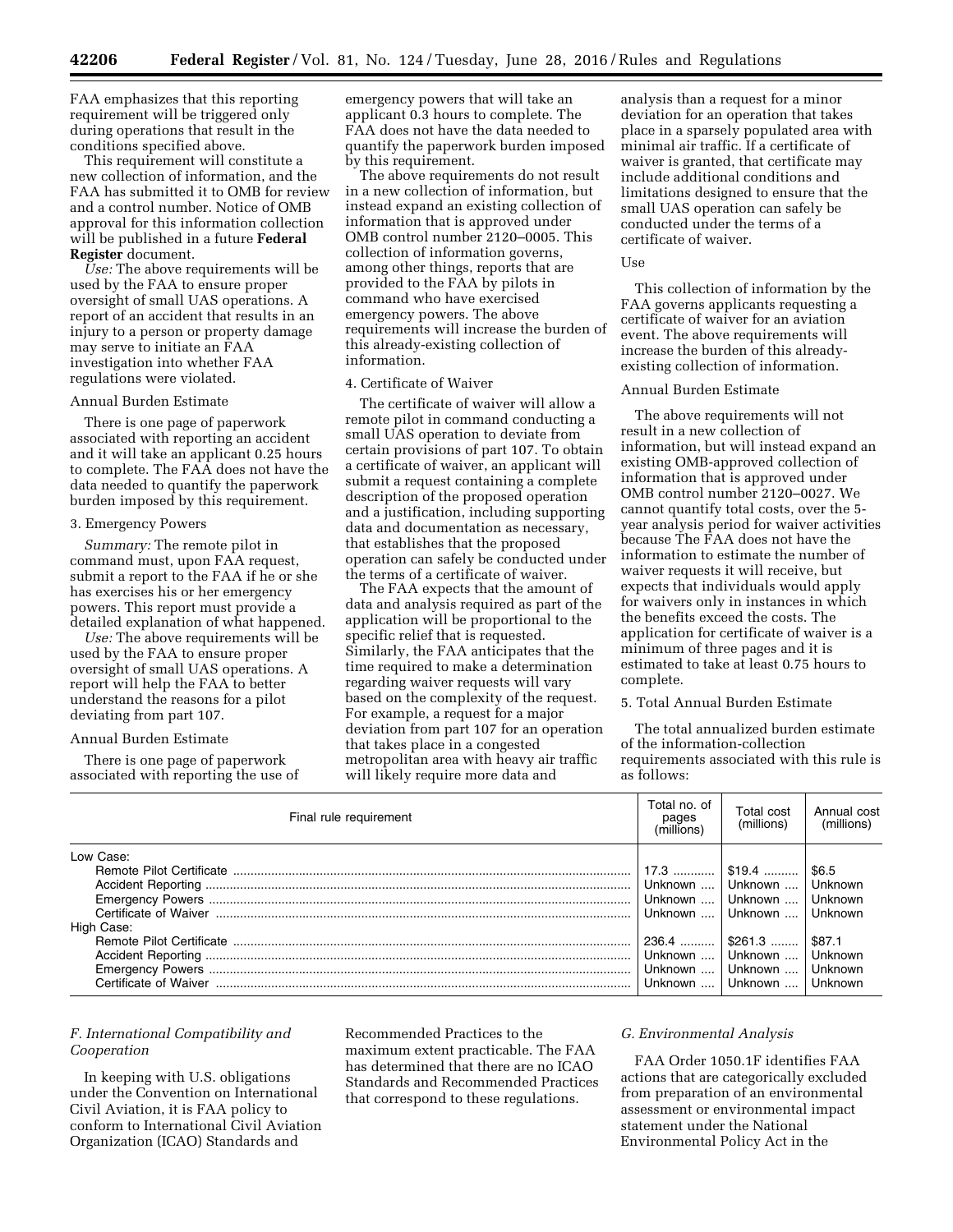FAA emphasizes that this reporting requirement will be triggered only during operations that result in the conditions specified above.

This requirement will constitute a new collection of information, and the FAA has submitted it to OMB for review and a control number. Notice of OMB approval for this information collection will be published in a future **Federal Register** document.

*Use:* The above requirements will be used by the FAA to ensure proper oversight of small UAS operations. A report of an accident that results in an injury to a person or property damage may serve to initiate an FAA investigation into whether FAA regulations were violated.

Annual Burden Estimate

There is one page of paperwork associated with reporting an accident and it will take an applicant 0.25 hours to complete. The FAA does not have the data needed to quantify the paperwork burden imposed by this requirement.

3. Emergency Powers

*Summary:* The remote pilot in command must, upon FAA request, submit a report to the FAA if he or she has exercises his or her emergency powers. This report must provide a detailed explanation of what happened.

*Use:* The above requirements will be used by the FAA to ensure proper oversight of small UAS operations. A report will help the FAA to better understand the reasons for a pilot deviating from part 107.

Annual Burden Estimate

There is one page of paperwork associated with reporting the use of emergency powers that will take an applicant 0.3 hours to complete. The FAA does not have the data needed to quantify the paperwork burden imposed by this requirement.

The above requirements do not result in a new collection of information, but instead expand an existing collection of information that is approved under OMB control number 2120–0005. This collection of information governs, among other things, reports that are provided to the FAA by pilots in command who have exercised emergency powers. The above requirements will increase the burden of this already-existing collection of information.

4. Certificate of Waiver

The certificate of waiver will allow a remote pilot in command conducting a small UAS operation to deviate from certain provisions of part 107. To obtain a certificate of waiver, an applicant will submit a request containing a complete description of the proposed operation and a justification, including supporting data and documentation as necessary, that establishes that the proposed operation can safely be conducted under the terms of a certificate of waiver.

The FAA expects that the amount of data and analysis required as part of the application will be proportional to the specific relief that is requested. Similarly, the FAA anticipates that the time required to make a determination regarding waiver requests will vary based on the complexity of the request. For example, a request for a major deviation from part 107 for an operation that takes place in a congested metropolitan area with heavy air traffic will likely require more data and analysis than a request for a minor deviation for an operation that takes place in a sparsely populated area with minimal air traffic. If a certificate of waiver is granted, that certificate may include additional conditions and limitations designed to ensure that the small UAS operation can safely be conducted under the terms of a certificate of waiver.

Use

This collection of information by the FAA governs applicants requesting a certificate of waiver for an aviation event. The above requirements will increase the burden of this already-existing collection of information.

Annual Burden Estimate

The above requirements will not result in a new collection of information, but will instead expand an existing OMB-approved collection of information that is approved under OMB control number 2120–0027. We cannot quantify total costs, over the 5-year analysis period for waiver activities because The FAA does not have the information to estimate the number of waiver requests it will receive, but expects that individuals would apply for waivers only in instances in which the benefits exceed the costs. The application for certificate of waiver is a minimum of three pages and it is estimated to take at least 0.75 hours to complete.

5. Total Annual Burden Estimate

The total annualized burden estimate of the information-collection requirements associated with this rule is as follows:

| Final rule requirement | Total no. of pages (millions) | Total cost (millions) | Annual cost (millions) |
|---|---|---|---|
| Low Case: | | | |
| Remote Pilot Certificate | 17.3 | $19.4 | $6.5 |
| Accident Reporting | Unknown | Unknown | Unknown |
| Emergency Powers | Unknown | Unknown | Unknown |
| Certificate of Waiver | Unknown | Unknown | Unknown |
| High Case: | | | |
| Remote Pilot Certificate | 236.4 | $261.3 | $87.1 |
| Accident Reporting | Unknown | Unknown | Unknown |
| Emergency Powers | Unknown | Unknown | Unknown |
| Certificate of Waiver | Unknown | Unknown | Unknown |

### *F. International Compatibility and Cooperation*

In keeping with U.S. obligations under the Convention on International Civil Aviation, it is FAA policy to conform to International Civil Aviation Organization (ICAO) Standards and Recommended Practices to the maximum extent practicable. The FAA has determined that there are no ICAO Standards and Recommended Practices that correspond to these regulations.

### *G. Environmental Analysis*

FAA Order 1050.1F identifies FAA actions that are categorically excluded from preparation of an environmental assessment or environmental impact statement under the National Environmental Policy Act in the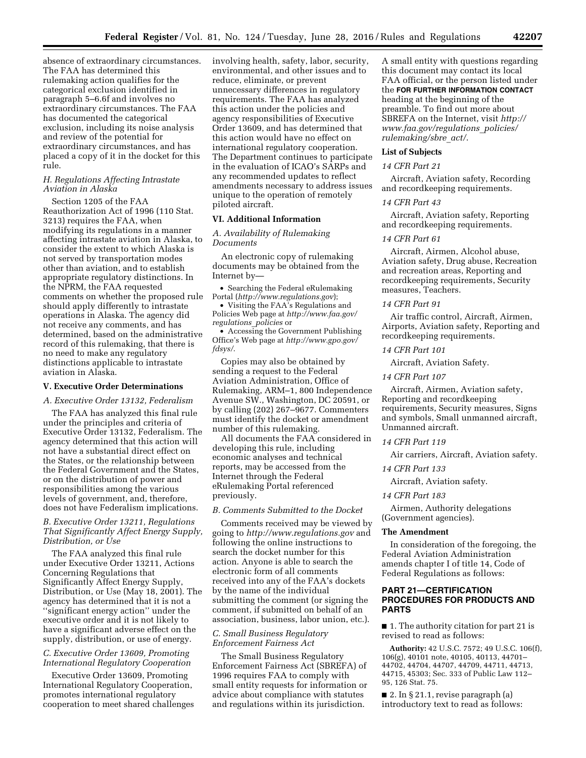absence of extraordinary circumstances. The FAA has determined this rulemaking action qualifies for the categorical exclusion identified in paragraph 5–6.6f and involves no extraordinary circumstances. The FAA has documented the categorical exclusion, including its noise analysis and review of the potential for extraordinary circumstances, and has placed a copy of it in the docket for this rule.

### *H. Regulations Affecting Intrastate Aviation in Alaska*

Section 1205 of the FAA Reauthorization Act of 1996 (110 Stat. 3213) requires the FAA, when modifying its regulations in a manner affecting intrastate aviation in Alaska, to consider the extent to which Alaska is not served by transportation modes other than aviation, and to establish appropriate regulatory distinctions. In the NPRM, the FAA requested comments on whether the proposed rule should apply differently to intrastate operations in Alaska. The agency did not receive any comments, and has determined, based on the administrative record of this rulemaking, that there is no need to make any regulatory distinctions applicable to intrastate aviation in Alaska.

## V. Executive Order Determinations

### *A. Executive Order 13132, Federalism*

The FAA has analyzed this final rule under the principles and criteria of Executive Order 13132, Federalism. The agency determined that this action will not have a substantial direct effect on the States, or the relationship between the Federal Government and the States, or on the distribution of power and responsibilities among the various levels of government, and, therefore, does not have Federalism implications.

### *B. Executive Order 13211, Regulations That Significantly Affect Energy Supply, Distribution, or Use*

The FAA analyzed this final rule under Executive Order 13211, Actions Concerning Regulations that Significantly Affect Energy Supply, Distribution, or Use (May 18, 2001). The agency has determined that it is not a ''significant energy action'' under the executive order and it is not likely to have a significant adverse effect on the supply, distribution, or use of energy.

### *C. Executive Order 13609, Promoting International Regulatory Cooperation*

Executive Order 13609, Promoting International Regulatory Cooperation, promotes international regulatory cooperation to meet shared challenges involving health, safety, labor, security, environmental, and other issues and to reduce, eliminate, or prevent unnecessary differences in regulatory requirements. The FAA has analyzed this action under the policies and agency responsibilities of Executive Order 13609, and has determined that this action would have no effect on international regulatory cooperation. The Department continues to participate in the evaluation of ICAO's SARPs and any recommended updates to reflect amendments necessary to address issues unique to the operation of remotely piloted aircraft.

## VI. Additional Information

### *A. Availability of Rulemaking Documents*

An electronic copy of rulemaking documents may be obtained from the Internet by—

- Searching the Federal eRulemaking Portal (*http://www.regulations.gov*);
- Visiting the FAA's Regulations and Policies Web page at *http://www.faa.gov/regulations_policies* or
- Accessing the Government Publishing Office's Web page at *http://www.gpo.gov/fdsys/*.

Copies may also be obtained by sending a request to the Federal Aviation Administration, Office of Rulemaking, ARM–1, 800 Independence Avenue SW., Washington, DC 20591, or by calling (202) 267–9677. Commenters must identify the docket or amendment number of this rulemaking.

All documents the FAA considered in developing this rule, including economic analyses and technical reports, may be accessed from the Internet through the Federal eRulemaking Portal referenced previously.

### *B. Comments Submitted to the Docket*

Comments received may be viewed by going to *http://www.regulations.gov* and following the online instructions to search the docket number for this action. Anyone is able to search the electronic form of all comments received into any of the FAA's dockets by the name of the individual submitting the comment (or signing the comment, if submitted on behalf of an association, business, labor union, etc.).

### *C. Small Business Regulatory Enforcement Fairness Act*

The Small Business Regulatory Enforcement Fairness Act (SBREFA) of 1996 requires FAA to comply with small entity requests for information or advice about compliance with statutes and regulations within its jurisdiction. A small entity with questions regarding this document may contact its local FAA official, or the person listed under the **FOR FURTHER INFORMATION CONTACT** heading at the beginning of the preamble. To find out more about SBREFA on the Internet, visit *http://www.faa.gov/regulations_policies/rulemaking/sbre_act/*.

## List of Subjects

### *14 CFR Part 21*

Aircraft, Aviation safety, Recording and recordkeeping requirements.

### *14 CFR Part 43*

Aircraft, Aviation safety, Reporting and recordkeeping requirements.

### *14 CFR Part 61*

Aircraft, Airmen, Alcohol abuse, Aviation safety, Drug abuse, Recreation and recreation areas, Reporting and recordkeeping requirements, Security measures, Teachers.

### *14 CFR Part 91*

Air traffic control, Aircraft, Airmen, Airports, Aviation safety, Reporting and recordkeeping requirements.

### *14 CFR Part 101*

Aircraft, Aviation Safety.

### *14 CFR Part 107*

Aircraft, Airmen, Aviation safety, Reporting and recordkeeping requirements, Security measures, Signs and symbols, Small unmanned aircraft, Unmanned aircraft.

### *14 CFR Part 119*

Air carriers, Aircraft, Aviation safety.

### *14 CFR Part 133*

Aircraft, Aviation safety.

### *14 CFR Part 183*

Airmen, Authority delegations (Government agencies).

## The Amendment

In consideration of the foregoing, the Federal Aviation Administration amends chapter I of title 14, Code of Federal Regulations as follows:

## PART 21—CERTIFICATION PROCEDURES FOR PRODUCTS AND PARTS

■ 1. The authority citation for part 21 is revised to read as follows:

**Authority:** 42 U.S.C. 7572; 49 U.S.C. 106(f), 106(g), 40101 note, 40105, 40113, 44701–44702, 44704, 44707, 44709, 44711, 44713, 44715, 45303; Sec. 333 of Public Law 112–95, 126 Stat. 75.

■ 2. In § 21.1, revise paragraph (a) introductory text to read as follows: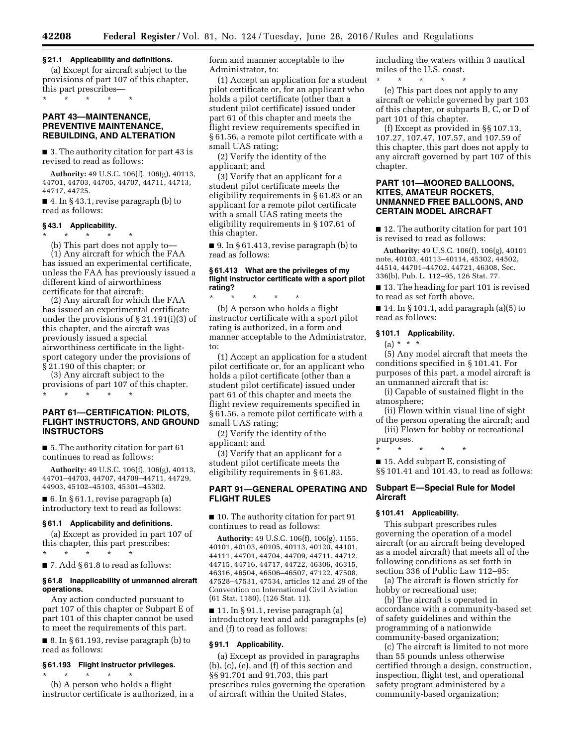**§ 21.1 Applicability and definitions.**

(a) Except for aircraft subject to the provisions of part 107 of this chapter, this part prescribes—

\* \* \* \* \*

## PART 43—MAINTENANCE, PREVENTIVE MAINTENANCE, REBUILDING, AND ALTERATION

■ 3. The authority citation for part 43 is revised to read as follows:

**Authority:** 49 U.S.C. 106(f), 106(g), 40113, 44701, 44703, 44705, 44707, 44711, 44713, 44717, 44725.

■ 4. In § 43.1, revise paragraph (b) to read as follows:

**§ 43.1 Applicability.**

\* \* \* \* \*

(b) This part does not apply to—

(1) Any aircraft for which the FAA has issued an experimental certificate, unless the FAA has previously issued a different kind of airworthiness certificate for that aircraft;

(2) Any aircraft for which the FAA has issued an experimental certificate under the provisions of § 21.191(i)(3) of this chapter, and the aircraft was previously issued a special airworthiness certificate in the light-sport category under the provisions of § 21.190 of this chapter; or

(3) Any aircraft subject to the provisions of part 107 of this chapter.

\* \* \* \* \*

## PART 61—CERTIFICATION: PILOTS, FLIGHT INSTRUCTORS, AND GROUND INSTRUCTORS

■ 5. The authority citation for part 61 continues to read as follows:

**Authority:** 49 U.S.C. 106(f), 106(g), 40113, 44701–44703, 44707, 44709–44711, 44729, 44903, 45102–45103, 45301–45302.

■ 6. In § 61.1, revise paragraph (a) introductory text to read as follows:

**§ 61.1 Applicability and definitions.**

(a) Except as provided in part 107 of this chapter, this part prescribes:

\* \* \* \* \*

■ 7. Add § 61.8 to read as follows:

**§ 61.8 Inapplicability of unmanned aircraft operations.**

Any action conducted pursuant to part 107 of this chapter or Subpart E of part 101 of this chapter cannot be used to meet the requirements of this part.

■ 8. In § 61.193, revise paragraph (b) to read as follows:

**§ 61.193 Flight instructor privileges.**

\* \* \* \* \*

(b) A person who holds a flight instructor certificate is authorized, in a form and manner acceptable to the Administrator, to:

(1) Accept an application for a student pilot certificate or, for an applicant who holds a pilot certificate (other than a student pilot certificate) issued under part 61 of this chapter and meets the flight review requirements specified in § 61.56, a remote pilot certificate with a small UAS rating;

(2) Verify the identity of the applicant; and

(3) Verify that an applicant for a student pilot certificate meets the eligibility requirements in § 61.83 or an applicant for a remote pilot certificate with a small UAS rating meets the eligibility requirements in § 107.61 of this chapter.

■ 9. In § 61.413, revise paragraph (b) to read as follows:

**§ 61.413 What are the privileges of my flight instructor certificate with a sport pilot rating?**

\* \* \* \* \*

(b) A person who holds a flight instructor certificate with a sport pilot rating is authorized, in a form and manner acceptable to the Administrator, to:

(1) Accept an application for a student pilot certificate or, for an applicant who holds a pilot certificate (other than a student pilot certificate) issued under part 61 of this chapter and meets the flight review requirements specified in § 61.56, a remote pilot certificate with a small UAS rating;

(2) Verify the identity of the applicant; and

(3) Verify that an applicant for a student pilot certificate meets the eligibility requirements in § 61.83.

## PART 91—GENERAL OPERATING AND FLIGHT RULES

■ 10. The authority citation for part 91 continues to read as follows:

**Authority:** 49 U.S.C. 106(f), 106(g), 1155, 40101, 40103, 40105, 40113, 40120, 44101, 44111, 44701, 44704, 44709, 44711, 44712, 44715, 44716, 44717, 44722, 46306, 46315, 46316, 46504, 46506–46507, 47122, 47508, 47528–47531, 47534, articles 12 and 29 of the Convention on International Civil Aviation (61 Stat. 1180), (126 Stat. 11).

■ 11. In § 91.1, revise paragraph (a) introductory text and add paragraphs (e) and (f) to read as follows:

**§ 91.1 Applicability.**

(a) Except as provided in paragraphs (b), (c), (e), and (f) of this section and §§ 91.701 and 91.703, this part prescribes rules governing the operation of aircraft within the United States, including the waters within 3 nautical miles of the U.S. coast.

\* \* \* \* \*

(e) This part does not apply to any aircraft or vehicle governed by part 103 of this chapter, or subparts B, C, or D of part 101 of this chapter.

(f) Except as provided in §§ 107.13, 107.27, 107.47, 107.57, and 107.59 of this chapter, this part does not apply to any aircraft governed by part 107 of this chapter.

## PART 101—MOORED BALLOONS, KITES, AMATEUR ROCKETS, UNMANNED FREE BALLOONS, AND CERTAIN MODEL AIRCRAFT

■ 12. The authority citation for part 101 is revised to read as follows:

**Authority:** 49 U.S.C. 106(f), 106(g), 40101 note, 40103, 40113–40114, 45302, 44502, 44514, 44701–44702, 44721, 46308, Sec. 336(b), Pub. L. 112–95, 126 Stat. 77.

■ 13. The heading for part 101 is revised to read as set forth above.

■ 14. In § 101.1, add paragraph (a)(5) to read as follows:

**§ 101.1 Applicability.**

(a) \* \* \*

(5) Any model aircraft that meets the conditions specified in § 101.41. For purposes of this part, a model aircraft is an unmanned aircraft that is:

(i) Capable of sustained flight in the atmosphere;

(ii) Flown within visual line of sight of the person operating the aircraft; and

(iii) Flown for hobby or recreational purposes.

\* \* \* \* \*

■ 15. Add subpart E, consisting of §§ 101.41 and 101.43, to read as follows:

### Subpart E—Special Rule for Model Aircraft

**§ 101.41 Applicability.**

This subpart prescribes rules governing the operation of a model aircraft (or an aircraft being developed as a model aircraft) that meets all of the following conditions as set forth in section 336 of Public Law 112–95:

(a) The aircraft is flown strictly for hobby or recreational use;

(b) The aircraft is operated in accordance with a community-based set of safety guidelines and within the programming of a nationwide community-based organization;

(c) The aircraft is limited to not more than 55 pounds unless otherwise certified through a design, construction, inspection, flight test, and operational safety program administered by a community-based organization;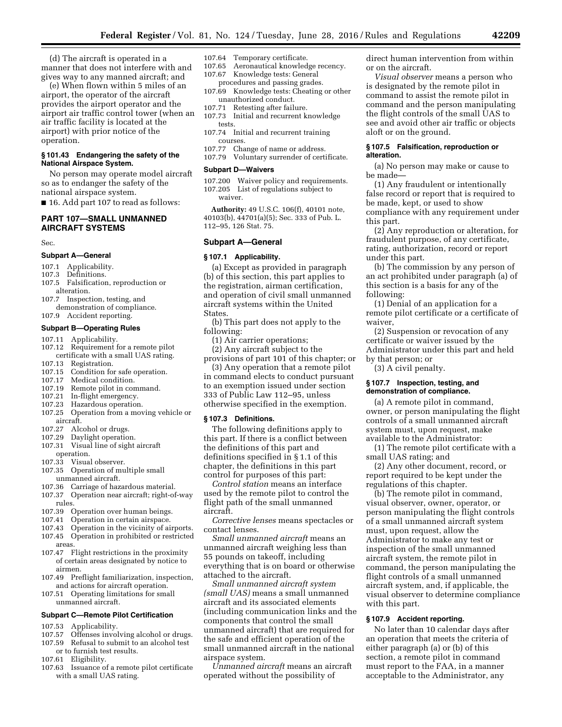(d) The aircraft is operated in a manner that does not interfere with and gives way to any manned aircraft; and

(e) When flown within 5 miles of an airport, the operator of the aircraft provides the airport operator and the airport air traffic control tower (when an air traffic facility is located at the airport) with prior notice of the operation.

**§ 101.43 Endangering the safety of the National Airspace System.**

No person may operate model aircraft so as to endanger the safety of the national airspace system.

■ 16. Add part 107 to read as follows:

## PART 107—SMALL UNMANNED AIRCRAFT SYSTEMS

Sec.

**Subpart A—General**

107.1 Applicability.
107.3 Definitions.
107.5 Falsification, reproduction or alteration.
107.7 Inspection, testing, and demonstration of compliance.
107.9 Accident reporting.

**Subpart B—Operating Rules**

107.11 Applicability.
107.12 Requirement for a remote pilot certificate with a small UAS rating.
107.13 Registration.
107.15 Condition for safe operation.
107.17 Medical condition.
107.19 Remote pilot in command.
107.21 In-flight emergency.
107.23 Hazardous operation.
107.25 Operation from a moving vehicle or aircraft.
107.27 Alcohol or drugs.
107.29 Daylight operation.
107.31 Visual line of sight aircraft operation.
107.33 Visual observer.
107.35 Operation of multiple small unmanned aircraft.
107.36 Carriage of hazardous material.
107.37 Operation near aircraft; right-of-way rules.
107.39 Operation over human beings.
107.41 Operation in certain airspace.
107.43 Operation in the vicinity of airports.
107.45 Operation in prohibited or restricted areas.
107.47 Flight restrictions in the proximity of certain areas designated by notice to airmen.
107.49 Preflight familiarization, inspection, and actions for aircraft operation.
107.51 Operating limitations for small unmanned aircraft.

**Subpart C—Remote Pilot Certification**

107.53 Applicability.
107.57 Offenses involving alcohol or drugs.
107.59 Refusal to submit to an alcohol test or to furnish test results.
107.61 Eligibility.
107.63 Issuance of a remote pilot certificate with a small UAS rating.
107.64 Temporary certificate.
107.65 Aeronautical knowledge recency.
107.67 Knowledge tests: General procedures and passing grades.
107.69 Knowledge tests: Cheating or other unauthorized conduct.
107.71 Retesting after failure.
107.73 Initial and recurrent knowledge tests.
107.74 Initial and recurrent training courses.
107.77 Change of name or address.
107.79 Voluntary surrender of certificate.

**Subpart D—Waivers**

107.200 Waiver policy and requirements.
107.205 List of regulations subject to waiver.

**Authority:** 49 U.S.C. 106(f), 40101 note, 40103(b), 44701(a)(5); Sec. 333 of Pub. L. 112–95, 126 Stat. 75.

### Subpart A—General

**§ 107.1 Applicability.**

(a) Except as provided in paragraph (b) of this section, this part applies to the registration, airman certification, and operation of civil small unmanned aircraft systems within the United States.

(b) This part does not apply to the following:

(1) Air carrier operations;

(2) Any aircraft subject to the provisions of part 101 of this chapter; or

(3) Any operation that a remote pilot in command elects to conduct pursuant to an exemption issued under section 333 of Public Law 112–95, unless otherwise specified in the exemption.

**§ 107.3 Definitions.**

The following definitions apply to this part. If there is a conflict between the definitions of this part and definitions specified in § 1.1 of this chapter, the definitions in this part control for purposes of this part:

*Control station* means an interface used by the remote pilot to control the flight path of the small unmanned aircraft.

*Corrective lenses* means spectacles or contact lenses.

*Small unmanned aircraft* means an unmanned aircraft weighing less than 55 pounds on takeoff, including everything that is on board or otherwise attached to the aircraft.

*Small unmanned aircraft system (small UAS)* means a small unmanned aircraft and its associated elements (including communication links and the components that control the small unmanned aircraft) that are required for the safe and efficient operation of the small unmanned aircraft in the national airspace system.

*Unmanned aircraft* means an aircraft operated without the possibility of direct human intervention from within or on the aircraft.

*Visual observer* means a person who is designated by the remote pilot in command to assist the remote pilot in command and the person manipulating the flight controls of the small UAS to see and avoid other air traffic or objects aloft or on the ground.

**§ 107.5 Falsification, reproduction or alteration.**

(a) No person may make or cause to be made—

(1) Any fraudulent or intentionally false record or report that is required to be made, kept, or used to show compliance with any requirement under this part.

(2) Any reproduction or alteration, for fraudulent purpose, of any certificate, rating, authorization, record or report under this part.

(b) The commission by any person of an act prohibited under paragraph (a) of this section is a basis for any of the following:

(1) Denial of an application for a remote pilot certificate or a certificate of waiver,

(2) Suspension or revocation of any certificate or waiver issued by the Administrator under this part and held by that person; or

(3) A civil penalty.

**§ 107.7 Inspection, testing, and demonstration of compliance.**

(a) A remote pilot in command, owner, or person manipulating the flight controls of a small unmanned aircraft system must, upon request, make available to the Administrator:

(1) The remote pilot certificate with a small UAS rating; and

(2) Any other document, record, or report required to be kept under the regulations of this chapter.

(b) The remote pilot in command, visual observer, owner, operator, or person manipulating the flight controls of a small unmanned aircraft system must, upon request, allow the Administrator to make any test or inspection of the small unmanned aircraft system, the remote pilot in command, the person manipulating the flight controls of a small unmanned aircraft system, and, if applicable, the visual observer to determine compliance with this part.

**§ 107.9 Accident reporting.**

No later than 10 calendar days after an operation that meets the criteria of either paragraph (a) or (b) of this section, a remote pilot in command must report to the FAA, in a manner acceptable to the Administrator, any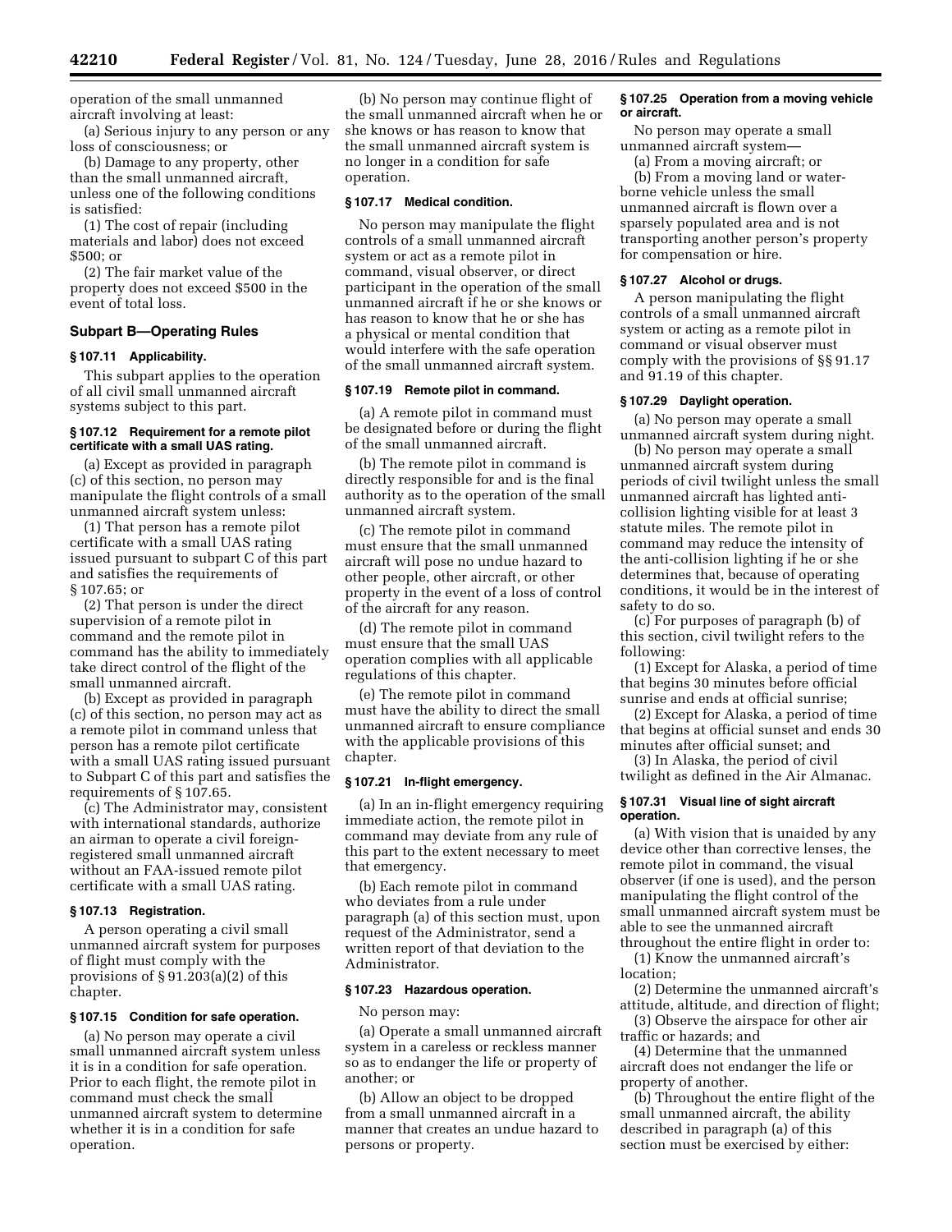operation of the small unmanned aircraft involving at least:

(a) Serious injury to any person or any loss of consciousness; or

(b) Damage to any property, other than the small unmanned aircraft, unless one of the following conditions is satisfied:

(1) The cost of repair (including materials and labor) does not exceed $500; or

(2) The fair market value of the property does not exceed $500 in the event of total loss.

### Subpart B—Operating Rules

#### § 107.11 Applicability.

This subpart applies to the operation of all civil small unmanned aircraft systems subject to this part.

#### § 107.12 Requirement for a remote pilot certificate with a small UAS rating.

(a) Except as provided in paragraph (c) of this section, no person may manipulate the flight controls of a small unmanned aircraft system unless:

(1) That person has a remote pilot certificate with a small UAS rating issued pursuant to subpart C of this part and satisfies the requirements of § 107.65; or

(2) That person is under the direct supervision of a remote pilot in command and the remote pilot in command has the ability to immediately take direct control of the flight of the small unmanned aircraft.

(b) Except as provided in paragraph (c) of this section, no person may act as a remote pilot in command unless that person has a remote pilot certificate with a small UAS rating issued pursuant to Subpart C of this part and satisfies the requirements of § 107.65.

(c) The Administrator may, consistent with international standards, authorize an airman to operate a civil foreign-registered small unmanned aircraft without an FAA-issued remote pilot certificate with a small UAS rating.

#### § 107.13 Registration.

A person operating a civil small unmanned aircraft system for purposes of flight must comply with the provisions of § 91.203(a)(2) of this chapter.

#### § 107.15 Condition for safe operation.

(a) No person may operate a civil small unmanned aircraft system unless it is in a condition for safe operation. Prior to each flight, the remote pilot in command must check the small unmanned aircraft system to determine whether it is in a condition for safe operation.

(b) No person may continue flight of the small unmanned aircraft when he or she knows or has reason to know that the small unmanned aircraft system is no longer in a condition for safe operation.

#### § 107.17 Medical condition.

No person may manipulate the flight controls of a small unmanned aircraft system or act as a remote pilot in command, visual observer, or direct participant in the operation of the small unmanned aircraft if he or she knows or has reason to know that he or she has a physical or mental condition that would interfere with the safe operation of the small unmanned aircraft system.

#### § 107.19 Remote pilot in command.

(a) A remote pilot in command must be designated before or during the flight of the small unmanned aircraft.

(b) The remote pilot in command is directly responsible for and is the final authority as to the operation of the small unmanned aircraft system.

(c) The remote pilot in command must ensure that the small unmanned aircraft will pose no undue hazard to other people, other aircraft, or other property in the event of a loss of control of the aircraft for any reason.

(d) The remote pilot in command must ensure that the small UAS operation complies with all applicable regulations of this chapter.

(e) The remote pilot in command must have the ability to direct the small unmanned aircraft to ensure compliance with the applicable provisions of this chapter.

#### § 107.21 In-flight emergency.

(a) In an in-flight emergency requiring immediate action, the remote pilot in command may deviate from any rule of this part to the extent necessary to meet that emergency.

(b) Each remote pilot in command who deviates from a rule under paragraph (a) of this section must, upon request of the Administrator, send a written report of that deviation to the Administrator.

#### § 107.23 Hazardous operation.

No person may:

(a) Operate a small unmanned aircraft system in a careless or reckless manner so as to endanger the life or property of another; or

(b) Allow an object to be dropped from a small unmanned aircraft in a manner that creates an undue hazard to persons or property.

#### § 107.25 Operation from a moving vehicle or aircraft.

No person may operate a small unmanned aircraft system—

(a) From a moving aircraft; or

(b) From a moving land or water-borne vehicle unless the small unmanned aircraft is flown over a sparsely populated area and is not transporting another person's property for compensation or hire.

#### § 107.27 Alcohol or drugs.

A person manipulating the flight controls of a small unmanned aircraft system or acting as a remote pilot in command or visual observer must comply with the provisions of §§ 91.17 and 91.19 of this chapter.

#### § 107.29 Daylight operation.

(a) No person may operate a small unmanned aircraft system during night.

(b) No person may operate a small unmanned aircraft system during periods of civil twilight unless the small unmanned aircraft has lighted anti-collision lighting visible for at least 3 statute miles. The remote pilot in command may reduce the intensity of the anti-collision lighting if he or she determines that, because of operating conditions, it would be in the interest of safety to do so.

(c) For purposes of paragraph (b) of this section, civil twilight refers to the following:

(1) Except for Alaska, a period of time that begins 30 minutes before official sunrise and ends at official sunrise;

(2) Except for Alaska, a period of time that begins at official sunset and ends 30 minutes after official sunset; and

(3) In Alaska, the period of civil twilight as defined in the Air Almanac.

#### § 107.31 Visual line of sight aircraft operation.

(a) With vision that is unaided by any device other than corrective lenses, the remote pilot in command, the visual observer (if one is used), and the person manipulating the flight control of the small unmanned aircraft system must be able to see the unmanned aircraft throughout the entire flight in order to:

(1) Know the unmanned aircraft's location;

(2) Determine the unmanned aircraft's attitude, altitude, and direction of flight;

(3) Observe the airspace for other air traffic or hazards; and

(4) Determine that the unmanned aircraft does not endanger the life or property of another.

(b) Throughout the entire flight of the small unmanned aircraft, the ability described in paragraph (a) of this section must be exercised by either: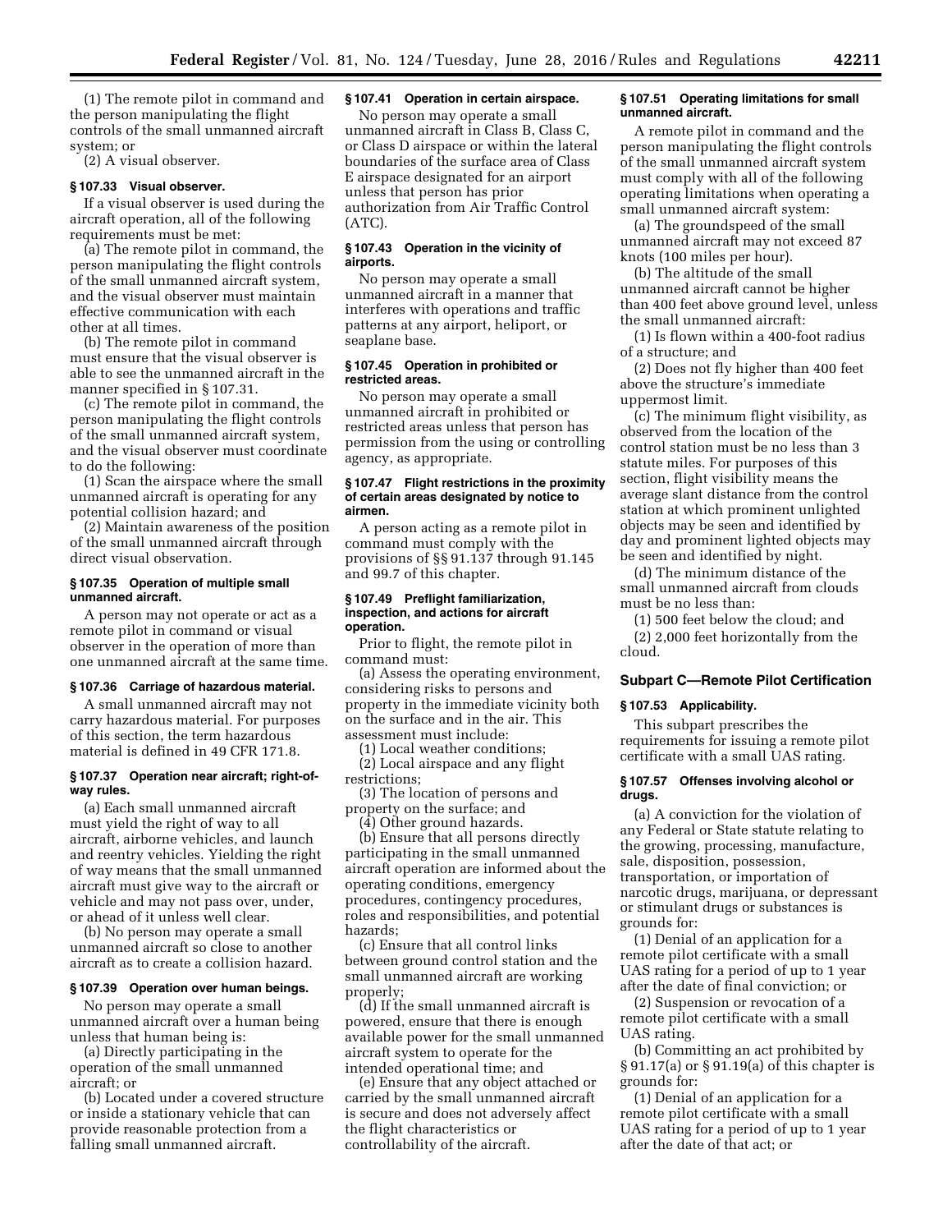(1) The remote pilot in command and the person manipulating the flight controls of the small unmanned aircraft system; or

(2) A visual observer.

### § 107.33 Visual observer.

If a visual observer is used during the aircraft operation, all of the following requirements must be met:

(a) The remote pilot in command, the person manipulating the flight controls of the small unmanned aircraft system, and the visual observer must maintain effective communication with each other at all times.

(b) The remote pilot in command must ensure that the visual observer is able to see the unmanned aircraft in the manner specified in § 107.31.

(c) The remote pilot in command, the person manipulating the flight controls of the small unmanned aircraft system, and the visual observer must coordinate to do the following:

(1) Scan the airspace where the small unmanned aircraft is operating for any potential collision hazard; and

(2) Maintain awareness of the position of the small unmanned aircraft through direct visual observation.

### § 107.35 Operation of multiple small unmanned aircraft.

A person may not operate or act as a remote pilot in command or visual observer in the operation of more than one unmanned aircraft at the same time.

### § 107.36 Carriage of hazardous material.

A small unmanned aircraft may not carry hazardous material. For purposes of this section, the term hazardous material is defined in 49 CFR 171.8.

### § 107.37 Operation near aircraft; right-of-way rules.

(a) Each small unmanned aircraft must yield the right of way to all aircraft, airborne vehicles, and launch and reentry vehicles. Yielding the right of way means that the small unmanned aircraft must give way to the aircraft or vehicle and may not pass over, under, or ahead of it unless well clear.

(b) No person may operate a small unmanned aircraft so close to another aircraft as to create a collision hazard.

### § 107.39 Operation over human beings.

No person may operate a small unmanned aircraft over a human being unless that human being is:

(a) Directly participating in the operation of the small unmanned aircraft; or

(b) Located under a covered structure or inside a stationary vehicle that can provide reasonable protection from a falling small unmanned aircraft.

### § 107.41 Operation in certain airspace.

No person may operate a small unmanned aircraft in Class B, Class C, or Class D airspace or within the lateral boundaries of the surface area of Class E airspace designated for an airport unless that person has prior authorization from Air Traffic Control (ATC).

### § 107.43 Operation in the vicinity of airports.

No person may operate a small unmanned aircraft in a manner that interferes with operations and traffic patterns at any airport, heliport, or seaplane base.

### § 107.45 Operation in prohibited or restricted areas.

No person may operate a small unmanned aircraft in prohibited or restricted areas unless that person has permission from the using or controlling agency, as appropriate.

### § 107.47 Flight restrictions in the proximity of certain areas designated by notice to airmen.

A person acting as a remote pilot in command must comply with the provisions of §§ 91.137 through 91.145 and 99.7 of this chapter.

### § 107.49 Preflight familiarization, inspection, and actions for aircraft operation.

Prior to flight, the remote pilot in command must:

(a) Assess the operating environment, considering risks to persons and property in the immediate vicinity both on the surface and in the air. This assessment must include:

(1) Local weather conditions;

(2) Local airspace and any flight restrictions;

(3) The location of persons and property on the surface; and

(4) Other ground hazards.

(b) Ensure that all persons directly participating in the small unmanned aircraft operation are informed about the operating conditions, emergency procedures, contingency procedures, roles and responsibilities, and potential hazards;

(c) Ensure that all control links between ground control station and the small unmanned aircraft are working properly;

(d) If the small unmanned aircraft is powered, ensure that there is enough available power for the small unmanned aircraft system to operate for the intended operational time; and

(e) Ensure that any object attached or carried by the small unmanned aircraft is secure and does not adversely affect the flight characteristics or controllability of the aircraft.

### § 107.51 Operating limitations for small unmanned aircraft.

A remote pilot in command and the person manipulating the flight controls of the small unmanned aircraft system must comply with all of the following operating limitations when operating a small unmanned aircraft system:

(a) The groundspeed of the small unmanned aircraft may not exceed 87 knots (100 miles per hour).

(b) The altitude of the small unmanned aircraft cannot be higher than 400 feet above ground level, unless the small unmanned aircraft:

(1) Is flown within a 400-foot radius of a structure; and

(2) Does not fly higher than 400 feet above the structure's immediate uppermost limit.

(c) The minimum flight visibility, as observed from the location of the control station must be no less than 3 statute miles. For purposes of this section, flight visibility means the average slant distance from the control station at which prominent unlighted objects may be seen and identified by day and prominent lighted objects may be seen and identified by night.

(d) The minimum distance of the small unmanned aircraft from clouds must be no less than:

(1) 500 feet below the cloud; and

(2) 2,000 feet horizontally from the cloud.

## Subpart C—Remote Pilot Certification

### § 107.53 Applicability.

This subpart prescribes the requirements for issuing a remote pilot certificate with a small UAS rating.

### § 107.57 Offenses involving alcohol or drugs.

(a) A conviction for the violation of any Federal or State statute relating to the growing, processing, manufacture, sale, disposition, possession, transportation, or importation of narcotic drugs, marijuana, or depressant or stimulant drugs or substances is grounds for:

(1) Denial of an application for a remote pilot certificate with a small UAS rating for a period of up to 1 year after the date of final conviction; or

(2) Suspension or revocation of a remote pilot certificate with a small UAS rating.

(b) Committing an act prohibited by § 91.17(a) or § 91.19(a) of this chapter is grounds for:

(1) Denial of an application for a remote pilot certificate with a small UAS rating for a period of up to 1 year after the date of that act; or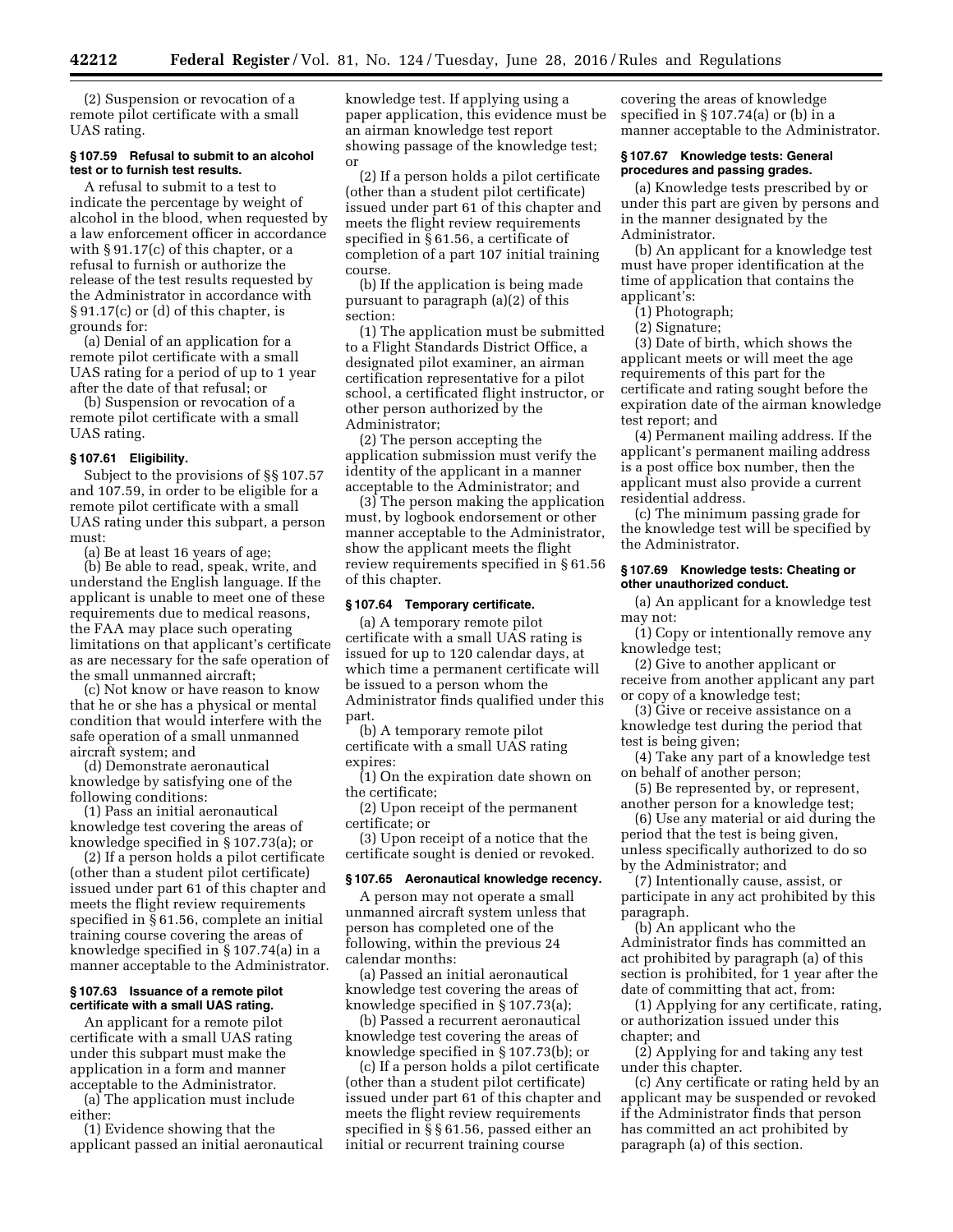(2) Suspension or revocation of a remote pilot certificate with a small UAS rating.

### § 107.59 Refusal to submit to an alcohol test or to furnish test results.

A refusal to submit to a test to indicate the percentage by weight of alcohol in the blood, when requested by a law enforcement officer in accordance with § 91.17(c) of this chapter, or a refusal to furnish or authorize the release of the test results requested by the Administrator in accordance with § 91.17(c) or (d) of this chapter, is grounds for:

(a) Denial of an application for a remote pilot certificate with a small UAS rating for a period of up to 1 year after the date of that refusal; or

(b) Suspension or revocation of a remote pilot certificate with a small UAS rating.

### § 107.61 Eligibility.

Subject to the provisions of §§ 107.57 and 107.59, in order to be eligible for a remote pilot certificate with a small UAS rating under this subpart, a person must:

(a) Be at least 16 years of age;

(b) Be able to read, speak, write, and understand the English language. If the applicant is unable to meet one of these requirements due to medical reasons, the FAA may place such operating limitations on that applicant's certificate as are necessary for the safe operation of the small unmanned aircraft;

(c) Not know or have reason to know that he or she has a physical or mental condition that would interfere with the safe operation of a small unmanned aircraft system; and

(d) Demonstrate aeronautical knowledge by satisfying one of the following conditions:

(1) Pass an initial aeronautical knowledge test covering the areas of knowledge specified in § 107.73(a); or

(2) If a person holds a pilot certificate (other than a student pilot certificate) issued under part 61 of this chapter and meets the flight review requirements specified in § 61.56, complete an initial training course covering the areas of knowledge specified in § 107.74(a) in a manner acceptable to the Administrator.

### § 107.63 Issuance of a remote pilot certificate with a small UAS rating.

An applicant for a remote pilot certificate with a small UAS rating under this subpart must make the application in a form and manner acceptable to the Administrator.

(a) The application must include either:

(1) Evidence showing that the applicant passed an initial aeronautical knowledge test. If applying using a paper application, this evidence must be an airman knowledge test report showing passage of the knowledge test; or

(2) If a person holds a pilot certificate (other than a student pilot certificate) issued under part 61 of this chapter and meets the flight review requirements specified in § 61.56, a certificate of completion of a part 107 initial training course.

(b) If the application is being made pursuant to paragraph (a)(2) of this section:

(1) The application must be submitted to a Flight Standards District Office, a designated pilot examiner, an airman certification representative for a pilot school, a certificated flight instructor, or other person authorized by the Administrator;

(2) The person accepting the application submission must verify the identity of the applicant in a manner acceptable to the Administrator; and

(3) The person making the application must, by logbook endorsement or other manner acceptable to the Administrator, show the applicant meets the flight review requirements specified in § 61.56 of this chapter.

### § 107.64 Temporary certificate.

(a) A temporary remote pilot certificate with a small UAS rating is issued for up to 120 calendar days, at which time a permanent certificate will be issued to a person whom the Administrator finds qualified under this part.

(b) A temporary remote pilot certificate with a small UAS rating expires:

(1) On the expiration date shown on the certificate;

(2) Upon receipt of the permanent certificate; or

(3) Upon receipt of a notice that the certificate sought is denied or revoked.

### § 107.65 Aeronautical knowledge recency.

A person may not operate a small unmanned aircraft system unless that person has completed one of the following, within the previous 24 calendar months:

(a) Passed an initial aeronautical knowledge test covering the areas of knowledge specified in § 107.73(a);

(b) Passed a recurrent aeronautical knowledge test covering the areas of knowledge specified in § 107.73(b); or

(c) If a person holds a pilot certificate (other than a student pilot certificate) issued under part 61 of this chapter and meets the flight review requirements specified in §§ 61.56, passed either an initial or recurrent training course covering the areas of knowledge specified in § 107.74(a) or (b) in a manner acceptable to the Administrator.

### § 107.67 Knowledge tests: General procedures and passing grades.

(a) Knowledge tests prescribed by or under this part are given by persons and in the manner designated by the Administrator.

(b) An applicant for a knowledge test must have proper identification at the time of application that contains the applicant's:

(1) Photograph;

(2) Signature;

(3) Date of birth, which shows the applicant meets or will meet the age requirements of this part for the certificate and rating sought before the expiration date of the airman knowledge test report; and

(4) Permanent mailing address. If the applicant's permanent mailing address is a post office box number, then the applicant must also provide a current residential address.

(c) The minimum passing grade for the knowledge test will be specified by the Administrator.

### § 107.69 Knowledge tests: Cheating or other unauthorized conduct.

(a) An applicant for a knowledge test may not:

(1) Copy or intentionally remove any knowledge test;

(2) Give to another applicant or receive from another applicant any part or copy of a knowledge test;

(3) Give or receive assistance on a knowledge test during the period that test is being given;

(4) Take any part of a knowledge test on behalf of another person;

(5) Be represented by, or represent, another person for a knowledge test;

(6) Use any material or aid during the period that the test is being given, unless specifically authorized to do so by the Administrator; and

(7) Intentionally cause, assist, or participate in any act prohibited by this paragraph.

(b) An applicant who the Administrator finds has committed an act prohibited by paragraph (a) of this section is prohibited, for 1 year after the date of committing that act, from:

(1) Applying for any certificate, rating, or authorization issued under this chapter; and

(2) Applying for and taking any test under this chapter.

(c) Any certificate or rating held by an applicant may be suspended or revoked if the Administrator finds that person has committed an act prohibited by paragraph (a) of this section.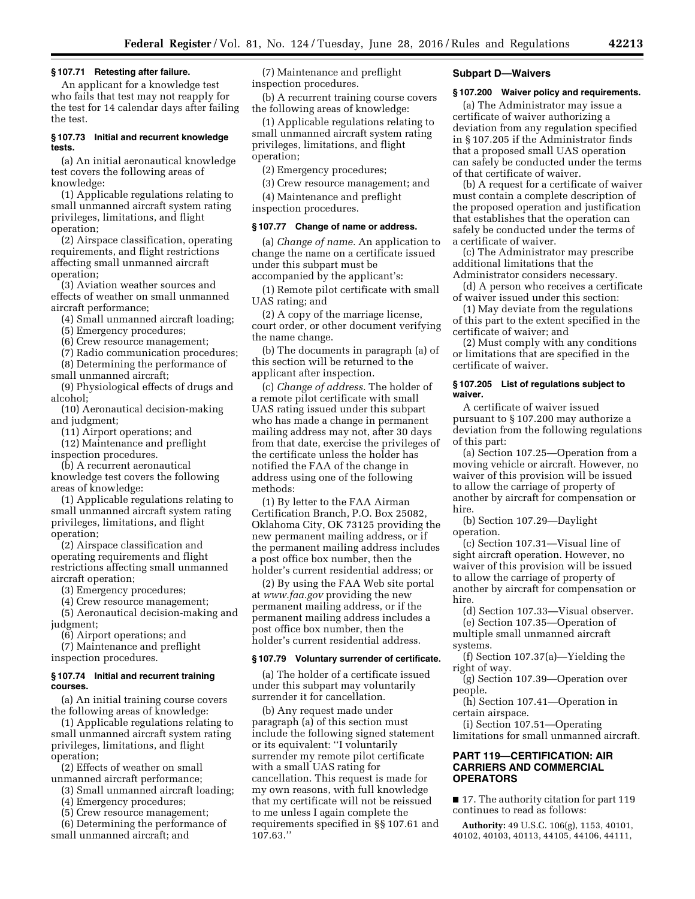**§ 107.71 Retesting after failure.**

An applicant for a knowledge test who fails that test may not reapply for the test for 14 calendar days after failing the test.

**§ 107.73 Initial and recurrent knowledge tests.**

(a) An initial aeronautical knowledge test covers the following areas of knowledge:

(1) Applicable regulations relating to small unmanned aircraft system rating privileges, limitations, and flight operation;

(2) Airspace classification, operating requirements, and flight restrictions affecting small unmanned aircraft operation;

(3) Aviation weather sources and effects of weather on small unmanned aircraft performance;

(4) Small unmanned aircraft loading;

(5) Emergency procedures;

(6) Crew resource management;

(7) Radio communication procedures;

(8) Determining the performance of small unmanned aircraft;

(9) Physiological effects of drugs and alcohol;

(10) Aeronautical decision-making and judgment;

(11) Airport operations; and

(12) Maintenance and preflight inspection procedures.

(b) A recurrent aeronautical knowledge test covers the following areas of knowledge:

(1) Applicable regulations relating to small unmanned aircraft system rating privileges, limitations, and flight operation;

(2) Airspace classification and operating requirements and flight restrictions affecting small unmanned aircraft operation;

(3) Emergency procedures;

(4) Crew resource management;

(5) Aeronautical decision-making and judgment;

(6) Airport operations; and

(7) Maintenance and preflight inspection procedures.

**§ 107.74 Initial and recurrent training courses.**

(a) An initial training course covers the following areas of knowledge:

(1) Applicable regulations relating to small unmanned aircraft system rating privileges, limitations, and flight operation;

(2) Effects of weather on small unmanned aircraft performance;

(3) Small unmanned aircraft loading;

(4) Emergency procedures;

(5) Crew resource management;

(6) Determining the performance of small unmanned aircraft; and

(7) Maintenance and preflight inspection procedures.

(b) A recurrent training course covers the following areas of knowledge:

(1) Applicable regulations relating to small unmanned aircraft system rating privileges, limitations, and flight operation;

(2) Emergency procedures;

(3) Crew resource management; and

(4) Maintenance and preflight inspection procedures.

**§ 107.77 Change of name or address.**

(a) *Change of name.* An application to change the name on a certificate issued under this subpart must be accompanied by the applicant's:

(1) Remote pilot certificate with small UAS rating; and

(2) A copy of the marriage license, court order, or other document verifying the name change.

(b) The documents in paragraph (a) of this section will be returned to the applicant after inspection.

(c) *Change of address.* The holder of a remote pilot certificate with small UAS rating issued under this subpart who has made a change in permanent mailing address may not, after 30 days from that date, exercise the privileges of the certificate unless the holder has notified the FAA of the change in address using one of the following methods:

(1) By letter to the FAA Airman Certification Branch, P.O. Box 25082, Oklahoma City, OK 73125 providing the new permanent mailing address, or if the permanent mailing address includes a post office box number, then the holder's current residential address; or

(2) By using the FAA Web site portal at *www.faa.gov* providing the new permanent mailing address, or if the permanent mailing address includes a post office box number, then the holder's current residential address.

**§ 107.79 Voluntary surrender of certificate.**

(a) The holder of a certificate issued under this subpart may voluntarily surrender it for cancellation.

(b) Any request made under paragraph (a) of this section must include the following signed statement or its equivalent: "I voluntarily surrender my remote pilot certificate with a small UAS rating for cancellation. This request is made for my own reasons, with full knowledge that my certificate will not be reissued to me unless I again complete the requirements specified in §§ 107.61 and 107.63."

## Subpart D—Waivers

**§ 107.200 Waiver policy and requirements.**

(a) The Administrator may issue a certificate of waiver authorizing a deviation from any regulation specified in § 107.205 if the Administrator finds that a proposed small UAS operation can safely be conducted under the terms of that certificate of waiver.

(b) A request for a certificate of waiver must contain a complete description of the proposed operation and justification that establishes that the operation can safely be conducted under the terms of a certificate of waiver.

(c) The Administrator may prescribe additional limitations that the Administrator considers necessary.

(d) A person who receives a certificate of waiver issued under this section:

(1) May deviate from the regulations of this part to the extent specified in the certificate of waiver; and

(2) Must comply with any conditions or limitations that are specified in the certificate of waiver.

**§ 107.205 List of regulations subject to waiver.**

A certificate of waiver issued pursuant to § 107.200 may authorize a deviation from the following regulations of this part:

(a) Section 107.25—Operation from a moving vehicle or aircraft. However, no waiver of this provision will be issued to allow the carriage of property of another by aircraft for compensation or hire.

(b) Section 107.29—Daylight operation.

(c) Section 107.31—Visual line of sight aircraft operation. However, no waiver of this provision will be issued to allow the carriage of property of another by aircraft for compensation or hire.

(d) Section 107.33—Visual observer.

(e) Section 107.35—Operation of multiple small unmanned aircraft systems.

(f) Section 107.37(a)—Yielding the right of way.

(g) Section 107.39—Operation over people.

(h) Section 107.41—Operation in certain airspace.

(i) Section 107.51—Operating limitations for small unmanned aircraft.

## PART 119—CERTIFICATION: AIR CARRIERS AND COMMERCIAL OPERATORS

■ 17. The authority citation for part 119 continues to read as follows:

**Authority:** 49 U.S.C. 106(g), 1153, 40101, 40102, 40103, 40113, 44105, 44106, 44111,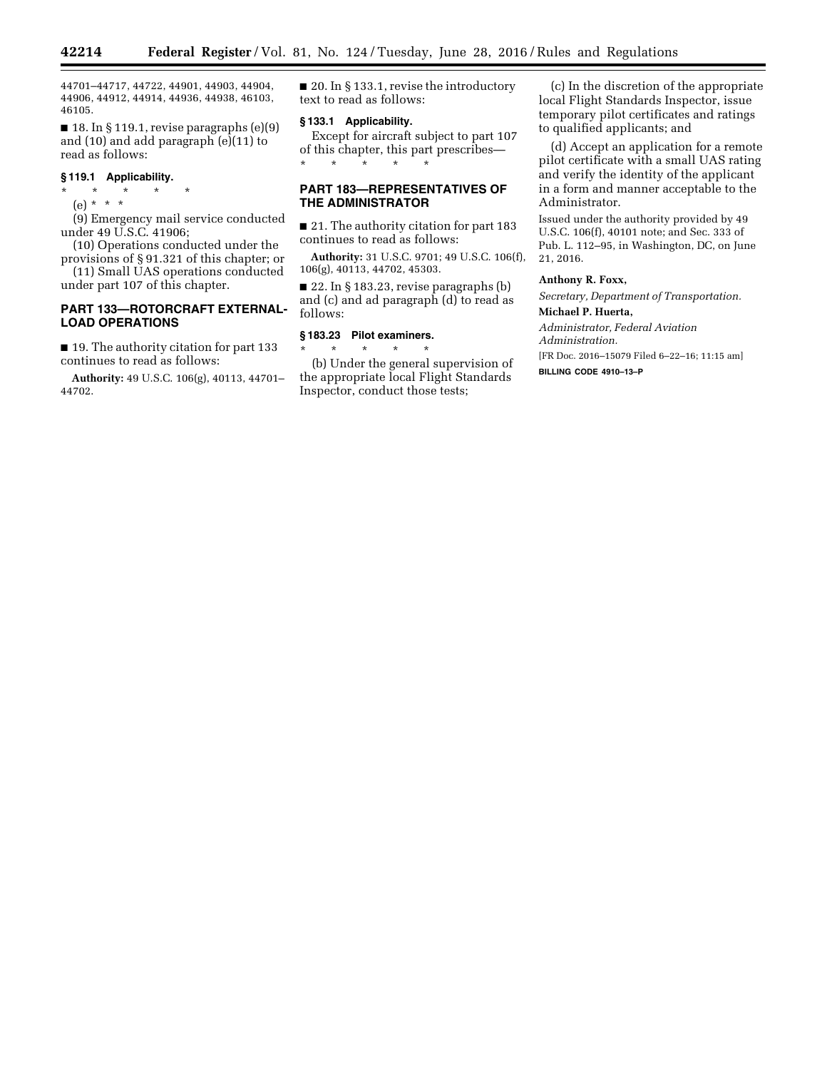44701–44717, 44722, 44901, 44903, 44904, 44906, 44912, 44914, 44936, 44938, 46103, 46105.

■ 18. In § 119.1, revise paragraphs (e)(9) and (10) and add paragraph (e)(11) to read as follows:

### § 119.1 Applicability.

\* \* \* \* \*

(e) \* \* \*

(9) Emergency mail service conducted under 49 U.S.C. 41906;

(10) Operations conducted under the provisions of § 91.321 of this chapter; or

(11) Small UAS operations conducted under part 107 of this chapter.

## PART 133—ROTORCRAFT EXTERNAL-LOAD OPERATIONS

■ 19. The authority citation for part 133 continues to read as follows:

**Authority:** 49 U.S.C. 106(g), 40113, 44701–44702.

■ 20. In § 133.1, revise the introductory text to read as follows:

### § 133.1 Applicability.

Except for aircraft subject to part 107 of this chapter, this part prescribes—

\* \* \* \* \*

## PART 183—REPRESENTATIVES OF THE ADMINISTRATOR

■ 21. The authority citation for part 183 continues to read as follows:

**Authority:** 31 U.S.C. 9701; 49 U.S.C. 106(f), 106(g), 40113, 44702, 45303.

■ 22. In § 183.23, revise paragraphs (b) and (c) and ad paragraph (d) to read as follows:

### § 183.23 Pilot examiners.

\* \* \* \* \*

(b) Under the general supervision of the appropriate local Flight Standards Inspector, conduct those tests;

(c) In the discretion of the appropriate local Flight Standards Inspector, issue temporary pilot certificates and ratings to qualified applicants; and

(d) Accept an application for a remote pilot certificate with a small UAS rating and verify the identity of the applicant in a form and manner acceptable to the Administrator.

Issued under the authority provided by 49 U.S.C. 106(f), 40101 note; and Sec. 333 of Pub. L. 112–95, in Washington, DC, on June 21, 2016.

**Anthony R. Foxx,**

*Secretary, Department of Transportation.*

**Michael P. Huerta,**

*Administrator, Federal Aviation Administration.*

[FR Doc. 2016–15079 Filed 6–22–16; 11:15 am]

**BILLING CODE 4910–13–P**